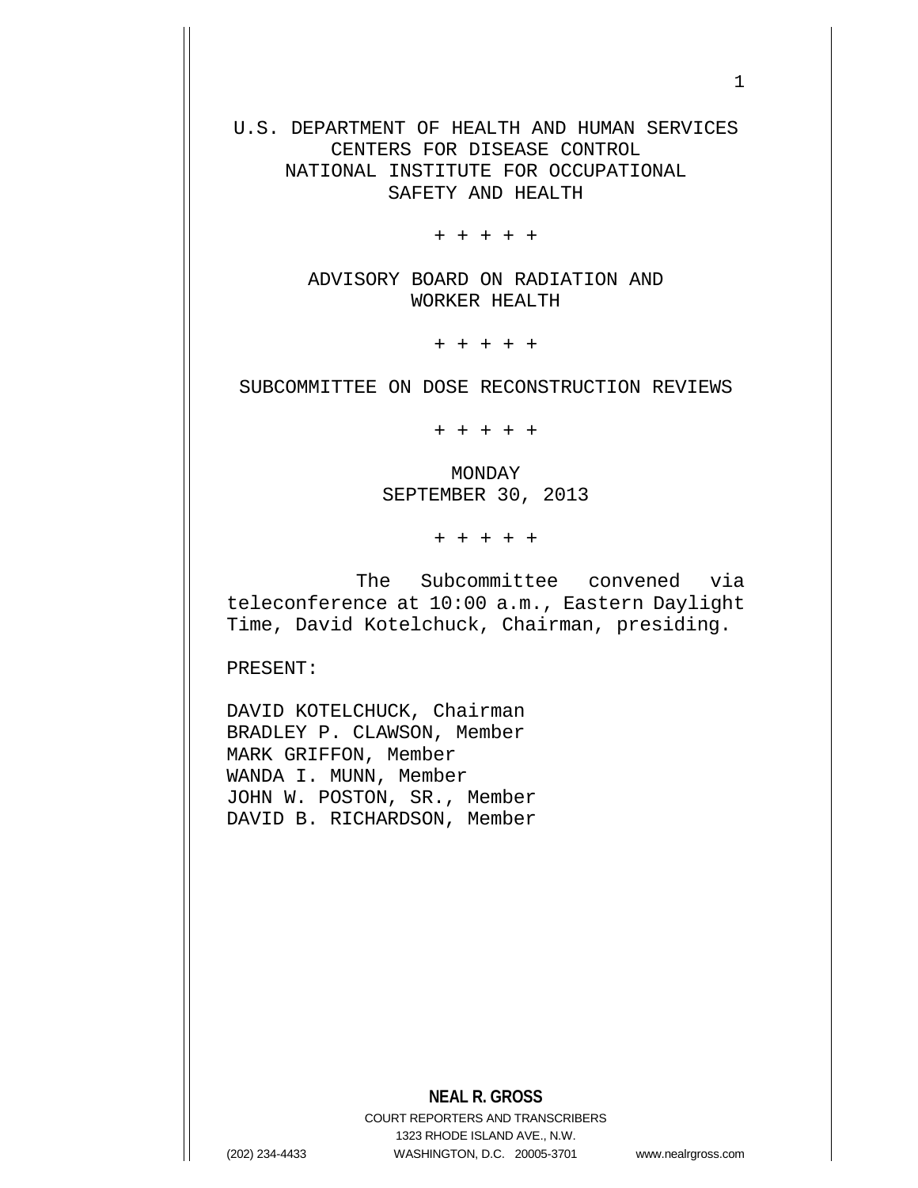U.S. DEPARTMENT OF HEALTH AND HUMAN SERVICES
CENTERS FOR DISEASE CONTROL
NATIONAL INSTITUTE FOR OCCUPATIONAL
SAFETY AND HEALTH

+ + + + +

ADVISORY BOARD ON RADIATION AND
WORKER HEALTH

+ + + + +

SUBCOMMITTEE ON DOSE RECONSTRUCTION REVIEWS

+ + + + +

MONDAY
SEPTEMBER 30, 2013

+ + + + +

The Subcommittee convened via teleconference at 10:00 a.m., Eastern Daylight Time, David Kotelchuck, Chairman, presiding.

PRESENT:

DAVID KOTELCHUCK, Chairman
BRADLEY P. CLAWSON, Member
MARK GRIFFON, Member
WANDA I. MUNN, Member
JOHN W. POSTON, SR., Member
DAVID B. RICHARDSON, Member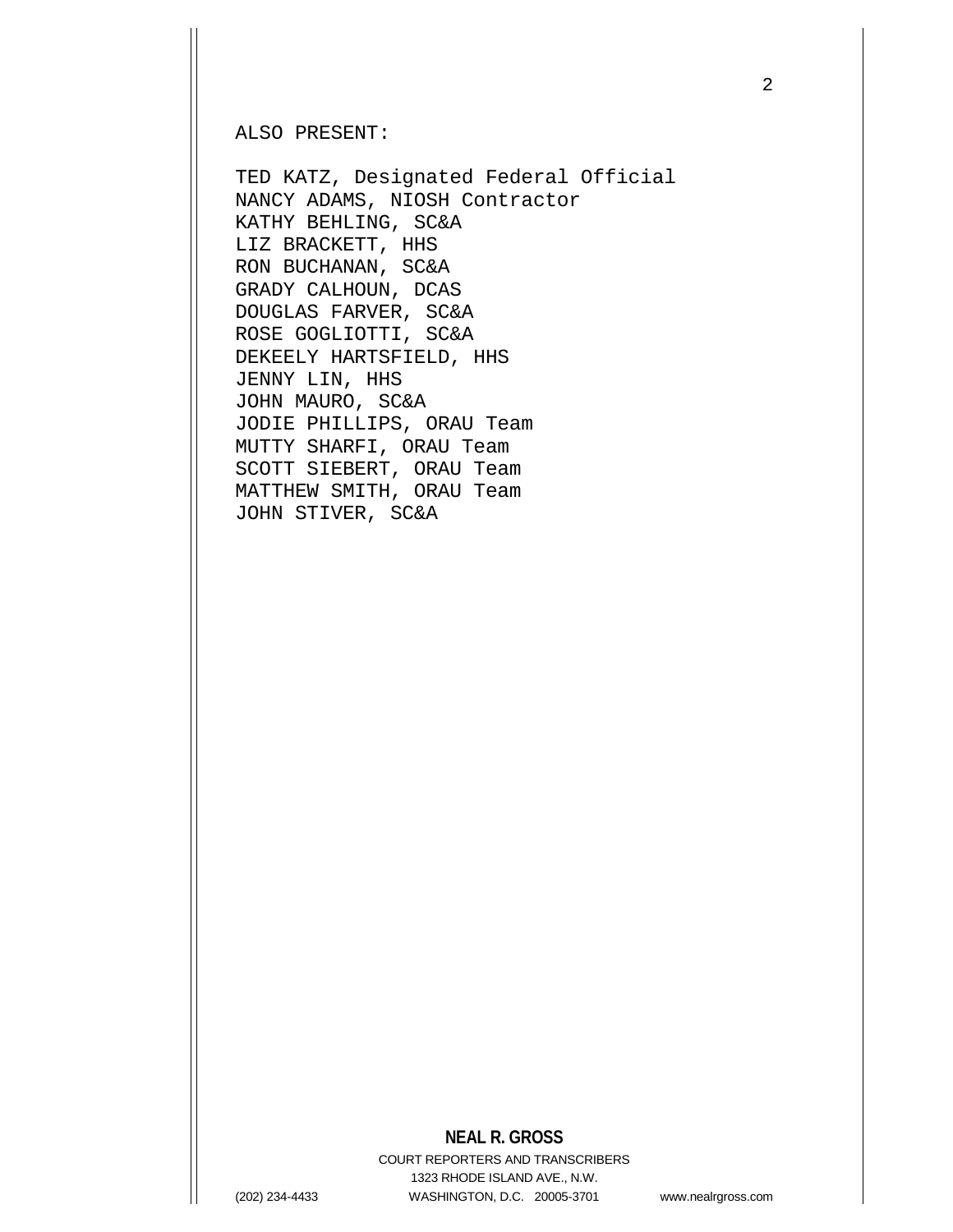ALSO PRESENT:

TED KATZ, Designated Federal Official
NANCY ADAMS, NIOSH Contractor
KATHY BEHLING, SC&A
LIZ BRACKETT, HHS
RON BUCHANAN, SC&A
GRADY CALHOUN, DCAS
DOUGLAS FARVER, SC&A
ROSE GOGLIOTTI, SC&A
DEKEELY HARTSFIELD, HHS
JENNY LIN, HHS
JOHN MAURO, SC&A
JODIE PHILLIPS, ORAU Team
MUTTY SHARFI, ORAU Team
SCOTT SIEBERT, ORAU Team
MATTHEW SMITH, ORAU Team
JOHN STIVER, SC&A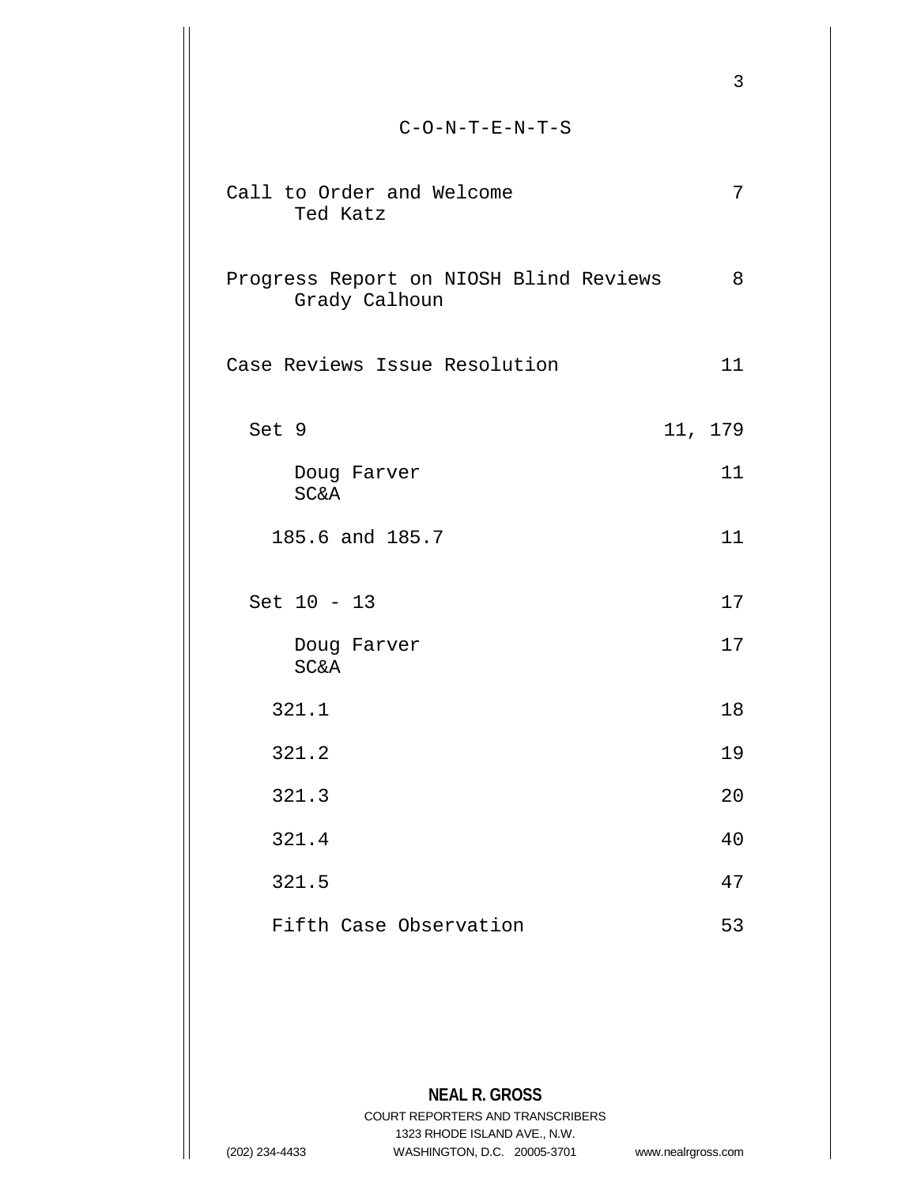# C-O-N-T-E-N-T-S

| | |
|---|---|
| Call to Order and Welcome<br>Ted Katz | 7 |
| Progress Report on NIOSH Blind Reviews<br>Grady Calhoun | 8 |
| Case Reviews Issue Resolution | 11 |
| Set 9 | 11, 179 |
| Doug Farver<br>SC&A | 11 |
| 185.6 and 185.7 | 11 |
| Set 10 - 13 | 17 |
| Doug Farver<br>SC&A | 17 |
| 321.1 | 18 |
| 321.2 | 19 |
| 321.3 | 20 |
| 321.4 | 40 |
| 321.5 | 47 |
| Fifth Case Observation | 53 |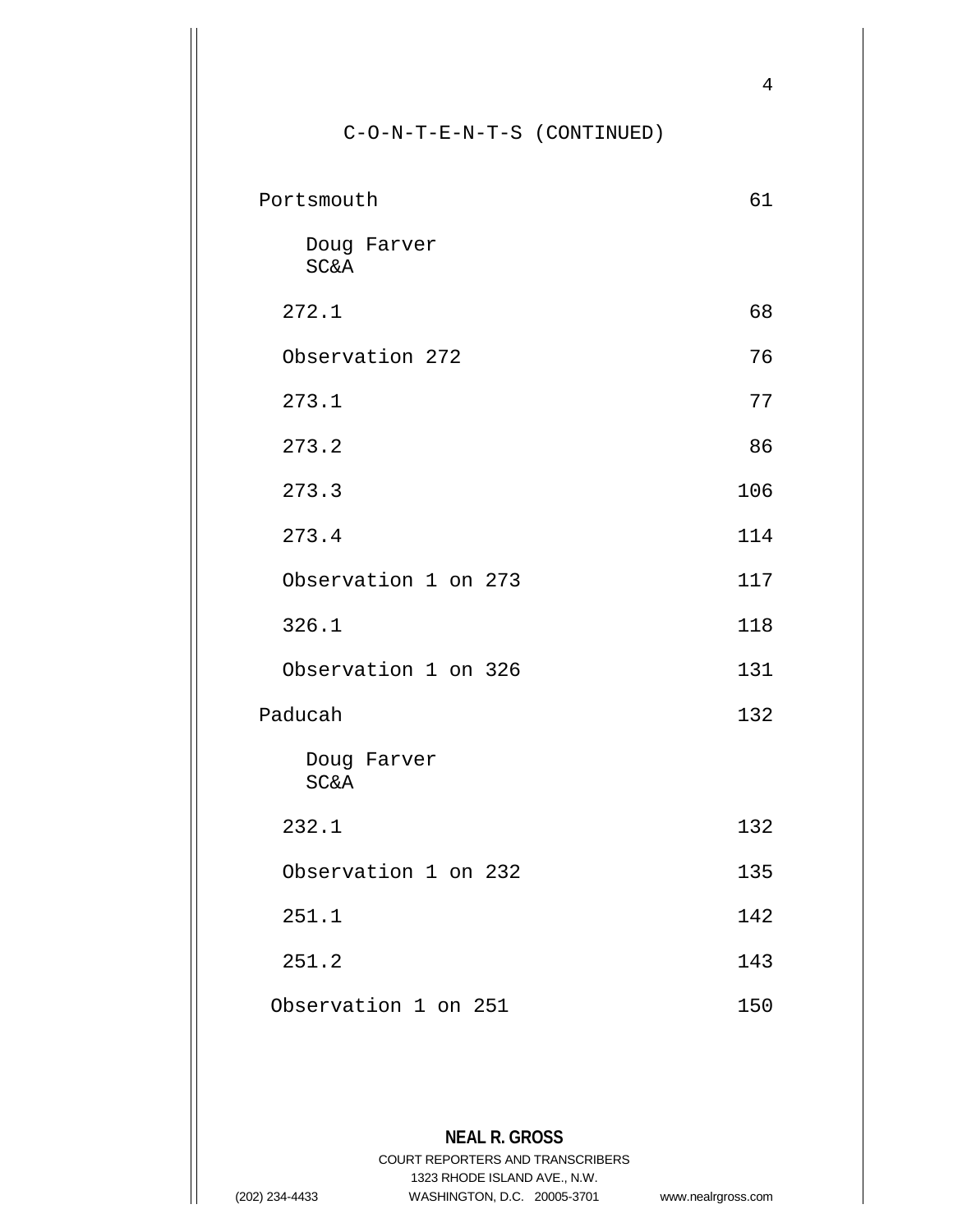C-O-N-T-E-N-T-S (CONTINUED)

| | |
|---|---|
| Portsmouth | 61 |
| Doug Farver<br>SC&A | |
| 272.1 | 68 |
| Observation 272 | 76 |
| 273.1 | 77 |
| 273.2 | 86 |
| 273.3 | 106 |
| 273.4 | 114 |
| Observation 1 on 273 | 117 |
| 326.1 | 118 |
| Observation 1 on 326 | 131 |
| Paducah | 132 |
| Doug Farver<br>SC&A | |
| 232.1 | 132 |
| Observation 1 on 232 | 135 |
| 251.1 | 142 |
| 251.2 | 143 |
| Observation 1 on 251 | 150 |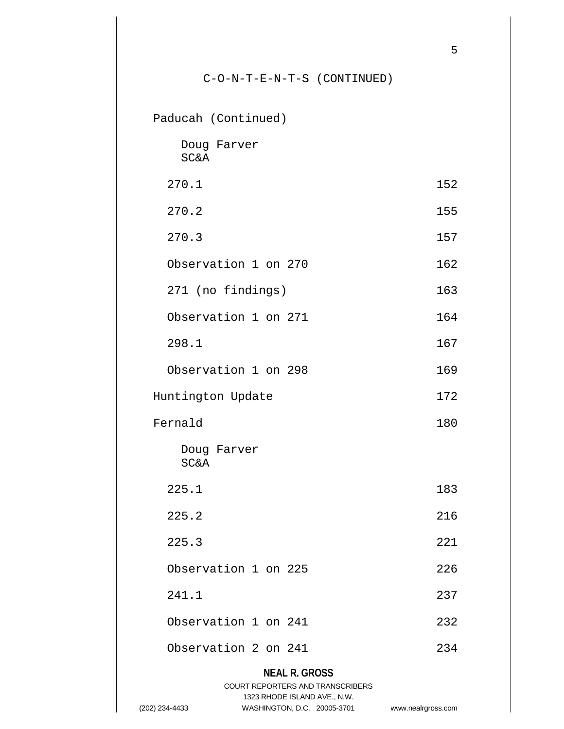C-O-N-T-E-N-T-S (CONTINUED)

Paducah (Continued)

Doug Farver
SC&A

| | |
|---|---|
| 270.1 | 152 |
| 270.2 | 155 |
| 270.3 | 157 |
| Observation 1 on 270 | 162 |
| 271 (no findings) | 163 |
| Observation 1 on 271 | 164 |
| 298.1 | 167 |
| Observation 1 on 298 | 169 |

Huntington Update 172

Fernald 180

Doug Farver
SC&A

| | |
|---|---|
| 225.1 | 183 |
| 225.2 | 216 |
| 225.3 | 221 |
| Observation 1 on 225 | 226 |
| 241.1 | 237 |
| Observation 1 on 241 | 232 |
| Observation 2 on 241 | 234 |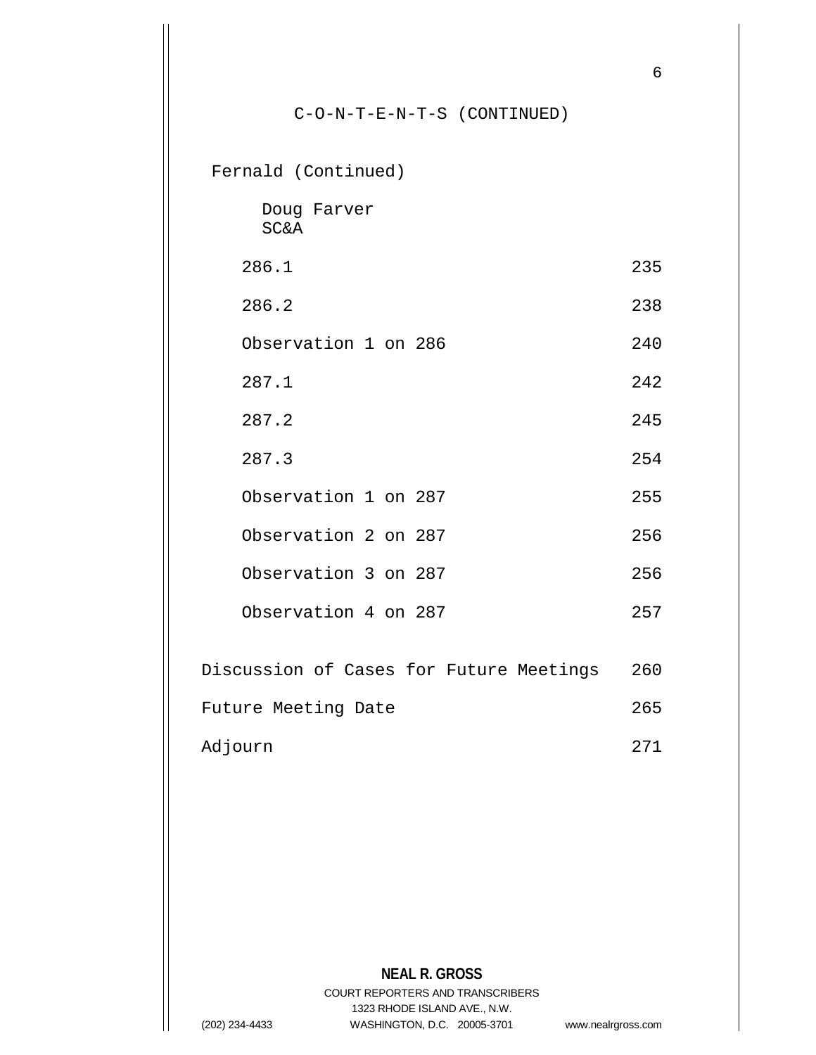C-O-N-T-E-N-T-S (CONTINUED)

Fernald (Continued)

Doug Farver
SC&A

| | |
|---|---|
| 286.1 | 235 |
| 286.2 | 238 |
| Observation 1 on 286 | 240 |
| 287.1 | 242 |
| 287.2 | 245 |
| 287.3 | 254 |
| Observation 1 on 287 | 255 |
| Observation 2 on 287 | 256 |
| Observation 3 on 287 | 256 |
| Observation 4 on 287 | 257 |
| Discussion of Cases for Future Meetings | 260 |
| Future Meeting Date | 265 |
| Adjourn | 271 |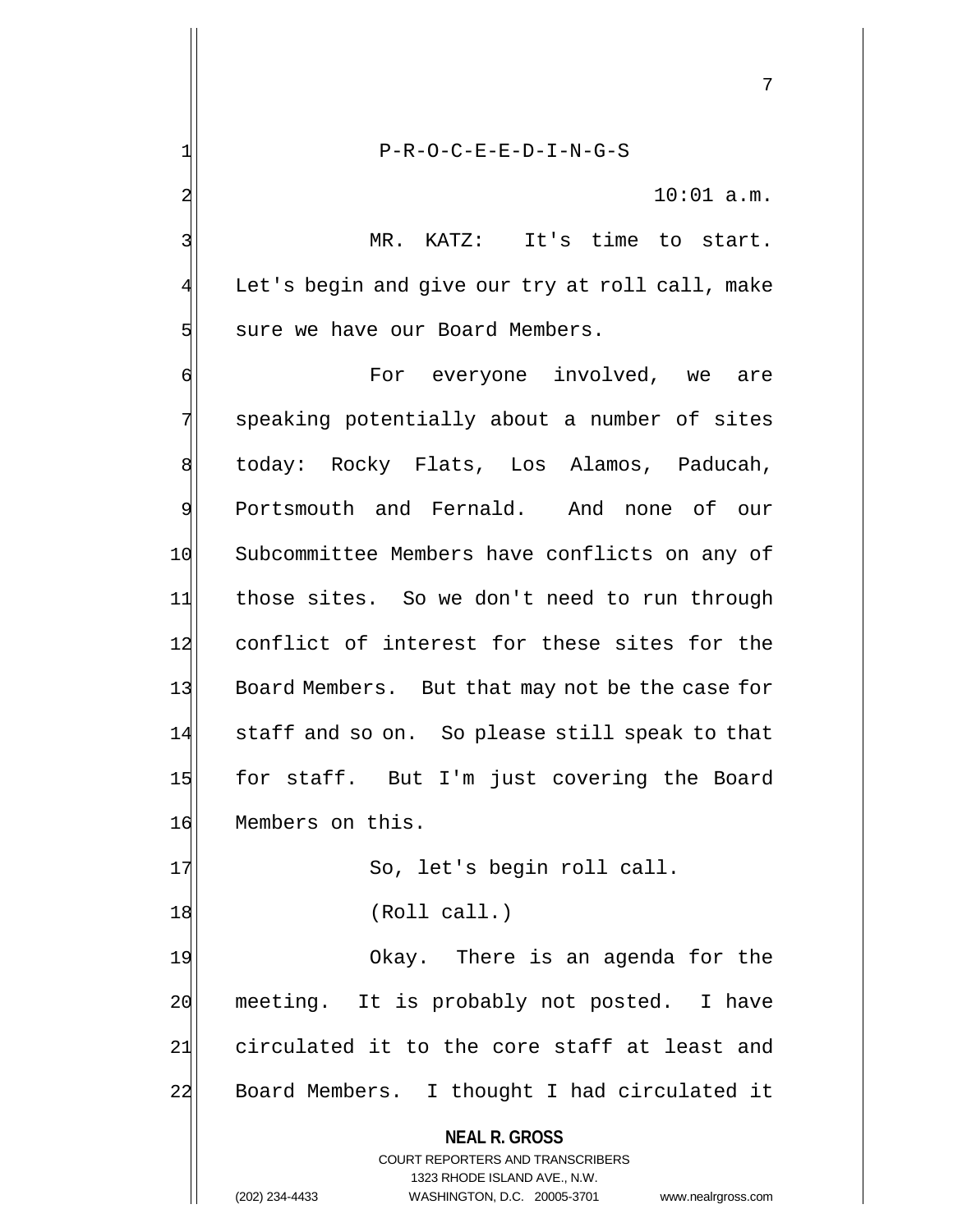P-R-O-C-E-E-D-I-N-G-S

10:01 a.m.

MR. KATZ: It's time to start. Let's begin and give our try at roll call, make sure we have our Board Members.

For everyone involved, we are speaking potentially about a number of sites today: Rocky Flats, Los Alamos, Paducah, Portsmouth and Fernald. And none of our Subcommittee Members have conflicts on any of those sites. So we don't need to run through conflict of interest for these sites for the Board Members. But that may not be the case for staff and so on. So please still speak to that for staff. But I'm just covering the Board Members on this.

So, let's begin roll call.

(Roll call.)

Okay. There is an agenda for the meeting. It is probably not posted. I have circulated it to the core staff at least and Board Members. I thought I had circulated it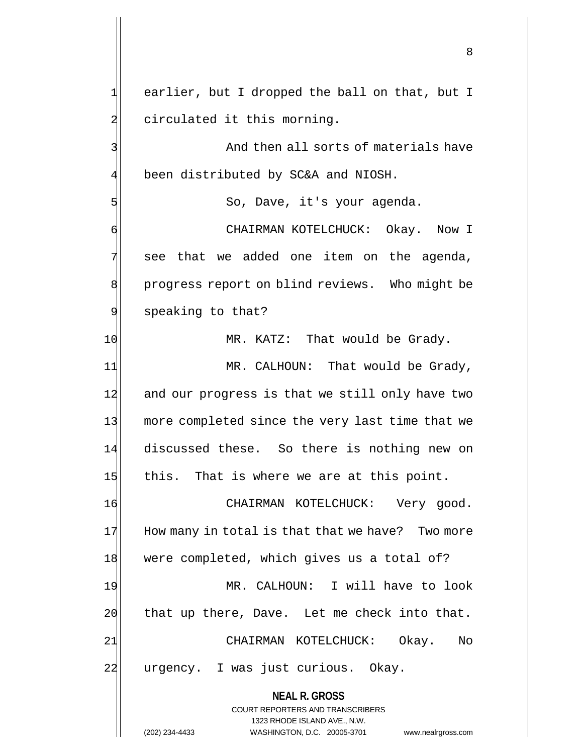earlier, but I dropped the ball on that, but I circulated it this morning.

And then all sorts of materials have been distributed by SC&A and NIOSH.

So, Dave, it's your agenda.

CHAIRMAN KOTELCHUCK: Okay. Now I see that we added one item on the agenda, progress report on blind reviews. Who might be speaking to that?

MR. KATZ: That would be Grady.

MR. CALHOUN: That would be Grady, and our progress is that we still only have two more completed since the very last time that we discussed these. So there is nothing new on this. That is where we are at this point.

CHAIRMAN KOTELCHUCK: Very good. How many in total is that that we have? Two more were completed, which gives us a total of?

MR. CALHOUN: I will have to look that up there, Dave. Let me check into that.

CHAIRMAN KOTELCHUCK: Okay. No urgency. I was just curious. Okay.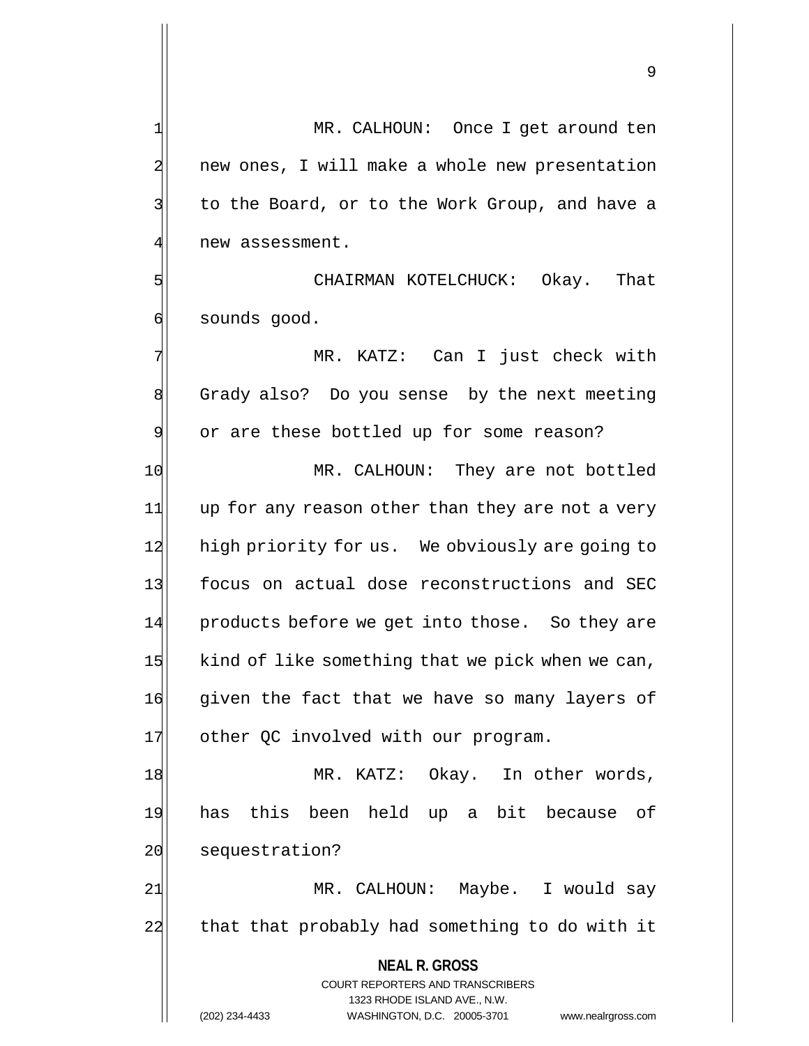MR. CALHOUN: Once I get around ten new ones, I will make a whole new presentation to the Board, or to the Work Group, and have a new assessment.

CHAIRMAN KOTELCHUCK: Okay. That sounds good.

MR. KATZ: Can I just check with Grady also? Do you sense by the next meeting or are these bottled up for some reason?

MR. CALHOUN: They are not bottled up for any reason other than they are not a very high priority for us. We obviously are going to focus on actual dose reconstructions and SEC products before we get into those. So they are kind of like something that we pick when we can, given the fact that we have so many layers of other QC involved with our program.

MR. KATZ: Okay. In other words, has this been held up a bit because of sequestration?

MR. CALHOUN: Maybe. I would say that that probably had something to do with it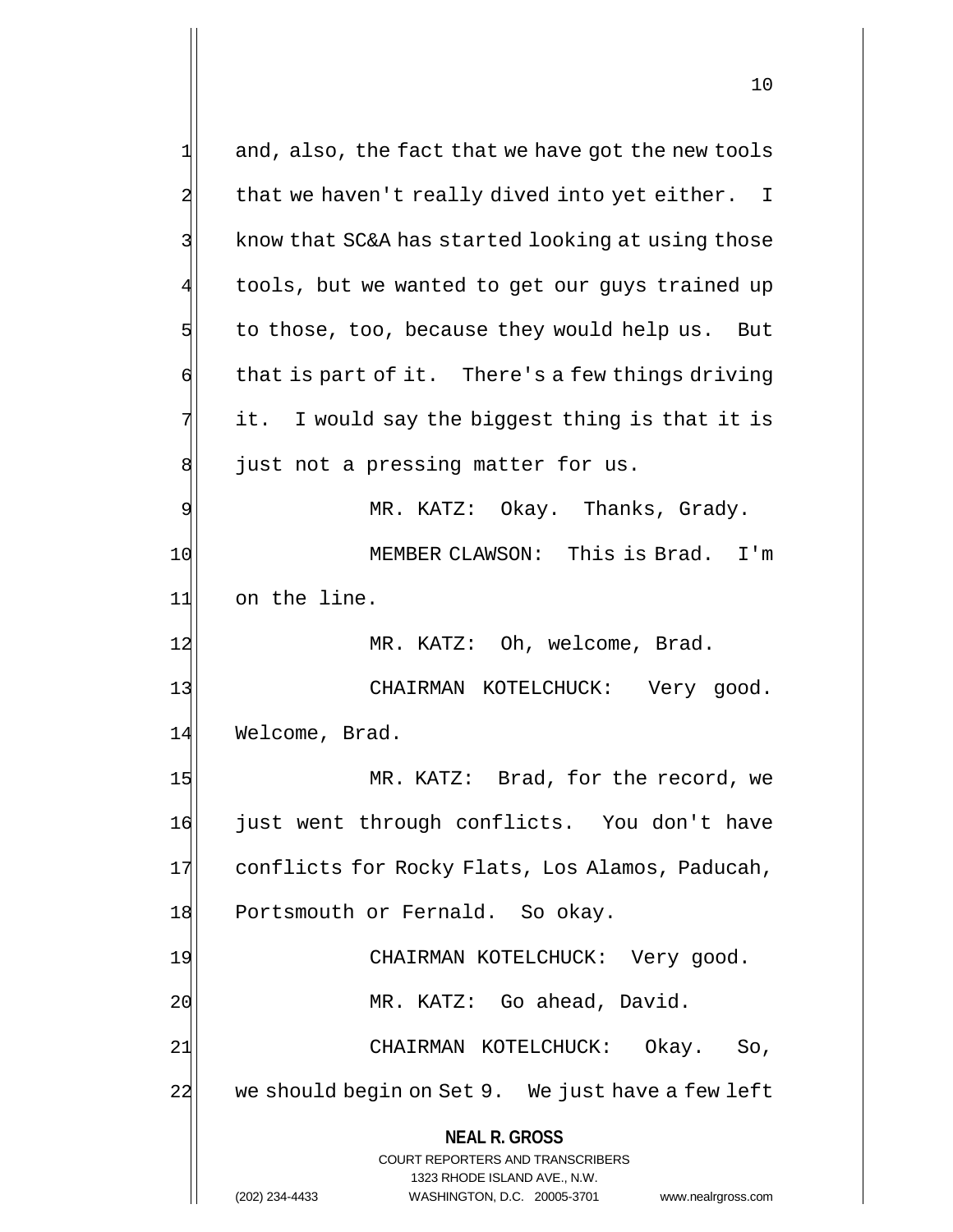and, also, the fact that we have got the new tools that we haven't really dived into yet either. I know that SC&A has started looking at using those tools, but we wanted to get our guys trained up to those, too, because they would help us. But that is part of it. There's a few things driving it. I would say the biggest thing is that it is just not a pressing matter for us.

MR. KATZ: Okay. Thanks, Grady.

MEMBER CLAWSON: This is Brad. I'm on the line.

MR. KATZ: Oh, welcome, Brad.

CHAIRMAN KOTELCHUCK: Very good. Welcome, Brad.

MR. KATZ: Brad, for the record, we just went through conflicts. You don't have conflicts for Rocky Flats, Los Alamos, Paducah, Portsmouth or Fernald. So okay.

CHAIRMAN KOTELCHUCK: Very good.

MR. KATZ: Go ahead, David.

CHAIRMAN KOTELCHUCK: Okay. So, we should begin on Set 9. We just have a few left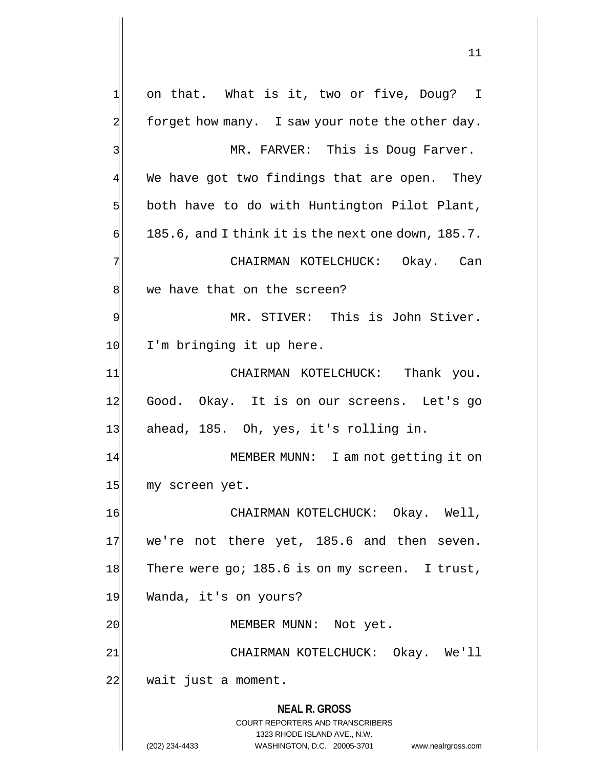on that. What is it, two or five, Doug? I forget how many. I saw your note the other day.

MR. FARVER: This is Doug Farver. We have got two findings that are open. They both have to do with Huntington Pilot Plant, 185.6, and I think it is the next one down, 185.7.

CHAIRMAN KOTELCHUCK: Okay. Can we have that on the screen?

MR. STIVER: This is John Stiver. I'm bringing it up here.

CHAIRMAN KOTELCHUCK: Thank you. Good. Okay. It is on our screens. Let's go ahead, 185. Oh, yes, it's rolling in.

MEMBER MUNN: I am not getting it on my screen yet.

CHAIRMAN KOTELCHUCK: Okay. Well, we're not there yet, 185.6 and then seven. There were go; 185.6 is on my screen. I trust, Wanda, it's on yours?

MEMBER MUNN: Not yet.

CHAIRMAN KOTELCHUCK: Okay. We'll wait just a moment.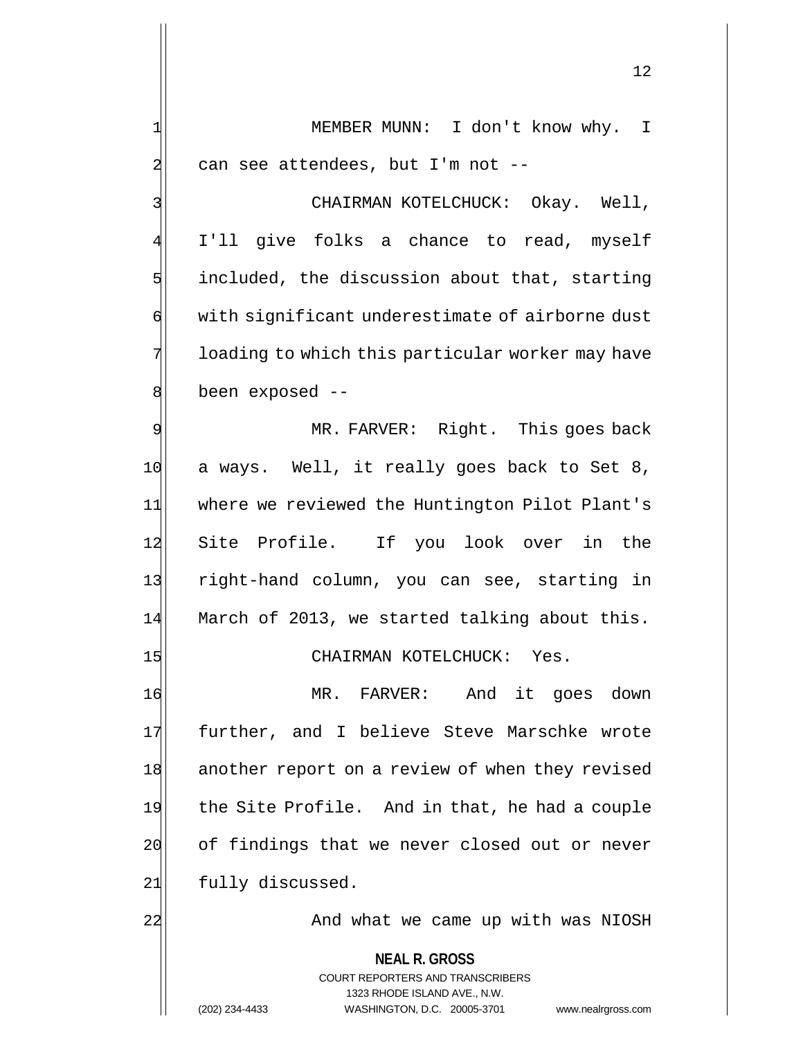MEMBER MUNN: I don't know why. I can see attendees, but I'm not --

CHAIRMAN KOTELCHUCK: Okay. Well, I'll give folks a chance to read, myself included, the discussion about that, starting with significant underestimate of airborne dust loading to which this particular worker may have been exposed --

MR. FARVER: Right. This goes back a ways. Well, it really goes back to Set 8, where we reviewed the Huntington Pilot Plant's Site Profile. If you look over in the right-hand column, you can see, starting in March of 2013, we started talking about this.

CHAIRMAN KOTELCHUCK: Yes.

MR. FARVER: And it goes down further, and I believe Steve Marschke wrote another report on a review of when they revised the Site Profile. And in that, he had a couple of findings that we never closed out or never fully discussed.

And what we came up with was NIOSH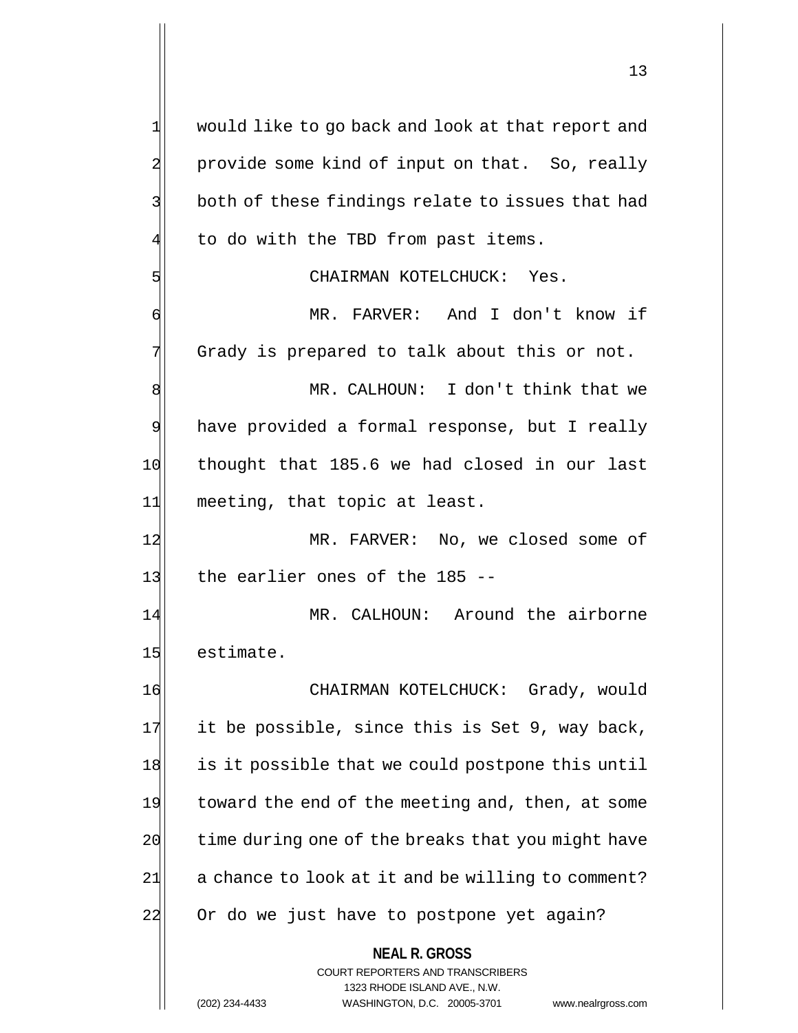would like to go back and look at that report and provide some kind of input on that. So, really both of these findings relate to issues that had to do with the TBD from past items.

CHAIRMAN KOTELCHUCK: Yes.

MR. FARVER: And I don't know if Grady is prepared to talk about this or not.

MR. CALHOUN: I don't think that we have provided a formal response, but I really thought that 185.6 we had closed in our last meeting, that topic at least.

MR. FARVER: No, we closed some of the earlier ones of the 185 --

MR. CALHOUN: Around the airborne estimate.

CHAIRMAN KOTELCHUCK: Grady, would it be possible, since this is Set 9, way back, is it possible that we could postpone this until toward the end of the meeting and, then, at some time during one of the breaks that you might have a chance to look at it and be willing to comment? Or do we just have to postpone yet again?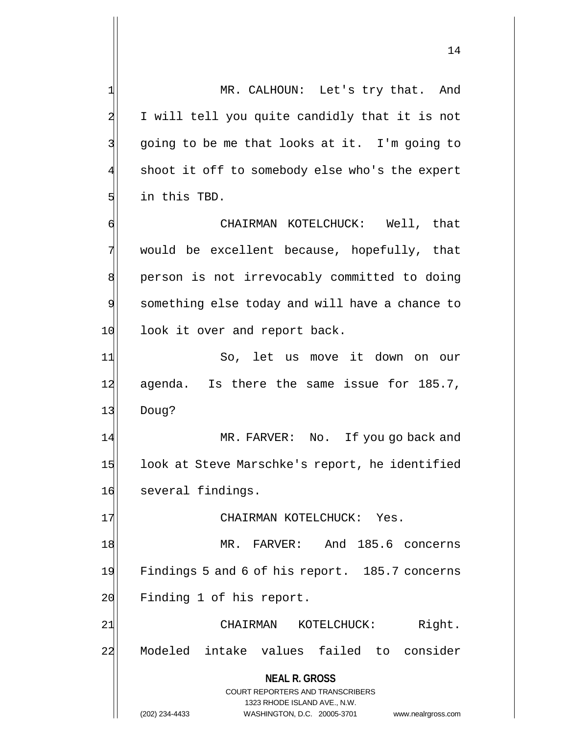MR. CALHOUN: Let's try that. And I will tell you quite candidly that it is not going to be me that looks at it. I'm going to shoot it off to somebody else who's the expert in this TBD.

CHAIRMAN KOTELCHUCK: Well, that would be excellent because, hopefully, that person is not irrevocably committed to doing something else today and will have a chance to look it over and report back.

So, let us move it down on our agenda. Is there the same issue for 185.7, Doug?

MR. FARVER: No. If you go back and look at Steve Marschke's report, he identified several findings.

CHAIRMAN KOTELCHUCK: Yes.

MR. FARVER: And 185.6 concerns Findings 5 and 6 of his report. 185.7 concerns Finding 1 of his report.

CHAIRMAN KOTELCHUCK: Right. Modeled intake values failed to consider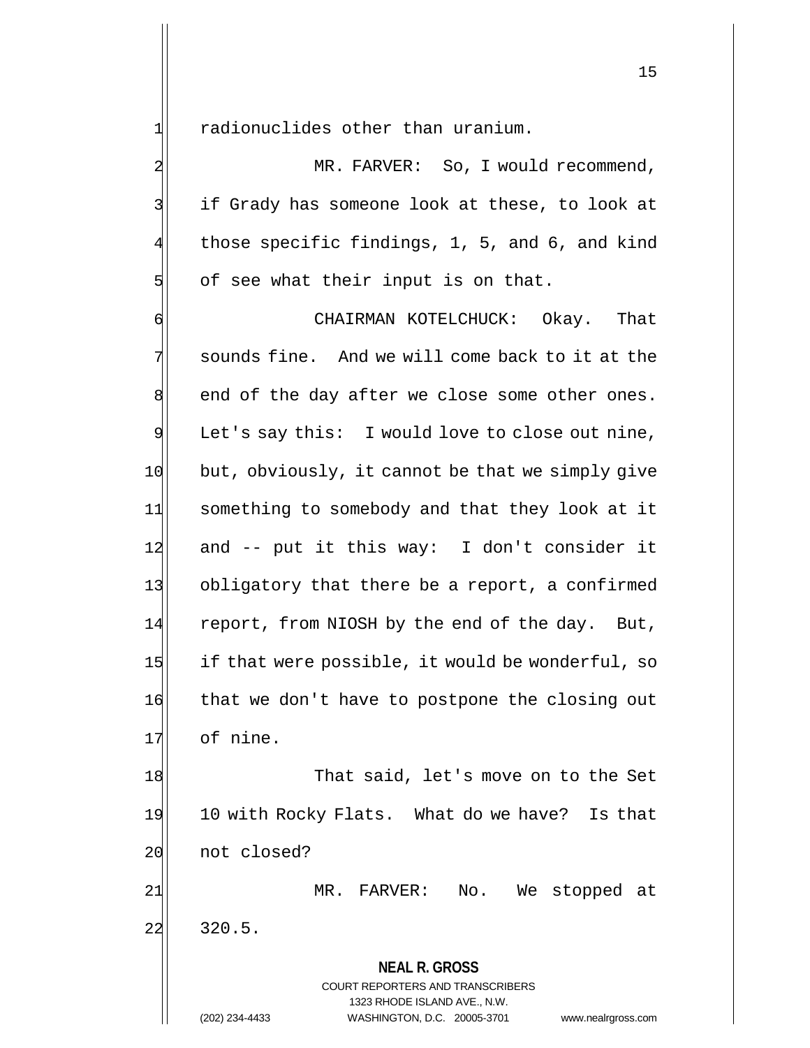radionuclides other than uranium.

MR. FARVER: So, I would recommend, if Grady has someone look at these, to look at those specific findings, 1, 5, and 6, and kind of see what their input is on that.

CHAIRMAN KOTELCHUCK: Okay. That sounds fine. And we will come back to it at the end of the day after we close some other ones. Let's say this: I would love to close out nine, but, obviously, it cannot be that we simply give something to somebody and that they look at it and -- put it this way: I don't consider it obligatory that there be a report, a confirmed report, from NIOSH by the end of the day. But, if that were possible, it would be wonderful, so that we don't have to postpone the closing out of nine.

That said, let's move on to the Set 10 with Rocky Flats. What do we have? Is that not closed?

MR. FARVER: No. We stopped at 320.5.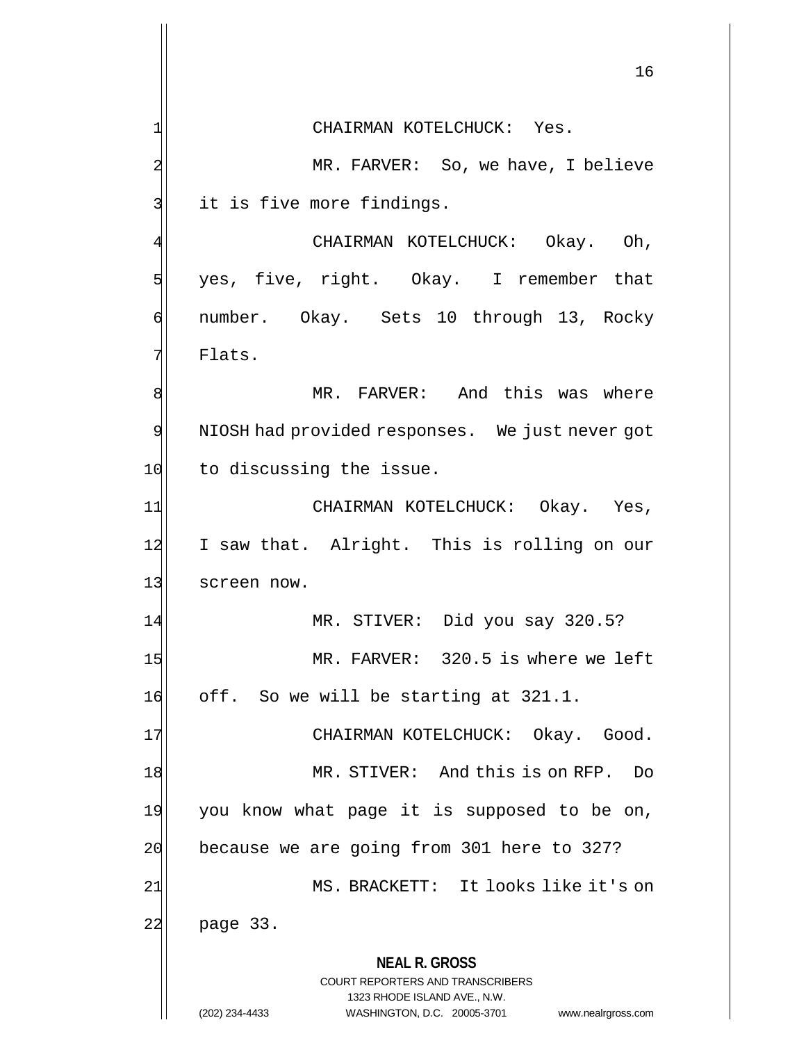CHAIRMAN KOTELCHUCK: Yes.

MR. FARVER: So, we have, I believe it is five more findings.

CHAIRMAN KOTELCHUCK: Okay. Oh, yes, five, right. Okay. I remember that number. Okay. Sets 10 through 13, Rocky Flats.

MR. FARVER: And this was where NIOSH had provided responses. We just never got to discussing the issue.

CHAIRMAN KOTELCHUCK: Okay. Yes, I saw that. Alright. This is rolling on our screen now.

MR. STIVER: Did you say 320.5?

MR. FARVER: 320.5 is where we left off. So we will be starting at 321.1.

CHAIRMAN KOTELCHUCK: Okay. Good.

MR. STIVER: And this is on RFP. Do you know what page it is supposed to be on, because we are going from 301 here to 327?

MS. BRACKETT: It looks like it's on page 33.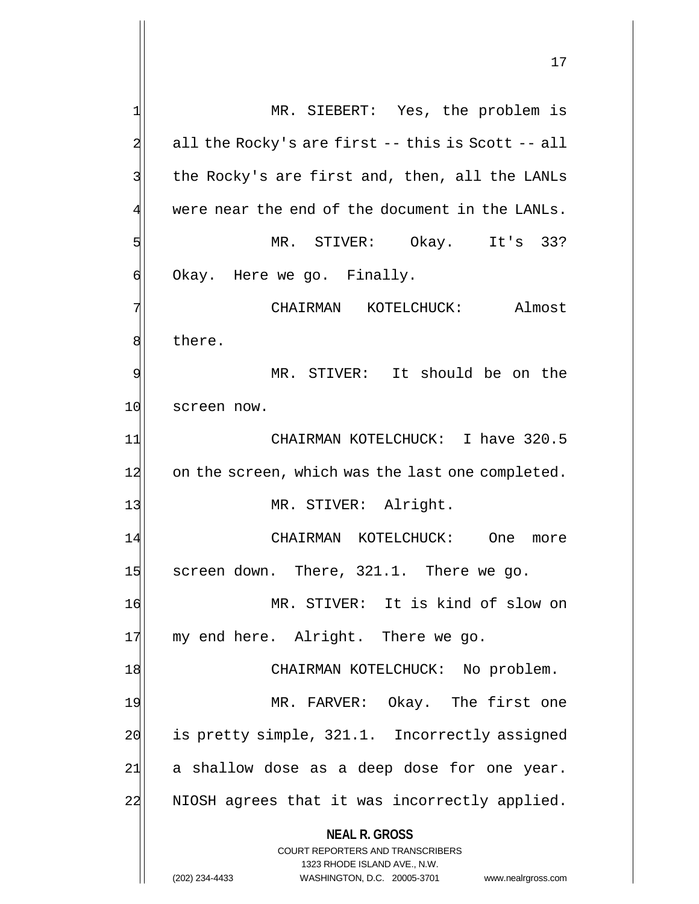MR. SIEBERT: Yes, the problem is all the Rocky's are first -- this is Scott -- all the Rocky's are first and, then, all the LANLs were near the end of the document in the LANLs.

MR. STIVER: Okay. It's 33? Okay. Here we go. Finally.

CHAIRMAN KOTELCHUCK: Almost there.

MR. STIVER: It should be on the screen now.

CHAIRMAN KOTELCHUCK: I have 320.5 on the screen, which was the last one completed.

MR. STIVER: Alright.

CHAIRMAN KOTELCHUCK: One more screen down. There, 321.1. There we go.

MR. STIVER: It is kind of slow on my end here. Alright. There we go.

CHAIRMAN KOTELCHUCK: No problem.

MR. FARVER: Okay. The first one is pretty simple, 321.1. Incorrectly assigned a shallow dose as a deep dose for one year. NIOSH agrees that it was incorrectly applied.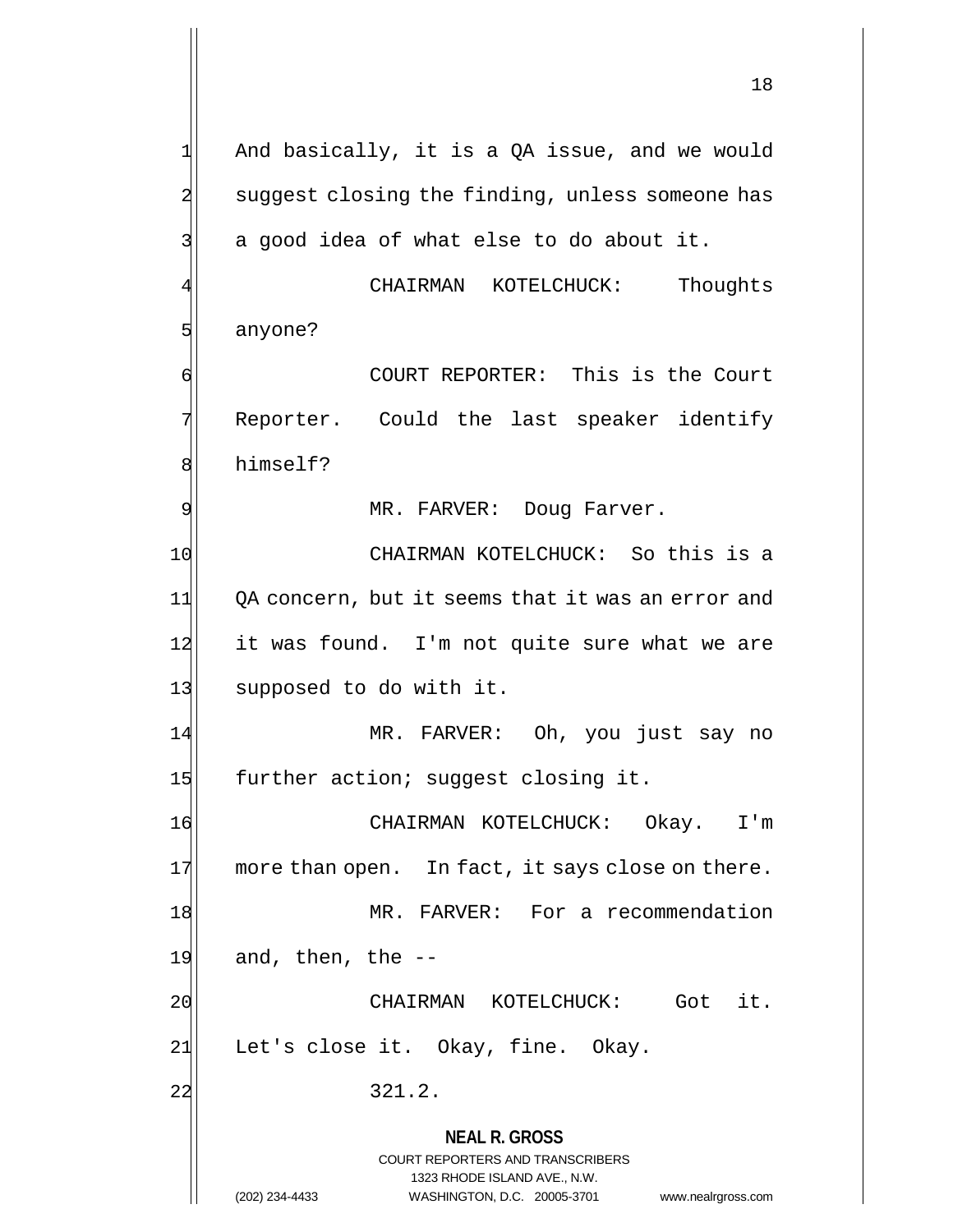And basically, it is a QA issue, and we would suggest closing the finding, unless someone has a good idea of what else to do about it.

CHAIRMAN KOTELCHUCK: Thoughts anyone?

COURT REPORTER: This is the Court Reporter. Could the last speaker identify himself?

MR. FARVER: Doug Farver.

CHAIRMAN KOTELCHUCK: So this is a QA concern, but it seems that it was an error and it was found. I'm not quite sure what we are supposed to do with it.

MR. FARVER: Oh, you just say no further action; suggest closing it.

CHAIRMAN KOTELCHUCK: Okay. I'm more than open. In fact, it says close on there.

MR. FARVER: For a recommendation and, then, the --

CHAIRMAN KOTELCHUCK: Got it. Let's close it. Okay, fine. Okay.

321.2.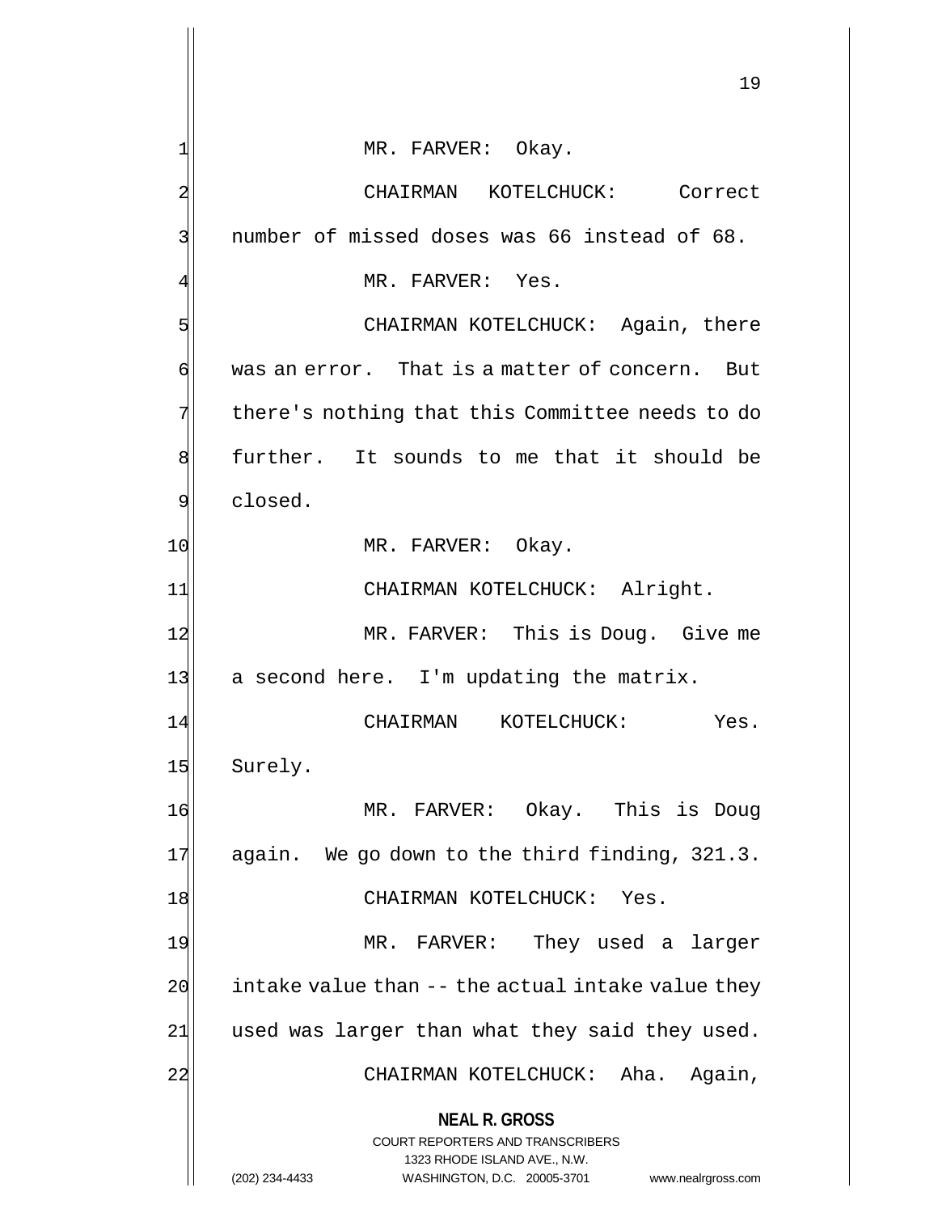MR. FARVER: Okay.

CHAIRMAN KOTELCHUCK: Correct number of missed doses was 66 instead of 68.

MR. FARVER: Yes.

CHAIRMAN KOTELCHUCK: Again, there was an error. That is a matter of concern. But there's nothing that this Committee needs to do further. It sounds to me that it should be closed.

MR. FARVER: Okay.

CHAIRMAN KOTELCHUCK: Alright.

MR. FARVER: This is Doug. Give me a second here. I'm updating the matrix.

CHAIRMAN KOTELCHUCK: Yes. Surely.

MR. FARVER: Okay. This is Doug again. We go down to the third finding, 321.3.

CHAIRMAN KOTELCHUCK: Yes.

MR. FARVER: They used a larger intake value than -- the actual intake value they used was larger than what they said they used.

CHAIRMAN KOTELCHUCK: Aha. Again,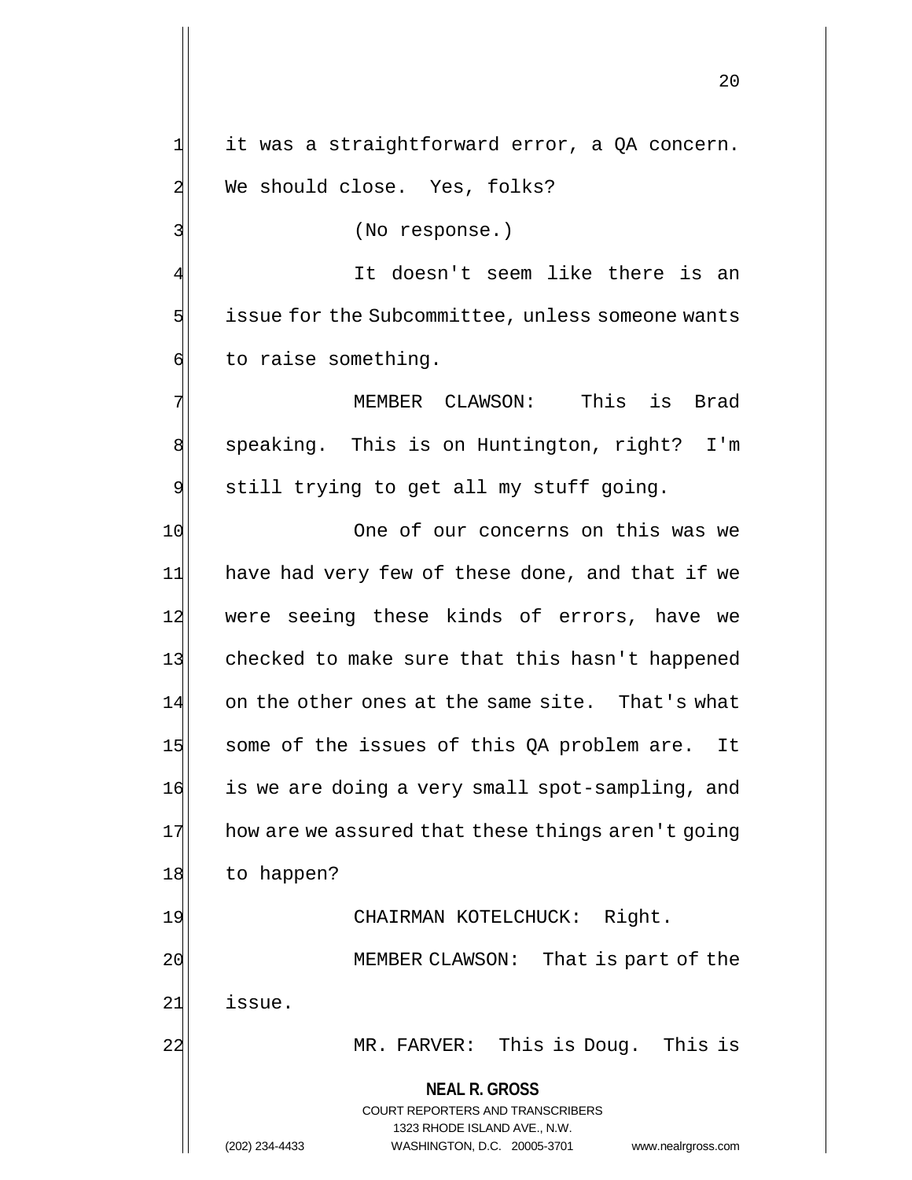it was a straightforward error, a QA concern. We should close. Yes, folks?

(No response.)

It doesn't seem like there is an issue for the Subcommittee, unless someone wants to raise something.

MEMBER CLAWSON: This is Brad speaking. This is on Huntington, right? I'm still trying to get all my stuff going.

One of our concerns on this was we have had very few of these done, and that if we were seeing these kinds of errors, have we checked to make sure that this hasn't happened on the other ones at the same site. That's what some of the issues of this QA problem are. It is we are doing a very small spot-sampling, and how are we assured that these things aren't going to happen?

CHAIRMAN KOTELCHUCK: Right.

MEMBER CLAWSON: That is part of the issue.

MR. FARVER: This is Doug. This is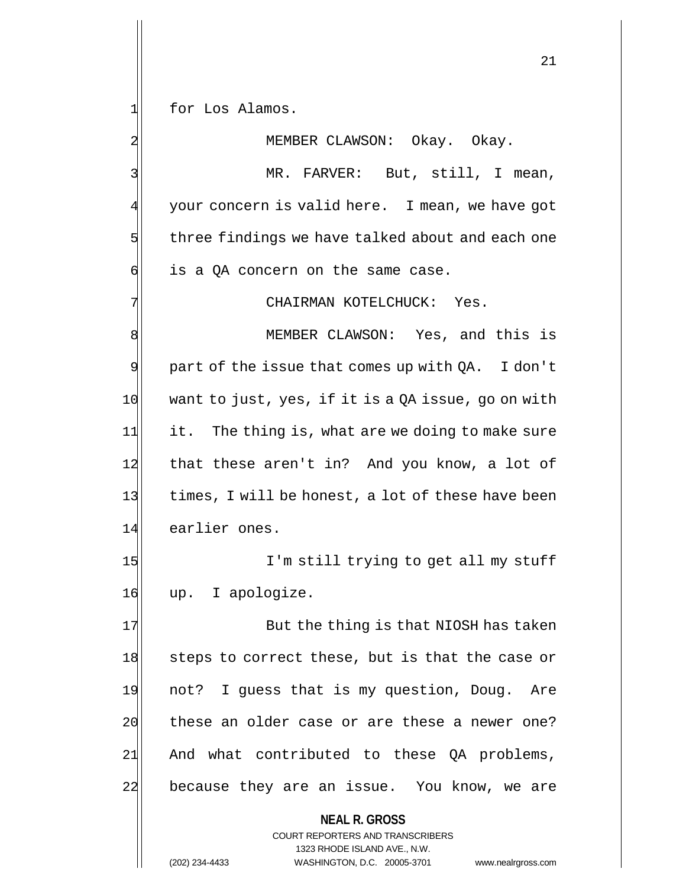for Los Alamos.

MEMBER CLAWSON: Okay. Okay.

MR. FARVER: But, still, I mean, your concern is valid here. I mean, we have got three findings we have talked about and each one is a QA concern on the same case.

CHAIRMAN KOTELCHUCK: Yes.

MEMBER CLAWSON: Yes, and this is part of the issue that comes up with QA. I don't want to just, yes, if it is a QA issue, go on with it. The thing is, what are we doing to make sure that these aren't in? And you know, a lot of times, I will be honest, a lot of these have been earlier ones.

I'm still trying to get all my stuff up. I apologize.

But the thing is that NIOSH has taken steps to correct these, but is that the case or not? I guess that is my question, Doug. Are these an older case or are these a newer one? And what contributed to these QA problems, because they are an issue. You know, we are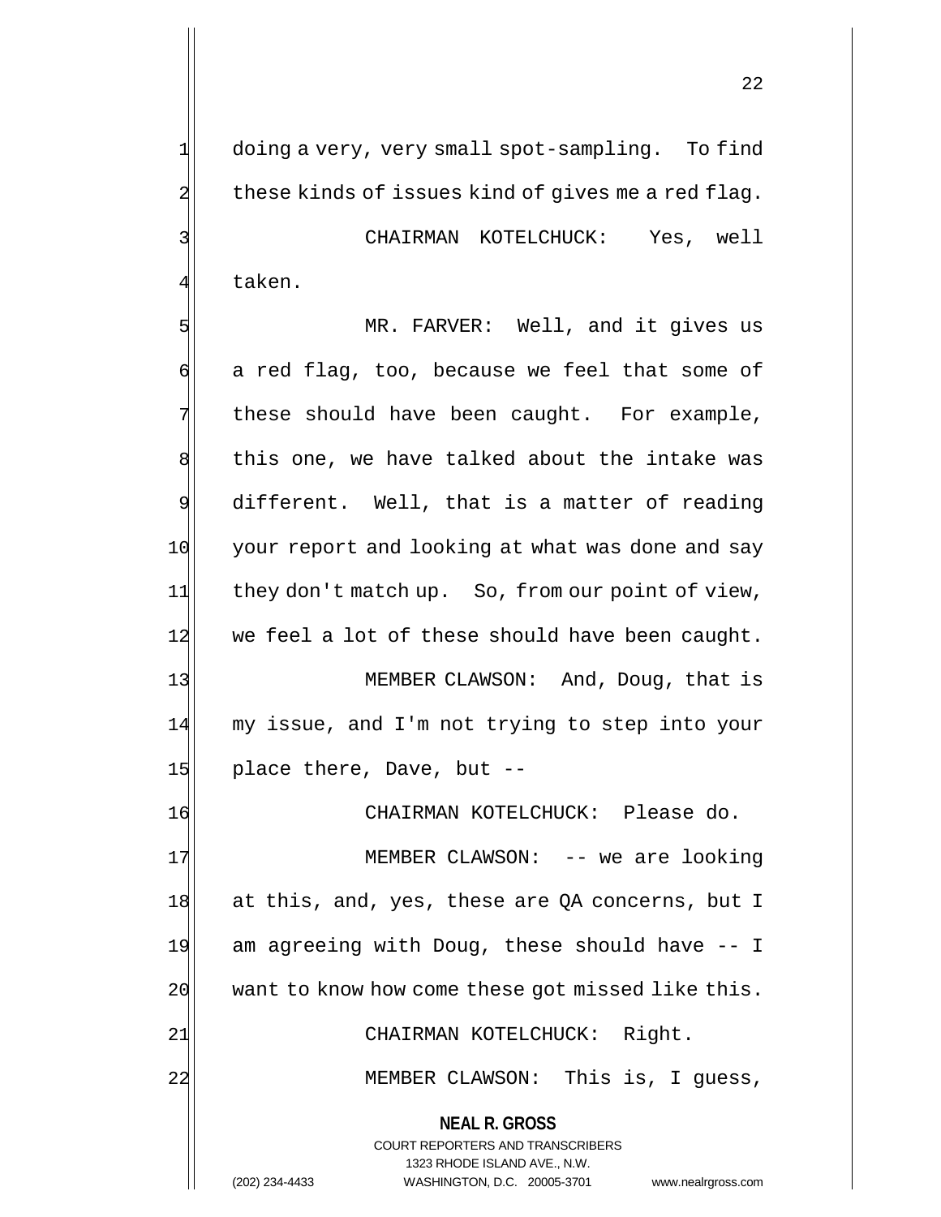doing a very, very small spot-sampling. To find these kinds of issues kind of gives me a red flag.

CHAIRMAN KOTELCHUCK: Yes, well taken.

MR. FARVER: Well, and it gives us a red flag, too, because we feel that some of these should have been caught. For example, this one, we have talked about the intake was different. Well, that is a matter of reading your report and looking at what was done and say they don't match up. So, from our point of view, we feel a lot of these should have been caught.

MEMBER CLAWSON: And, Doug, that is my issue, and I'm not trying to step into your place there, Dave, but --

CHAIRMAN KOTELCHUCK: Please do.

MEMBER CLAWSON: -- we are looking at this, and, yes, these are QA concerns, but I am agreeing with Doug, these should have -- I want to know how come these got missed like this.

CHAIRMAN KOTELCHUCK: Right.

MEMBER CLAWSON: This is, I guess,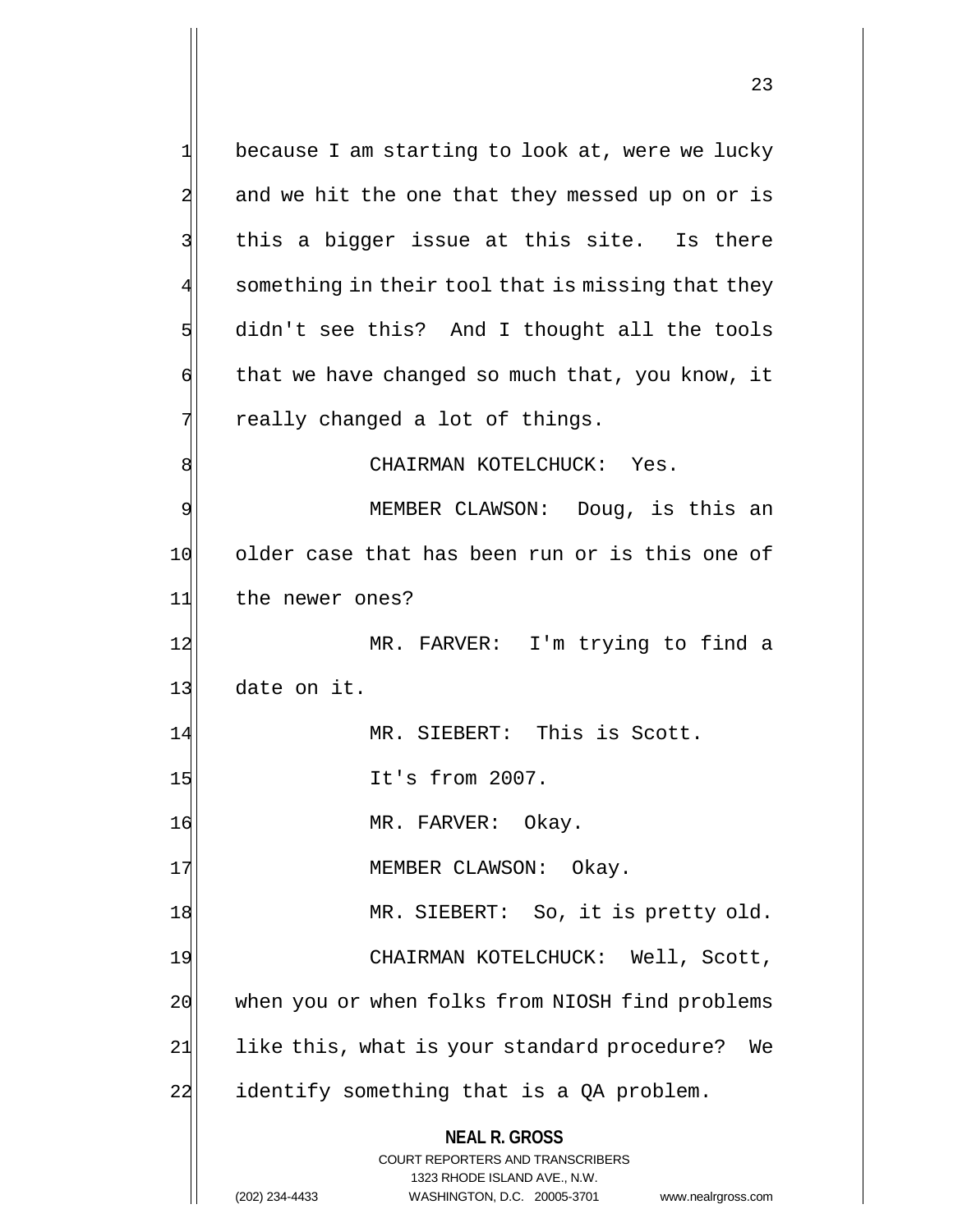because I am starting to look at, were we lucky and we hit the one that they messed up on or is this a bigger issue at this site. Is there something in their tool that is missing that they didn't see this? And I thought all the tools that we have changed so much that, you know, it really changed a lot of things.

CHAIRMAN KOTELCHUCK: Yes.

MEMBER CLAWSON: Doug, is this an older case that has been run or is this one of the newer ones?

MR. FARVER: I'm trying to find a date on it.

MR. SIEBERT: This is Scott.

It's from 2007.

MR. FARVER: Okay.

MEMBER CLAWSON: Okay.

MR. SIEBERT: So, it is pretty old.

CHAIRMAN KOTELCHUCK: Well, Scott, when you or when folks from NIOSH find problems like this, what is your standard procedure? We identify something that is a QA problem.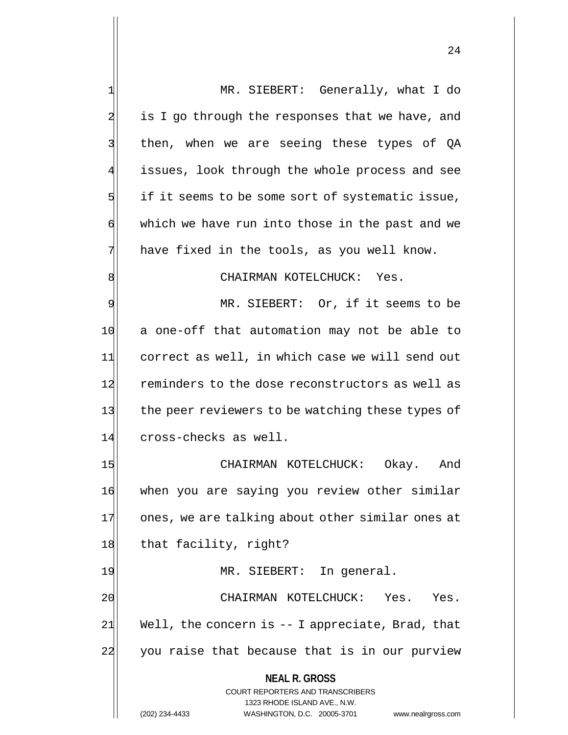MR. SIEBERT: Generally, what I do is I go through the responses that we have, and then, when we are seeing these types of QA issues, look through the whole process and see if it seems to be some sort of systematic issue, which we have run into those in the past and we have fixed in the tools, as you well know.

CHAIRMAN KOTELCHUCK: Yes.

MR. SIEBERT: Or, if it seems to be a one-off that automation may not be able to correct as well, in which case we will send out reminders to the dose reconstructors as well as the peer reviewers to be watching these types of cross-checks as well.

CHAIRMAN KOTELCHUCK: Okay. And when you are saying you review other similar ones, we are talking about other similar ones at that facility, right?

MR. SIEBERT: In general.

CHAIRMAN KOTELCHUCK: Yes. Yes. Well, the concern is -- I appreciate, Brad, that you raise that because that is in our purview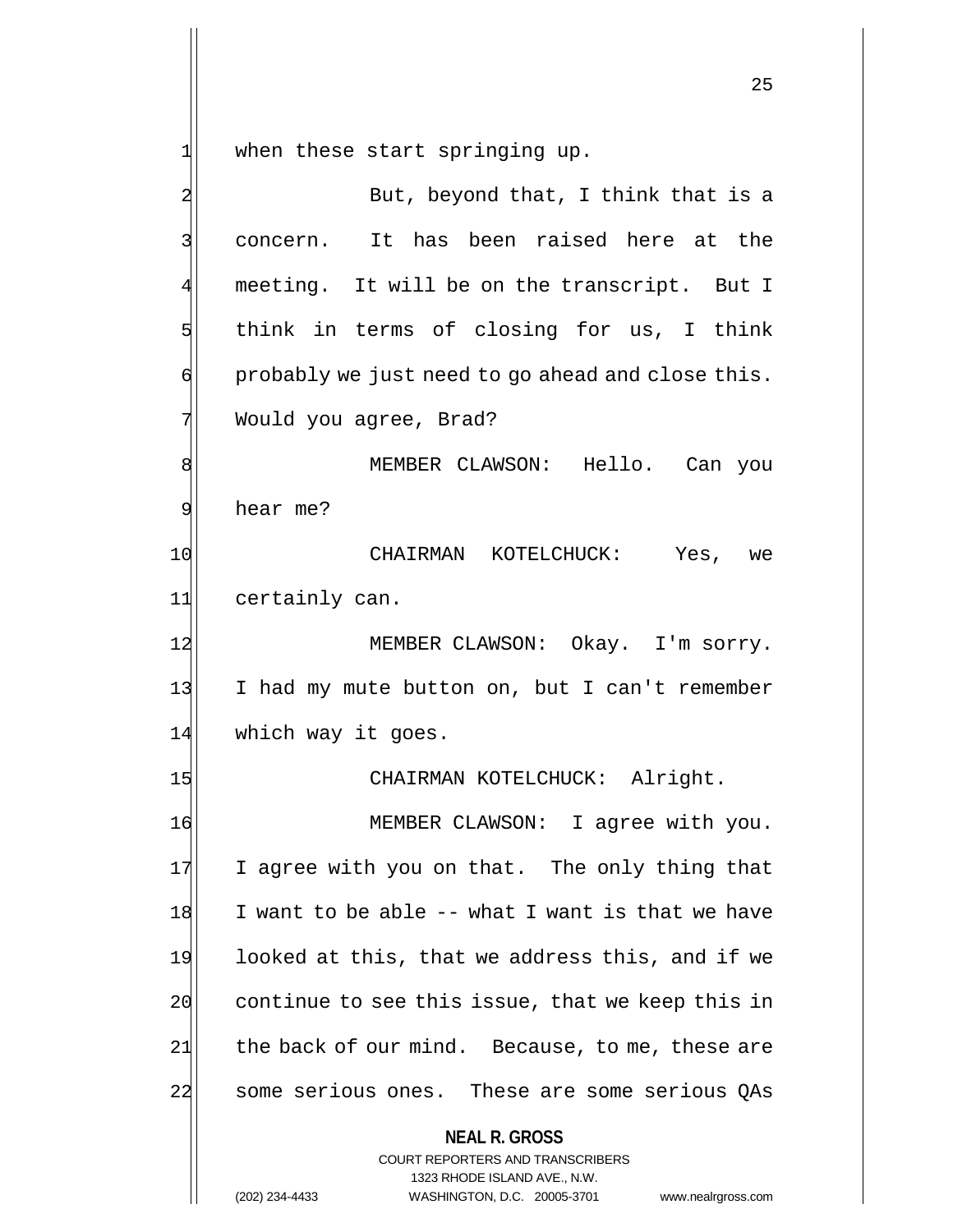when these start springing up.

But, beyond that, I think that is a concern. It has been raised here at the meeting. It will be on the transcript. But I think in terms of closing for us, I think probably we just need to go ahead and close this. Would you agree, Brad?

MEMBER CLAWSON: Hello. Can you hear me?

CHAIRMAN KOTELCHUCK: Yes, we certainly can.

MEMBER CLAWSON: Okay. I'm sorry. I had my mute button on, but I can't remember which way it goes.

CHAIRMAN KOTELCHUCK: Alright.

MEMBER CLAWSON: I agree with you. I agree with you on that. The only thing that I want to be able -- what I want is that we have looked at this, that we address this, and if we continue to see this issue, that we keep this in the back of our mind. Because, to me, these are some serious ones. These are some serious QAs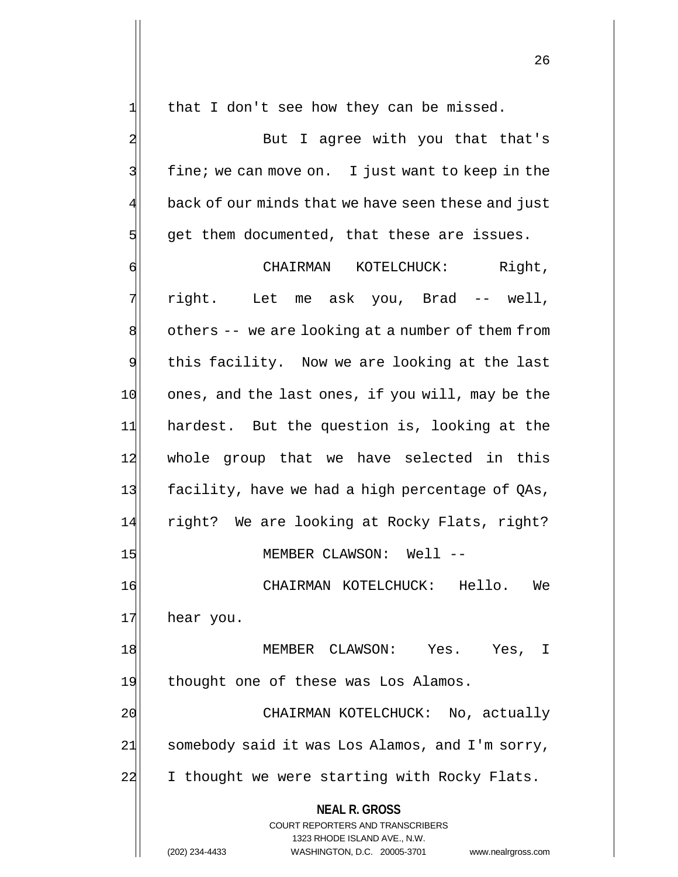that I don't see how they can be missed.

But I agree with you that that's fine; we can move on. I just want to keep in the back of our minds that we have seen these and just get them documented, that these are issues.

CHAIRMAN KOTELCHUCK: Right, right. Let me ask you, Brad -- well, others -- we are looking at a number of them from this facility. Now we are looking at the last ones, and the last ones, if you will, may be the hardest. But the question is, looking at the whole group that we have selected in this facility, have we had a high percentage of QAs, right? We are looking at Rocky Flats, right?

MEMBER CLAWSON: Well --

CHAIRMAN KOTELCHUCK: Hello. We hear you.

MEMBER CLAWSON: Yes. Yes, I thought one of these was Los Alamos.

CHAIRMAN KOTELCHUCK: No, actually somebody said it was Los Alamos, and I'm sorry, I thought we were starting with Rocky Flats.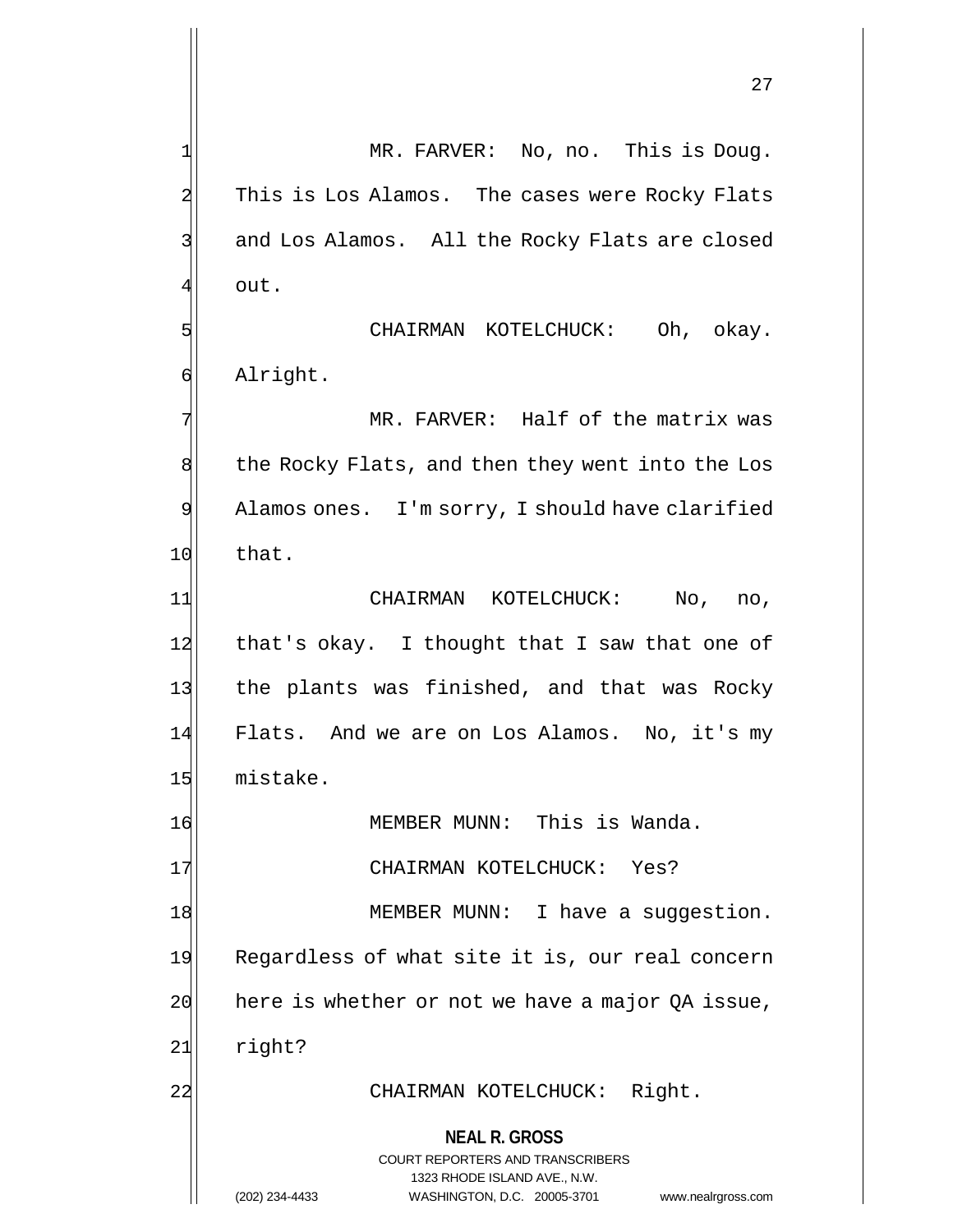MR. FARVER: No, no. This is Doug. This is Los Alamos. The cases were Rocky Flats and Los Alamos. All the Rocky Flats are closed out.

CHAIRMAN KOTELCHUCK: Oh, okay. Alright.

MR. FARVER: Half of the matrix was the Rocky Flats, and then they went into the Los Alamos ones. I'm sorry, I should have clarified that.

CHAIRMAN KOTELCHUCK: No, no, that's okay. I thought that I saw that one of the plants was finished, and that was Rocky Flats. And we are on Los Alamos. No, it's my mistake.

MEMBER MUNN: This is Wanda.

CHAIRMAN KOTELCHUCK: Yes?

MEMBER MUNN: I have a suggestion. Regardless of what site it is, our real concern here is whether or not we have a major QA issue, right?

CHAIRMAN KOTELCHUCK: Right.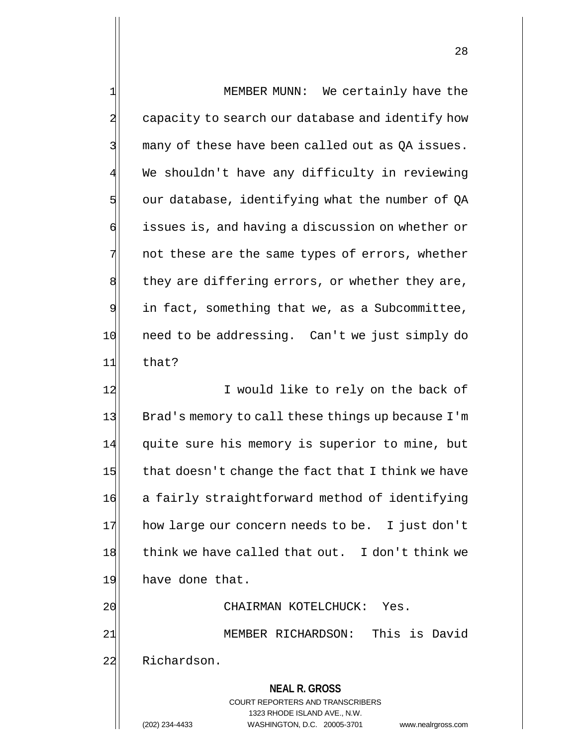MEMBER MUNN: We certainly have the capacity to search our database and identify how many of these have been called out as QA issues. We shouldn't have any difficulty in reviewing our database, identifying what the number of QA issues is, and having a discussion on whether or not these are the same types of errors, whether they are differing errors, or whether they are, in fact, something that we, as a Subcommittee, need to be addressing. Can't we just simply do that?

I would like to rely on the back of Brad's memory to call these things up because I'm quite sure his memory is superior to mine, but that doesn't change the fact that I think we have a fairly straightforward method of identifying how large our concern needs to be. I just don't think we have called that out. I don't think we have done that.

CHAIRMAN KOTELCHUCK: Yes.

MEMBER RICHARDSON: This is David Richardson.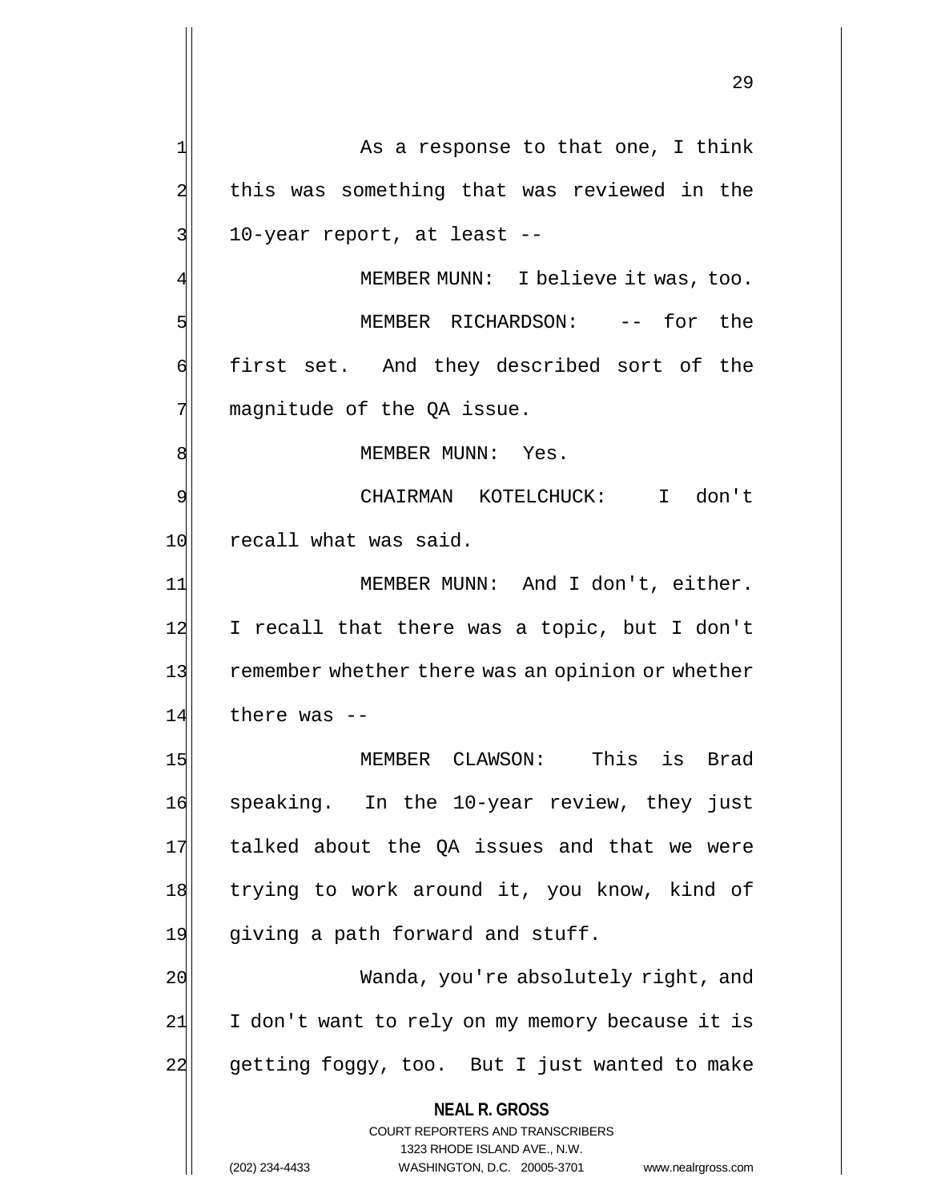As a response to that one, I think this was something that was reviewed in the 10-year report, at least --

MEMBER MUNN: I believe it was, too.

MEMBER RICHARDSON: -- for the first set. And they described sort of the magnitude of the QA issue.

MEMBER MUNN: Yes.

CHAIRMAN KOTELCHUCK: I don't recall what was said.

MEMBER MUNN: And I don't, either. I recall that there was a topic, but I don't remember whether there was an opinion or whether there was --

MEMBER CLAWSON: This is Brad speaking. In the 10-year review, they just talked about the QA issues and that we were trying to work around it, you know, kind of giving a path forward and stuff.

Wanda, you're absolutely right, and I don't want to rely on my memory because it is getting foggy, too. But I just wanted to make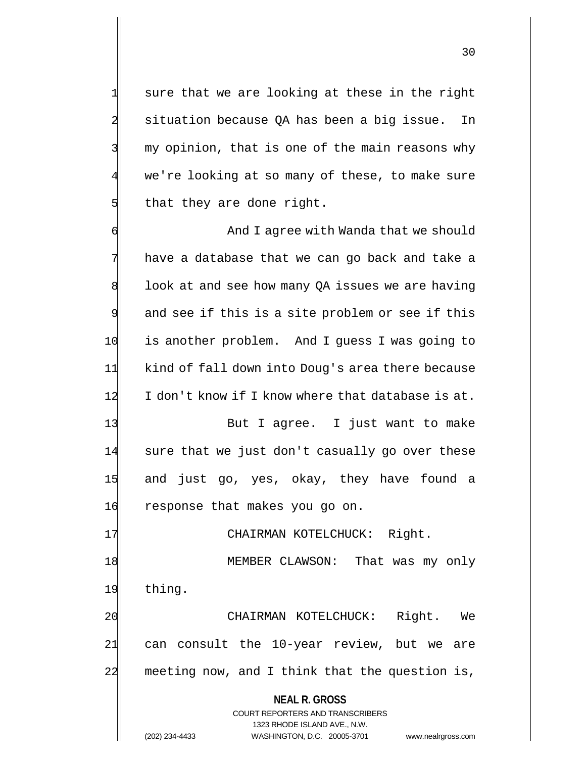sure that we are looking at these in the right situation because QA has been a big issue. In my opinion, that is one of the main reasons why we're looking at so many of these, to make sure that they are done right.

And I agree with Wanda that we should have a database that we can go back and take a look at and see how many QA issues we are having and see if this is a site problem or see if this is another problem. And I guess I was going to kind of fall down into Doug's area there because I don't know if I know where that database is at.

But I agree. I just want to make sure that we just don't casually go over these and just go, yes, okay, they have found a response that makes you go on.

CHAIRMAN KOTELCHUCK: Right.

MEMBER CLAWSON: That was my only thing.

CHAIRMAN KOTELCHUCK: Right. We can consult the 10-year review, but we are meeting now, and I think that the question is,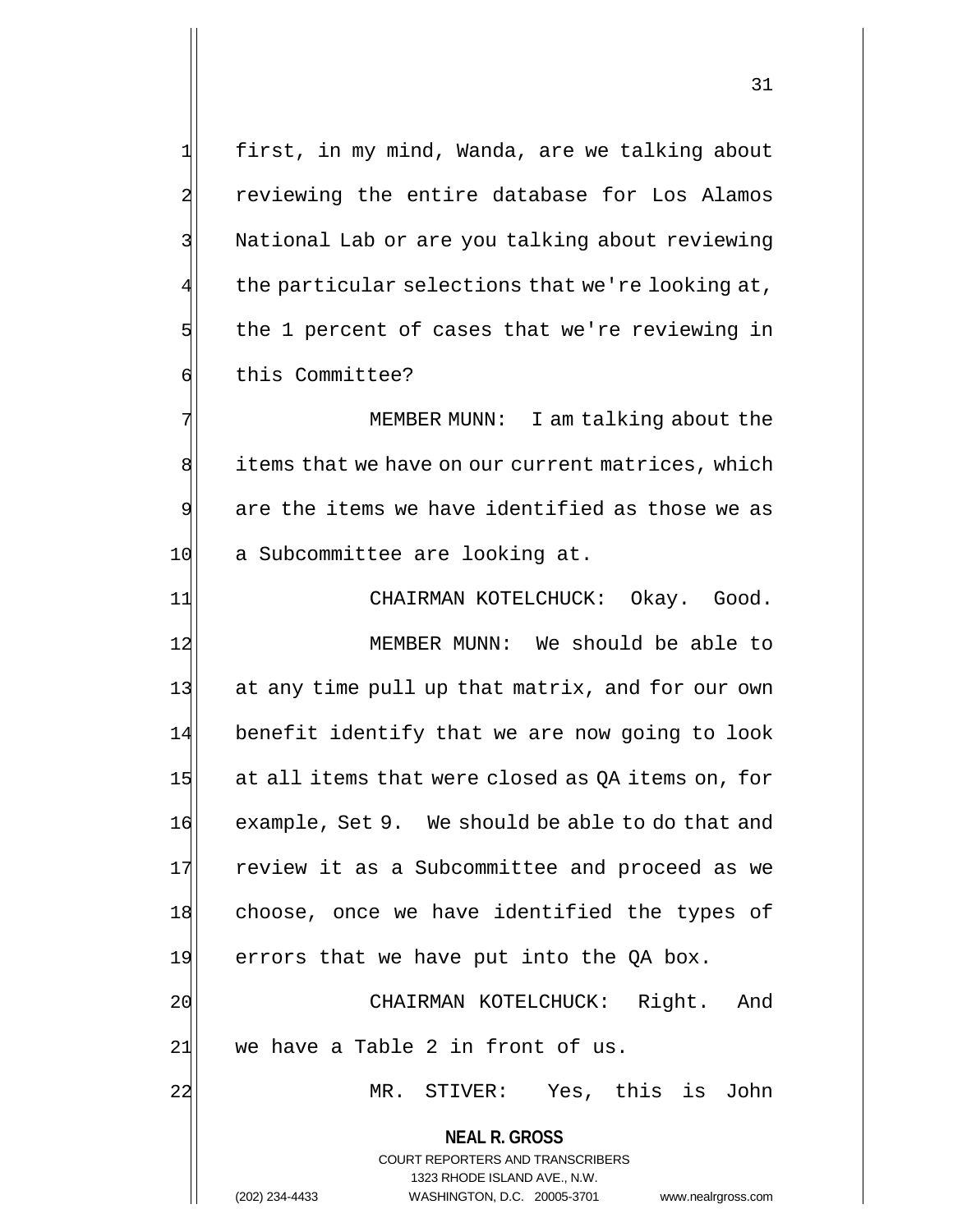first, in my mind, Wanda, are we talking about reviewing the entire database for Los Alamos National Lab or are you talking about reviewing the particular selections that we're looking at, the 1 percent of cases that we're reviewing in this Committee?

MEMBER MUNN: I am talking about the items that we have on our current matrices, which are the items we have identified as those we as a Subcommittee are looking at.

CHAIRMAN KOTELCHUCK: Okay. Good.

MEMBER MUNN: We should be able to at any time pull up that matrix, and for our own benefit identify that we are now going to look at all items that were closed as QA items on, for example, Set 9. We should be able to do that and review it as a Subcommittee and proceed as we choose, once we have identified the types of errors that we have put into the QA box.

CHAIRMAN KOTELCHUCK: Right. And we have a Table 2 in front of us.

MR. STIVER: Yes, this is John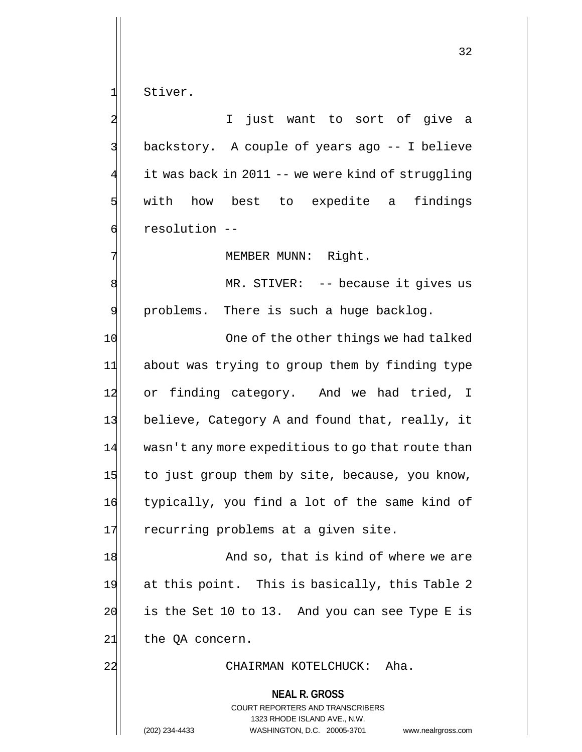Stiver.

I just want to sort of give a backstory. A couple of years ago -- I believe it was back in 2011 -- we were kind of struggling with how best to expedite a findings resolution --

MEMBER MUNN: Right.

MR. STIVER: -- because it gives us problems. There is such a huge backlog.

One of the other things we had talked about was trying to group them by finding type or finding category. And we had tried, I believe, Category A and found that, really, it wasn't any more expeditious to go that route than to just group them by site, because, you know, typically, you find a lot of the same kind of recurring problems at a given site.

And so, that is kind of where we are at this point. This is basically, this Table 2 is the Set 10 to 13. And you can see Type E is the QA concern.

CHAIRMAN KOTELCHUCK: Aha.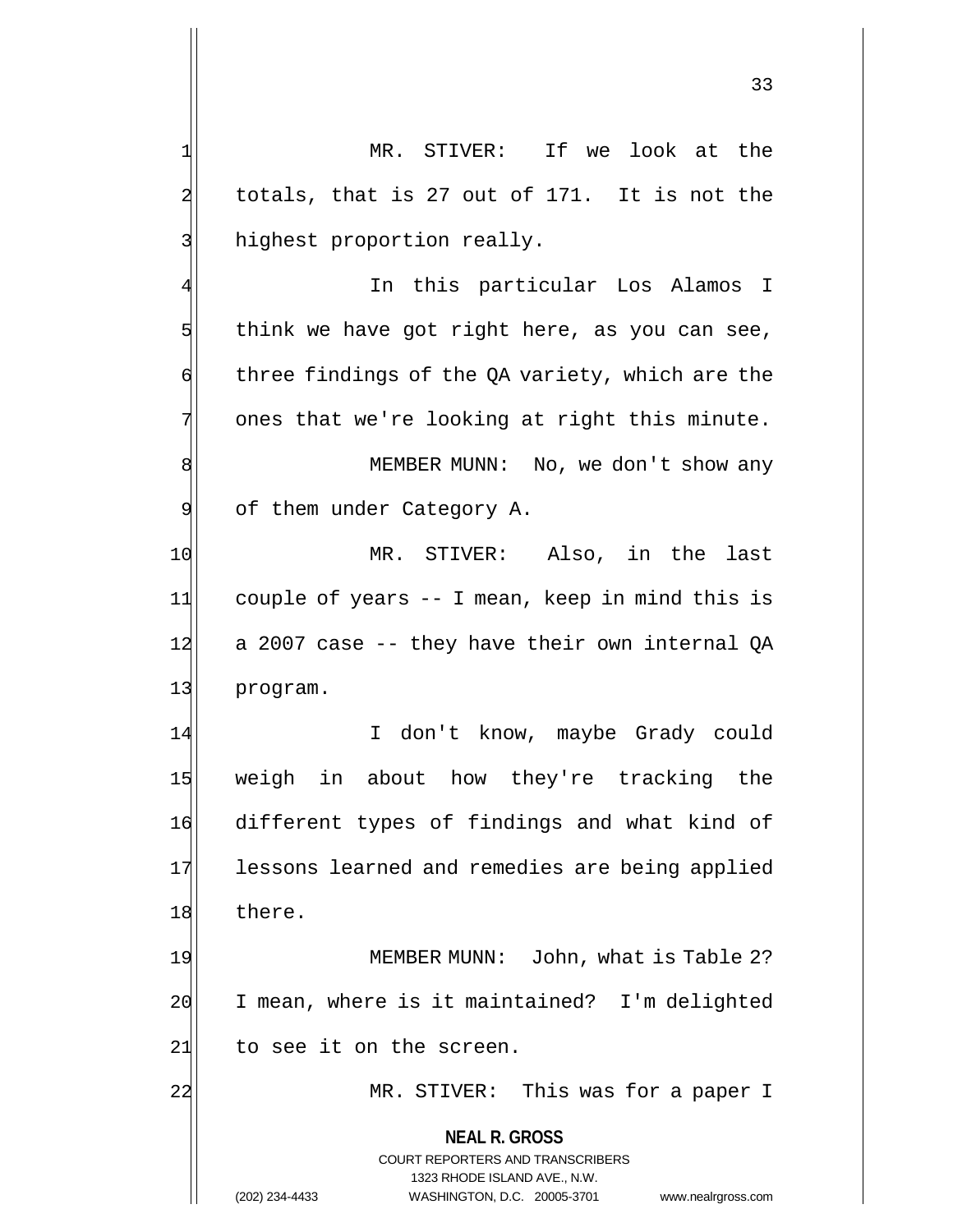MR. STIVER: If we look at the totals, that is 27 out of 171. It is not the highest proportion really.

In this particular Los Alamos I think we have got right here, as you can see, three findings of the QA variety, which are the ones that we're looking at right this minute.

MEMBER MUNN: No, we don't show any of them under Category A.

MR. STIVER: Also, in the last couple of years -- I mean, keep in mind this is a 2007 case -- they have their own internal QA program.

I don't know, maybe Grady could weigh in about how they're tracking the different types of findings and what kind of lessons learned and remedies are being applied there.

MEMBER MUNN: John, what is Table 2? I mean, where is it maintained? I'm delighted to see it on the screen.

MR. STIVER: This was for a paper I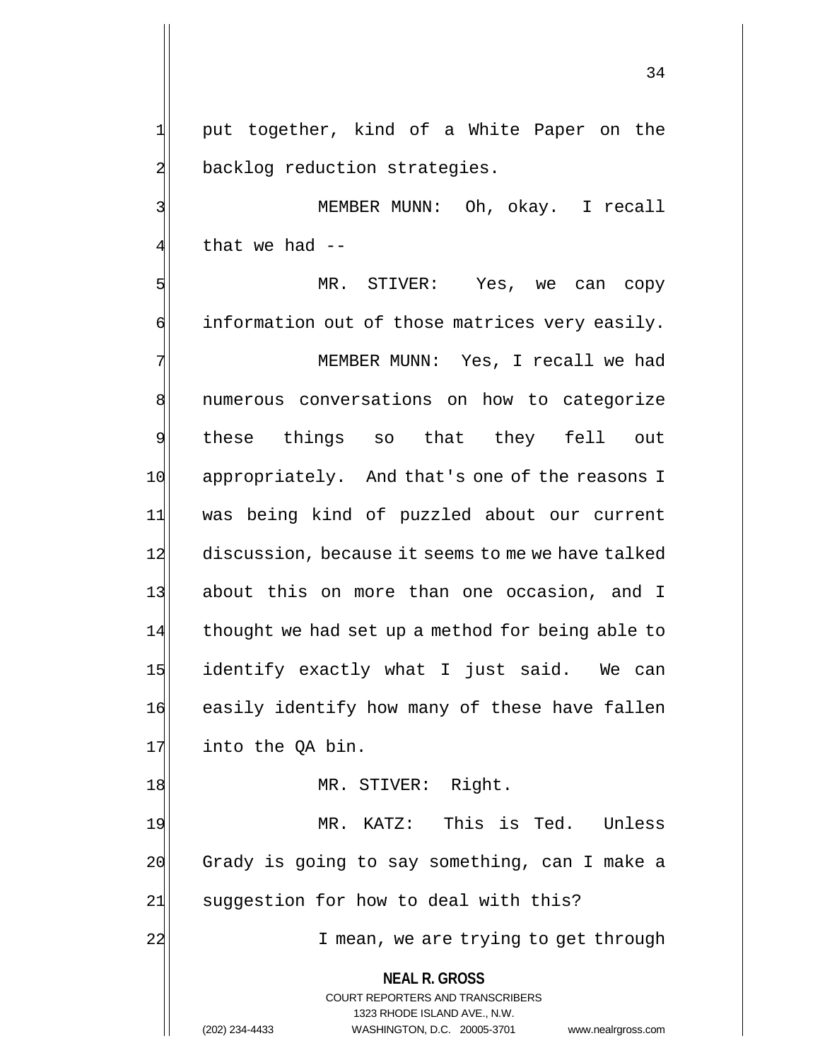put together, kind of a White Paper on the backlog reduction strategies.

MEMBER MUNN: Oh, okay. I recall that we had --

MR. STIVER: Yes, we can copy information out of those matrices very easily.

MEMBER MUNN: Yes, I recall we had numerous conversations on how to categorize these things so that they fell out appropriately. And that's one of the reasons I was being kind of puzzled about our current discussion, because it seems to me we have talked about this on more than one occasion, and I thought we had set up a method for being able to identify exactly what I just said. We can easily identify how many of these have fallen into the QA bin.

MR. STIVER: Right.

MR. KATZ: This is Ted. Unless Grady is going to say something, can I make a suggestion for how to deal with this?

I mean, we are trying to get through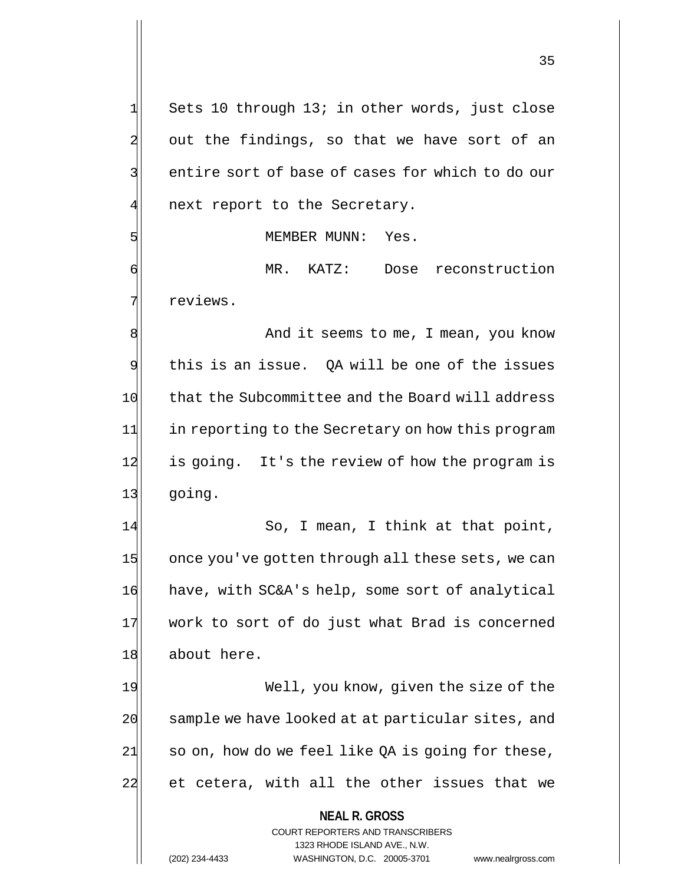Sets 10 through 13; in other words, just close out the findings, so that we have sort of an entire sort of base of cases for which to do our next report to the Secretary.

MEMBER MUNN: Yes.

MR. KATZ: Dose reconstruction reviews.

And it seems to me, I mean, you know this is an issue. QA will be one of the issues that the Subcommittee and the Board will address in reporting to the Secretary on how this program is going. It's the review of how the program is going.

So, I mean, I think at that point, once you've gotten through all these sets, we can have, with SC&A's help, some sort of analytical work to sort of do just what Brad is concerned about here.

Well, you know, given the size of the sample we have looked at at particular sites, and so on, how do we feel like QA is going for these, et cetera, with all the other issues that we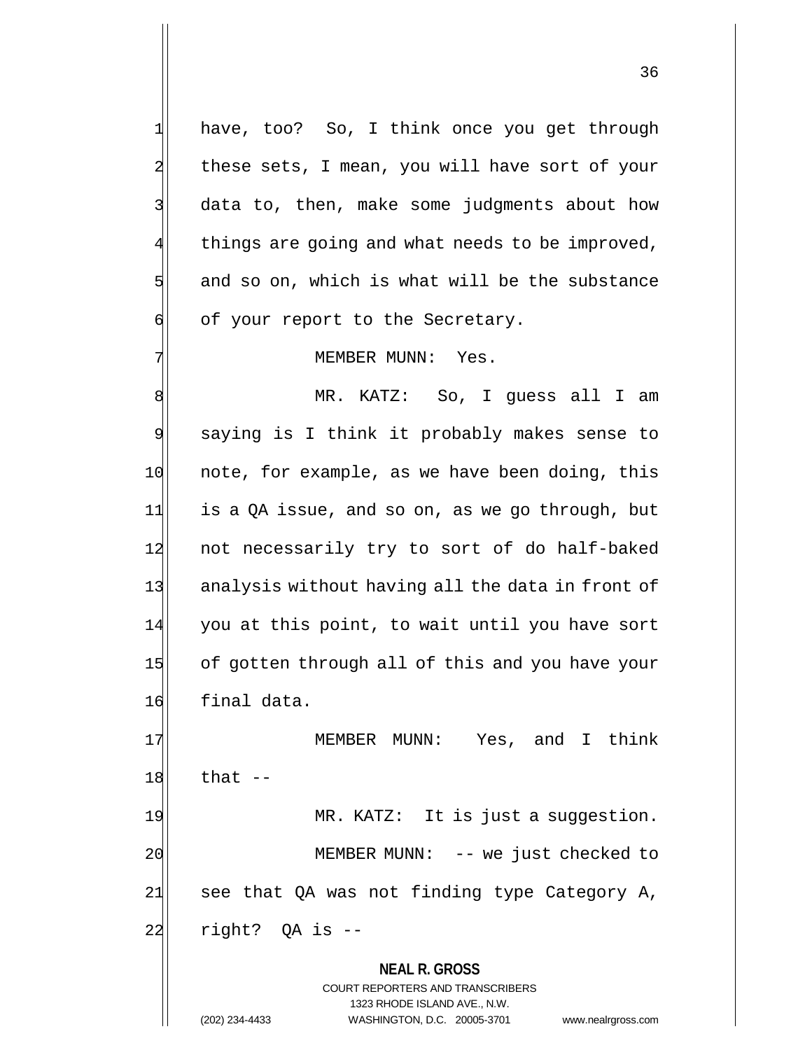have, too? So, I think once you get through these sets, I mean, you will have sort of your data to, then, make some judgments about how things are going and what needs to be improved, and so on, which is what will be the substance of your report to the Secretary.

MEMBER MUNN: Yes.

MR. KATZ: So, I guess all I am saying is I think it probably makes sense to note, for example, as we have been doing, this is a QA issue, and so on, as we go through, but not necessarily try to sort of do half-baked analysis without having all the data in front of you at this point, to wait until you have sort of gotten through all of this and you have your final data.

MEMBER MUNN: Yes, and I think that --

MR. KATZ: It is just a suggestion.

MEMBER MUNN: -- we just checked to see that QA was not finding type Category A, right? QA is --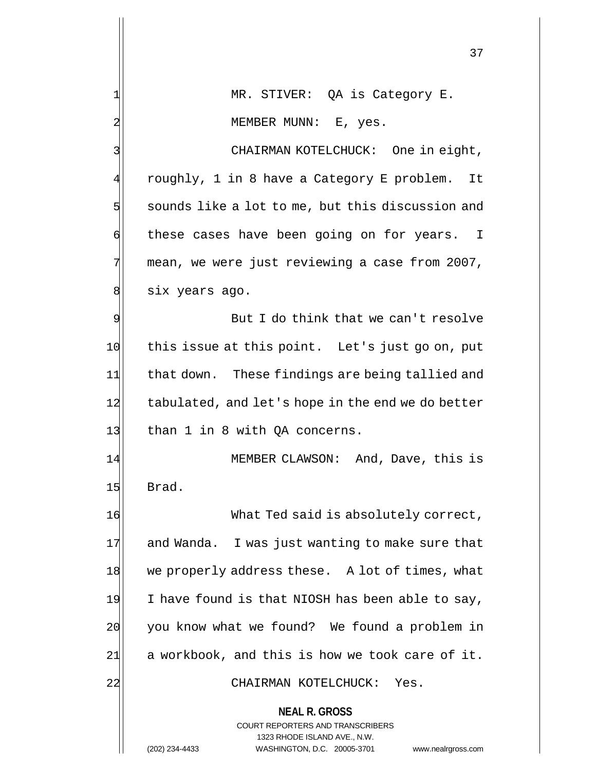MR. STIVER: QA is Category E.

MEMBER MUNN: E, yes.

CHAIRMAN KOTELCHUCK: One in eight, roughly, 1 in 8 have a Category E problem. It sounds like a lot to me, but this discussion and these cases have been going on for years. I mean, we were just reviewing a case from 2007, six years ago.

But I do think that we can't resolve this issue at this point. Let's just go on, put that down. These findings are being tallied and tabulated, and let's hope in the end we do better than 1 in 8 with QA concerns.

MEMBER CLAWSON: And, Dave, this is Brad.

What Ted said is absolutely correct, and Wanda. I was just wanting to make sure that we properly address these. A lot of times, what I have found is that NIOSH has been able to say, you know what we found? We found a problem in a workbook, and this is how we took care of it.

CHAIRMAN KOTELCHUCK: Yes.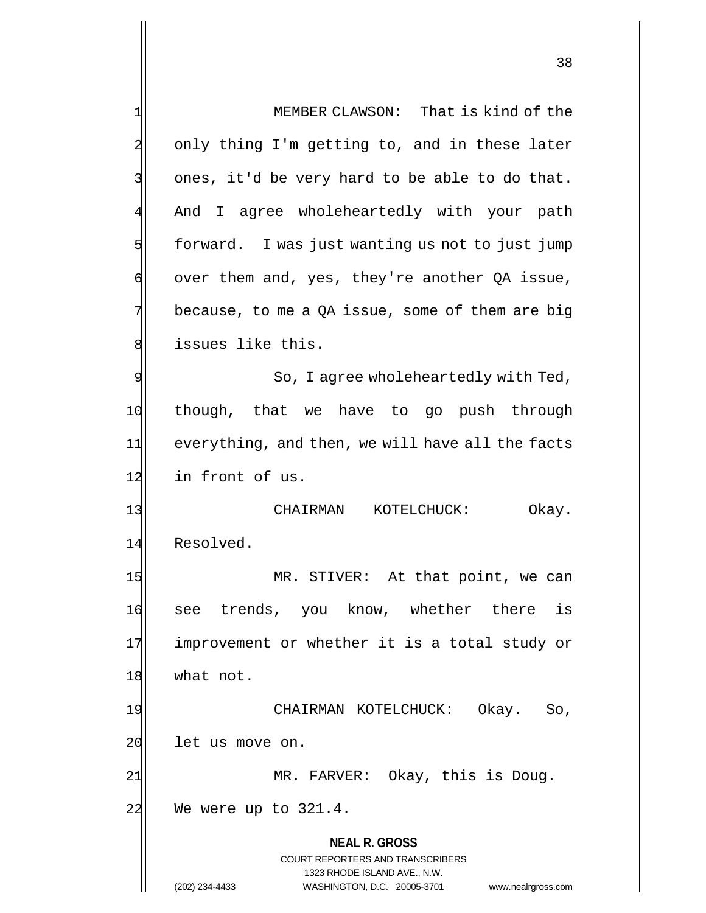MEMBER CLAWSON: That is kind of the only thing I'm getting to, and in these later ones, it'd be very hard to be able to do that. And I agree wholeheartedly with your path forward. I was just wanting us not to just jump over them and, yes, they're another QA issue, because, to me a QA issue, some of them are big issues like this.

So, I agree wholeheartedly with Ted, though, that we have to go push through everything, and then, we will have all the facts in front of us.

CHAIRMAN KOTELCHUCK: Okay. Resolved.

MR. STIVER: At that point, we can see trends, you know, whether there is improvement or whether it is a total study or what not.

CHAIRMAN KOTELCHUCK: Okay. So, let us move on.

MR. FARVER: Okay, this is Doug. We were up to 321.4.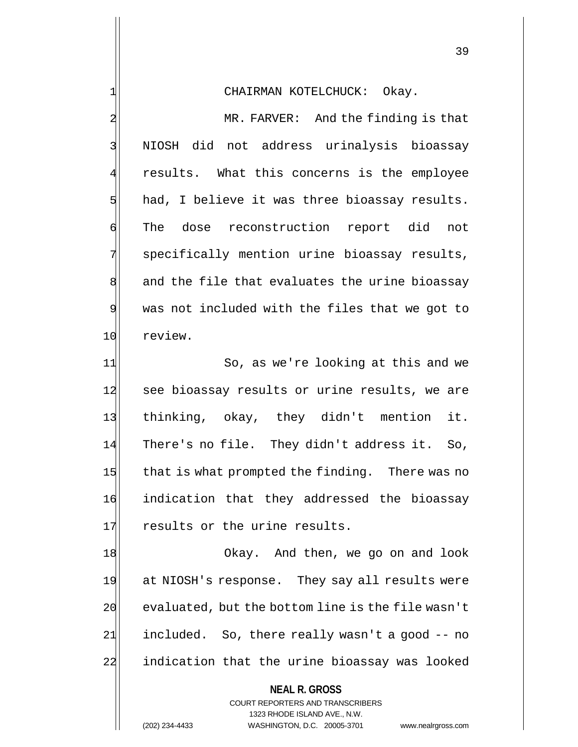CHAIRMAN KOTELCHUCK: Okay.

MR. FARVER: And the finding is that NIOSH did not address urinalysis bioassay results. What this concerns is the employee had, I believe it was three bioassay results. The dose reconstruction report did not specifically mention urine bioassay results, and the file that evaluates the urine bioassay was not included with the files that we got to review.

So, as we're looking at this and we see bioassay results or urine results, we are thinking, okay, they didn't mention it. There's no file. They didn't address it. So, that is what prompted the finding. There was no indication that they addressed the bioassay results or the urine results.

Okay. And then, we go on and look at NIOSH's response. They say all results were evaluated, but the bottom line is the file wasn't included. So, there really wasn't a good -- no indication that the urine bioassay was looked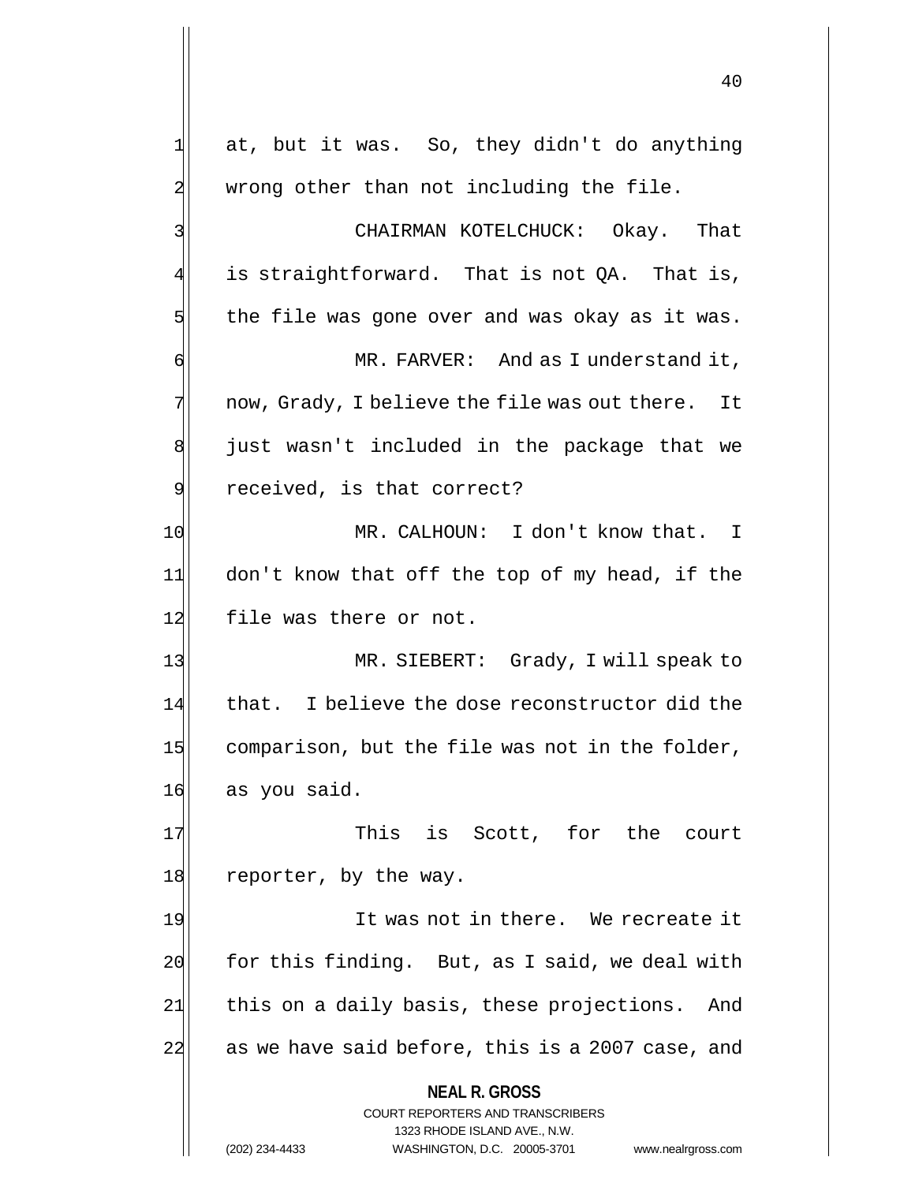at, but it was. So, they didn't do anything wrong other than not including the file.

CHAIRMAN KOTELCHUCK: Okay. That is straightforward. That is not QA. That is, the file was gone over and was okay as it was.

MR. FARVER: And as I understand it, now, Grady, I believe the file was out there. It just wasn't included in the package that we received, is that correct?

MR. CALHOUN: I don't know that. I don't know that off the top of my head, if the file was there or not.

MR. SIEBERT: Grady, I will speak to that. I believe the dose reconstructor did the comparison, but the file was not in the folder, as you said.

This is Scott, for the court reporter, by the way.

It was not in there. We recreate it for this finding. But, as I said, we deal with this on a daily basis, these projections. And as we have said before, this is a 2007 case, and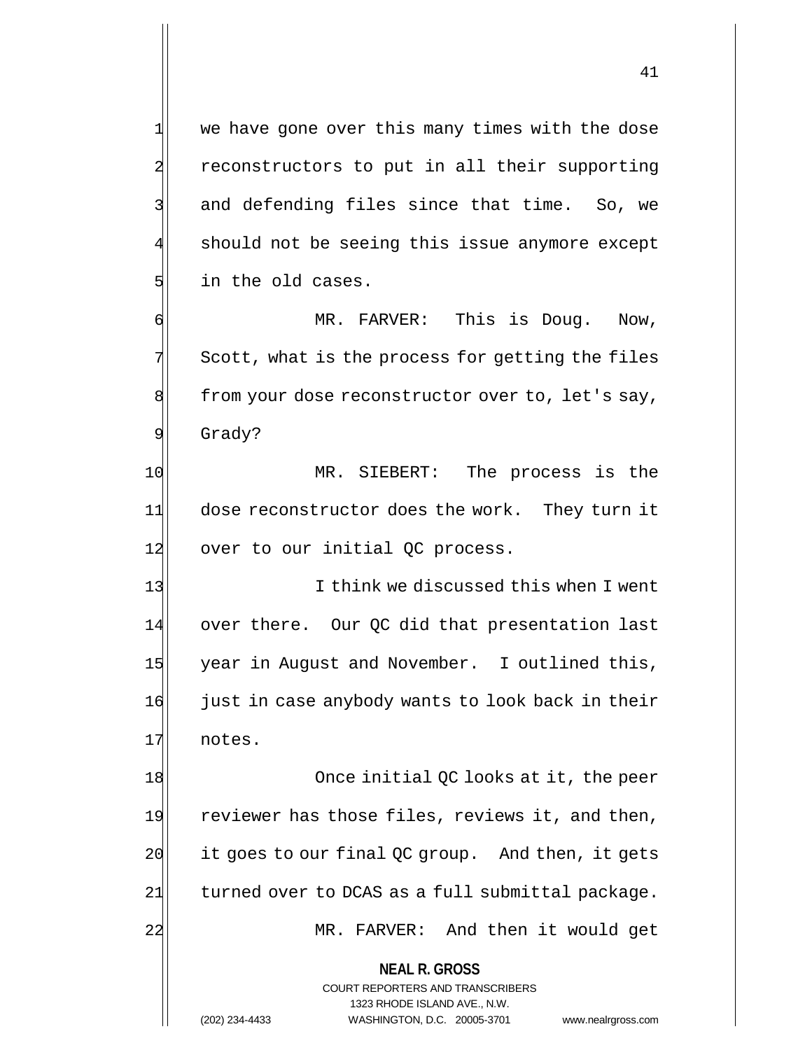we have gone over this many times with the dose reconstructors to put in all their supporting and defending files since that time. So, we should not be seeing this issue anymore except in the old cases.

MR. FARVER: This is Doug. Now, Scott, what is the process for getting the files from your dose reconstructor over to, let's say, Grady?

MR. SIEBERT: The process is the dose reconstructor does the work. They turn it over to our initial QC process.

I think we discussed this when I went over there. Our QC did that presentation last year in August and November. I outlined this, just in case anybody wants to look back in their notes.

Once initial QC looks at it, the peer reviewer has those files, reviews it, and then, it goes to our final QC group. And then, it gets turned over to DCAS as a full submittal package.

MR. FARVER: And then it would get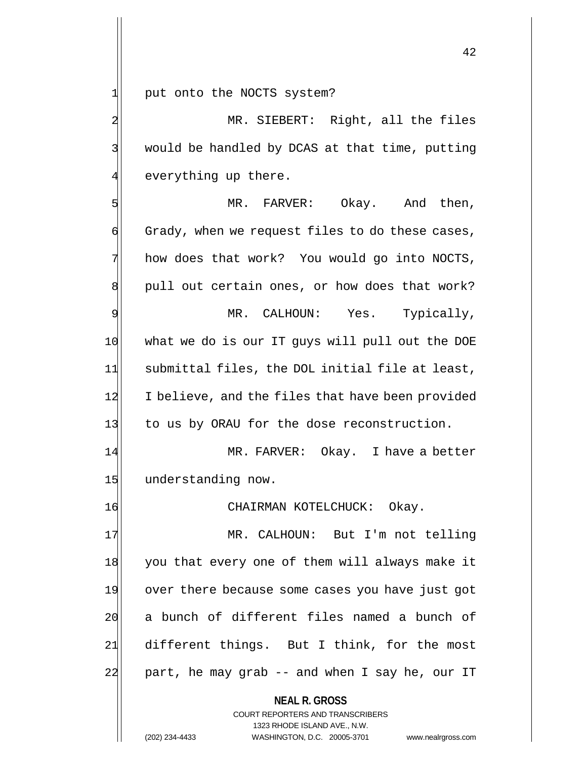put onto the NOCTS system?

MR. SIEBERT: Right, all the files would be handled by DCAS at that time, putting everything up there.

MR. FARVER: Okay. And then, Grady, when we request files to do these cases, how does that work? You would go into NOCTS, pull out certain ones, or how does that work?

MR. CALHOUN: Yes. Typically, what we do is our IT guys will pull out the DOE submittal files, the DOL initial file at least, I believe, and the files that have been provided to us by ORAU for the dose reconstruction.

MR. FARVER: Okay. I have a better understanding now.

CHAIRMAN KOTELCHUCK: Okay.

MR. CALHOUN: But I'm not telling you that every one of them will always make it over there because some cases you have just got a bunch of different files named a bunch of different things. But I think, for the most part, he may grab -- and when I say he, our IT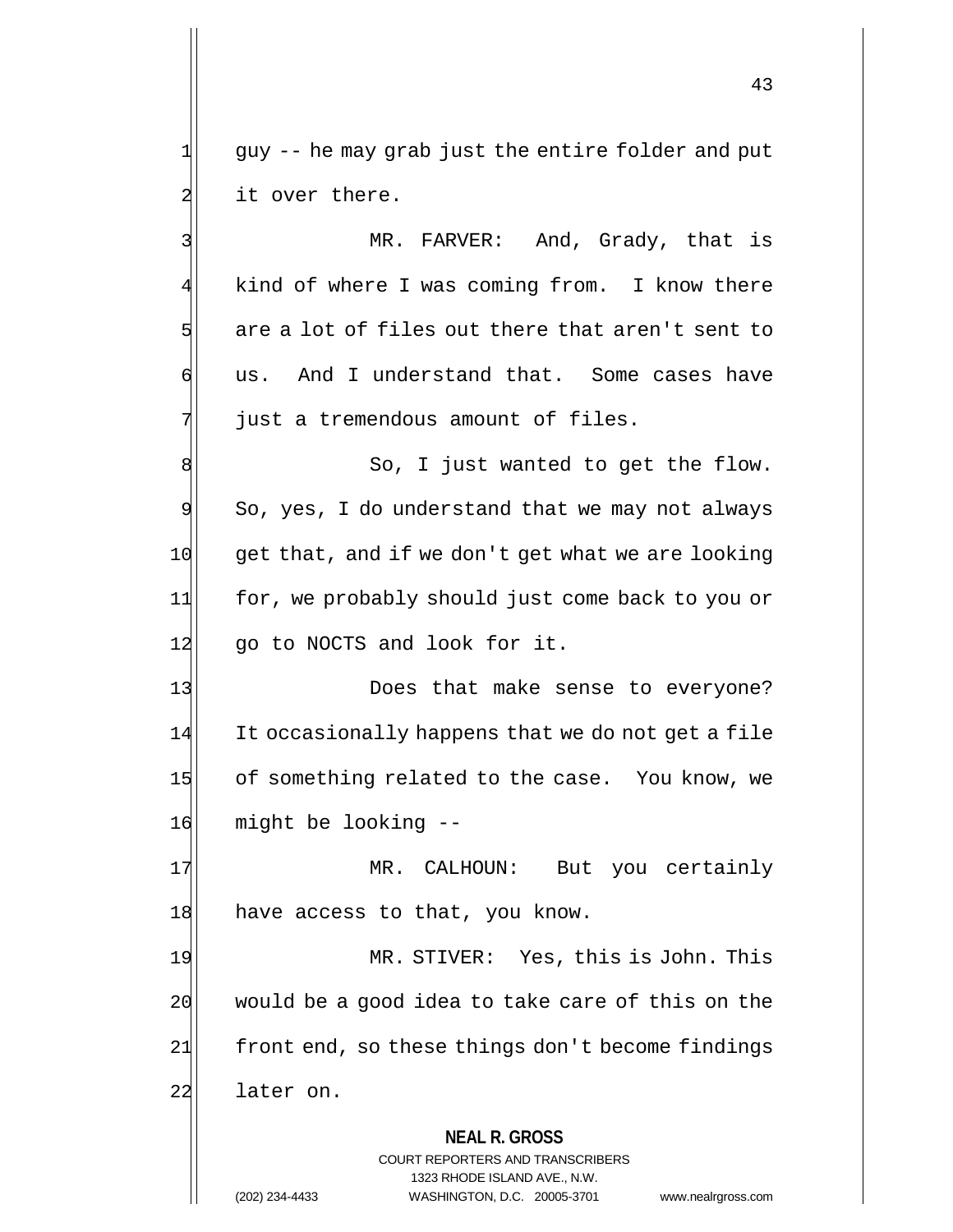guy -- he may grab just the entire folder and put it over there.

MR. FARVER: And, Grady, that is kind of where I was coming from. I know there are a lot of files out there that aren't sent to us. And I understand that. Some cases have just a tremendous amount of files.

So, I just wanted to get the flow. So, yes, I do understand that we may not always get that, and if we don't get what we are looking for, we probably should just come back to you or go to NOCTS and look for it.

Does that make sense to everyone? It occasionally happens that we do not get a file of something related to the case. You know, we might be looking --

MR. CALHOUN: But you certainly have access to that, you know.

MR. STIVER: Yes, this is John. This would be a good idea to take care of this on the front end, so these things don't become findings later on.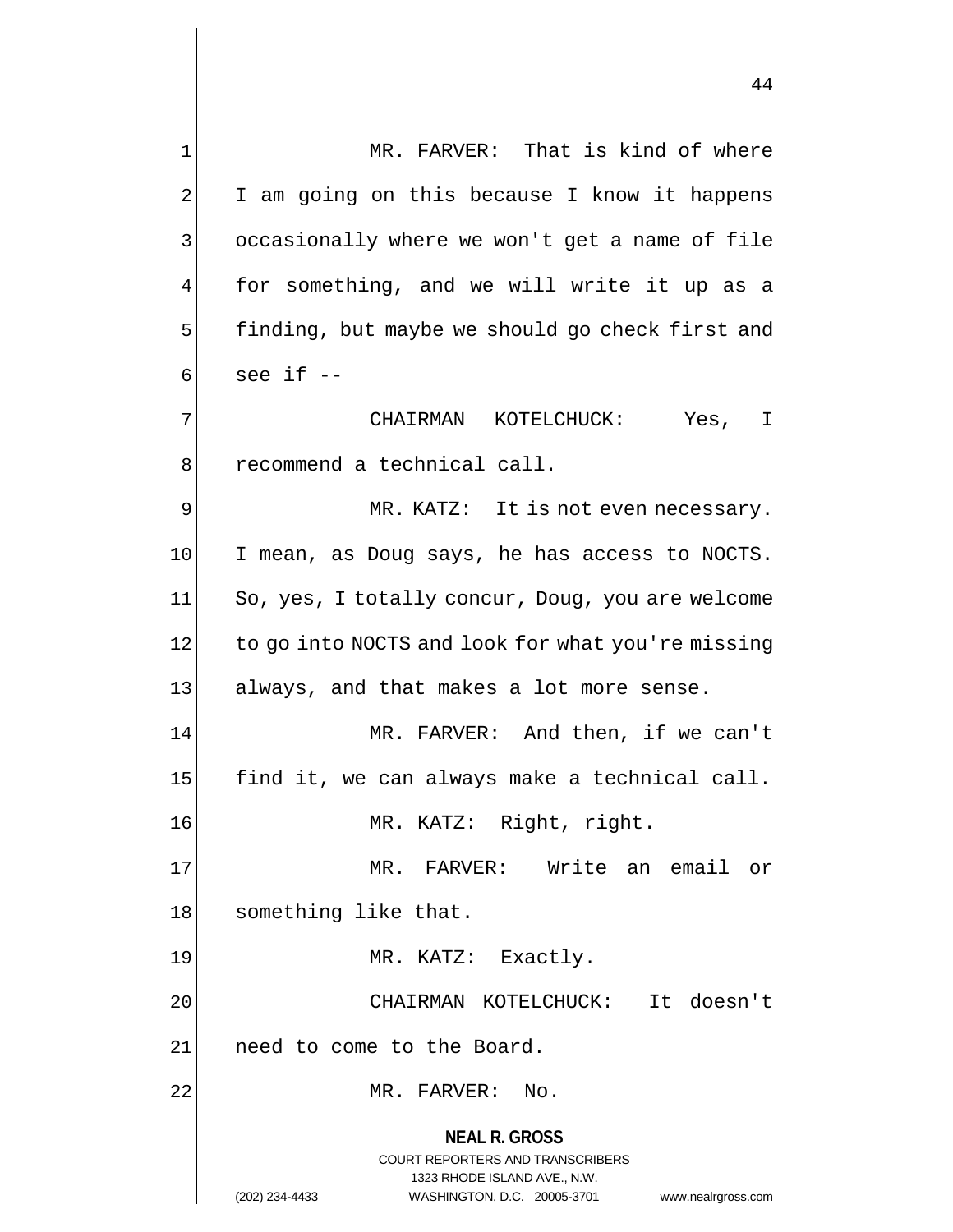MR. FARVER: That is kind of where I am going on this because I know it happens occasionally where we won't get a name of file for something, and we will write it up as a finding, but maybe we should go check first and see if --

CHAIRMAN KOTELCHUCK: Yes, I recommend a technical call.

MR. KATZ: It is not even necessary. I mean, as Doug says, he has access to NOCTS. So, yes, I totally concur, Doug, you are welcome to go into NOCTS and look for what you're missing always, and that makes a lot more sense.

MR. FARVER: And then, if we can't find it, we can always make a technical call.

MR. KATZ: Right, right.

MR. FARVER: Write an email or something like that.

MR. KATZ: Exactly.

CHAIRMAN KOTELCHUCK: It doesn't need to come to the Board.

MR. FARVER: No.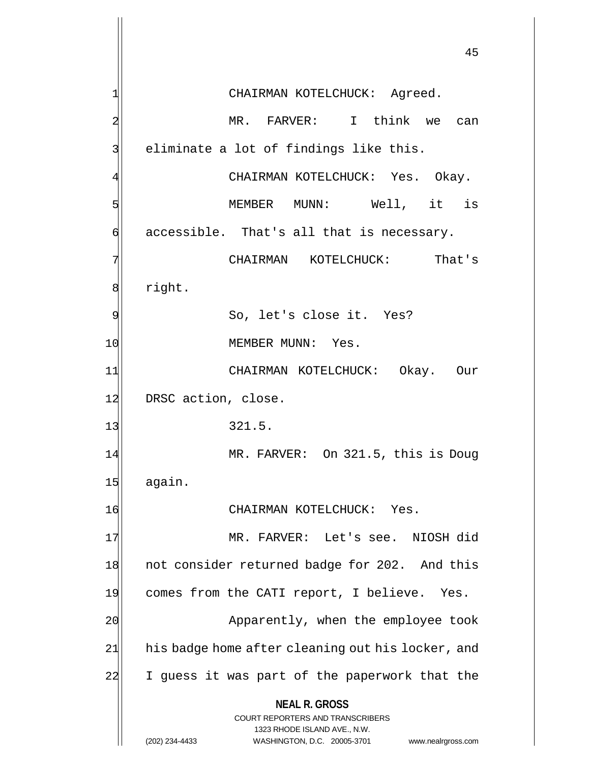CHAIRMAN KOTELCHUCK: Agreed.

MR. FARVER: I think we can eliminate a lot of findings like this.

CHAIRMAN KOTELCHUCK: Yes. Okay.

MEMBER MUNN: Well, it is accessible. That's all that is necessary.

CHAIRMAN KOTELCHUCK: That's right.

So, let's close it. Yes?

MEMBER MUNN: Yes.

CHAIRMAN KOTELCHUCK: Okay. Our DRSC action, close.

321.5.

MR. FARVER: On 321.5, this is Doug again.

CHAIRMAN KOTELCHUCK: Yes.

MR. FARVER: Let's see. NIOSH did not consider returned badge for 202. And this comes from the CATI report, I believe. Yes.

Apparently, when the employee took his badge home after cleaning out his locker, and I guess it was part of the paperwork that the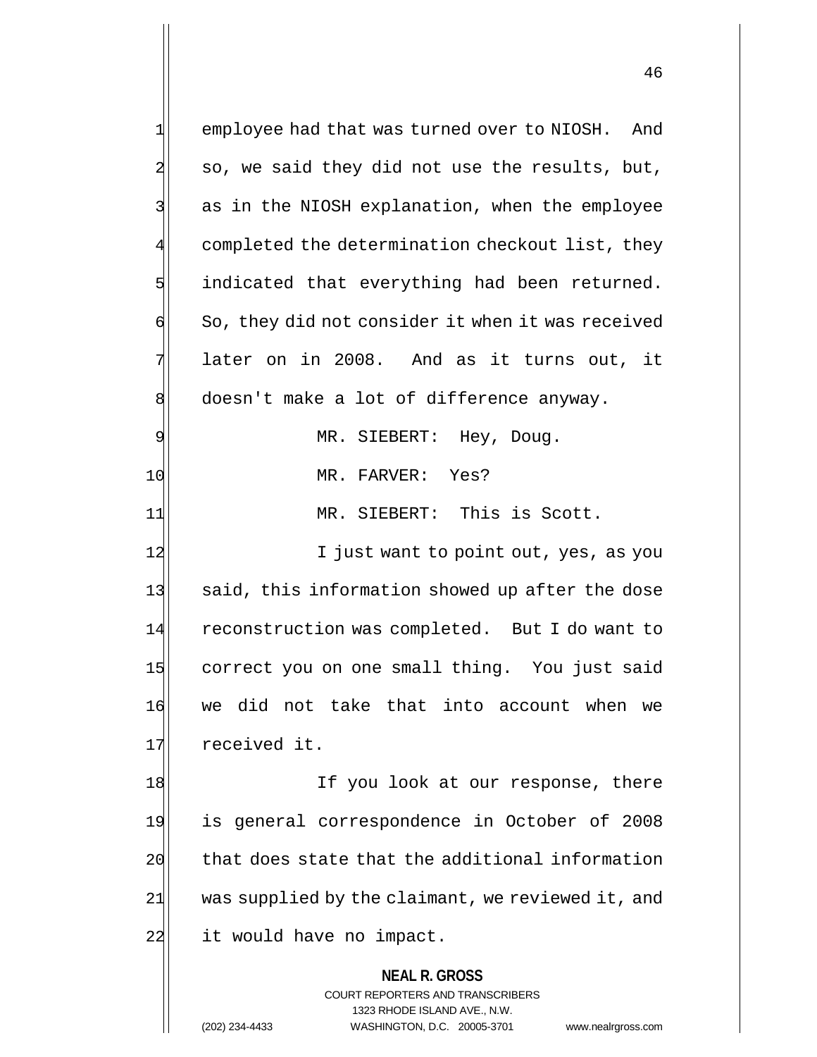employee had that was turned over to NIOSH. And so, we said they did not use the results, but, as in the NIOSH explanation, when the employee completed the determination checkout list, they indicated that everything had been returned. So, they did not consider it when it was received later on in 2008. And as it turns out, it doesn't make a lot of difference anyway.

MR. SIEBERT: Hey, Doug.

MR. FARVER: Yes?

MR. SIEBERT: This is Scott.

I just want to point out, yes, as you said, this information showed up after the dose reconstruction was completed. But I do want to correct you on one small thing. You just said we did not take that into account when we received it.

If you look at our response, there is general correspondence in October of 2008 that does state that the additional information was supplied by the claimant, we reviewed it, and it would have no impact.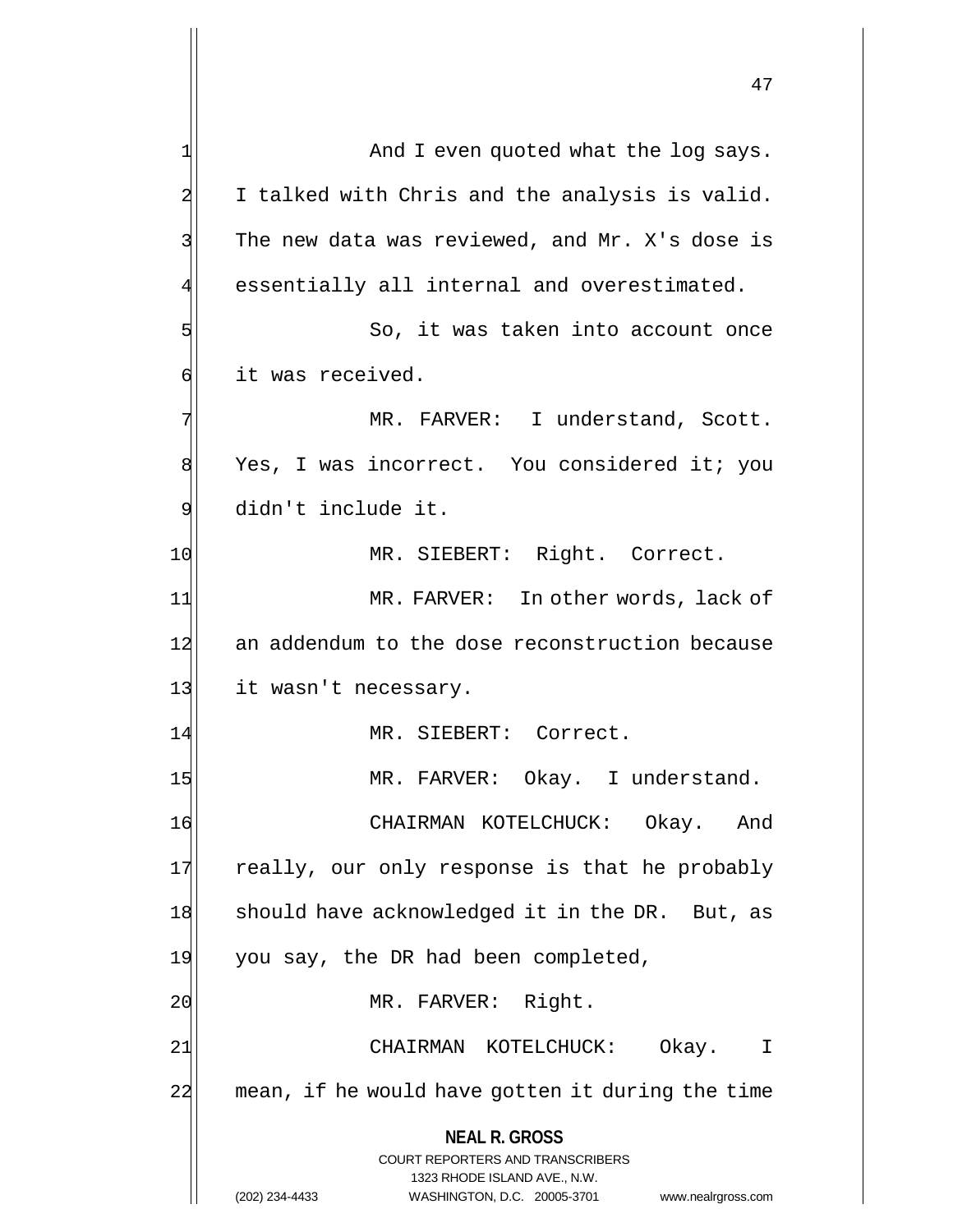And I even quoted what the log says. I talked with Chris and the analysis is valid. The new data was reviewed, and Mr. X's dose is essentially all internal and overestimated.

So, it was taken into account once it was received.

MR. FARVER: I understand, Scott. Yes, I was incorrect. You considered it; you didn't include it.

MR. SIEBERT: Right. Correct.

MR. FARVER: In other words, lack of an addendum to the dose reconstruction because it wasn't necessary.

MR. SIEBERT: Correct.

MR. FARVER: Okay. I understand.

CHAIRMAN KOTELCHUCK: Okay. And really, our only response is that he probably should have acknowledged it in the DR. But, as you say, the DR had been completed,

MR. FARVER: Right.

CHAIRMAN KOTELCHUCK: Okay. I mean, if he would have gotten it during the time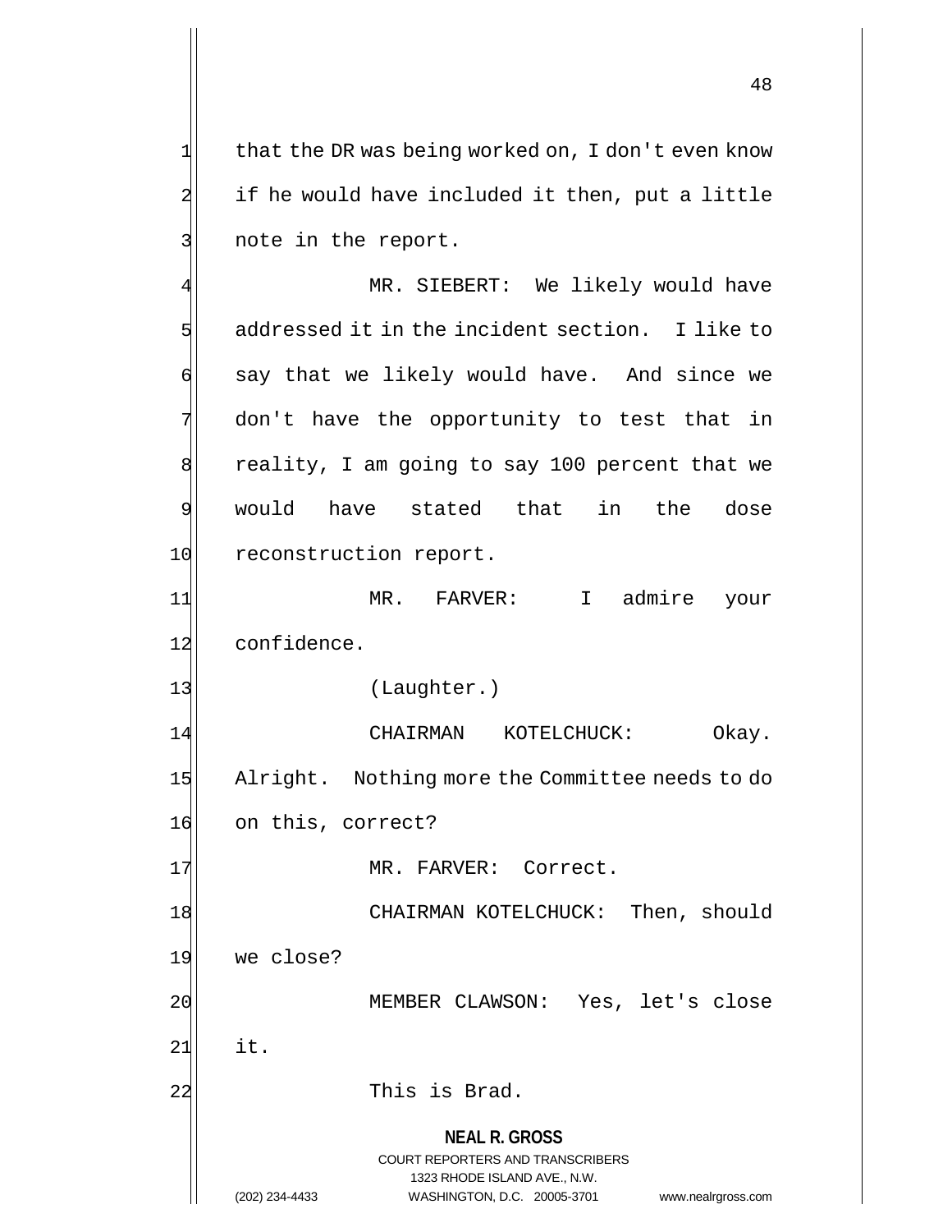that the DR was being worked on, I don't even know if he would have included it then, put a little note in the report.

MR. SIEBERT: We likely would have addressed it in the incident section. I like to say that we likely would have. And since we don't have the opportunity to test that in reality, I am going to say 100 percent that we would have stated that in the dose reconstruction report.

MR. FARVER: I admire your confidence.

(Laughter.)

CHAIRMAN KOTELCHUCK: Okay. Alright. Nothing more the Committee needs to do on this, correct?

MR. FARVER: Correct.

CHAIRMAN KOTELCHUCK: Then, should we close?

MEMBER CLAWSON: Yes, let's close it.

This is Brad.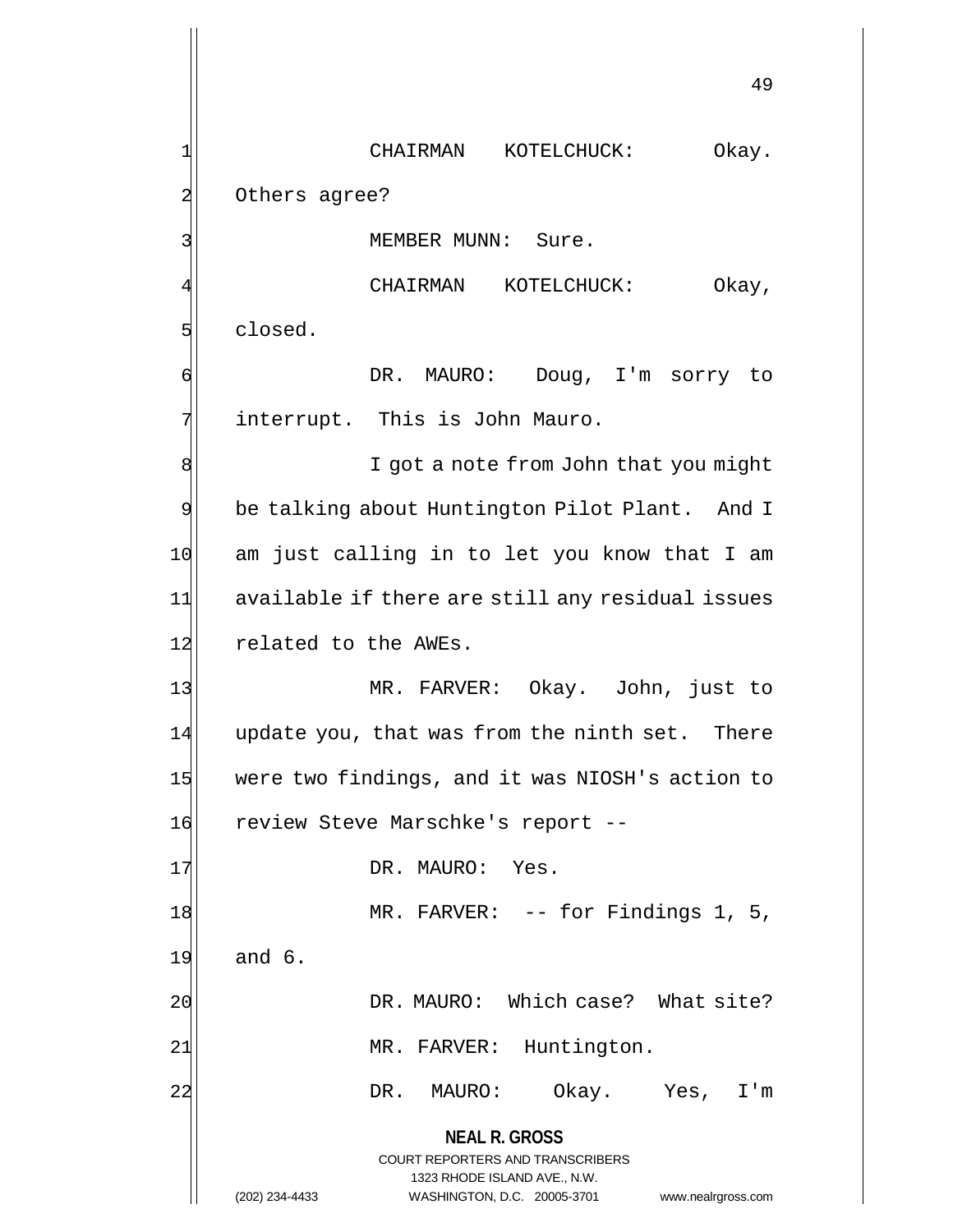CHAIRMAN KOTELCHUCK: Okay. Others agree?

MEMBER MUNN: Sure.

CHAIRMAN KOTELCHUCK: Okay, closed.

DR. MAURO: Doug, I'm sorry to interrupt. This is John Mauro.

I got a note from John that you might be talking about Huntington Pilot Plant. And I am just calling in to let you know that I am available if there are still any residual issues related to the AWEs.

MR. FARVER: Okay. John, just to update you, that was from the ninth set. There were two findings, and it was NIOSH's action to review Steve Marschke's report --

DR. MAURO: Yes.

MR. FARVER: -- for Findings 1, 5, and 6.

DR. MAURO: Which case? What site?

MR. FARVER: Huntington.

DR. MAURO: Okay. Yes, I'm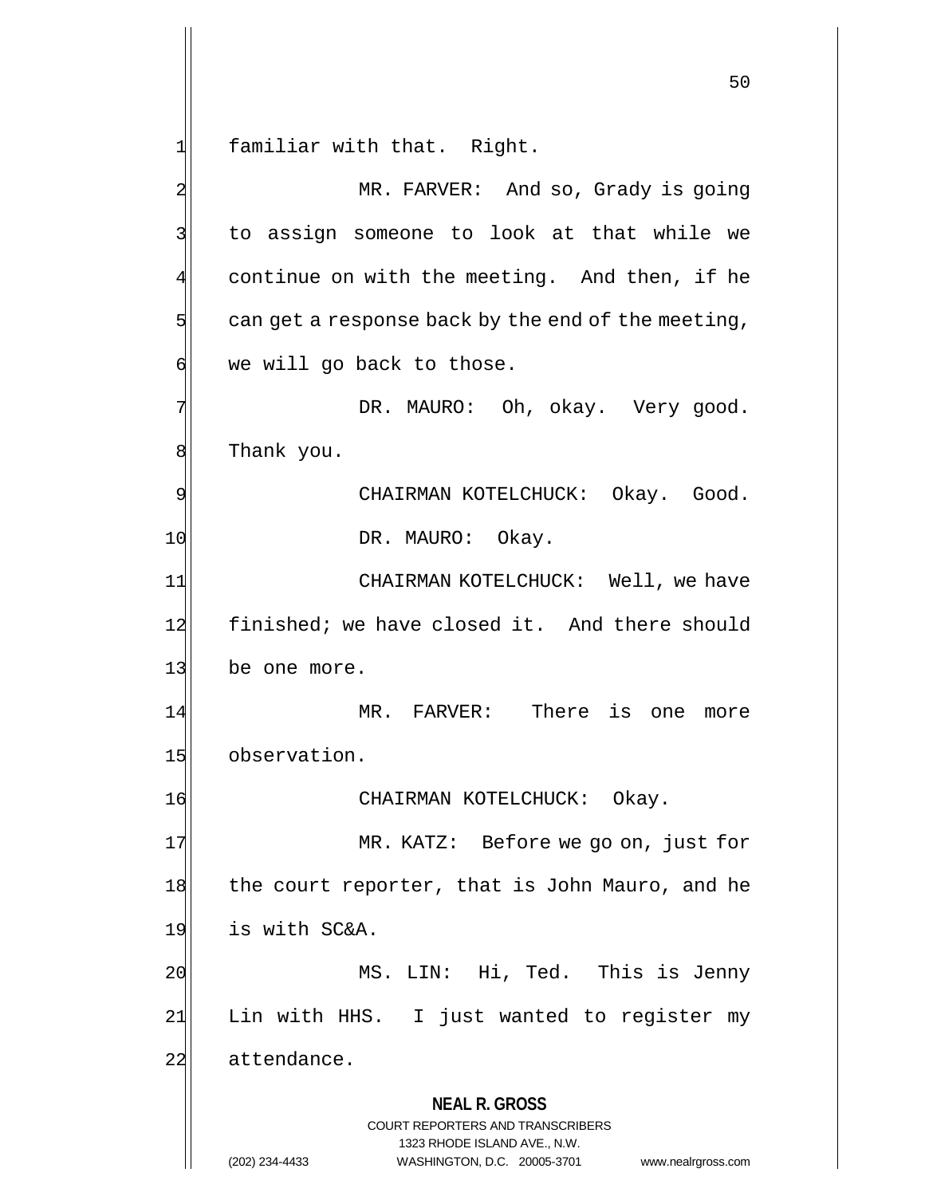familiar with that. Right.

MR. FARVER: And so, Grady is going to assign someone to look at that while we continue on with the meeting. And then, if he can get a response back by the end of the meeting, we will go back to those.

DR. MAURO: Oh, okay. Very good. Thank you.

CHAIRMAN KOTELCHUCK: Okay. Good.

DR. MAURO: Okay.

CHAIRMAN KOTELCHUCK: Well, we have finished; we have closed it. And there should be one more.

MR. FARVER: There is one more observation.

CHAIRMAN KOTELCHUCK: Okay.

MR. KATZ: Before we go on, just for the court reporter, that is John Mauro, and he is with SC&A.

MS. LIN: Hi, Ted. This is Jenny Lin with HHS. I just wanted to register my attendance.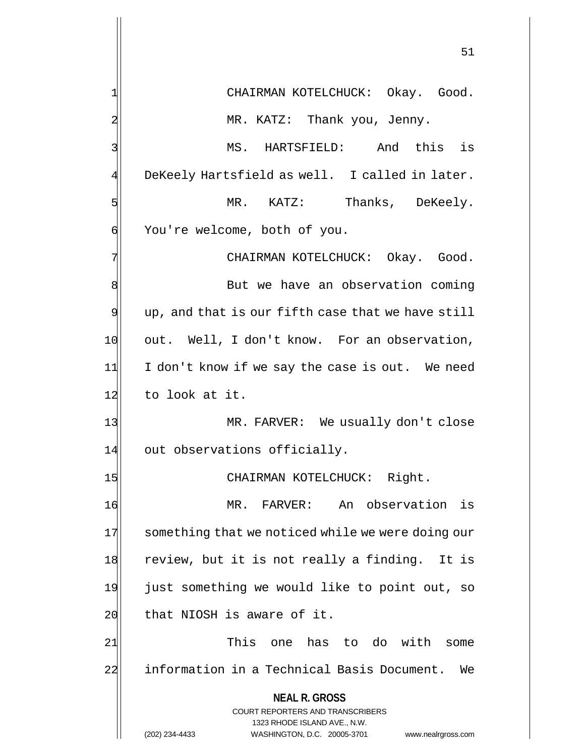CHAIRMAN KOTELCHUCK: Okay. Good.

MR. KATZ: Thank you, Jenny.

MS. HARTSFIELD: And this is DeKeely Hartsfield as well. I called in later.

MR. KATZ: Thanks, DeKeely. You're welcome, both of you.

CHAIRMAN KOTELCHUCK: Okay. Good.

But we have an observation coming up, and that is our fifth case that we have still out. Well, I don't know. For an observation, I don't know if we say the case is out. We need to look at it.

MR. FARVER: We usually don't close out observations officially.

CHAIRMAN KOTELCHUCK: Right.

MR. FARVER: An observation is something that we noticed while we were doing our review, but it is not really a finding. It is just something we would like to point out, so that NIOSH is aware of it.

This one has to do with some information in a Technical Basis Document. We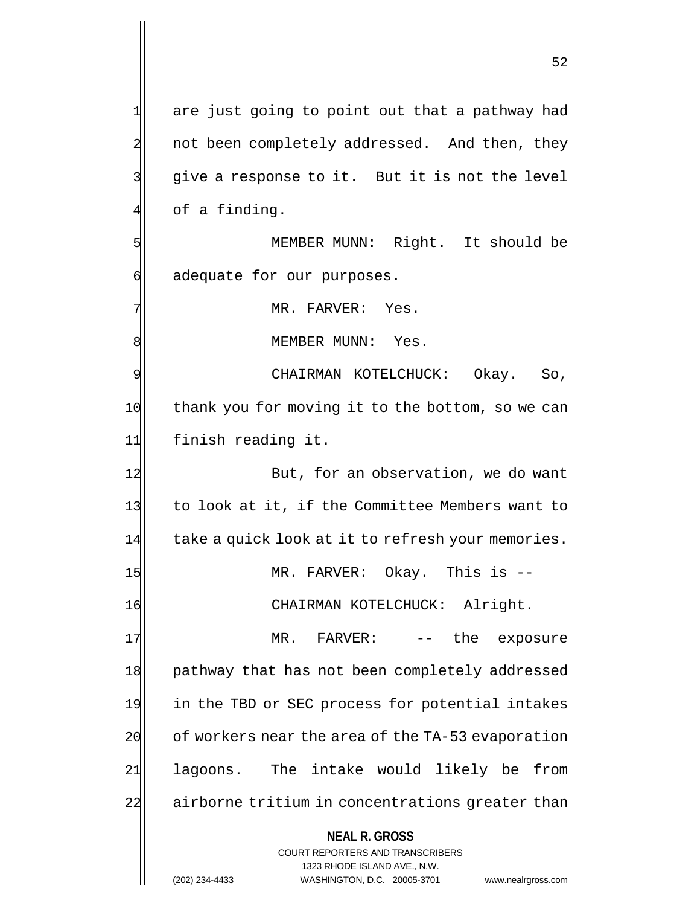are just going to point out that a pathway had not been completely addressed. And then, they give a response to it. But it is not the level of a finding.

MEMBER MUNN: Right. It should be adequate for our purposes.

MR. FARVER: Yes.

MEMBER MUNN: Yes.

CHAIRMAN KOTELCHUCK: Okay. So, thank you for moving it to the bottom, so we can finish reading it.

But, for an observation, we do want to look at it, if the Committee Members want to take a quick look at it to refresh your memories.

MR. FARVER: Okay. This is --

CHAIRMAN KOTELCHUCK: Alright.

MR. FARVER: -- the exposure pathway that has not been completely addressed in the TBD or SEC process for potential intakes of workers near the area of the TA-53 evaporation lagoons. The intake would likely be from airborne tritium in concentrations greater than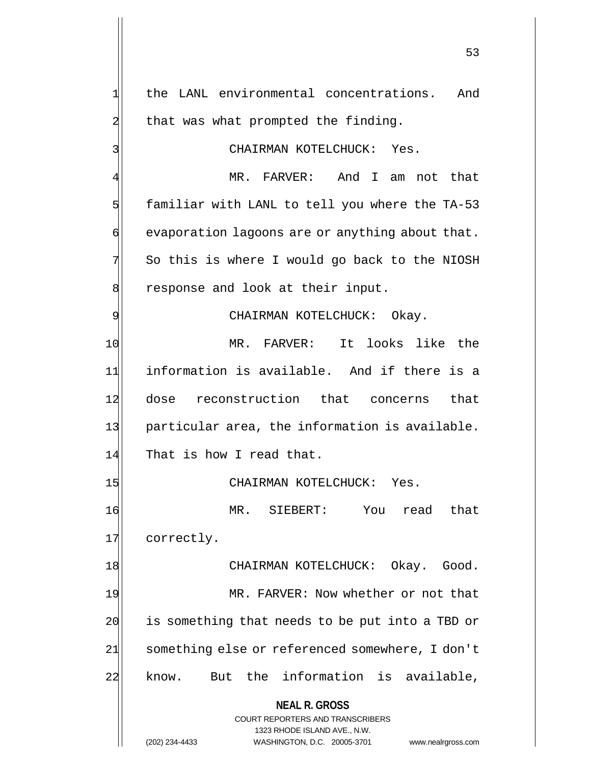the LANL environmental concentrations. And that was what prompted the finding.

CHAIRMAN KOTELCHUCK: Yes.

MR. FARVER: And I am not that familiar with LANL to tell you where the TA-53 evaporation lagoons are or anything about that. So this is where I would go back to the NIOSH response and look at their input.

CHAIRMAN KOTELCHUCK: Okay.

MR. FARVER: It looks like the information is available. And if there is a dose reconstruction that concerns that particular area, the information is available. That is how I read that.

CHAIRMAN KOTELCHUCK: Yes.

MR. SIEBERT: You read that correctly.

CHAIRMAN KOTELCHUCK: Okay. Good.

MR. FARVER: Now whether or not that is something that needs to be put into a TBD or something else or referenced somewhere, I don't know. But the information is available,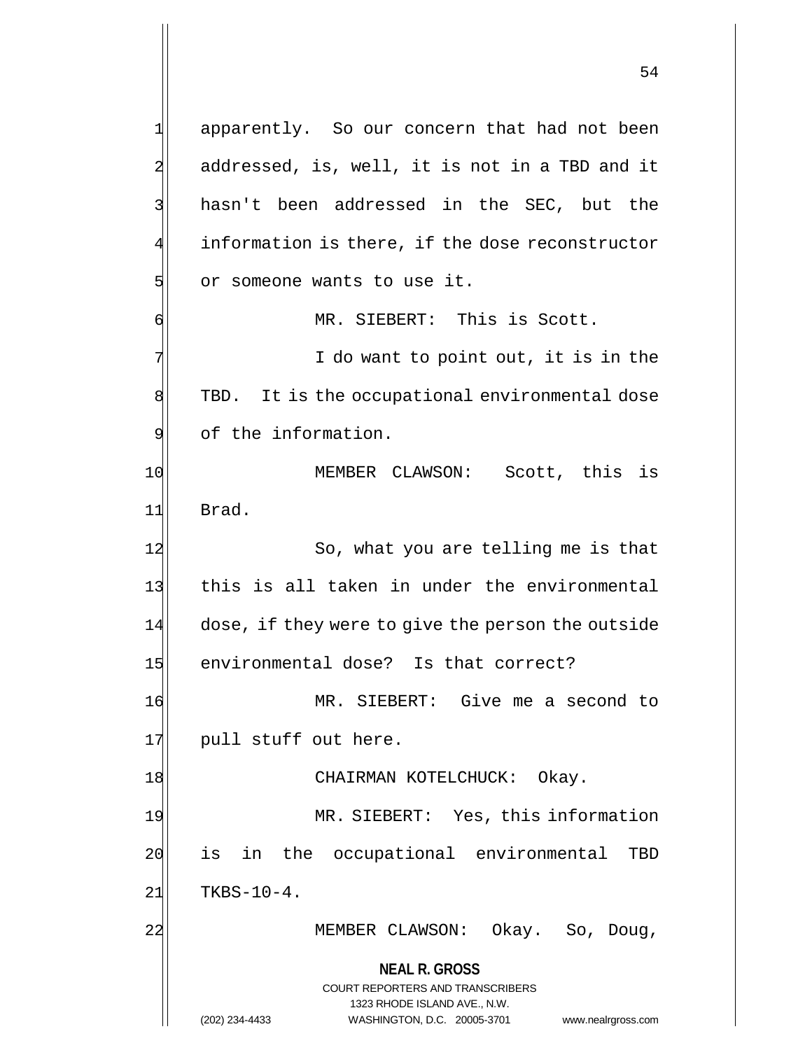apparently. So our concern that had not been addressed, is, well, it is not in a TBD and it hasn't been addressed in the SEC, but the information is there, if the dose reconstructor or someone wants to use it.

MR. SIEBERT: This is Scott.

I do want to point out, it is in the TBD. It is the occupational environmental dose of the information.

MEMBER CLAWSON: Scott, this is Brad.

So, what you are telling me is that this is all taken in under the environmental dose, if they were to give the person the outside environmental dose? Is that correct?

MR. SIEBERT: Give me a second to pull stuff out here.

CHAIRMAN KOTELCHUCK: Okay.

MR. SIEBERT: Yes, this information is in the occupational environmental TBD TKBS-10-4.

MEMBER CLAWSON: Okay. So, Doug,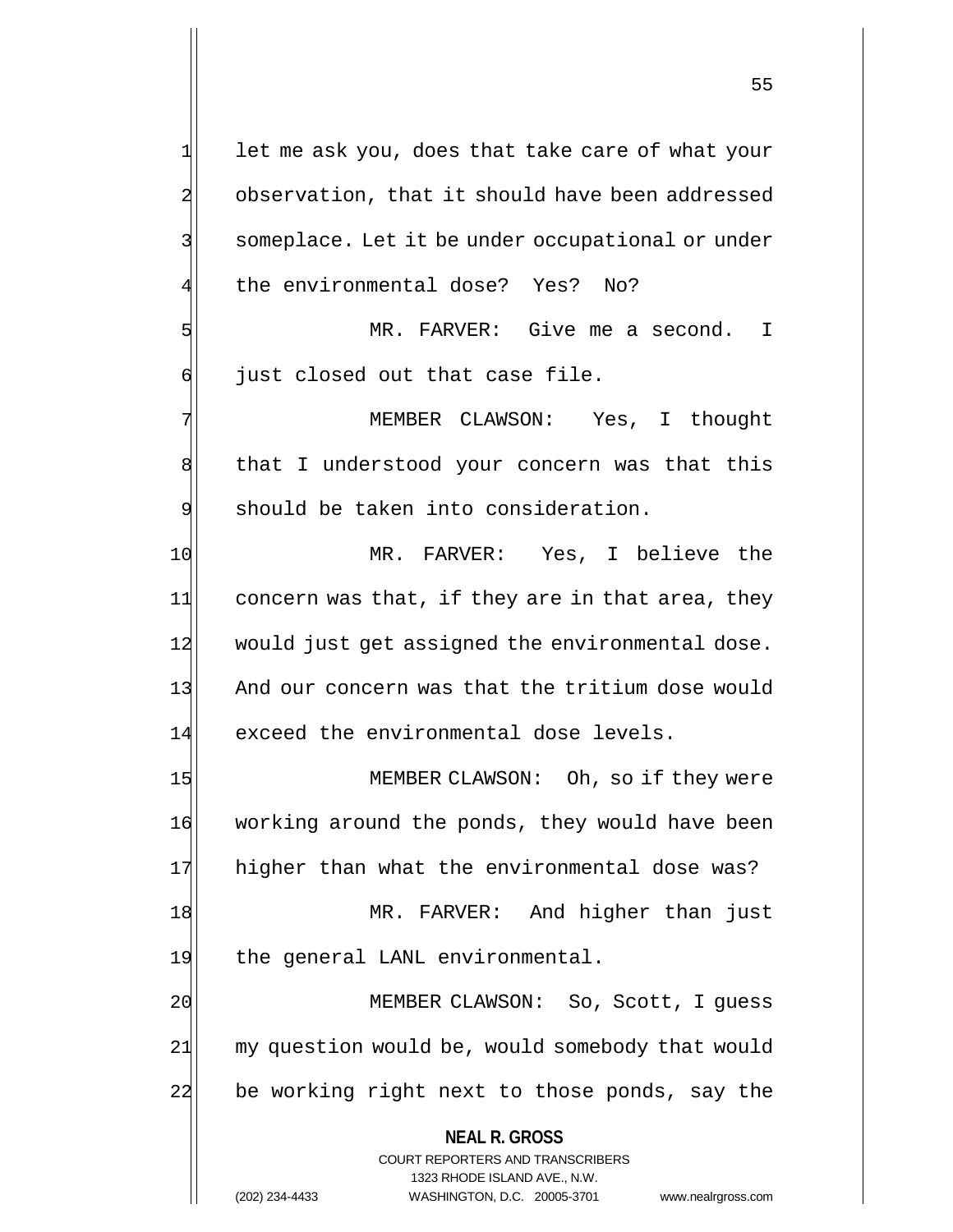let me ask you, does that take care of what your observation, that it should have been addressed someplace. Let it be under occupational or under the environmental dose? Yes? No?

MR. FARVER: Give me a second. I just closed out that case file.

MEMBER CLAWSON: Yes, I thought that I understood your concern was that this should be taken into consideration.

MR. FARVER: Yes, I believe the concern was that, if they are in that area, they would just get assigned the environmental dose. And our concern was that the tritium dose would exceed the environmental dose levels.

MEMBER CLAWSON: Oh, so if they were working around the ponds, they would have been higher than what the environmental dose was?

MR. FARVER: And higher than just the general LANL environmental.

MEMBER CLAWSON: So, Scott, I guess my question would be, would somebody that would be working right next to those ponds, say the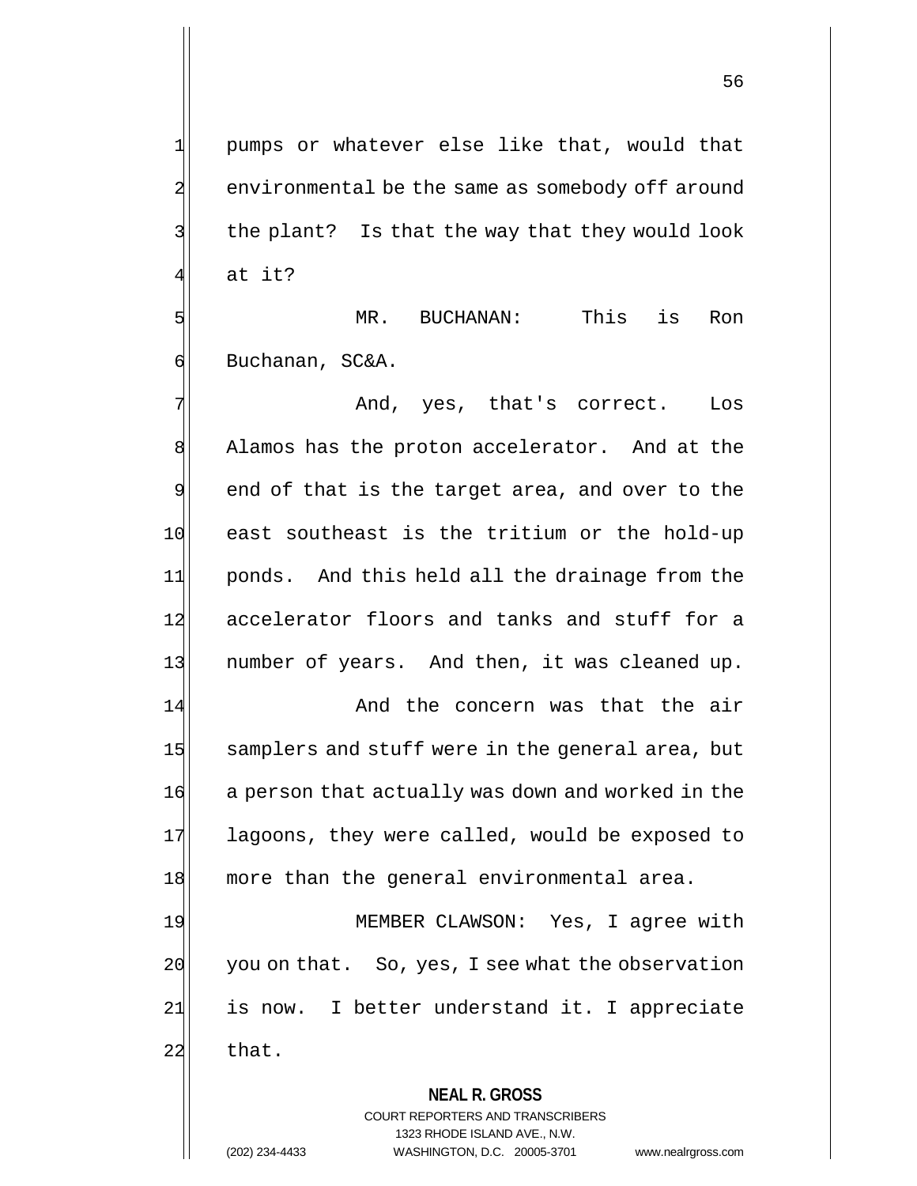pumps or whatever else like that, would that environmental be the same as somebody off around the plant? Is that the way that they would look at it?

MR. BUCHANAN: This is Ron Buchanan, SC&A.

And, yes, that's correct. Los Alamos has the proton accelerator. And at the end of that is the target area, and over to the east southeast is the tritium or the hold-up ponds. And this held all the drainage from the accelerator floors and tanks and stuff for a number of years. And then, it was cleaned up.

And the concern was that the air samplers and stuff were in the general area, but a person that actually was down and worked in the lagoons, they were called, would be exposed to more than the general environmental area.

MEMBER CLAWSON: Yes, I agree with you on that. So, yes, I see what the observation is now. I better understand it. I appreciate that.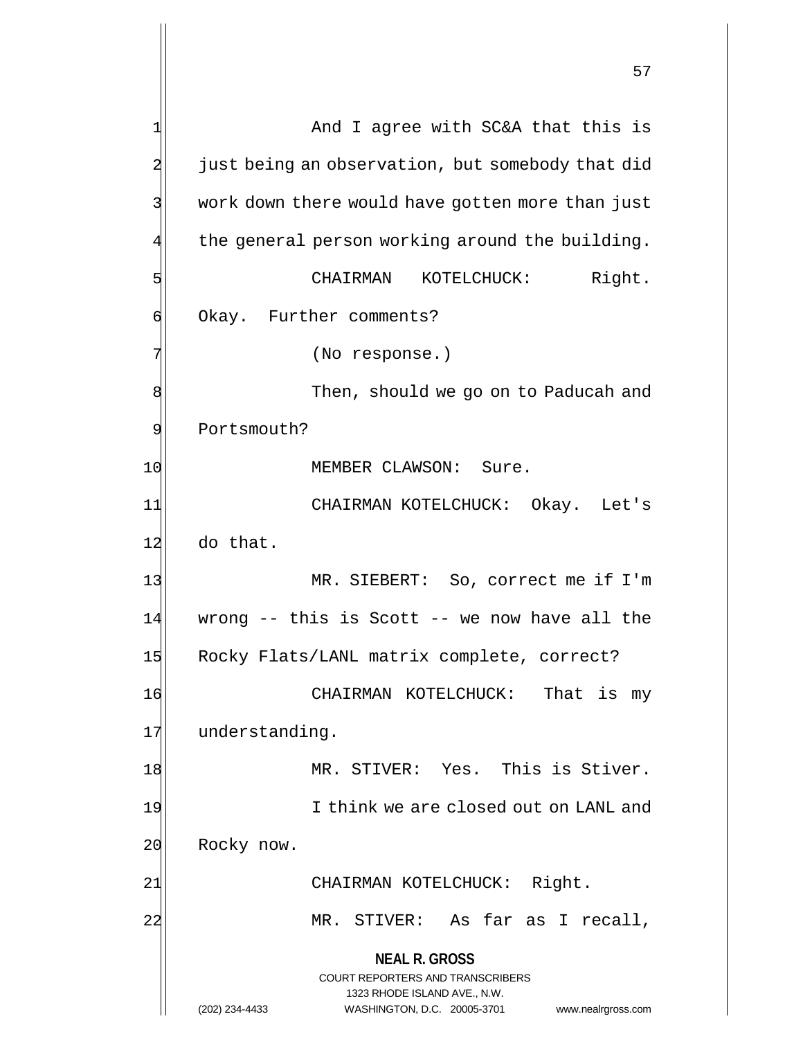And I agree with SC&A that this is just being an observation, but somebody that did work down there would have gotten more than just the general person working around the building.

CHAIRMAN KOTELCHUCK: Right. Okay. Further comments?

(No response.)

Then, should we go on to Paducah and Portsmouth?

MEMBER CLAWSON: Sure.

CHAIRMAN KOTELCHUCK: Okay. Let's do that.

MR. SIEBERT: So, correct me if I'm wrong -- this is Scott -- we now have all the Rocky Flats/LANL matrix complete, correct?

CHAIRMAN KOTELCHUCK: That is my understanding.

MR. STIVER: Yes. This is Stiver.

I think we are closed out on LANL and Rocky now.

CHAIRMAN KOTELCHUCK: Right.

MR. STIVER: As far as I recall,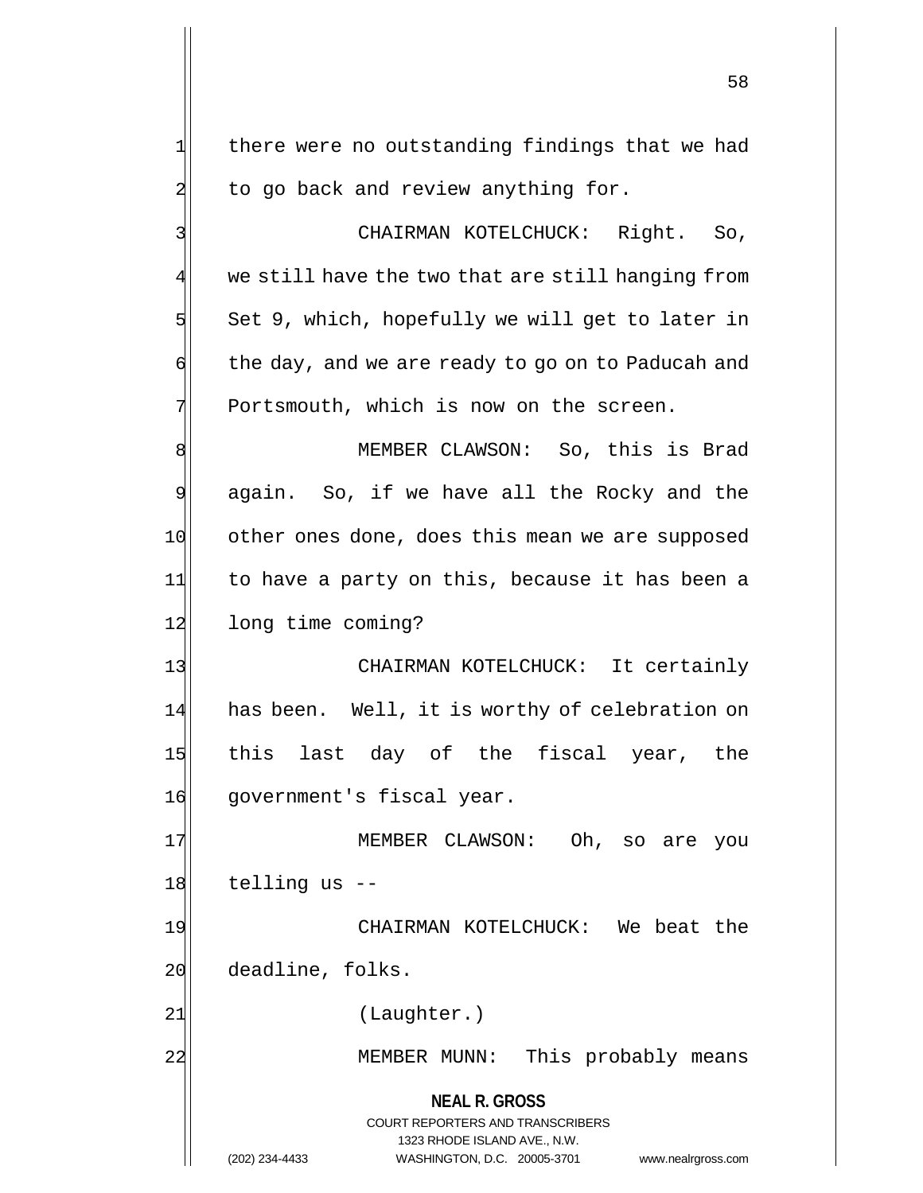there were no outstanding findings that we had to go back and review anything for.

CHAIRMAN KOTELCHUCK: Right. So, we still have the two that are still hanging from Set 9, which, hopefully we will get to later in the day, and we are ready to go on to Paducah and Portsmouth, which is now on the screen.

MEMBER CLAWSON: So, this is Brad again. So, if we have all the Rocky and the other ones done, does this mean we are supposed to have a party on this, because it has been a long time coming?

CHAIRMAN KOTELCHUCK: It certainly has been. Well, it is worthy of celebration on this last day of the fiscal year, the government's fiscal year.

MEMBER CLAWSON: Oh, so are you telling us --

CHAIRMAN KOTELCHUCK: We beat the deadline, folks.

(Laughter.)

MEMBER MUNN: This probably means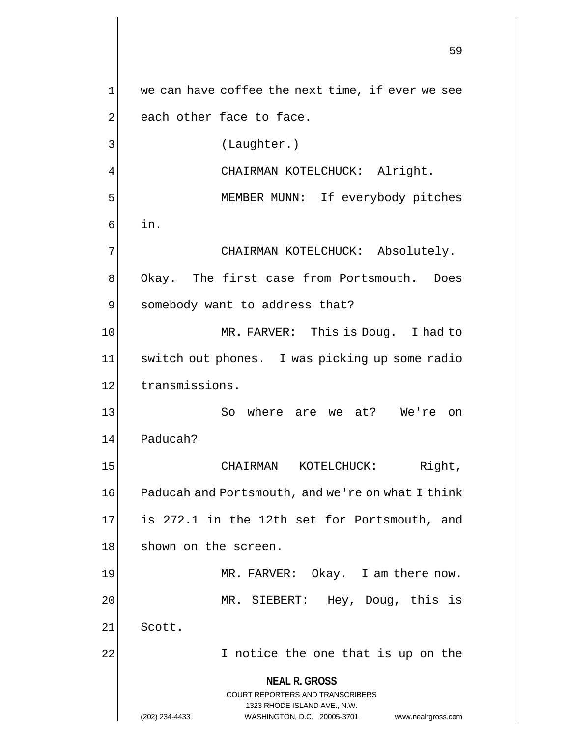we can have coffee the next time, if ever we see each other face to face.

(Laughter.)

CHAIRMAN KOTELCHUCK: Alright.

MEMBER MUNN: If everybody pitches in.

CHAIRMAN KOTELCHUCK: Absolutely. Okay. The first case from Portsmouth. Does somebody want to address that?

MR. FARVER: This is Doug. I had to switch out phones. I was picking up some radio transmissions.

So where are we at? We're on Paducah?

CHAIRMAN KOTELCHUCK: Right, Paducah and Portsmouth, and we're on what I think is 272.1 in the 12th set for Portsmouth, and shown on the screen.

MR. FARVER: Okay. I am there now.

MR. SIEBERT: Hey, Doug, this is Scott.

I notice the one that is up on the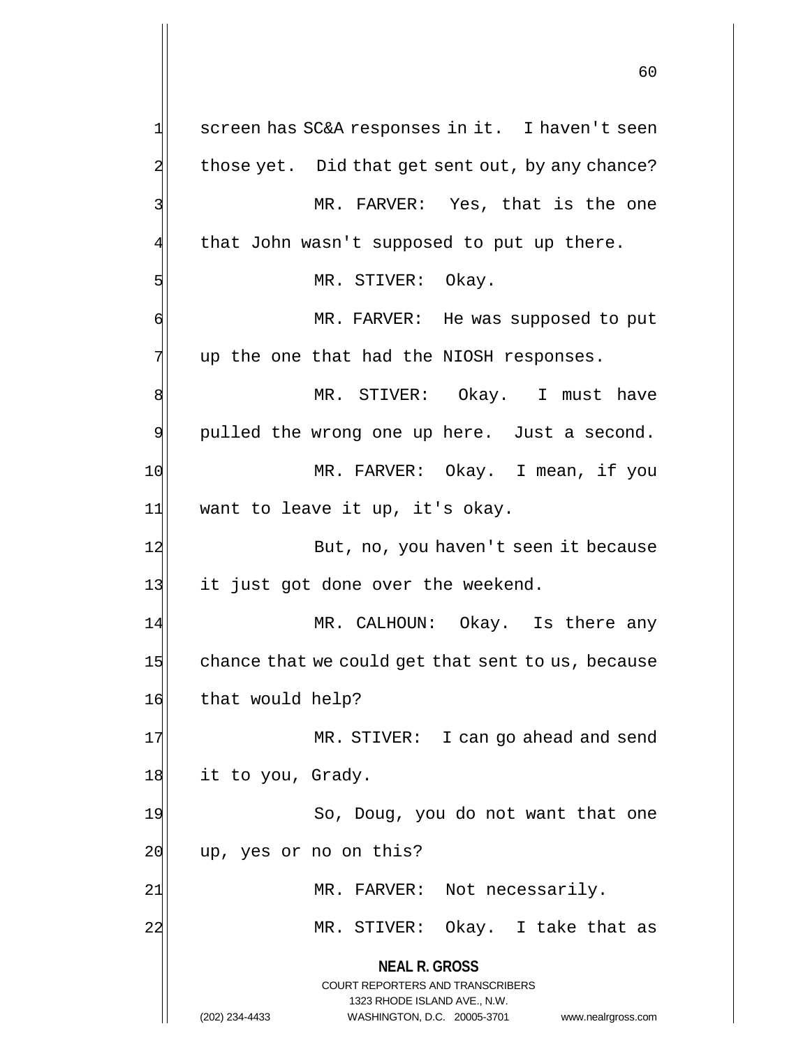screen has SC&A responses in it. I haven't seen those yet. Did that get sent out, by any chance?

MR. FARVER: Yes, that is the one that John wasn't supposed to put up there.

MR. STIVER: Okay.

MR. FARVER: He was supposed to put up the one that had the NIOSH responses.

MR. STIVER: Okay. I must have pulled the wrong one up here. Just a second.

MR. FARVER: Okay. I mean, if you want to leave it up, it's okay.

But, no, you haven't seen it because it just got done over the weekend.

MR. CALHOUN: Okay. Is there any chance that we could get that sent to us, because that would help?

MR. STIVER: I can go ahead and send it to you, Grady.

So, Doug, you do not want that one up, yes or no on this?

MR. FARVER: Not necessarily.

MR. STIVER: Okay. I take that as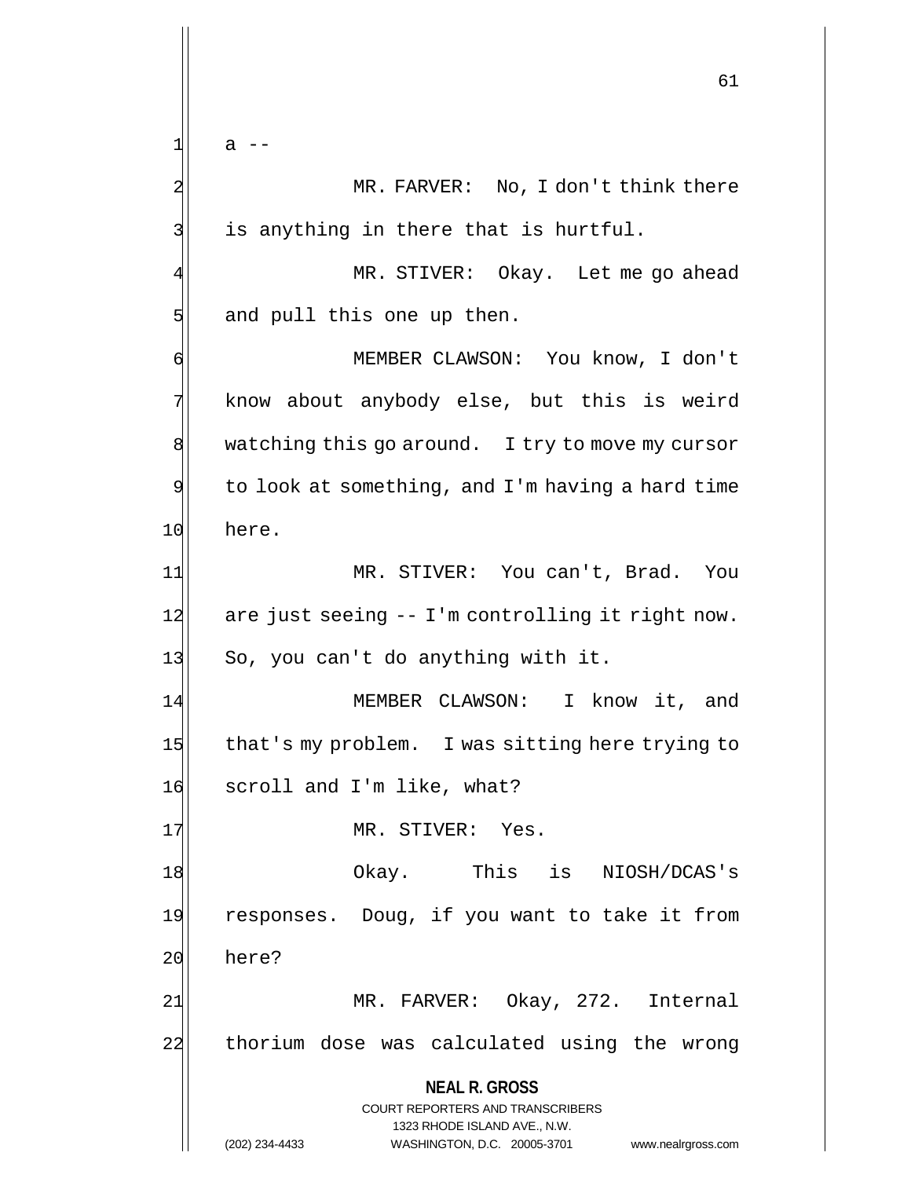a --

MR. FARVER: No, I don't think there is anything in there that is hurtful.

MR. STIVER: Okay. Let me go ahead and pull this one up then.

MEMBER CLAWSON: You know, I don't know about anybody else, but this is weird watching this go around. I try to move my cursor to look at something, and I'm having a hard time here.

MR. STIVER: You can't, Brad. You are just seeing -- I'm controlling it right now. So, you can't do anything with it.

MEMBER CLAWSON: I know it, and that's my problem. I was sitting here trying to scroll and I'm like, what?

MR. STIVER: Yes.

Okay. This is NIOSH/DCAS's responses. Doug, if you want to take it from here?

MR. FARVER: Okay, 272. Internal thorium dose was calculated using the wrong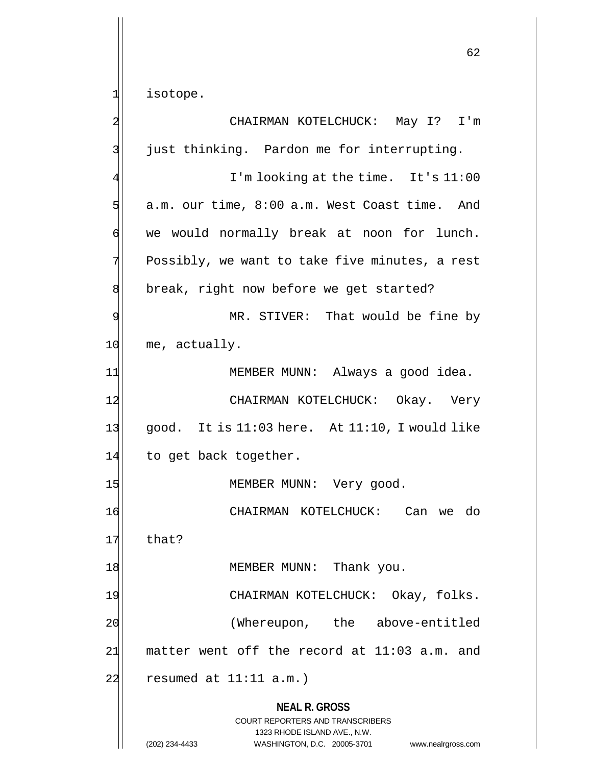isotope.

CHAIRMAN KOTELCHUCK: May I? I'm just thinking. Pardon me for interrupting.

I'm looking at the time. It's 11:00 a.m. our time, 8:00 a.m. West Coast time. And we would normally break at noon for lunch. Possibly, we want to take five minutes, a rest break, right now before we get started?

MR. STIVER: That would be fine by me, actually.

MEMBER MUNN: Always a good idea.

CHAIRMAN KOTELCHUCK: Okay. Very good. It is 11:03 here. At 11:10, I would like to get back together.

MEMBER MUNN: Very good.

CHAIRMAN KOTELCHUCK: Can we do that?

MEMBER MUNN: Thank you.

CHAIRMAN KOTELCHUCK: Okay, folks.

(Whereupon, the above-entitled matter went off the record at 11:03 a.m. and resumed at 11:11 a.m.)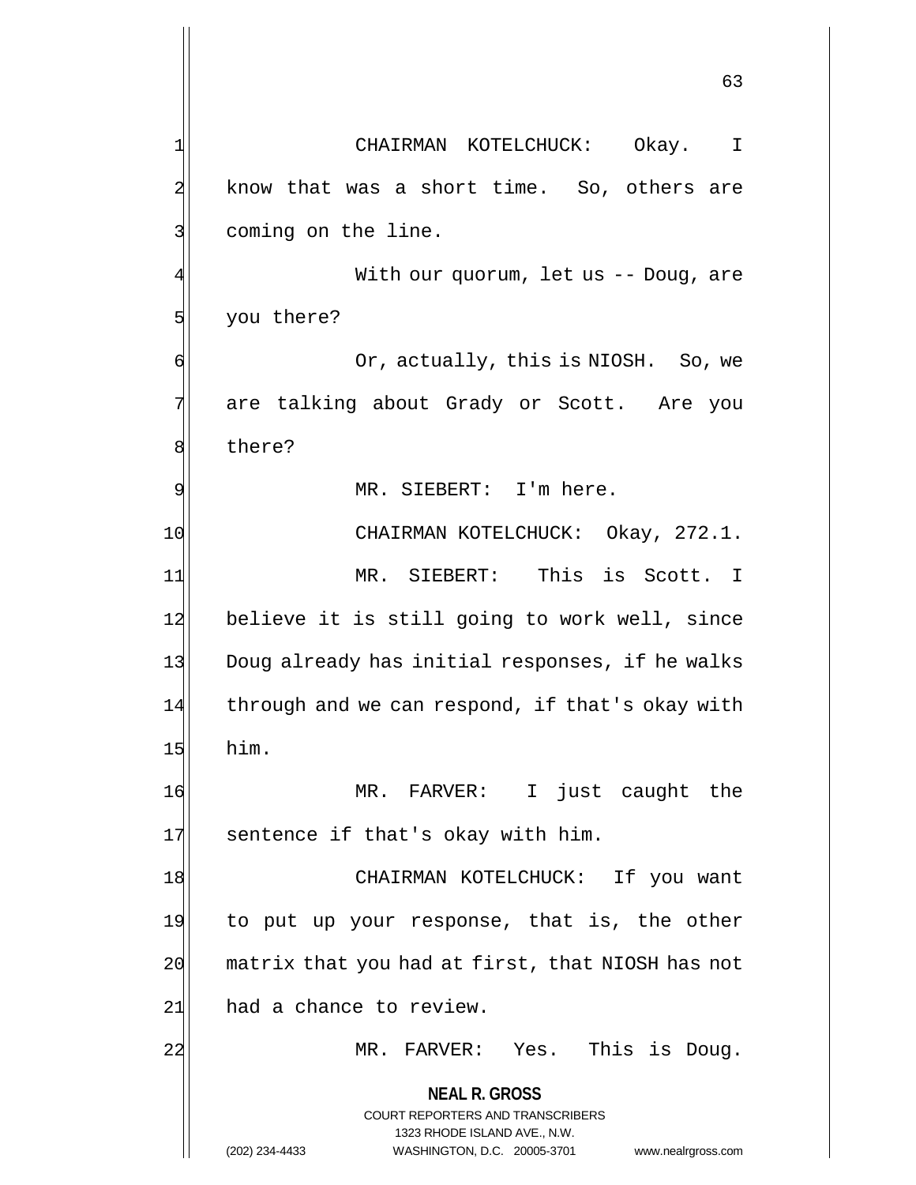CHAIRMAN KOTELCHUCK: Okay. I know that was a short time. So, others are coming on the line.

With our quorum, let us -- Doug, are you there?

Or, actually, this is NIOSH. So, we are talking about Grady or Scott. Are you there?

MR. SIEBERT: I'm here.

CHAIRMAN KOTELCHUCK: Okay, 272.1.

MR. SIEBERT: This is Scott. I believe it is still going to work well, since Doug already has initial responses, if he walks through and we can respond, if that's okay with him.

MR. FARVER: I just caught the sentence if that's okay with him.

CHAIRMAN KOTELCHUCK: If you want to put up your response, that is, the other matrix that you had at first, that NIOSH has not had a chance to review.

MR. FARVER: Yes. This is Doug.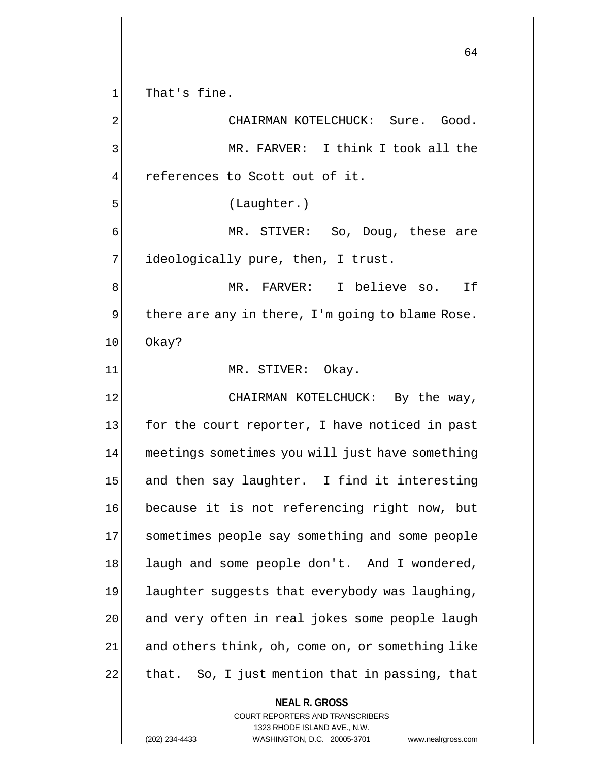That's fine.

CHAIRMAN KOTELCHUCK: Sure. Good.

MR. FARVER: I think I took all the references to Scott out of it.

(Laughter.)

MR. STIVER: So, Doug, these are ideologically pure, then, I trust.

MR. FARVER: I believe so. If there are any in there, I'm going to blame Rose. Okay?

MR. STIVER: Okay.

CHAIRMAN KOTELCHUCK: By the way, for the court reporter, I have noticed in past meetings sometimes you will just have something and then say laughter. I find it interesting because it is not referencing right now, but sometimes people say something and some people laugh and some people don't. And I wondered, laughter suggests that everybody was laughing, and very often in real jokes some people laugh and others think, oh, come on, or something like that. So, I just mention that in passing, that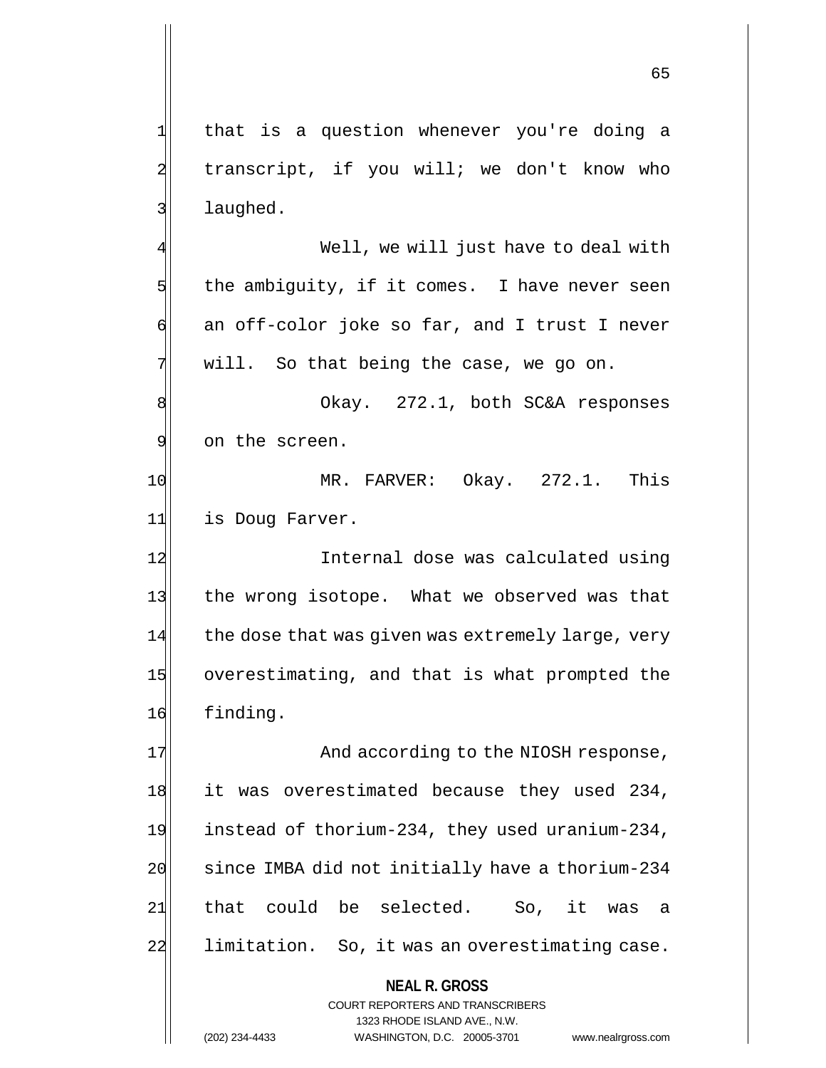that is a question whenever you're doing a transcript, if you will; we don't know who laughed.

Well, we will just have to deal with the ambiguity, if it comes. I have never seen an off-color joke so far, and I trust I never will. So that being the case, we go on.

Okay. 272.1, both SC&A responses on the screen.

MR. FARVER: Okay. 272.1. This is Doug Farver.

Internal dose was calculated using the wrong isotope. What we observed was that the dose that was given was extremely large, very overestimating, and that is what prompted the finding.

And according to the NIOSH response, it was overestimated because they used 234, instead of thorium-234, they used uranium-234, since IMBA did not initially have a thorium-234 that could be selected. So, it was a limitation. So, it was an overestimating case.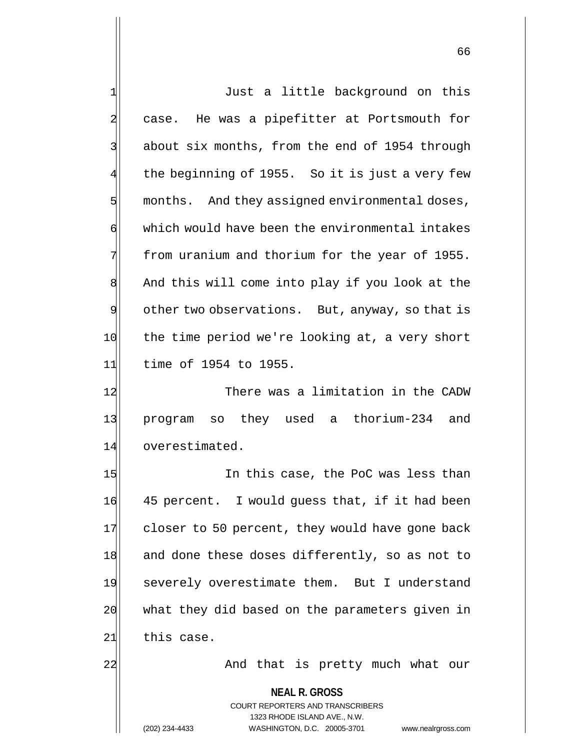Just a little background on this case. He was a pipefitter at Portsmouth for about six months, from the end of 1954 through the beginning of 1955. So it is just a very few months. And they assigned environmental doses, which would have been the environmental intakes from uranium and thorium for the year of 1955. And this will come into play if you look at the other two observations. But, anyway, so that is the time period we're looking at, a very short time of 1954 to 1955.

There was a limitation in the CADW program so they used a thorium-234 and overestimated.

In this case, the PoC was less than 45 percent. I would guess that, if it had been closer to 50 percent, they would have gone back and done these doses differently, so as not to severely overestimate them. But I understand what they did based on the parameters given in this case.

And that is pretty much what our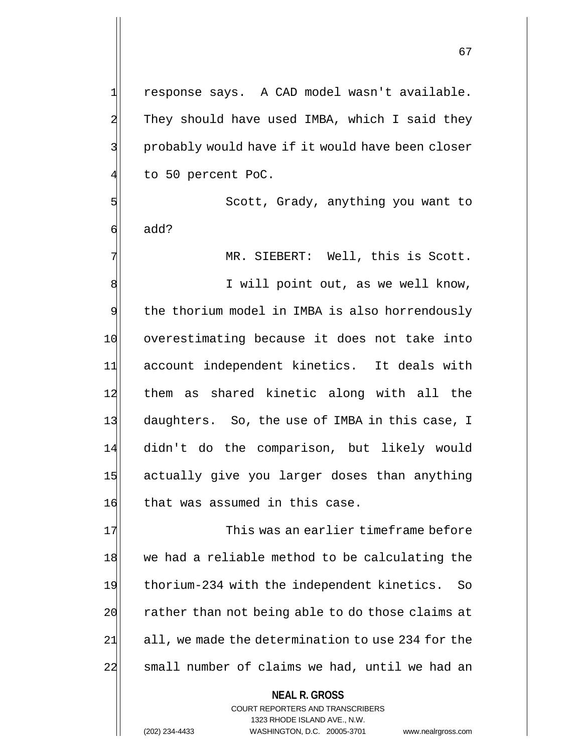response says. A CAD model wasn't available. They should have used IMBA, which I said they probably would have if it would have been closer to 50 percent PoC.

Scott, Grady, anything you want to add?

MR. SIEBERT: Well, this is Scott.

I will point out, as we well know, the thorium model in IMBA is also horrendously overestimating because it does not take into account independent kinetics. It deals with them as shared kinetic along with all the daughters. So, the use of IMBA in this case, I didn't do the comparison, but likely would actually give you larger doses than anything that was assumed in this case.

This was an earlier timeframe before we had a reliable method to be calculating the thorium-234 with the independent kinetics. So rather than not being able to do those claims at all, we made the determination to use 234 for the small number of claims we had, until we had an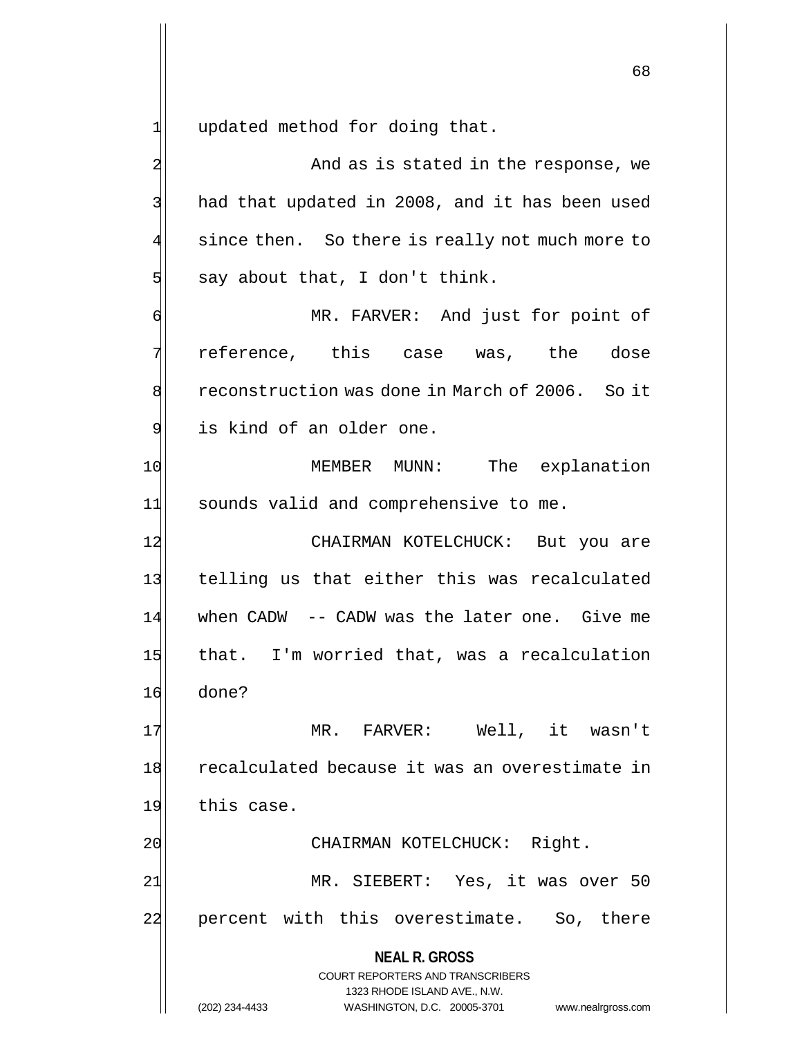updated method for doing that.

And as is stated in the response, we had that updated in 2008, and it has been used since then. So there is really not much more to say about that, I don't think.

MR. FARVER: And just for point of reference, this case was, the dose reconstruction was done in March of 2006. So it is kind of an older one.

MEMBER MUNN: The explanation sounds valid and comprehensive to me.

CHAIRMAN KOTELCHUCK: But you are telling us that either this was recalculated when CADW -- CADW was the later one. Give me that. I'm worried that, was a recalculation done?

MR. FARVER: Well, it wasn't recalculated because it was an overestimate in this case.

CHAIRMAN KOTELCHUCK: Right.

MR. SIEBERT: Yes, it was over 50 percent with this overestimate. So, there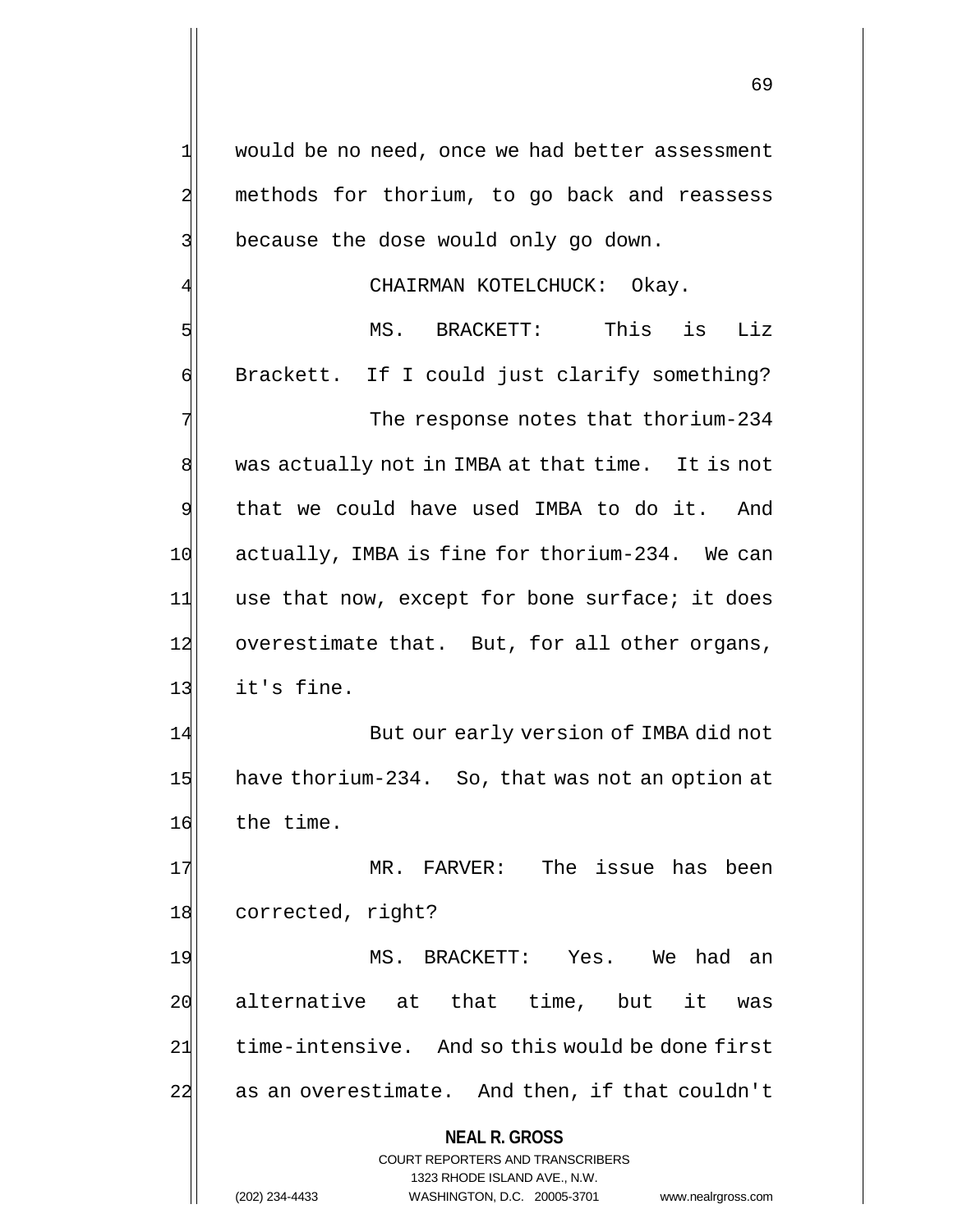would be no need, once we had better assessment methods for thorium, to go back and reassess because the dose would only go down.

CHAIRMAN KOTELCHUCK: Okay.

MS. BRACKETT: This is Liz Brackett. If I could just clarify something?

The response notes that thorium-234 was actually not in IMBA at that time. It is not that we could have used IMBA to do it. And actually, IMBA is fine for thorium-234. We can use that now, except for bone surface; it does overestimate that. But, for all other organs, it's fine.

But our early version of IMBA did not have thorium-234. So, that was not an option at the time.

MR. FARVER: The issue has been corrected, right?

MS. BRACKETT: Yes. We had an alternative at that time, but it was time-intensive. And so this would be done first as an overestimate. And then, if that couldn't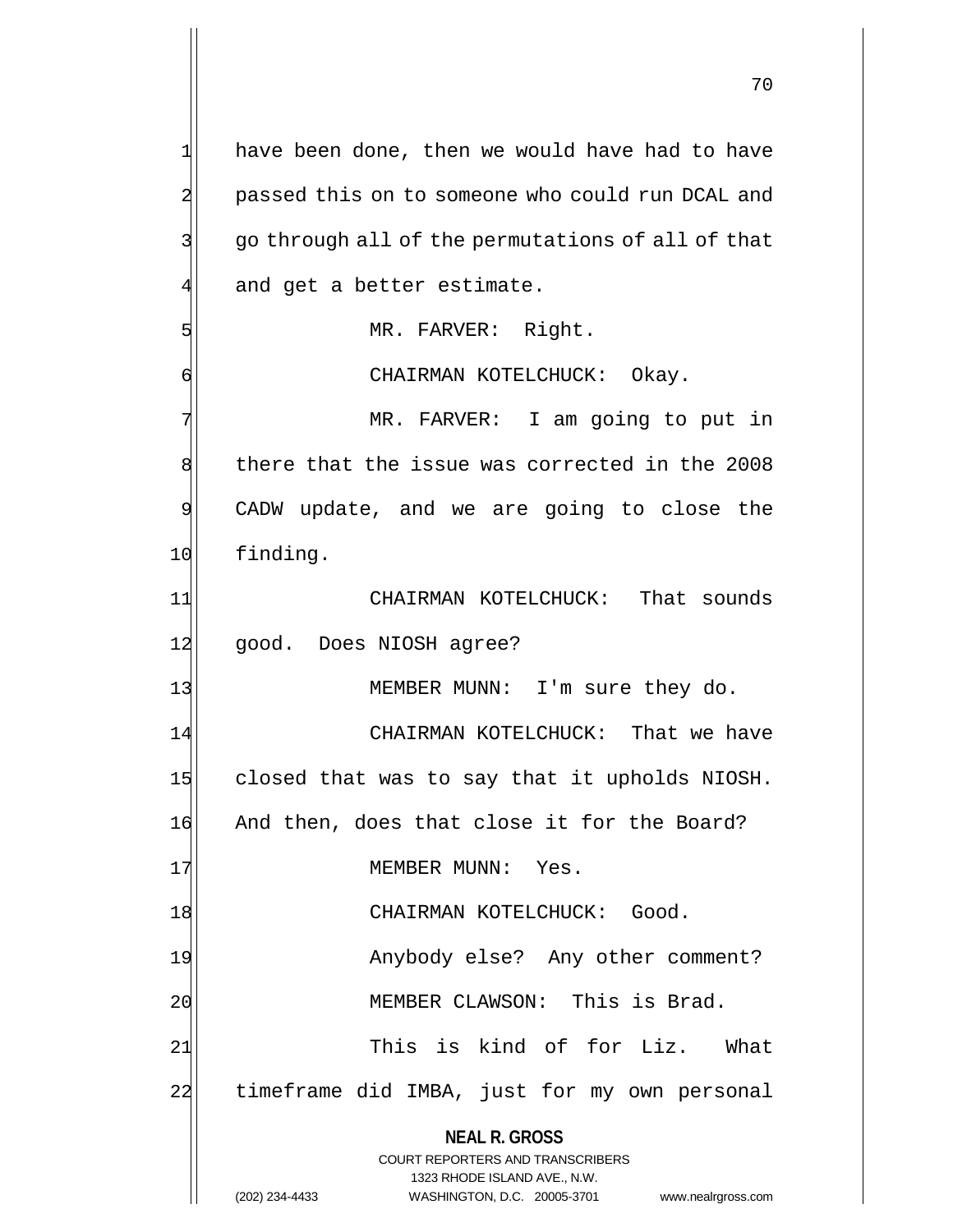have been done, then we would have had to have passed this on to someone who could run DCAL and go through all of the permutations of all of that and get a better estimate.

MR. FARVER: Right.

CHAIRMAN KOTELCHUCK: Okay.

MR. FARVER: I am going to put in there that the issue was corrected in the 2008 CADW update, and we are going to close the finding.

CHAIRMAN KOTELCHUCK: That sounds good. Does NIOSH agree?

MEMBER MUNN: I'm sure they do.

CHAIRMAN KOTELCHUCK: That we have closed that was to say that it upholds NIOSH. And then, does that close it for the Board?

MEMBER MUNN: Yes.

CHAIRMAN KOTELCHUCK: Good.

Anybody else? Any other comment?

MEMBER CLAWSON: This is Brad.

This is kind of for Liz. What timeframe did IMBA, just for my own personal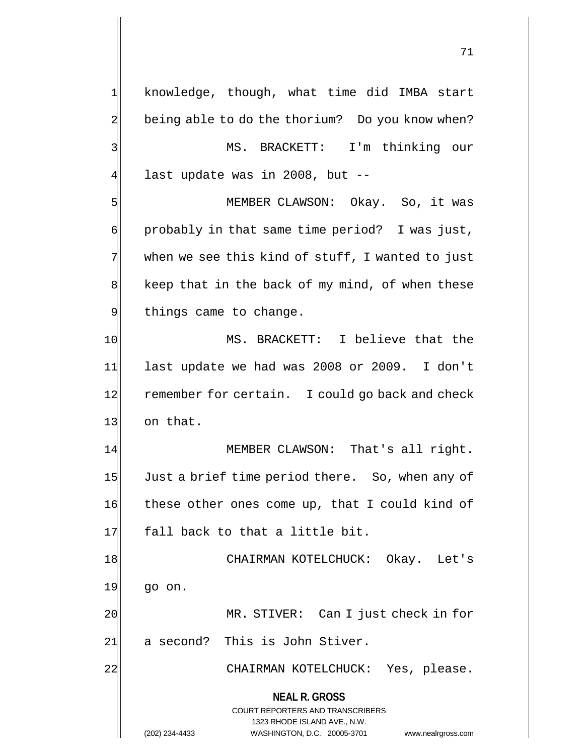knowledge, though, what time did IMBA start being able to do the thorium? Do you know when?

MS. BRACKETT: I'm thinking our last update was in 2008, but --

MEMBER CLAWSON: Okay. So, it was probably in that same time period? I was just, when we see this kind of stuff, I wanted to just keep that in the back of my mind, of when these things came to change.

MS. BRACKETT: I believe that the last update we had was 2008 or 2009. I don't remember for certain. I could go back and check on that.

MEMBER CLAWSON: That's all right. Just a brief time period there. So, when any of these other ones come up, that I could kind of fall back to that a little bit.

CHAIRMAN KOTELCHUCK: Okay. Let's go on.

MR. STIVER: Can I just check in for a second? This is John Stiver.

CHAIRMAN KOTELCHUCK: Yes, please.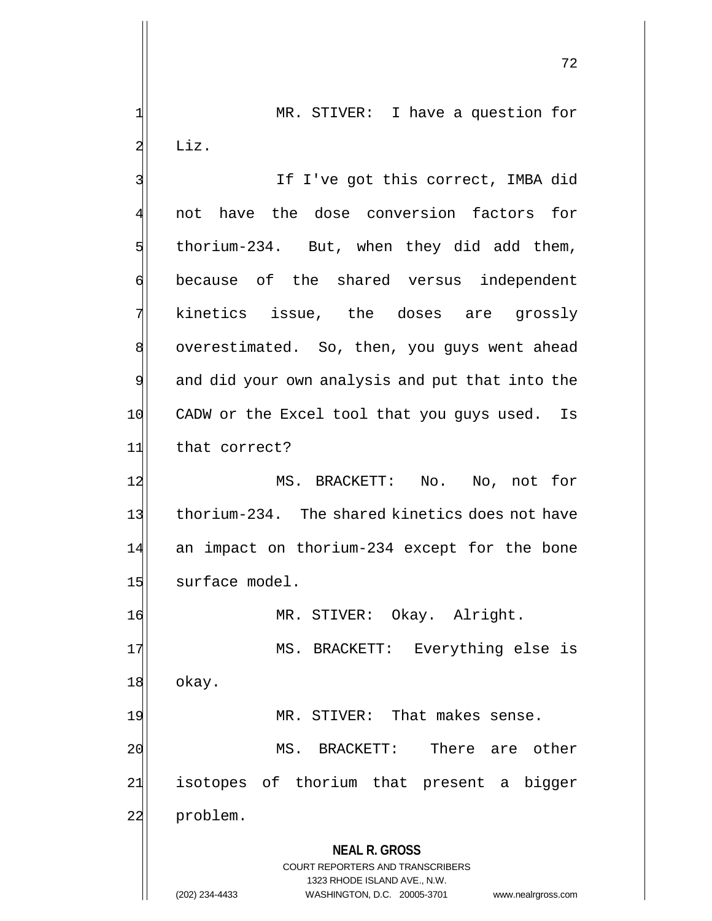MR. STIVER: I have a question for Liz.

If I've got this correct, IMBA did not have the dose conversion factors for thorium-234. But, when they did add them, because of the shared versus independent kinetics issue, the doses are grossly overestimated. So, then, you guys went ahead and did your own analysis and put that into the CADW or the Excel tool that you guys used. Is that correct?

MS. BRACKETT: No. No, not for thorium-234. The shared kinetics does not have an impact on thorium-234 except for the bone surface model.

MR. STIVER: Okay. Alright.

MS. BRACKETT: Everything else is okay.

MR. STIVER: That makes sense.

MS. BRACKETT: There are other isotopes of thorium that present a bigger problem.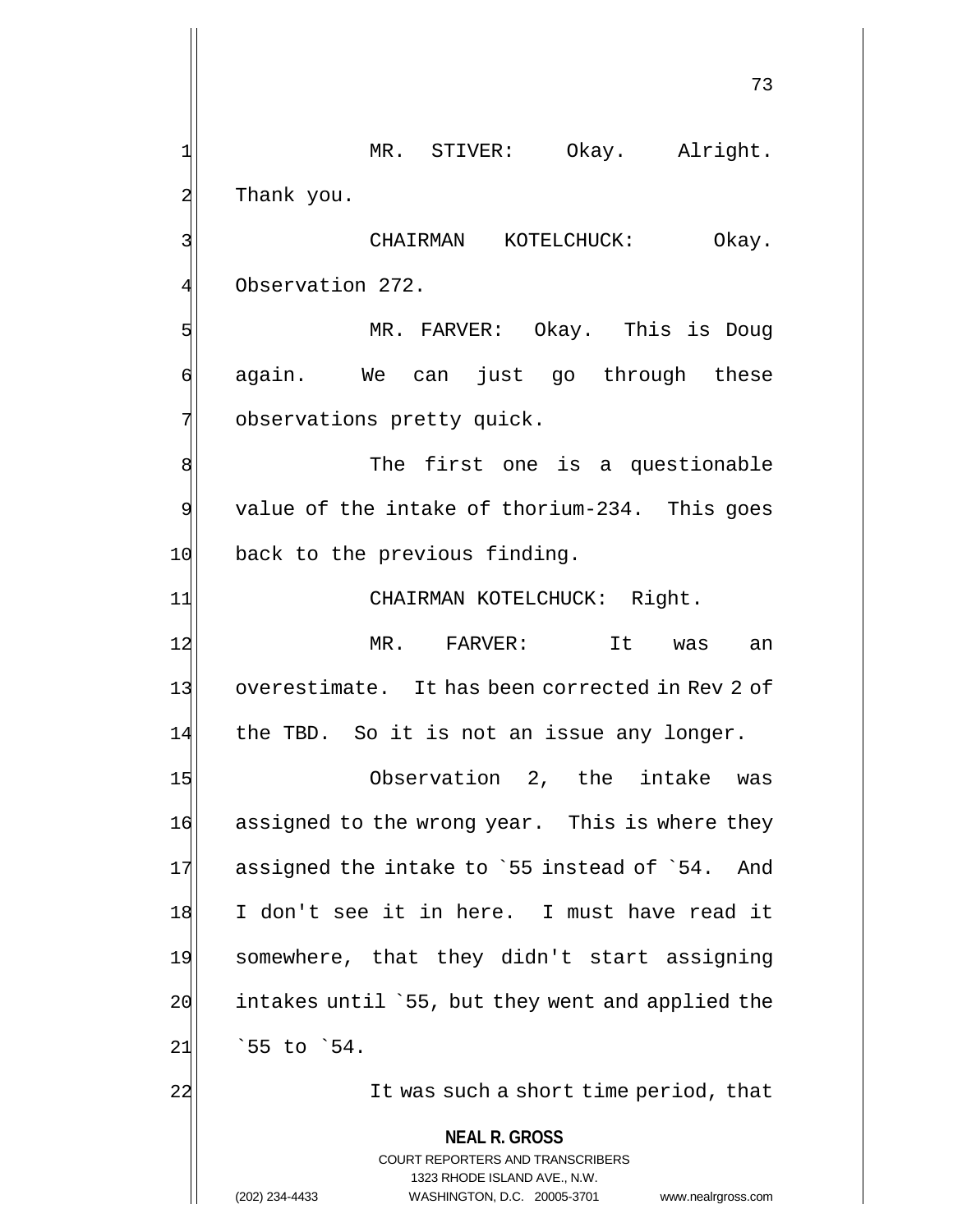MR. STIVER: Okay. Alright. Thank you.

CHAIRMAN KOTELCHUCK: Okay. Observation 272.

MR. FARVER: Okay. This is Doug again. We can just go through these observations pretty quick.

The first one is a questionable value of the intake of thorium-234. This goes back to the previous finding.

CHAIRMAN KOTELCHUCK: Right.

MR. FARVER: It was an overestimate. It has been corrected in Rev 2 of the TBD. So it is not an issue any longer.

Observation 2, the intake was assigned to the wrong year. This is where they assigned the intake to `55 instead of `54. And I don't see it in here. I must have read it somewhere, that they didn't start assigning intakes until `55, but they went and applied the `55 to `54.

It was such a short time period, that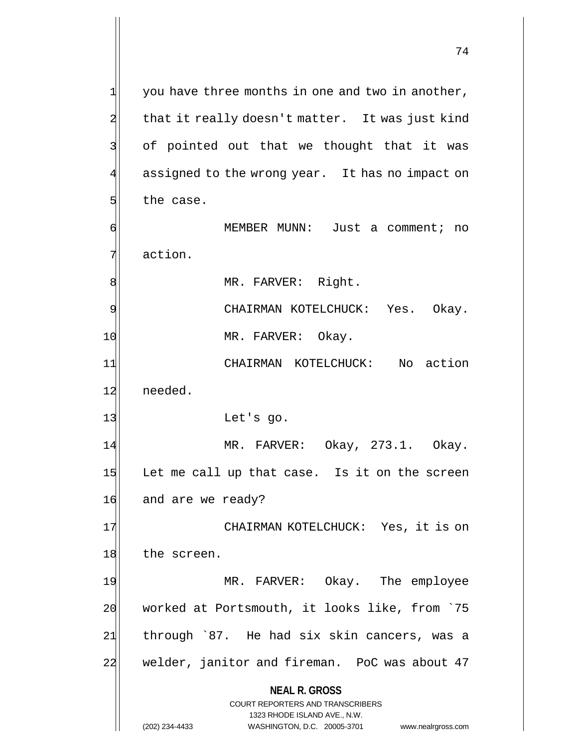you have three months in one and two in another, that it really doesn't matter. It was just kind of pointed out that we thought that it was assigned to the wrong year. It has no impact on the case.

MEMBER MUNN: Just a comment; no action.

MR. FARVER: Right.

CHAIRMAN KOTELCHUCK: Yes. Okay.

MR. FARVER: Okay.

CHAIRMAN KOTELCHUCK: No action needed.

Let's go.

MR. FARVER: Okay, 273.1. Okay. Let me call up that case. Is it on the screen and are we ready?

CHAIRMAN KOTELCHUCK: Yes, it is on the screen.

MR. FARVER: Okay. The employee worked at Portsmouth, it looks like, from `75 through `87. He had six skin cancers, was a welder, janitor and fireman. PoC was about 47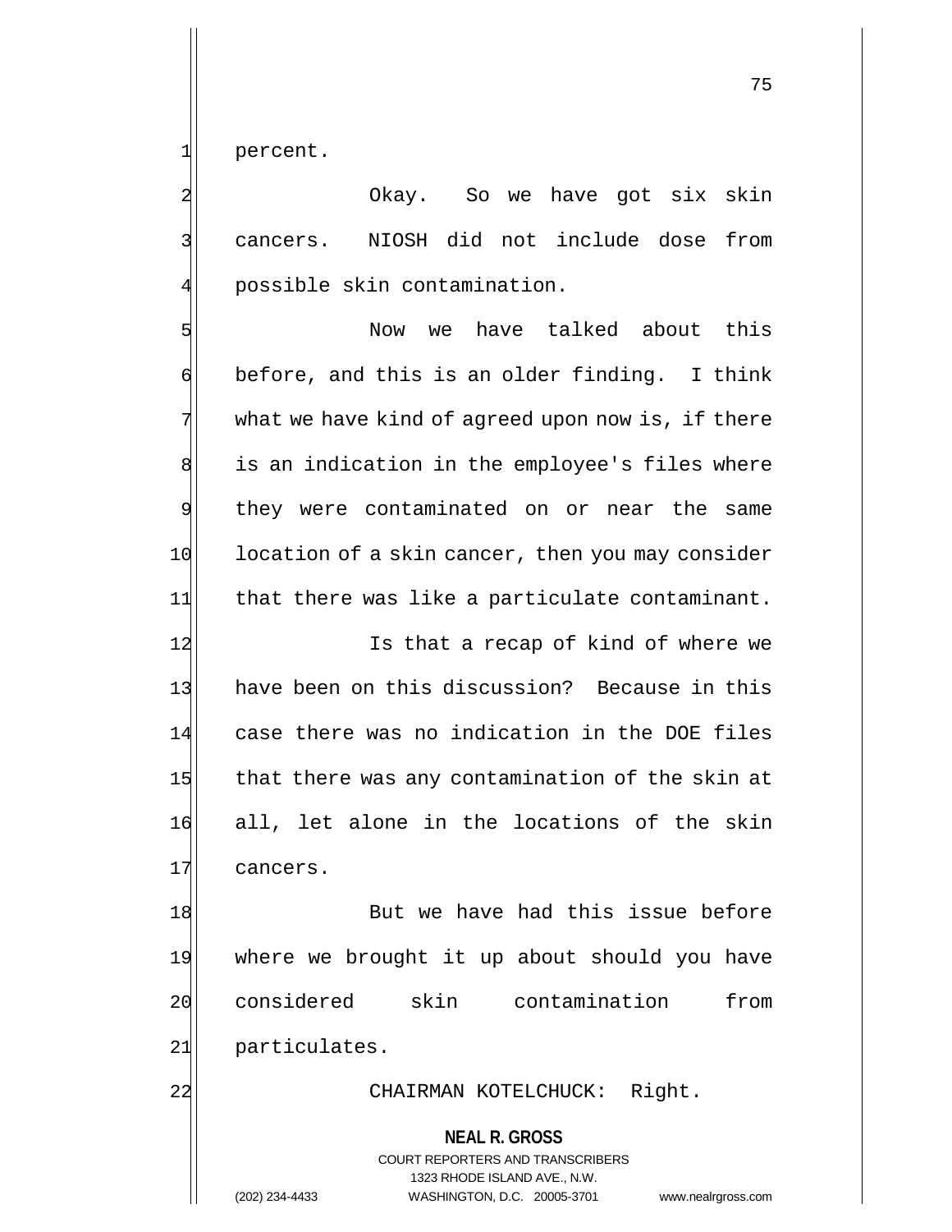percent.

Okay. So we have got six skin cancers. NIOSH did not include dose from possible skin contamination.

Now we have talked about this before, and this is an older finding. I think what we have kind of agreed upon now is, if there is an indication in the employee's files where they were contaminated on or near the same location of a skin cancer, then you may consider that there was like a particulate contaminant.

Is that a recap of kind of where we have been on this discussion? Because in this case there was no indication in the DOE files that there was any contamination of the skin at all, let alone in the locations of the skin cancers.

But we have had this issue before where we brought it up about should you have considered skin contamination from particulates.

CHAIRMAN KOTELCHUCK: Right.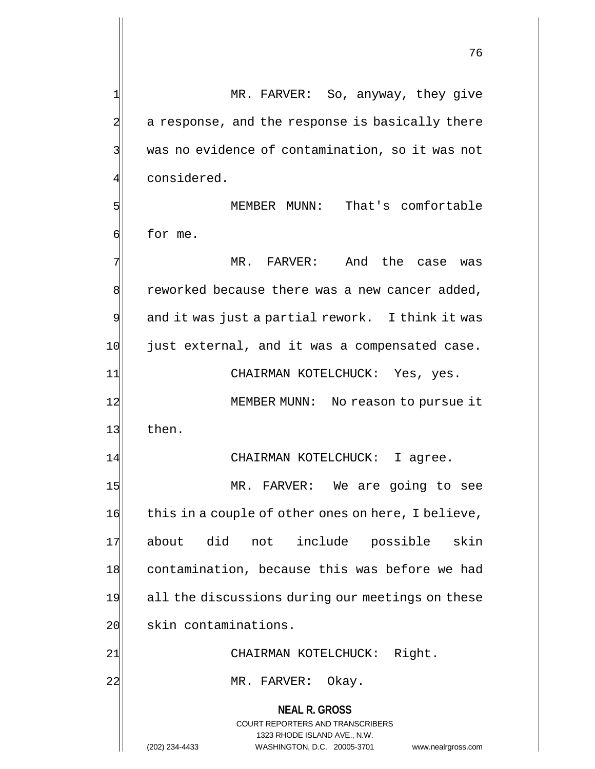MR. FARVER: So, anyway, they give a response, and the response is basically there was no evidence of contamination, so it was not considered.

MEMBER MUNN: That's comfortable for me.

MR. FARVER: And the case was reworked because there was a new cancer added, and it was just a partial rework. I think it was just external, and it was a compensated case.

CHAIRMAN KOTELCHUCK: Yes, yes.

MEMBER MUNN: No reason to pursue it then.

CHAIRMAN KOTELCHUCK: I agree.

MR. FARVER: We are going to see this in a couple of other ones on here, I believe, about did not include possible skin contamination, because this was before we had all the discussions during our meetings on these skin contaminations.

CHAIRMAN KOTELCHUCK: Right.

MR. FARVER: Okay.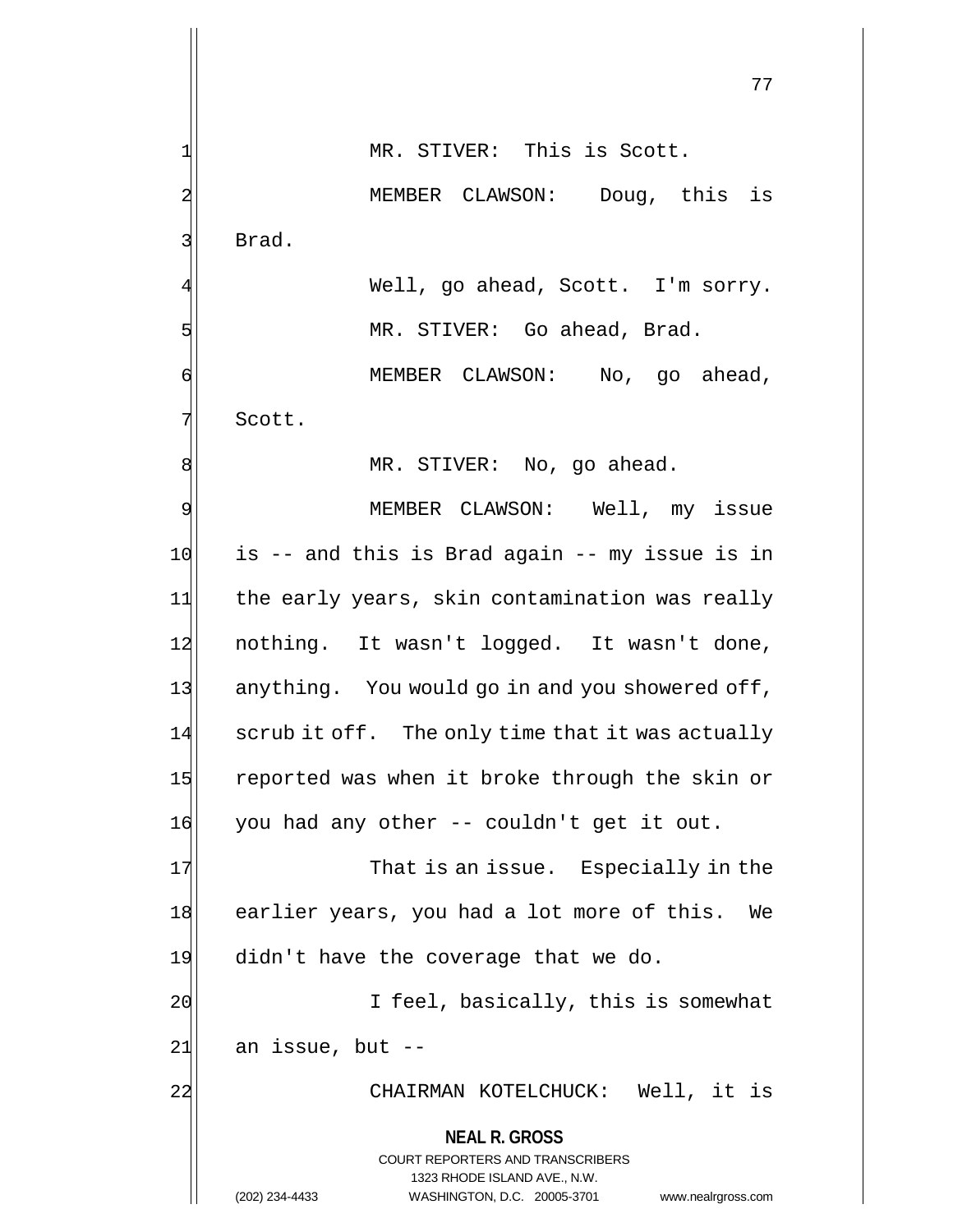MR. STIVER: This is Scott.

MEMBER CLAWSON: Doug, this is Brad.

Well, go ahead, Scott. I'm sorry.

MR. STIVER: Go ahead, Brad.

MEMBER CLAWSON: No, go ahead, Scott.

MR. STIVER: No, go ahead.

MEMBER CLAWSON: Well, my issue is -- and this is Brad again -- my issue is in the early years, skin contamination was really nothing. It wasn't logged. It wasn't done, anything. You would go in and you showered off, scrub it off. The only time that it was actually reported was when it broke through the skin or you had any other -- couldn't get it out.

That is an issue. Especially in the earlier years, you had a lot more of this. We didn't have the coverage that we do.

I feel, basically, this is somewhat an issue, but --

CHAIRMAN KOTELCHUCK: Well, it is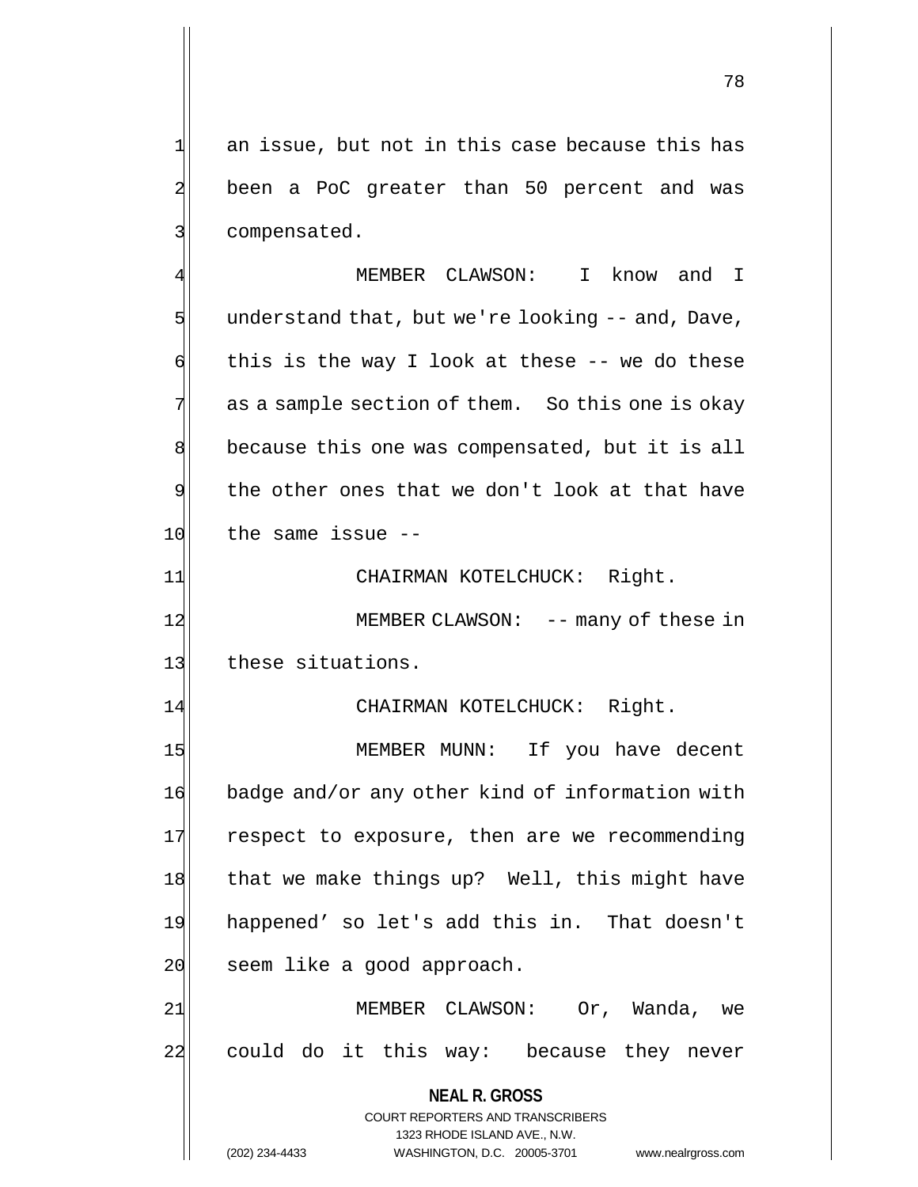an issue, but not in this case because this has been a PoC greater than 50 percent and was compensated.

MEMBER CLAWSON: I know and I understand that, but we're looking -- and, Dave, this is the way I look at these -- we do these as a sample section of them. So this one is okay because this one was compensated, but it is all the other ones that we don't look at that have the same issue --

CHAIRMAN KOTELCHUCK: Right.

MEMBER CLAWSON: -- many of these in these situations.

CHAIRMAN KOTELCHUCK: Right.

MEMBER MUNN: If you have decent badge and/or any other kind of information with respect to exposure, then are we recommending that we make things up? Well, this might have happened' so let's add this in. That doesn't seem like a good approach.

MEMBER CLAWSON: Or, Wanda, we could do it this way: because they never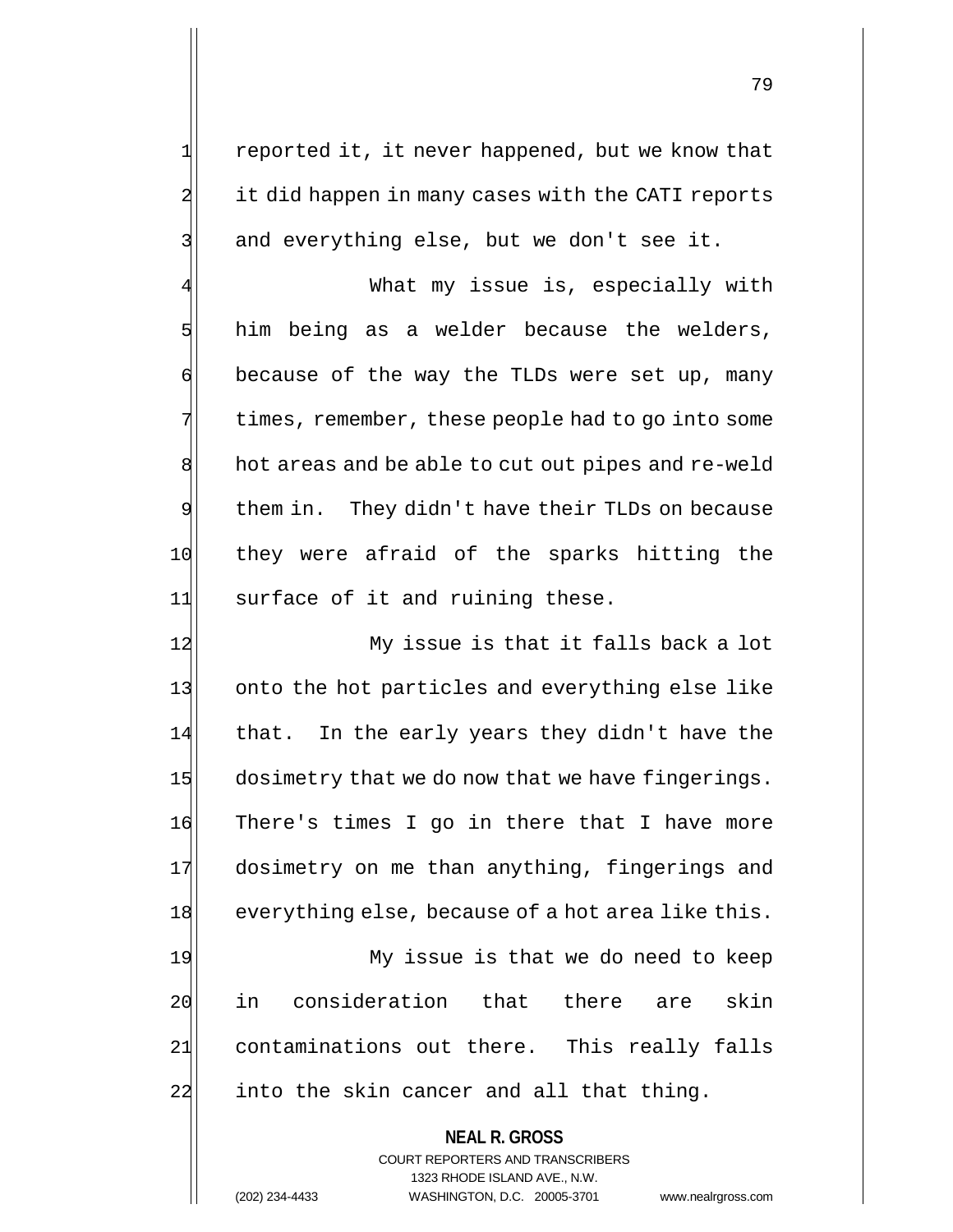reported it, it never happened, but we know that it did happen in many cases with the CATI reports and everything else, but we don't see it.

What my issue is, especially with him being as a welder because the welders, because of the way the TLDs were set up, many times, remember, these people had to go into some hot areas and be able to cut out pipes and re-weld them in. They didn't have their TLDs on because they were afraid of the sparks hitting the surface of it and ruining these.

My issue is that it falls back a lot onto the hot particles and everything else like that. In the early years they didn't have the dosimetry that we do now that we have fingerings. There's times I go in there that I have more dosimetry on me than anything, fingerings and everything else, because of a hot area like this.

My issue is that we do need to keep in consideration that there are skin contaminations out there. This really falls into the skin cancer and all that thing.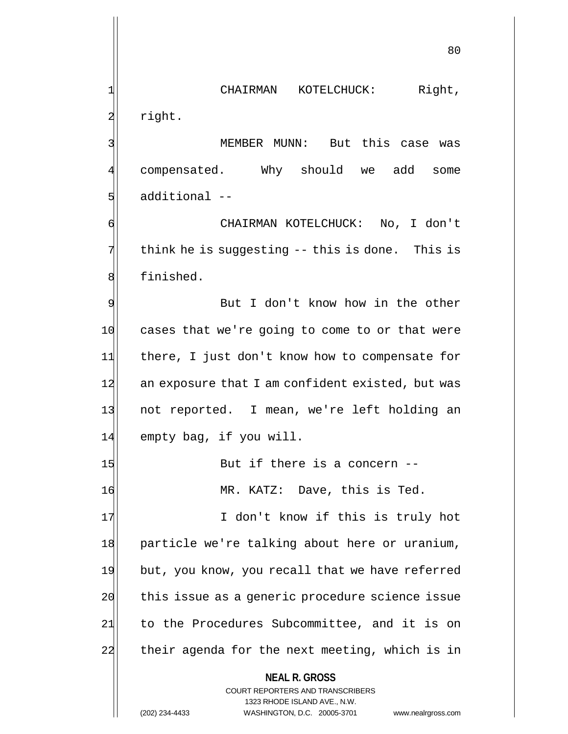CHAIRMAN KOTELCHUCK: Right, right.

MEMBER MUNN: But this case was compensated. Why should we add some additional --

CHAIRMAN KOTELCHUCK: No, I don't think he is suggesting -- this is done. This is finished.

But I don't know how in the other cases that we're going to come to or that were there, I just don't know how to compensate for an exposure that I am confident existed, but was not reported. I mean, we're left holding an empty bag, if you will.

But if there is a concern --

MR. KATZ: Dave, this is Ted.

I don't know if this is truly hot particle we're talking about here or uranium, but, you know, you recall that we have referred this issue as a generic procedure science issue to the Procedures Subcommittee, and it is on their agenda for the next meeting, which is in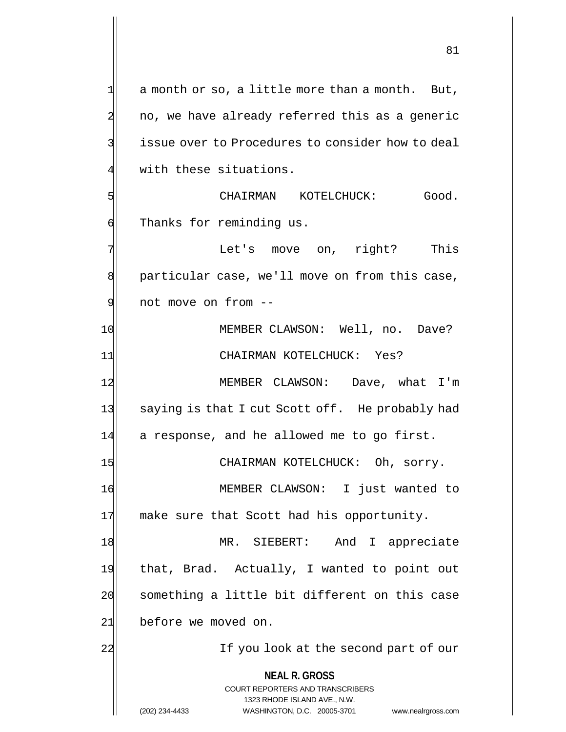a month or so, a little more than a month. But, no, we have already referred this as a generic issue over to Procedures to consider how to deal with these situations.

CHAIRMAN KOTELCHUCK: Good. Thanks for reminding us.

Let's move on, right? This particular case, we'll move on from this case, not move on from --

MEMBER CLAWSON: Well, no. Dave?

CHAIRMAN KOTELCHUCK: Yes?

MEMBER CLAWSON: Dave, what I'm saying is that I cut Scott off. He probably had a response, and he allowed me to go first.

CHAIRMAN KOTELCHUCK: Oh, sorry.

MEMBER CLAWSON: I just wanted to make sure that Scott had his opportunity.

MR. SIEBERT: And I appreciate that, Brad. Actually, I wanted to point out something a little bit different on this case before we moved on.

If you look at the second part of our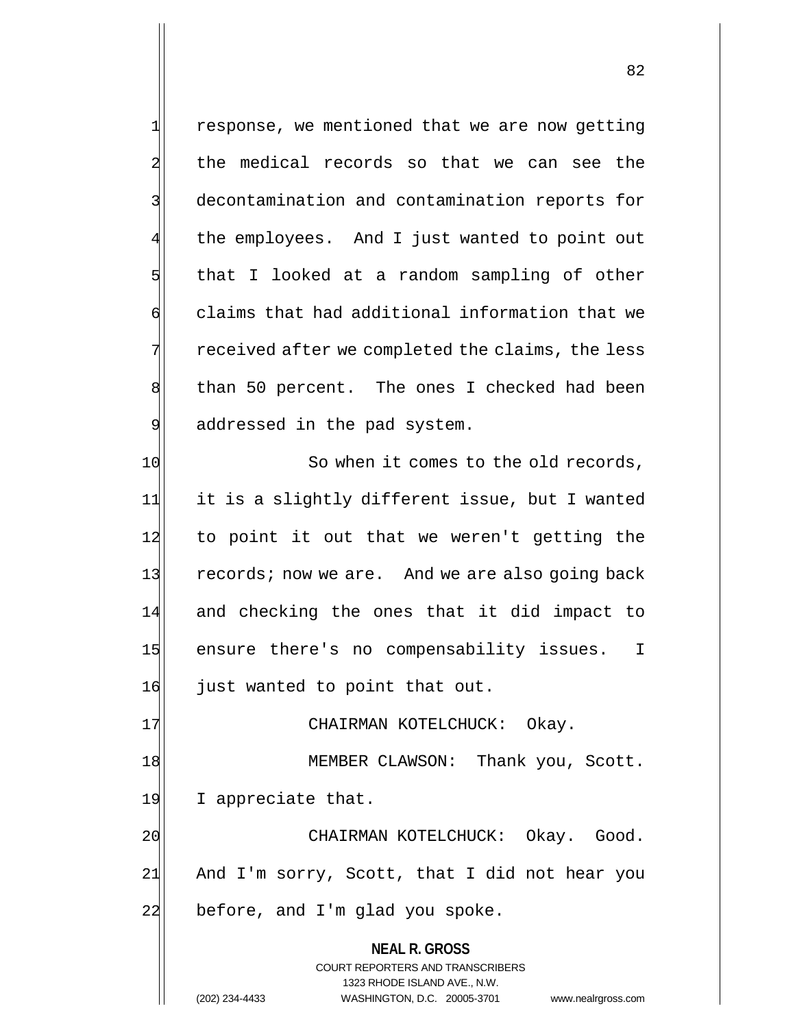response, we mentioned that we are now getting the medical records so that we can see the decontamination and contamination reports for the employees. And I just wanted to point out that I looked at a random sampling of other claims that had additional information that we received after we completed the claims, the less than 50 percent. The ones I checked had been addressed in the pad system.

So when it comes to the old records, it is a slightly different issue, but I wanted to point it out that we weren't getting the records; now we are. And we are also going back and checking the ones that it did impact to ensure there's no compensability issues. I just wanted to point that out.

CHAIRMAN KOTELCHUCK: Okay.

MEMBER CLAWSON: Thank you, Scott. I appreciate that.

CHAIRMAN KOTELCHUCK: Okay. Good. And I'm sorry, Scott, that I did not hear you before, and I'm glad you spoke.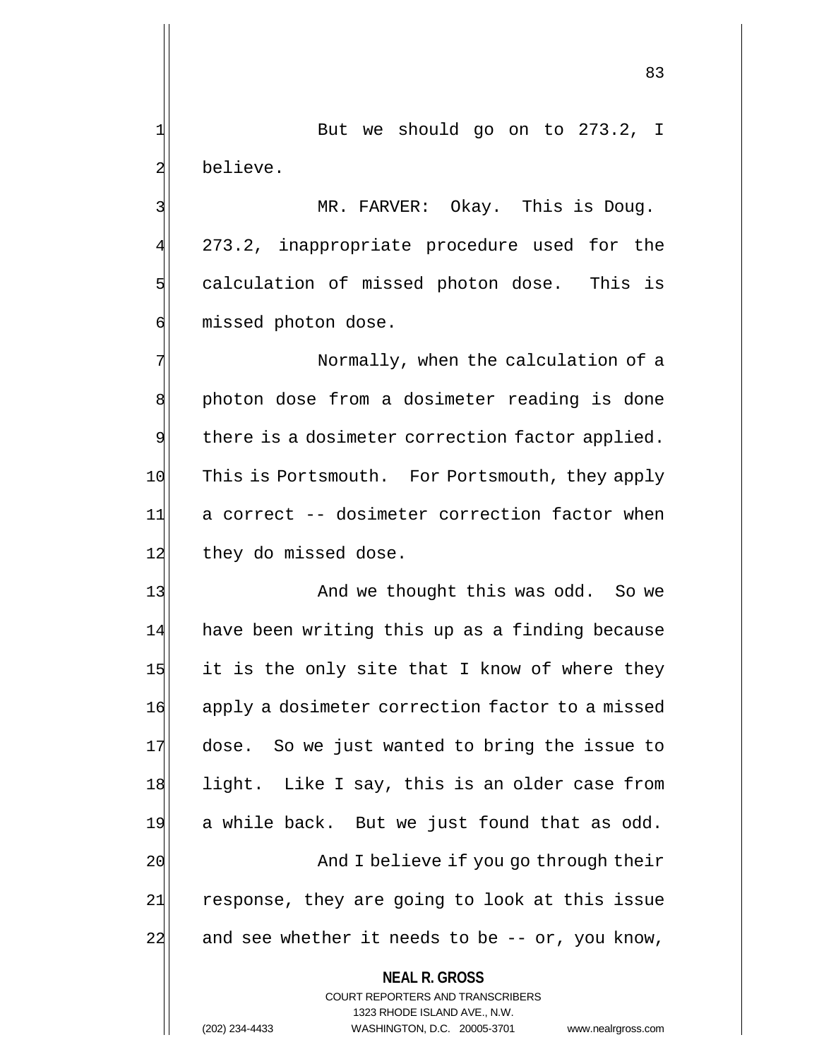But we should go on to 273.2, I believe.

MR. FARVER: Okay. This is Doug. 273.2, inappropriate procedure used for the calculation of missed photon dose. This is missed photon dose.

Normally, when the calculation of a photon dose from a dosimeter reading is done there is a dosimeter correction factor applied. This is Portsmouth. For Portsmouth, they apply a correct -- dosimeter correction factor when they do missed dose.

And we thought this was odd. So we have been writing this up as a finding because it is the only site that I know of where they apply a dosimeter correction factor to a missed dose. So we just wanted to bring the issue to light. Like I say, this is an older case from a while back. But we just found that as odd.

And I believe if you go through their response, they are going to look at this issue and see whether it needs to be -- or, you know,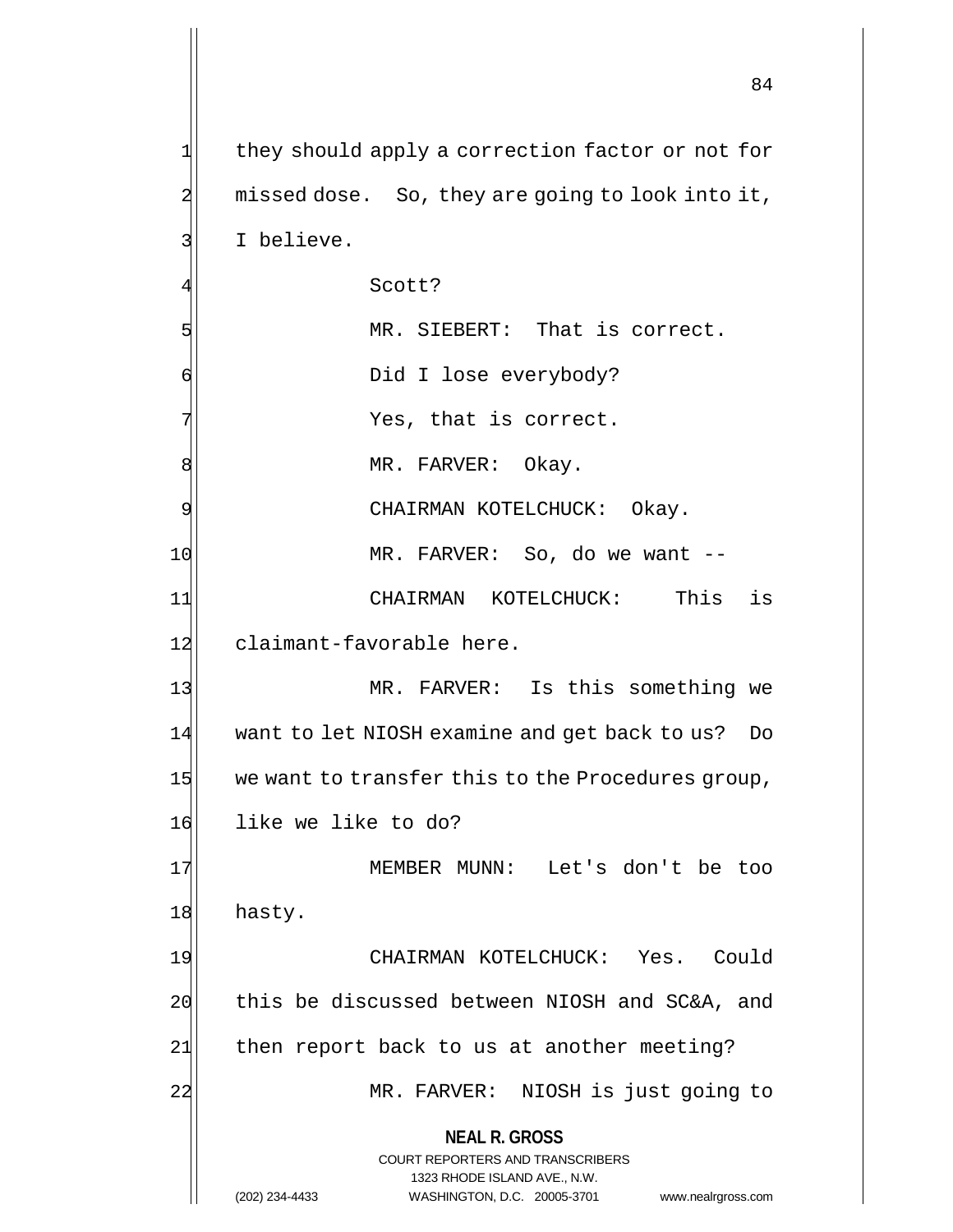they should apply a correction factor or not for missed dose. So, they are going to look into it, I believe.

Scott?

MR. SIEBERT: That is correct.

Did I lose everybody?

Yes, that is correct.

MR. FARVER: Okay.

CHAIRMAN KOTELCHUCK: Okay.

MR. FARVER: So, do we want --

CHAIRMAN KOTELCHUCK: This is claimant-favorable here.

MR. FARVER: Is this something we want to let NIOSH examine and get back to us? Do we want to transfer this to the Procedures group, like we like to do?

MEMBER MUNN: Let's don't be too hasty.

CHAIRMAN KOTELCHUCK: Yes. Could this be discussed between NIOSH and SC&A, and then report back to us at another meeting?

MR. FARVER: NIOSH is just going to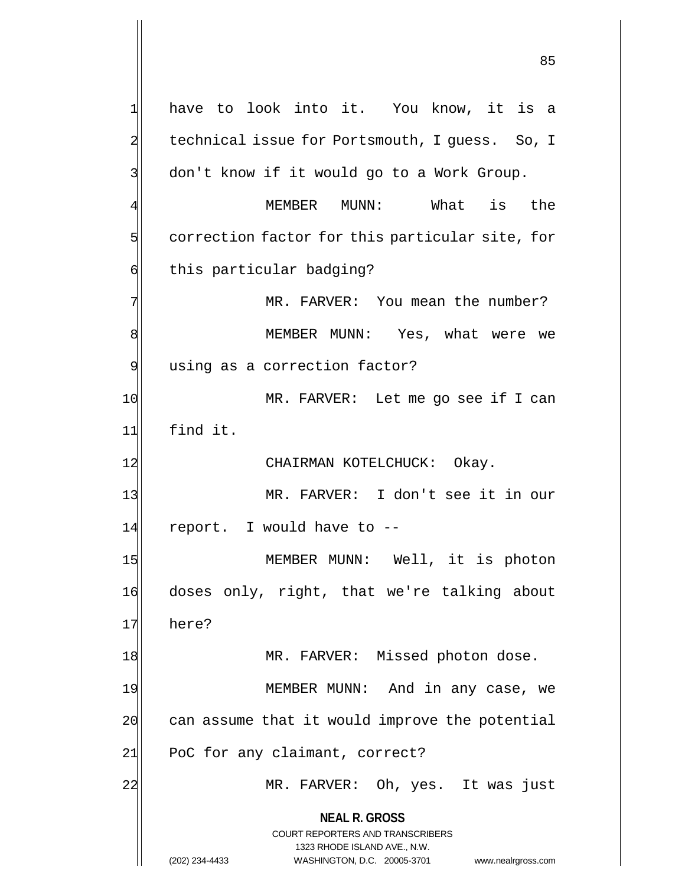have to look into it. You know, it is a technical issue for Portsmouth, I guess. So, I don't know if it would go to a Work Group.

MEMBER MUNN: What is the correction factor for this particular site, for this particular badging?

MR. FARVER: You mean the number?

MEMBER MUNN: Yes, what were we using as a correction factor?

MR. FARVER: Let me go see if I can find it.

CHAIRMAN KOTELCHUCK: Okay.

MR. FARVER: I don't see it in our report. I would have to --

MEMBER MUNN: Well, it is photon doses only, right, that we're talking about here?

MR. FARVER: Missed photon dose.

MEMBER MUNN: And in any case, we can assume that it would improve the potential PoC for any claimant, correct?

MR. FARVER: Oh, yes. It was just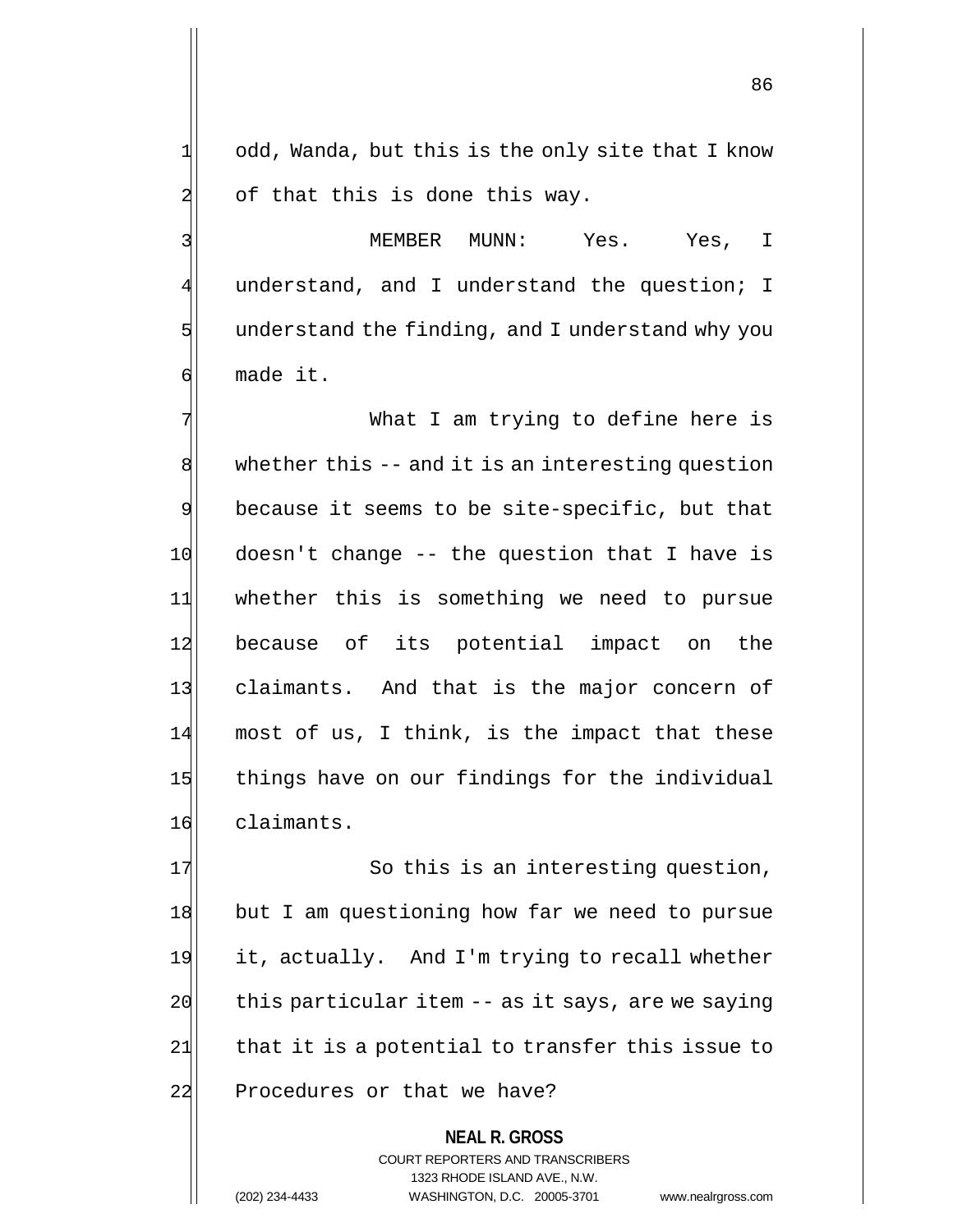odd, Wanda, but this is the only site that I know of that this is done this way.

MEMBER MUNN: Yes. Yes, I understand, and I understand the question; I understand the finding, and I understand why you made it.

What I am trying to define here is whether this -- and it is an interesting question because it seems to be site-specific, but that doesn't change -- the question that I have is whether this is something we need to pursue because of its potential impact on the claimants. And that is the major concern of most of us, I think, is the impact that these things have on our findings for the individual claimants.

So this is an interesting question, but I am questioning how far we need to pursue it, actually. And I'm trying to recall whether this particular item -- as it says, are we saying that it is a potential to transfer this issue to Procedures or that we have?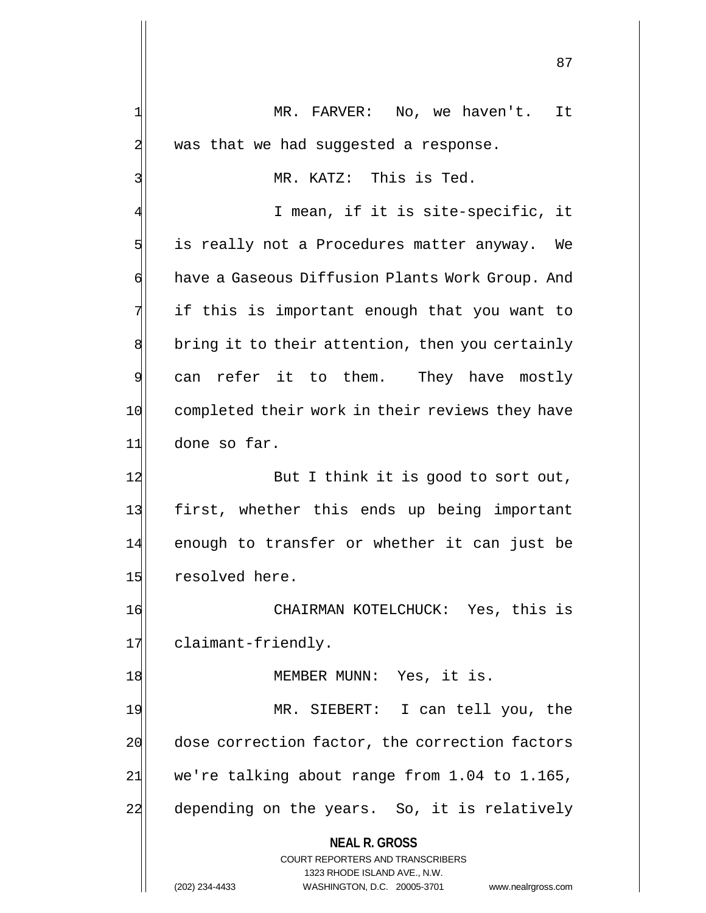MR. FARVER: No, we haven't. It was that we had suggested a response.

MR. KATZ: This is Ted.

I mean, if it is site-specific, it is really not a Procedures matter anyway. We have a Gaseous Diffusion Plants Work Group. And if this is important enough that you want to bring it to their attention, then you certainly can refer it to them. They have mostly completed their work in their reviews they have done so far.

But I think it is good to sort out, first, whether this ends up being important enough to transfer or whether it can just be resolved here.

CHAIRMAN KOTELCHUCK: Yes, this is claimant-friendly.

MEMBER MUNN: Yes, it is.

MR. SIEBERT: I can tell you, the dose correction factor, the correction factors we're talking about range from 1.04 to 1.165, depending on the years. So, it is relatively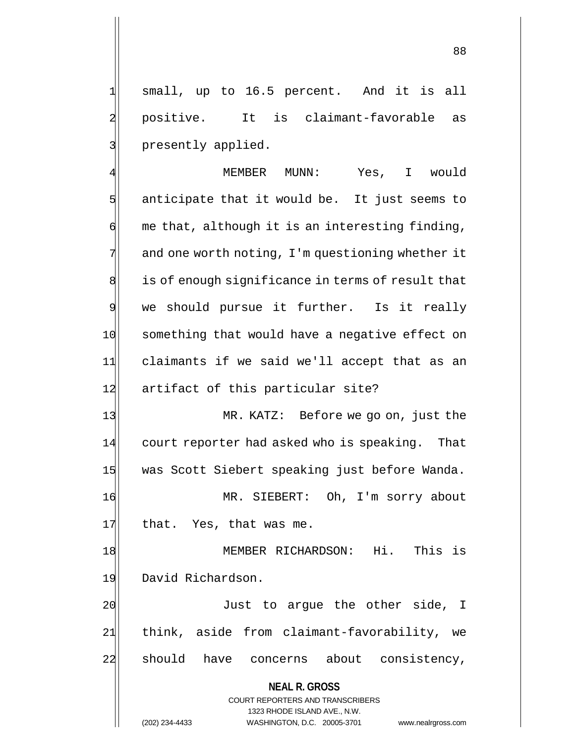small, up to 16.5 percent. And it is all positive. It is claimant-favorable as presently applied.

MEMBER MUNN: Yes, I would anticipate that it would be. It just seems to me that, although it is an interesting finding, and one worth noting, I'm questioning whether it is of enough significance in terms of result that we should pursue it further. Is it really something that would have a negative effect on claimants if we said we'll accept that as an artifact of this particular site?

MR. KATZ: Before we go on, just the court reporter had asked who is speaking. That was Scott Siebert speaking just before Wanda.

MR. SIEBERT: Oh, I'm sorry about that. Yes, that was me.

MEMBER RICHARDSON: Hi. This is David Richardson.

Just to argue the other side, I think, aside from claimant-favorability, we should have concerns about consistency,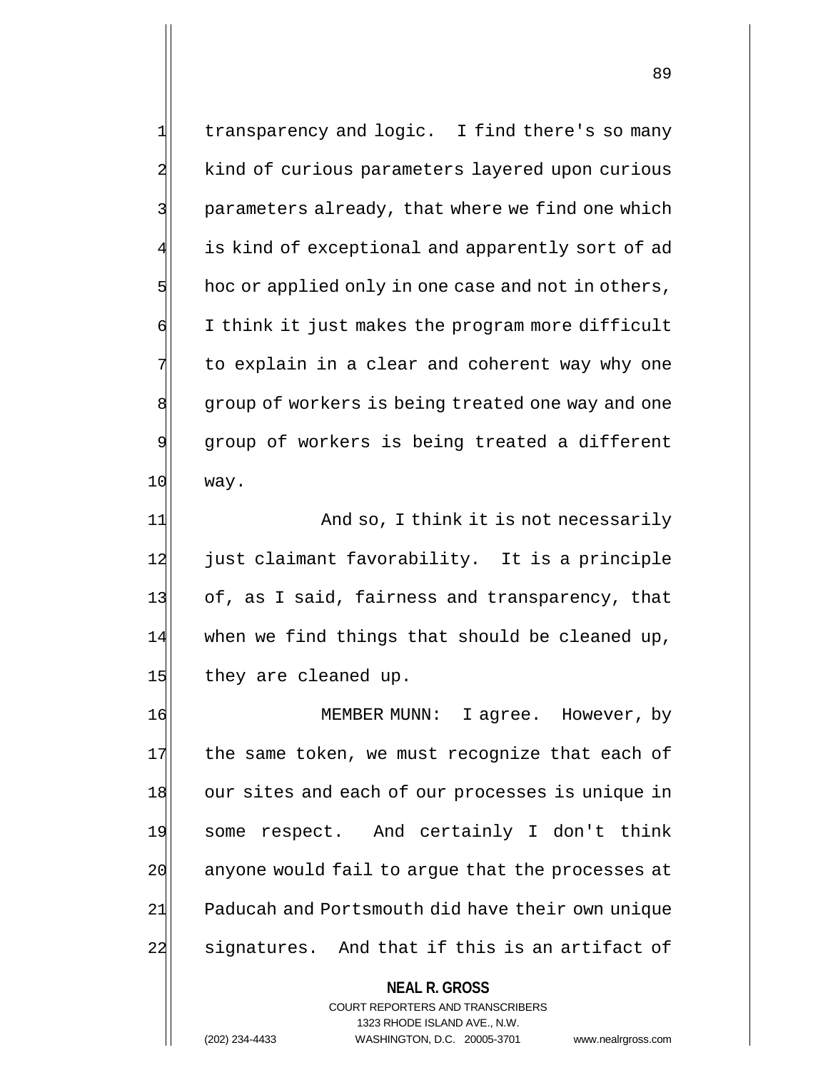transparency and logic. I find there's so many kind of curious parameters layered upon curious parameters already, that where we find one which is kind of exceptional and apparently sort of ad hoc or applied only in one case and not in others, I think it just makes the program more difficult to explain in a clear and coherent way why one group of workers is being treated one way and one group of workers is being treated a different way.

And so, I think it is not necessarily just claimant favorability. It is a principle of, as I said, fairness and transparency, that when we find things that should be cleaned up, they are cleaned up.

MEMBER MUNN: I agree. However, by the same token, we must recognize that each of our sites and each of our processes is unique in some respect. And certainly I don't think anyone would fail to argue that the processes at Paducah and Portsmouth did have their own unique signatures. And that if this is an artifact of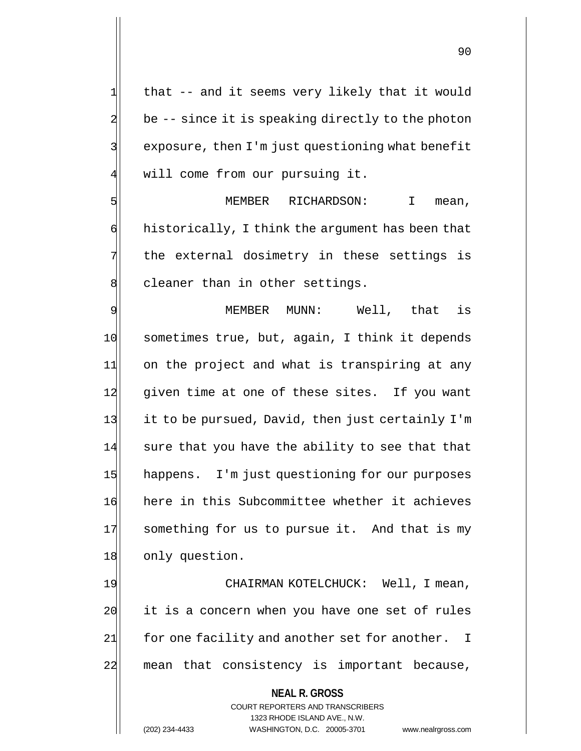that -- and it seems very likely that it would be -- since it is speaking directly to the photon exposure, then I'm just questioning what benefit will come from our pursuing it.

MEMBER RICHARDSON: I mean, historically, I think the argument has been that the external dosimetry in these settings is cleaner than in other settings.

MEMBER MUNN: Well, that is sometimes true, but, again, I think it depends on the project and what is transpiring at any given time at one of these sites. If you want it to be pursued, David, then just certainly I'm sure that you have the ability to see that that happens. I'm just questioning for our purposes here in this Subcommittee whether it achieves something for us to pursue it. And that is my only question.

CHAIRMAN KOTELCHUCK: Well, I mean, it is a concern when you have one set of rules for one facility and another set for another. I mean that consistency is important because,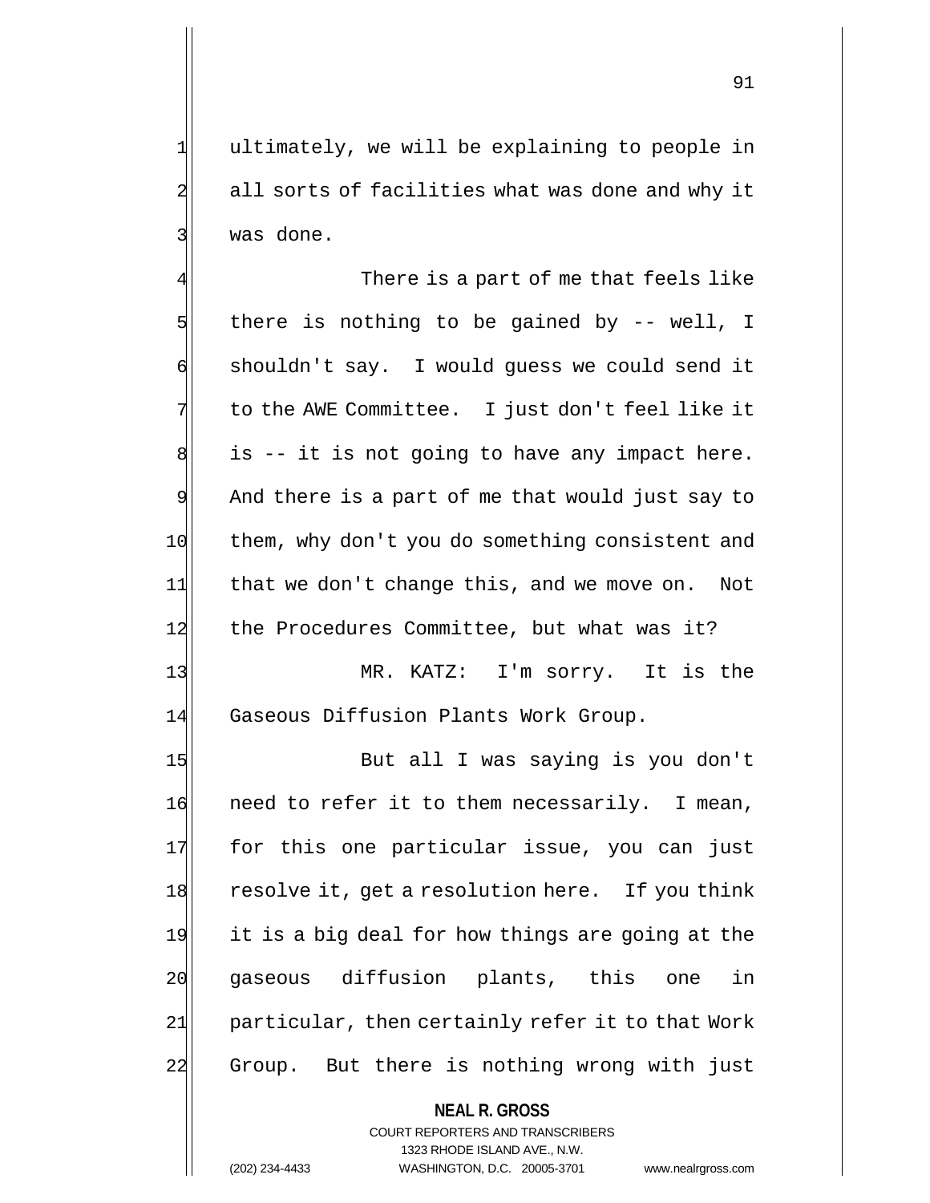ultimately, we will be explaining to people in all sorts of facilities what was done and why it was done.

There is a part of me that feels like there is nothing to be gained by -- well, I shouldn't say. I would guess we could send it to the AWE Committee. I just don't feel like it is -- it is not going to have any impact here. And there is a part of me that would just say to them, why don't you do something consistent and that we don't change this, and we move on. Not the Procedures Committee, but what was it?

MR. KATZ: I'm sorry. It is the Gaseous Diffusion Plants Work Group.

But all I was saying is you don't need to refer it to them necessarily. I mean, for this one particular issue, you can just resolve it, get a resolution here. If you think it is a big deal for how things are going at the gaseous diffusion plants, this one in particular, then certainly refer it to that Work Group. But there is nothing wrong with just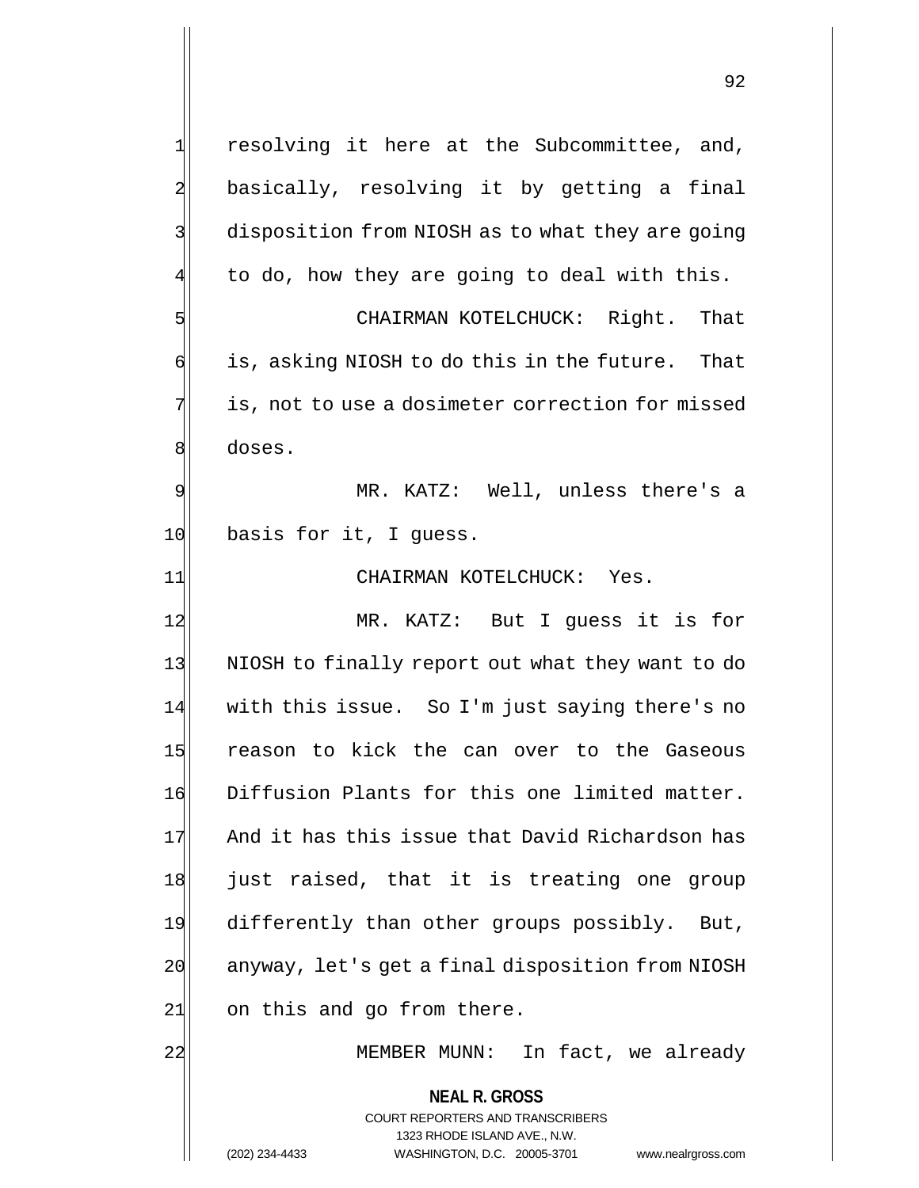resolving it here at the Subcommittee, and, basically, resolving it by getting a final disposition from NIOSH as to what they are going to do, how they are going to deal with this.

CHAIRMAN KOTELCHUCK: Right. That is, asking NIOSH to do this in the future. That is, not to use a dosimeter correction for missed doses.

MR. KATZ: Well, unless there's a basis for it, I guess.

CHAIRMAN KOTELCHUCK: Yes.

MR. KATZ: But I guess it is for NIOSH to finally report out what they want to do with this issue. So I'm just saying there's no reason to kick the can over to the Gaseous Diffusion Plants for this one limited matter. And it has this issue that David Richardson has just raised, that it is treating one group differently than other groups possibly. But, anyway, let's get a final disposition from NIOSH on this and go from there.

MEMBER MUNN: In fact, we already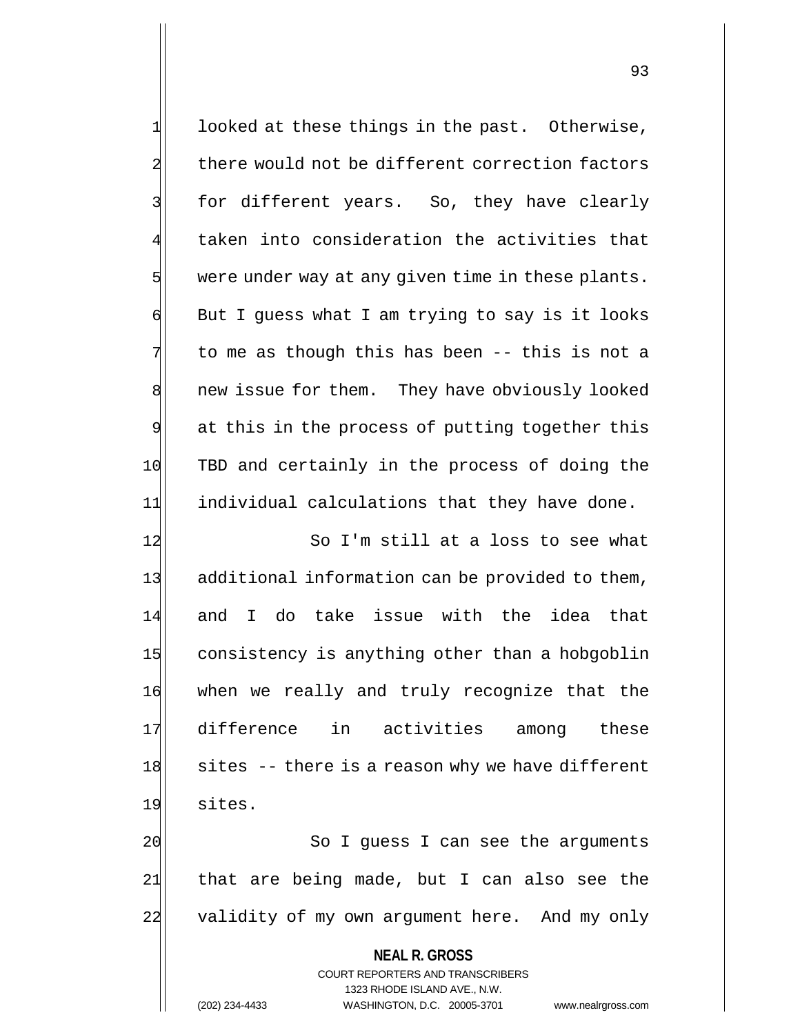looked at these things in the past. Otherwise, there would not be different correction factors for different years. So, they have clearly taken into consideration the activities that were under way at any given time in these plants. But I guess what I am trying to say is it looks to me as though this has been -- this is not a new issue for them. They have obviously looked at this in the process of putting together this TBD and certainly in the process of doing the individual calculations that they have done.

So I'm still at a loss to see what additional information can be provided to them, and I do take issue with the idea that consistency is anything other than a hobgoblin when we really and truly recognize that the difference in activities among these sites -- there is a reason why we have different sites.

So I guess I can see the arguments that are being made, but I can also see the validity of my own argument here. And my only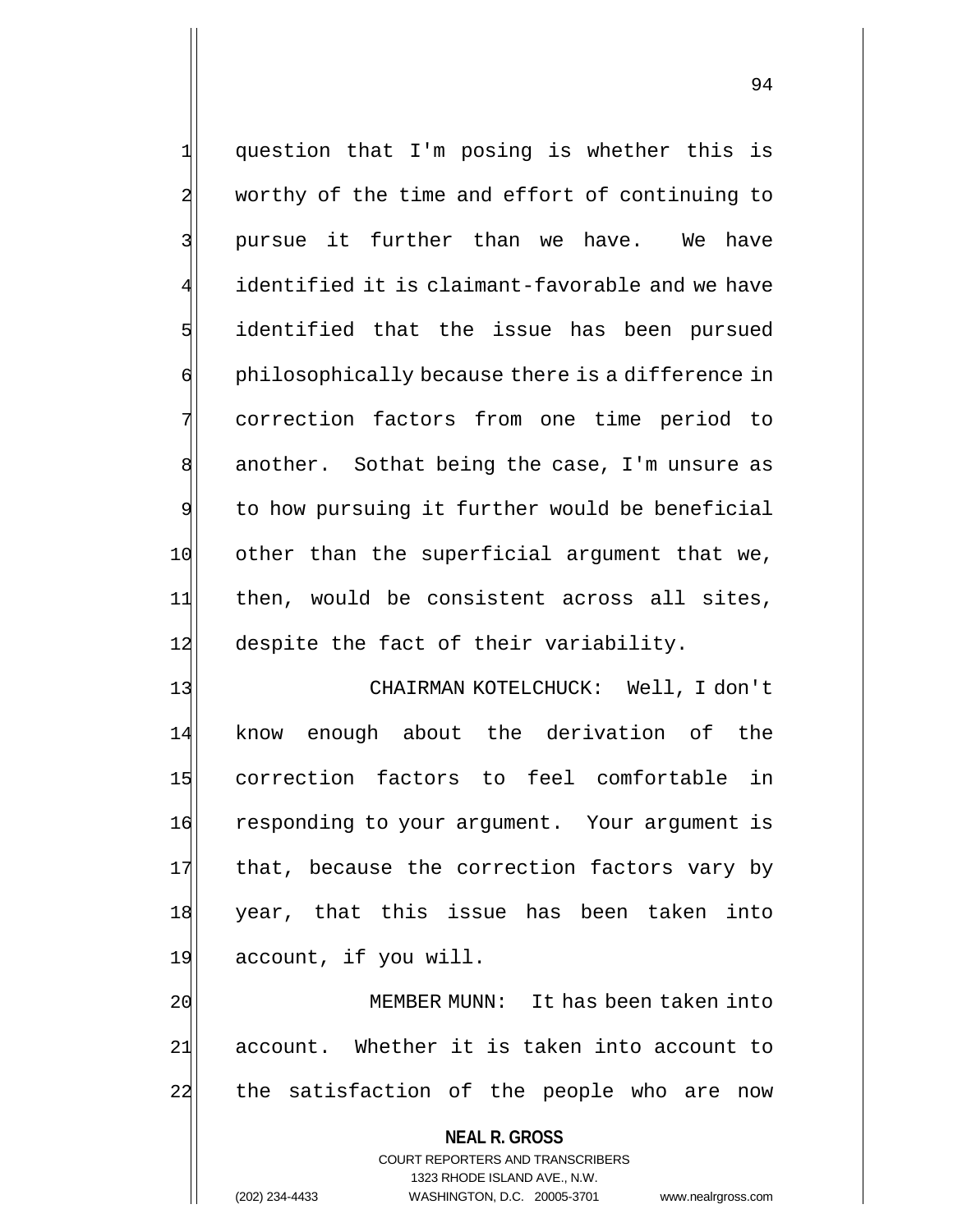question that I'm posing is whether this is worthy of the time and effort of continuing to pursue it further than we have. We have identified it is claimant-favorable and we have identified that the issue has been pursued philosophically because there is a difference in correction factors from one time period to another. Sothat being the case, I'm unsure as to how pursuing it further would be beneficial other than the superficial argument that we, then, would be consistent across all sites, despite the fact of their variability.

CHAIRMAN KOTELCHUCK: Well, I don't know enough about the derivation of the correction factors to feel comfortable in responding to your argument. Your argument is that, because the correction factors vary by year, that this issue has been taken into account, if you will.

MEMBER MUNN: It has been taken into account. Whether it is taken into account to the satisfaction of the people who are now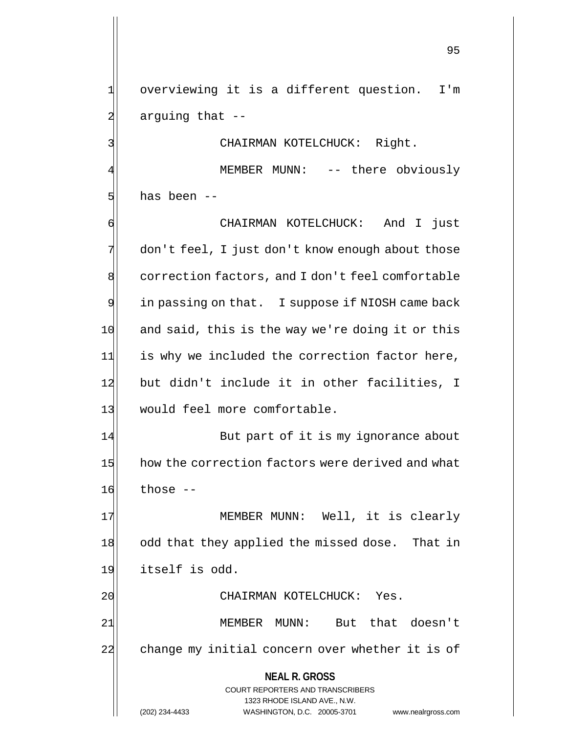overviewing it is a different question. I'm arguing that --

CHAIRMAN KOTELCHUCK: Right.

MEMBER MUNN: -- there obviously has been --

CHAIRMAN KOTELCHUCK: And I just don't feel, I just don't know enough about those correction factors, and I don't feel comfortable in passing on that. I suppose if NIOSH came back and said, this is the way we're doing it or this is why we included the correction factor here, but didn't include it in other facilities, I would feel more comfortable.

But part of it is my ignorance about how the correction factors were derived and what those --

MEMBER MUNN: Well, it is clearly odd that they applied the missed dose. That in itself is odd.

CHAIRMAN KOTELCHUCK: Yes.

MEMBER MUNN: But that doesn't change my initial concern over whether it is of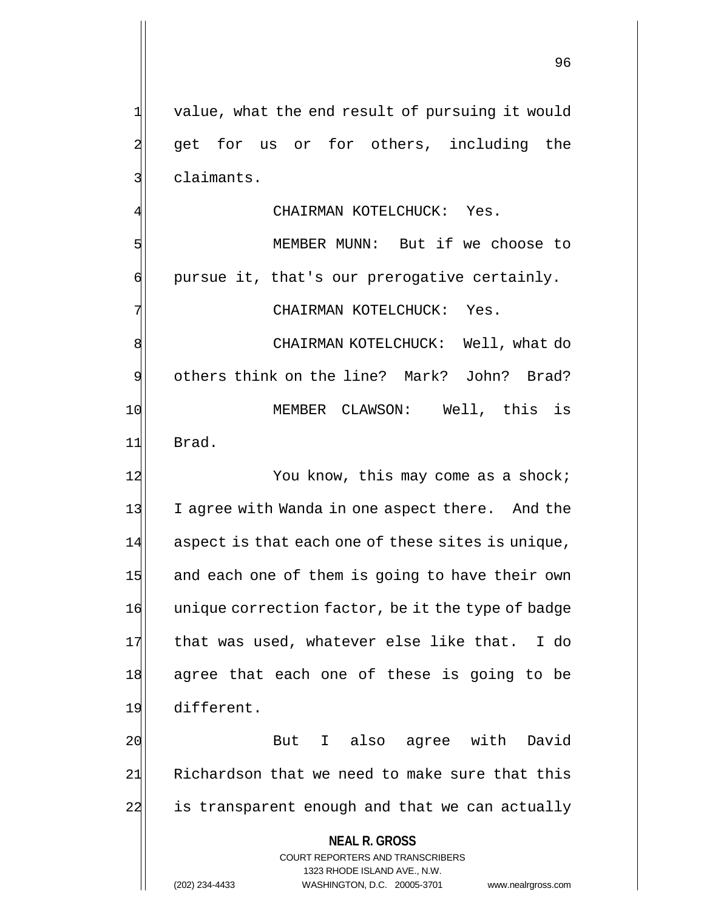value, what the end result of pursuing it would get for us or for others, including the claimants.

CHAIRMAN KOTELCHUCK: Yes.

MEMBER MUNN: But if we choose to pursue it, that's our prerogative certainly.

CHAIRMAN KOTELCHUCK: Yes.

CHAIRMAN KOTELCHUCK: Well, what do others think on the line? Mark? John? Brad?

MEMBER CLAWSON: Well, this is Brad.

You know, this may come as a shock; I agree with Wanda in one aspect there. And the aspect is that each one of these sites is unique, and each one of them is going to have their own unique correction factor, be it the type of badge that was used, whatever else like that. I do agree that each one of these is going to be different.

But I also agree with David Richardson that we need to make sure that this is transparent enough and that we can actually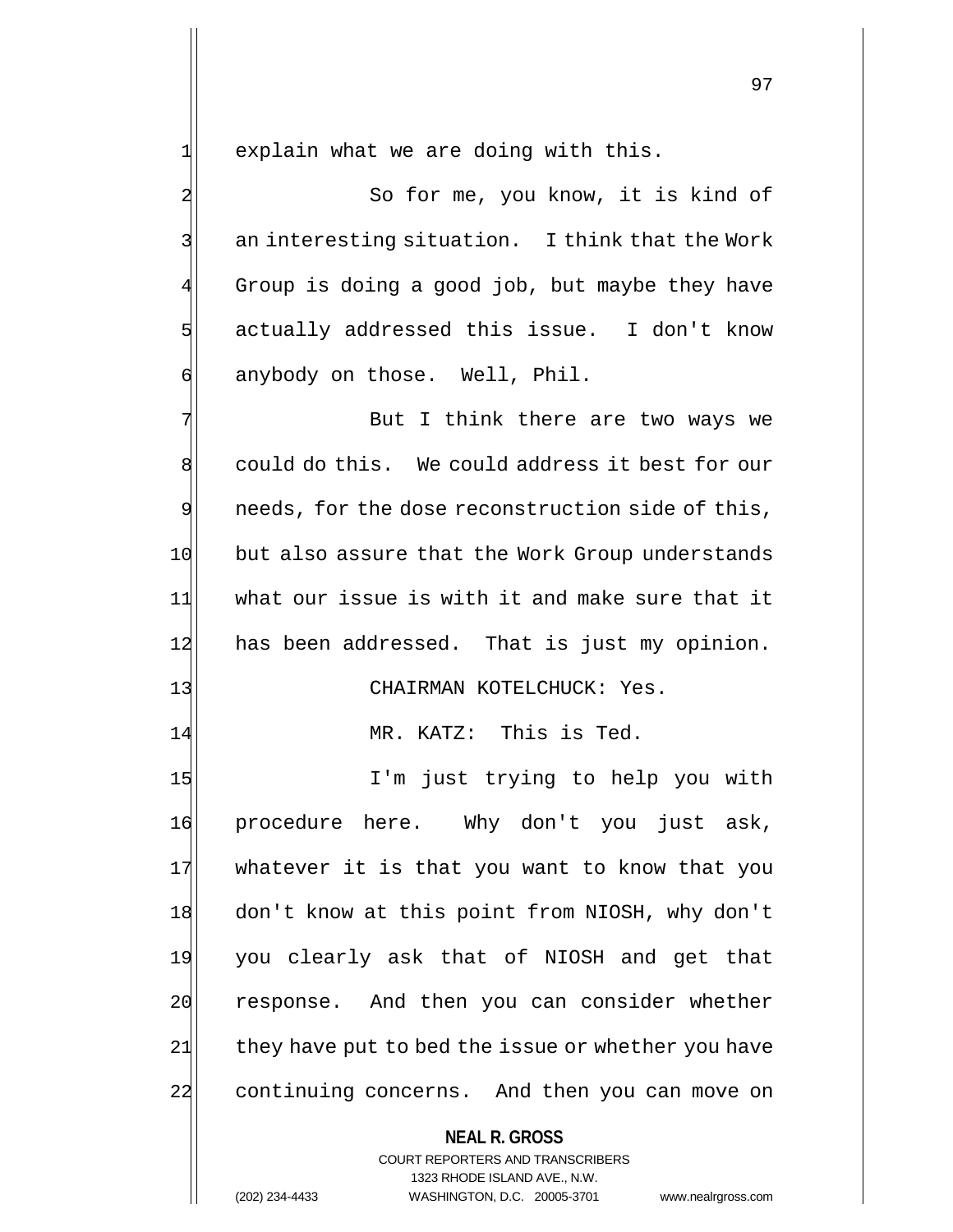explain what we are doing with this.

So for me, you know, it is kind of an interesting situation. I think that the Work Group is doing a good job, but maybe they have actually addressed this issue. I don't know anybody on those. Well, Phil.

But I think there are two ways we could do this. We could address it best for our needs, for the dose reconstruction side of this, but also assure that the Work Group understands what our issue is with it and make sure that it has been addressed. That is just my opinion.

CHAIRMAN KOTELCHUCK: Yes.

MR. KATZ: This is Ted.

I'm just trying to help you with procedure here. Why don't you just ask, whatever it is that you want to know that you don't know at this point from NIOSH, why don't you clearly ask that of NIOSH and get that response. And then you can consider whether they have put to bed the issue or whether you have continuing concerns. And then you can move on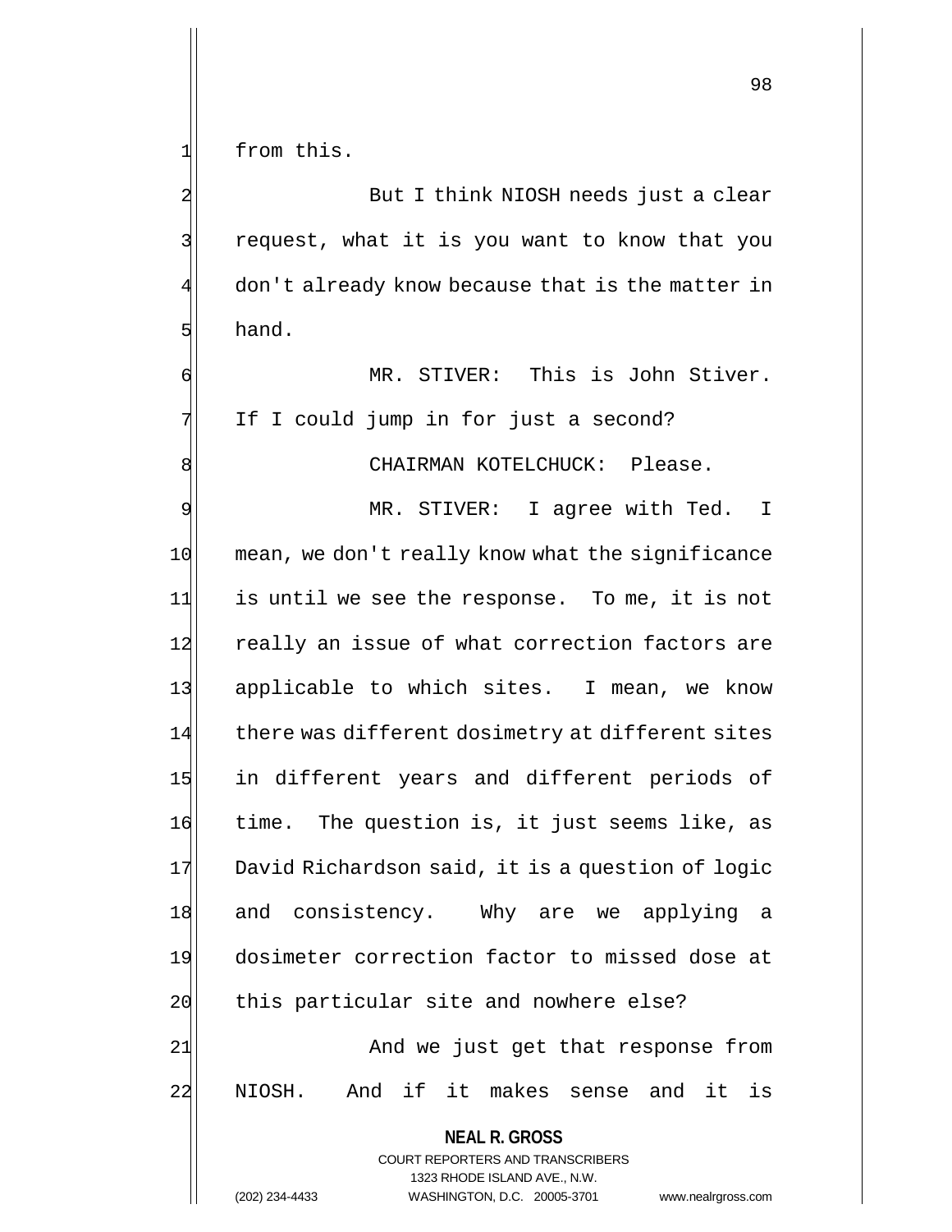from this.

But I think NIOSH needs just a clear request, what it is you want to know that you don't already know because that is the matter in hand.

MR. STIVER: This is John Stiver. If I could jump in for just a second?

CHAIRMAN KOTELCHUCK: Please.

MR. STIVER: I agree with Ted. I mean, we don't really know what the significance is until we see the response. To me, it is not really an issue of what correction factors are applicable to which sites. I mean, we know there was different dosimetry at different sites in different years and different periods of time. The question is, it just seems like, as David Richardson said, it is a question of logic and consistency. Why are we applying a dosimeter correction factor to missed dose at this particular site and nowhere else?

And we just get that response from NIOSH. And if it makes sense and it is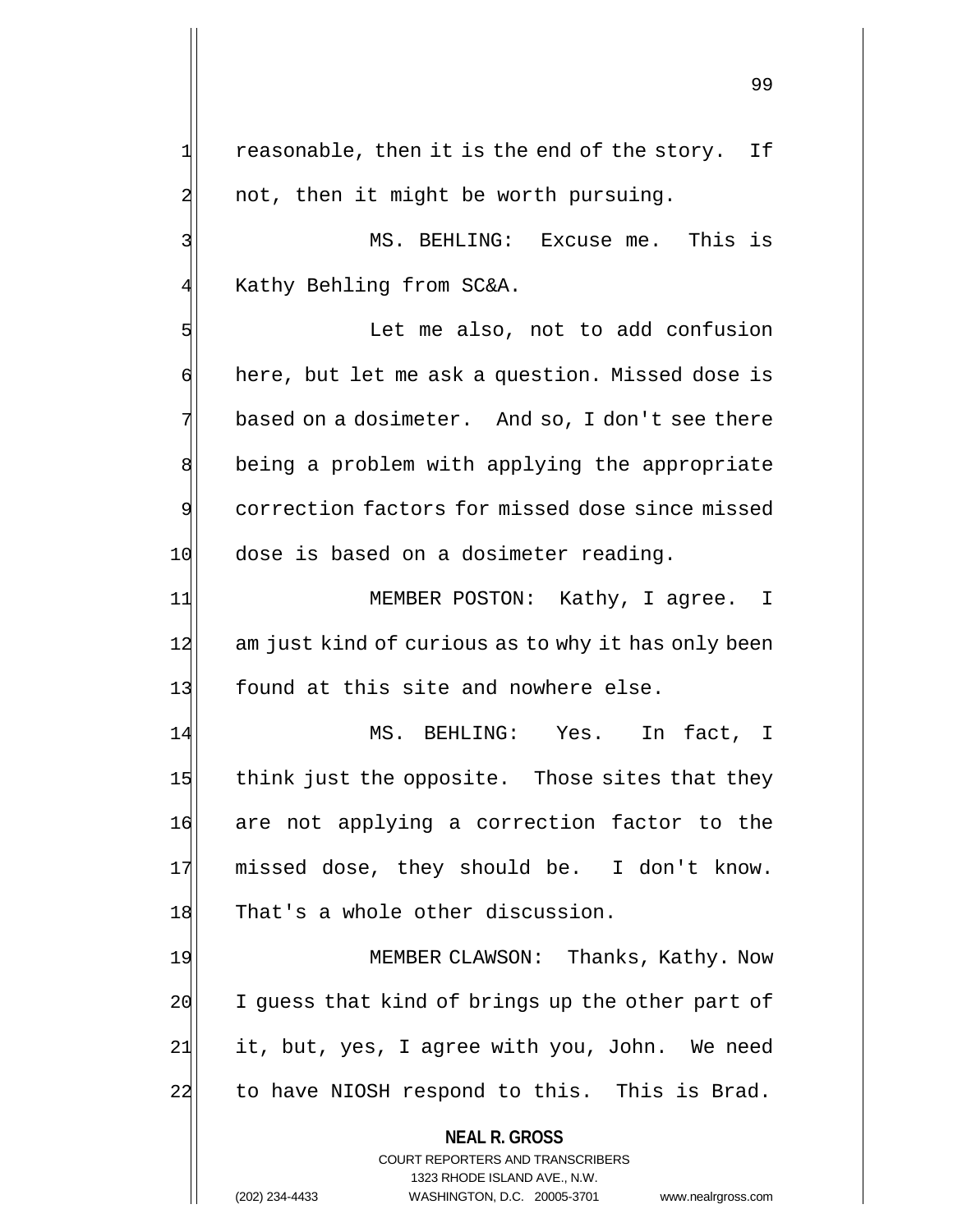reasonable, then it is the end of the story. If not, then it might be worth pursuing.

MS. BEHLING: Excuse me. This is Kathy Behling from SC&A.

Let me also, not to add confusion here, but let me ask a question. Missed dose is based on a dosimeter. And so, I don't see there being a problem with applying the appropriate correction factors for missed dose since missed dose is based on a dosimeter reading.

MEMBER POSTON: Kathy, I agree. I am just kind of curious as to why it has only been found at this site and nowhere else.

MS. BEHLING: Yes. In fact, I think just the opposite. Those sites that they are not applying a correction factor to the missed dose, they should be. I don't know. That's a whole other discussion.

MEMBER CLAWSON: Thanks, Kathy. Now I guess that kind of brings up the other part of it, but, yes, I agree with you, John. We need to have NIOSH respond to this. This is Brad.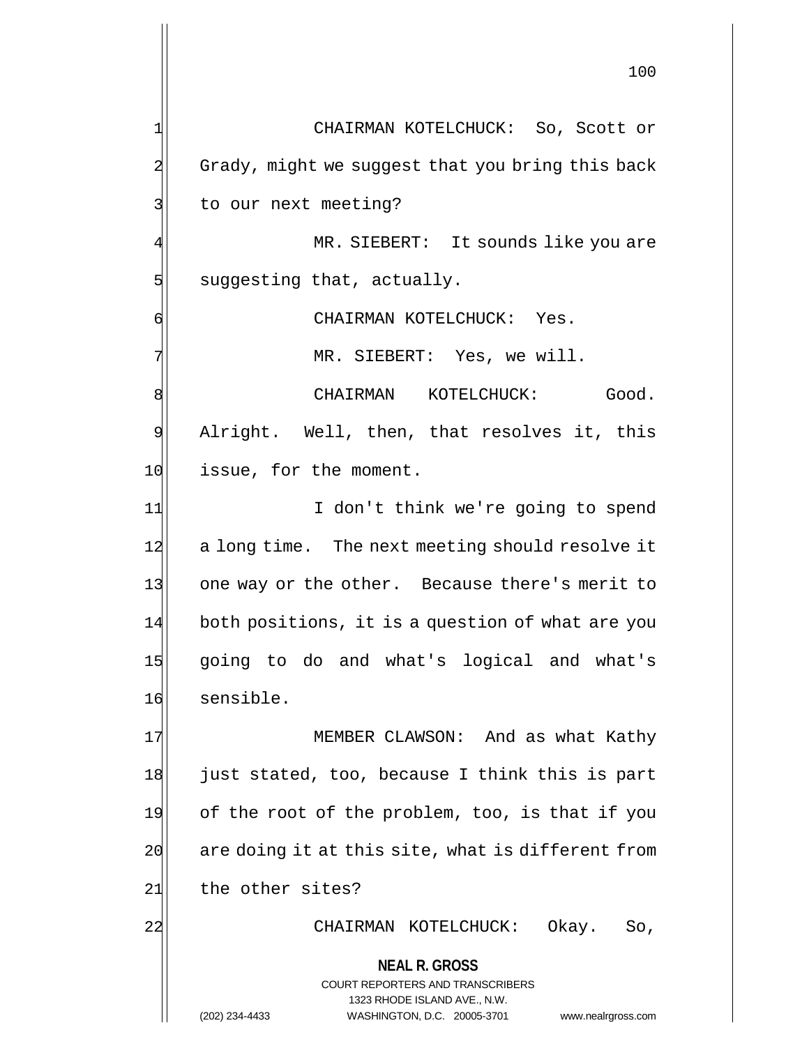CHAIRMAN KOTELCHUCK: So, Scott or Grady, might we suggest that you bring this back to our next meeting?

MR. SIEBERT: It sounds like you are suggesting that, actually.

CHAIRMAN KOTELCHUCK: Yes.

MR. SIEBERT: Yes, we will.

CHAIRMAN KOTELCHUCK: Good. Alright. Well, then, that resolves it, this issue, for the moment.

I don't think we're going to spend a long time. The next meeting should resolve it one way or the other. Because there's merit to both positions, it is a question of what are you going to do and what's logical and what's sensible.

MEMBER CLAWSON: And as what Kathy just stated, too, because I think this is part of the root of the problem, too, is that if you are doing it at this site, what is different from the other sites?

CHAIRMAN KOTELCHUCK: Okay. So,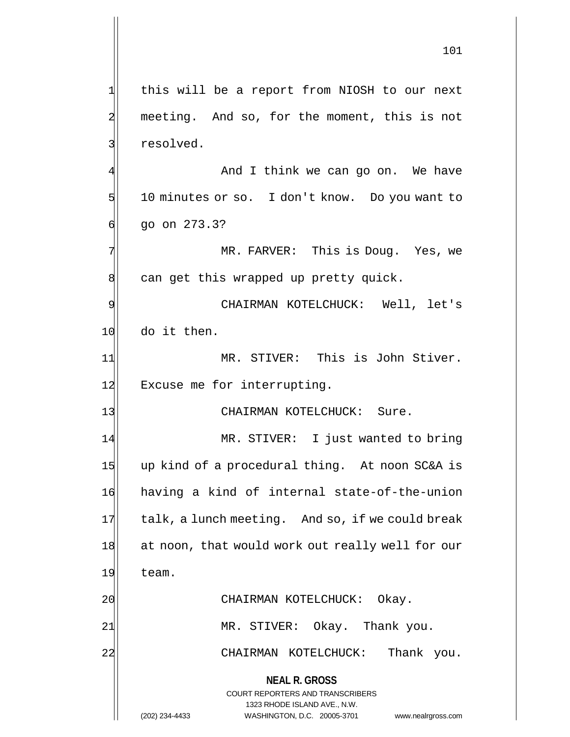this will be a report from NIOSH to our next meeting. And so, for the moment, this is not resolved.

And I think we can go on. We have 10 minutes or so. I don't know. Do you want to go on 273.3?

MR. FARVER: This is Doug. Yes, we can get this wrapped up pretty quick.

CHAIRMAN KOTELCHUCK: Well, let's do it then.

MR. STIVER: This is John Stiver. Excuse me for interrupting.

CHAIRMAN KOTELCHUCK: Sure.

MR. STIVER: I just wanted to bring up kind of a procedural thing. At noon SC&A is having a kind of internal state-of-the-union talk, a lunch meeting. And so, if we could break at noon, that would work out really well for our team.

CHAIRMAN KOTELCHUCK: Okay.

MR. STIVER: Okay. Thank you.

CHAIRMAN KOTELCHUCK: Thank you.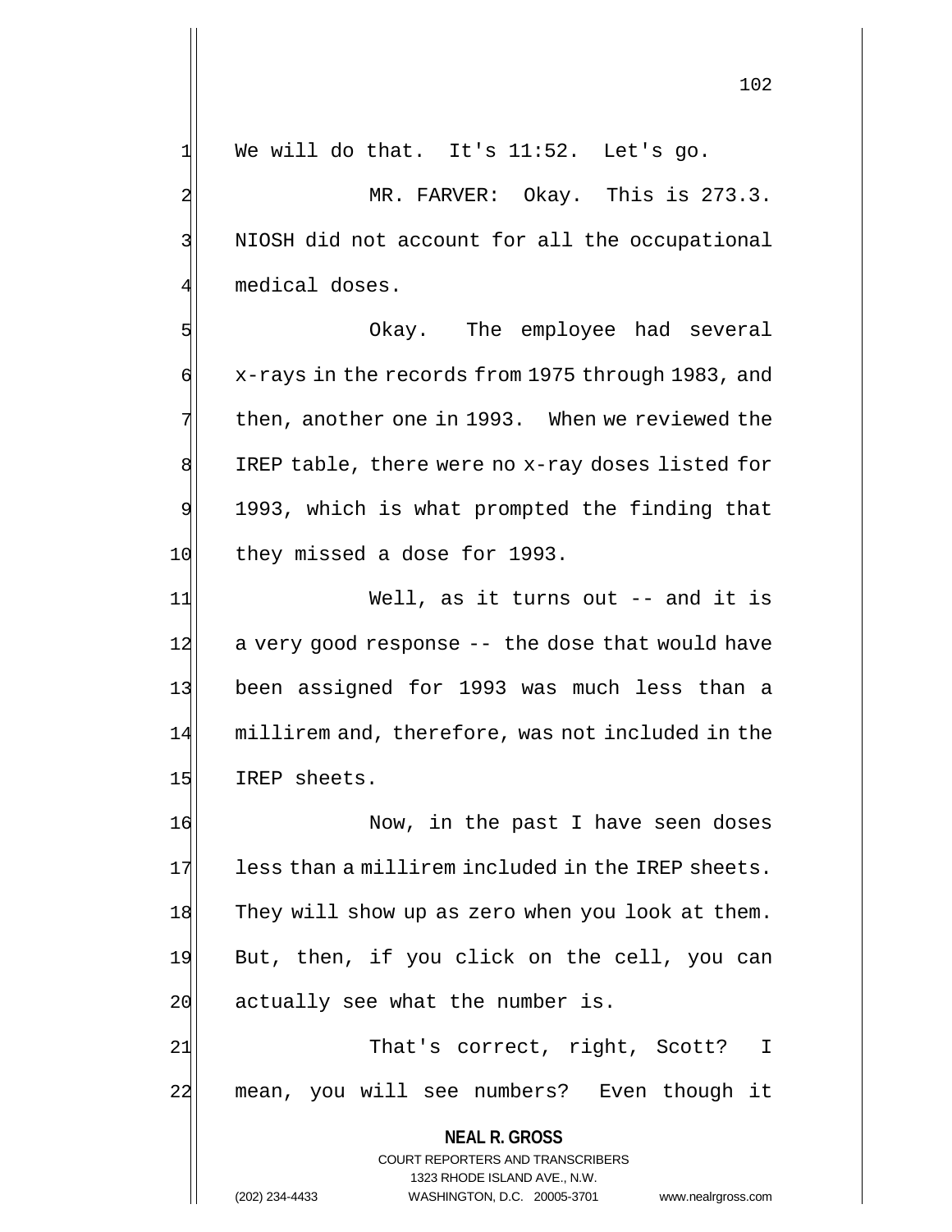We will do that. It's 11:52. Let's go.

MR. FARVER: Okay. This is 273.3. NIOSH did not account for all the occupational medical doses.

Okay. The employee had several x-rays in the records from 1975 through 1983, and then, another one in 1993. When we reviewed the IREP table, there were no x-ray doses listed for 1993, which is what prompted the finding that they missed a dose for 1993.

Well, as it turns out -- and it is a very good response -- the dose that would have been assigned for 1993 was much less than a millirem and, therefore, was not included in the IREP sheets.

Now, in the past I have seen doses less than a millirem included in the IREP sheets. They will show up as zero when you look at them. But, then, if you click on the cell, you can actually see what the number is.

That's correct, right, Scott? I mean, you will see numbers? Even though it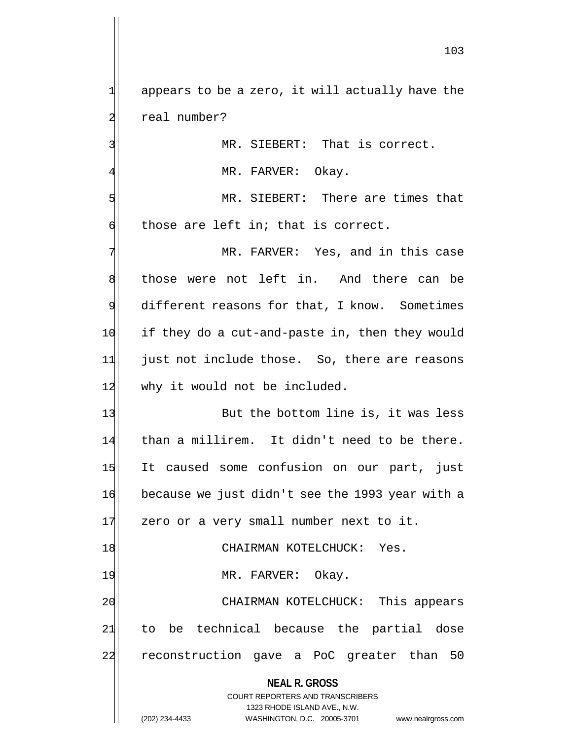appears to be a zero, it will actually have the real number?

MR. SIEBERT: That is correct.

MR. FARVER: Okay.

MR. SIEBERT: There are times that those are left in; that is correct.

MR. FARVER: Yes, and in this case those were not left in. And there can be different reasons for that, I know. Sometimes if they do a cut-and-paste in, then they would just not include those. So, there are reasons why it would not be included.

But the bottom line is, it was less than a millirem. It didn't need to be there. It caused some confusion on our part, just because we just didn't see the 1993 year with a zero or a very small number next to it.

CHAIRMAN KOTELCHUCK: Yes.

MR. FARVER: Okay.

CHAIRMAN KOTELCHUCK: This appears to be technical because the partial dose reconstruction gave a PoC greater than 50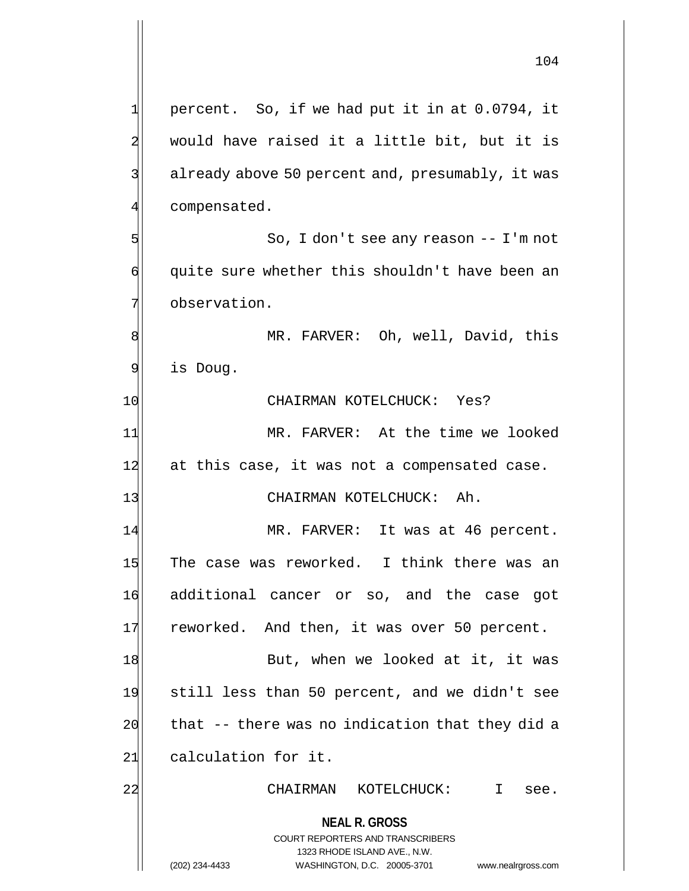percent. So, if we had put it in at 0.0794, it would have raised it a little bit, but it is already above 50 percent and, presumably, it was compensated.

So, I don't see any reason -- I'm not quite sure whether this shouldn't have been an observation.

MR. FARVER: Oh, well, David, this is Doug.

CHAIRMAN KOTELCHUCK: Yes?

MR. FARVER: At the time we looked at this case, it was not a compensated case.

CHAIRMAN KOTELCHUCK: Ah.

MR. FARVER: It was at 46 percent. The case was reworked. I think there was an additional cancer or so, and the case got reworked. And then, it was over 50 percent.

But, when we looked at it, it was still less than 50 percent, and we didn't see that -- there was no indication that they did a calculation for it.

CHAIRMAN KOTELCHUCK: I see.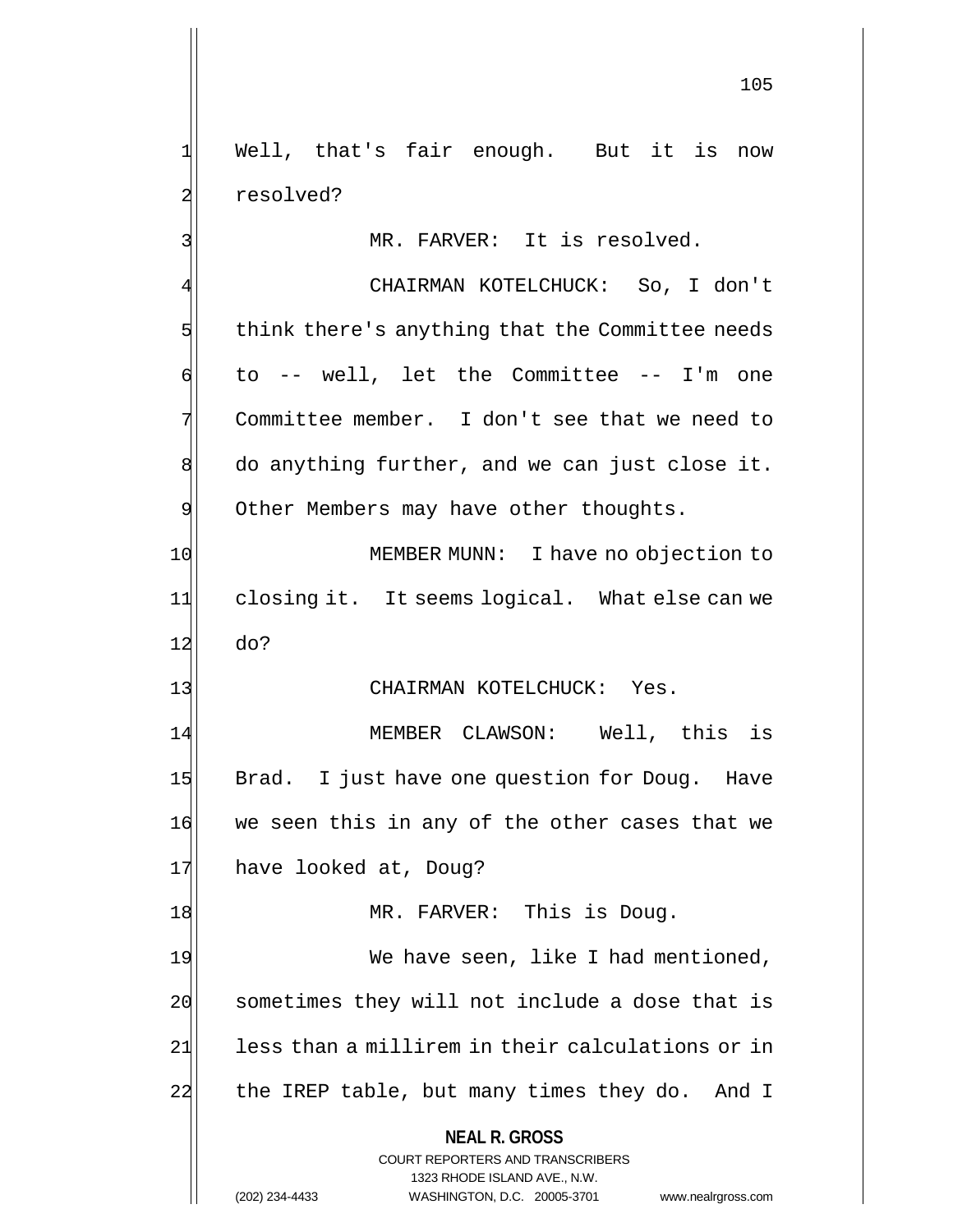Well, that's fair enough. But it is now resolved?

MR. FARVER: It is resolved.

CHAIRMAN KOTELCHUCK: So, I don't think there's anything that the Committee needs to -- well, let the Committee -- I'm one Committee member. I don't see that we need to do anything further, and we can just close it. Other Members may have other thoughts.

MEMBER MUNN: I have no objection to closing it. It seems logical. What else can we do?

CHAIRMAN KOTELCHUCK: Yes.

MEMBER CLAWSON: Well, this is Brad. I just have one question for Doug. Have we seen this in any of the other cases that we have looked at, Doug?

MR. FARVER: This is Doug.

We have seen, like I had mentioned, sometimes they will not include a dose that is less than a millirem in their calculations or in the IREP table, but many times they do. And I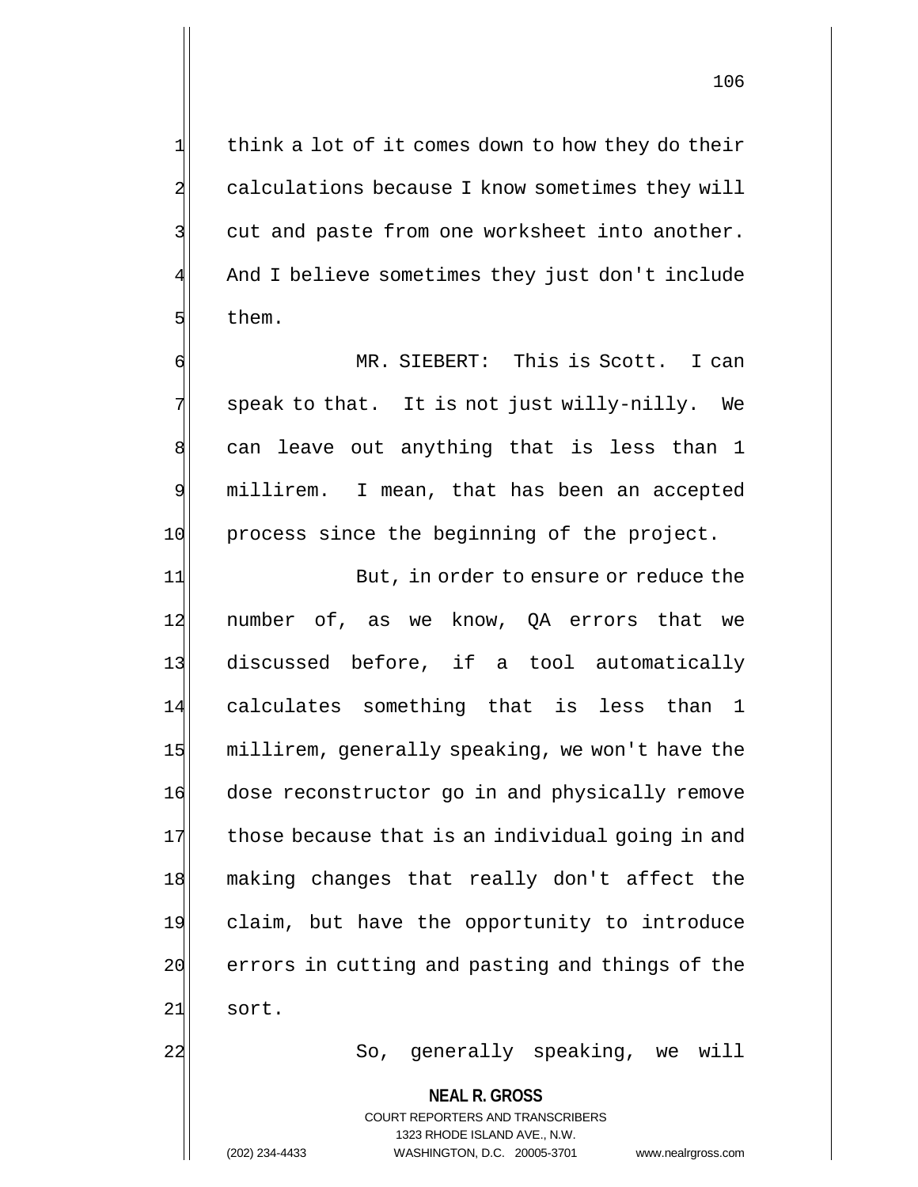think a lot of it comes down to how they do their calculations because I know sometimes they will cut and paste from one worksheet into another. And I believe sometimes they just don't include them.

MR. SIEBERT: This is Scott. I can speak to that. It is not just willy-nilly. We can leave out anything that is less than 1 millirem. I mean, that has been an accepted process since the beginning of the project.

But, in order to ensure or reduce the number of, as we know, QA errors that we discussed before, if a tool automatically calculates something that is less than 1 millirem, generally speaking, we won't have the dose reconstructor go in and physically remove those because that is an individual going in and making changes that really don't affect the claim, but have the opportunity to introduce errors in cutting and pasting and things of the sort.

So, generally speaking, we will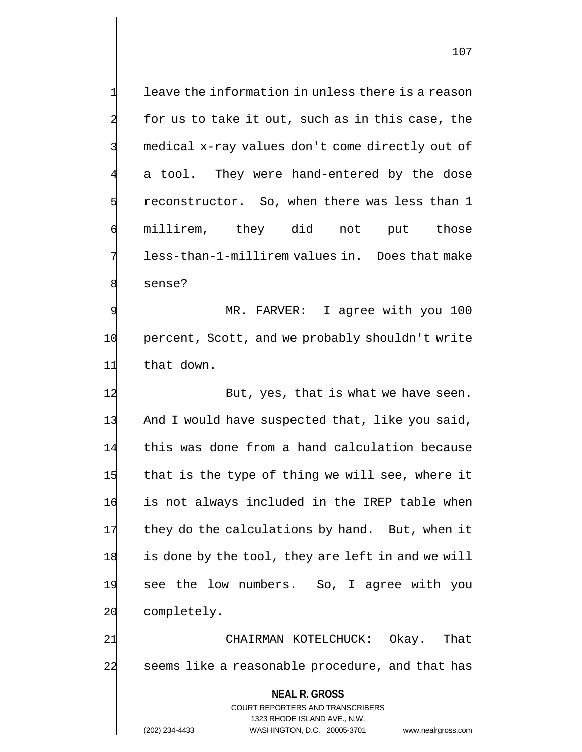leave the information in unless there is a reason for us to take it out, such as in this case, the medical x-ray values don't come directly out of a tool. They were hand-entered by the dose reconstructor. So, when there was less than 1 millirem, they did not put those less-than-1-millirem values in. Does that make sense?

MR. FARVER: I agree with you 100 percent, Scott, and we probably shouldn't write that down.

But, yes, that is what we have seen. And I would have suspected that, like you said, this was done from a hand calculation because that is the type of thing we will see, where it is not always included in the IREP table when they do the calculations by hand. But, when it is done by the tool, they are left in and we will see the low numbers. So, I agree with you completely.

CHAIRMAN KOTELCHUCK: Okay. That seems like a reasonable procedure, and that has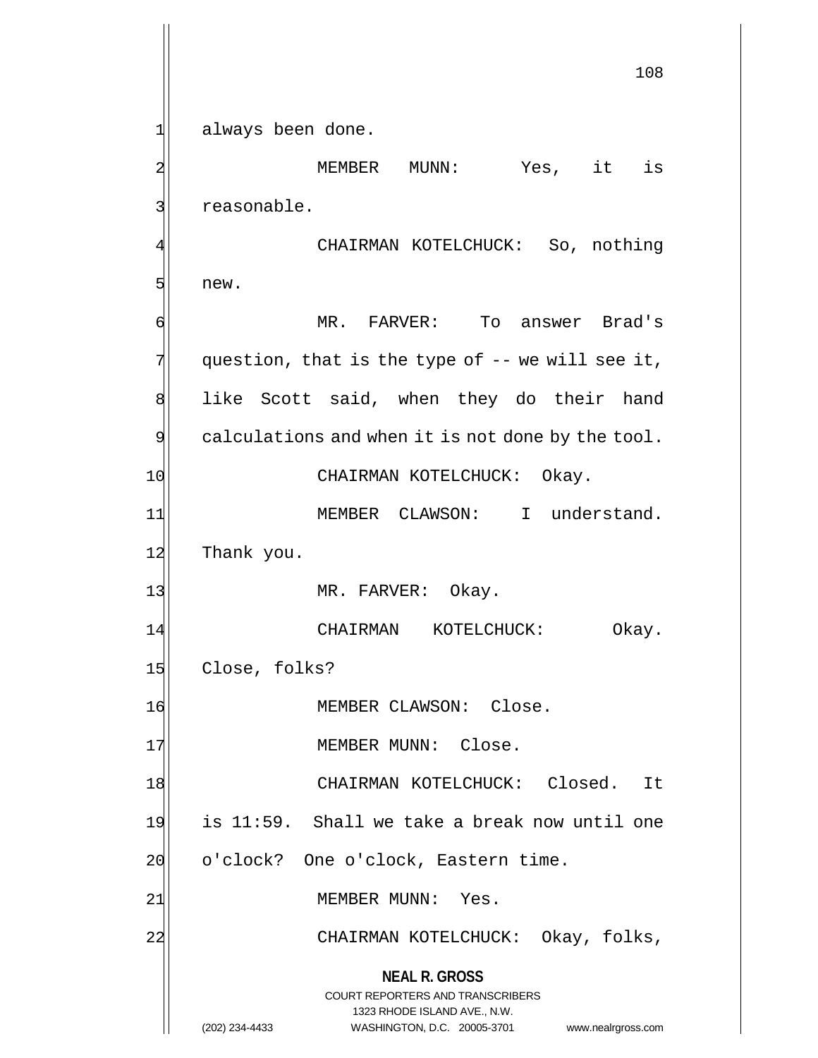always been done.

MEMBER MUNN: Yes, it is reasonable.

CHAIRMAN KOTELCHUCK: So, nothing new.

MR. FARVER: To answer Brad's question, that is the type of -- we will see it, like Scott said, when they do their hand calculations and when it is not done by the tool.

CHAIRMAN KOTELCHUCK: Okay.

MEMBER CLAWSON: I understand. Thank you.

MR. FARVER: Okay.

CHAIRMAN KOTELCHUCK: Okay. Close, folks?

MEMBER CLAWSON: Close.

MEMBER MUNN: Close.

CHAIRMAN KOTELCHUCK: Closed. It is 11:59. Shall we take a break now until one o'clock? One o'clock, Eastern time.

MEMBER MUNN: Yes.

CHAIRMAN KOTELCHUCK: Okay, folks,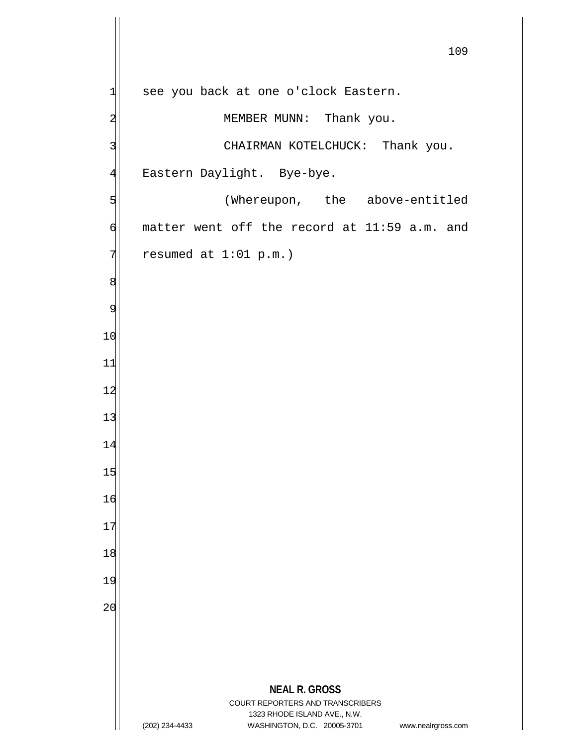see you back at one o'clock Eastern.

MEMBER MUNN: Thank you.

CHAIRMAN KOTELCHUCK: Thank you. Eastern Daylight. Bye-bye.

(Whereupon, the above-entitled matter went off the record at 11:59 a.m. and resumed at 1:01 p.m.)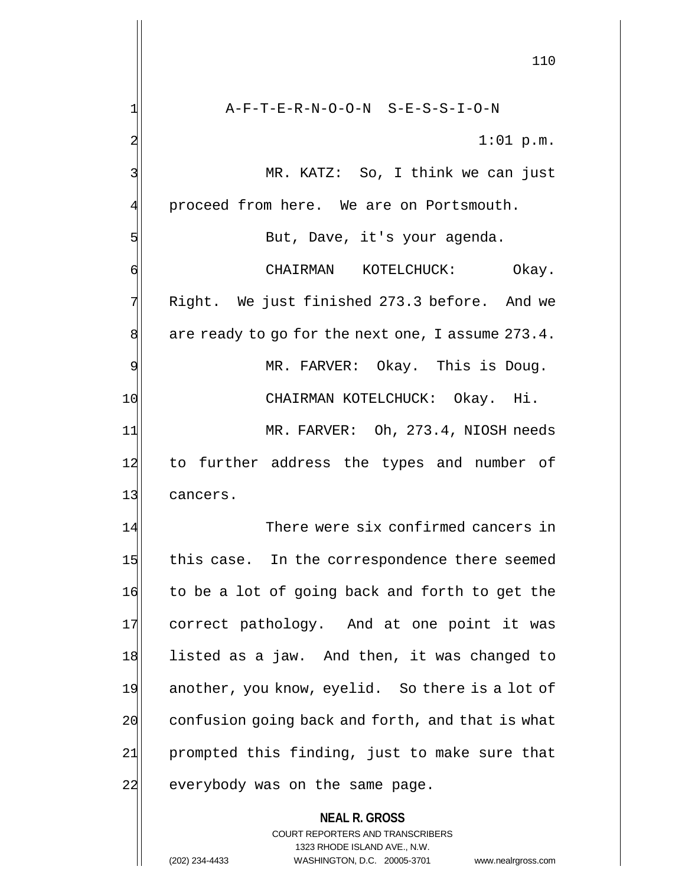A-F-T-E-R-N-O-O-N S-E-S-S-I-O-N

1:01 p.m.

MR. KATZ: So, I think we can just proceed from here. We are on Portsmouth.

But, Dave, it's your agenda.

CHAIRMAN KOTELCHUCK: Okay. Right. We just finished 273.3 before. And we are ready to go for the next one, I assume 273.4.

MR. FARVER: Okay. This is Doug.

CHAIRMAN KOTELCHUCK: Okay. Hi.

MR. FARVER: Oh, 273.4, NIOSH needs to further address the types and number of cancers.

There were six confirmed cancers in this case. In the correspondence there seemed to be a lot of going back and forth to get the correct pathology. And at one point it was listed as a jaw. And then, it was changed to another, you know, eyelid. So there is a lot of confusion going back and forth, and that is what prompted this finding, just to make sure that everybody was on the same page.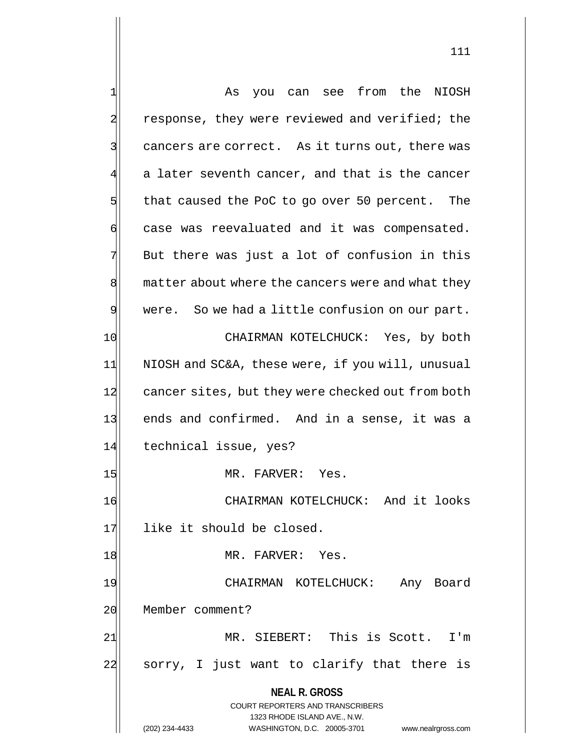As you can see from the NIOSH response, they were reviewed and verified; the cancers are correct. As it turns out, there was a later seventh cancer, and that is the cancer that caused the PoC to go over 50 percent. The case was reevaluated and it was compensated. But there was just a lot of confusion in this matter about where the cancers were and what they were. So we had a little confusion on our part.

CHAIRMAN KOTELCHUCK: Yes, by both NIOSH and SC&A, these were, if you will, unusual cancer sites, but they were checked out from both ends and confirmed. And in a sense, it was a technical issue, yes?

MR. FARVER: Yes.

CHAIRMAN KOTELCHUCK: And it looks like it should be closed.

MR. FARVER: Yes.

CHAIRMAN KOTELCHUCK: Any Board Member comment?

MR. SIEBERT: This is Scott. I'm sorry, I just want to clarify that there is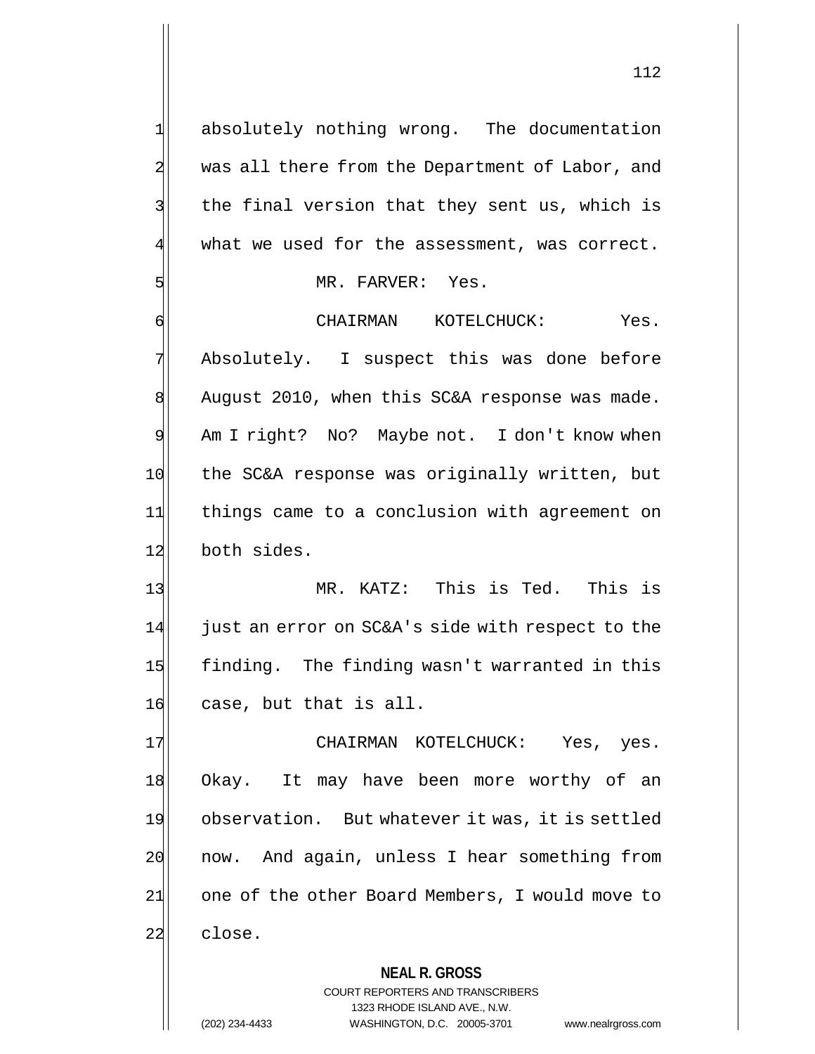absolutely nothing wrong. The documentation was all there from the Department of Labor, and the final version that they sent us, which is what we used for the assessment, was correct.

MR. FARVER: Yes.

CHAIRMAN KOTELCHUCK: Yes. Absolutely. I suspect this was done before August 2010, when this SC&A response was made. Am I right? No? Maybe not. I don't know when the SC&A response was originally written, but things came to a conclusion with agreement on both sides.

MR. KATZ: This is Ted. This is just an error on SC&A's side with respect to the finding. The finding wasn't warranted in this case, but that is all.

CHAIRMAN KOTELCHUCK: Yes, yes. Okay. It may have been more worthy of an observation. But whatever it was, it is settled now. And again, unless I hear something from one of the other Board Members, I would move to close.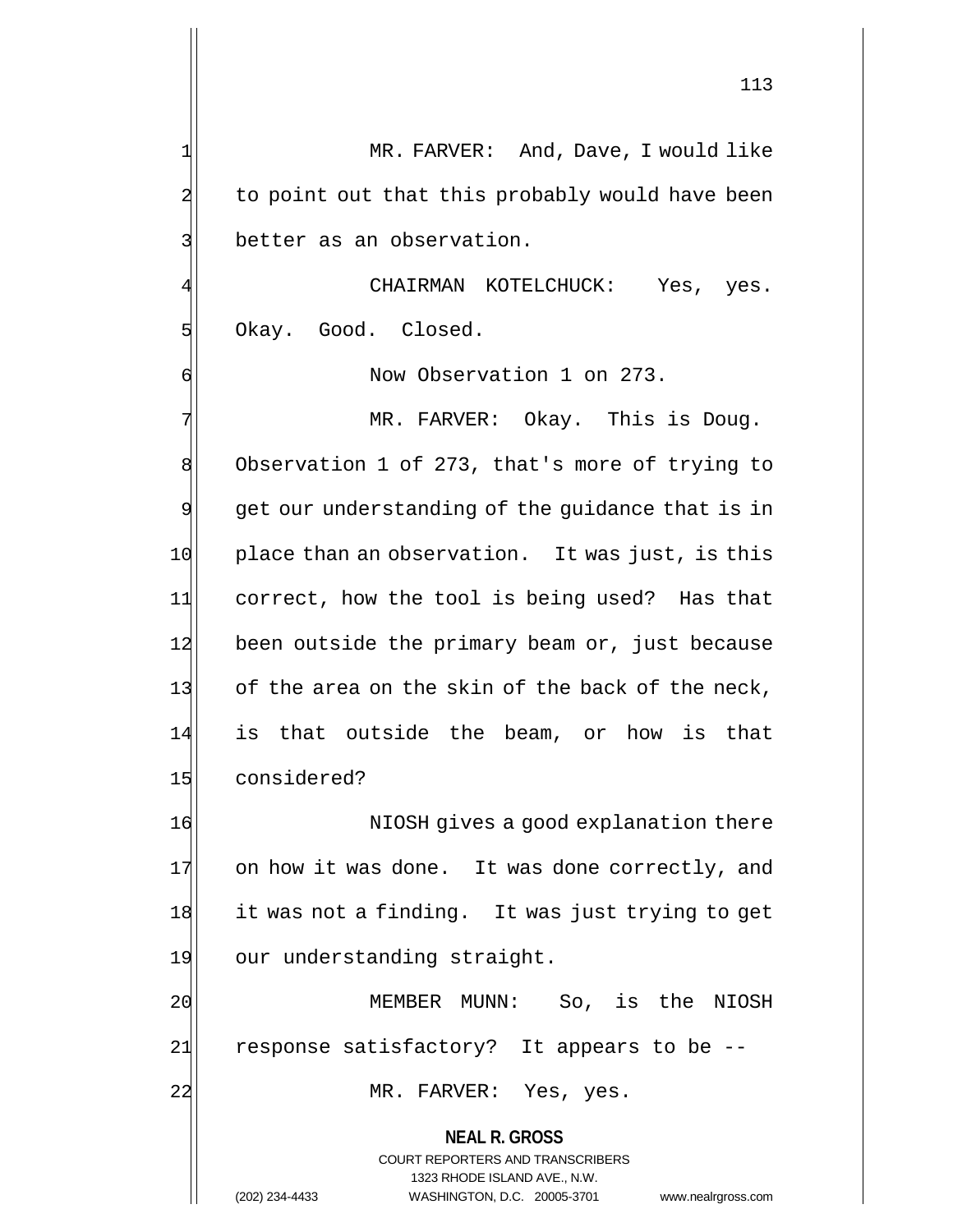MR. FARVER: And, Dave, I would like to point out that this probably would have been better as an observation.

CHAIRMAN KOTELCHUCK: Yes, yes. Okay. Good. Closed.

Now Observation 1 on 273.

MR. FARVER: Okay. This is Doug. Observation 1 of 273, that's more of trying to get our understanding of the guidance that is in place than an observation. It was just, is this correct, how the tool is being used? Has that been outside the primary beam or, just because of the area on the skin of the back of the neck, is that outside the beam, or how is that considered?

NIOSH gives a good explanation there on how it was done. It was done correctly, and it was not a finding. It was just trying to get our understanding straight.

MEMBER MUNN: So, is the NIOSH response satisfactory? It appears to be --

MR. FARVER: Yes, yes.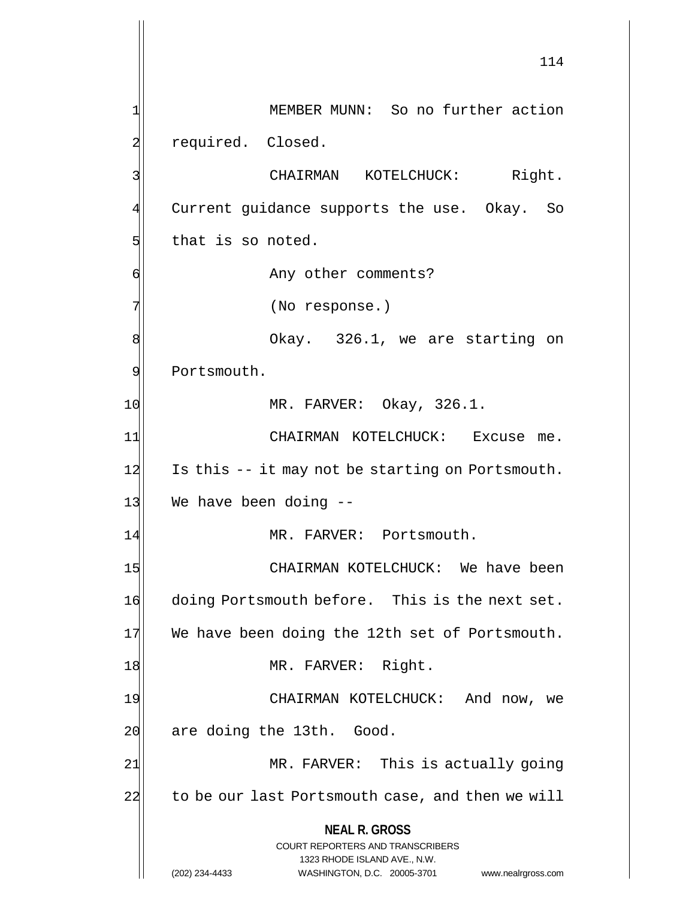MEMBER MUNN: So no further action required. Closed.

CHAIRMAN KOTELCHUCK: Right. Current guidance supports the use. Okay. So that is so noted.

Any other comments?

(No response.)

Okay. 326.1, we are starting on Portsmouth.

MR. FARVER: Okay, 326.1.

CHAIRMAN KOTELCHUCK: Excuse me. Is this -- it may not be starting on Portsmouth. We have been doing --

MR. FARVER: Portsmouth.

CHAIRMAN KOTELCHUCK: We have been doing Portsmouth before. This is the next set. We have been doing the 12th set of Portsmouth.

MR. FARVER: Right.

CHAIRMAN KOTELCHUCK: And now, we are doing the 13th. Good.

MR. FARVER: This is actually going to be our last Portsmouth case, and then we will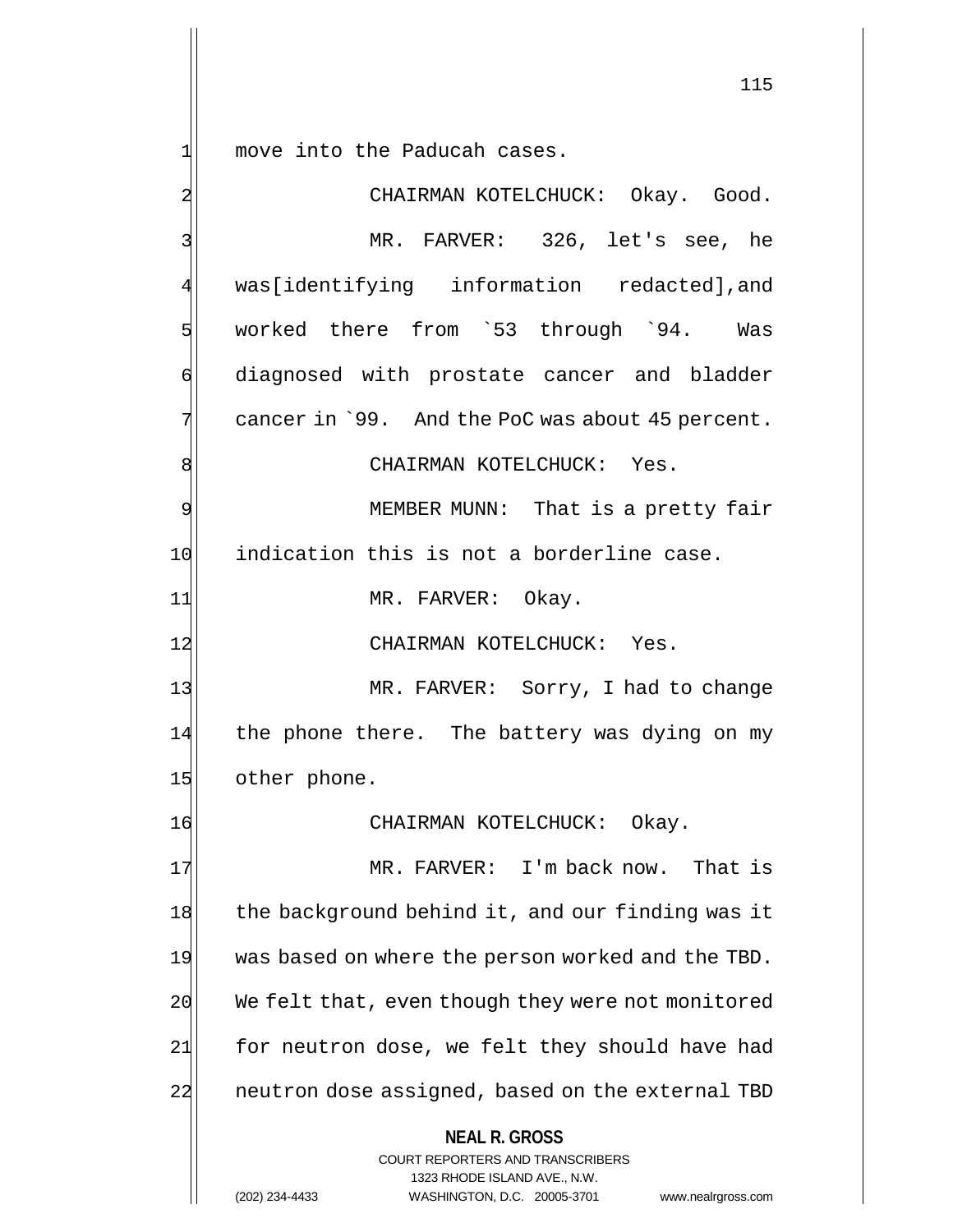move into the Paducah cases.

CHAIRMAN KOTELCHUCK: Okay. Good.

MR. FARVER: 326, let's see, he was[identifying information redacted],and worked there from `53 through `94. Was diagnosed with prostate cancer and bladder cancer in `99. And the PoC was about 45 percent.

CHAIRMAN KOTELCHUCK: Yes.

MEMBER MUNN: That is a pretty fair indication this is not a borderline case.

MR. FARVER: Okay.

CHAIRMAN KOTELCHUCK: Yes.

MR. FARVER: Sorry, I had to change the phone there. The battery was dying on my other phone.

CHAIRMAN KOTELCHUCK: Okay.

MR. FARVER: I'm back now. That is the background behind it, and our finding was it was based on where the person worked and the TBD. We felt that, even though they were not monitored for neutron dose, we felt they should have had neutron dose assigned, based on the external TBD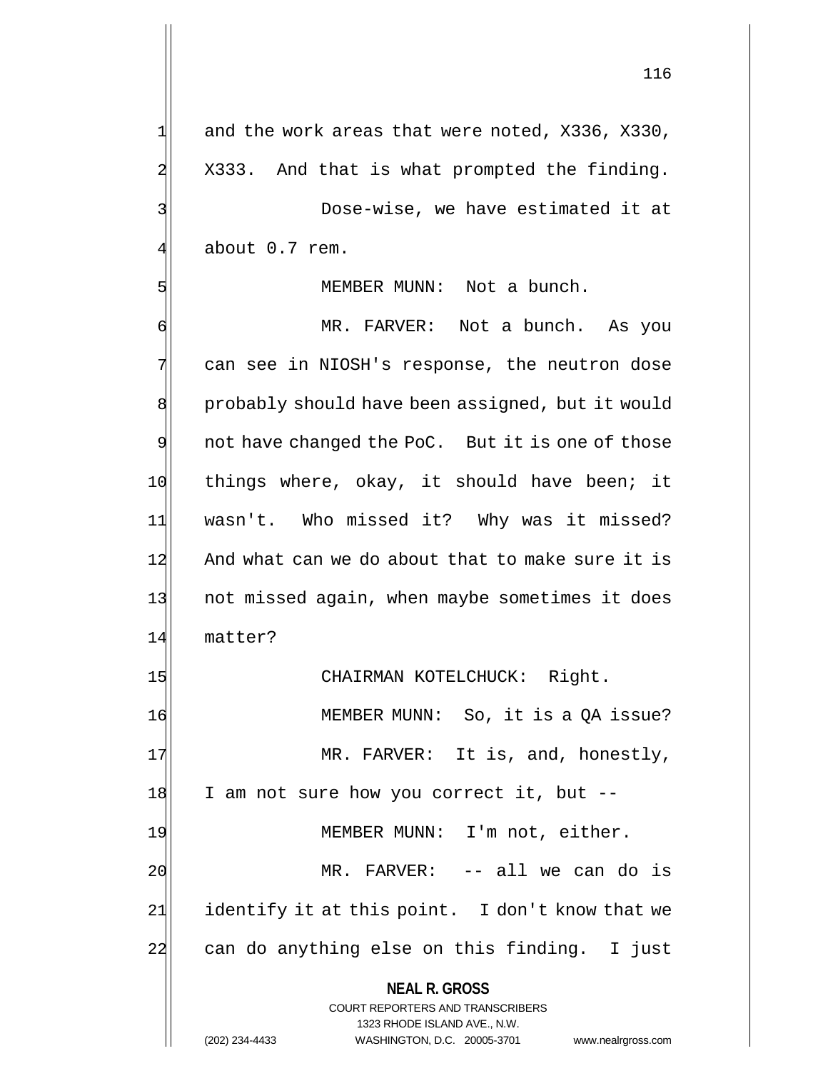and the work areas that were noted, X336, X330, X333. And that is what prompted the finding.

Dose-wise, we have estimated it at about 0.7 rem.

MEMBER MUNN: Not a bunch.

MR. FARVER: Not a bunch. As you can see in NIOSH's response, the neutron dose probably should have been assigned, but it would not have changed the PoC. But it is one of those things where, okay, it should have been; it wasn't. Who missed it? Why was it missed? And what can we do about that to make sure it is not missed again, when maybe sometimes it does matter?

CHAIRMAN KOTELCHUCK: Right.

MEMBER MUNN: So, it is a QA issue?

MR. FARVER: It is, and, honestly, I am not sure how you correct it, but --

MEMBER MUNN: I'm not, either.

MR. FARVER: -- all we can do is identify it at this point. I don't know that we can do anything else on this finding. I just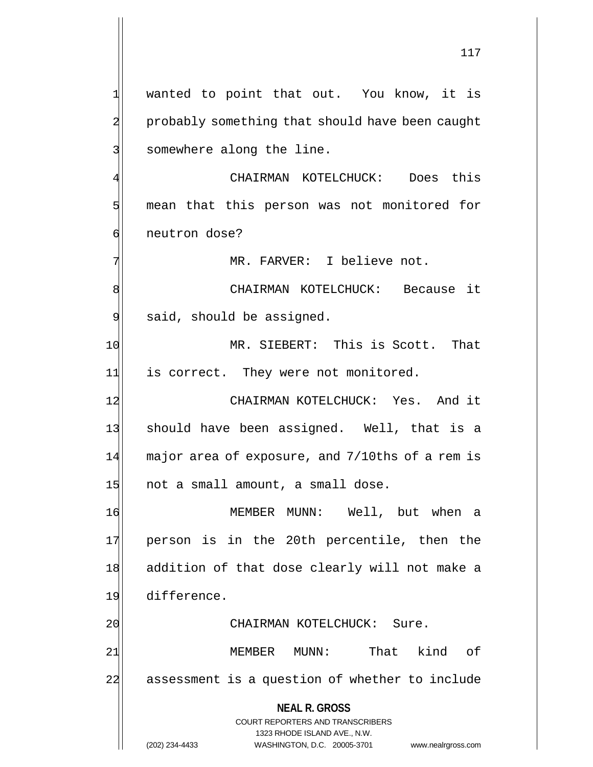wanted to point that out. You know, it is probably something that should have been caught somewhere along the line.

CHAIRMAN KOTELCHUCK: Does this mean that this person was not monitored for neutron dose?

MR. FARVER: I believe not.

CHAIRMAN KOTELCHUCK: Because it said, should be assigned.

MR. SIEBERT: This is Scott. That is correct. They were not monitored.

CHAIRMAN KOTELCHUCK: Yes. And it should have been assigned. Well, that is a major area of exposure, and 7/10ths of a rem is not a small amount, a small dose.

MEMBER MUNN: Well, but when a person is in the 20th percentile, then the addition of that dose clearly will not make a difference.

CHAIRMAN KOTELCHUCK: Sure.

MEMBER MUNN: That kind of assessment is a question of whether to include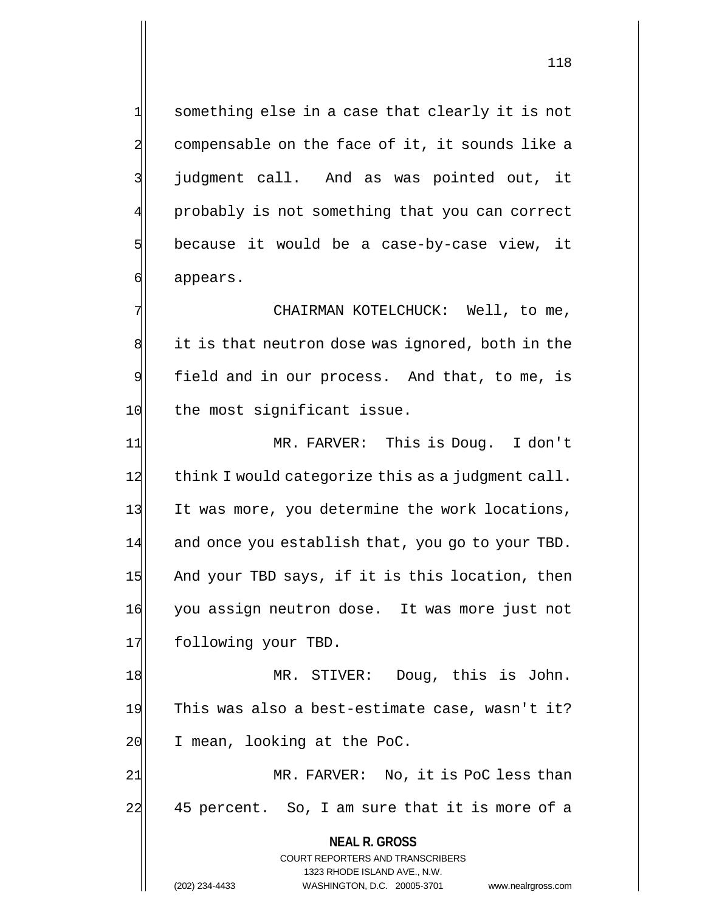something else in a case that clearly it is not compensable on the face of it, it sounds like a judgment call. And as was pointed out, it probably is not something that you can correct because it would be a case-by-case view, it appears.

CHAIRMAN KOTELCHUCK: Well, to me, it is that neutron dose was ignored, both in the field and in our process. And that, to me, is the most significant issue.

MR. FARVER: This is Doug. I don't think I would categorize this as a judgment call. It was more, you determine the work locations, and once you establish that, you go to your TBD. And your TBD says, if it is this location, then you assign neutron dose. It was more just not following your TBD.

MR. STIVER: Doug, this is John. This was also a best-estimate case, wasn't it? I mean, looking at the PoC.

MR. FARVER: No, it is PoC less than 45 percent. So, I am sure that it is more of a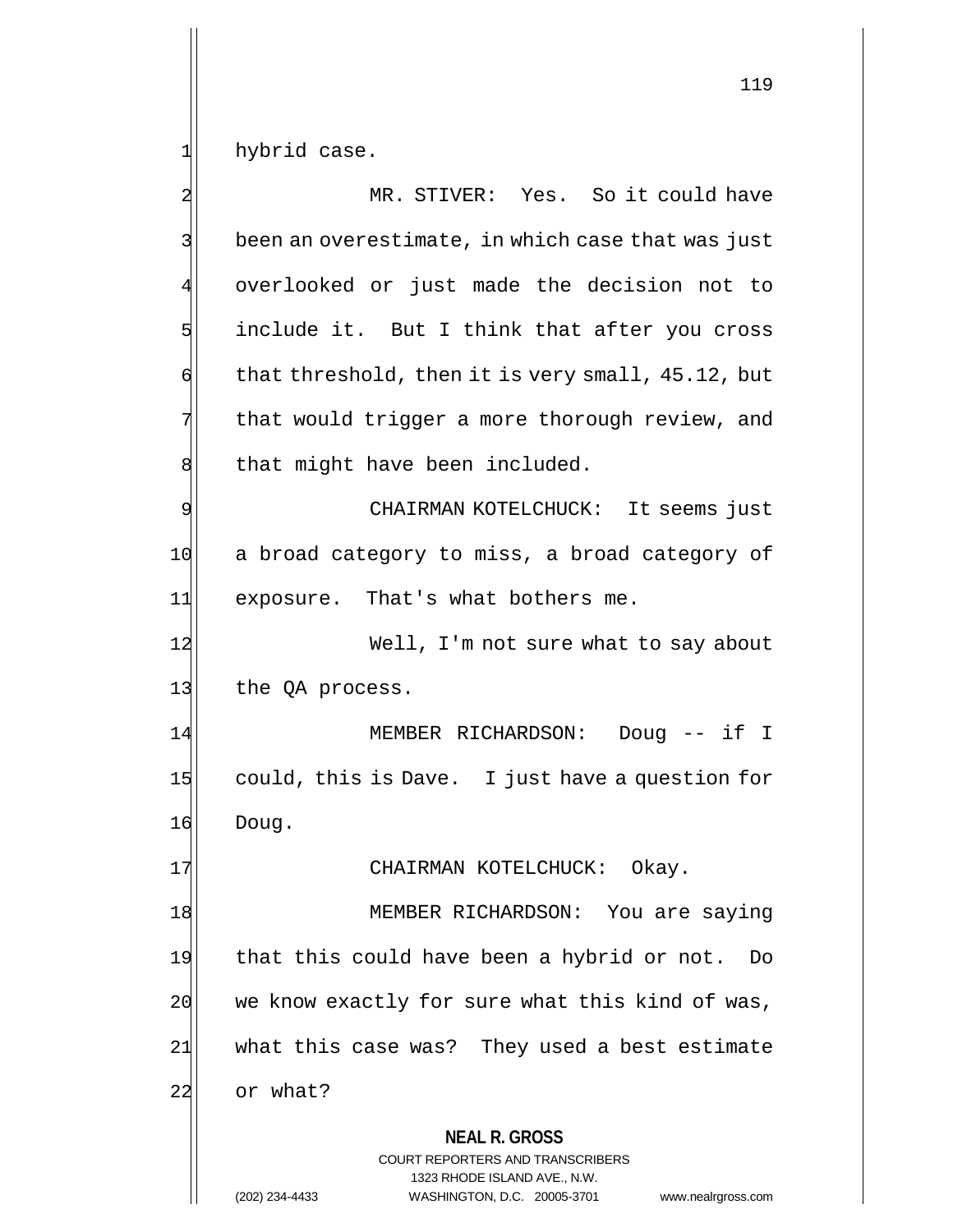hybrid case.

MR. STIVER: Yes. So it could have been an overestimate, in which case that was just overlooked or just made the decision not to include it. But I think that after you cross that threshold, then it is very small, 45.12, but that would trigger a more thorough review, and that might have been included.

CHAIRMAN KOTELCHUCK: It seems just a broad category to miss, a broad category of exposure. That's what bothers me.

Well, I'm not sure what to say about the QA process.

MEMBER RICHARDSON: Doug -- if I could, this is Dave. I just have a question for Doug.

CHAIRMAN KOTELCHUCK: Okay.

MEMBER RICHARDSON: You are saying that this could have been a hybrid or not. Do we know exactly for sure what this kind of was, what this case was? They used a best estimate or what?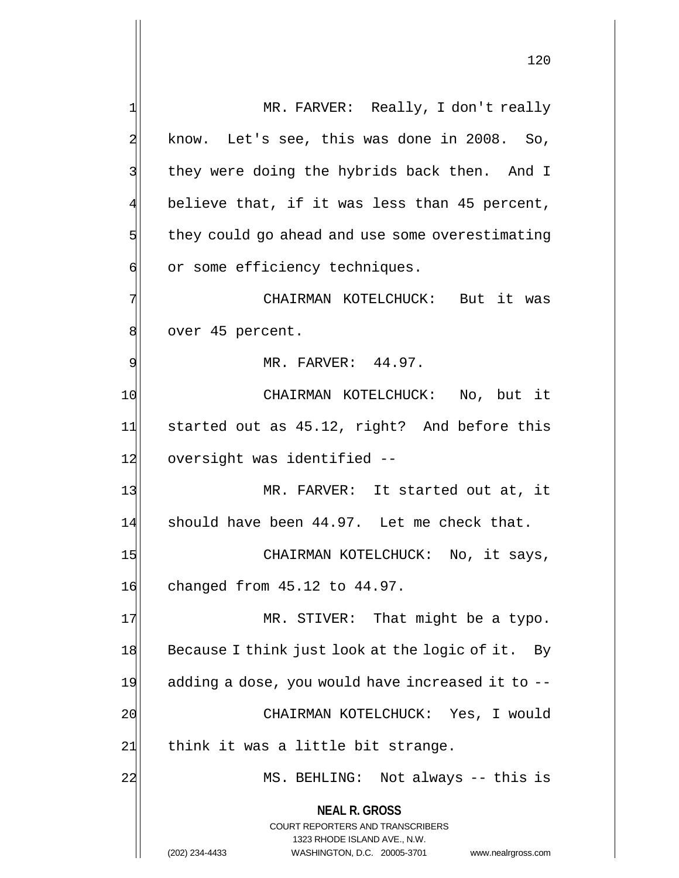MR. FARVER: Really, I don't really know. Let's see, this was done in 2008. So, they were doing the hybrids back then. And I believe that, if it was less than 45 percent, they could go ahead and use some overestimating or some efficiency techniques.

CHAIRMAN KOTELCHUCK: But it was over 45 percent.

MR. FARVER: 44.97.

CHAIRMAN KOTELCHUCK: No, but it started out as 45.12, right? And before this oversight was identified --

MR. FARVER: It started out at, it should have been 44.97. Let me check that.

CHAIRMAN KOTELCHUCK: No, it says, changed from 45.12 to 44.97.

MR. STIVER: That might be a typo. Because I think just look at the logic of it. By adding a dose, you would have increased it to --

CHAIRMAN KOTELCHUCK: Yes, I would think it was a little bit strange.

MS. BEHLING: Not always -- this is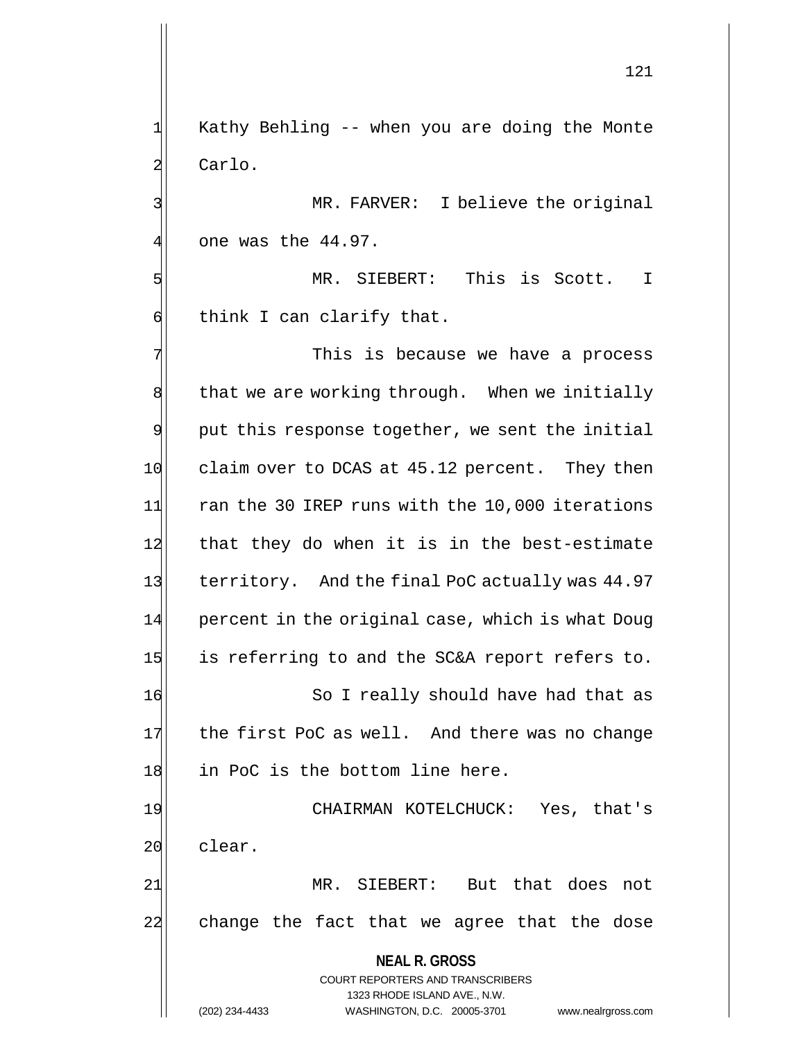Kathy Behling -- when you are doing the Monte Carlo.

MR. FARVER: I believe the original one was the 44.97.

MR. SIEBERT: This is Scott. I think I can clarify that.

This is because we have a process that we are working through. When we initially put this response together, we sent the initial claim over to DCAS at 45.12 percent. They then ran the 30 IREP runs with the 10,000 iterations that they do when it is in the best-estimate territory. And the final PoC actually was 44.97 percent in the original case, which is what Doug is referring to and the SC&A report refers to.

So I really should have had that as the first PoC as well. And there was no change in PoC is the bottom line here.

CHAIRMAN KOTELCHUCK: Yes, that's clear.

MR. SIEBERT: But that does not change the fact that we agree that the dose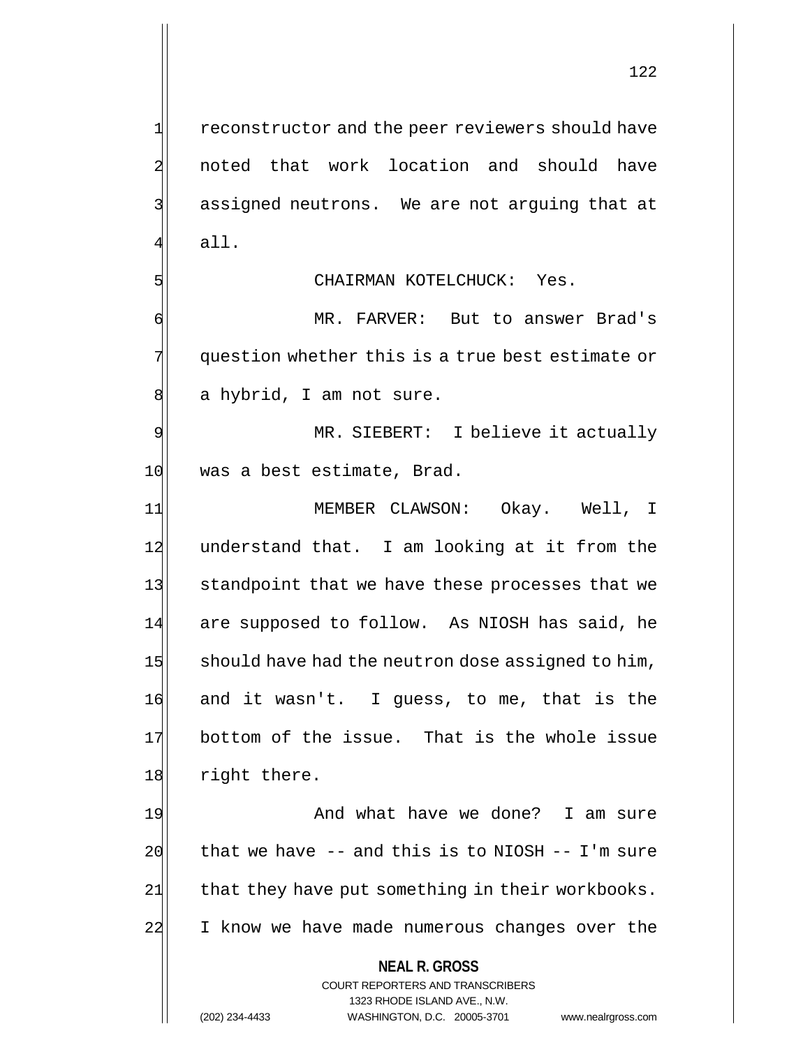reconstructor and the peer reviewers should have noted that work location and should have assigned neutrons. We are not arguing that at all.

CHAIRMAN KOTELCHUCK: Yes.

MR. FARVER: But to answer Brad's question whether this is a true best estimate or a hybrid, I am not sure.

MR. SIEBERT: I believe it actually was a best estimate, Brad.

MEMBER CLAWSON: Okay. Well, I understand that. I am looking at it from the standpoint that we have these processes that we are supposed to follow. As NIOSH has said, he should have had the neutron dose assigned to him, and it wasn't. I guess, to me, that is the bottom of the issue. That is the whole issue right there.

And what have we done? I am sure that we have -- and this is to NIOSH -- I'm sure that they have put something in their workbooks. I know we have made numerous changes over the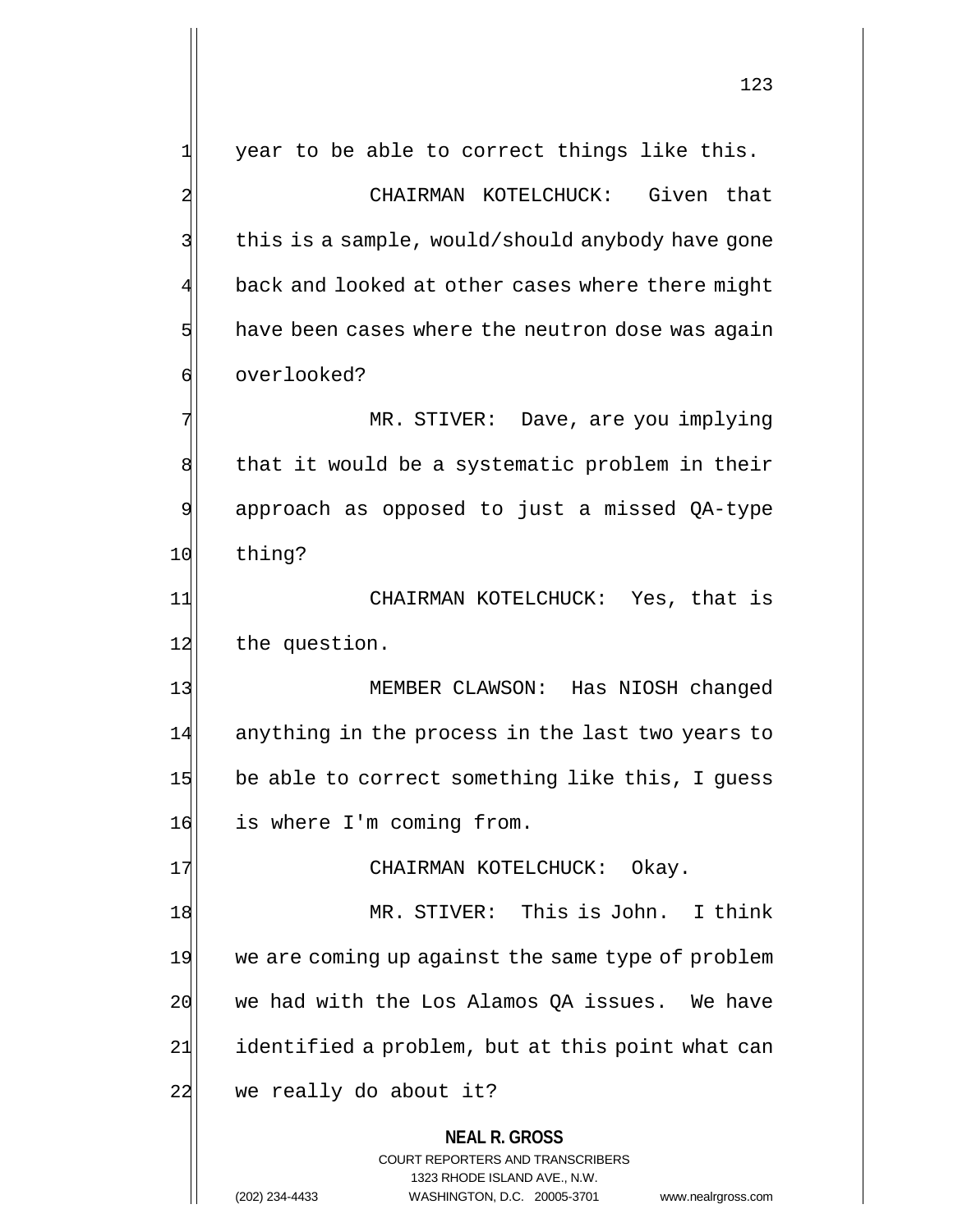year to be able to correct things like this.

CHAIRMAN KOTELCHUCK: Given that this is a sample, would/should anybody have gone back and looked at other cases where there might have been cases where the neutron dose was again overlooked?

MR. STIVER: Dave, are you implying that it would be a systematic problem in their approach as opposed to just a missed QA-type thing?

CHAIRMAN KOTELCHUCK: Yes, that is the question.

MEMBER CLAWSON: Has NIOSH changed anything in the process in the last two years to be able to correct something like this, I guess is where I'm coming from.

CHAIRMAN KOTELCHUCK: Okay.

MR. STIVER: This is John. I think we are coming up against the same type of problem we had with the Los Alamos QA issues. We have identified a problem, but at this point what can we really do about it?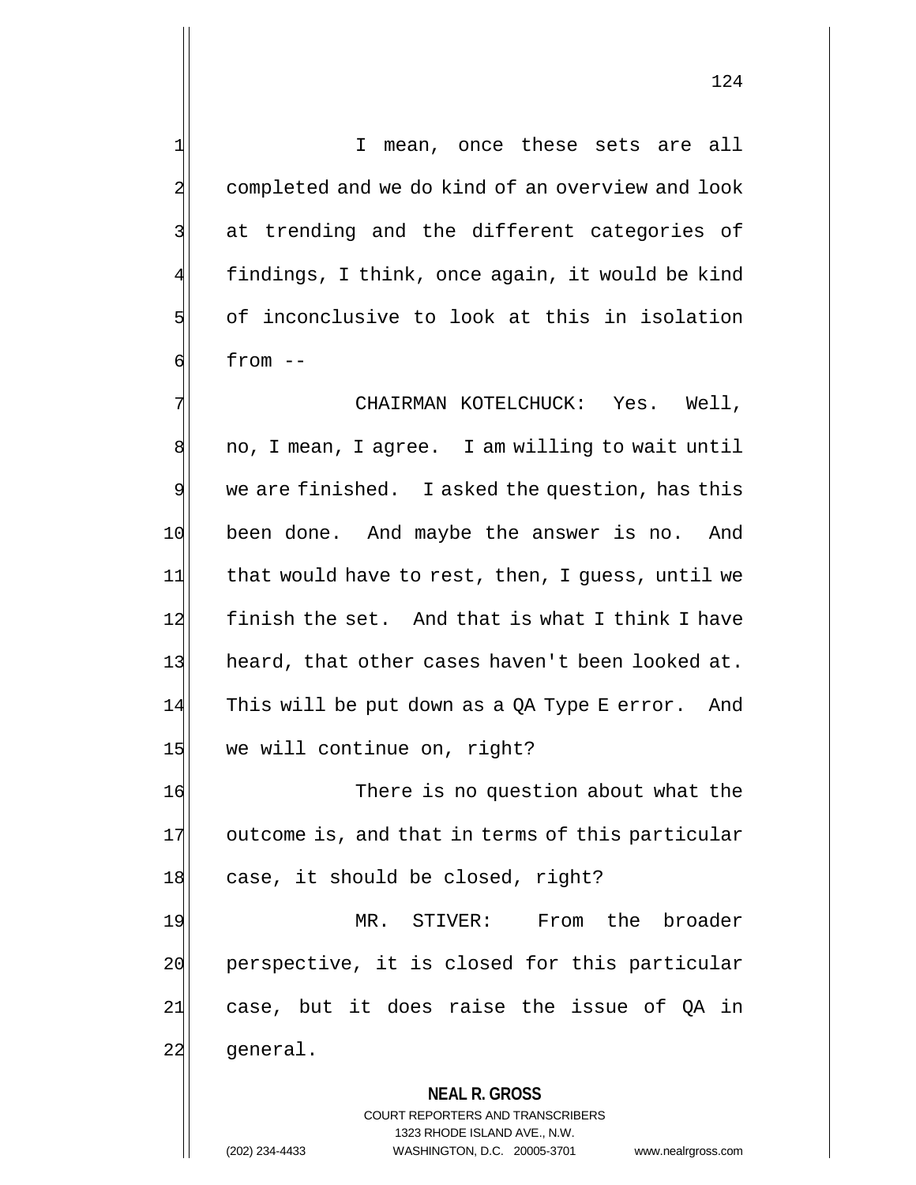I mean, once these sets are all completed and we do kind of an overview and look at trending and the different categories of findings, I think, once again, it would be kind of of inconclusive to look at this in isolation from --

CHAIRMAN KOTELCHUCK: Yes. Well, no, I mean, I agree. I am willing to wait until we are finished. I asked the question, has this been done. And maybe the answer is no. And that would have to rest, then, I guess, until we finish the set. And that is what I think I have heard, that other cases haven't been looked at. This will be put down as a QA Type E error. And we will continue on, right?

There is no question about what the outcome is, and that in terms of this particular case, it should be closed, right?

MR. STIVER: From the broader perspective, it is closed for this particular case, but it does raise the issue of QA in general.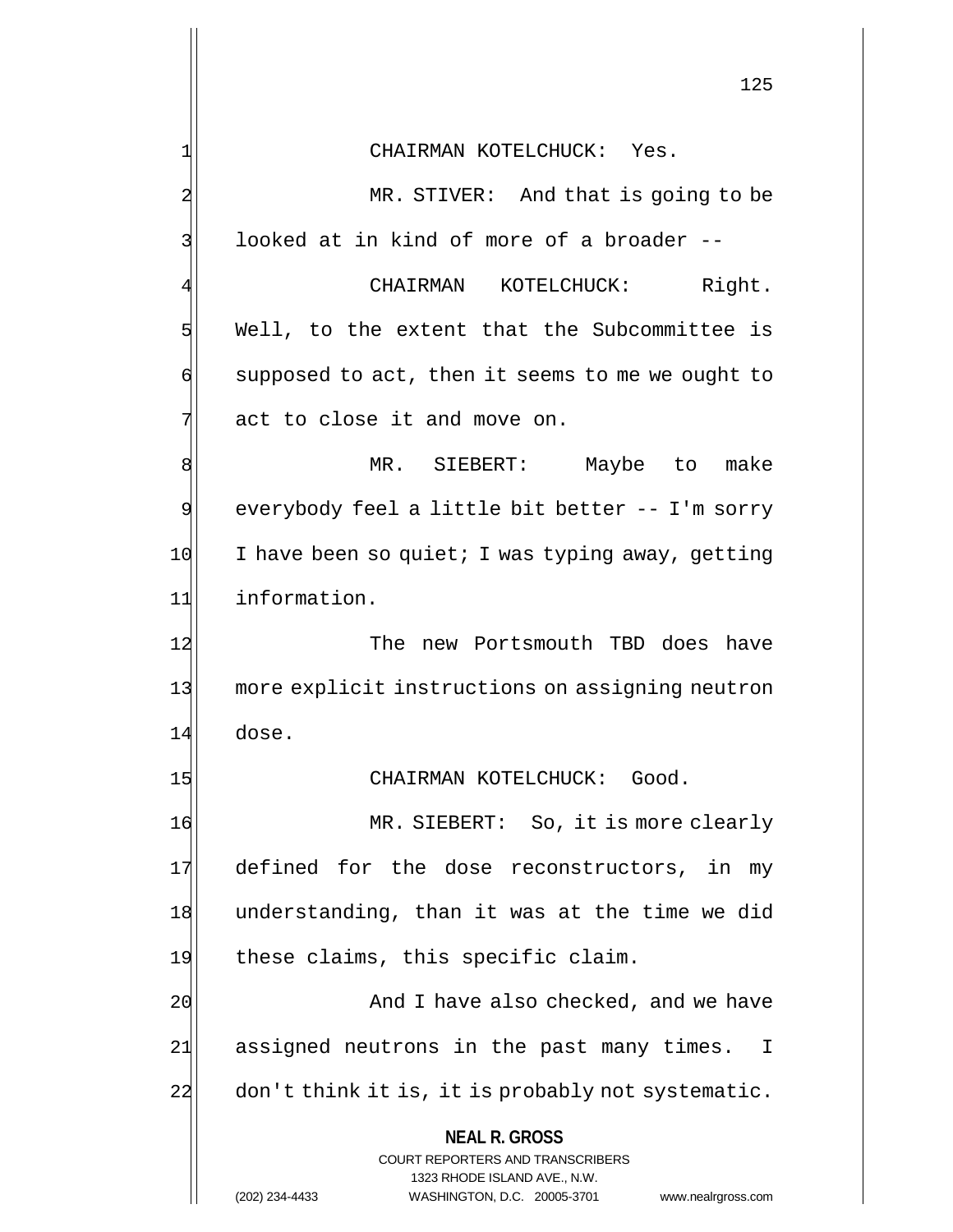CHAIRMAN KOTELCHUCK: Yes.

MR. STIVER: And that is going to be looked at in kind of more of a broader --

CHAIRMAN KOTELCHUCK: Right. Well, to the extent that the Subcommittee is supposed to act, then it seems to me we ought to act to close it and move on.

MR. SIEBERT: Maybe to make everybody feel a little bit better -- I'm sorry I have been so quiet; I was typing away, getting information.

The new Portsmouth TBD does have more explicit instructions on assigning neutron dose.

CHAIRMAN KOTELCHUCK: Good.

MR. SIEBERT: So, it is more clearly defined for the dose reconstructors, in my understanding, than it was at the time we did these claims, this specific claim.

And I have also checked, and we have assigned neutrons in the past many times. I don't think it is, it is probably not systematic.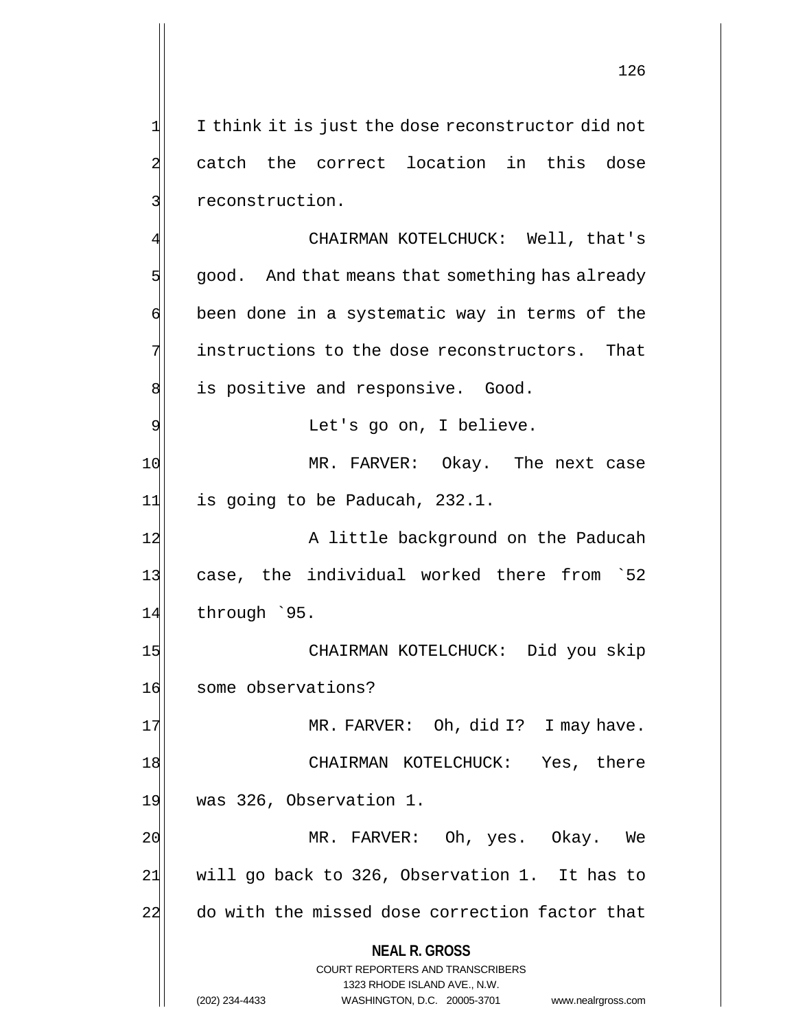I think it is just the dose reconstructor did not catch the correct location in this dose reconstruction.

CHAIRMAN KOTELCHUCK: Well, that's good. And that means that something has already been done in a systematic way in terms of the instructions to the dose reconstructors. That is positive and responsive. Good.

Let's go on, I believe.

MR. FARVER: Okay. The next case is going to be Paducah, 232.1.

A little background on the Paducah case, the individual worked there from `52 through `95.

CHAIRMAN KOTELCHUCK: Did you skip some observations?

MR. FARVER: Oh, did I? I may have.

CHAIRMAN KOTELCHUCK: Yes, there was 326, Observation 1.

MR. FARVER: Oh, yes. Okay. We will go back to 326, Observation 1. It has to do with the missed dose correction factor that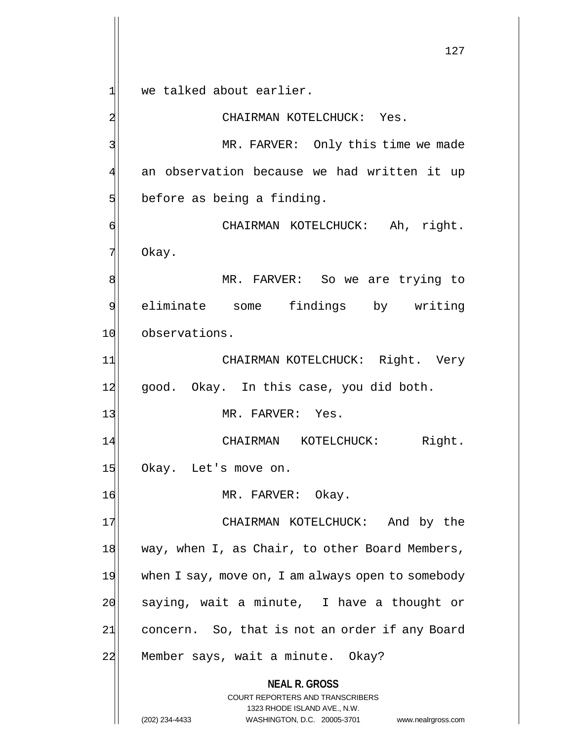we talked about earlier.

CHAIRMAN KOTELCHUCK: Yes.

MR. FARVER: Only this time we made an observation because we had written it up before as being a finding.

CHAIRMAN KOTELCHUCK: Ah, right. Okay.

MR. FARVER: So we are trying to eliminate some findings by writing observations.

CHAIRMAN KOTELCHUCK: Right. Very good. Okay. In this case, you did both.

MR. FARVER: Yes.

CHAIRMAN KOTELCHUCK: Right. Okay. Let's move on.

MR. FARVER: Okay.

CHAIRMAN KOTELCHUCK: And by the way, when I, as Chair, to other Board Members, when I say, move on, I am always open to somebody saying, wait a minute, I have a thought or concern. So, that is not an order if any Board Member says, wait a minute. Okay?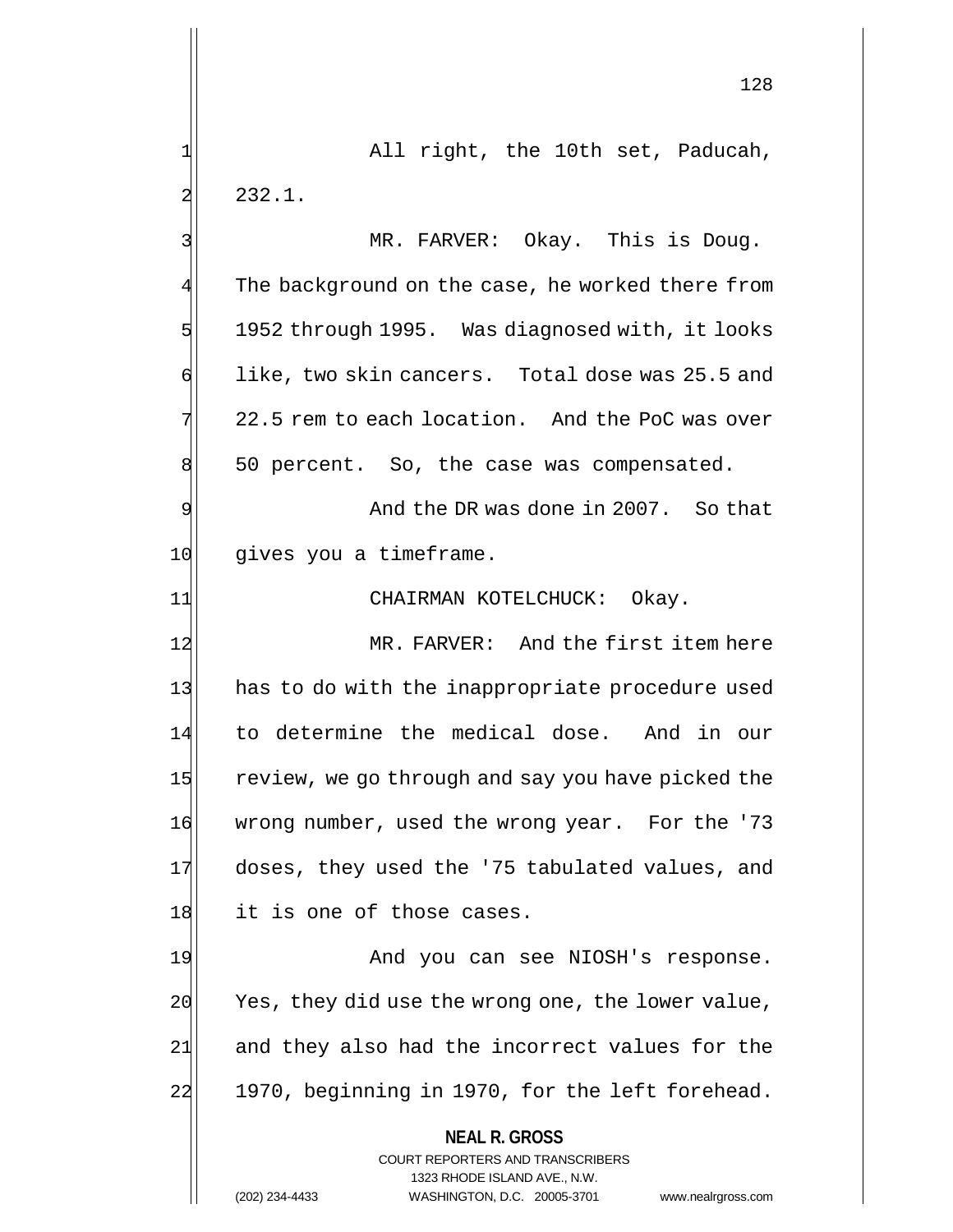All right, the 10th set, Paducah, 232.1.

MR. FARVER: Okay. This is Doug. The background on the case, he worked there from 1952 through 1995. Was diagnosed with, it looks like, two skin cancers. Total dose was 25.5 and 22.5 rem to each location. And the PoC was over 50 percent. So, the case was compensated.

And the DR was done in 2007. So that gives you a timeframe.

CHAIRMAN KOTELCHUCK: Okay.

MR. FARVER: And the first item here has to do with the inappropriate procedure used to determine the medical dose. And in our review, we go through and say you have picked the wrong number, used the wrong year. For the '73 doses, they used the '75 tabulated values, and it is one of those cases.

And you can see NIOSH's response. Yes, they did use the wrong one, the lower value, and they also had the incorrect values for the 1970, beginning in 1970, for the left forehead.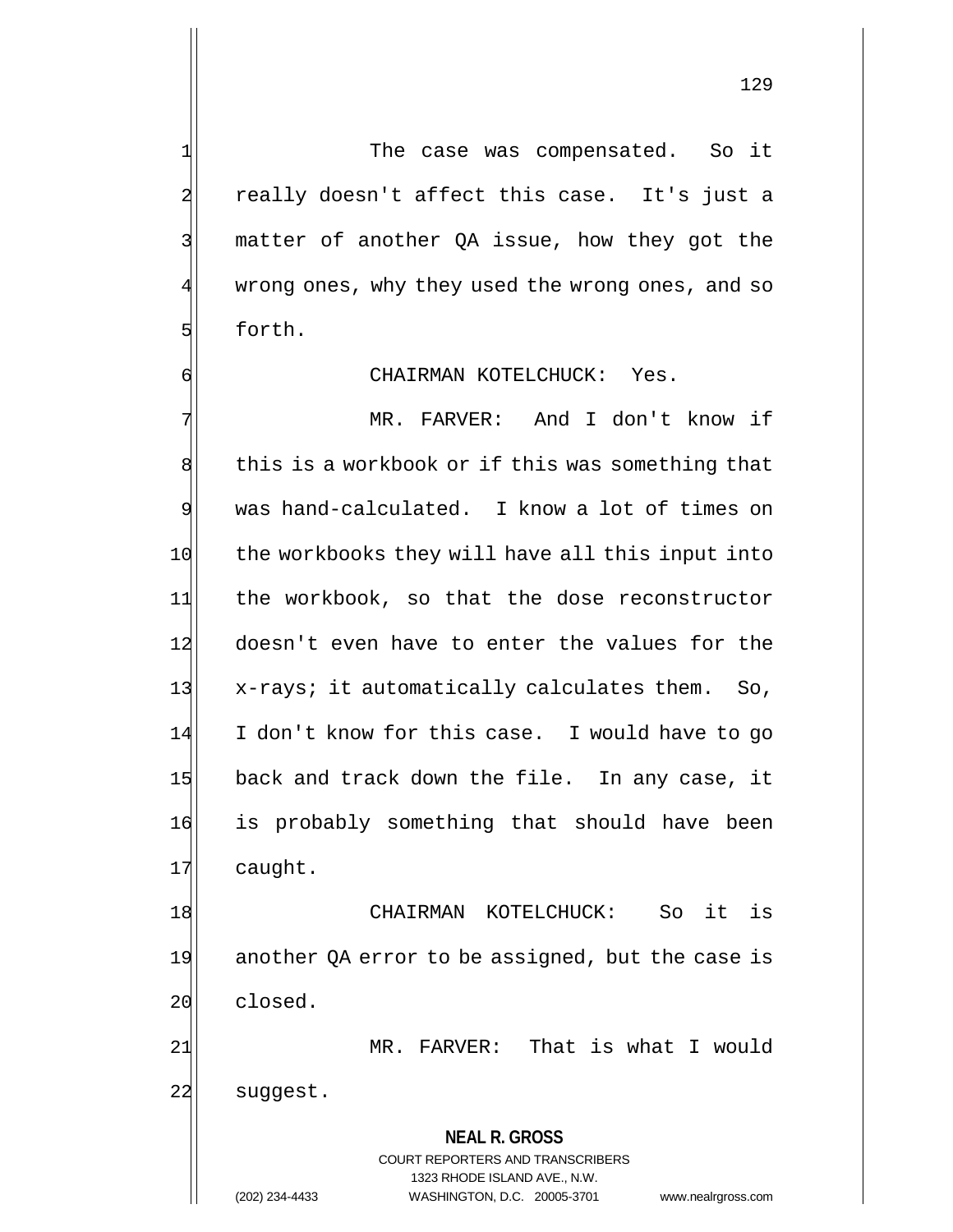The case was compensated. So it really doesn't affect this case. It's just a matter of another QA issue, how they got the wrong ones, why they used the wrong ones, and so forth.

CHAIRMAN KOTELCHUCK: Yes.

MR. FARVER: And I don't know if this is a workbook or if this was something that was hand-calculated. I know a lot of times on the workbooks they will have all this input into the workbook, so that the dose reconstructor doesn't even have to enter the values for the x-rays; it automatically calculates them. So, I don't know for this case. I would have to go back and track down the file. In any case, it is probably something that should have been caught.

CHAIRMAN KOTELCHUCK: So it is another QA error to be assigned, but the case is closed.

MR. FARVER: That is what I would suggest.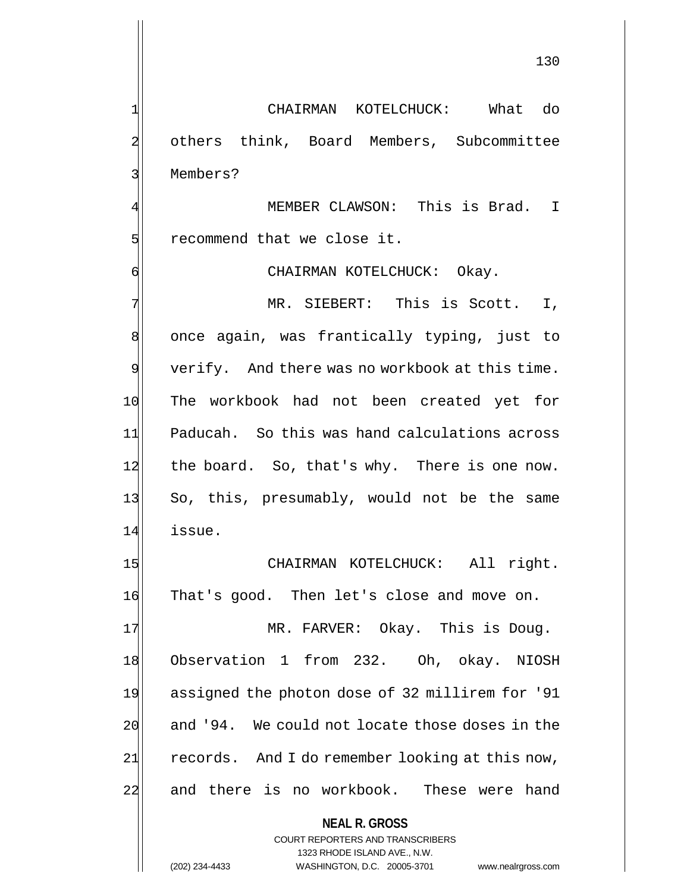CHAIRMAN KOTELCHUCK: What do others think, Board Members, Subcommittee Members?

MEMBER CLAWSON: This is Brad. I recommend that we close it.

CHAIRMAN KOTELCHUCK: Okay.

MR. SIEBERT: This is Scott. I, once again, was frantically typing, just to verify. And there was no workbook at this time. The workbook had not been created yet for Paducah. So this was hand calculations across the board. So, that's why. There is one now. So, this, presumably, would not be the same issue.

CHAIRMAN KOTELCHUCK: All right. That's good. Then let's close and move on.

MR. FARVER: Okay. This is Doug. Observation 1 from 232. Oh, okay. NIOSH assigned the photon dose of 32 millirem for '91 and '94. We could not locate those doses in the records. And I do remember looking at this now, and there is no workbook. These were hand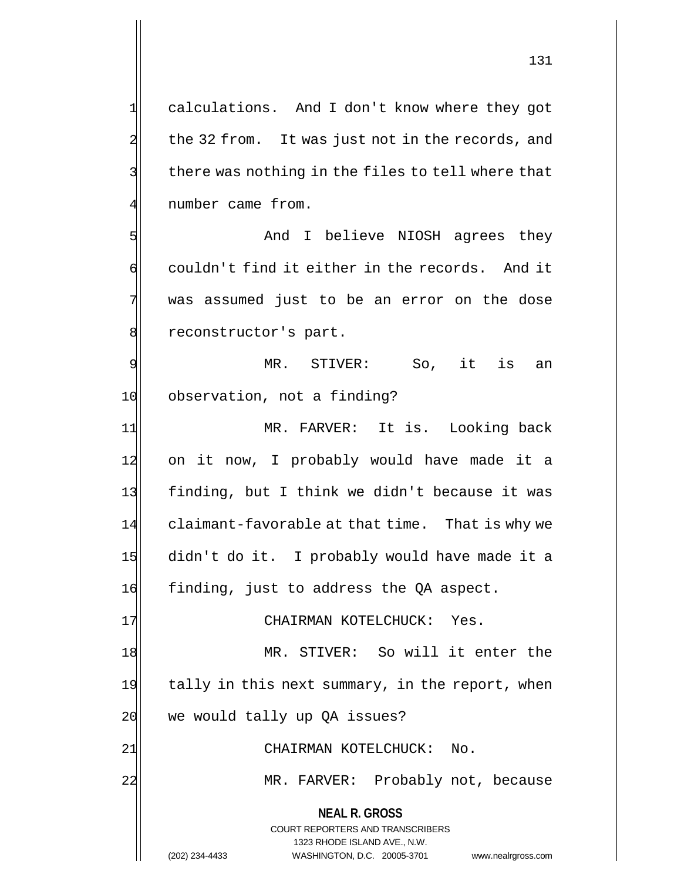calculations. And I don't know where they got the 32 from. It was just not in the records, and there was nothing in the files to tell where that number came from.

And I believe NIOSH agrees they couldn't find it either in the records. And it was assumed just to be an error on the dose reconstructor's part.

MR. STIVER: So, it is an observation, not a finding?

MR. FARVER: It is. Looking back on it now, I probably would have made it a finding, but I think we didn't because it was claimant-favorable at that time. That is why we didn't do it. I probably would have made it a finding, just to address the QA aspect.

CHAIRMAN KOTELCHUCK: Yes.

MR. STIVER: So will it enter the tally in this next summary, in the report, when we would tally up QA issues?

CHAIRMAN KOTELCHUCK: No.

MR. FARVER: Probably not, because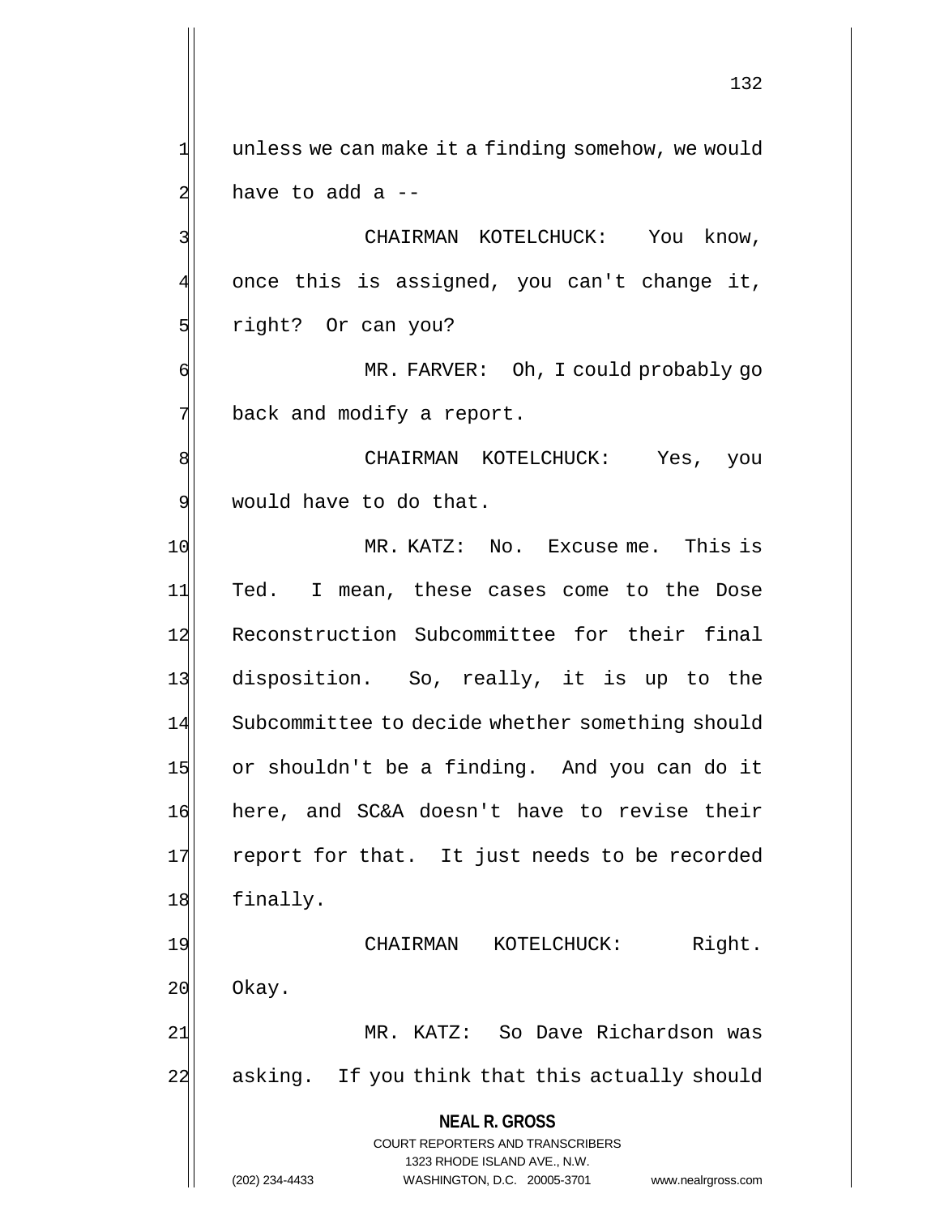unless we can make it a finding somehow, we would have to add a --

CHAIRMAN KOTELCHUCK: You know, once this is assigned, you can't change it, right? Or can you?

MR. FARVER: Oh, I could probably go back and modify a report.

CHAIRMAN KOTELCHUCK: Yes, you would have to do that.

MR. KATZ: No. Excuse me. This is Ted. I mean, these cases come to the Dose Reconstruction Subcommittee for their final disposition. So, really, it is up to the Subcommittee to decide whether something should or shouldn't be a finding. And you can do it here, and SC&A doesn't have to revise their report for that. It just needs to be recorded finally.

CHAIRMAN KOTELCHUCK: Right. Okay.

MR. KATZ: So Dave Richardson was asking. If you think that this actually should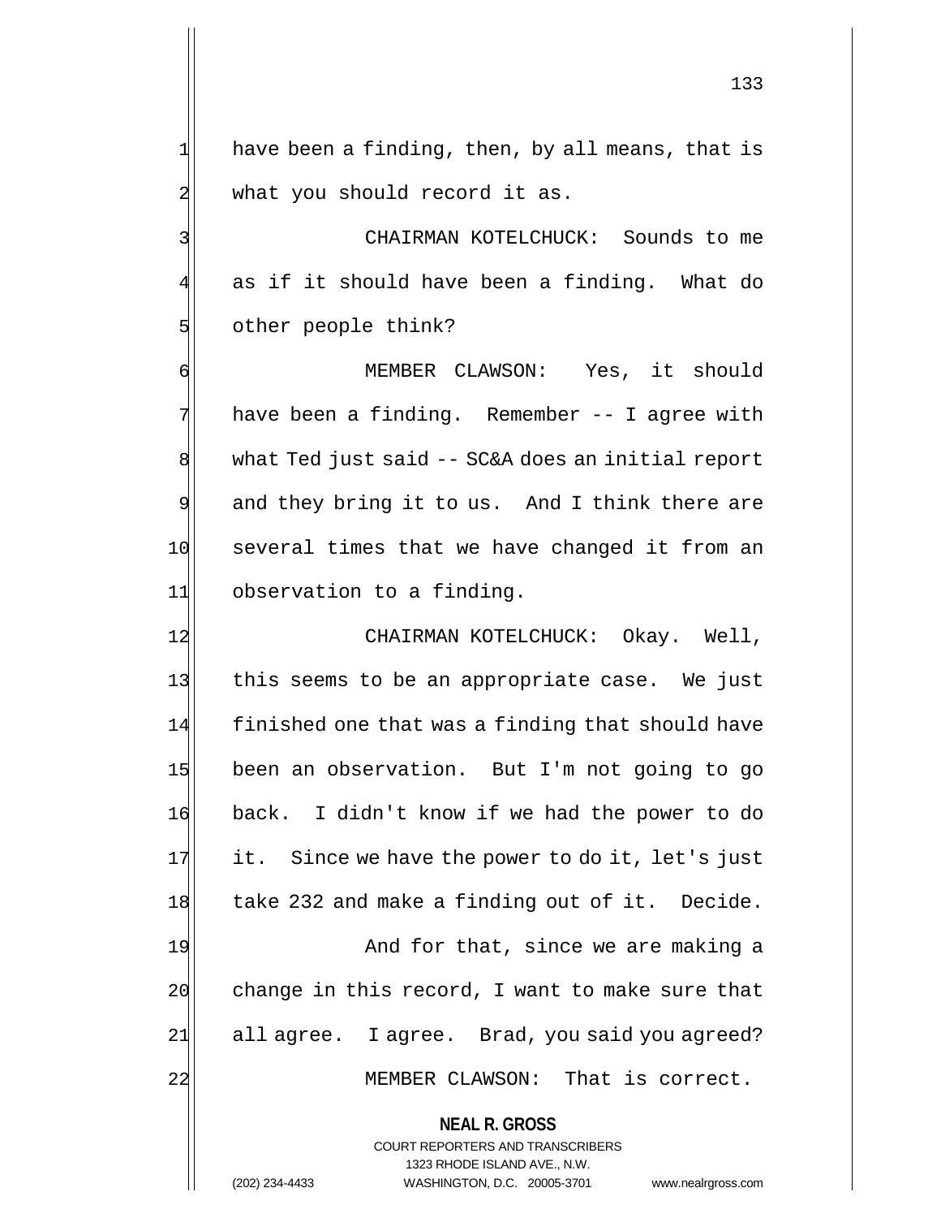have been a finding, then, by all means, that is what you should record it as.

CHAIRMAN KOTELCHUCK: Sounds to me as if it should have been a finding. What do other people think?

MEMBER CLAWSON: Yes, it should have been a finding. Remember -- I agree with what Ted just said -- SC&A does an initial report and they bring it to us. And I think there are several times that we have changed it from an observation to a finding.

CHAIRMAN KOTELCHUCK: Okay. Well, this seems to be an appropriate case. We just finished one that was a finding that should have been an observation. But I'm not going to go back. I didn't know if we had the power to do it. Since we have the power to do it, let's just take 232 and make a finding out of it. Decide.

And for that, since we are making a change in this record, I want to make sure that all agree. I agree. Brad, you said you agreed?

MEMBER CLAWSON: That is correct.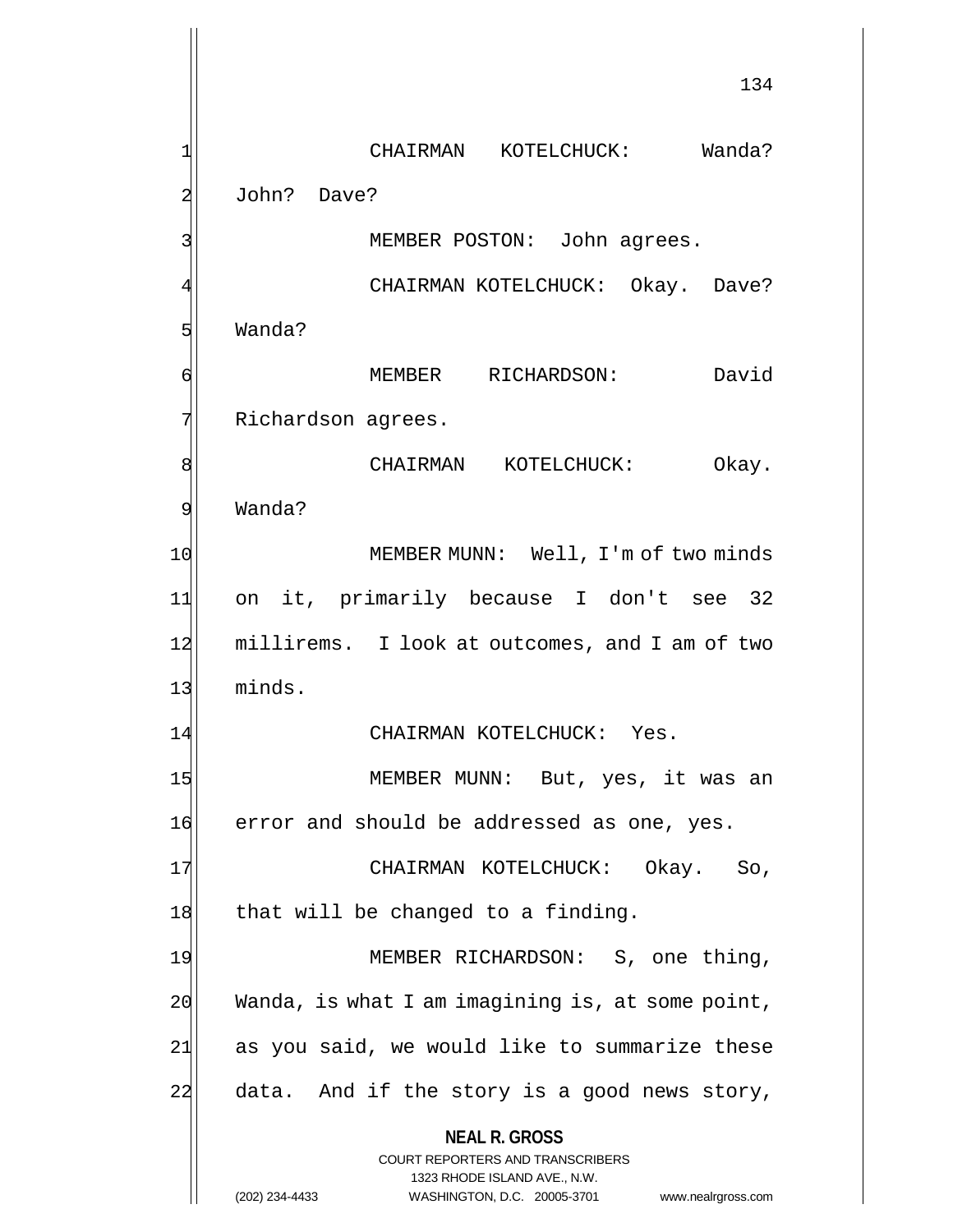CHAIRMAN KOTELCHUCK: Wanda? John? Dave?

MEMBER POSTON: John agrees.

CHAIRMAN KOTELCHUCK: Okay. Dave? Wanda?

MEMBER RICHARDSON: David Richardson agrees.

CHAIRMAN KOTELCHUCK: Okay. Wanda?

MEMBER MUNN: Well, I'm of two minds on it, primarily because I don't see 32 millirems. I look at outcomes, and I am of two minds.

CHAIRMAN KOTELCHUCK: Yes.

MEMBER MUNN: But, yes, it was an error and should be addressed as one, yes.

CHAIRMAN KOTELCHUCK: Okay. So, that will be changed to a finding.

MEMBER RICHARDSON: S, one thing, Wanda, is what I am imagining is, at some point, as you said, we would like to summarize these data. And if the story is a good news story,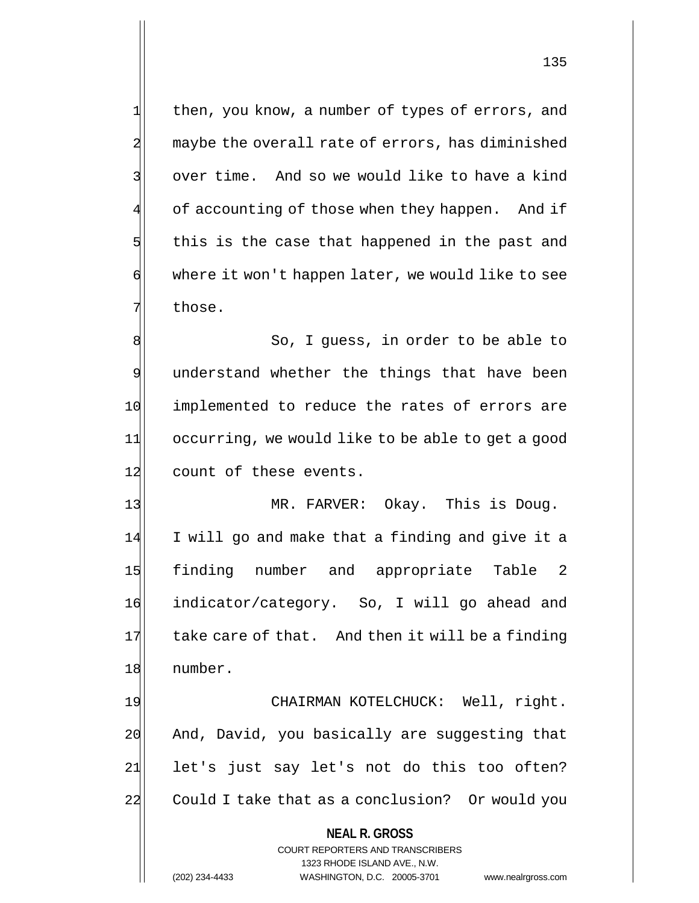then, you know, a number of types of errors, and maybe the overall rate of errors, has diminished over time. And so we would like to have a kind of accounting of those when they happen. And if this is the case that happened in the past and where it won't happen later, we would like to see those.

So, I guess, in order to be able to understand whether the things that have been implemented to reduce the rates of errors are occurring, we would like to be able to get a good count of these events.

MR. FARVER: Okay. This is Doug. I will go and make that a finding and give it a finding number and appropriate Table 2 indicator/category. So, I will go ahead and take care of that. And then it will be a finding number.

CHAIRMAN KOTELCHUCK: Well, right. And, David, you basically are suggesting that let's just say let's not do this too often? Could I take that as a conclusion? Or would you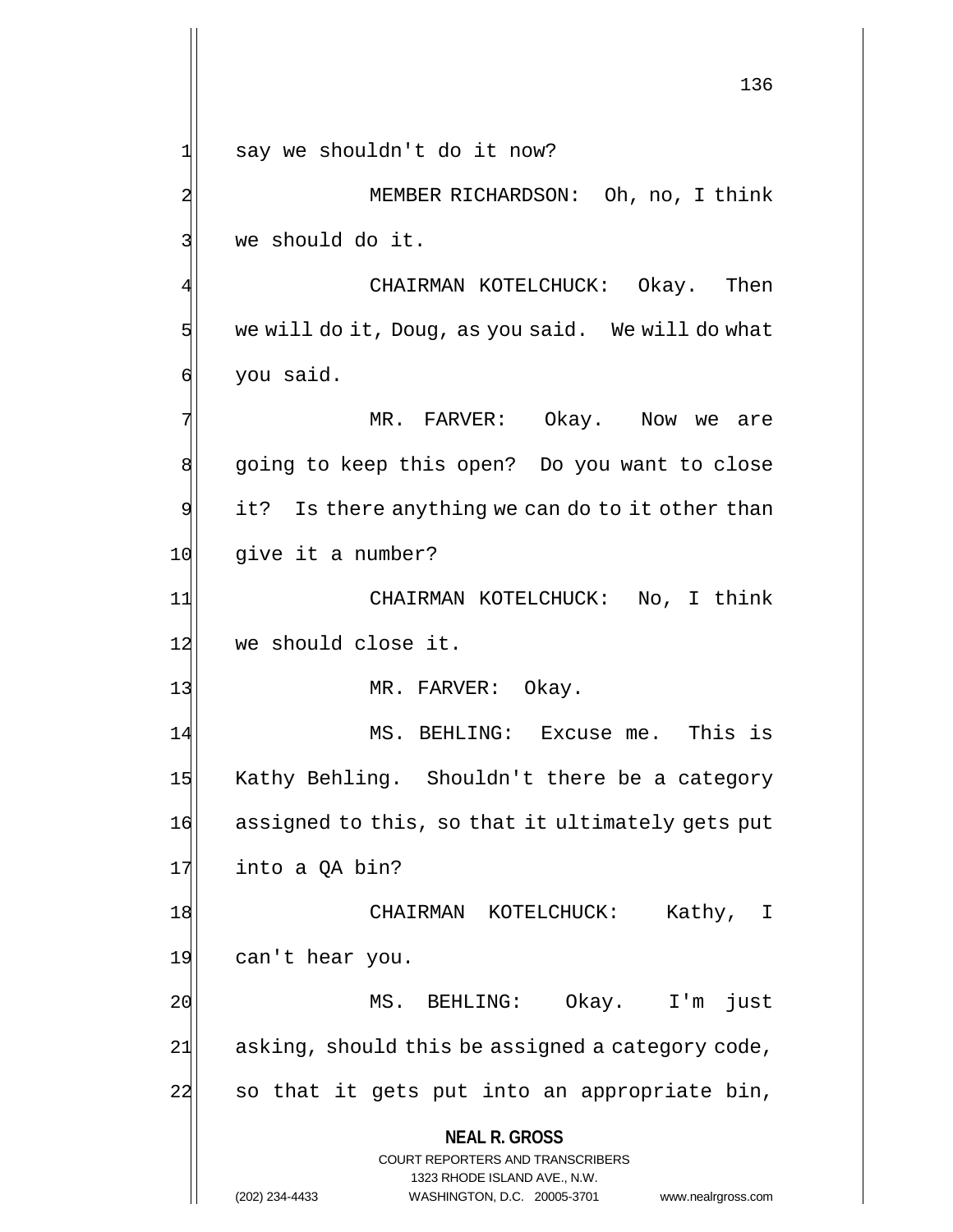say we shouldn't do it now?

MEMBER RICHARDSON: Oh, no, I think we should do it.

CHAIRMAN KOTELCHUCK: Okay. Then we will do it, Doug, as you said. We will do what you said.

MR. FARVER: Okay. Now we are going to keep this open? Do you want to close it? Is there anything we can do to it other than give it a number?

CHAIRMAN KOTELCHUCK: No, I think we should close it.

MR. FARVER: Okay.

MS. BEHLING: Excuse me. This is Kathy Behling. Shouldn't there be a category assigned to this, so that it ultimately gets put into a QA bin?

CHAIRMAN KOTELCHUCK: Kathy, I can't hear you.

MS. BEHLING: Okay. I'm just asking, should this be assigned a category code, so that it gets put into an appropriate bin,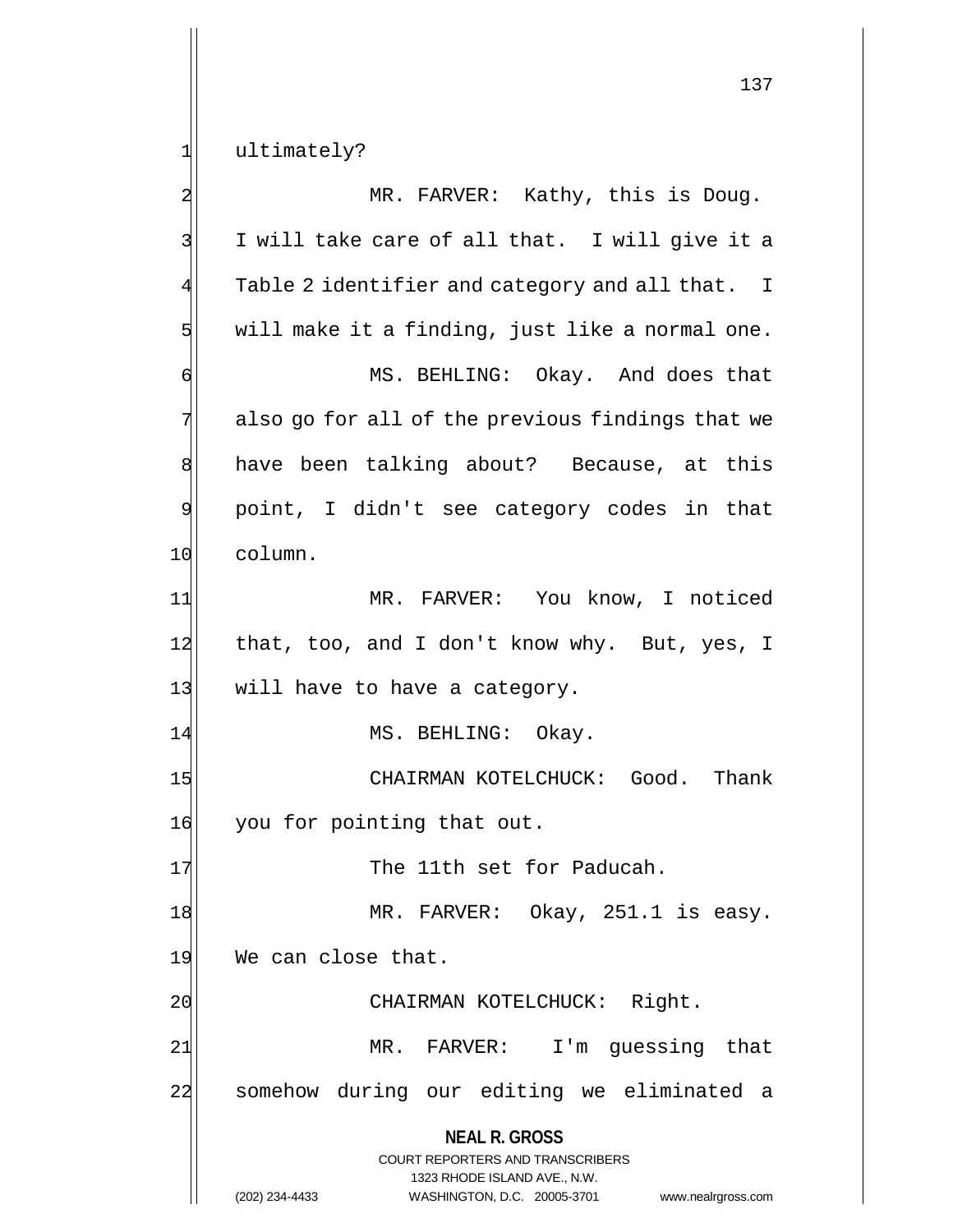ultimately?

MR. FARVER: Kathy, this is Doug. I will take care of all that. I will give it a Table 2 identifier and category and all that. I will make it a finding, just like a normal one.

MS. BEHLING: Okay. And does that also go for all of the previous findings that we have been talking about? Because, at this point, I didn't see category codes in that column.

MR. FARVER: You know, I noticed that, too, and I don't know why. But, yes, I will have to have a category.

MS. BEHLING: Okay.

CHAIRMAN KOTELCHUCK: Good. Thank you for pointing that out.

The 11th set for Paducah.

MR. FARVER: Okay, 251.1 is easy. We can close that.

CHAIRMAN KOTELCHUCK: Right.

MR. FARVER: I'm guessing that somehow during our editing we eliminated a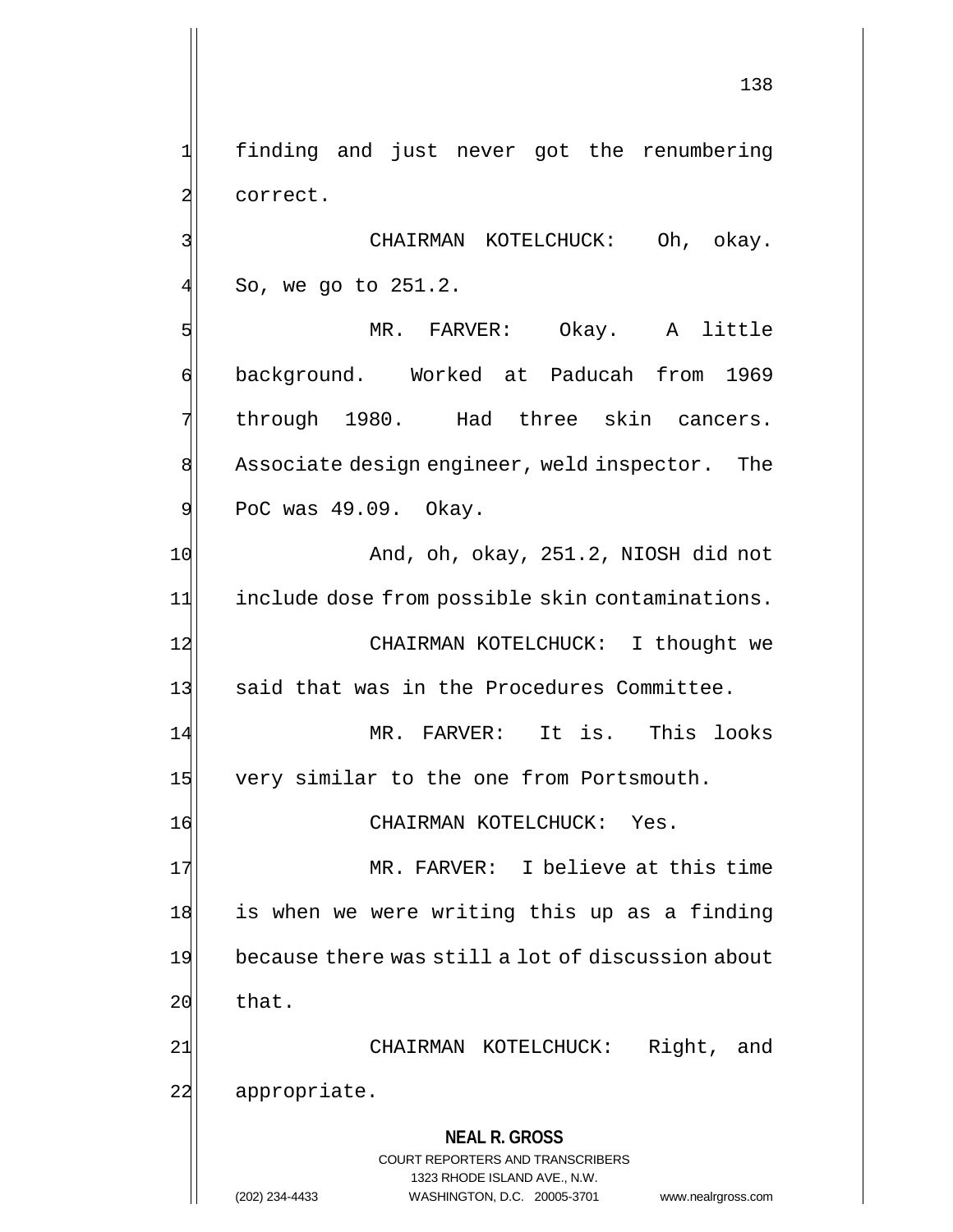finding and just never got the renumbering correct.

CHAIRMAN KOTELCHUCK: Oh, okay. So, we go to 251.2.

MR. FARVER: Okay. A little background. Worked at Paducah from 1969 through 1980. Had three skin cancers. Associate design engineer, weld inspector. The PoC was 49.09. Okay.

And, oh, okay, 251.2, NIOSH did not include dose from possible skin contaminations.

CHAIRMAN KOTELCHUCK: I thought we said that was in the Procedures Committee.

MR. FARVER: It is. This looks very similar to the one from Portsmouth.

CHAIRMAN KOTELCHUCK: Yes.

MR. FARVER: I believe at this time is when we were writing this up as a finding because there was still a lot of discussion about that.

CHAIRMAN KOTELCHUCK: Right, and appropriate.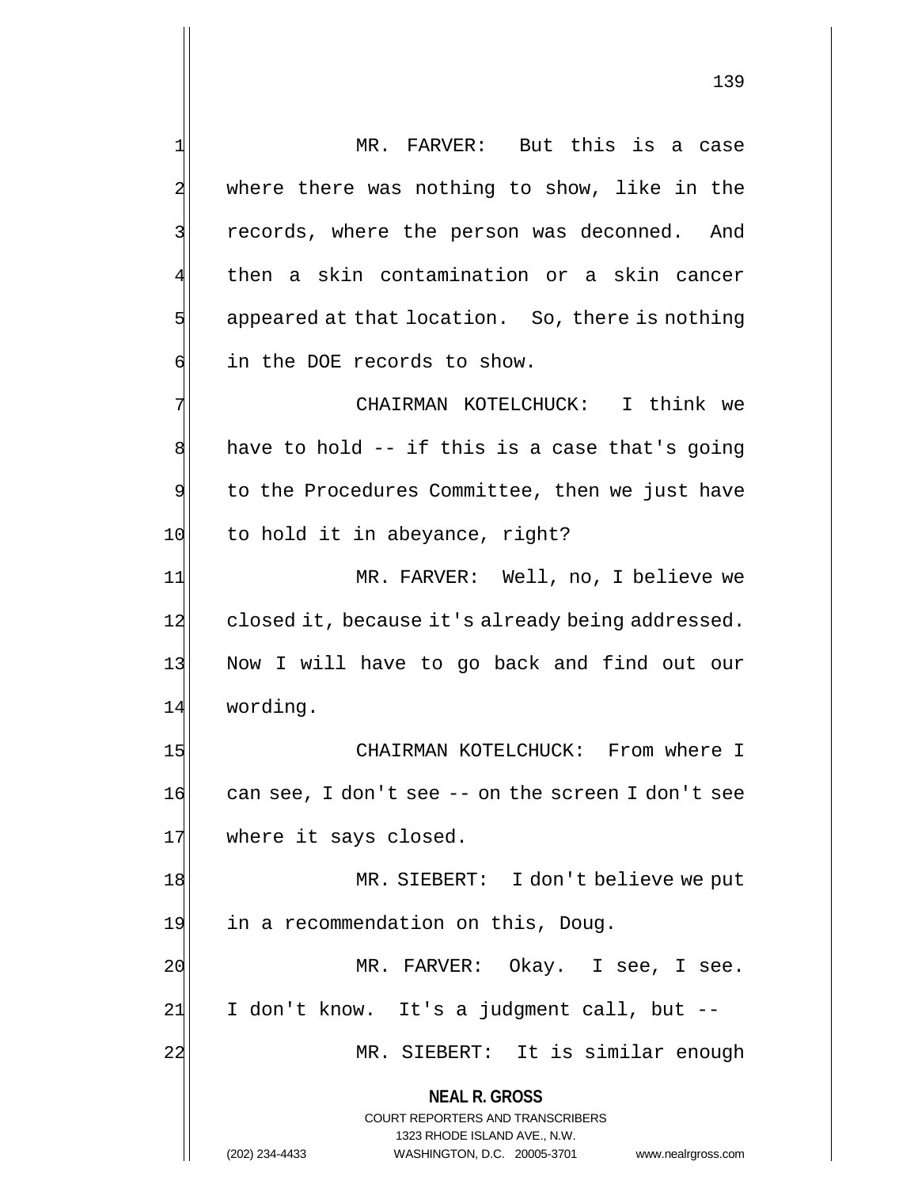MR. FARVER: But this is a case where there was nothing to show, like in the records, where the person was deconned. And then a skin contamination or a skin cancer appeared at that location. So, there is nothing in the DOE records to show.

CHAIRMAN KOTELCHUCK: I think we have to hold -- if this is a case that's going to the Procedures Committee, then we just have to hold it in abeyance, right?

MR. FARVER: Well, no, I believe we closed it, because it's already being addressed. Now I will have to go back and find out our wording.

CHAIRMAN KOTELCHUCK: From where I can see, I don't see -- on the screen I don't see where it says closed.

MR. SIEBERT: I don't believe we put in a recommendation on this, Doug.

MR. FARVER: Okay. I see, I see. I don't know. It's a judgment call, but --

MR. SIEBERT: It is similar enough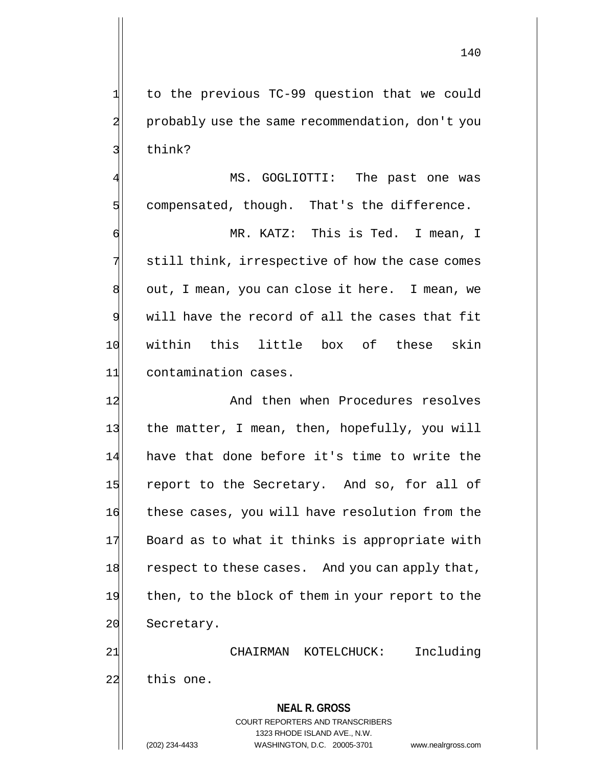to the previous TC-99 question that we could probably use the same recommendation, don't you think?

MS. GOGLIOTTI: The past one was compensated, though. That's the difference.

MR. KATZ: This is Ted. I mean, I still think, irrespective of how the case comes out, I mean, you can close it here. I mean, we will have the record of all the cases that fit within this little box of these skin contamination cases.

And then when Procedures resolves the matter, I mean, then, hopefully, you will have that done before it's time to write the report to the Secretary. And so, for all of these cases, you will have resolution from the Board as to what it thinks is appropriate with respect to these cases. And you can apply that, then, to the block of them in your report to the Secretary.

CHAIRMAN KOTELCHUCK: Including this one.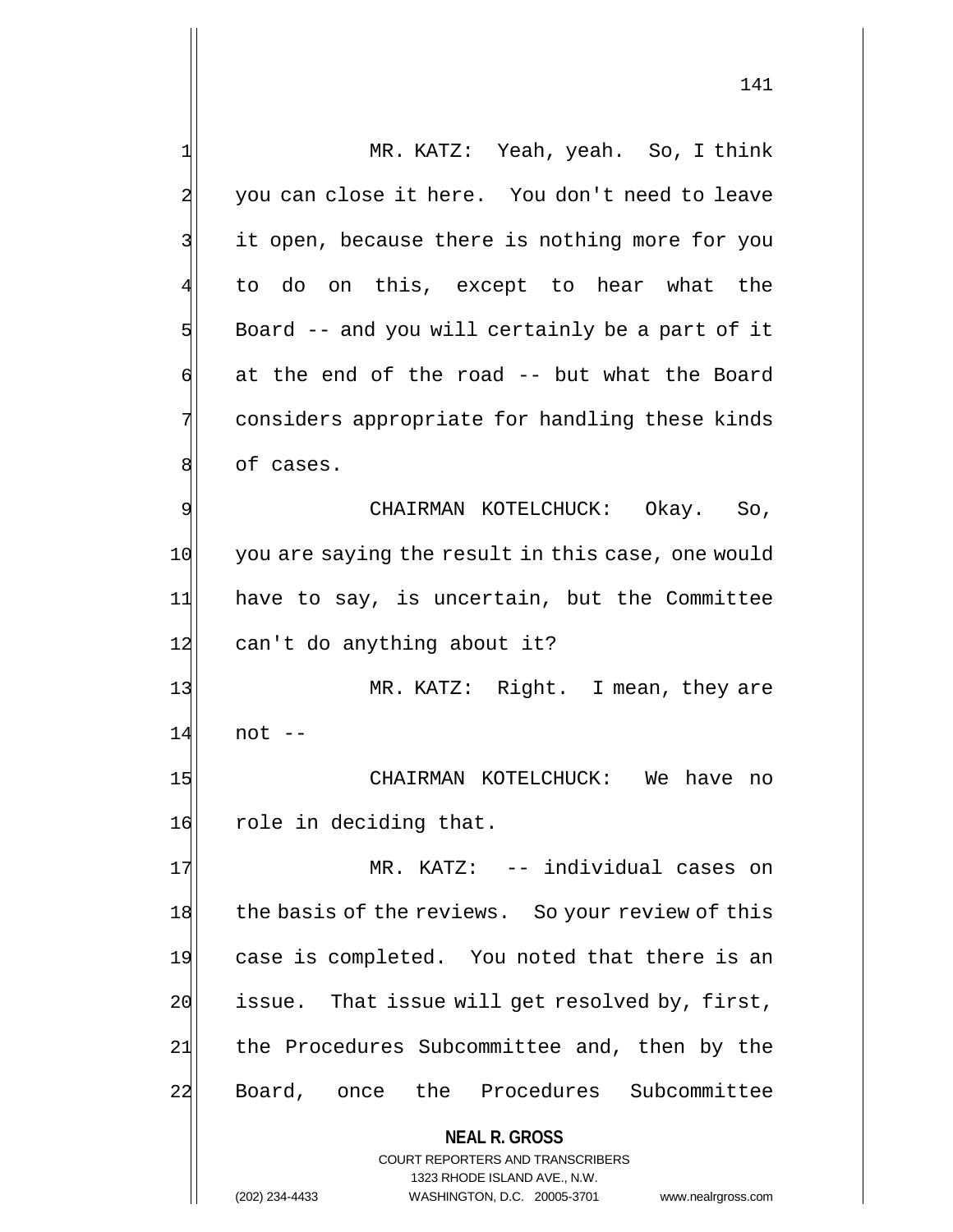MR. KATZ: Yeah, yeah. So, I think you can close it here. You don't need to leave it open, because there is nothing more for you to do on this, except to hear what the Board -- and you will certainly be a part of it at the end of the road -- but what the Board considers appropriate for handling these kinds of cases.

CHAIRMAN KOTELCHUCK: Okay. So, you are saying the result in this case, one would have to say, is uncertain, but the Committee can't do anything about it?

MR. KATZ: Right. I mean, they are not --

CHAIRMAN KOTELCHUCK: We have no role in deciding that.

MR. KATZ: -- individual cases on the basis of the reviews. So your review of this case is completed. You noted that there is an issue. That issue will get resolved by, first, the Procedures Subcommittee and, then by the Board, once the Procedures Subcommittee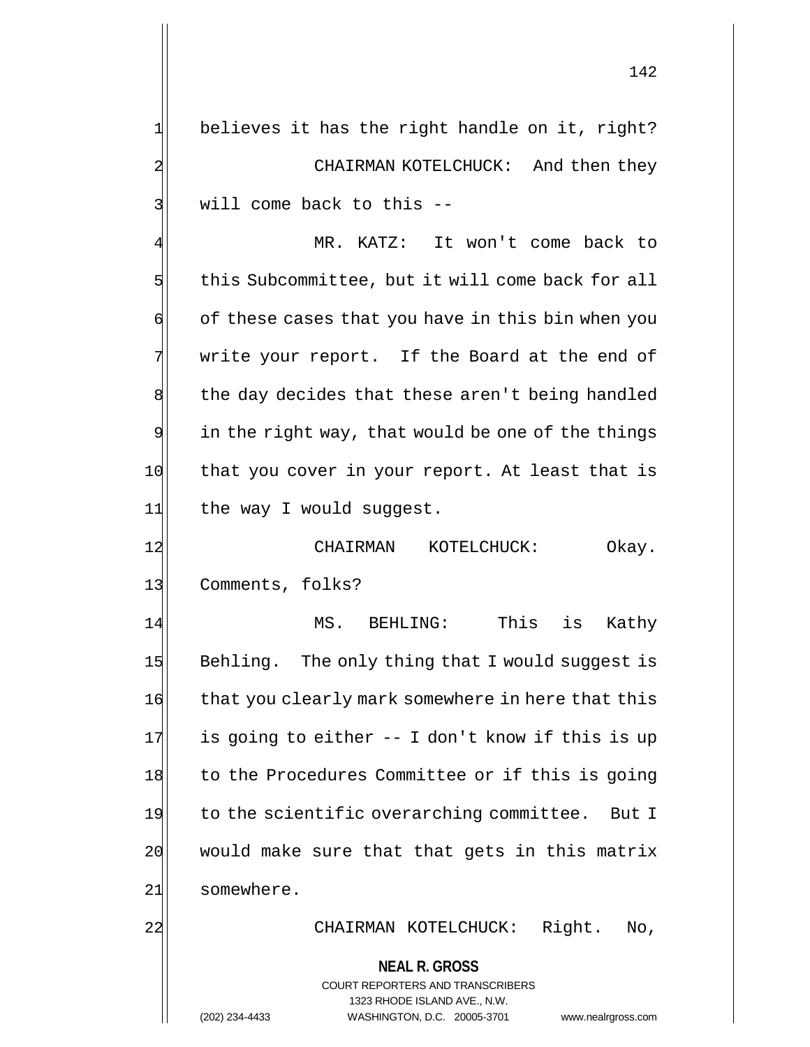believes it has the right handle on it, right?

CHAIRMAN KOTELCHUCK: And then they will come back to this --

MR. KATZ: It won't come back to this Subcommittee, but it will come back for all of these cases that you have in this bin when you write your report. If the Board at the end of the day decides that these aren't being handled in the right way, that would be one of the things that you cover in your report. At least that is the way I would suggest.

CHAIRMAN KOTELCHUCK: Okay. Comments, folks?

MS. BEHLING: This is Kathy Behling. The only thing that I would suggest is that you clearly mark somewhere in here that this is going to either -- I don't know if this is up to the Procedures Committee or if this is going to the scientific overarching committee. But I would make sure that that gets in this matrix somewhere.

CHAIRMAN KOTELCHUCK: Right. No,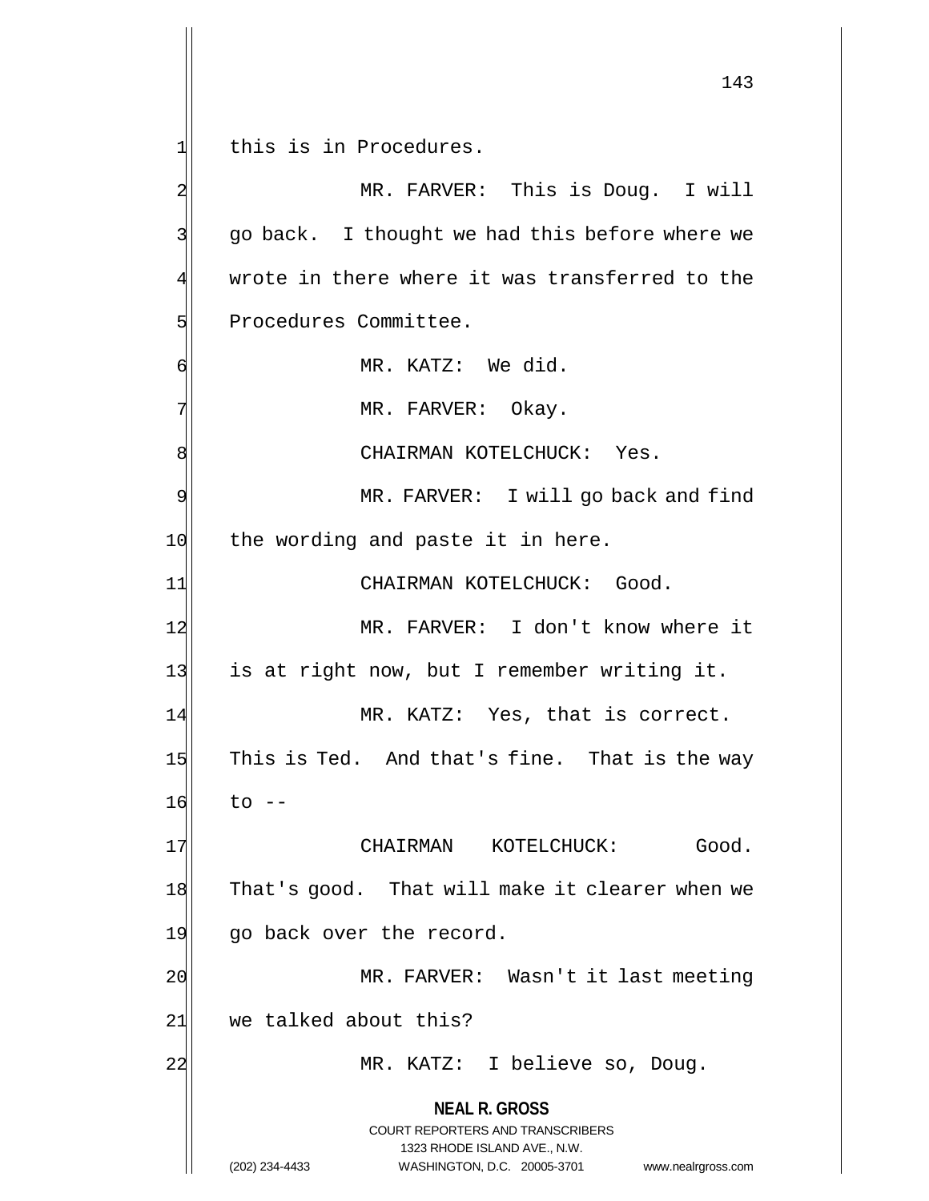this is in Procedures.

MR. FARVER: This is Doug. I will go back. I thought we had this before where we wrote in there where it was transferred to the Procedures Committee.

MR. KATZ: We did.

MR. FARVER: Okay.

CHAIRMAN KOTELCHUCK: Yes.

MR. FARVER: I will go back and find the wording and paste it in here.

CHAIRMAN KOTELCHUCK: Good.

MR. FARVER: I don't know where it is at right now, but I remember writing it.

MR. KATZ: Yes, that is correct. This is Ted. And that's fine. That is the way to --

CHAIRMAN KOTELCHUCK: Good. That's good. That will make it clearer when we go back over the record.

MR. FARVER: Wasn't it last meeting we talked about this?

MR. KATZ: I believe so, Doug.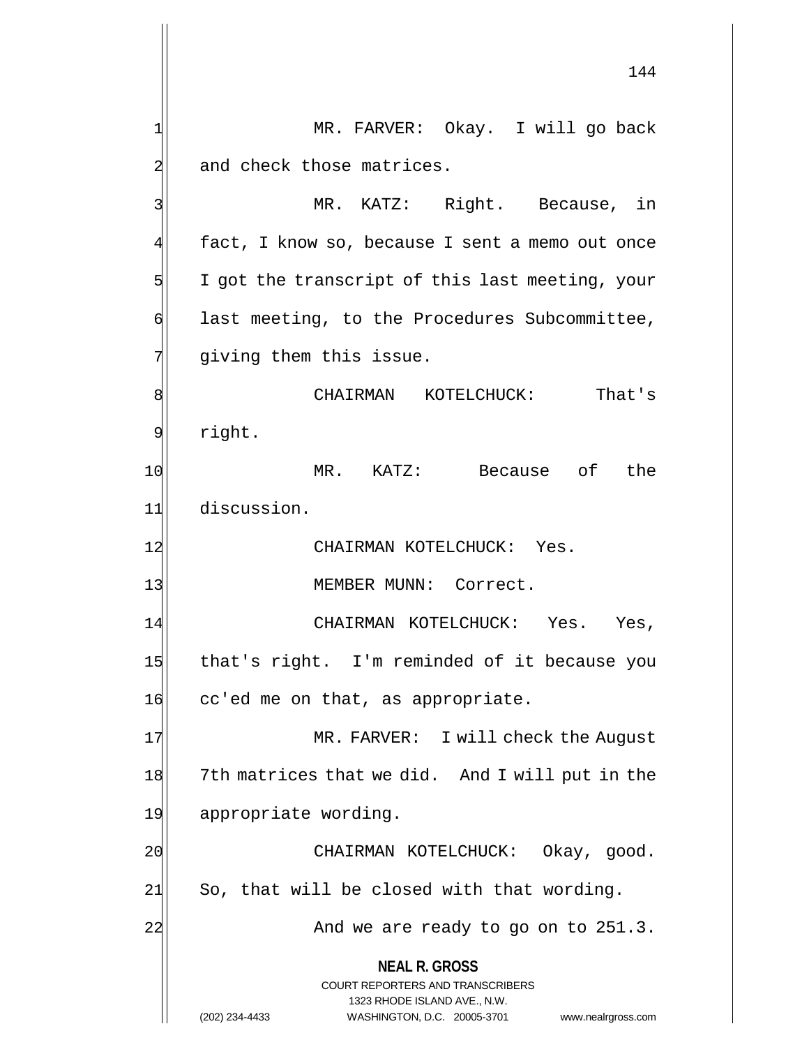MR. FARVER: Okay. I will go back and check those matrices.

MR. KATZ: Right. Because, in fact, I know so, because I sent a memo out once I got the transcript of this last meeting, your last meeting, to the Procedures Subcommittee, giving them this issue.

CHAIRMAN KOTELCHUCK: That's right.

MR. KATZ: Because of the discussion.

CHAIRMAN KOTELCHUCK: Yes.

MEMBER MUNN: Correct.

CHAIRMAN KOTELCHUCK: Yes. Yes, that's right. I'm reminded of it because you cc'ed me on that, as appropriate.

MR. FARVER: I will check the August 7th matrices that we did. And I will put in the appropriate wording.

CHAIRMAN KOTELCHUCK: Okay, good. So, that will be closed with that wording.

And we are ready to go on to 251.3.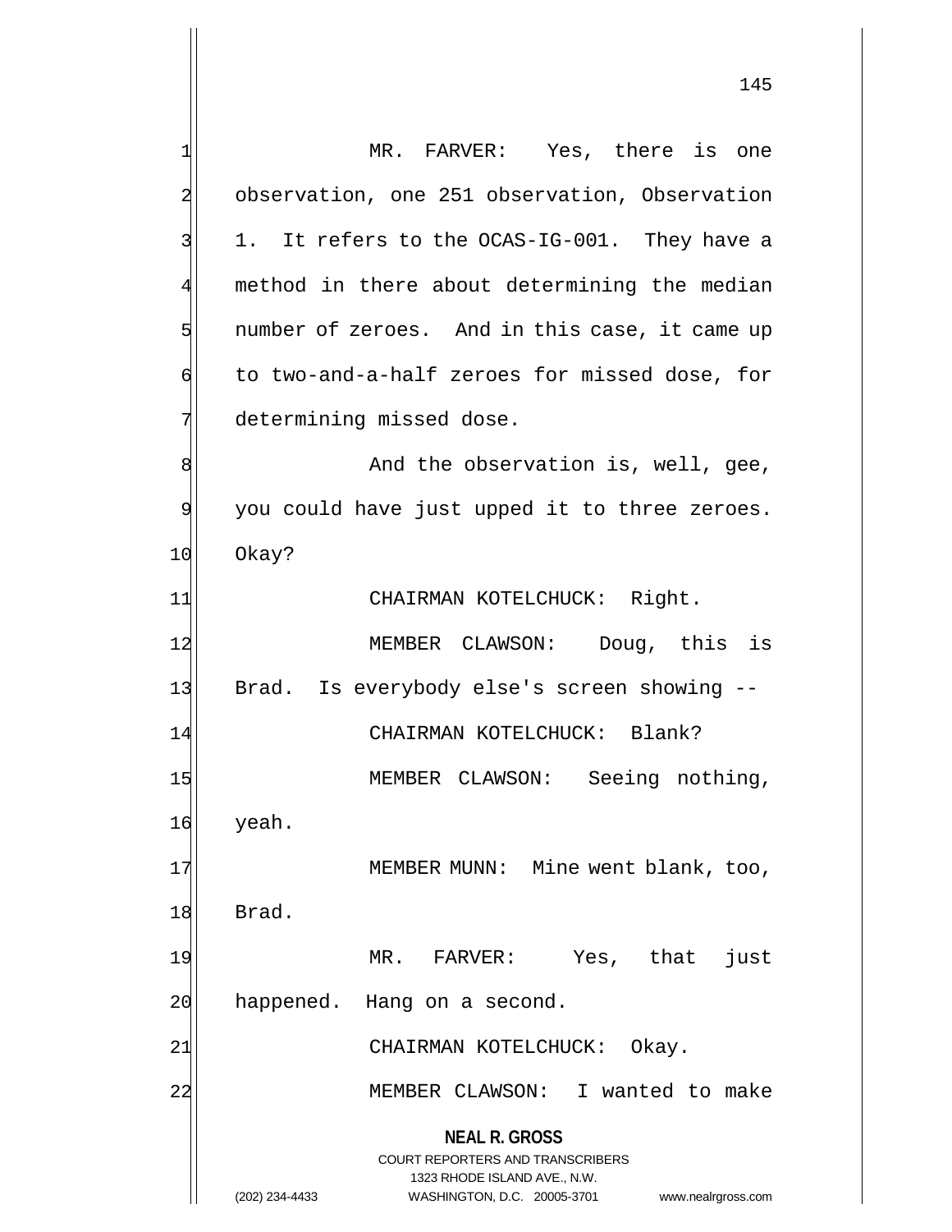MR. FARVER: Yes, there is one observation, one 251 observation, Observation 1. It refers to the OCAS-IG-001. They have a method in there about determining the median number of zeroes. And in this case, it came up to two-and-a-half zeroes for missed dose, for determining missed dose.

And the observation is, well, gee, you could have just upped it to three zeroes. Okay?

CHAIRMAN KOTELCHUCK: Right.

MEMBER CLAWSON: Doug, this is Brad. Is everybody else's screen showing --

CHAIRMAN KOTELCHUCK: Blank?

MEMBER CLAWSON: Seeing nothing, yeah.

MEMBER MUNN: Mine went blank, too, Brad.

MR. FARVER: Yes, that just happened. Hang on a second.

CHAIRMAN KOTELCHUCK: Okay.

MEMBER CLAWSON: I wanted to make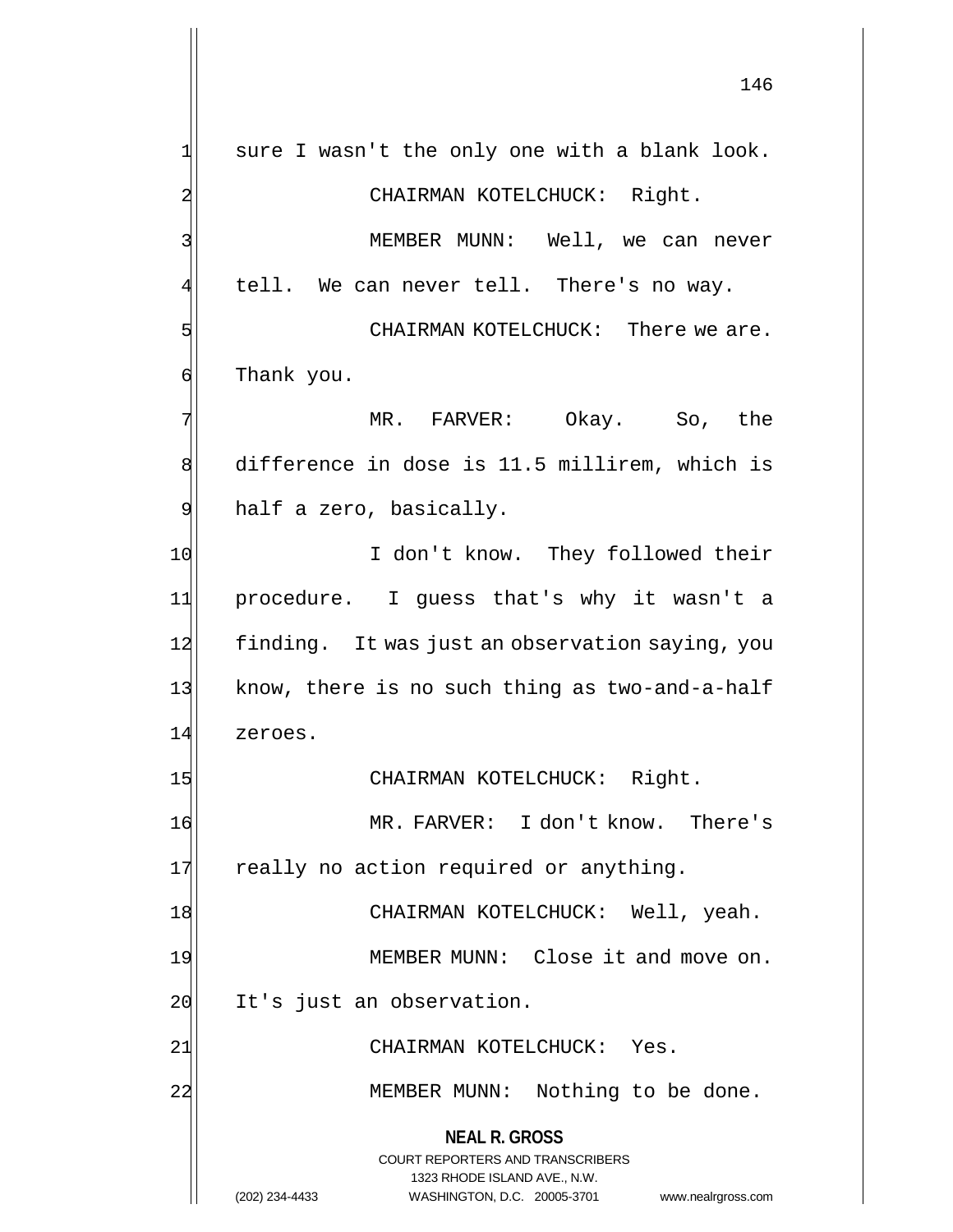sure I wasn't the only one with a blank look.

CHAIRMAN KOTELCHUCK: Right.

MEMBER MUNN: Well, we can never tell. We can never tell. There's no way.

CHAIRMAN KOTELCHUCK: There we are. Thank you.

MR. FARVER: Okay. So, the difference in dose is 11.5 millirem, which is half a zero, basically.

I don't know. They followed their procedure. I guess that's why it wasn't a finding. It was just an observation saying, you know, there is no such thing as two-and-a-half zeroes.

CHAIRMAN KOTELCHUCK: Right.

MR. FARVER: I don't know. There's really no action required or anything.

CHAIRMAN KOTELCHUCK: Well, yeah.

MEMBER MUNN: Close it and move on. It's just an observation.

CHAIRMAN KOTELCHUCK: Yes.

MEMBER MUNN: Nothing to be done.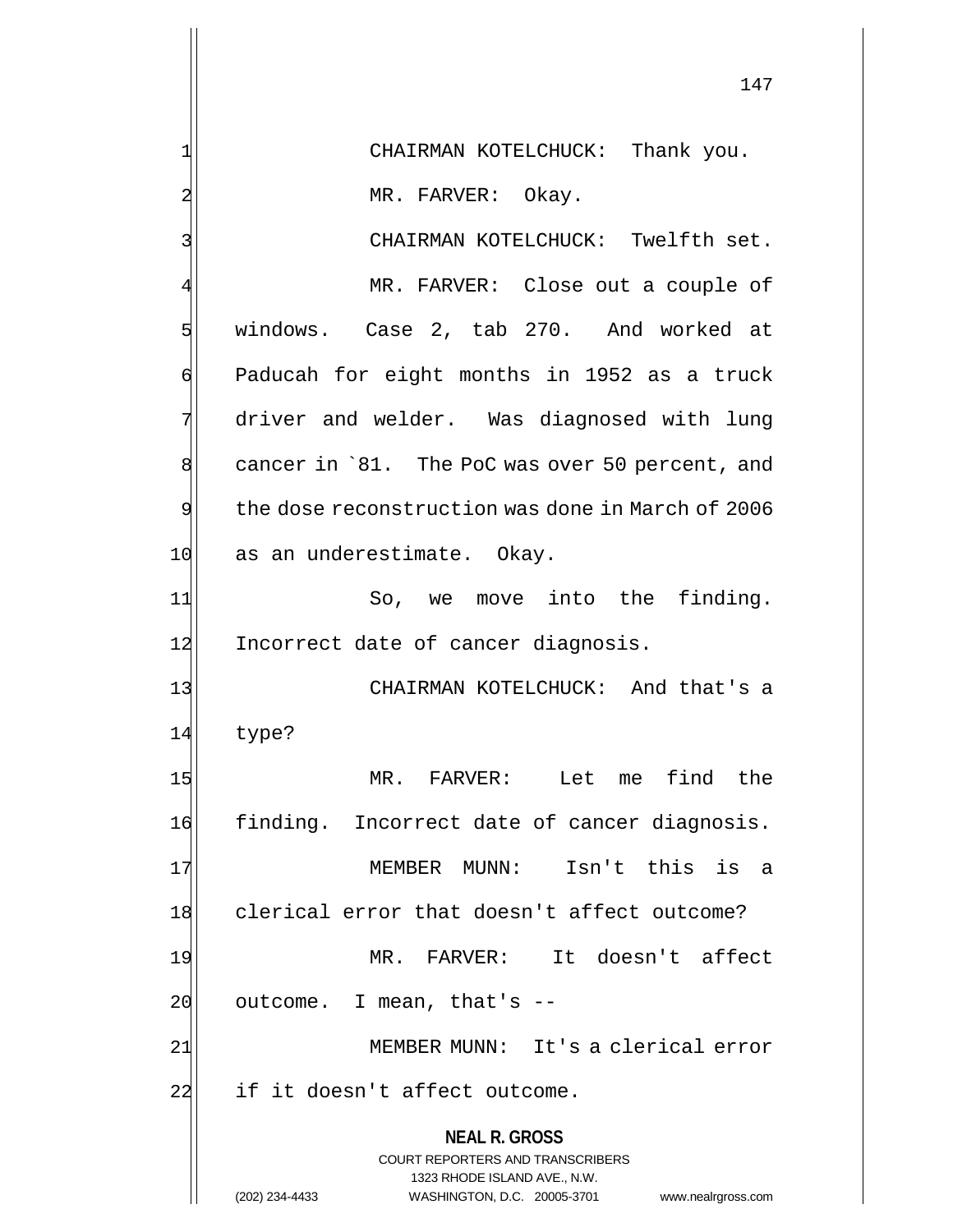CHAIRMAN KOTELCHUCK: Thank you.

MR. FARVER: Okay.

CHAIRMAN KOTELCHUCK: Twelfth set.

MR. FARVER: Close out a couple of windows. Case 2, tab 270. And worked at Paducah for eight months in 1952 as a truck driver and welder. Was diagnosed with lung cancer in `81. The PoC was over 50 percent, and the dose reconstruction was done in March of 2006 as an underestimate. Okay.

So, we move into the finding. Incorrect date of cancer diagnosis.

CHAIRMAN KOTELCHUCK: And that's a type?

MR. FARVER: Let me find the finding. Incorrect date of cancer diagnosis.

MEMBER MUNN: Isn't this is a clerical error that doesn't affect outcome?

MR. FARVER: It doesn't affect outcome. I mean, that's --

MEMBER MUNN: It's a clerical error if it doesn't affect outcome.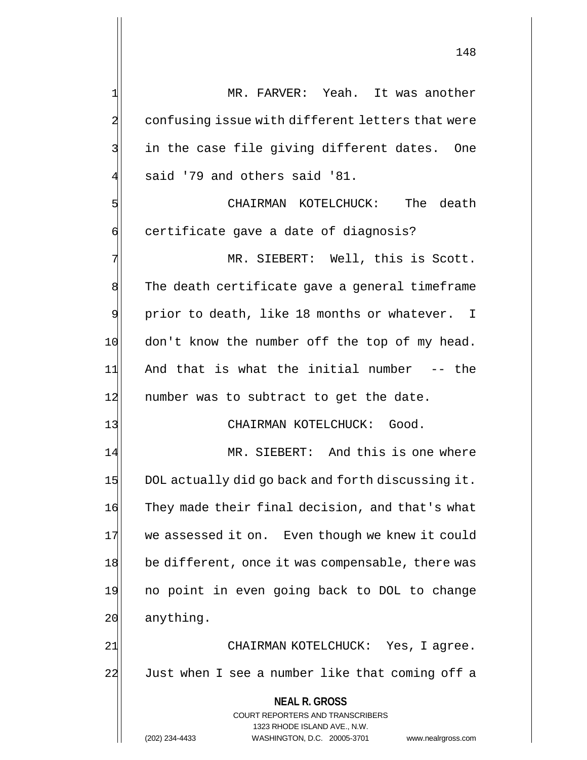MR. FARVER: Yeah. It was another confusing issue with different letters that were in the case file giving different dates. One said '79 and others said '81.

CHAIRMAN KOTELCHUCK: The death certificate gave a date of diagnosis?

MR. SIEBERT: Well, this is Scott. The death certificate gave a general timeframe prior to death, like 18 months or whatever. I don't know the number off the top of my head. And that is what the initial number -- the number was to subtract to get the date.

CHAIRMAN KOTELCHUCK: Good.

MR. SIEBERT: And this is one where DOL actually did go back and forth discussing it. They made their final decision, and that's what we assessed it on. Even though we knew it could be different, once it was compensable, there was no point in even going back to DOL to change anything.

CHAIRMAN KOTELCHUCK: Yes, I agree. Just when I see a number like that coming off a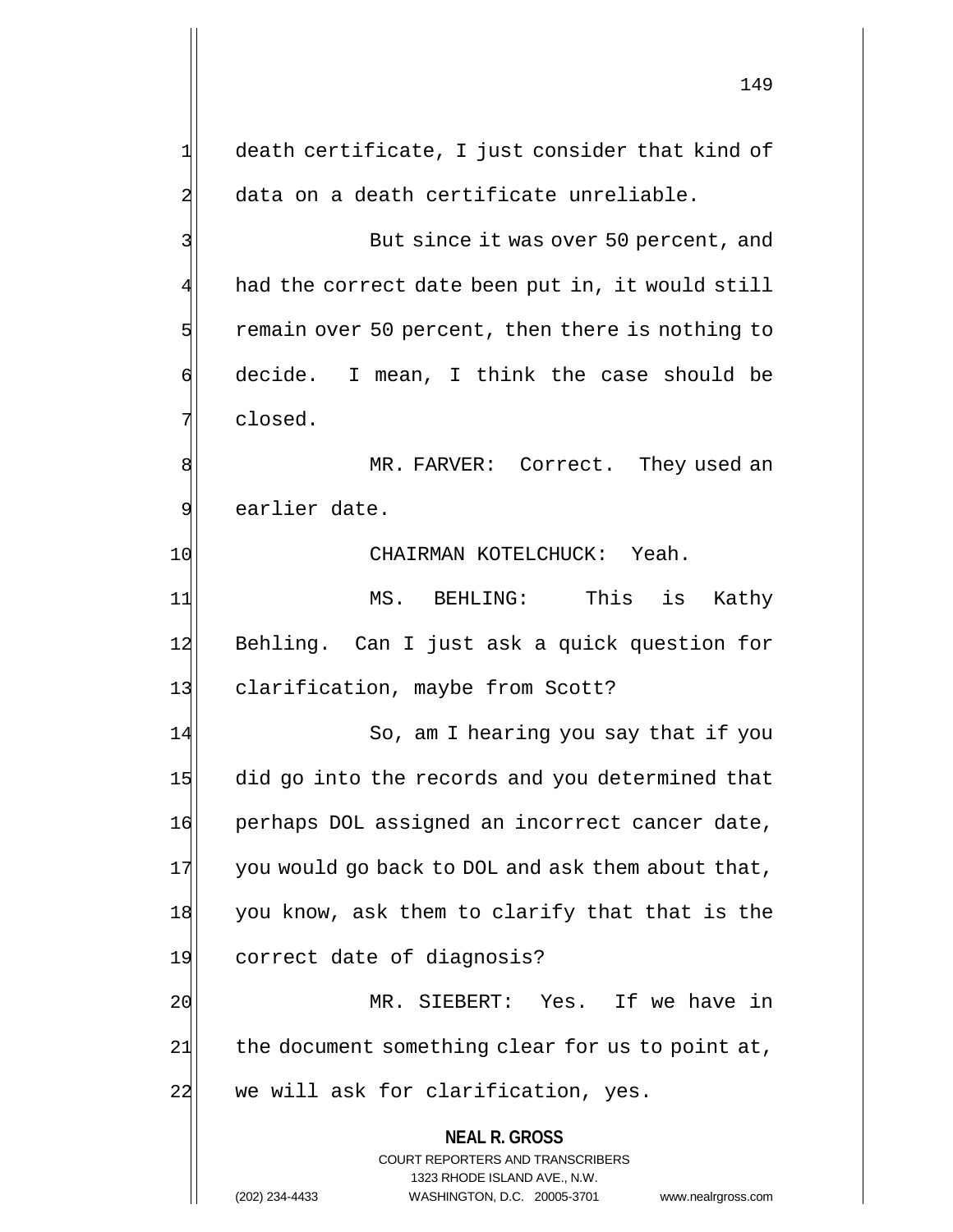death certificate, I just consider that kind of data on a death certificate unreliable.

But since it was over 50 percent, and had the correct date been put in, it would still remain over 50 percent, then there is nothing to decide. I mean, I think the case should be closed.

MR. FARVER: Correct. They used an earlier date.

CHAIRMAN KOTELCHUCK: Yeah.

MS. BEHLING: This is Kathy Behling. Can I just ask a quick question for clarification, maybe from Scott?

So, am I hearing you say that if you did go into the records and you determined that perhaps DOL assigned an incorrect cancer date, you would go back to DOL and ask them about that, you know, ask them to clarify that that is the correct date of diagnosis?

MR. SIEBERT: Yes. If we have in the document something clear for us to point at, we will ask for clarification, yes.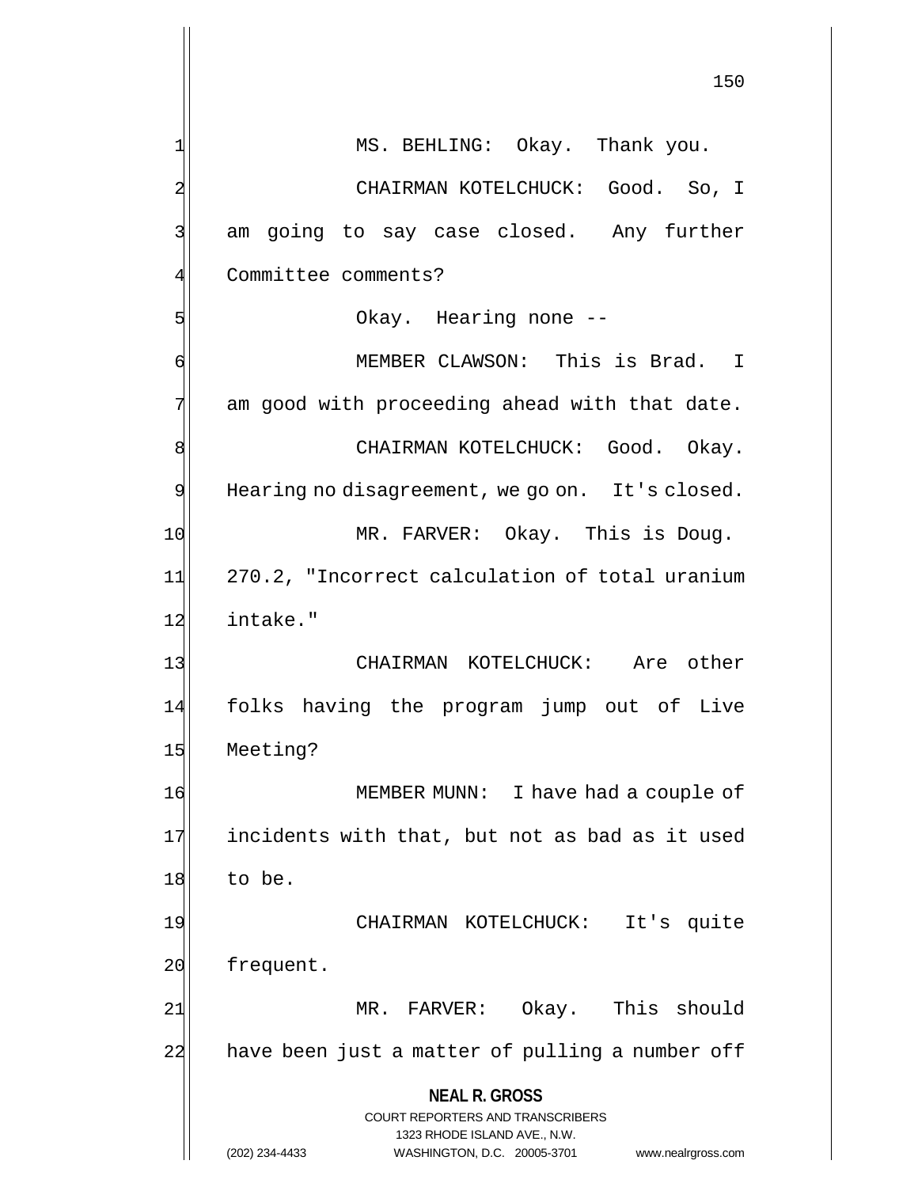MS. BEHLING: Okay. Thank you.

CHAIRMAN KOTELCHUCK: Good. So, I am going to say case closed. Any further Committee comments?

Okay. Hearing none --

MEMBER CLAWSON: This is Brad. I am good with proceeding ahead with that date.

CHAIRMAN KOTELCHUCK: Good. Okay. Hearing no disagreement, we go on. It's closed.

MR. FARVER: Okay. This is Doug. 270.2, "Incorrect calculation of total uranium intake."

CHAIRMAN KOTELCHUCK: Are other folks having the program jump out of Live Meeting?

MEMBER MUNN: I have had a couple of incidents with that, but not as bad as it used to be.

CHAIRMAN KOTELCHUCK: It's quite frequent.

MR. FARVER: Okay. This should have been just a matter of pulling a number off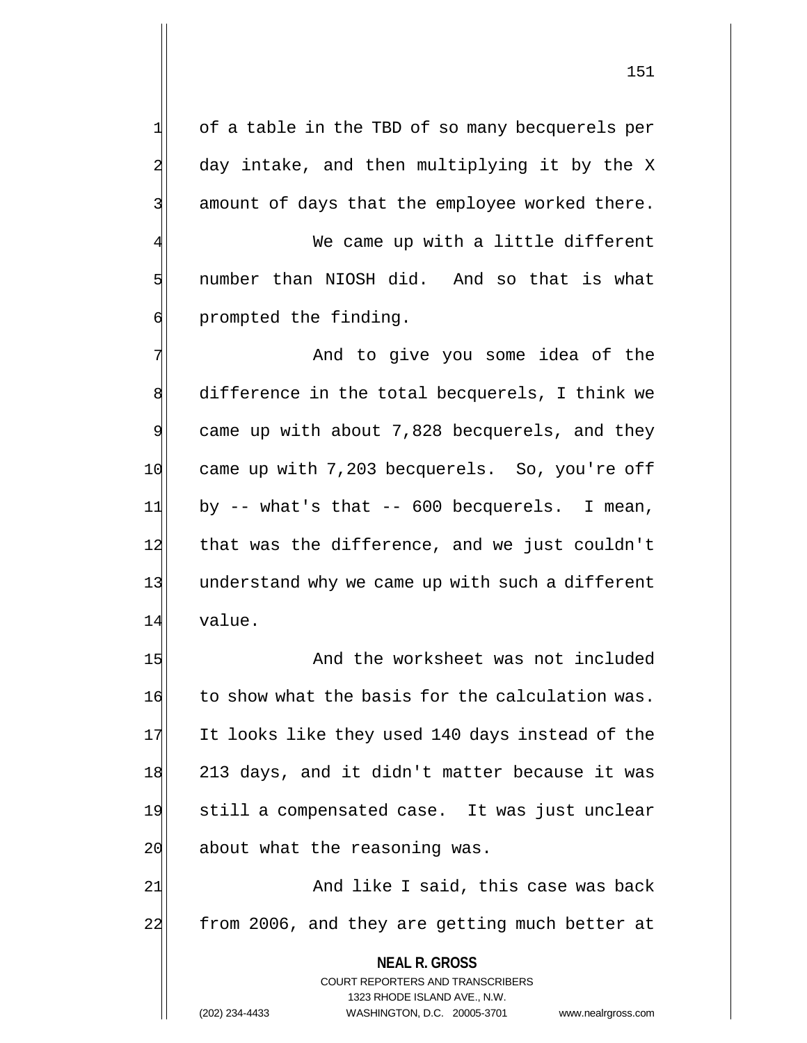of a table in the TBD of so many becquerels per day intake, and then multiplying it by the X amount of days that the employee worked there.

We came up with a little different number than NIOSH did. And so that is what prompted the finding.

And to give you some idea of the difference in the total becquerels, I think we came up with about 7,828 becquerels, and they came up with 7,203 becquerels. So, you're off by -- what's that -- 600 becquerels. I mean, that was the difference, and we just couldn't understand why we came up with such a different value.

And the worksheet was not included to show what the basis for the calculation was. It looks like they used 140 days instead of the 213 days, and it didn't matter because it was still a compensated case. It was just unclear about what the reasoning was.

And like I said, this case was back from 2006, and they are getting much better at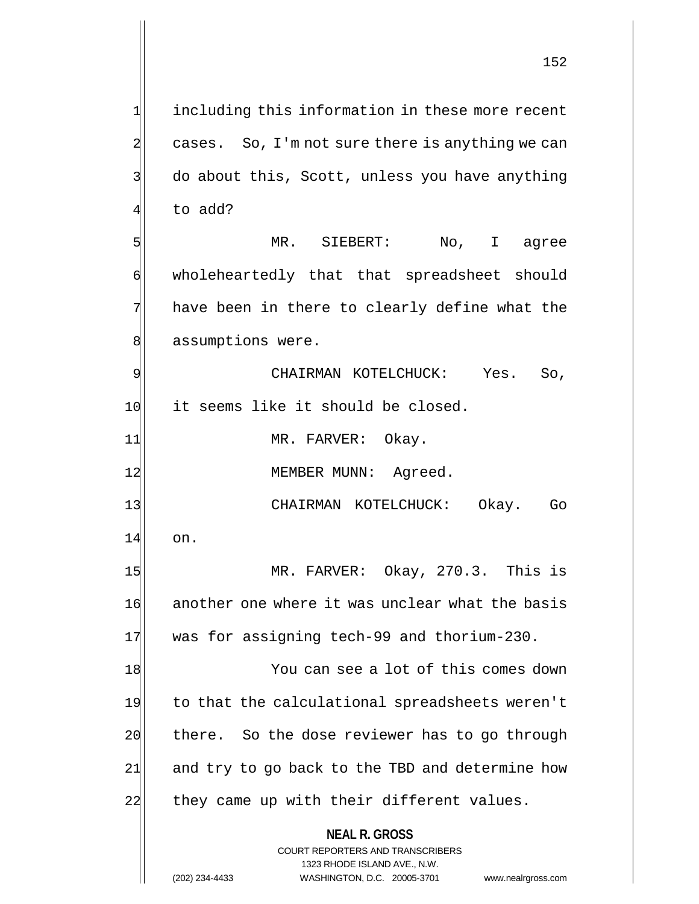including this information in these more recent cases. So, I'm not sure there is anything we can do about this, Scott, unless you have anything to add?

MR. SIEBERT: No, I agree wholeheartedly that that spreadsheet should have been in there to clearly define what the assumptions were.

CHAIRMAN KOTELCHUCK: Yes. So, it seems like it should be closed.

MR. FARVER: Okay.

MEMBER MUNN: Agreed.

CHAIRMAN KOTELCHUCK: Okay. Go on.

MR. FARVER: Okay, 270.3. This is another one where it was unclear what the basis was for assigning tech-99 and thorium-230.

You can see a lot of this comes down to that the calculational spreadsheets weren't there. So the dose reviewer has to go through and try to go back to the TBD and determine how they came up with their different values.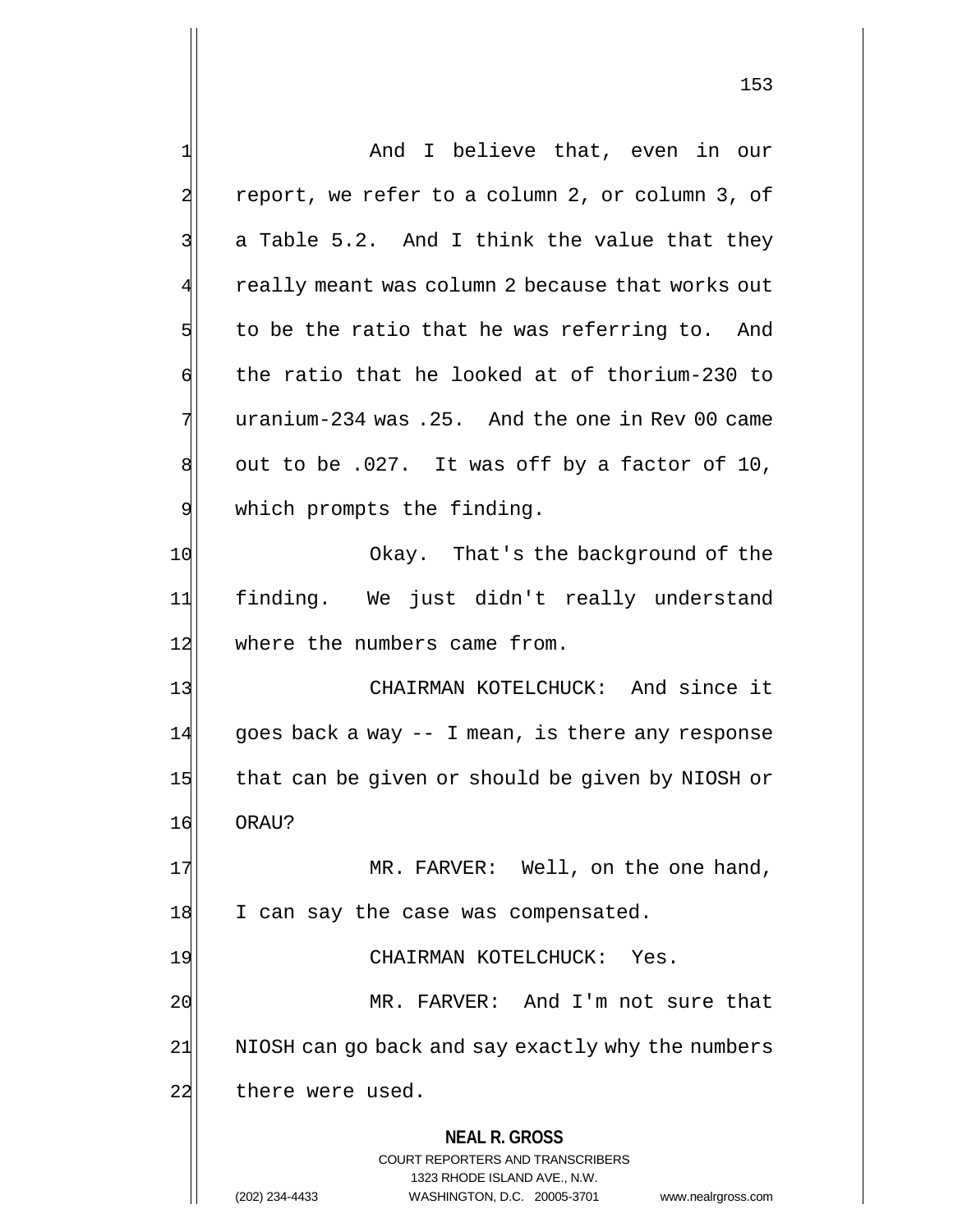And I believe that, even in our report, we refer to a column 2, or column 3, of a Table 5.2. And I think the value that they really meant was column 2 because that works out to be the ratio that he was referring to. And the ratio that he looked at of thorium-230 to uranium-234 was .25. And the one in Rev 00 came out to be .027. It was off by a factor of 10, which prompts the finding.

Okay. That's the background of the finding. We just didn't really understand where the numbers came from.

CHAIRMAN KOTELCHUCK: And since it goes back a way -- I mean, is there any response that can be given or should be given by NIOSH or ORAU?

MR. FARVER: Well, on the one hand, I can say the case was compensated.

CHAIRMAN KOTELCHUCK: Yes.

MR. FARVER: And I'm not sure that NIOSH can go back and say exactly why the numbers there were used.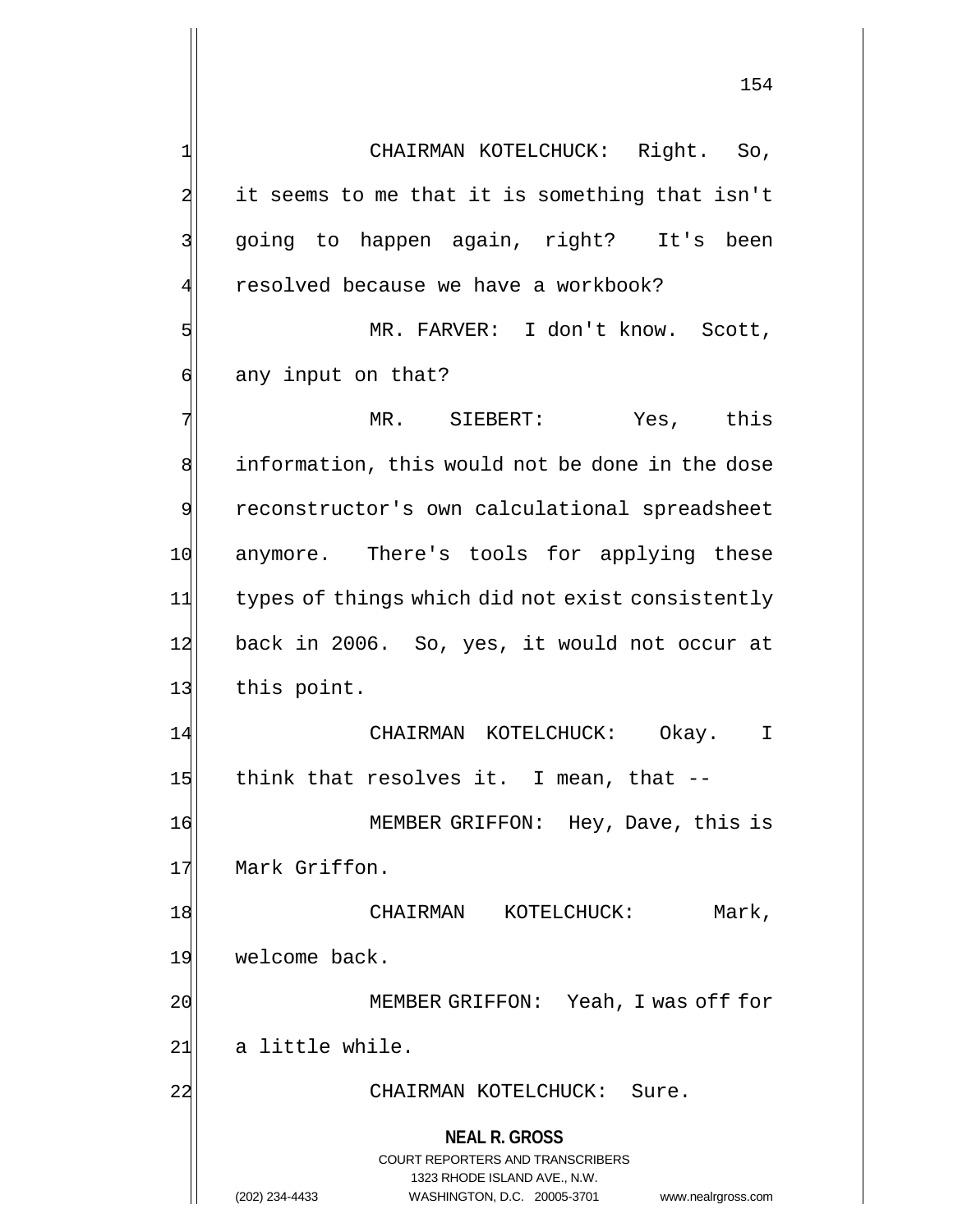CHAIRMAN KOTELCHUCK: Right. So, it seems to me that it is something that isn't going to happen again, right? It's been resolved because we have a workbook?

MR. FARVER: I don't know. Scott, any input on that?

MR. SIEBERT: Yes, this information, this would not be done in the dose reconstructor's own calculational spreadsheet anymore. There's tools for applying these types of things which did not exist consistently back in 2006. So, yes, it would not occur at this point.

CHAIRMAN KOTELCHUCK: Okay. I think that resolves it. I mean, that --

MEMBER GRIFFON: Hey, Dave, this is Mark Griffon.

CHAIRMAN KOTELCHUCK: Mark, welcome back.

MEMBER GRIFFON: Yeah, I was off for a little while.

CHAIRMAN KOTELCHUCK: Sure.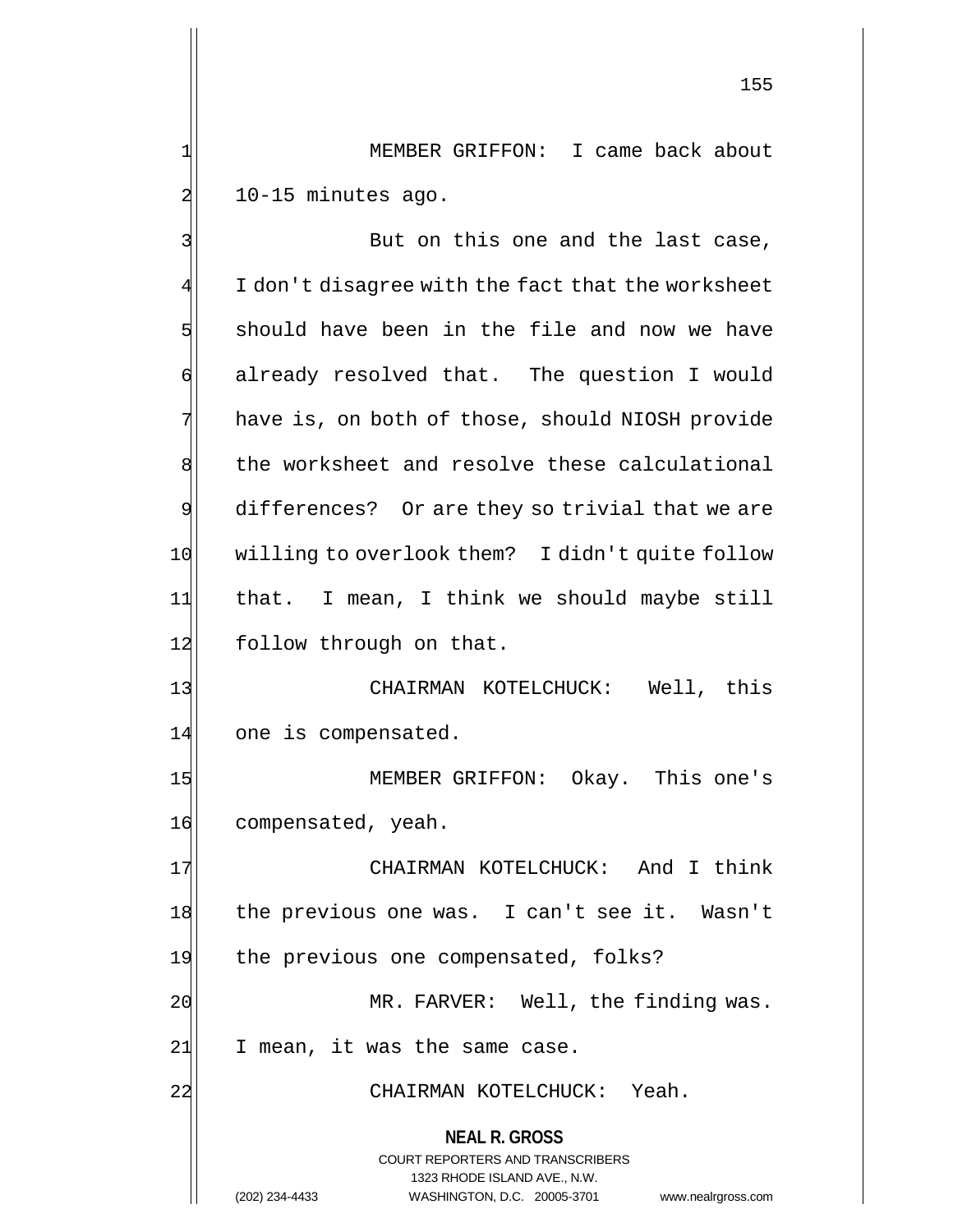MEMBER GRIFFON: I came back about 10-15 minutes ago.

But on this one and the last case, I don't disagree with the fact that the worksheet should have been in the file and now we have already resolved that. The question I would have is, on both of those, should NIOSH provide the worksheet and resolve these calculational differences? Or are they so trivial that we are willing to overlook them? I didn't quite follow that. I mean, I think we should maybe still follow through on that.

CHAIRMAN KOTELCHUCK: Well, this one is compensated.

MEMBER GRIFFON: Okay. This one's compensated, yeah.

CHAIRMAN KOTELCHUCK: And I think the previous one was. I can't see it. Wasn't the previous one compensated, folks?

MR. FARVER: Well, the finding was. I mean, it was the same case.

CHAIRMAN KOTELCHUCK: Yeah.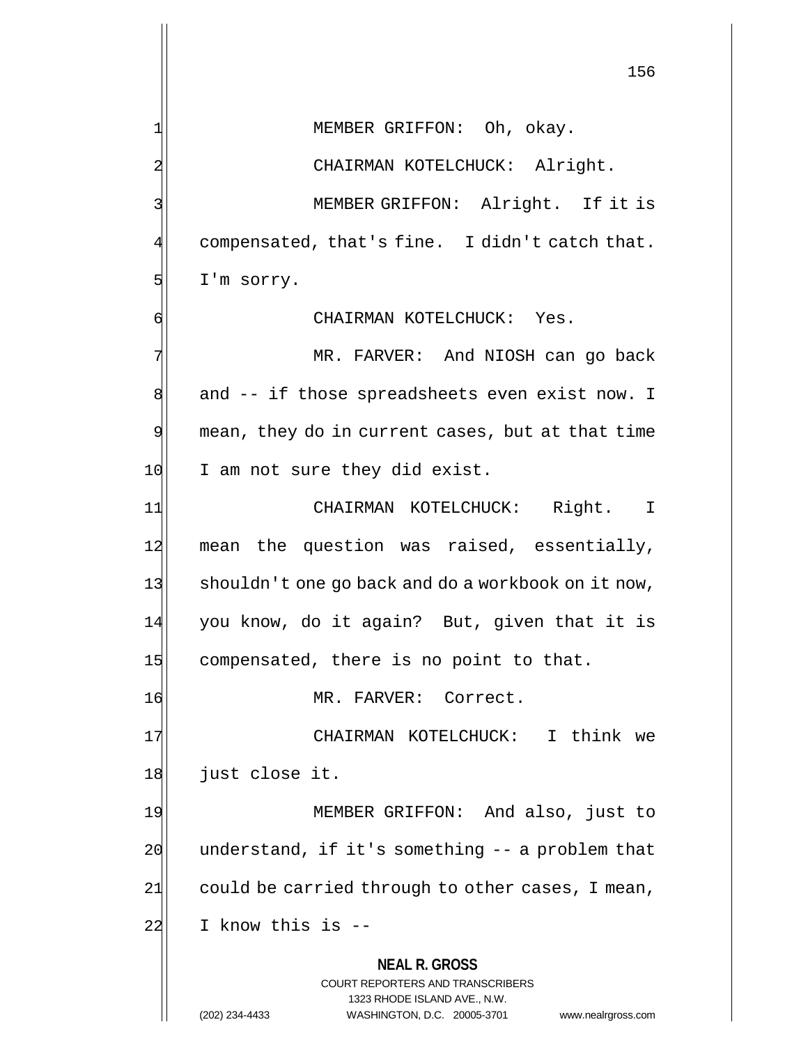MEMBER GRIFFON: Oh, okay.

CHAIRMAN KOTELCHUCK: Alright.

MEMBER GRIFFON: Alright. If it is compensated, that's fine. I didn't catch that. I'm sorry.

CHAIRMAN KOTELCHUCK: Yes.

MR. FARVER: And NIOSH can go back and -- if those spreadsheets even exist now. I mean, they do in current cases, but at that time I am not sure they did exist.

CHAIRMAN KOTELCHUCK: Right. I mean the question was raised, essentially, shouldn't one go back and do a workbook on it now, you know, do it again? But, given that it is compensated, there is no point to that.

MR. FARVER: Correct.

CHAIRMAN KOTELCHUCK: I think we just close it.

MEMBER GRIFFON: And also, just to understand, if it's something -- a problem that could be carried through to other cases, I mean, I know this is --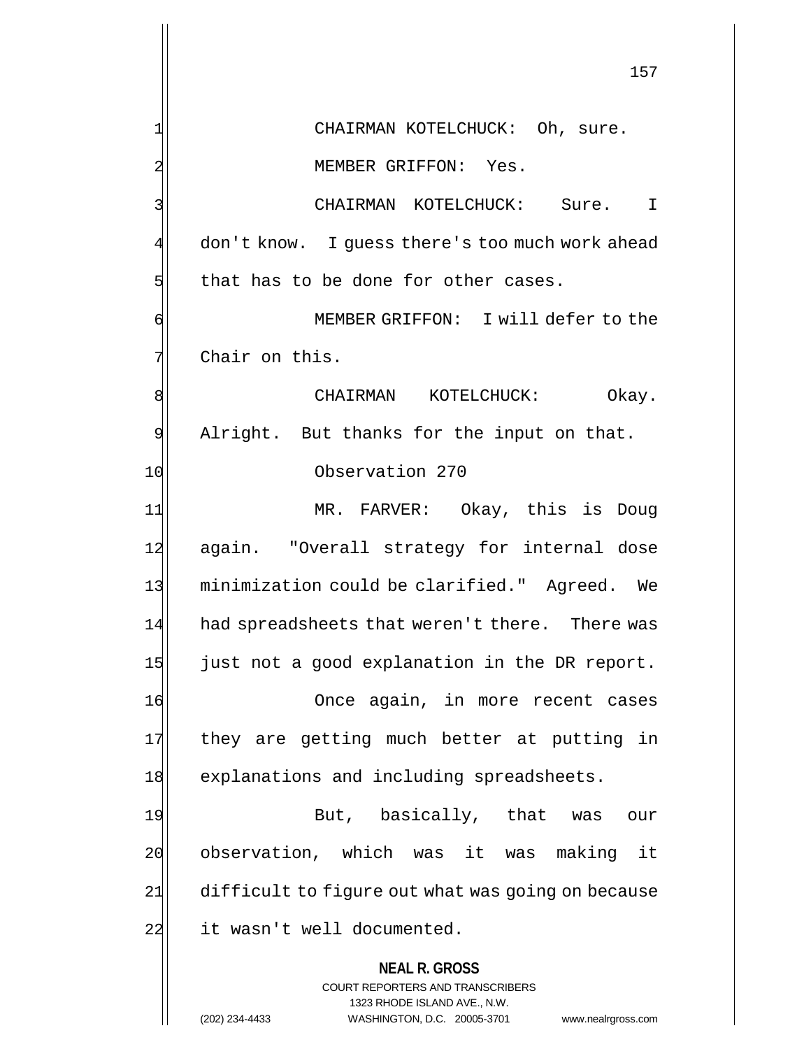CHAIRMAN KOTELCHUCK: Oh, sure.

MEMBER GRIFFON: Yes.

CHAIRMAN KOTELCHUCK: Sure. I don't know. I guess there's too much work ahead that has to be done for other cases.

MEMBER GRIFFON: I will defer to the Chair on this.

CHAIRMAN KOTELCHUCK: Okay. Alright. But thanks for the input on that.

Observation 270

MR. FARVER: Okay, this is Doug again. "Overall strategy for internal dose minimization could be clarified." Agreed. We had spreadsheets that weren't there. There was just not a good explanation in the DR report.

Once again, in more recent cases they are getting much better at putting in explanations and including spreadsheets.

But, basically, that was our observation, which was it was making it difficult to figure out what was going on because it wasn't well documented.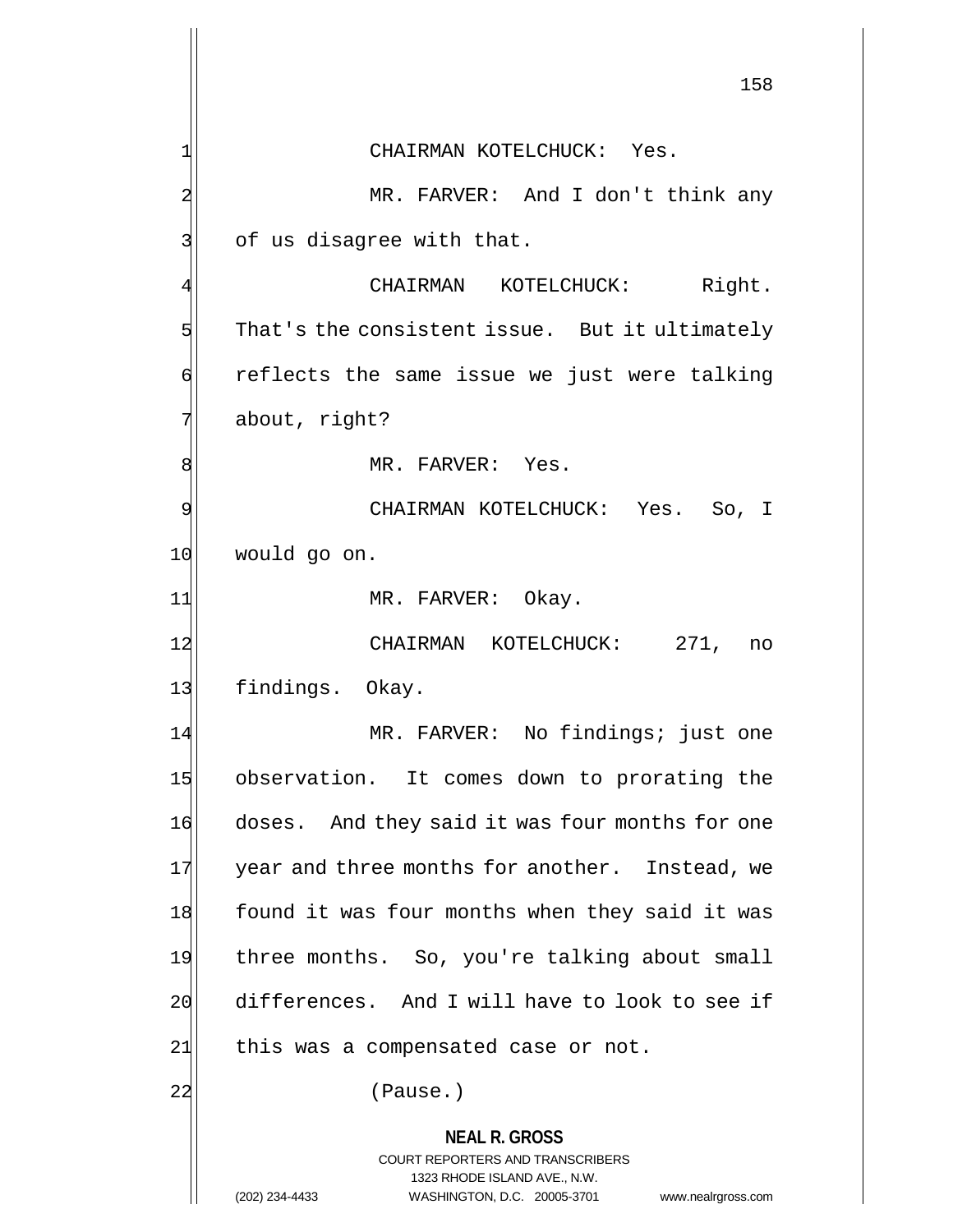CHAIRMAN KOTELCHUCK: Yes.

MR. FARVER: And I don't think any of us disagree with that.

CHAIRMAN KOTELCHUCK: Right. That's the consistent issue. But it ultimately reflects the same issue we just were talking about, right?

MR. FARVER: Yes.

CHAIRMAN KOTELCHUCK: Yes. So, I would go on.

MR. FARVER: Okay.

CHAIRMAN KOTELCHUCK: 271, no findings. Okay.

MR. FARVER: No findings; just one observation. It comes down to prorating the doses. And they said it was four months for one year and three months for another. Instead, we found it was four months when they said it was three months. So, you're talking about small differences. And I will have to look to see if this was a compensated case or not.

(Pause.)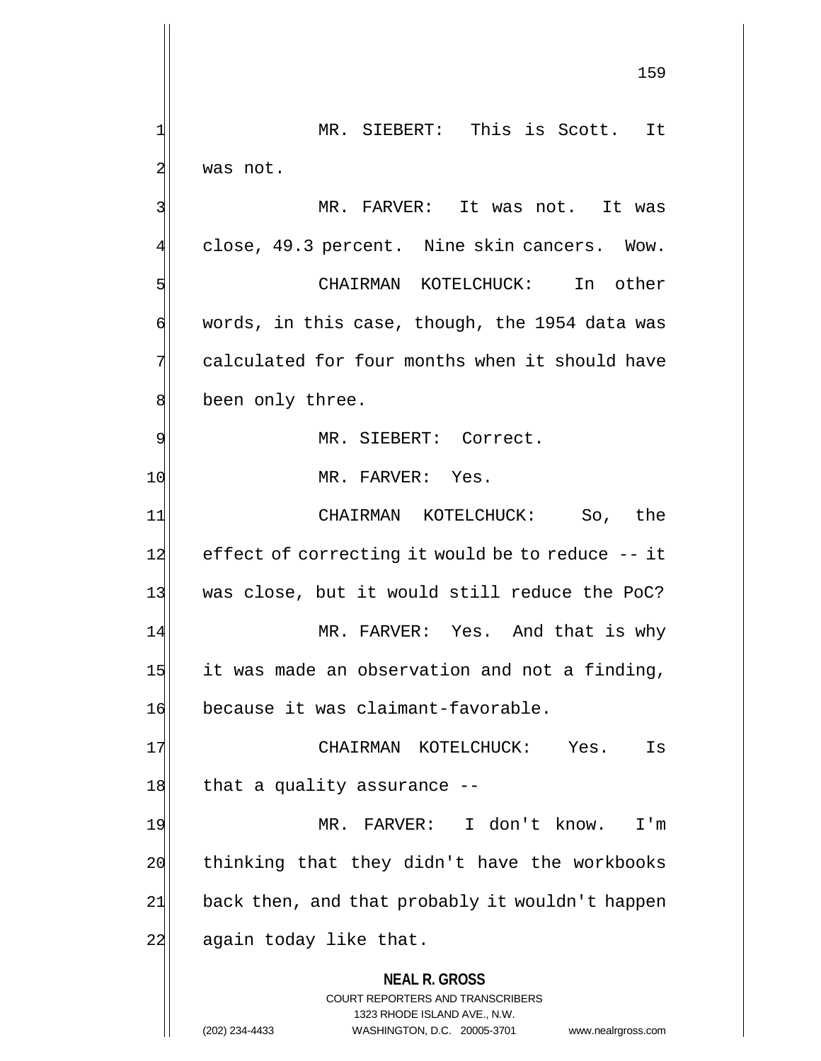MR. SIEBERT: This is Scott. It was not.

MR. FARVER: It was not. It was close, 49.3 percent. Nine skin cancers. Wow.

CHAIRMAN KOTELCHUCK: In other words, in this case, though, the 1954 data was calculated for four months when it should have been only three.

MR. SIEBERT: Correct.

MR. FARVER: Yes.

CHAIRMAN KOTELCHUCK: So, the effect of correcting it would be to reduce -- it was close, but it would still reduce the PoC?

MR. FARVER: Yes. And that is why it was made an observation and not a finding, because it was claimant-favorable.

CHAIRMAN KOTELCHUCK: Yes. Is that a quality assurance --

MR. FARVER: I don't know. I'm thinking that they didn't have the workbooks back then, and that probably it wouldn't happen again today like that.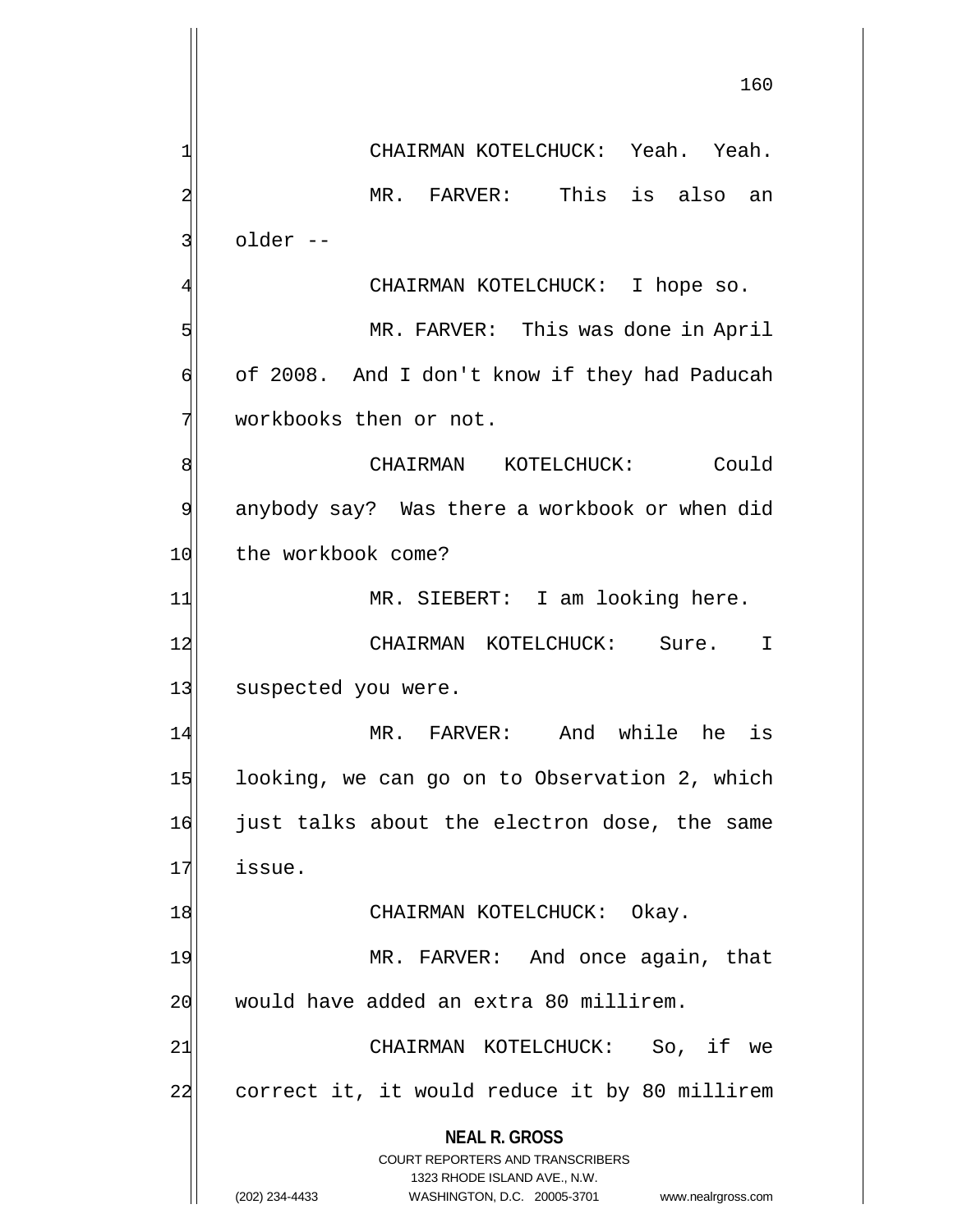CHAIRMAN KOTELCHUCK: Yeah. Yeah.

MR. FARVER: This is also an older --

CHAIRMAN KOTELCHUCK: I hope so.

MR. FARVER: This was done in April of 2008. And I don't know if they had Paducah workbooks then or not.

CHAIRMAN KOTELCHUCK: Could anybody say? Was there a workbook or when did the workbook come?

MR. SIEBERT: I am looking here.

CHAIRMAN KOTELCHUCK: Sure. I suspected you were.

MR. FARVER: And while he is looking, we can go on to Observation 2, which just talks about the electron dose, the same issue.

CHAIRMAN KOTELCHUCK: Okay.

MR. FARVER: And once again, that would have added an extra 80 millirem.

CHAIRMAN KOTELCHUCK: So, if we correct it, it would reduce it by 80 millirem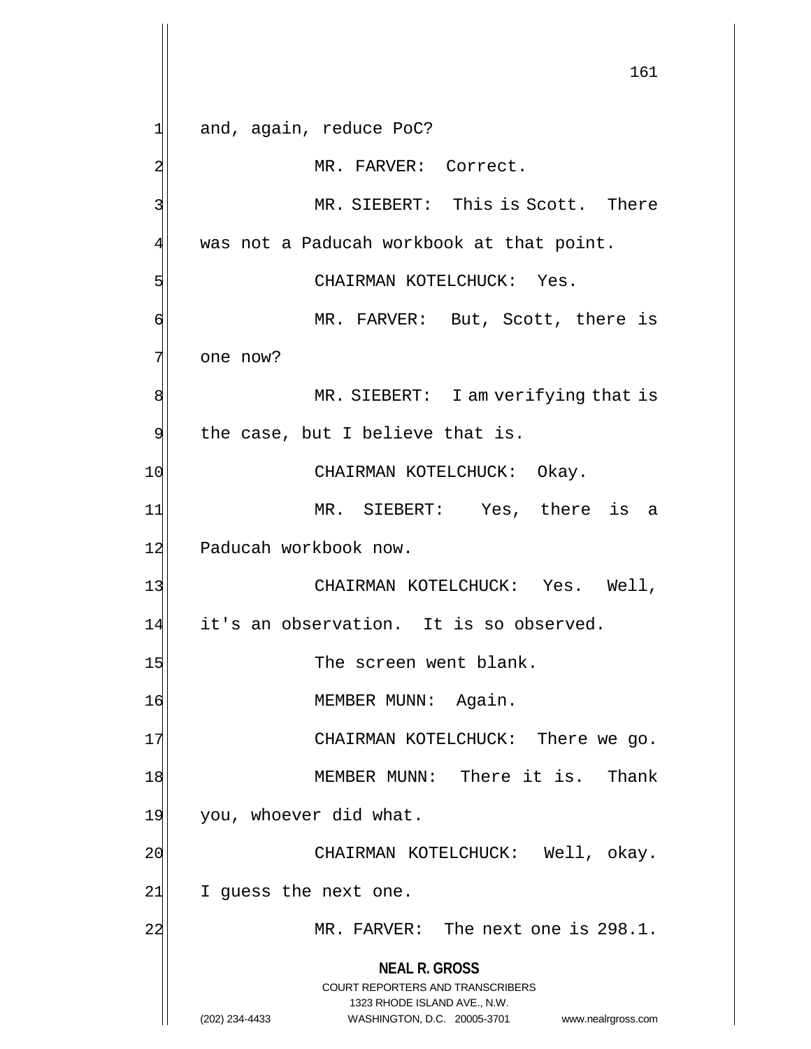and, again, reduce PoC?

MR. FARVER: Correct.

MR. SIEBERT: This is Scott. There was not a Paducah workbook at that point.

CHAIRMAN KOTELCHUCK: Yes.

MR. FARVER: But, Scott, there is one now?

MR. SIEBERT: I am verifying that is the case, but I believe that is.

CHAIRMAN KOTELCHUCK: Okay.

MR. SIEBERT: Yes, there is a Paducah workbook now.

CHAIRMAN KOTELCHUCK: Yes. Well, it's an observation. It is so observed.

The screen went blank.

MEMBER MUNN: Again.

CHAIRMAN KOTELCHUCK: There we go.

MEMBER MUNN: There it is. Thank you, whoever did what.

CHAIRMAN KOTELCHUCK: Well, okay. I guess the next one.

MR. FARVER: The next one is 298.1.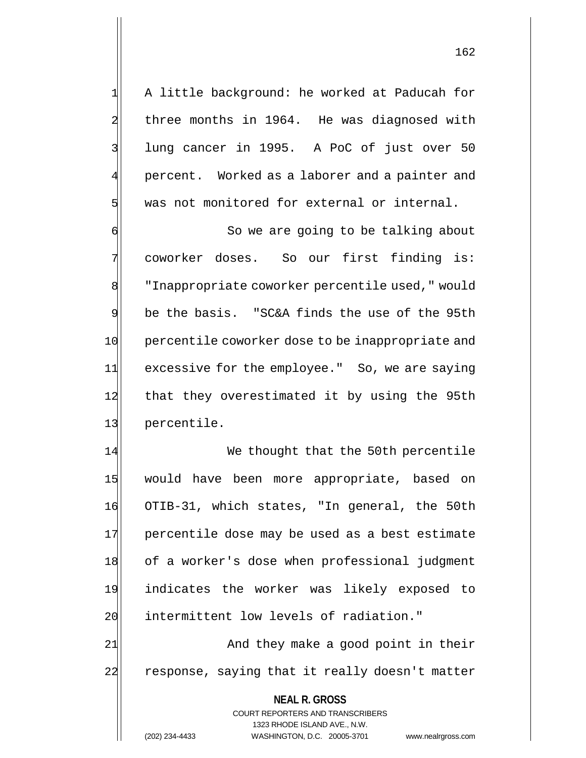A little background: he worked at Paducah for three months in 1964. He was diagnosed with lung cancer in 1995. A PoC of just over 50 percent. Worked as a laborer and a painter and was not monitored for external or internal.

So we are going to be talking about coworker doses. So our first finding is: "Inappropriate coworker percentile used," would be the basis. "SC&A finds the use of the 95th percentile coworker dose to be inappropriate and excessive for the employee." So, we are saying that they overestimated it by using the 95th percentile.

We thought that the 50th percentile would have been more appropriate, based on OTIB-31, which states, "In general, the 50th percentile dose may be used as a best estimate of a worker's dose when professional judgment indicates the worker was likely exposed to intermittent low levels of radiation."

And they make a good point in their response, saying that it really doesn't matter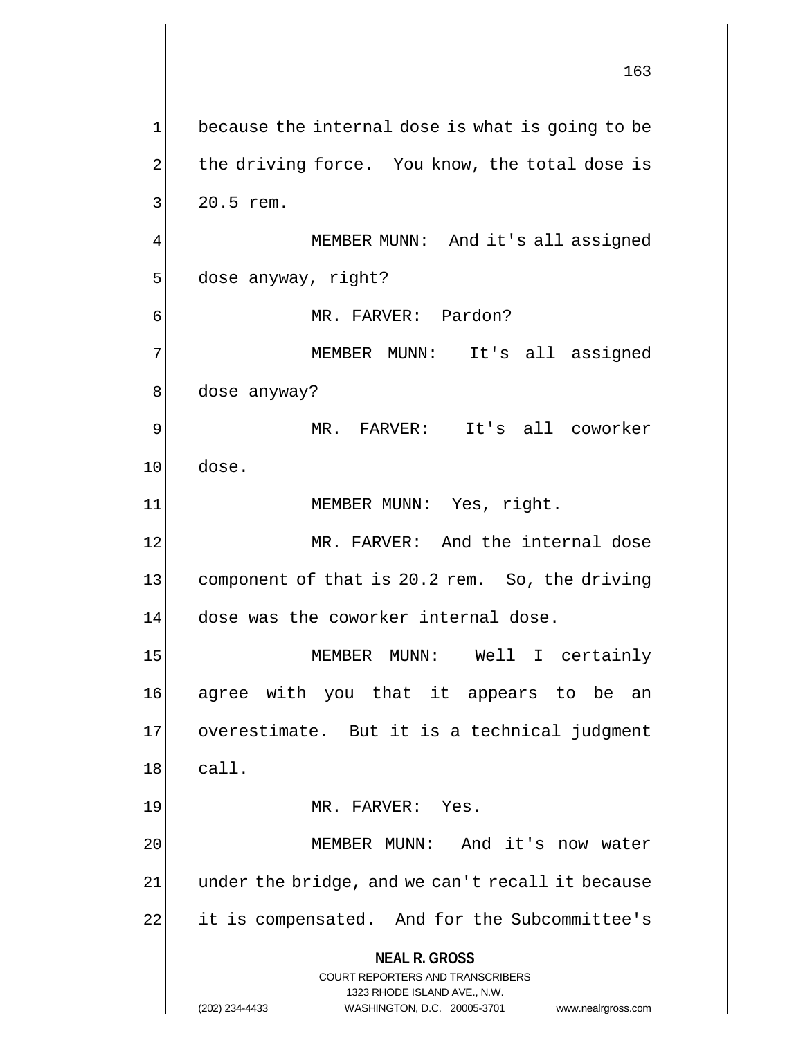because the internal dose is what is going to be the driving force. You know, the total dose is 20.5 rem.

MEMBER MUNN: And it's all assigned dose anyway, right?

MR. FARVER: Pardon?

MEMBER MUNN: It's all assigned dose anyway?

MR. FARVER: It's all coworker dose.

MEMBER MUNN: Yes, right.

MR. FARVER: And the internal dose component of that is 20.2 rem. So, the driving dose was the coworker internal dose.

MEMBER MUNN: Well I certainly agree with you that it appears to be an overestimate. But it is a technical judgment call.

MR. FARVER: Yes.

MEMBER MUNN: And it's now water under the bridge, and we can't recall it because it is compensated. And for the Subcommittee's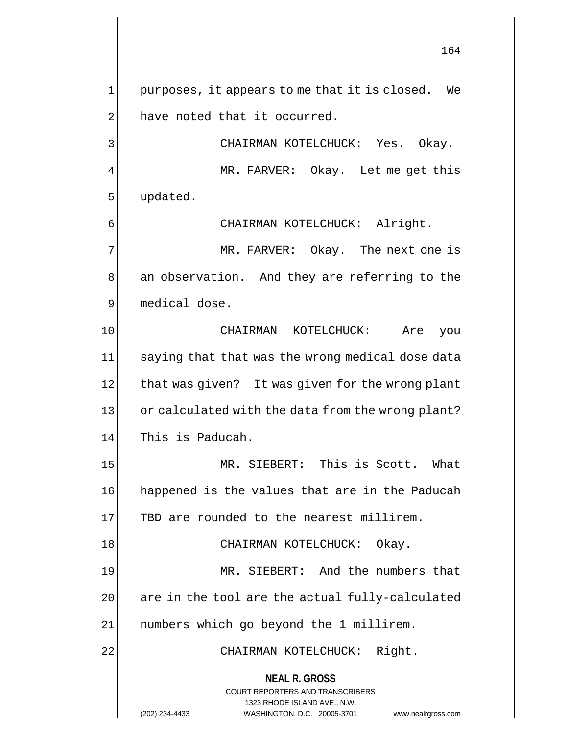purposes, it appears to me that it is closed. We have noted that it occurred.

CHAIRMAN KOTELCHUCK: Yes. Okay.

MR. FARVER: Okay. Let me get this updated.

CHAIRMAN KOTELCHUCK: Alright.

MR. FARVER: Okay. The next one is an observation. And they are referring to the medical dose.

CHAIRMAN KOTELCHUCK: Are you saying that that was the wrong medical dose data that was given? It was given for the wrong plant or calculated with the data from the wrong plant? This is Paducah.

MR. SIEBERT: This is Scott. What happened is the values that are in the Paducah TBD are rounded to the nearest millirem.

CHAIRMAN KOTELCHUCK: Okay.

MR. SIEBERT: And the numbers that are in the tool are the actual fully-calculated numbers which go beyond the 1 millirem.

CHAIRMAN KOTELCHUCK: Right.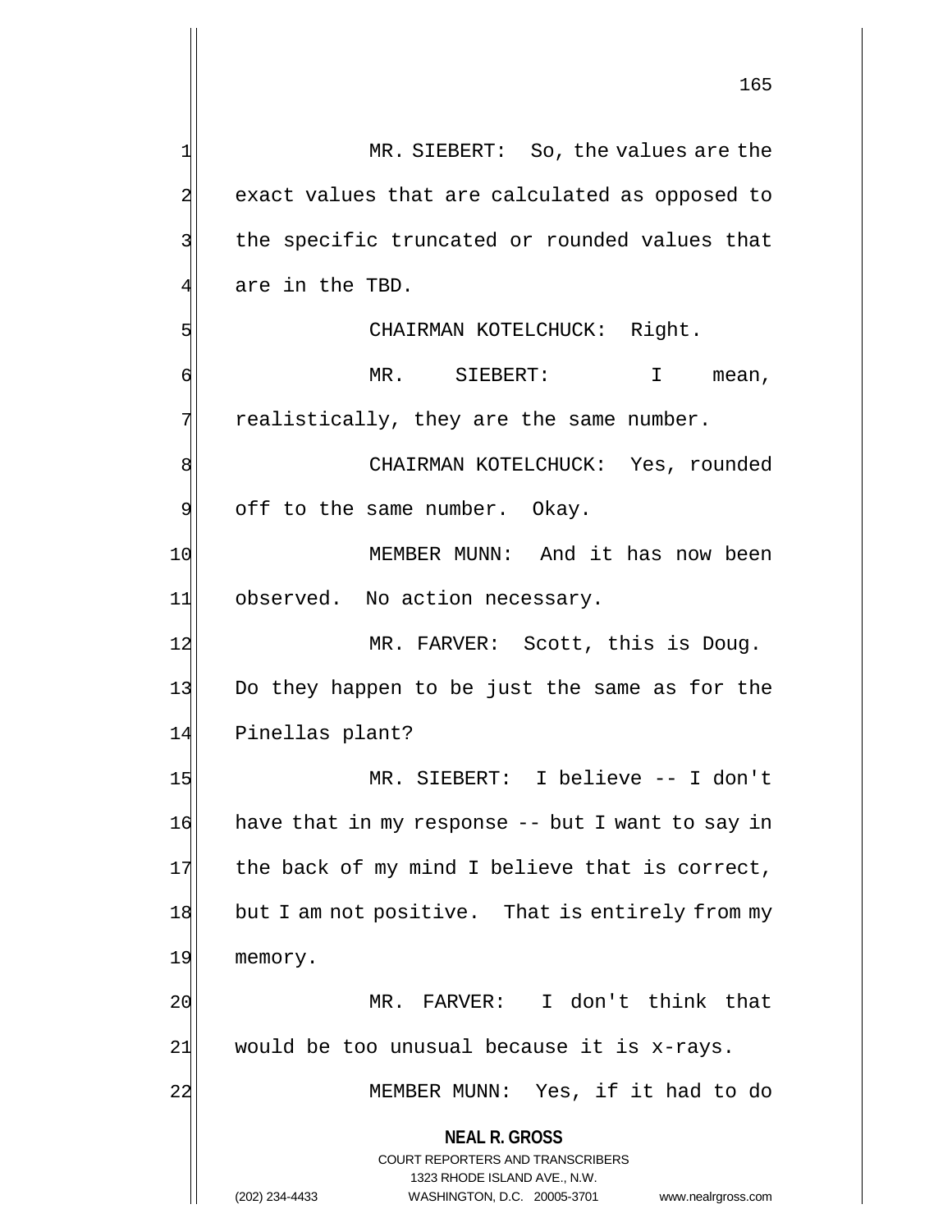MR. SIEBERT: So, the values are the exact values that are calculated as opposed to the specific truncated or rounded values that are in the TBD.

CHAIRMAN KOTELCHUCK: Right.

MR. SIEBERT: I mean, realistically, they are the same number.

CHAIRMAN KOTELCHUCK: Yes, rounded off to the same number. Okay.

MEMBER MUNN: And it has now been observed. No action necessary.

MR. FARVER: Scott, this is Doug. Do they happen to be just the same as for the Pinellas plant?

MR. SIEBERT: I believe -- I don't have that in my response -- but I want to say in the back of my mind I believe that is correct, but I am not positive. That is entirely from my memory.

MR. FARVER: I don't think that would be too unusual because it is x-rays.

MEMBER MUNN: Yes, if it had to do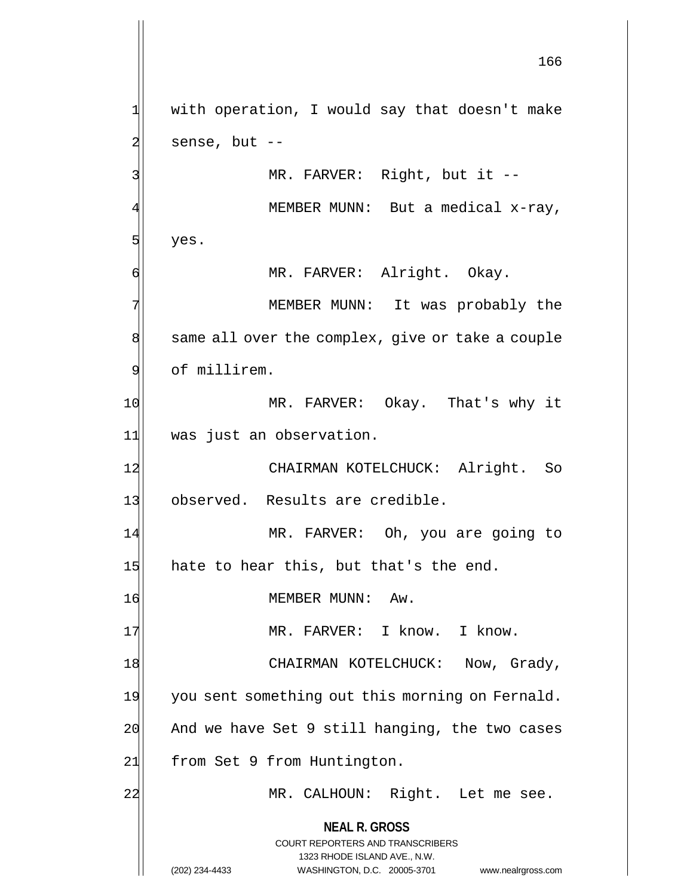with operation, I would say that doesn't make sense, but --

MR. FARVER: Right, but it --

MEMBER MUNN: But a medical x-ray, yes.

MR. FARVER: Alright. Okay.

MEMBER MUNN: It was probably the same all over the complex, give or take a couple of millirem.

MR. FARVER: Okay. That's why it was just an observation.

CHAIRMAN KOTELCHUCK: Alright. So observed. Results are credible.

MR. FARVER: Oh, you are going to hate to hear this, but that's the end.

MEMBER MUNN: Aw.

MR. FARVER: I know. I know.

CHAIRMAN KOTELCHUCK: Now, Grady, you sent something out this morning on Fernald. And we have Set 9 still hanging, the two cases from Set 9 from Huntington.

MR. CALHOUN: Right. Let me see.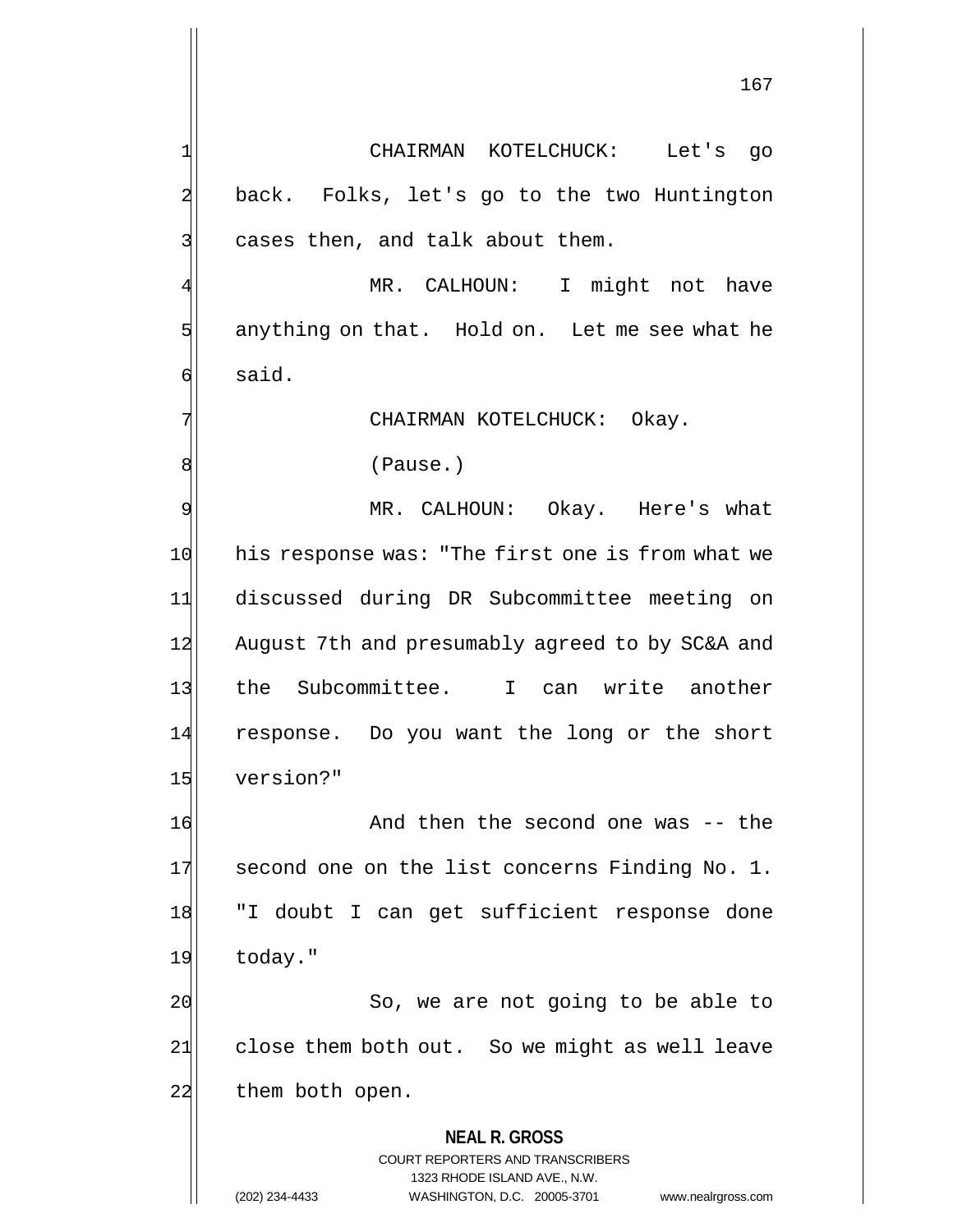CHAIRMAN KOTELCHUCK: Let's go back. Folks, let's go to the two Huntington cases then, and talk about them.

MR. CALHOUN: I might not have anything on that. Hold on. Let me see what he said.

CHAIRMAN KOTELCHUCK: Okay.

(Pause.)

MR. CALHOUN: Okay. Here's what his response was: "The first one is from what we discussed during DR Subcommittee meeting on August 7th and presumably agreed to by SC&A and the Subcommittee. I can write another response. Do you want the long or the short version?"

And then the second one was -- the second one on the list concerns Finding No. 1. "I doubt I can get sufficient response done today."

So, we are not going to be able to close them both out. So we might as well leave them both open.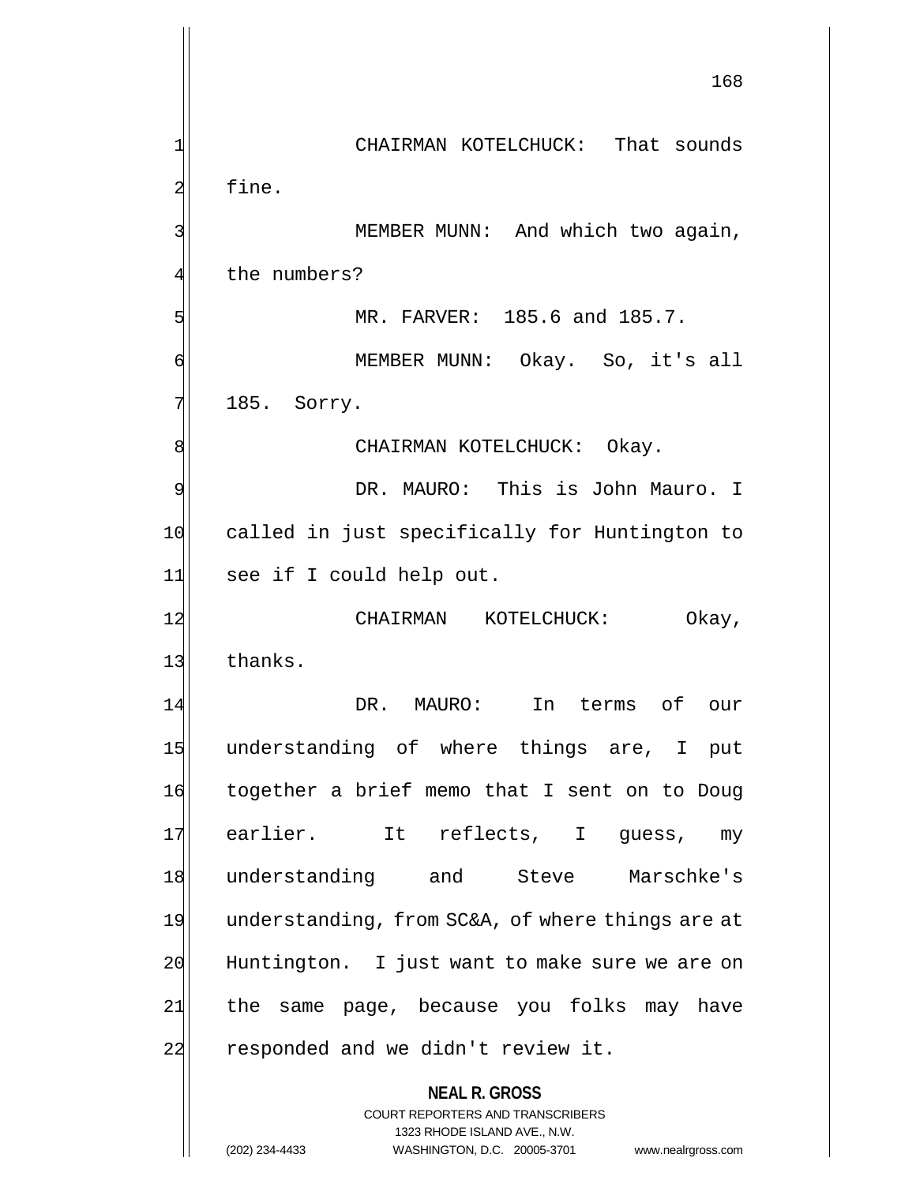CHAIRMAN KOTELCHUCK: That sounds fine.

MEMBER MUNN: And which two again, the numbers?

MR. FARVER: 185.6 and 185.7.

MEMBER MUNN: Okay. So, it's all 185. Sorry.

CHAIRMAN KOTELCHUCK: Okay.

DR. MAURO: This is John Mauro. I called in just specifically for Huntington to see if I could help out.

CHAIRMAN KOTELCHUCK: Okay, thanks.

DR. MAURO: In terms of our understanding of where things are, I put together a brief memo that I sent on to Doug earlier. It reflects, I guess, my understanding and Steve Marschke's understanding, from SC&A, of where things are at Huntington. I just want to make sure we are on the same page, because you folks may have responded and we didn't review it.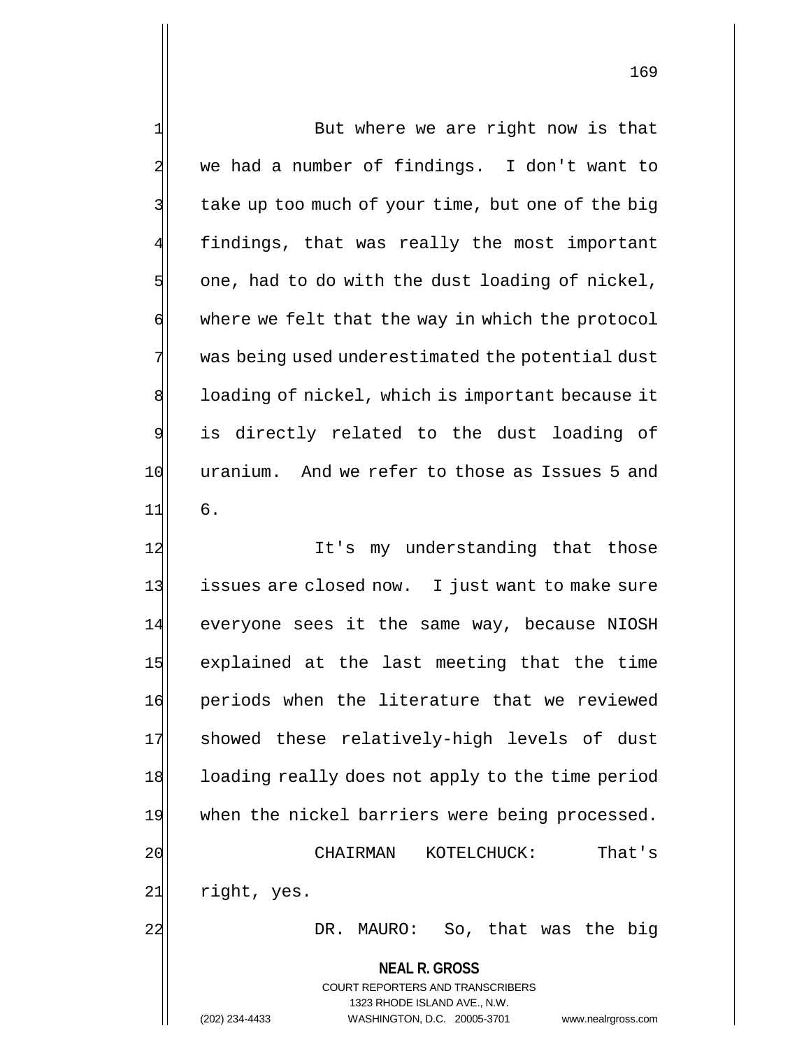But where we are right now is that we had a number of findings. I don't want to take up too much of your time, but one of the big findings, that was really the most important one, had to do with the dust loading of nickel, where we felt that the way in which the protocol was being used underestimated the potential dust loading of nickel, which is important because it is directly related to the dust loading of uranium. And we refer to those as Issues 5 and 6.

It's my understanding that those issues are closed now. I just want to make sure everyone sees it the same way, because NIOSH explained at the last meeting that the time periods when the literature that we reviewed showed these relatively-high levels of dust loading really does not apply to the time period when the nickel barriers were being processed.

CHAIRMAN KOTELCHUCK: That's right, yes.

DR. MAURO: So, that was the big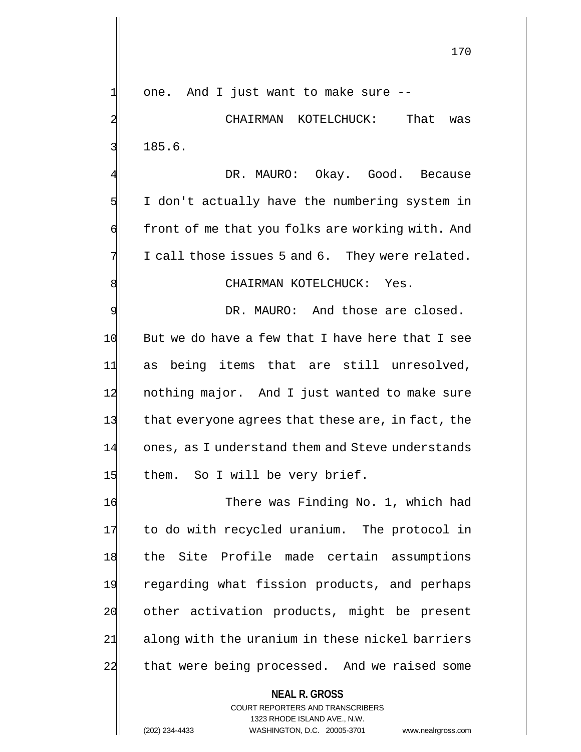one. And I just want to make sure --

CHAIRMAN KOTELCHUCK: That was 185.6.

DR. MAURO: Okay. Good. Because I don't actually have the numbering system in front of me that you folks are working with. And I call those issues 5 and 6. They were related.

CHAIRMAN KOTELCHUCK: Yes.

DR. MAURO: And those are closed. But we do have a few that I have here that I see as being items that are still unresolved, nothing major. And I just wanted to make sure that everyone agrees that these are, in fact, the ones, as I understand them and Steve understands them. So I will be very brief.

There was Finding No. 1, which had to do with recycled uranium. The protocol in the Site Profile made certain assumptions regarding what fission products, and perhaps other activation products, might be present along with the uranium in these nickel barriers that were being processed. And we raised some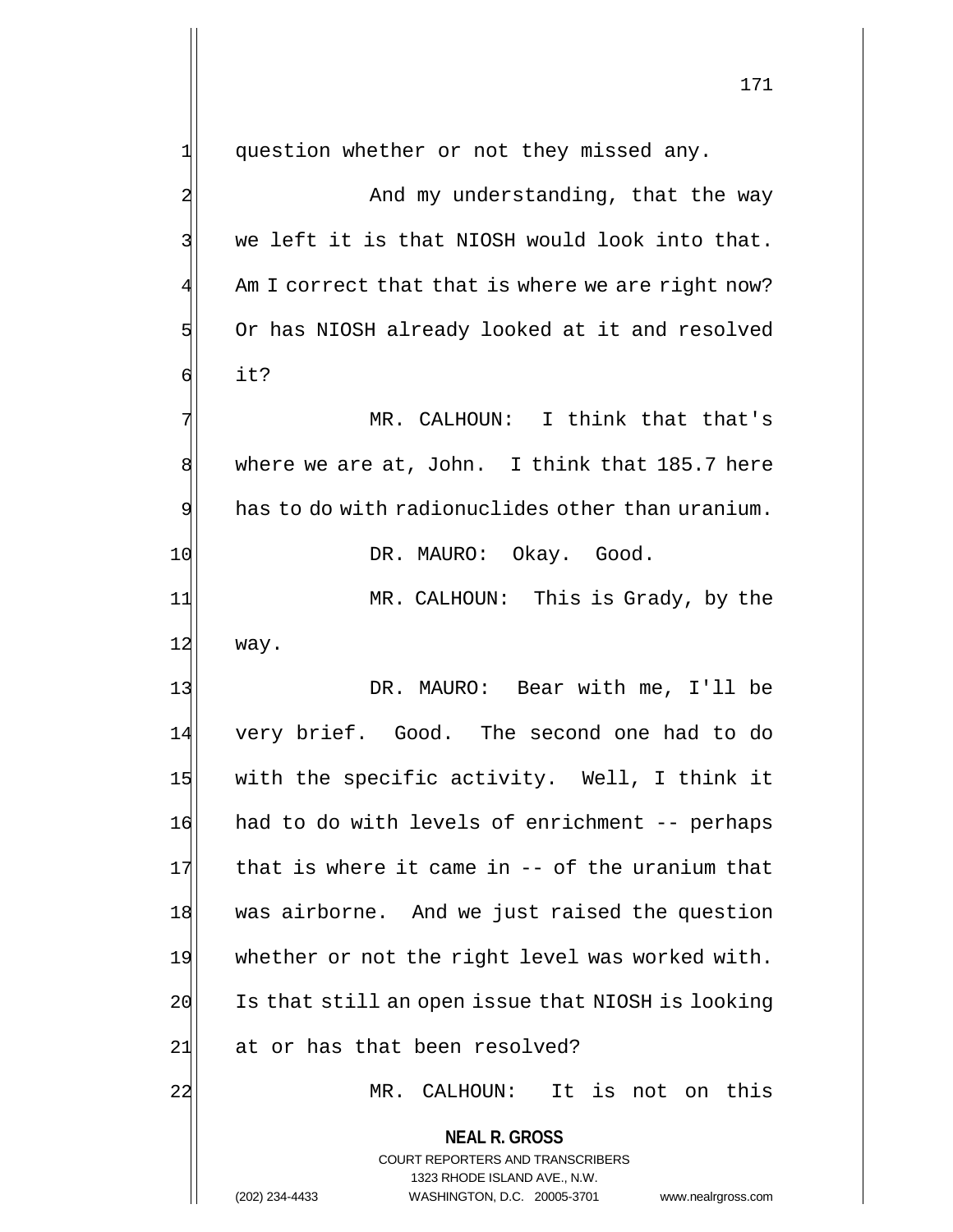question whether or not they missed any.

And my understanding, that the way we left it is that NIOSH would look into that. Am I correct that that is where we are right now? Or has NIOSH already looked at it and resolved it?

MR. CALHOUN: I think that that's where we are at, John. I think that 185.7 here has to do with radionuclides other than uranium.

DR. MAURO: Okay. Good.

MR. CALHOUN: This is Grady, by the way.

DR. MAURO: Bear with me, I'll be very brief. Good. The second one had to do with the specific activity. Well, I think it had to do with levels of enrichment -- perhaps that is where it came in -- of the uranium that was airborne. And we just raised the question whether or not the right level was worked with. Is that still an open issue that NIOSH is looking at or has that been resolved?

MR. CALHOUN: It is not on this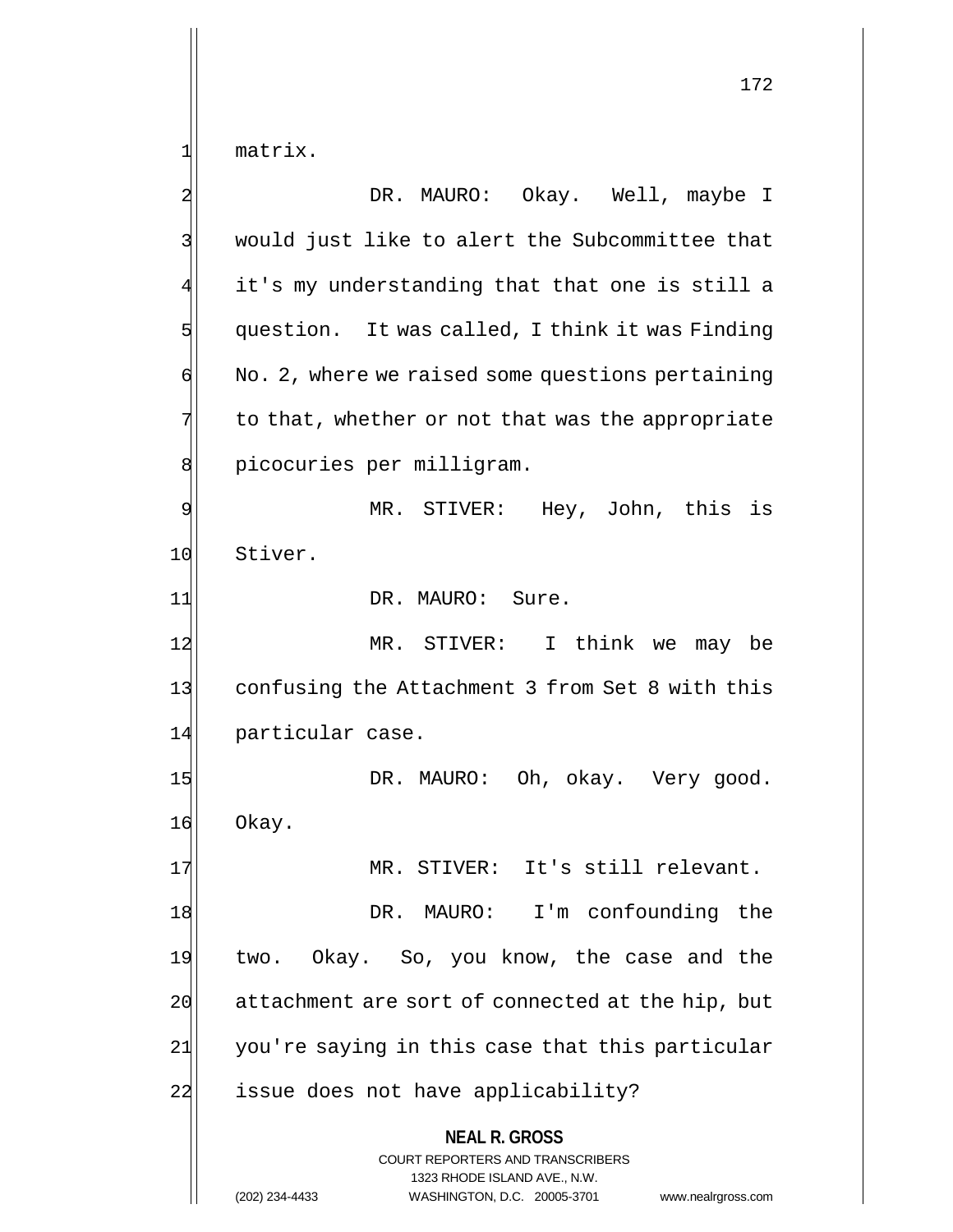matrix.

DR. MAURO: Okay. Well, maybe I would just like to alert the Subcommittee that it's my understanding that that one is still a question. It was called, I think it was Finding No. 2, where we raised some questions pertaining to that, whether or not that was the appropriate picocuries per milligram.

MR. STIVER: Hey, John, this is Stiver.

DR. MAURO: Sure.

MR. STIVER: I think we may be confusing the Attachment 3 from Set 8 with this particular case.

DR. MAURO: Oh, okay. Very good. Okay.

MR. STIVER: It's still relevant.

DR. MAURO: I'm confounding the two. Okay. So, you know, the case and the attachment are sort of connected at the hip, but you're saying in this case that this particular issue does not have applicability?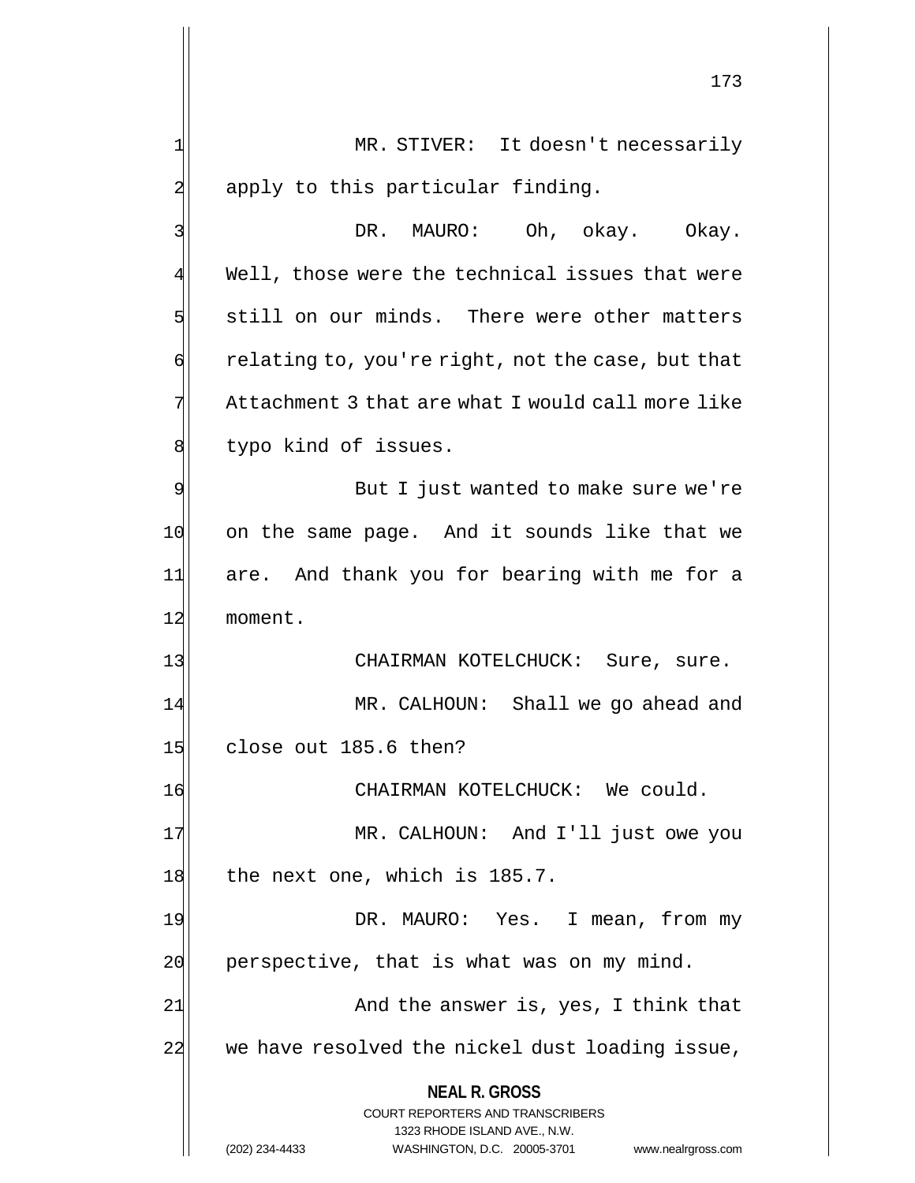MR. STIVER: It doesn't necessarily apply to this particular finding.

DR. MAURO: Oh, okay. Okay. Well, those were the technical issues that were still on our minds. There were other matters relating to, you're right, not the case, but that Attachment 3 that are what I would call more like typo kind of issues.

But I just wanted to make sure we're on the same page. And it sounds like that we are. And thank you for bearing with me for a moment.

CHAIRMAN KOTELCHUCK: Sure, sure.

MR. CALHOUN: Shall we go ahead and close out 185.6 then?

CHAIRMAN KOTELCHUCK: We could.

MR. CALHOUN: And I'll just owe you the next one, which is 185.7.

DR. MAURO: Yes. I mean, from my perspective, that is what was on my mind.

And the answer is, yes, I think that we have resolved the nickel dust loading issue,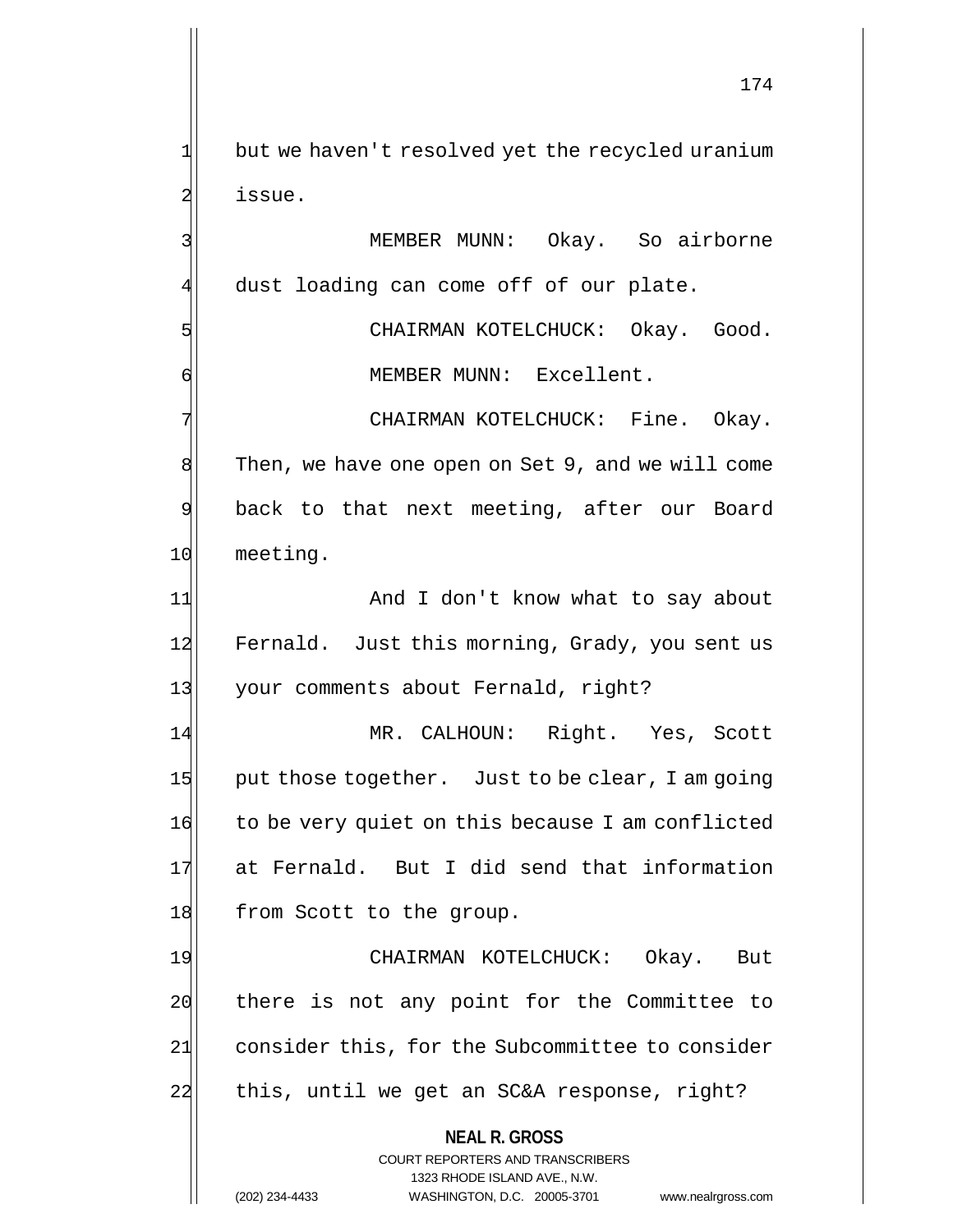but we haven't resolved yet the recycled uranium issue.

MEMBER MUNN: Okay. So airborne dust loading can come off of our plate.

CHAIRMAN KOTELCHUCK: Okay. Good.

MEMBER MUNN: Excellent.

CHAIRMAN KOTELCHUCK: Fine. Okay. Then, we have one open on Set 9, and we will come back to that next meeting, after our Board meeting.

And I don't know what to say about Fernald. Just this morning, Grady, you sent us your comments about Fernald, right?

MR. CALHOUN: Right. Yes, Scott put those together. Just to be clear, I am going to be very quiet on this because I am conflicted at Fernald. But I did send that information from Scott to the group.

CHAIRMAN KOTELCHUCK: Okay. But there is not any point for the Committee to consider this, for the Subcommittee to consider this, until we get an SC&A response, right?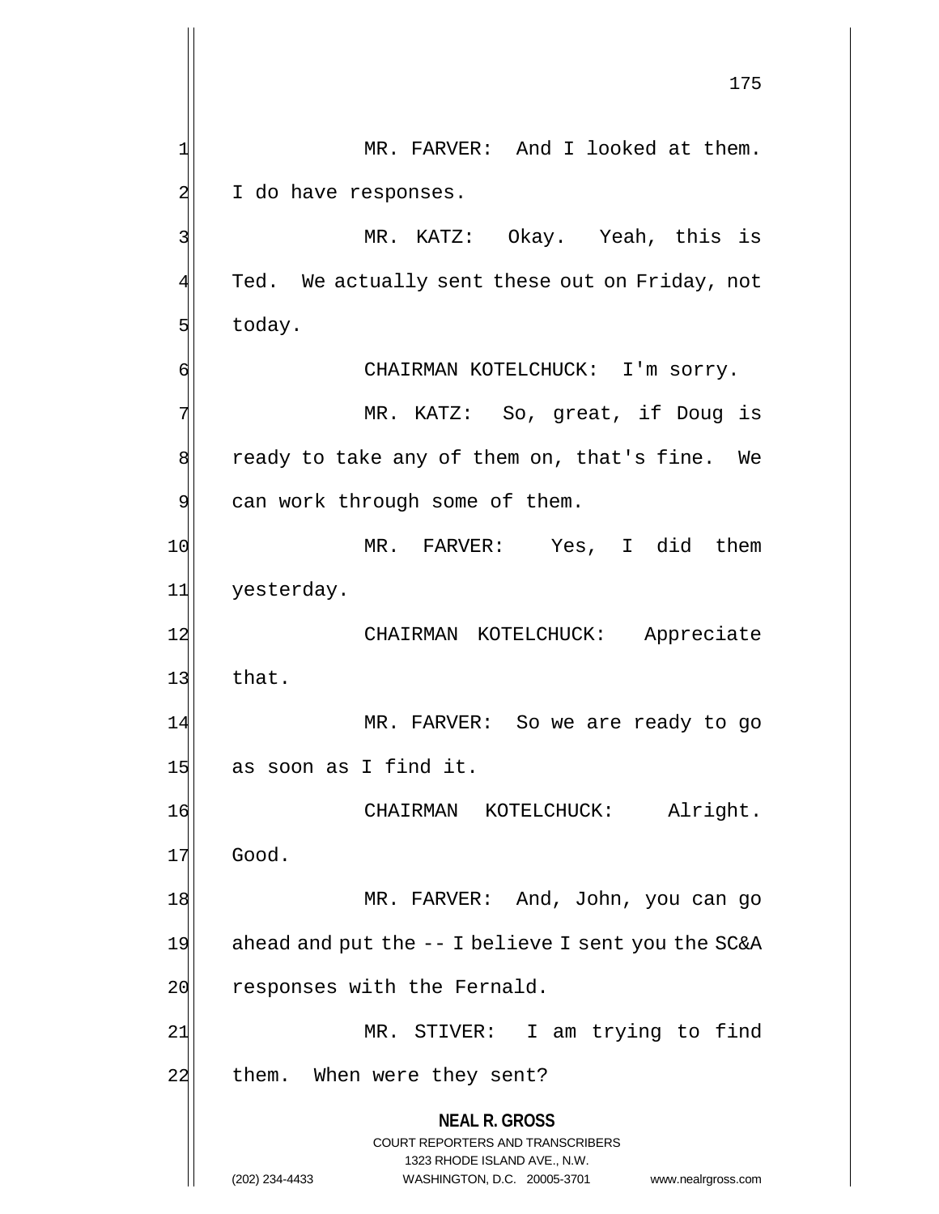MR. FARVER: And I looked at them. I do have responses.

MR. KATZ: Okay. Yeah, this is Ted. We actually sent these out on Friday, not today.

CHAIRMAN KOTELCHUCK: I'm sorry.

MR. KATZ: So, great, if Doug is ready to take any of them on, that's fine. We can work through some of them.

MR. FARVER: Yes, I did them yesterday.

CHAIRMAN KOTELCHUCK: Appreciate that.

MR. FARVER: So we are ready to go as soon as I find it.

CHAIRMAN KOTELCHUCK: Alright. Good.

MR. FARVER: And, John, you can go ahead and put the -- I believe I sent you the SC&A responses with the Fernald.

MR. STIVER: I am trying to find them. When were they sent?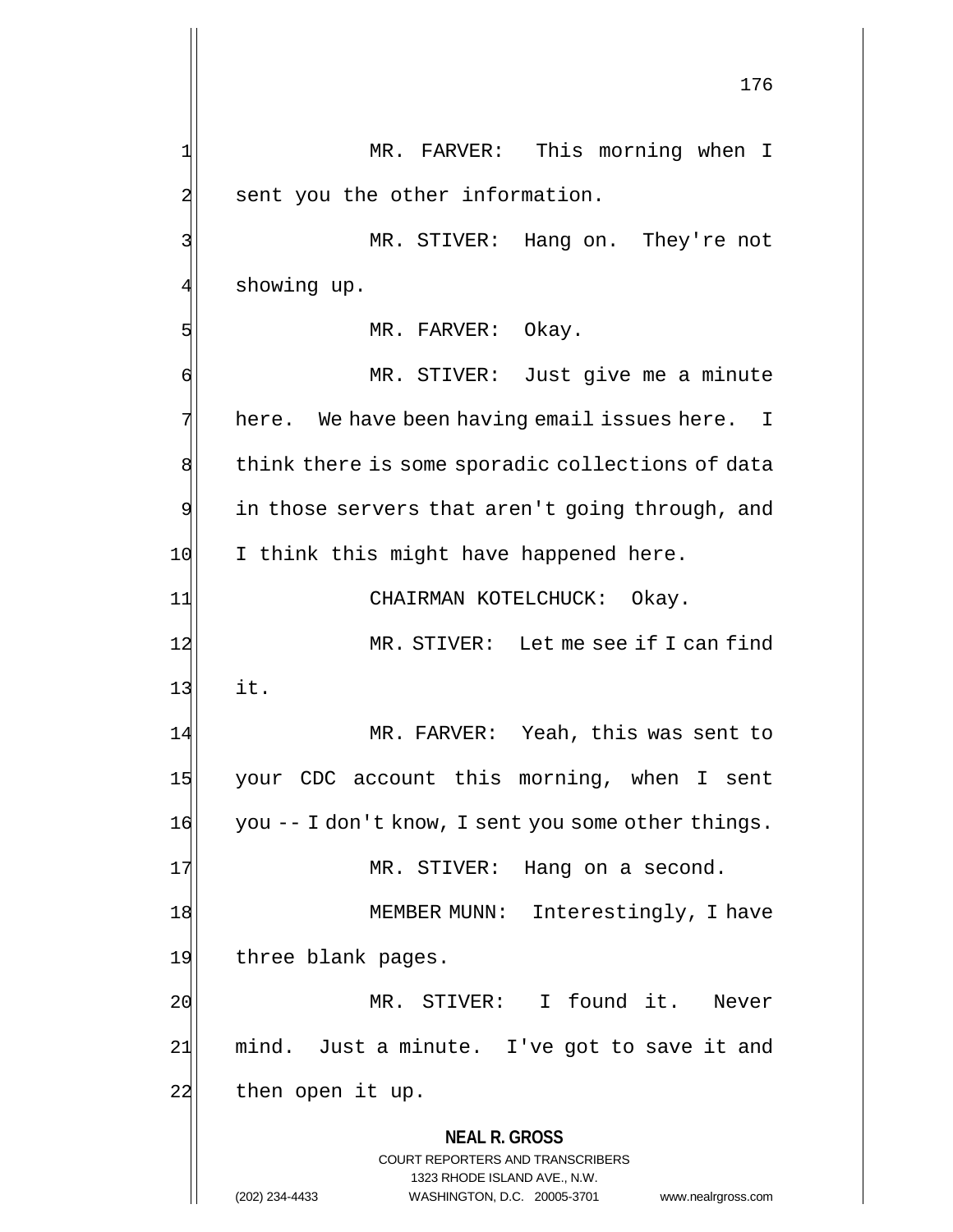MR. FARVER: This morning when I sent you the other information.

MR. STIVER: Hang on. They're not showing up.

MR. FARVER: Okay.

MR. STIVER: Just give me a minute here. We have been having email issues here. I think there is some sporadic collections of data in those servers that aren't going through, and I think this might have happened here.

CHAIRMAN KOTELCHUCK: Okay.

MR. STIVER: Let me see if I can find it.

MR. FARVER: Yeah, this was sent to your CDC account this morning, when I sent you -- I don't know, I sent you some other things.

MR. STIVER: Hang on a second.

MEMBER MUNN: Interestingly, I have three blank pages.

MR. STIVER: I found it. Never mind. Just a minute. I've got to save it and then open it up.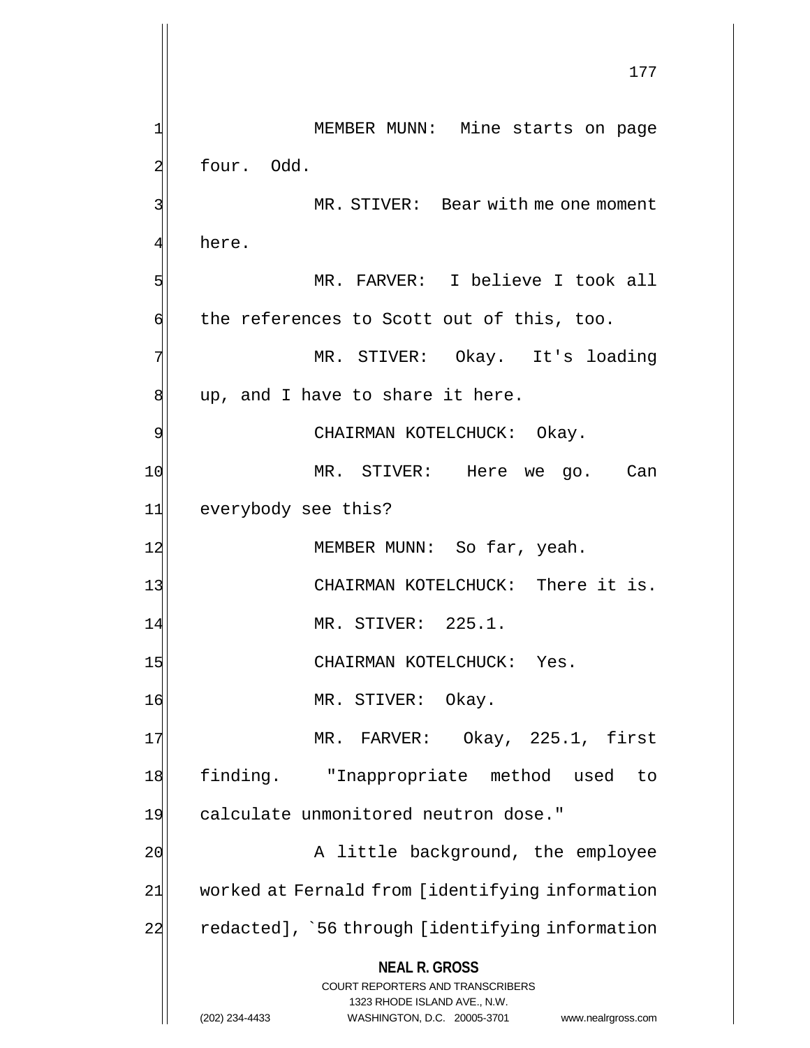MEMBER MUNN: Mine starts on page four. Odd.

MR. STIVER: Bear with me one moment here.

MR. FARVER: I believe I took all the references to Scott out of this, too.

MR. STIVER: Okay. It's loading up, and I have to share it here.

CHAIRMAN KOTELCHUCK: Okay.

MR. STIVER: Here we go. Can everybody see this?

MEMBER MUNN: So far, yeah.

CHAIRMAN KOTELCHUCK: There it is.

MR. STIVER: 225.1.

CHAIRMAN KOTELCHUCK: Yes.

MR. STIVER: Okay.

MR. FARVER: Okay, 225.1, first finding. "Inappropriate method used to calculate unmonitored neutron dose."

A little background, the employee worked at Fernald from [identifying information redacted], `56 through [identifying information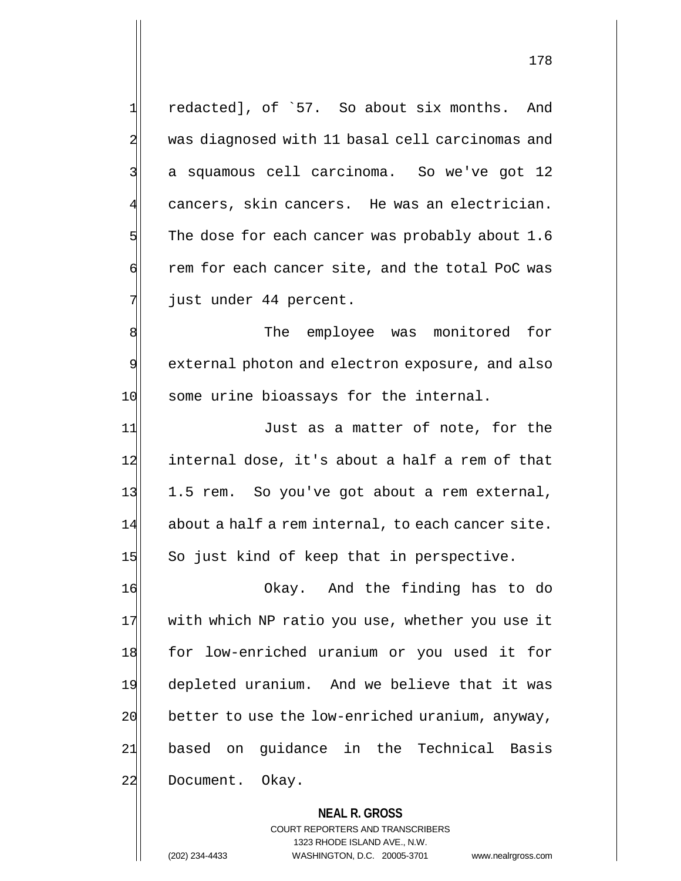redacted], of `57. So about six months. And was diagnosed with 11 basal cell carcinomas and a squamous cell carcinoma. So we've got 12 cancers, skin cancers. He was an electrician. The dose for each cancer was probably about 1.6 rem for each cancer site, and the total PoC was just under 44 percent.

The employee was monitored for external photon and electron exposure, and also some urine bioassays for the internal.

Just as a matter of note, for the internal dose, it's about a half a rem of that 1.5 rem. So you've got about a rem external, about a half a rem internal, to each cancer site. So just kind of keep that in perspective.

Okay. And the finding has to do with which NP ratio you use, whether you use it for low-enriched uranium or you used it for depleted uranium. And we believe that it was better to use the low-enriched uranium, anyway, based on guidance in the Technical Basis Document. Okay.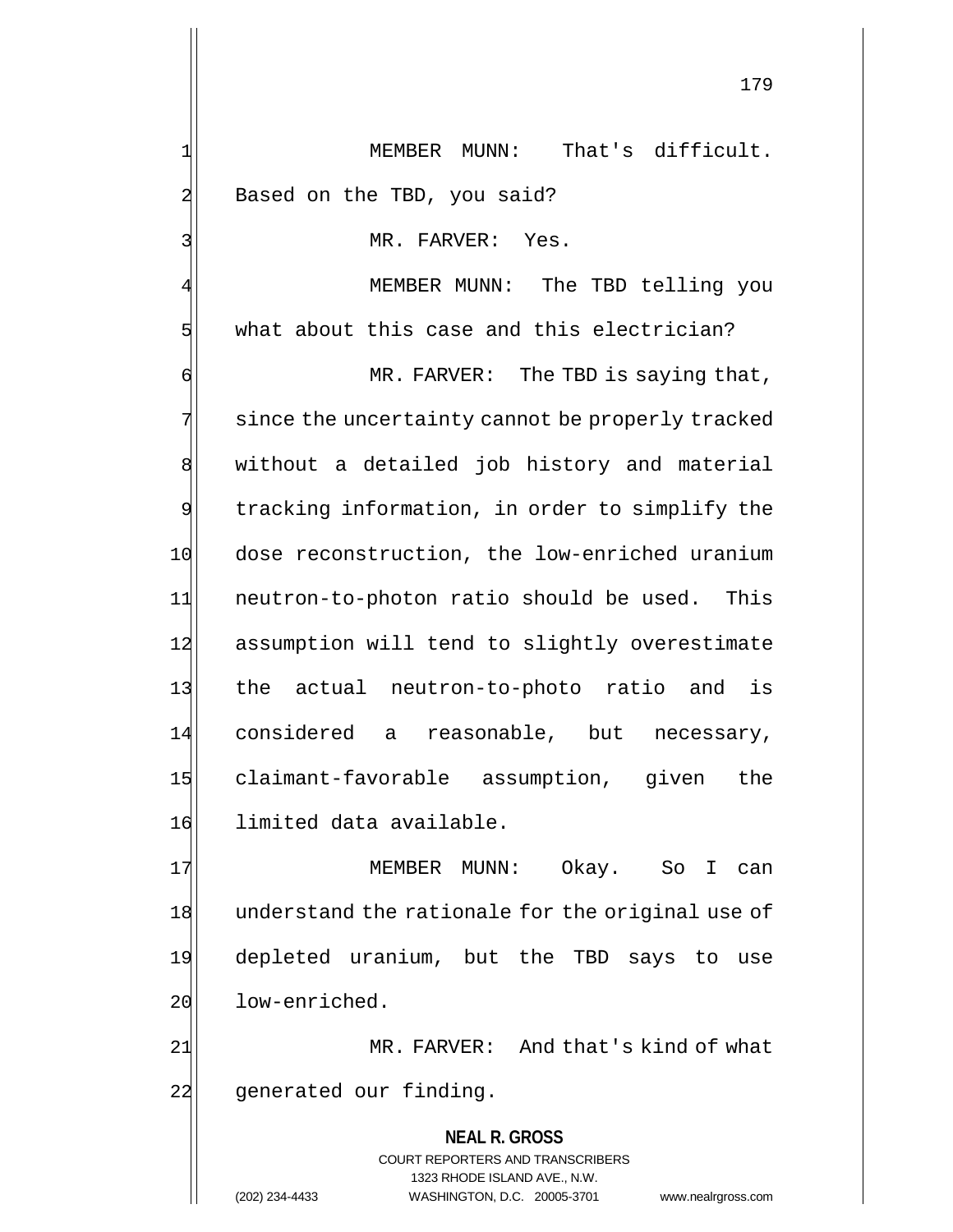MEMBER MUNN: That's difficult. Based on the TBD, you said?

MR. FARVER: Yes.

MEMBER MUNN: The TBD telling you what about this case and this electrician?

MR. FARVER: The TBD is saying that, since the uncertainty cannot be properly tracked without a detailed job history and material tracking information, in order to simplify the dose reconstruction, the low-enriched uranium neutron-to-photon ratio should be used. This assumption will tend to slightly overestimate the actual neutron-to-photo ratio and is considered a reasonable, but necessary, claimant-favorable assumption, given the limited data available.

MEMBER MUNN: Okay. So I can understand the rationale for the original use of depleted uranium, but the TBD says to use low-enriched.

MR. FARVER: And that's kind of what generated our finding.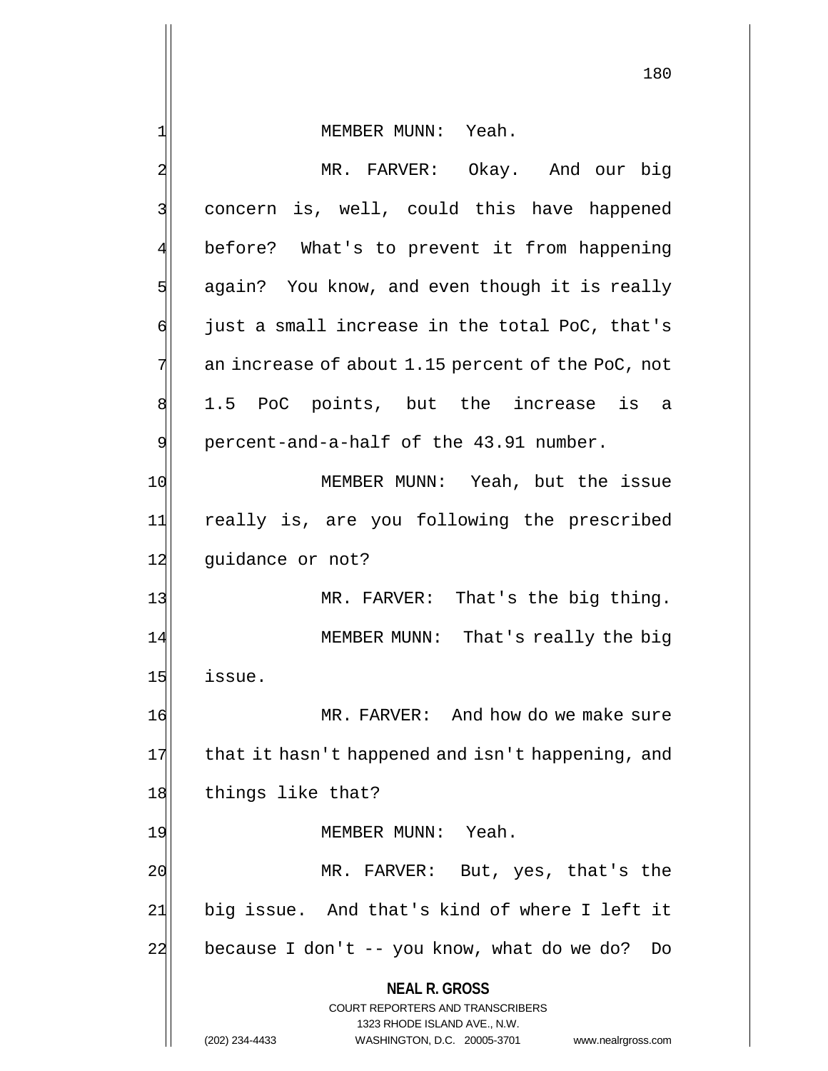MEMBER MUNN: Yeah.

MR. FARVER: Okay. And our big concern is, well, could this have happened before? What's to prevent it from happening again? You know, and even though it is really just a small increase in the total PoC, that's an increase of about 1.15 percent of the PoC, not 1.5 PoC points, but the increase is a percent-and-a-half of the 43.91 number.

MEMBER MUNN: Yeah, but the issue really is, are you following the prescribed guidance or not?

MR. FARVER: That's the big thing.

MEMBER MUNN: That's really the big issue.

MR. FARVER: And how do we make sure that it hasn't happened and isn't happening, and things like that?

MEMBER MUNN: Yeah.

MR. FARVER: But, yes, that's the big issue. And that's kind of where I left it because I don't -- you know, what do we do? Do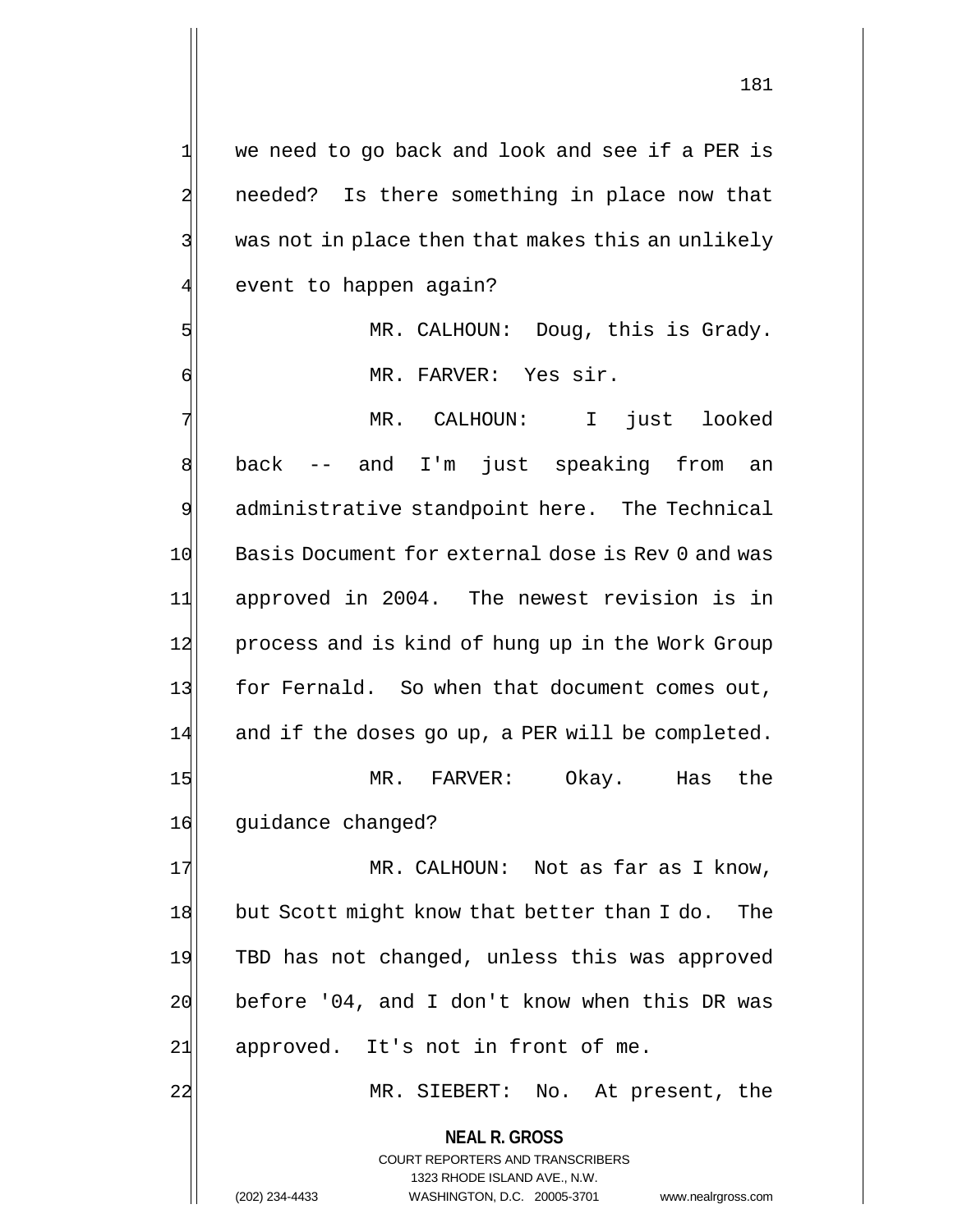we need to go back and look and see if a PER is needed? Is there something in place now that was not in place then that makes this an unlikely event to happen again?

MR. CALHOUN: Doug, this is Grady.

MR. FARVER: Yes sir.

MR. CALHOUN: I just looked back -- and I'm just speaking from an administrative standpoint here. The Technical Basis Document for external dose is Rev 0 and was approved in 2004. The newest revision is in process and is kind of hung up in the Work Group for Fernald. So when that document comes out, and if the doses go up, a PER will be completed.

MR. FARVER: Okay. Has the guidance changed?

MR. CALHOUN: Not as far as I know, but Scott might know that better than I do. The TBD has not changed, unless this was approved before '04, and I don't know when this DR was approved. It's not in front of me.

MR. SIEBERT: No. At present, the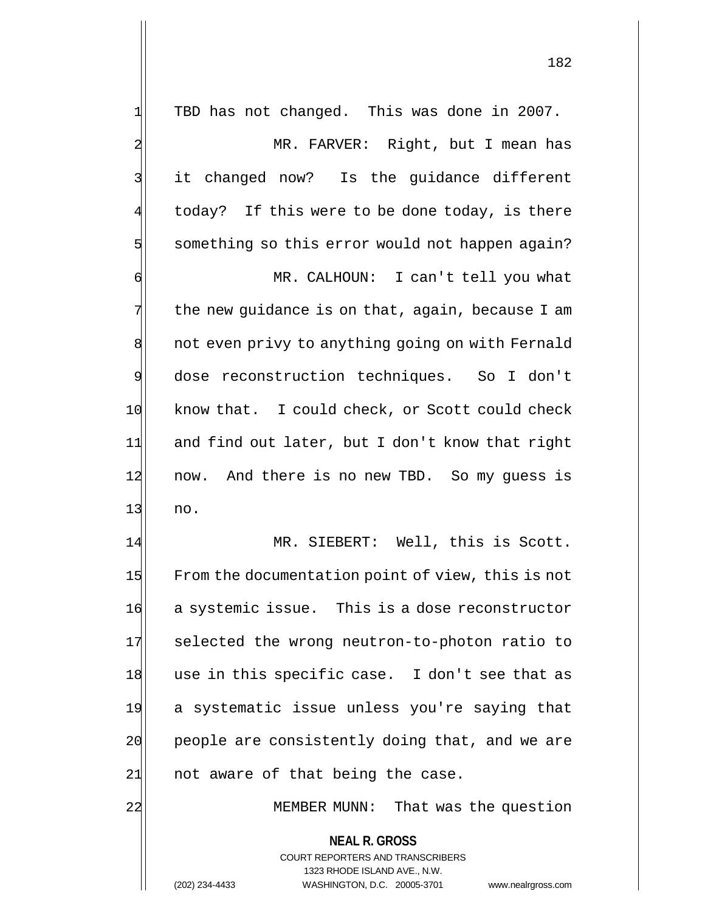TBD has not changed. This was done in 2007.

MR. FARVER: Right, but I mean has it changed now? Is the guidance different today? If this were to be done today, is there something so this error would not happen again?

MR. CALHOUN: I can't tell you what the new guidance is on that, again, because I am not even privy to anything going on with Fernald dose reconstruction techniques. So I don't know that. I could check, or Scott could check and find out later, but I don't know that right now. And there is no new TBD. So my guess is no.

MR. SIEBERT: Well, this is Scott. From the documentation point of view, this is not a systemic issue. This is a dose reconstructor selected the wrong neutron-to-photon ratio to use in this specific case. I don't see that as a systematic issue unless you're saying that people are consistently doing that, and we are not aware of that being the case.

MEMBER MUNN: That was the question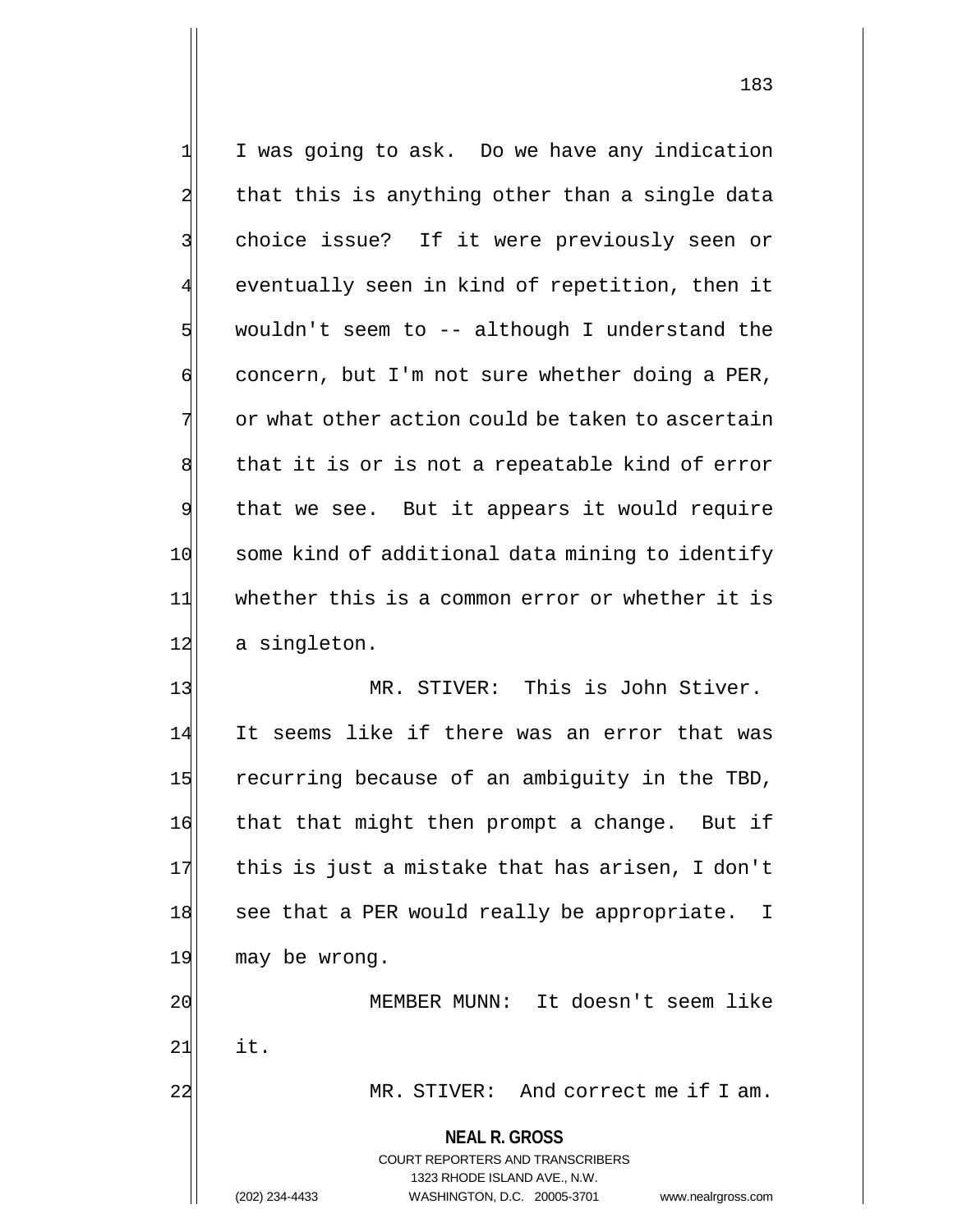I was going to ask. Do we have any indication that this is anything other than a single data choice issue? If it were previously seen or eventually seen in kind of repetition, then it wouldn't seem to -- although I understand the concern, but I'm not sure whether doing a PER, or what other action could be taken to ascertain that it is or is not a repeatable kind of error that we see. But it appears it would require some kind of additional data mining to identify whether this is a common error or whether it is a singleton.

MR. STIVER: This is John Stiver. It seems like if there was an error that was recurring because of an ambiguity in the TBD, that that might then prompt a change. But if this is just a mistake that has arisen, I don't see that a PER would really be appropriate. I may be wrong.

MEMBER MUNN: It doesn't seem like it.

MR. STIVER: And correct me if I am.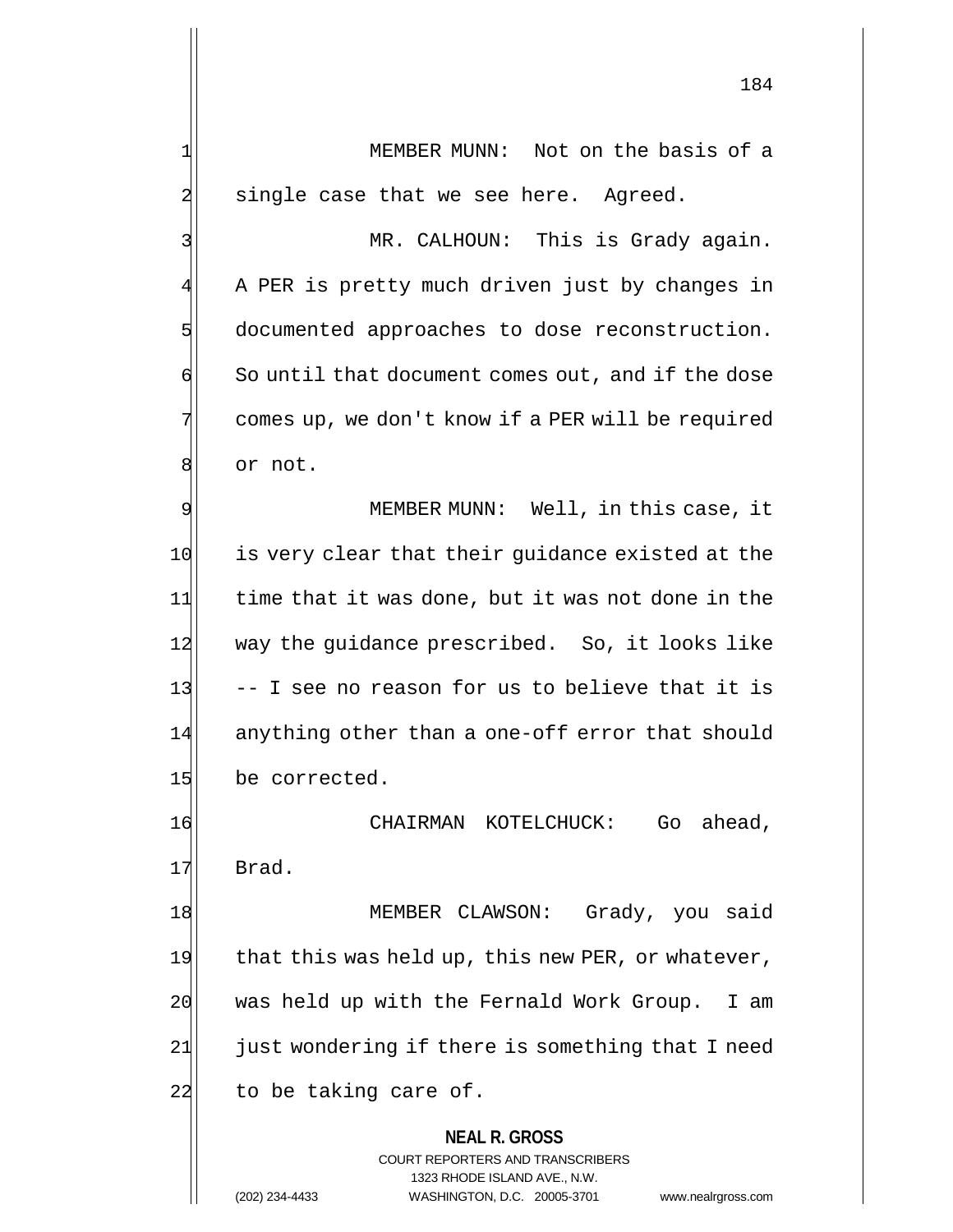MEMBER MUNN: Not on the basis of a single case that we see here. Agreed.

MR. CALHOUN: This is Grady again. A PER is pretty much driven just by changes in documented approaches to dose reconstruction. So until that document comes out, and if the dose comes up, we don't know if a PER will be required or not.

MEMBER MUNN: Well, in this case, it is very clear that their guidance existed at the time that it was done, but it was not done in the way the guidance prescribed. So, it looks like -- I see no reason for us to believe that it is anything other than a one-off error that should be corrected.

CHAIRMAN KOTELCHUCK: Go ahead, Brad.

MEMBER CLAWSON: Grady, you said that this was held up, this new PER, or whatever, was held up with the Fernald Work Group. I am just wondering if there is something that I need to be taking care of.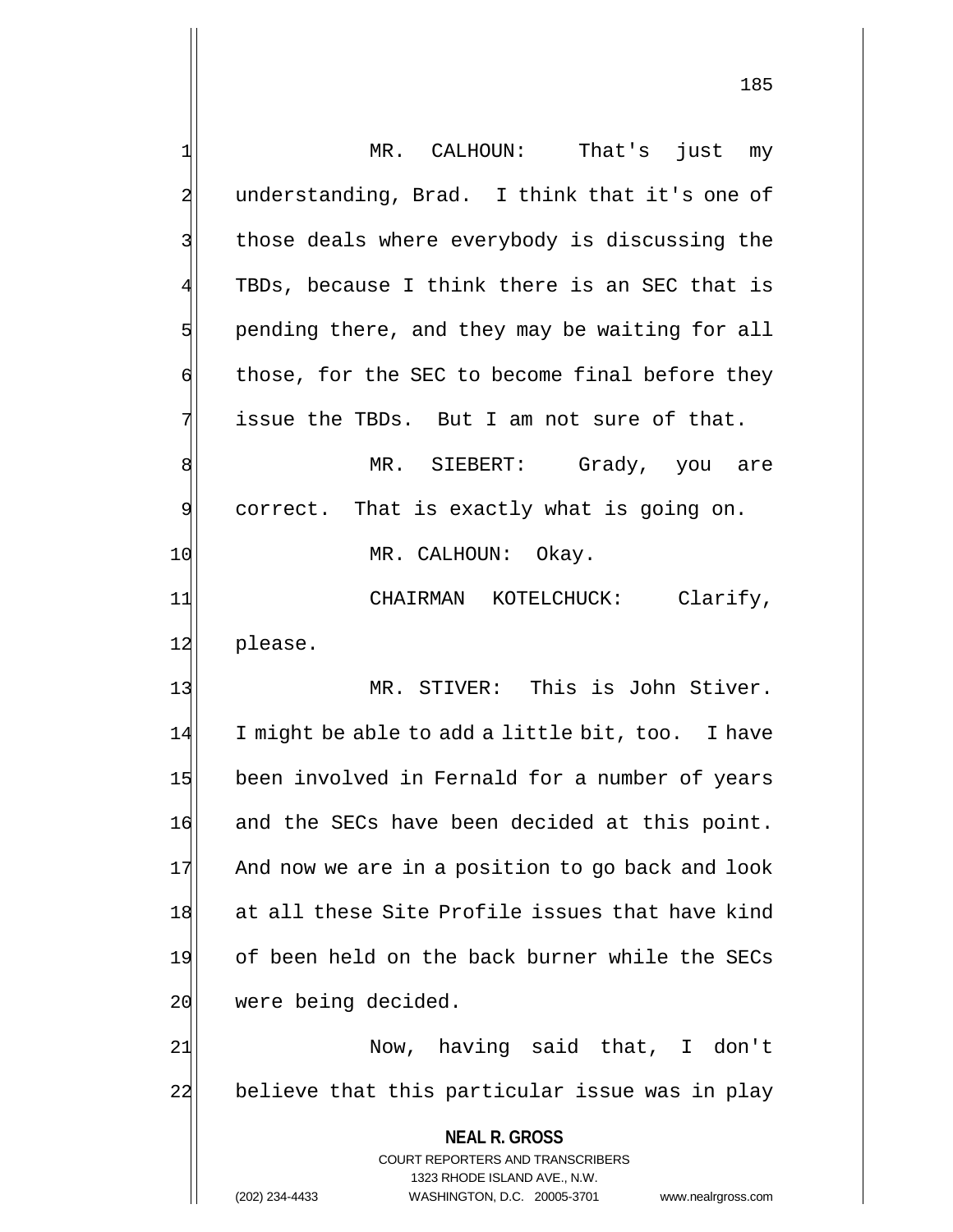MR. CALHOUN: That's just my understanding, Brad. I think that it's one of those deals where everybody is discussing the TBDs, because I think there is an SEC that is pending there, and they may be waiting for all those, for the SEC to become final before they issue the TBDs. But I am not sure of that.

MR. SIEBERT: Grady, you are correct. That is exactly what is going on.

MR. CALHOUN: Okay.

CHAIRMAN KOTELCHUCK: Clarify, please.

MR. STIVER: This is John Stiver. I might be able to add a little bit, too. I have been involved in Fernald for a number of years and the SECs have been decided at this point. And now we are in a position to go back and look at all these Site Profile issues that have kind of been held on the back burner while the SECs were being decided.

Now, having said that, I don't believe that this particular issue was in play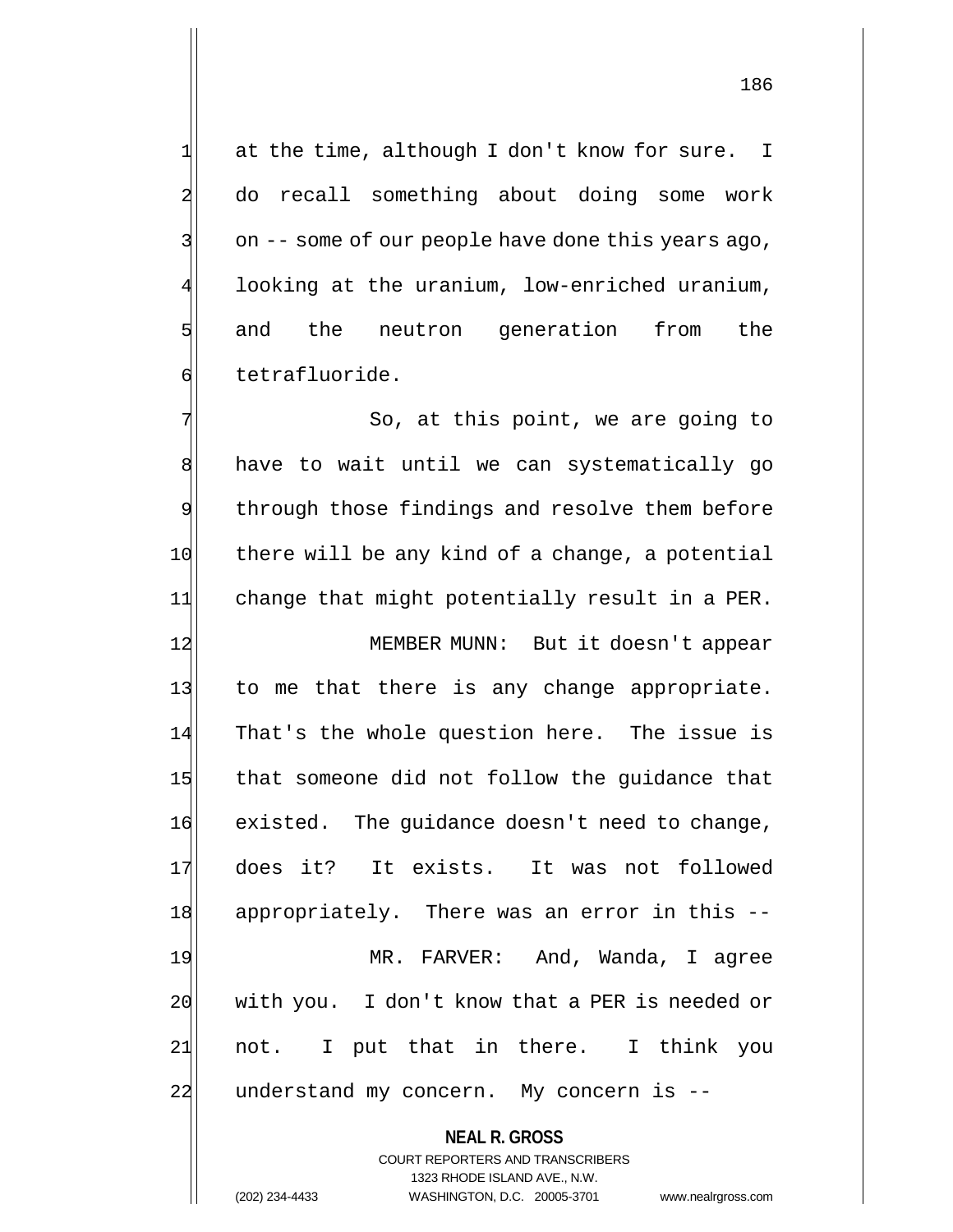at the time, although I don't know for sure. I do recall something about doing some work on -- some of our people have done this years ago, looking at the uranium, low-enriched uranium, and the neutron generation from the tetrafluoride.

So, at this point, we are going to have to wait until we can systematically go through those findings and resolve them before there will be any kind of a change, a potential change that might potentially result in a PER.

MEMBER MUNN: But it doesn't appear to me that there is any change appropriate. That's the whole question here. The issue is that someone did not follow the guidance that existed. The guidance doesn't need to change, does it? It exists. It was not followed appropriately. There was an error in this --

MR. FARVER: And, Wanda, I agree with you. I don't know that a PER is needed or not. I put that in there. I think you understand my concern. My concern is --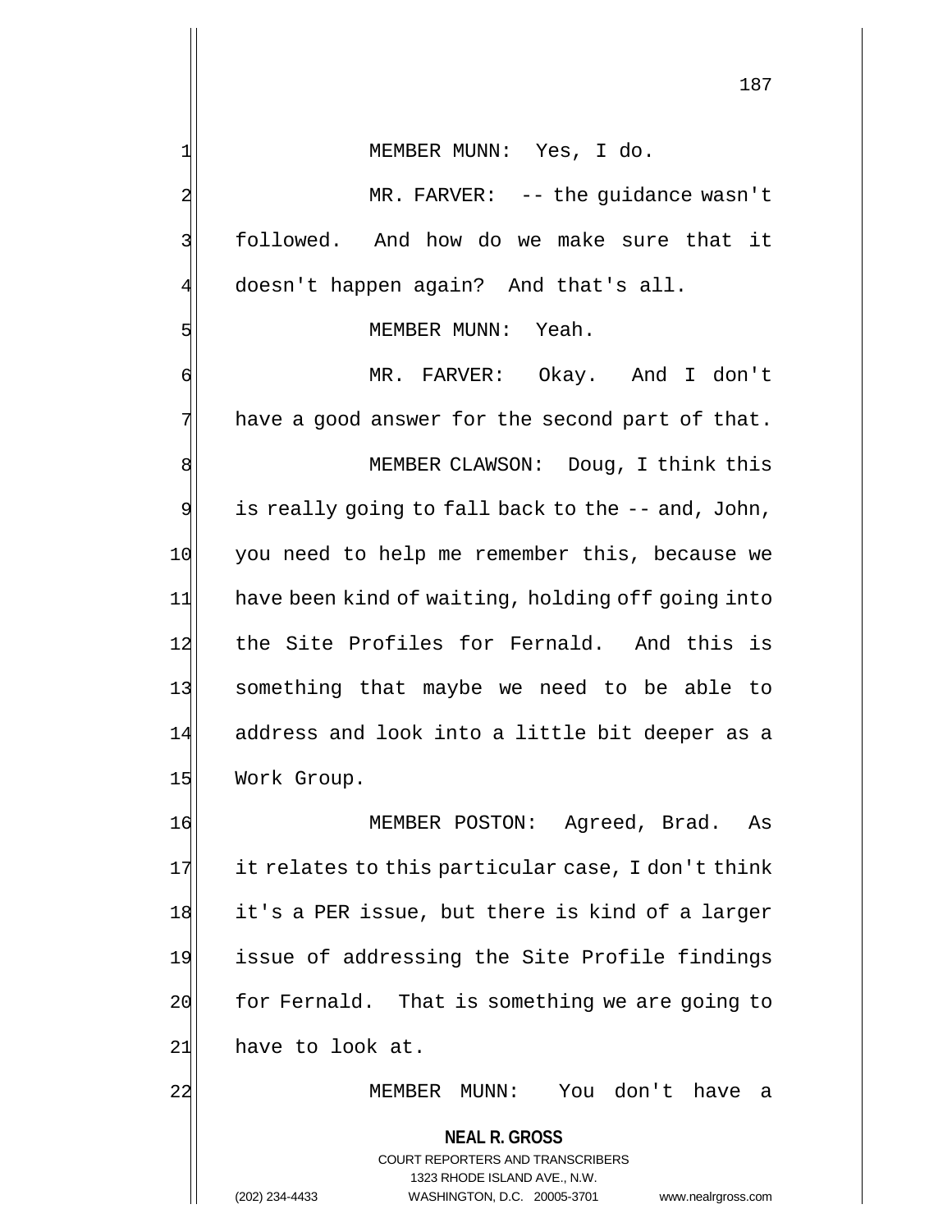MEMBER MUNN: Yes, I do.

MR. FARVER: -- the guidance wasn't followed. And how do we make sure that it doesn't happen again? And that's all.

MEMBER MUNN: Yeah.

MR. FARVER: Okay. And I don't have a good answer for the second part of that.

MEMBER CLAWSON: Doug, I think this is really going to fall back to the -- and, John, you need to help me remember this, because we have been kind of waiting, holding off going into the Site Profiles for Fernald. And this is something that maybe we need to be able to address and look into a little bit deeper as a Work Group.

MEMBER POSTON: Agreed, Brad. As it relates to this particular case, I don't think it's a PER issue, but there is kind of a larger issue of addressing the Site Profile findings for Fernald. That is something we are going to have to look at.

MEMBER MUNN: You don't have a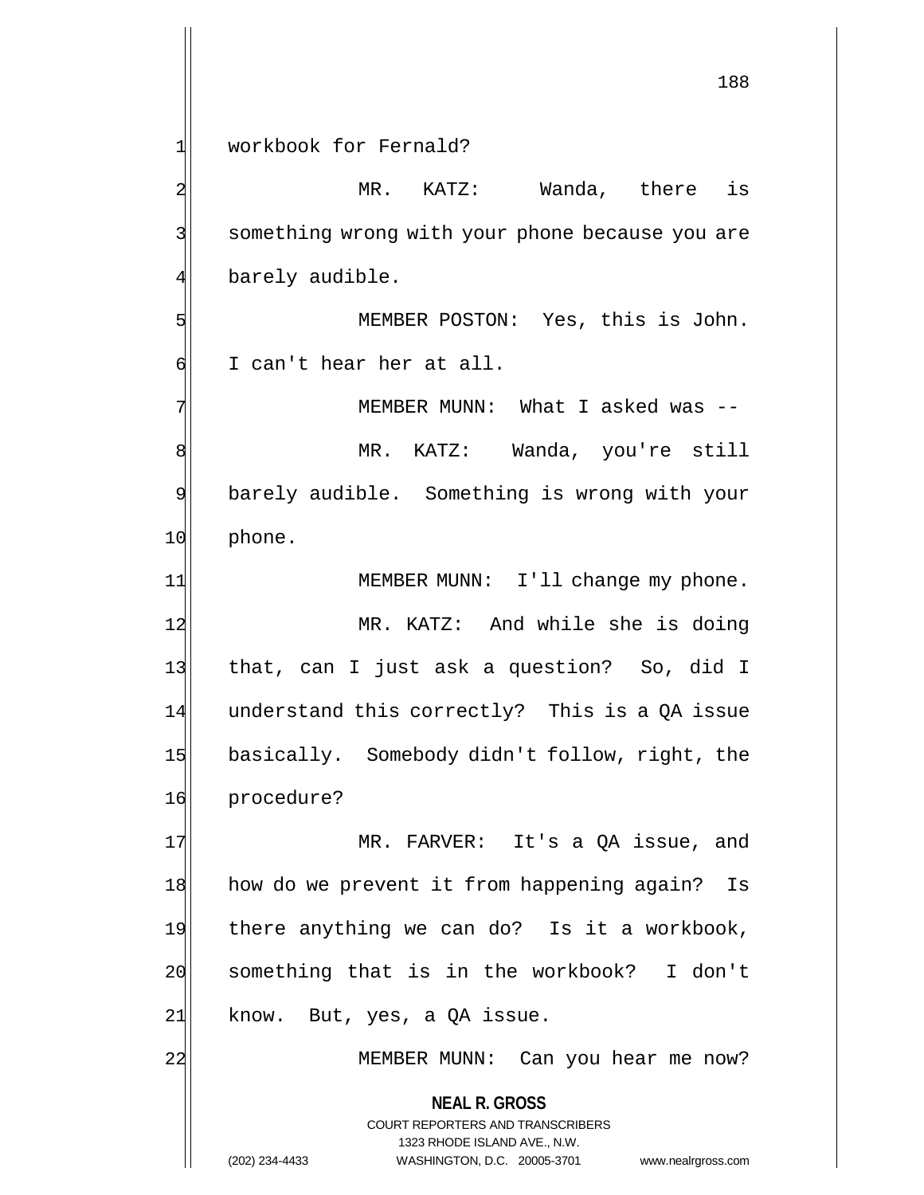workbook for Fernald?

MR. KATZ: Wanda, there is something wrong with your phone because you are barely audible.

MEMBER POSTON: Yes, this is John. I can't hear her at all.

MEMBER MUNN: What I asked was --

MR. KATZ: Wanda, you're still barely audible. Something is wrong with your phone.

MEMBER MUNN: I'll change my phone.

MR. KATZ: And while she is doing that, can I just ask a question? So, did I understand this correctly? This is a QA issue basically. Somebody didn't follow, right, the procedure?

MR. FARVER: It's a QA issue, and how do we prevent it from happening again? Is there anything we can do? Is it a workbook, something that is in the workbook? I don't know. But, yes, a QA issue.

MEMBER MUNN: Can you hear me now?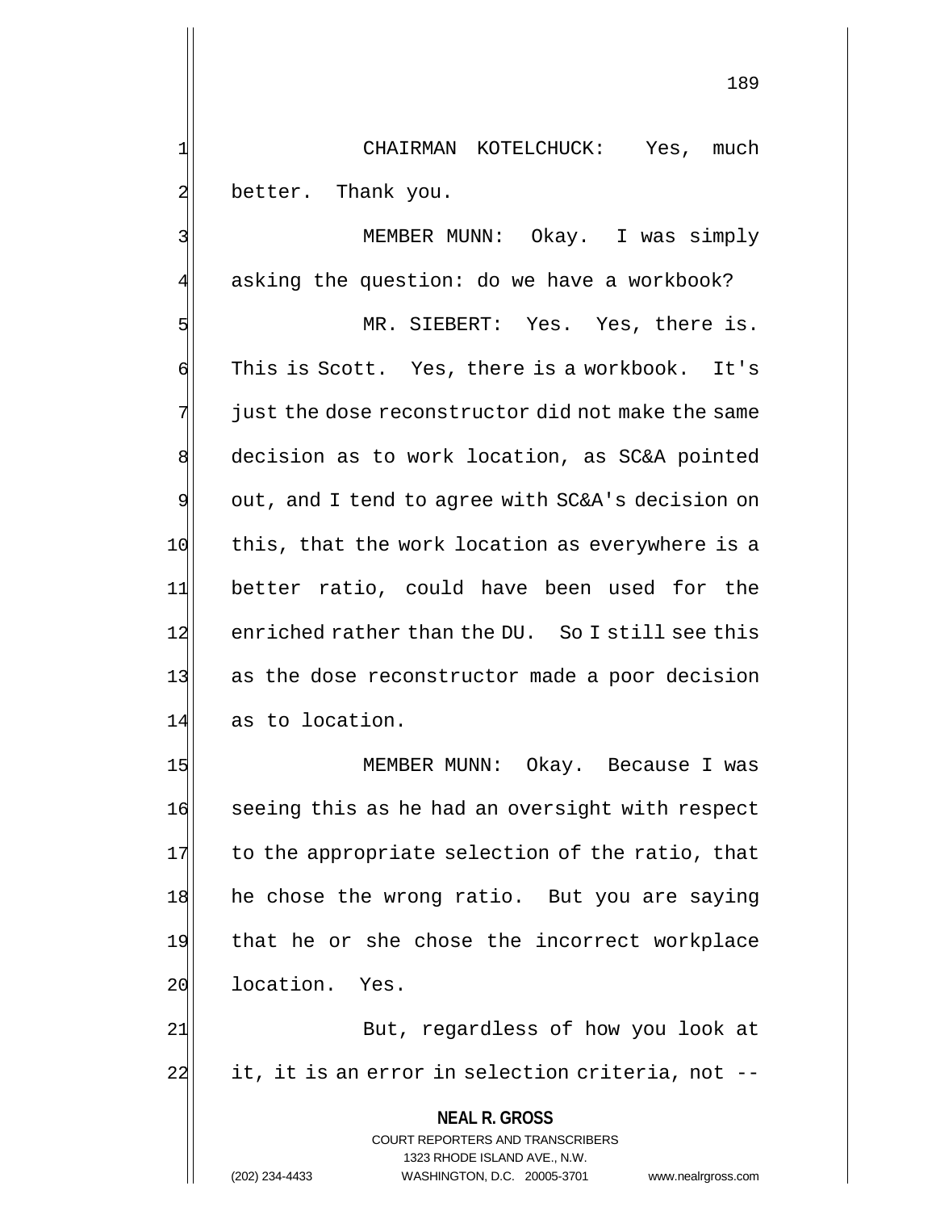CHAIRMAN KOTELCHUCK: Yes, much better. Thank you.

MEMBER MUNN: Okay. I was simply asking the question: do we have a workbook?

MR. SIEBERT: Yes. Yes, there is. This is Scott. Yes, there is a workbook. It's just the dose reconstructor did not make the same decision as to work location, as SC&A pointed out, and I tend to agree with SC&A's decision on this, that the work location as everywhere is a better ratio, could have been used for the enriched rather than the DU. So I still see this as the dose reconstructor made a poor decision as to location.

MEMBER MUNN: Okay. Because I was seeing this as he had an oversight with respect to the appropriate selection of the ratio, that he chose the wrong ratio. But you are saying that he or she chose the incorrect workplace location. Yes.

But, regardless of how you look at it, it is an error in selection criteria, not --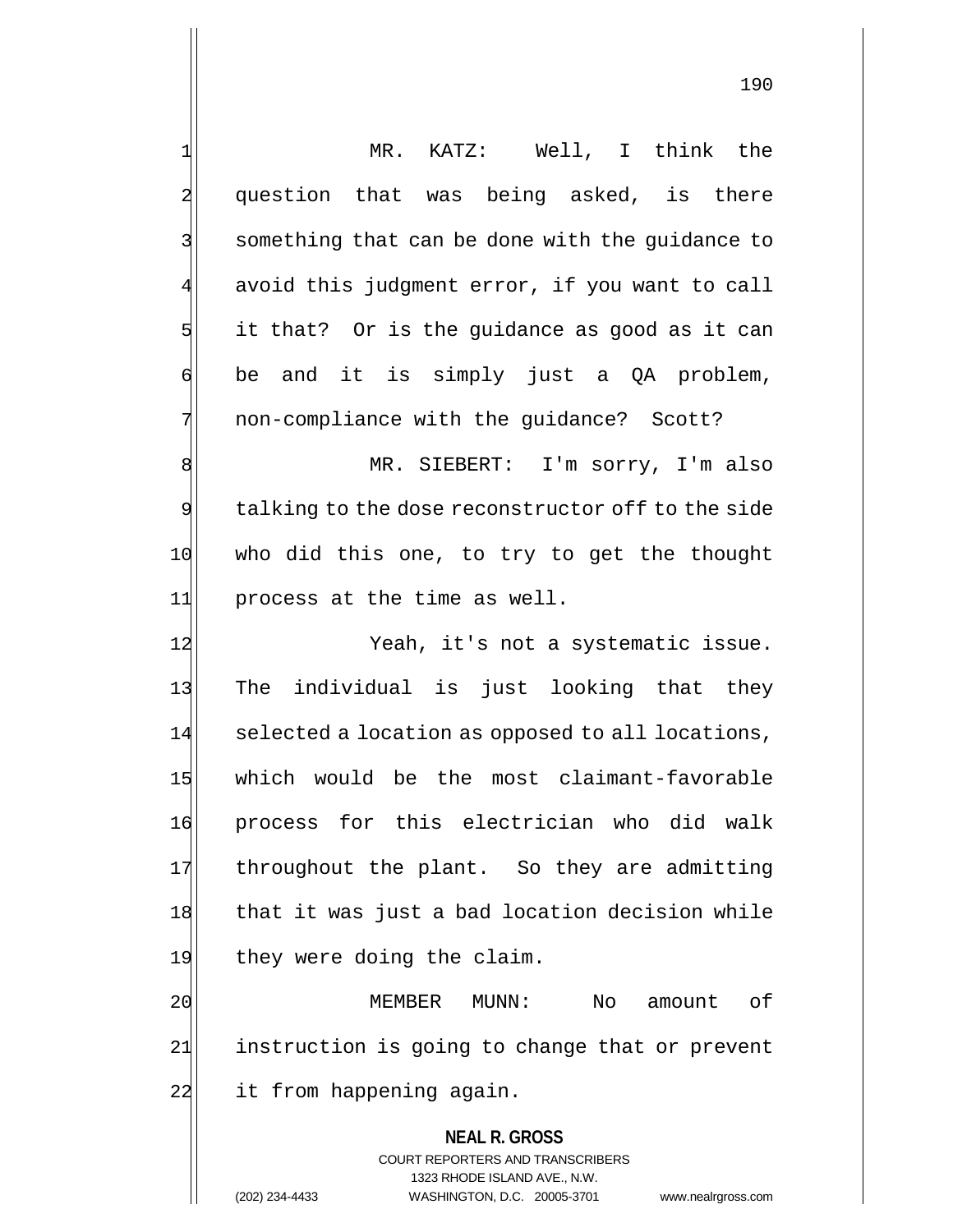MR. KATZ: Well, I think the question that was being asked, is there something that can be done with the guidance to avoid this judgment error, if you want to call it that? Or is the guidance as good as it can be and it is simply just a QA problem, non-compliance with the guidance? Scott?

MR. SIEBERT: I'm sorry, I'm also talking to the dose reconstructor off to the side who did this one, to try to get the thought process at the time as well.

Yeah, it's not a systematic issue. The individual is just looking that they selected a location as opposed to all locations, which would be the most claimant-favorable process for this electrician who did walk throughout the plant. So they are admitting that it was just a bad location decision while they were doing the claim.

MEMBER MUNN: No amount of instruction is going to change that or prevent it from happening again.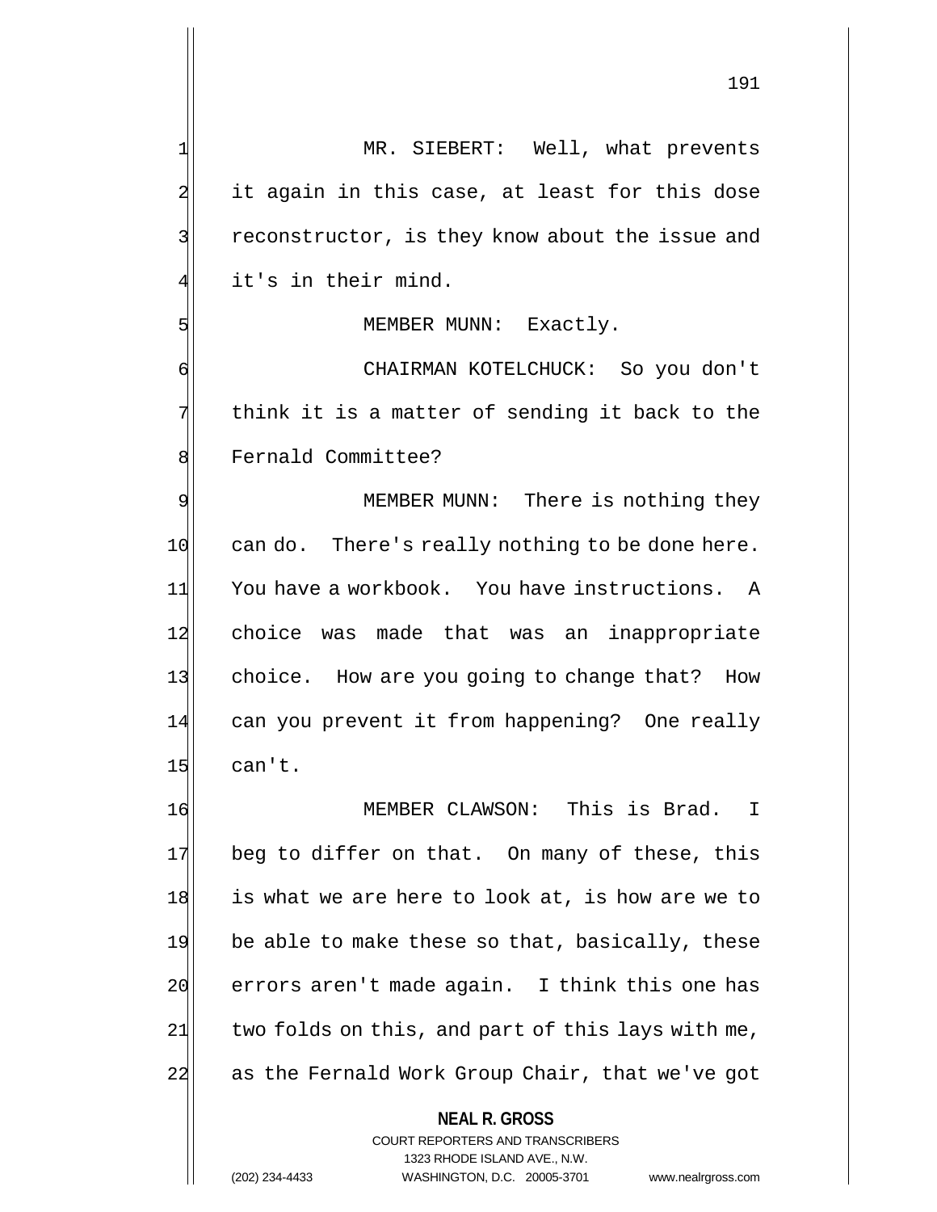MR. SIEBERT: Well, what prevents it again in this case, at least for this dose reconstructor, is they know about the issue and it's in their mind.

MEMBER MUNN: Exactly.

CHAIRMAN KOTELCHUCK: So you don't think it is a matter of sending it back to the Fernald Committee?

MEMBER MUNN: There is nothing they can do. There's really nothing to be done here. You have a workbook. You have instructions. A choice was made that was an inappropriate choice. How are you going to change that? How can you prevent it from happening? One really can't.

MEMBER CLAWSON: This is Brad. I beg to differ on that. On many of these, this is what we are here to look at, is how are we to be able to make these so that, basically, these errors aren't made again. I think this one has two folds on this, and part of this lays with me, as the Fernald Work Group Chair, that we've got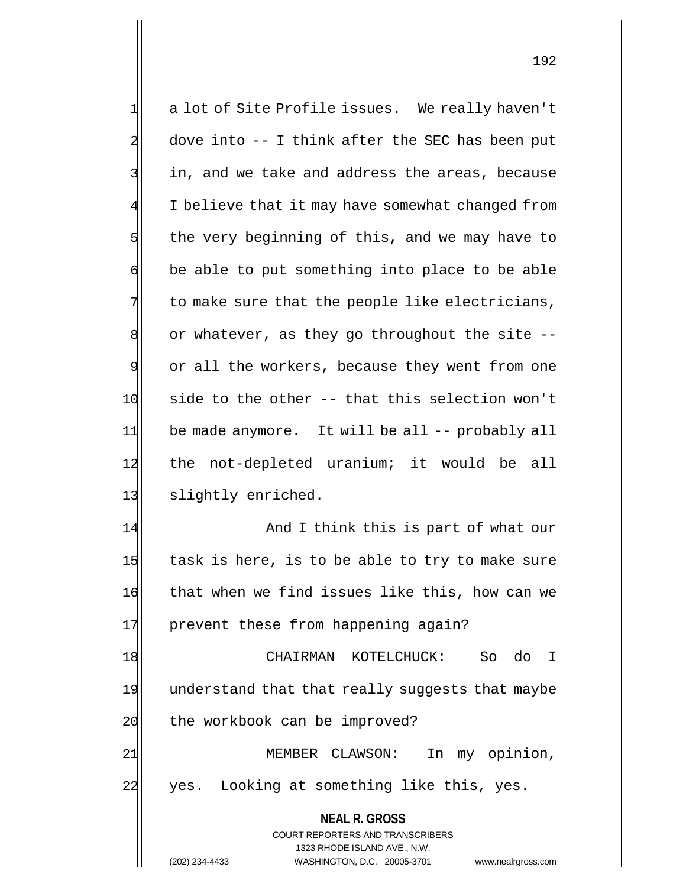a lot of Site Profile issues. We really haven't dove into -- I think after the SEC has been put in, and we take and address the areas, because I believe that it may have somewhat changed from the very beginning of this, and we may have to be able to put something into place to be able to make sure that the people like electricians, or whatever, as they go throughout the site -- or all the workers, because they went from one side to the other -- that this selection won't be made anymore. It will be all -- probably all the not-depleted uranium; it would be all slightly enriched.

And I think this is part of what our task is here, is to be able to try to make sure that when we find issues like this, how can we prevent these from happening again?

CHAIRMAN KOTELCHUCK: So do I understand that that really suggests that maybe the workbook can be improved?

MEMBER CLAWSON: In my opinion, yes. Looking at something like this, yes.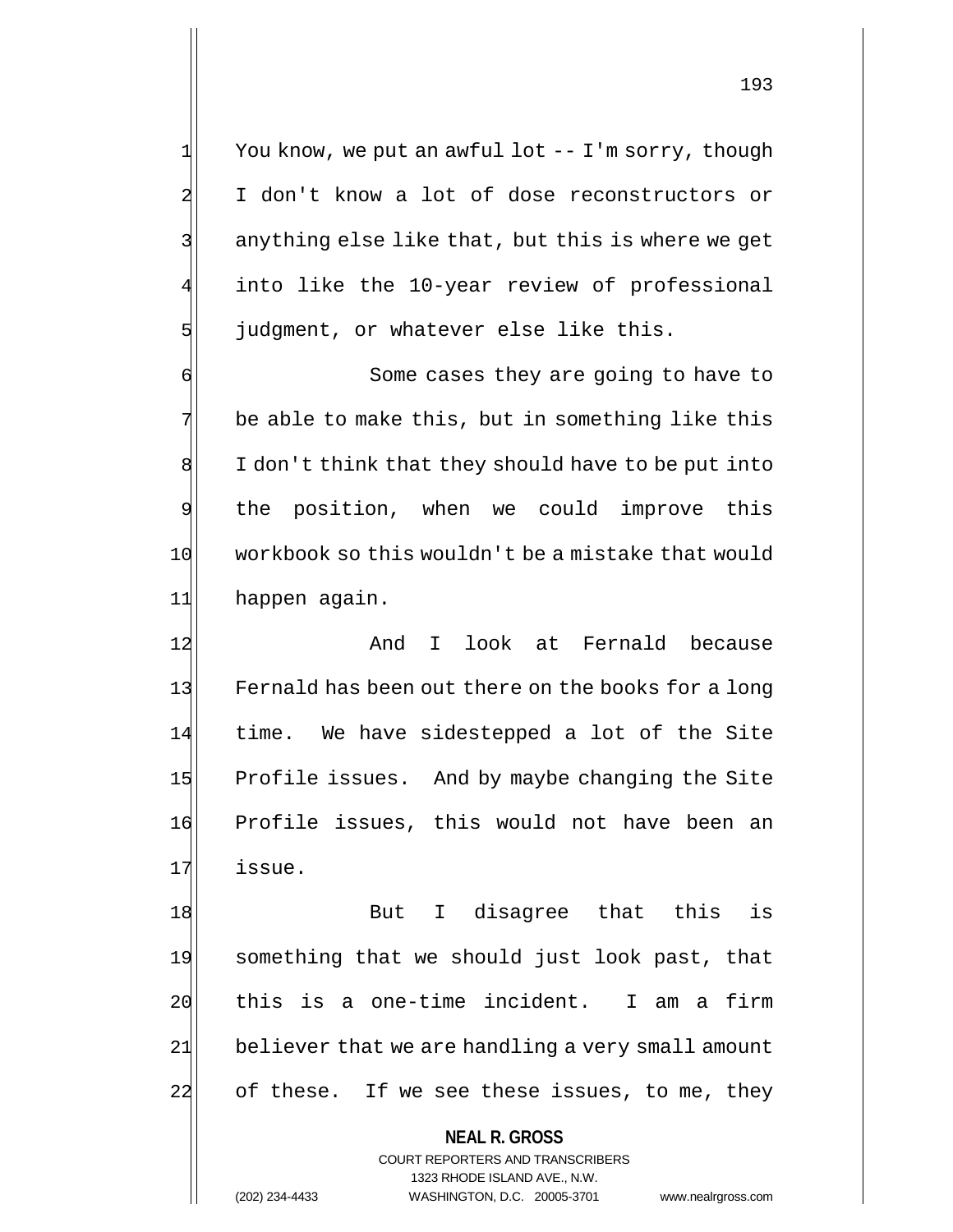You know, we put an awful lot -- I'm sorry, though I don't know a lot of dose reconstructors or anything else like that, but this is where we get into like the 10-year review of professional judgment, or whatever else like this.

Some cases they are going to have to be able to make this, but in something like this I don't think that they should have to be put into the position, when we could improve this workbook so this wouldn't be a mistake that would happen again.

And I look at Fernald because Fernald has been out there on the books for a long time. We have sidestepped a lot of the Site Profile issues. And by maybe changing the Site Profile issues, this would not have been an issue.

But I disagree that this is something that we should just look past, that this is a one-time incident. I am a firm believer that we are handling a very small amount of these. If we see these issues, to me, they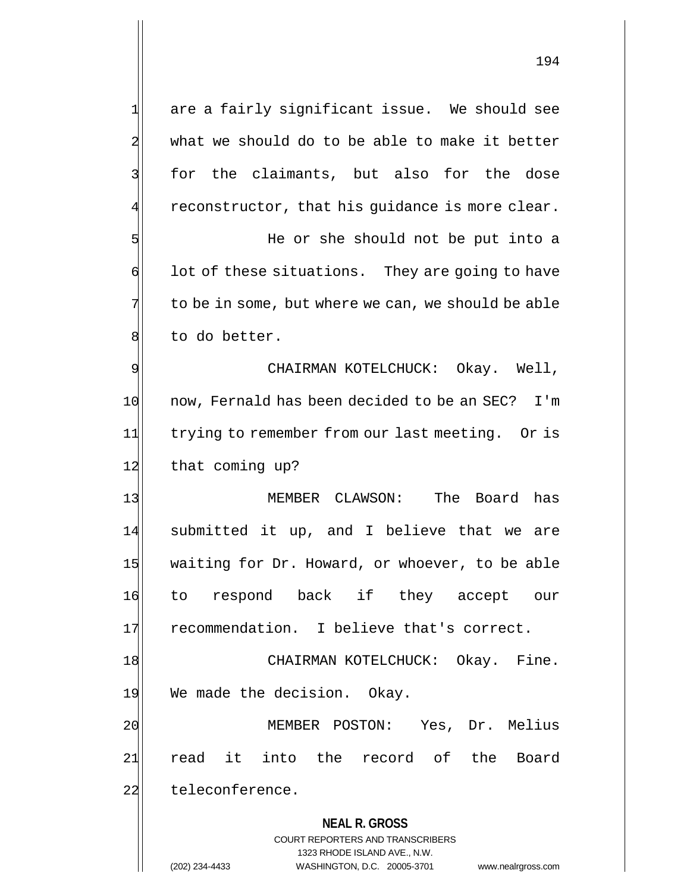are a fairly significant issue. We should see what we should do to be able to make it better for the claimants, but also for the dose reconstructor, that his guidance is more clear.

He or she should not be put into a lot of these situations. They are going to have to be in some, but where we can, we should be able to do better.

CHAIRMAN KOTELCHUCK: Okay. Well, now, Fernald has been decided to be an SEC? I'm trying to remember from our last meeting. Or is that coming up?

MEMBER CLAWSON: The Board has submitted it up, and I believe that we are waiting for Dr. Howard, or whoever, to be able to respond back if they accept our recommendation. I believe that's correct.

CHAIRMAN KOTELCHUCK: Okay. Fine. We made the decision. Okay.

MEMBER POSTON: Yes, Dr. Melius read it into the record of the Board teleconference.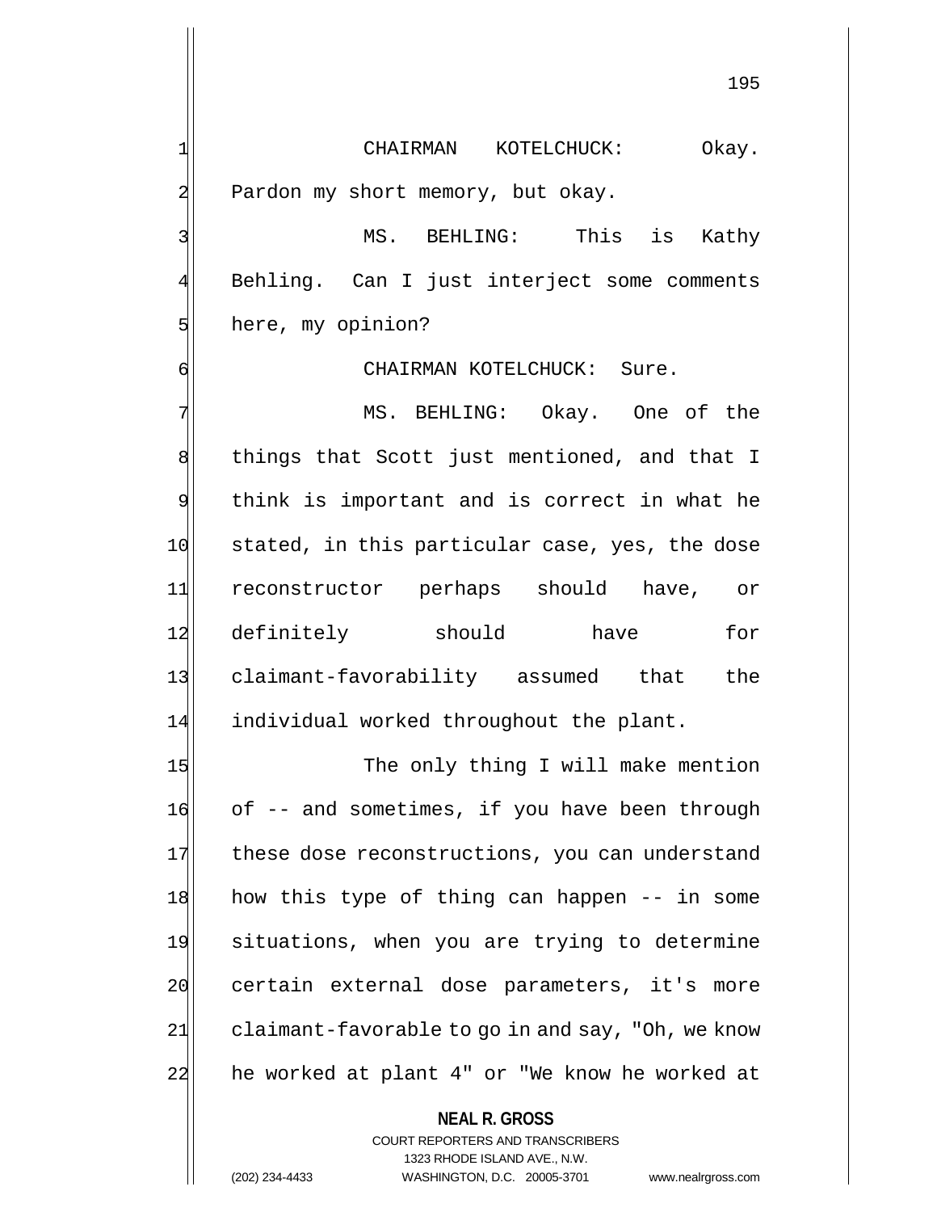CHAIRMAN KOTELCHUCK: Okay. Pardon my short memory, but okay.

MS. BEHLING: This is Kathy Behling. Can I just interject some comments here, my opinion?

CHAIRMAN KOTELCHUCK: Sure.

MS. BEHLING: Okay. One of the things that Scott just mentioned, and that I think is important and is correct in what he stated, in this particular case, yes, the dose reconstructor perhaps should have, or definitely should have for claimant-favorability assumed that the individual worked throughout the plant.

The only thing I will make mention of -- and sometimes, if you have been through these dose reconstructions, you can understand how this type of thing can happen -- in some situations, when you are trying to determine certain external dose parameters, it's more claimant-favorable to go in and say, "Oh, we know he worked at plant 4" or "We know he worked at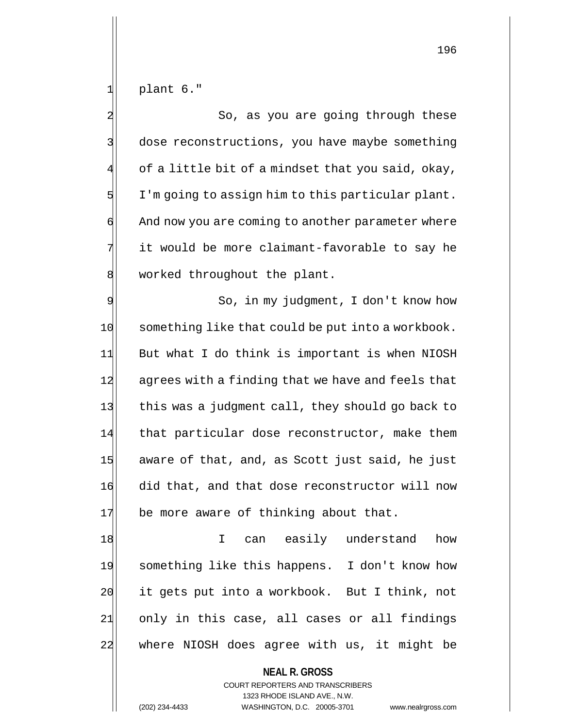plant 6."

So, as you are going through these dose reconstructions, you have maybe something of a little bit of a mindset that you said, okay, I'm going to assign him to this particular plant. And now you are coming to another parameter where it would be more claimant-favorable to say he worked throughout the plant.

So, in my judgment, I don't know how something like that could be put into a workbook. But what I do think is important is when NIOSH agrees with a finding that we have and feels that this was a judgment call, they should go back to that particular dose reconstructor, make them aware of that, and, as Scott just said, he just did that, and that dose reconstructor will now be more aware of thinking about that.

I can easily understand how something like this happens. I don't know how it gets put into a workbook. But I think, not only in this case, all cases or all findings where NIOSH does agree with us, it might be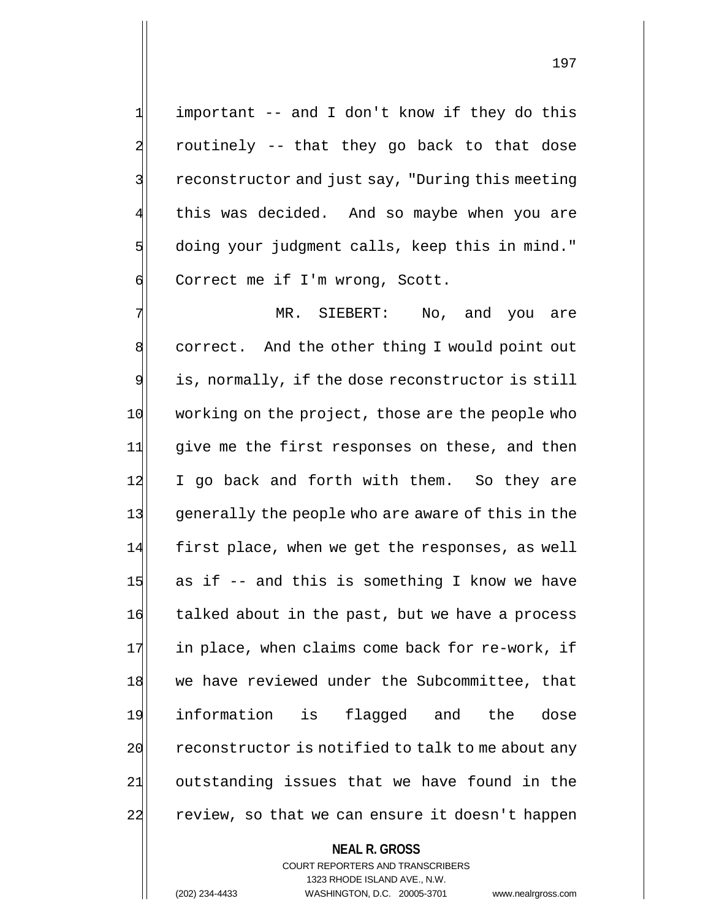important -- and I don't know if they do this routinely -- that they go back to that dose reconstructor and just say, "During this meeting this was decided. And so maybe when you are doing your judgment calls, keep this in mind." Correct me if I'm wrong, Scott.

MR. SIEBERT: No, and you are correct. And the other thing I would point out is, normally, if the dose reconstructor is still working on the project, those are the people who give me the first responses on these, and then I go back and forth with them. So they are generally the people who are aware of this in the first place, when we get the responses, as well as if -- and this is something I know we have talked about in the past, but we have a process in place, when claims come back for re-work, if we have reviewed under the Subcommittee, that information is flagged and the dose reconstructor is notified to talk to me about any outstanding issues that we have found in the review, so that we can ensure it doesn't happen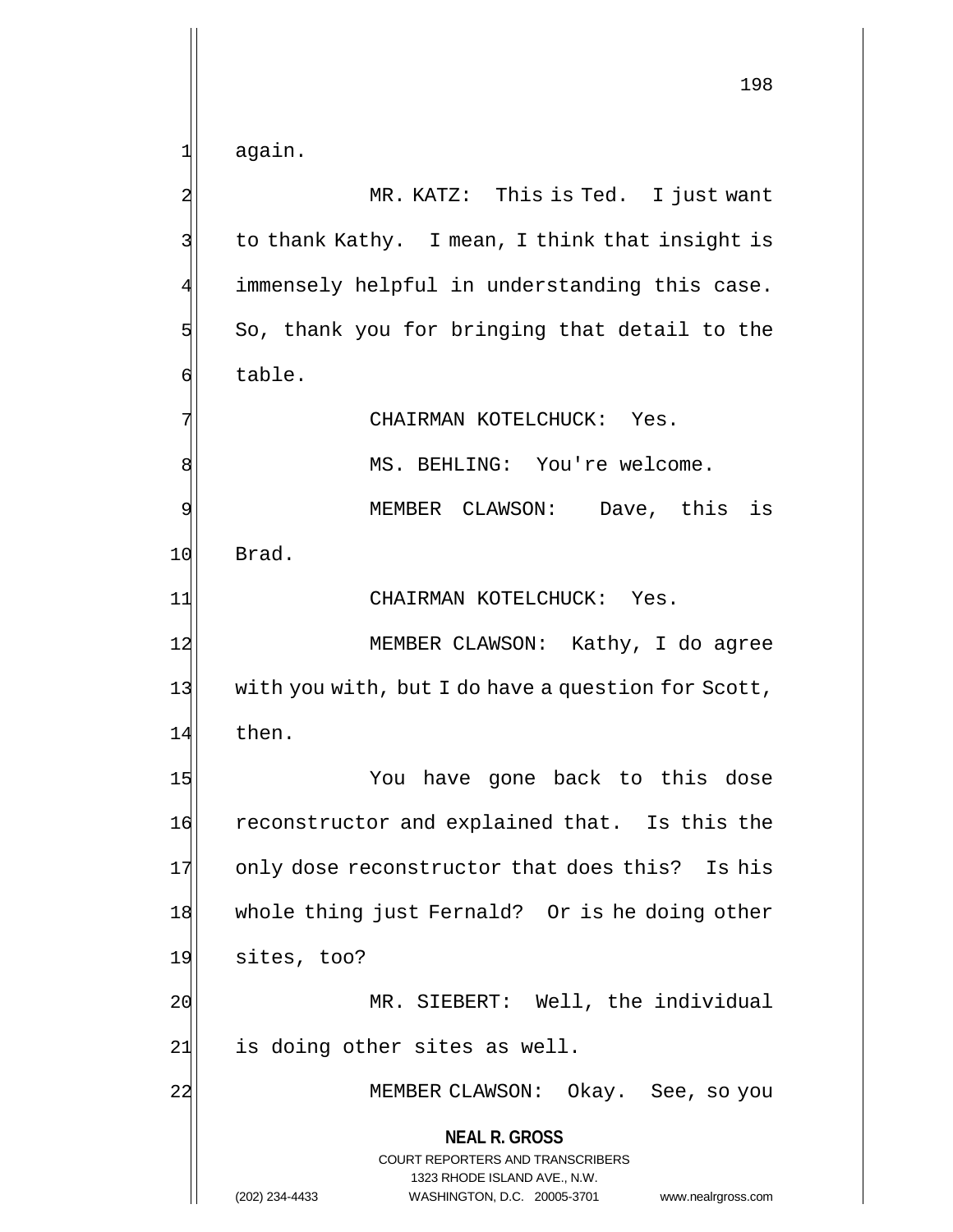again.

MR. KATZ: This is Ted. I just want to thank Kathy. I mean, I think that insight is immensely helpful in understanding this case. So, thank you for bringing that detail to the table.

CHAIRMAN KOTELCHUCK: Yes.

MS. BEHLING: You're welcome.

MEMBER CLAWSON: Dave, this is Brad.

CHAIRMAN KOTELCHUCK: Yes.

MEMBER CLAWSON: Kathy, I do agree with you with, but I do have a question for Scott, then.

You have gone back to this dose reconstructor and explained that. Is this the only dose reconstructor that does this? Is his whole thing just Fernald? Or is he doing other sites, too?

MR. SIEBERT: Well, the individual is doing other sites as well.

MEMBER CLAWSON: Okay. See, so you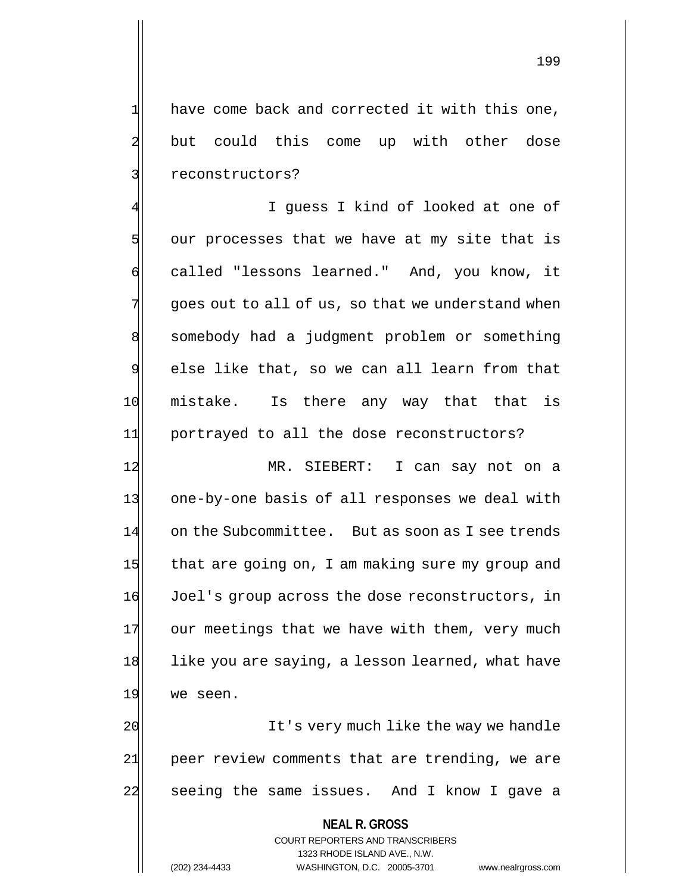have come back and corrected it with this one, but could this come up with other dose reconstructors?

I guess I kind of looked at one of our processes that we have at my site that is called "lessons learned." And, you know, it goes out to all of us, so that we understand when somebody had a judgment problem or something else like that, so we can all learn from that mistake. Is there any way that that is portrayed to all the dose reconstructors?

MR. SIEBERT: I can say not on a one-by-one basis of all responses we deal with on the Subcommittee. But as soon as I see trends that are going on, I am making sure my group and Joel's group across the dose reconstructors, in our meetings that we have with them, very much like you are saying, a lesson learned, what have we seen.

It's very much like the way we handle peer review comments that are trending, we are seeing the same issues. And I know I gave a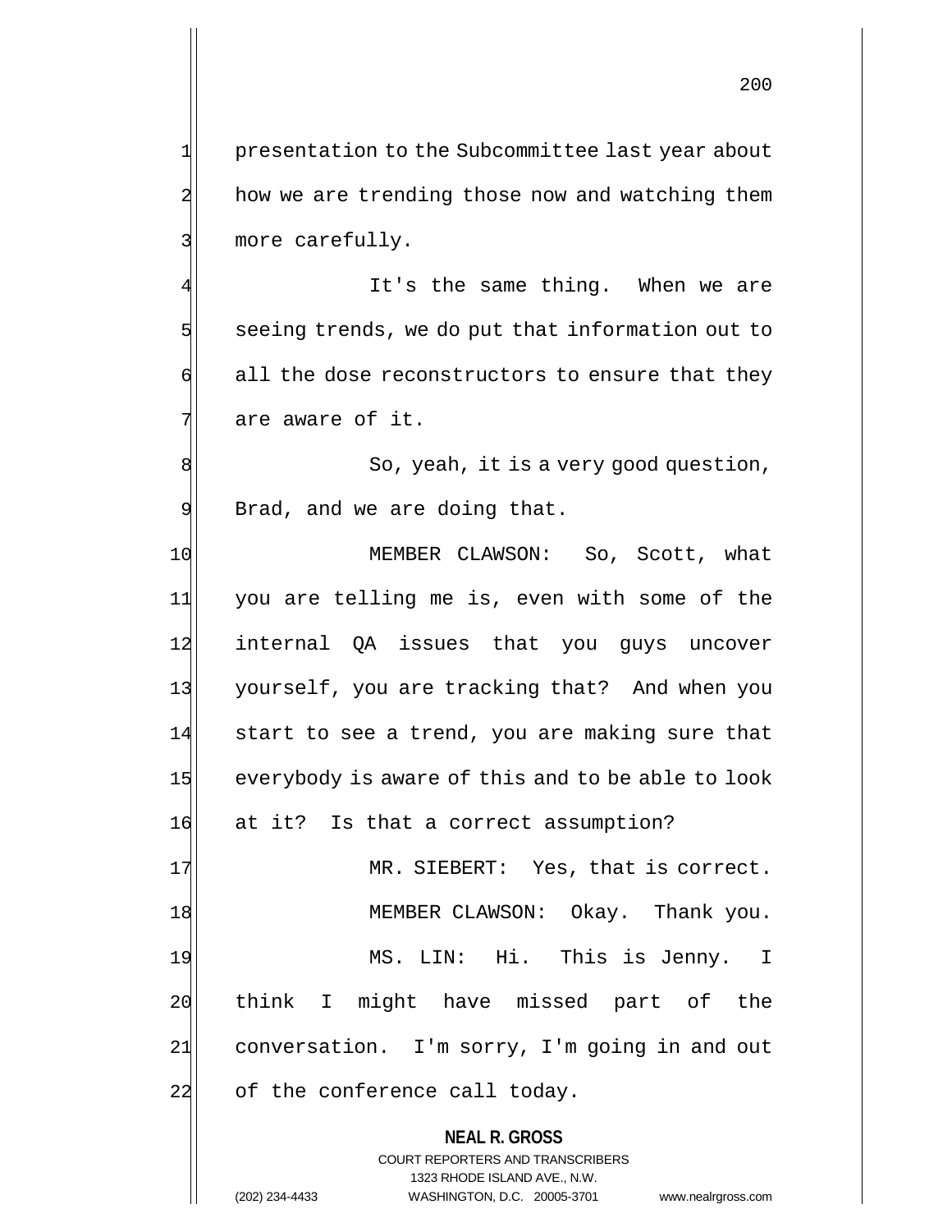presentation to the Subcommittee last year about how we are trending those now and watching them more carefully.

It's the same thing. When we are seeing trends, we do put that information out to all the dose reconstructors to ensure that they are aware of it.

So, yeah, it is a very good question, Brad, and we are doing that.

MEMBER CLAWSON: So, Scott, what you are telling me is, even with some of the internal QA issues that you guys uncover yourself, you are tracking that? And when you start to see a trend, you are making sure that everybody is aware of this and to be able to look at it? Is that a correct assumption?

MR. SIEBERT: Yes, that is correct.

MEMBER CLAWSON: Okay. Thank you.

MS. LIN: Hi. This is Jenny. I think I might have missed part of the conversation. I'm sorry, I'm going in and out of the conference call today.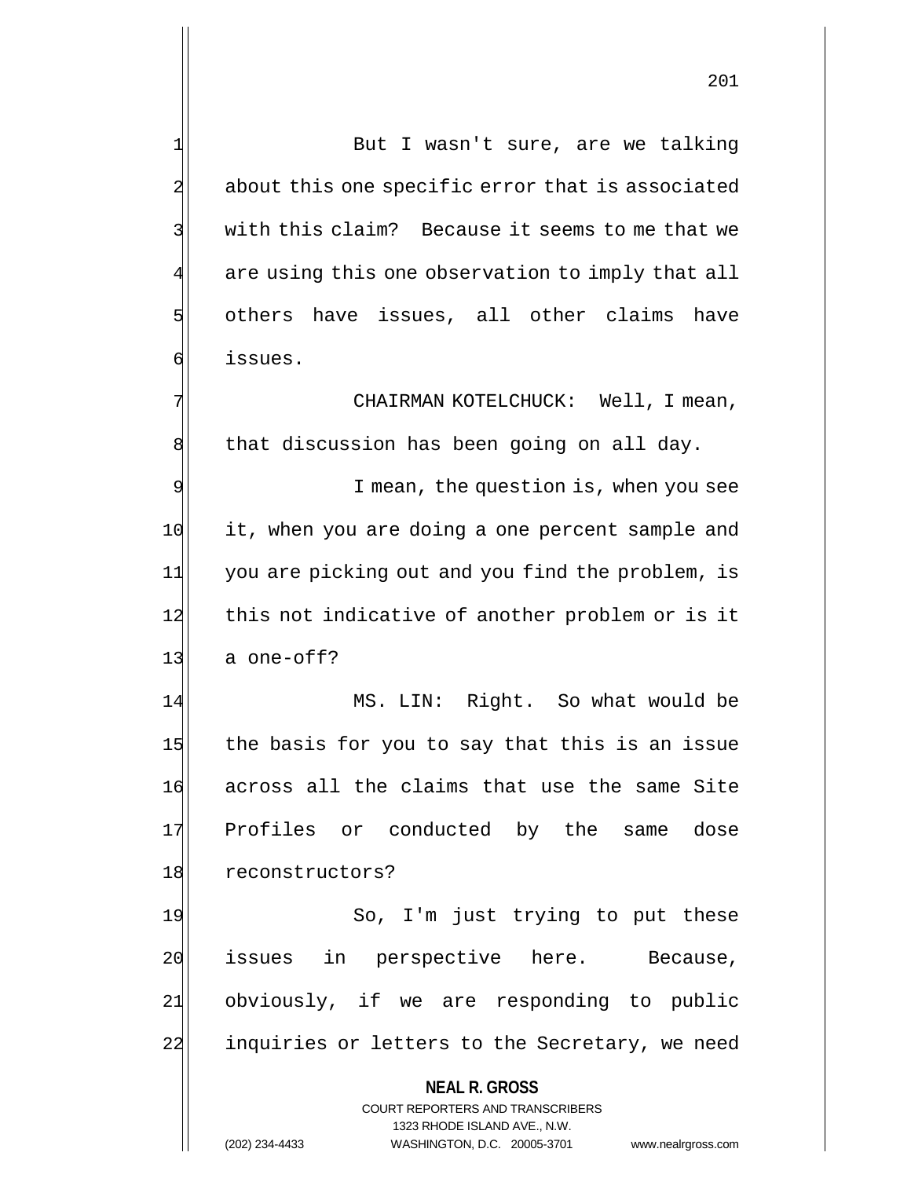But I wasn't sure, are we talking about this one specific error that is associated with this claim? Because it seems to me that we are using this one observation to imply that all others have issues, all other claims have issues.

CHAIRMAN KOTELCHUCK: Well, I mean, that discussion has been going on all day.

I mean, the question is, when you see it, when you are doing a one percent sample and you are picking out and you find the problem, is this not indicative of another problem or is it a one-off?

MS. LIN: Right. So what would be the basis for you to say that this is an issue across all the claims that use the same Site Profiles or conducted by the same dose reconstructors?

So, I'm just trying to put these issues in perspective here. Because, obviously, if we are responding to public inquiries or letters to the Secretary, we need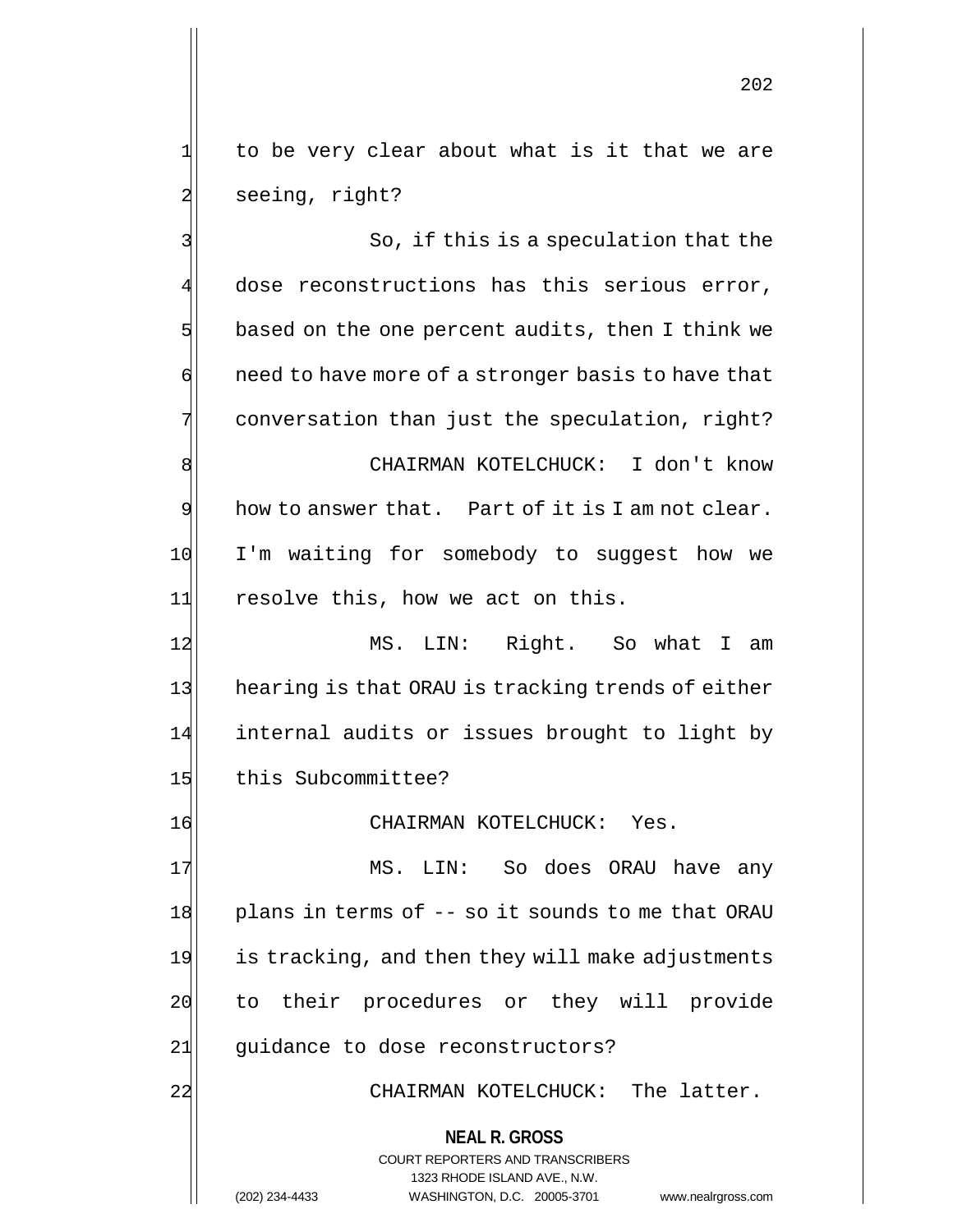to be very clear about what is it that we are seeing, right?

So, if this is a speculation that the dose reconstructions has this serious error, based on the one percent audits, then I think we need to have more of a stronger basis to have that conversation than just the speculation, right?

CHAIRMAN KOTELCHUCK: I don't know how to answer that. Part of it is I am not clear. I'm waiting for somebody to suggest how we resolve this, how we act on this.

MS. LIN: Right. So what I am hearing is that ORAU is tracking trends of either internal audits or issues brought to light by this Subcommittee?

CHAIRMAN KOTELCHUCK: Yes.

MS. LIN: So does ORAU have any plans in terms of -- so it sounds to me that ORAU is tracking, and then they will make adjustments to their procedures or they will provide guidance to dose reconstructors?

CHAIRMAN KOTELCHUCK: The latter.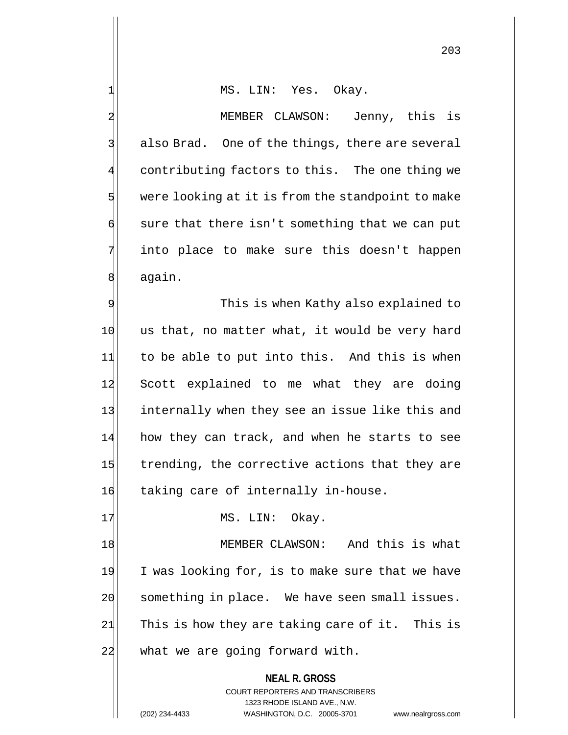MS. LIN: Yes. Okay.

MEMBER CLAWSON: Jenny, this is also Brad. One of the things, there are several contributing factors to this. The one thing we were looking at it is from the standpoint to make sure that there isn't something that we can put into place to make sure this doesn't happen again.

This is when Kathy also explained to us that, no matter what, it would be very hard to be able to put into this. And this is when Scott explained to me what they are doing internally when they see an issue like this and how they can track, and when he starts to see trending, the corrective actions that they are taking care of internally in-house.

MS. LIN: Okay.

MEMBER CLAWSON: And this is what I was looking for, is to make sure that we have something in place. We have seen small issues. This is how they are taking care of it. This is what we are going forward with.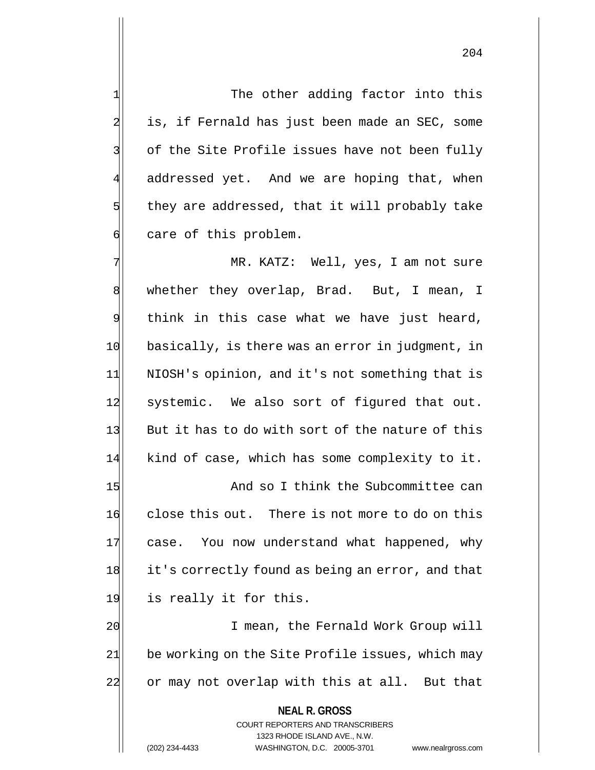The other adding factor into this is, if Fernald has just been made an SEC, some of the Site Profile issues have not been fully addressed yet. And we are hoping that, when they are addressed, that it will probably take care of this problem.

MR. KATZ: Well, yes, I am not sure whether they overlap, Brad. But, I mean, I think in this case what we have just heard, basically, is there was an error in judgment, in NIOSH's opinion, and it's not something that is systemic. We also sort of figured that out. But it has to do with sort of the nature of this kind of case, which has some complexity to it.

And so I think the Subcommittee can close this out. There is not more to do on this case. You now understand what happened, why it's correctly found as being an error, and that is really it for this.

I mean, the Fernald Work Group will be working on the Site Profile issues, which may or may not overlap with this at all. But that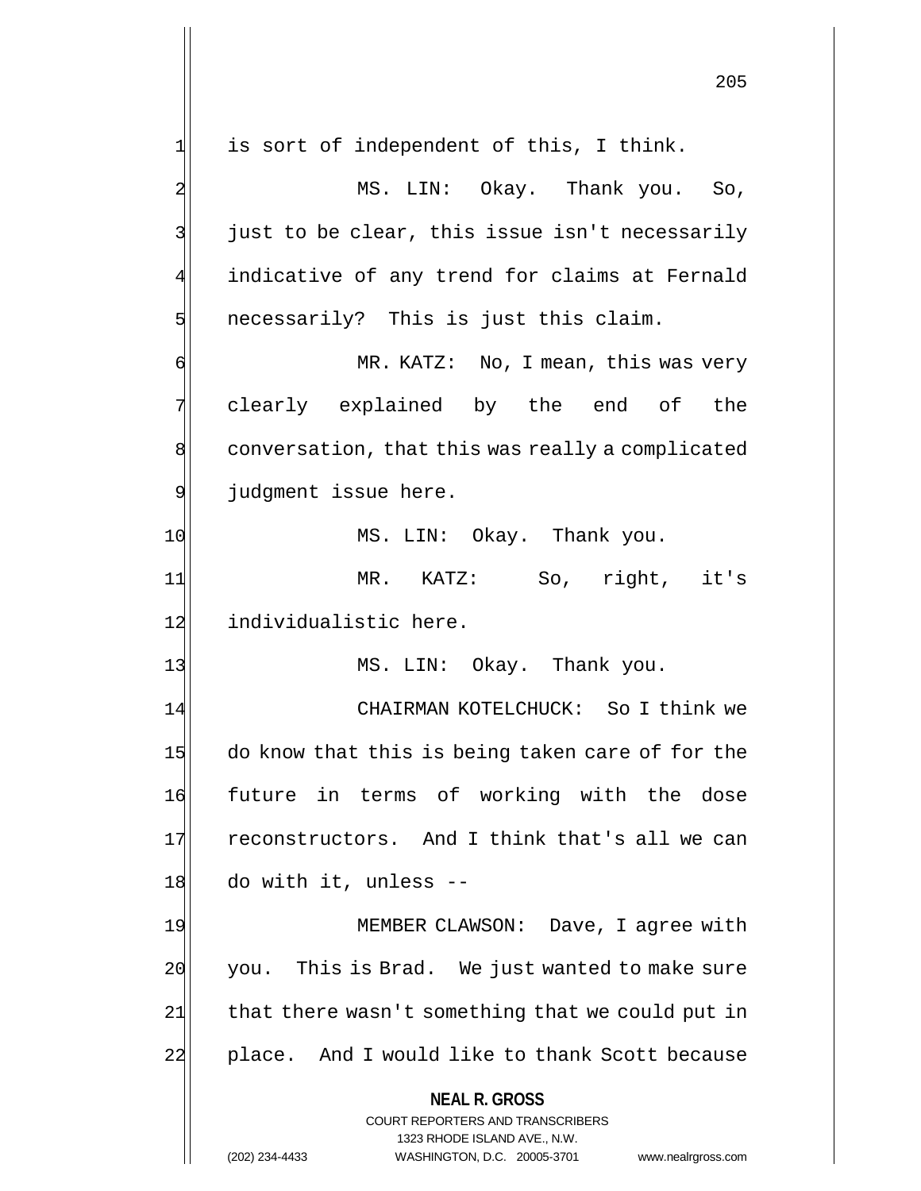is sort of independent of this, I think.

MS. LIN: Okay. Thank you. So, just to be clear, this issue isn't necessarily indicative of any trend for claims at Fernald necessarily? This is just this claim.

MR. KATZ: No, I mean, this was very clearly explained by the end of the conversation, that this was really a complicated judgment issue here.

MS. LIN: Okay. Thank you.

MR. KATZ: So, right, it's individualistic here.

MS. LIN: Okay. Thank you.

CHAIRMAN KOTELCHUCK: So I think we do know that this is being taken care of for the future in terms of working with the dose reconstructors. And I think that's all we can do with it, unless --

MEMBER CLAWSON: Dave, I agree with you. This is Brad. We just wanted to make sure that there wasn't something that we could put in place. And I would like to thank Scott because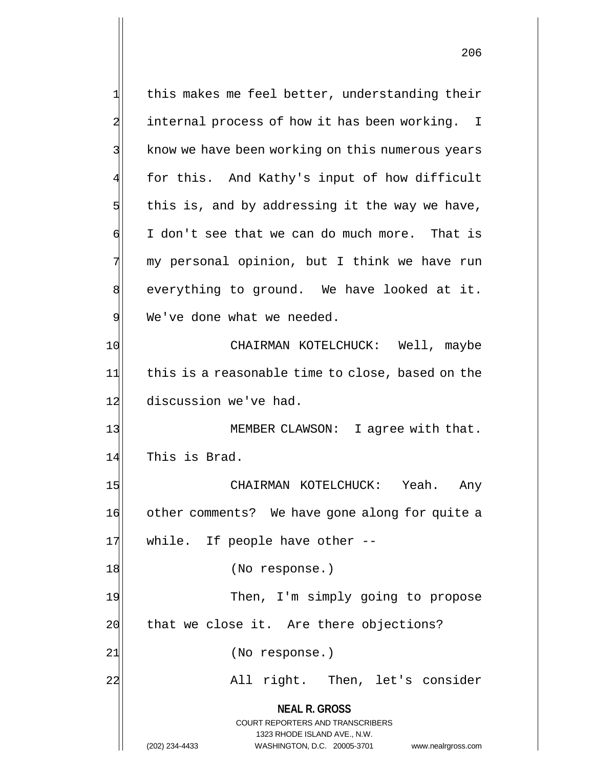this makes me feel better, understanding their internal process of how it has been working. I know we have been working on this numerous years for this. And Kathy's input of how difficult this is, and by addressing it the way we have, I don't see that we can do much more. That is my personal opinion, but I think we have run everything to ground. We have looked at it. We've done what we needed.

CHAIRMAN KOTELCHUCK: Well, maybe this is a reasonable time to close, based on the discussion we've had.

MEMBER CLAWSON: I agree with that. This is Brad.

CHAIRMAN KOTELCHUCK: Yeah. Any other comments? We have gone along for quite a while. If people have other --

(No response.)

Then, I'm simply going to propose that we close it. Are there objections?

(No response.)

All right. Then, let's consider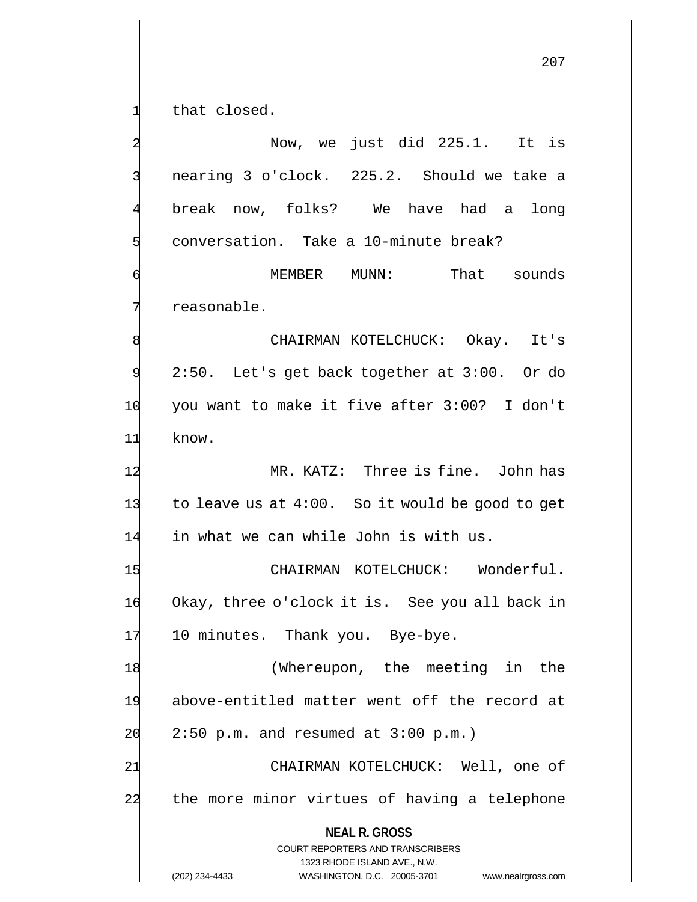that closed.

Now, we just did 225.1. It is nearing 3 o'clock. 225.2. Should we take a break now, folks? We have had a long conversation. Take a 10-minute break?

MEMBER MUNN: That sounds reasonable.

CHAIRMAN KOTELCHUCK: Okay. It's 2:50. Let's get back together at 3:00. Or do you want to make it five after 3:00? I don't know.

MR. KATZ: Three is fine. John has to leave us at 4:00. So it would be good to get in what we can while John is with us.

CHAIRMAN KOTELCHUCK: Wonderful. Okay, three o'clock it is. See you all back in 10 minutes. Thank you. Bye-bye.

(Whereupon, the meeting in the above-entitled matter went off the record at 2:50 p.m. and resumed at 3:00 p.m.)

CHAIRMAN KOTELCHUCK: Well, one of the more minor virtues of having a telephone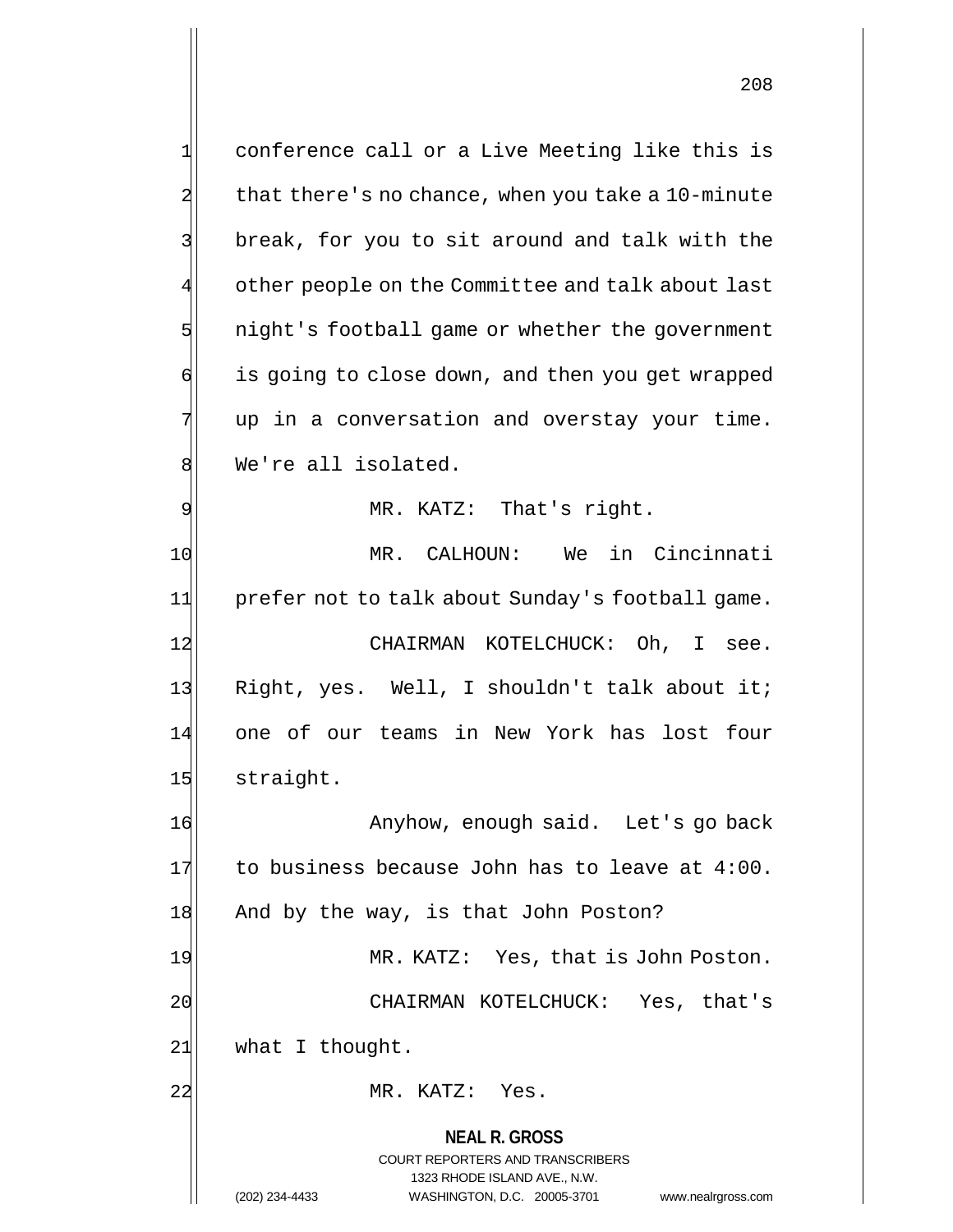conference call or a Live Meeting like this is that there's no chance, when you take a 10-minute break, for you to sit around and talk with the other people on the Committee and talk about last night's football game or whether the government is going to close down, and then you get wrapped up in a conversation and overstay your time. We're all isolated.

MR. KATZ: That's right.

MR. CALHOUN: We in Cincinnati prefer not to talk about Sunday's football game.

CHAIRMAN KOTELCHUCK: Oh, I see. Right, yes. Well, I shouldn't talk about it; one of our teams in New York has lost four straight.

Anyhow, enough said. Let's go back to business because John has to leave at 4:00. And by the way, is that John Poston?

MR. KATZ: Yes, that is John Poston.

CHAIRMAN KOTELCHUCK: Yes, that's what I thought.

MR. KATZ: Yes.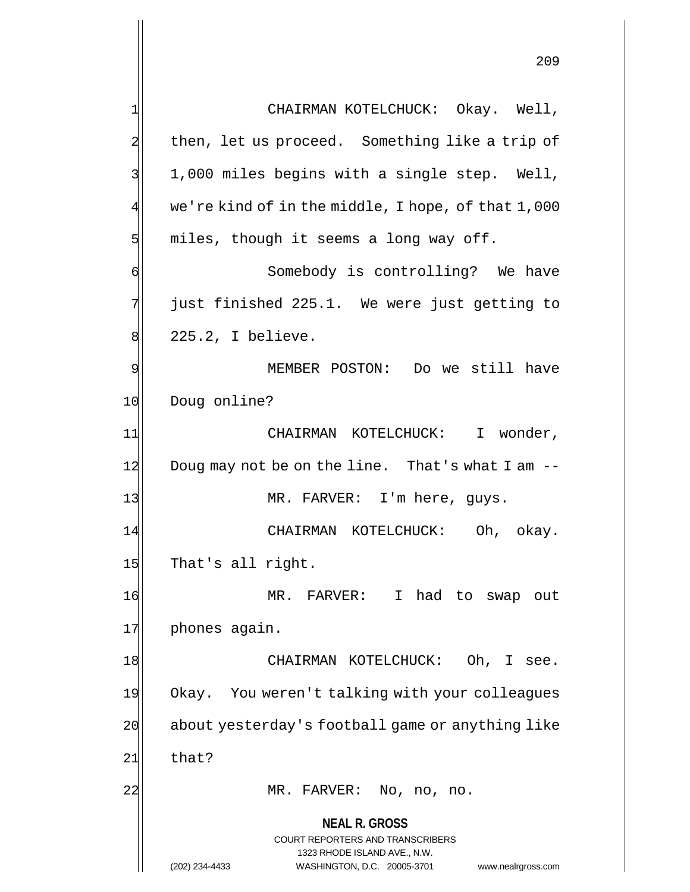CHAIRMAN KOTELCHUCK: Okay. Well, then, let us proceed. Something like a trip of 1,000 miles begins with a single step. Well, we're kind of in the middle, I hope, of that 1,000 miles, though it seems a long way off.

Somebody is controlling? We have just finished 225.1. We were just getting to 225.2, I believe.

MEMBER POSTON: Do we still have Doug online?

CHAIRMAN KOTELCHUCK: I wonder, Doug may not be on the line. That's what I am --

MR. FARVER: I'm here, guys.

CHAIRMAN KOTELCHUCK: Oh, okay. That's all right.

MR. FARVER: I had to swap out phones again.

CHAIRMAN KOTELCHUCK: Oh, I see. Okay. You weren't talking with your colleagues about yesterday's football game or anything like that?

MR. FARVER: No, no, no.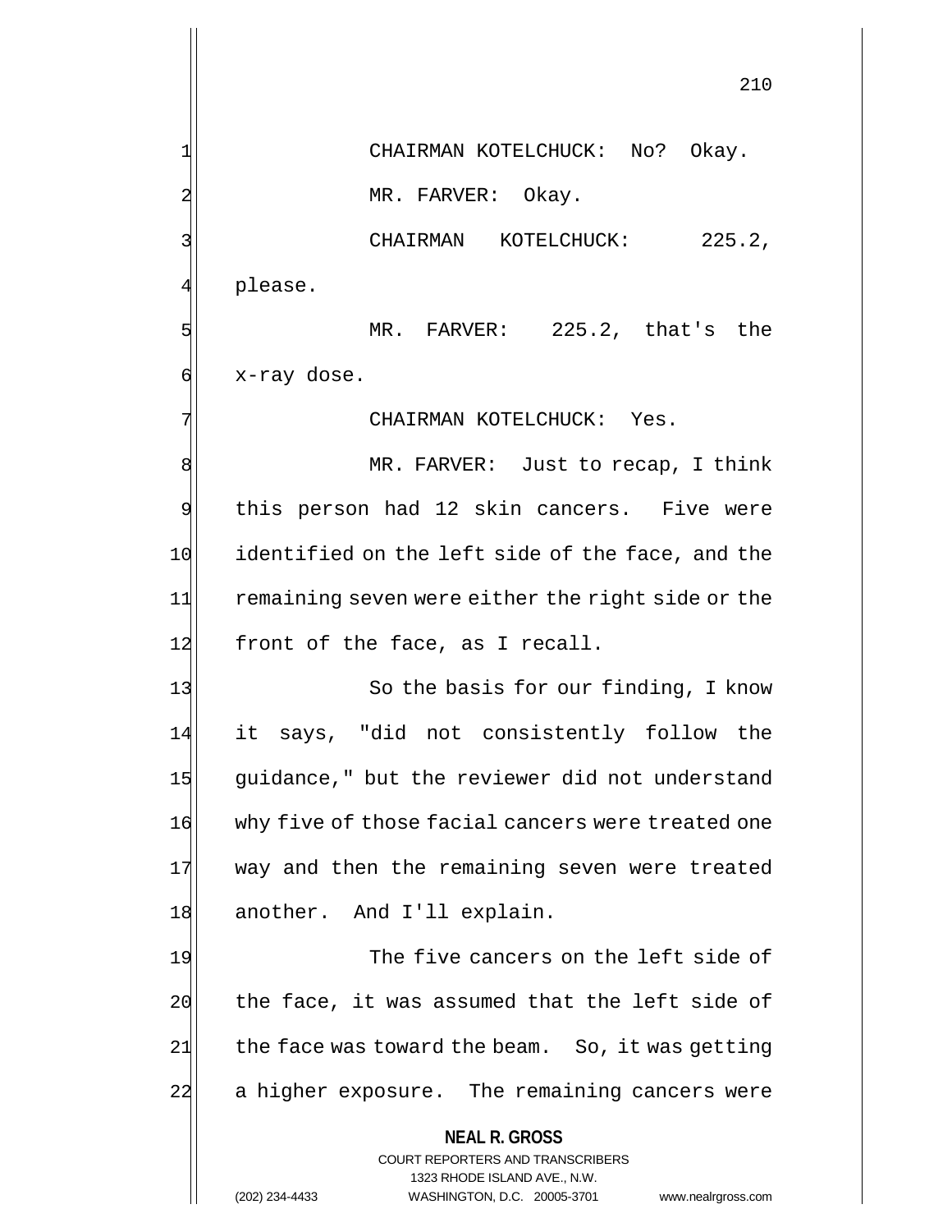CHAIRMAN KOTELCHUCK: No? Okay.

MR. FARVER: Okay.

CHAIRMAN KOTELCHUCK: 225.2, please.

MR. FARVER: 225.2, that's the x-ray dose.

CHAIRMAN KOTELCHUCK: Yes.

MR. FARVER: Just to recap, I think this person had 12 skin cancers. Five were identified on the left side of the face, and the remaining seven were either the right side or the front of the face, as I recall.

So the basis for our finding, I know it says, "did not consistently follow the guidance," but the reviewer did not understand why five of those facial cancers were treated one way and then the remaining seven were treated another. And I'll explain.

The five cancers on the left side of the face, it was assumed that the left side of the face was toward the beam. So, it was getting a higher exposure. The remaining cancers were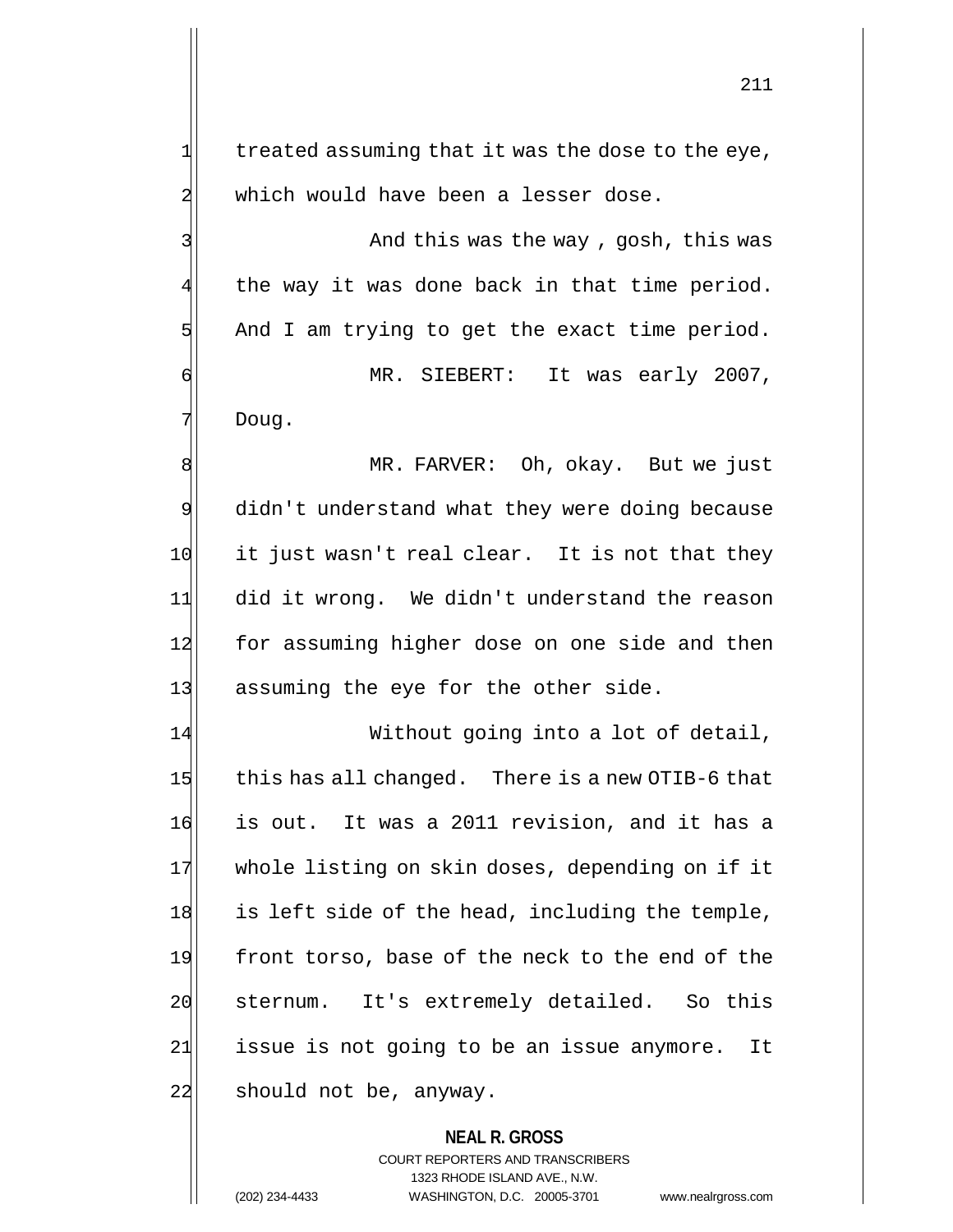treated assuming that it was the dose to the eye, which would have been a lesser dose.

And this was the way , gosh, this was the way it was done back in that time period. And I am trying to get the exact time period.

MR. SIEBERT: It was early 2007, Doug.

MR. FARVER: Oh, okay. But we just didn't understand what they were doing because it just wasn't real clear. It is not that they did it wrong. We didn't understand the reason for assuming higher dose on one side and then assuming the eye for the other side.

Without going into a lot of detail, this has all changed. There is a new OTIB-6 that is out. It was a 2011 revision, and it has a whole listing on skin doses, depending on if it is left side of the head, including the temple, front torso, base of the neck to the end of the sternum. It's extremely detailed. So this issue is not going to be an issue anymore. It should not be, anyway.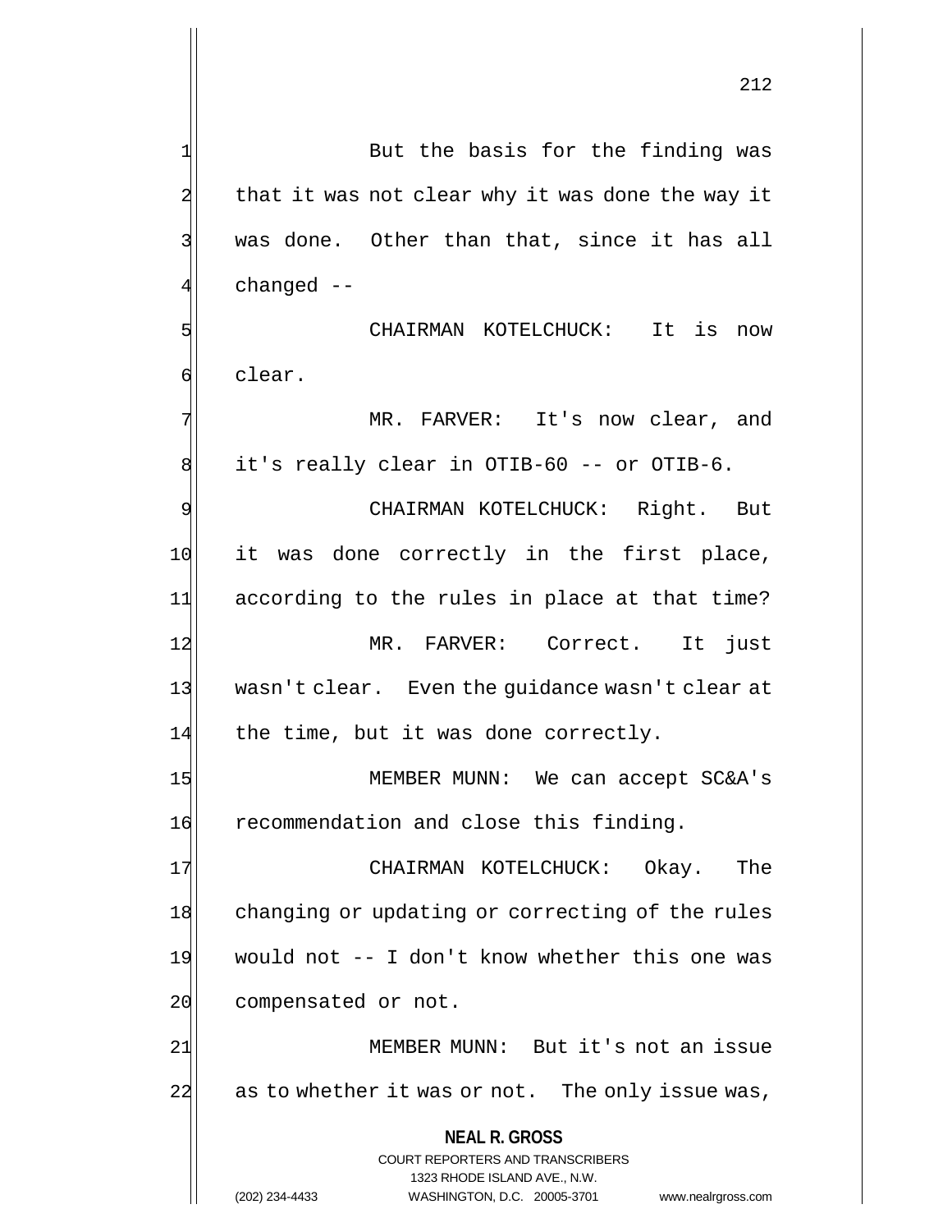But the basis for the finding was that it was not clear why it was done the way it was done. Other than that, since it has all changed --

CHAIRMAN KOTELCHUCK: It is now clear.

MR. FARVER: It's now clear, and it's really clear in OTIB-60 -- or OTIB-6.

CHAIRMAN KOTELCHUCK: Right. But it was done correctly in the first place, according to the rules in place at that time?

MR. FARVER: Correct. It just wasn't clear. Even the guidance wasn't clear at the time, but it was done correctly.

MEMBER MUNN: We can accept SC&A's recommendation and close this finding.

CHAIRMAN KOTELCHUCK: Okay. The changing or updating or correcting of the rules would not -- I don't know whether this one was compensated or not.

MEMBER MUNN: But it's not an issue as to whether it was or not. The only issue was,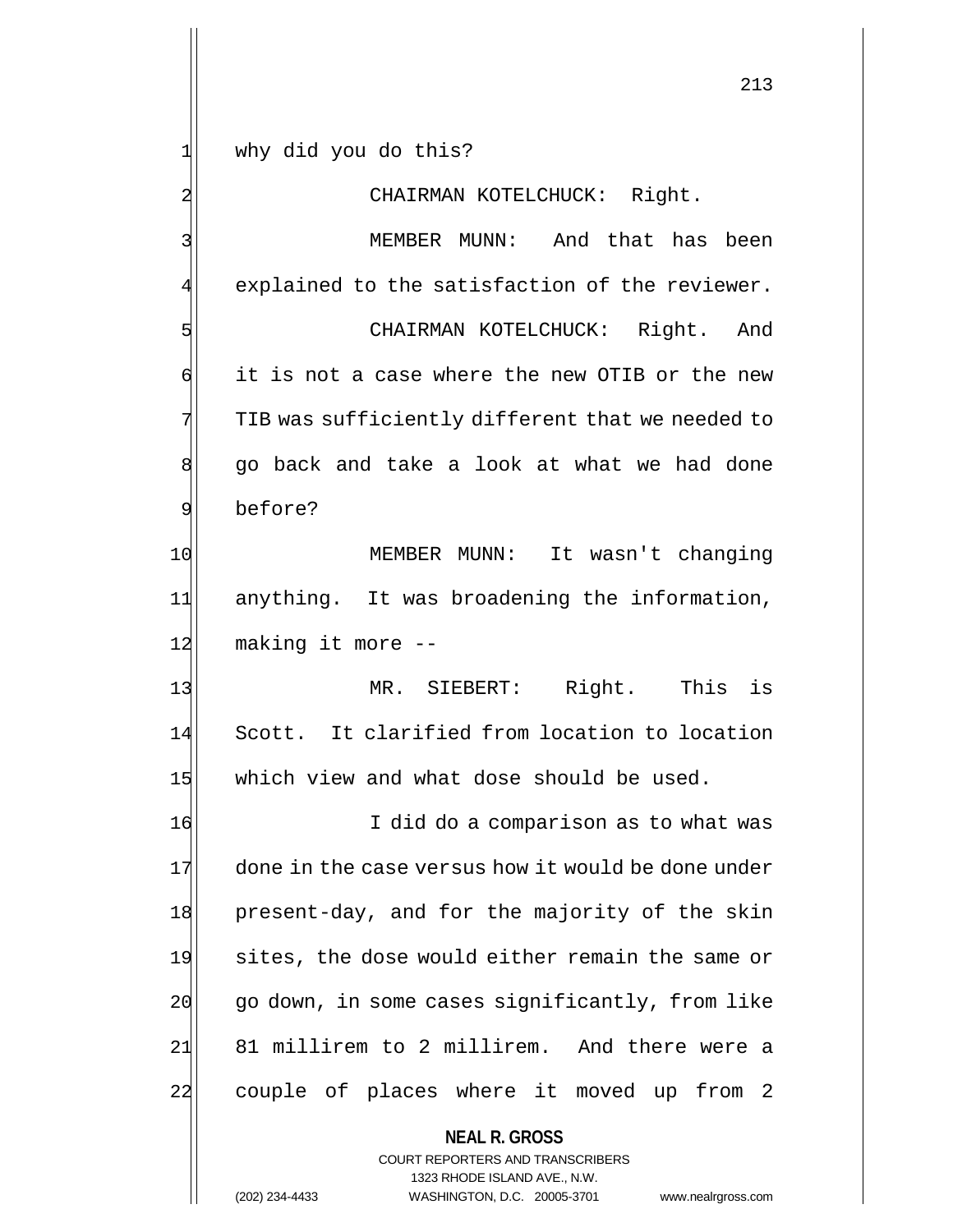why did you do this?

CHAIRMAN KOTELCHUCK: Right.

MEMBER MUNN: And that has been explained to the satisfaction of the reviewer.

CHAIRMAN KOTELCHUCK: Right. And it is not a case where the new OTIB or the new TIB was sufficiently different that we needed to go back and take a look at what we had done before?

MEMBER MUNN: It wasn't changing anything. It was broadening the information, making it more --

MR. SIEBERT: Right. This is Scott. It clarified from location to location which view and what dose should be used.

I did do a comparison as to what was done in the case versus how it would be done under present-day, and for the majority of the skin sites, the dose would either remain the same or go down, in some cases significantly, from like 81 millirem to 2 millirem. And there were a couple of places where it moved up from 2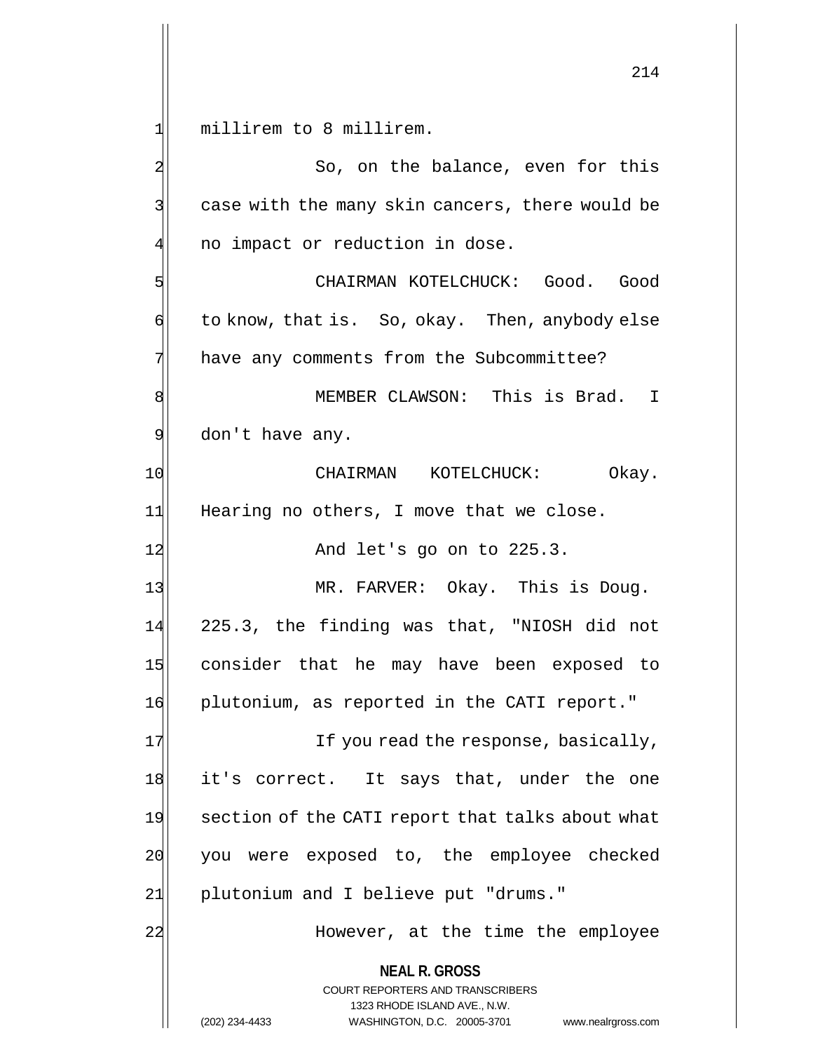millirem to 8 millirem.

So, on the balance, even for this case with the many skin cancers, there would be no impact or reduction in dose.

CHAIRMAN KOTELCHUCK: Good. Good to know, that is. So, okay. Then, anybody else have any comments from the Subcommittee?

MEMBER CLAWSON: This is Brad. I don't have any.

CHAIRMAN KOTELCHUCK: Okay. Hearing no others, I move that we close.

And let's go on to 225.3.

MR. FARVER: Okay. This is Doug. 225.3, the finding was that, "NIOSH did not consider that he may have been exposed to plutonium, as reported in the CATI report."

If you read the response, basically, it's correct. It says that, under the one section of the CATI report that talks about what you were exposed to, the employee checked plutonium and I believe put "drums."

However, at the time the employee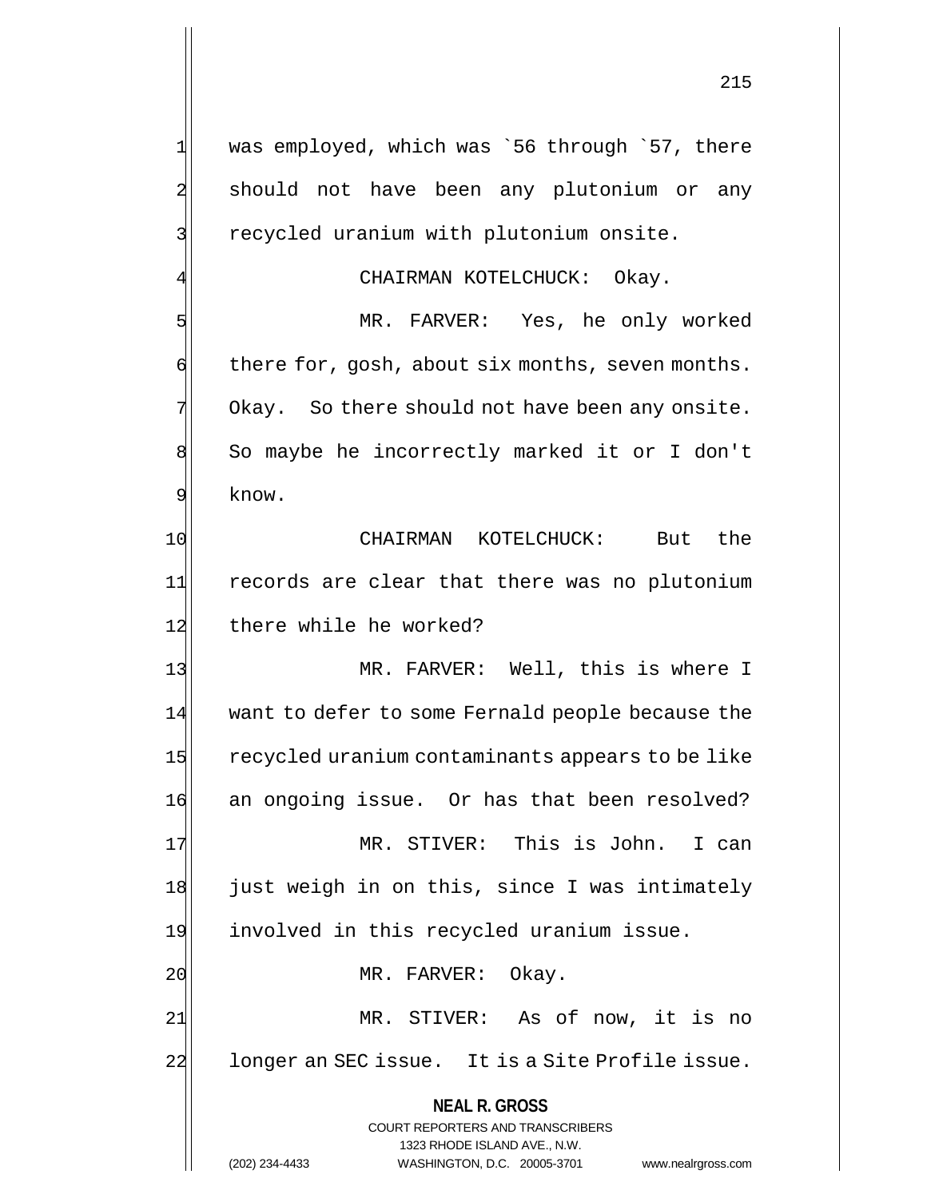was employed, which was `56 through `57, there should not have been any plutonium or any recycled uranium with plutonium onsite.

CHAIRMAN KOTELCHUCK: Okay.

MR. FARVER: Yes, he only worked there for, gosh, about six months, seven months. Okay. So there should not have been any onsite. So maybe he incorrectly marked it or I don't know.

CHAIRMAN KOTELCHUCK: But the records are clear that there was no plutonium there while he worked?

MR. FARVER: Well, this is where I want to defer to some Fernald people because the recycled uranium contaminants appears to be like an ongoing issue. Or has that been resolved?

MR. STIVER: This is John. I can just weigh in on this, since I was intimately involved in this recycled uranium issue.

MR. FARVER: Okay.

MR. STIVER: As of now, it is no longer an SEC issue. It is a Site Profile issue.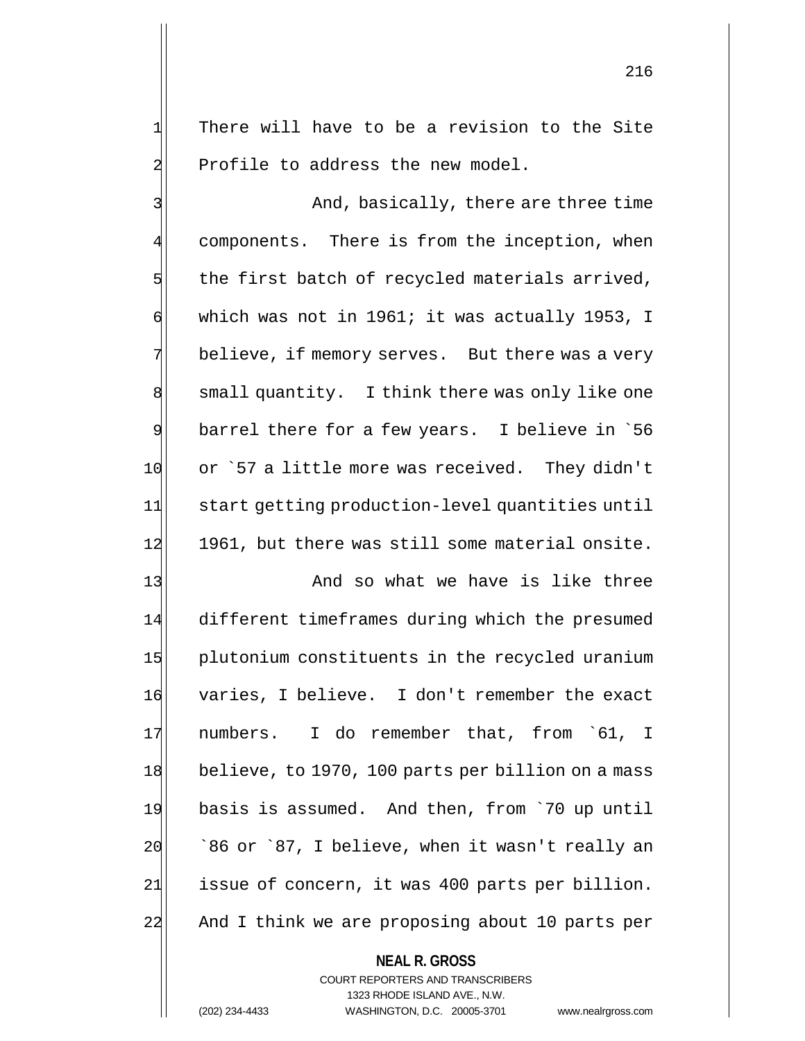There will have to be a revision to the Site Profile to address the new model.

And, basically, there are three time components. There is from the inception, when the first batch of recycled materials arrived, which was not in 1961; it was actually 1953, I believe, if memory serves. But there was a very small quantity. I think there was only like one barrel there for a few years. I believe in `56 or `57 a little more was received. They didn't start getting production-level quantities until 1961, but there was still some material onsite.

And so what we have is like three different timeframes during which the presumed plutonium constituents in the recycled uranium varies, I believe. I don't remember the exact numbers. I do remember that, from `61, I believe, to 1970, 100 parts per billion on a mass basis is assumed. And then, from `70 up until `86 or `87, I believe, when it wasn't really an issue of concern, it was 400 parts per billion. And I think we are proposing about 10 parts per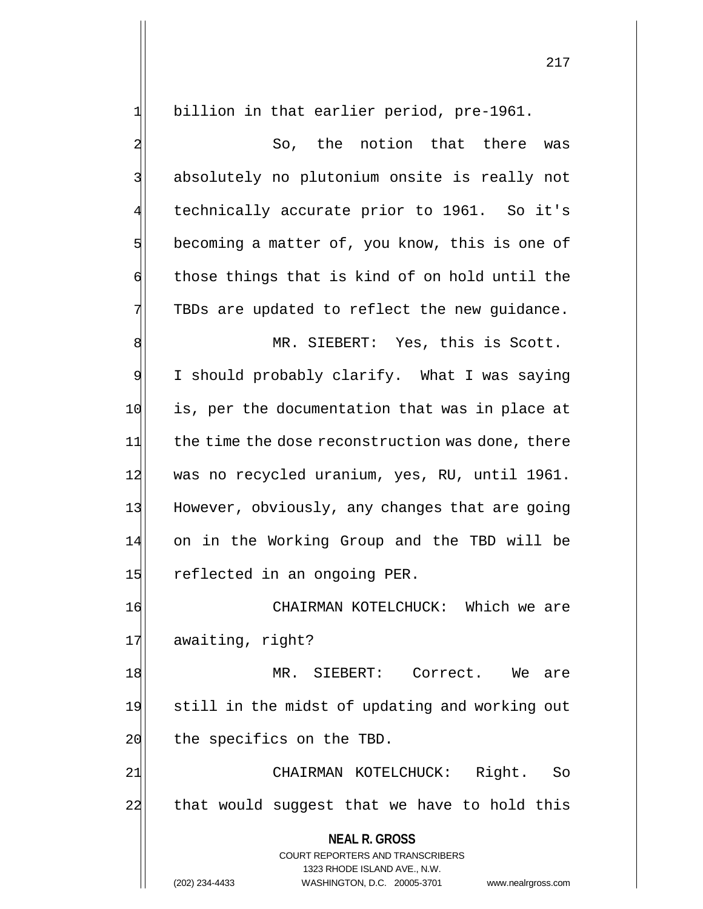billion in that earlier period, pre-1961.

So, the notion that there was absolutely no plutonium onsite is really not technically accurate prior to 1961. So it's becoming a matter of, you know, this is one of those things that is kind of on hold until the TBDs are updated to reflect the new guidance.

MR. SIEBERT: Yes, this is Scott. I should probably clarify. What I was saying is, per the documentation that was in place at the time the dose reconstruction was done, there was no recycled uranium, yes, RU, until 1961. However, obviously, any changes that are going on in the Working Group and the TBD will be reflected in an ongoing PER.

CHAIRMAN KOTELCHUCK: Which we are awaiting, right?

MR. SIEBERT: Correct. We are still in the midst of updating and working out the specifics on the TBD.

CHAIRMAN KOTELCHUCK: Right. So that would suggest that we have to hold this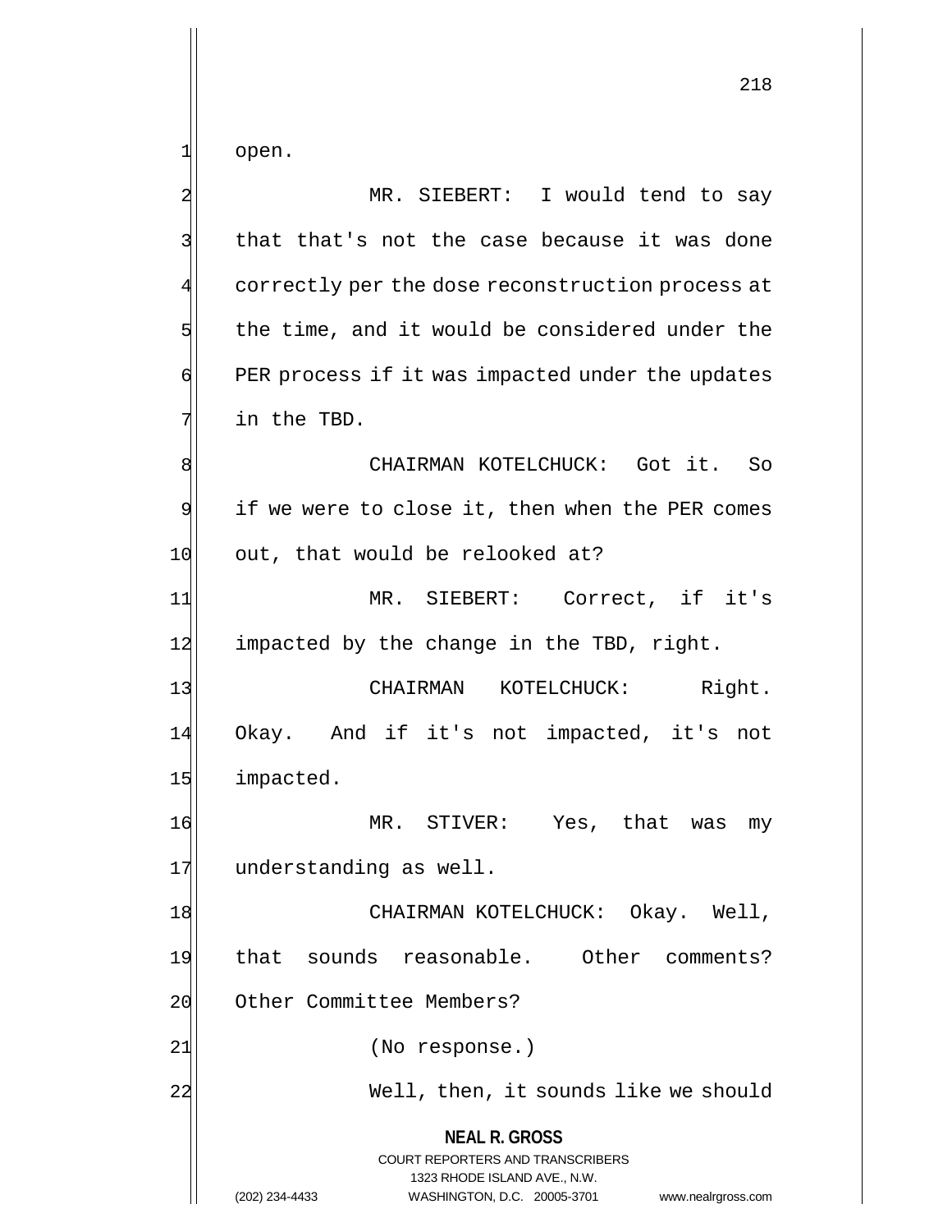open.

MR. SIEBERT: I would tend to say that that's not the case because it was done correctly per the dose reconstruction process at the time, and it would be considered under the PER process if it was impacted under the updates in the TBD.

CHAIRMAN KOTELCHUCK: Got it. So if we were to close it, then when the PER comes out, that would be relooked at?

MR. SIEBERT: Correct, if it's impacted by the change in the TBD, right.

CHAIRMAN KOTELCHUCK: Right. Okay. And if it's not impacted, it's not impacted.

MR. STIVER: Yes, that was my understanding as well.

CHAIRMAN KOTELCHUCK: Okay. Well, that sounds reasonable. Other comments? Other Committee Members?

(No response.)

Well, then, it sounds like we should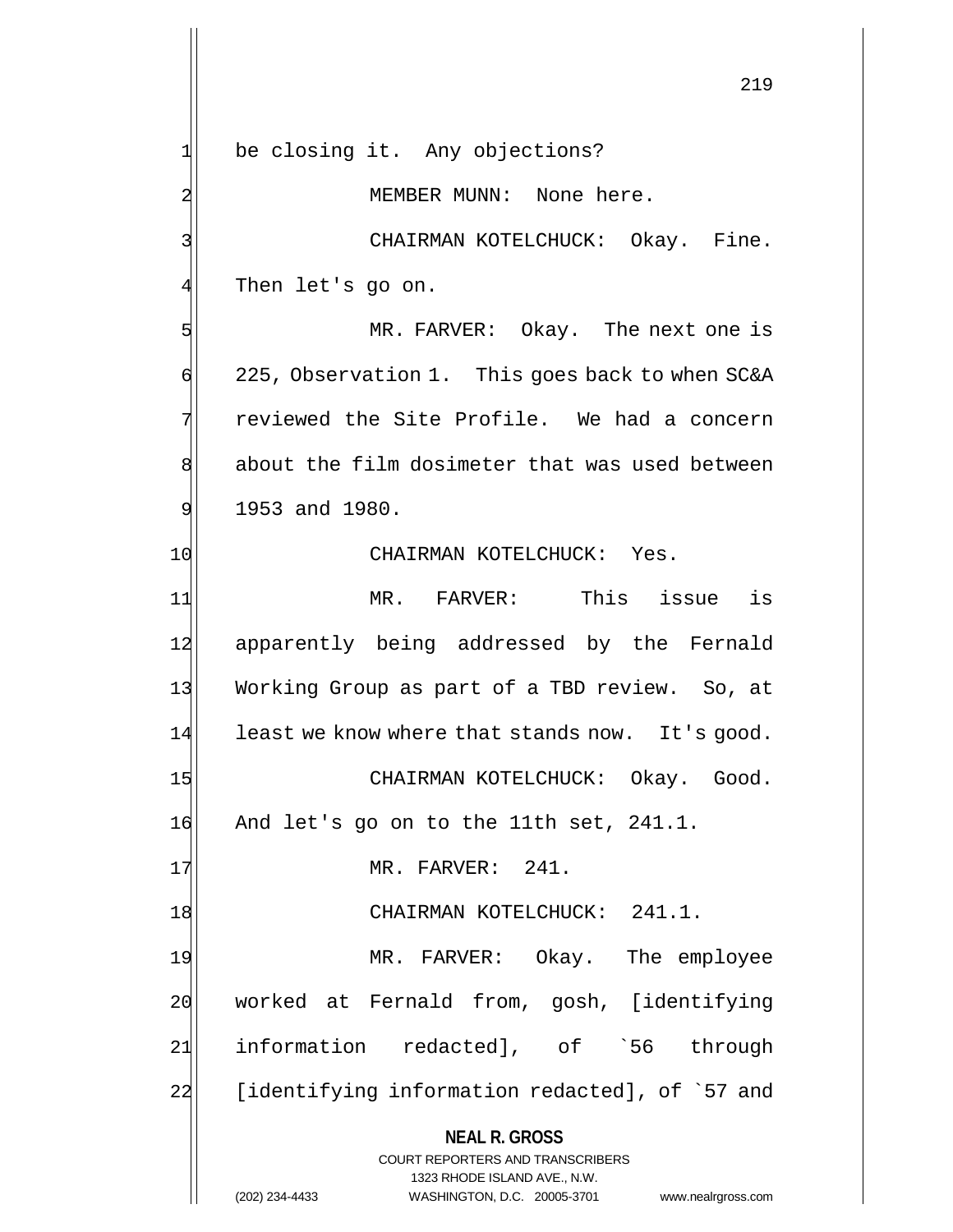be closing it. Any objections?

MEMBER MUNN: None here.

CHAIRMAN KOTELCHUCK: Okay. Fine. Then let's go on.

MR. FARVER: Okay. The next one is 225, Observation 1. This goes back to when SC&A reviewed the Site Profile. We had a concern about the film dosimeter that was used between 1953 and 1980.

CHAIRMAN KOTELCHUCK: Yes.

MR. FARVER: This issue is apparently being addressed by the Fernald Working Group as part of a TBD review. So, at least we know where that stands now. It's good.

CHAIRMAN KOTELCHUCK: Okay. Good. And let's go on to the 11th set, 241.1.

MR. FARVER: 241.

CHAIRMAN KOTELCHUCK: 241.1.

MR. FARVER: Okay. The employee worked at Fernald from, gosh, [identifying information redacted], of `56 through [identifying information redacted], of `57 and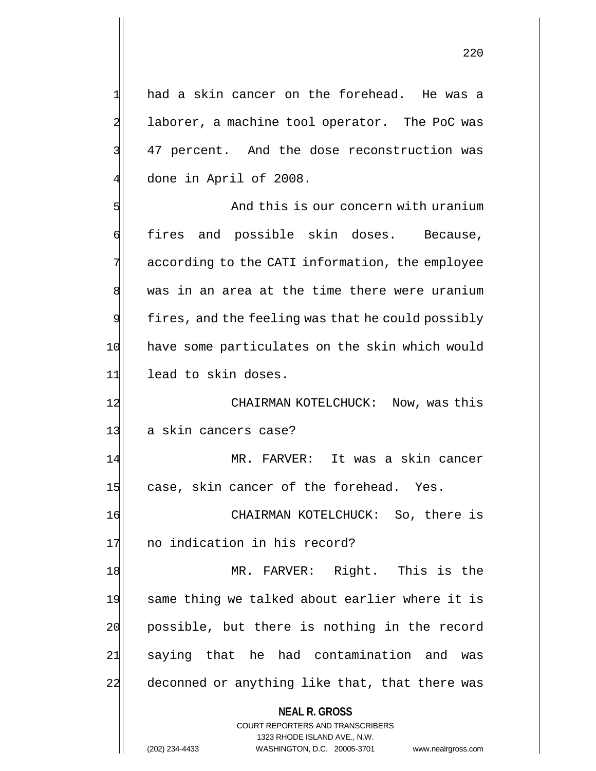had a skin cancer on the forehead. He was a laborer, a machine tool operator. The PoC was 47 percent. And the dose reconstruction was done in April of 2008.

And this is our concern with uranium fires and possible skin doses. Because, according to the CATI information, the employee was in an area at the time there were uranium fires, and the feeling was that he could possibly have some particulates on the skin which would lead to skin doses.

CHAIRMAN KOTELCHUCK: Now, was this a skin cancers case?

MR. FARVER: It was a skin cancer case, skin cancer of the forehead. Yes.

CHAIRMAN KOTELCHUCK: So, there is no indication in his record?

MR. FARVER: Right. This is the same thing we talked about earlier where it is possible, but there is nothing in the record saying that he had contamination and was deconned or anything like that, that there was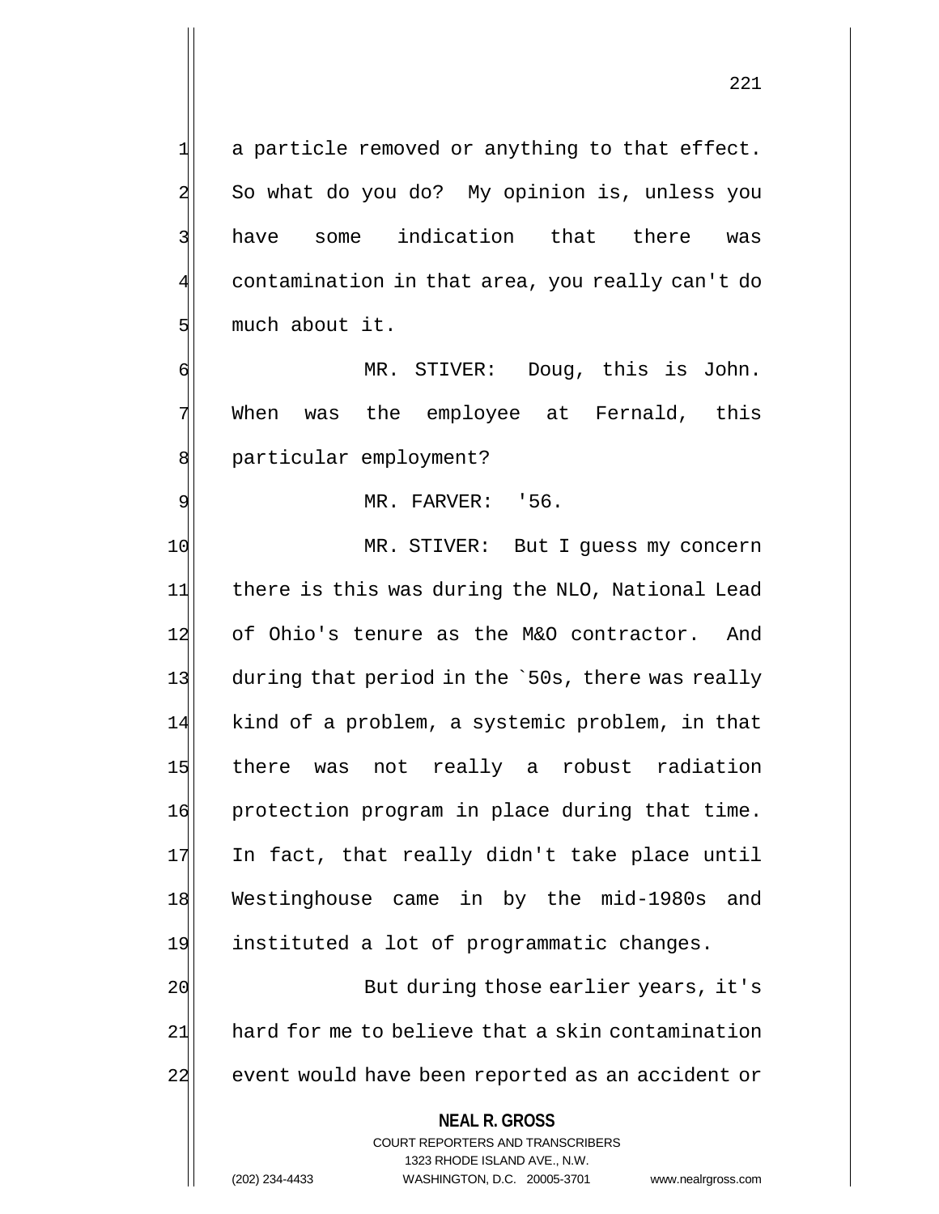a particle removed or anything to that effect. So what do you do? My opinion is, unless you have some indication that there was contamination in that area, you really can't do much about it.

MR. STIVER: Doug, this is John. When was the employee at Fernald, this particular employment?

MR. FARVER: '56.

MR. STIVER: But I guess my concern there is this was during the NLO, National Lead of Ohio's tenure as the M&O contractor. And during that period in the `50s, there was really kind of a problem, a systemic problem, in that there was not really a robust radiation protection program in place during that time. In fact, that really didn't take place until Westinghouse came in by the mid-1980s and instituted a lot of programmatic changes.

But during those earlier years, it's hard for me to believe that a skin contamination event would have been reported as an accident or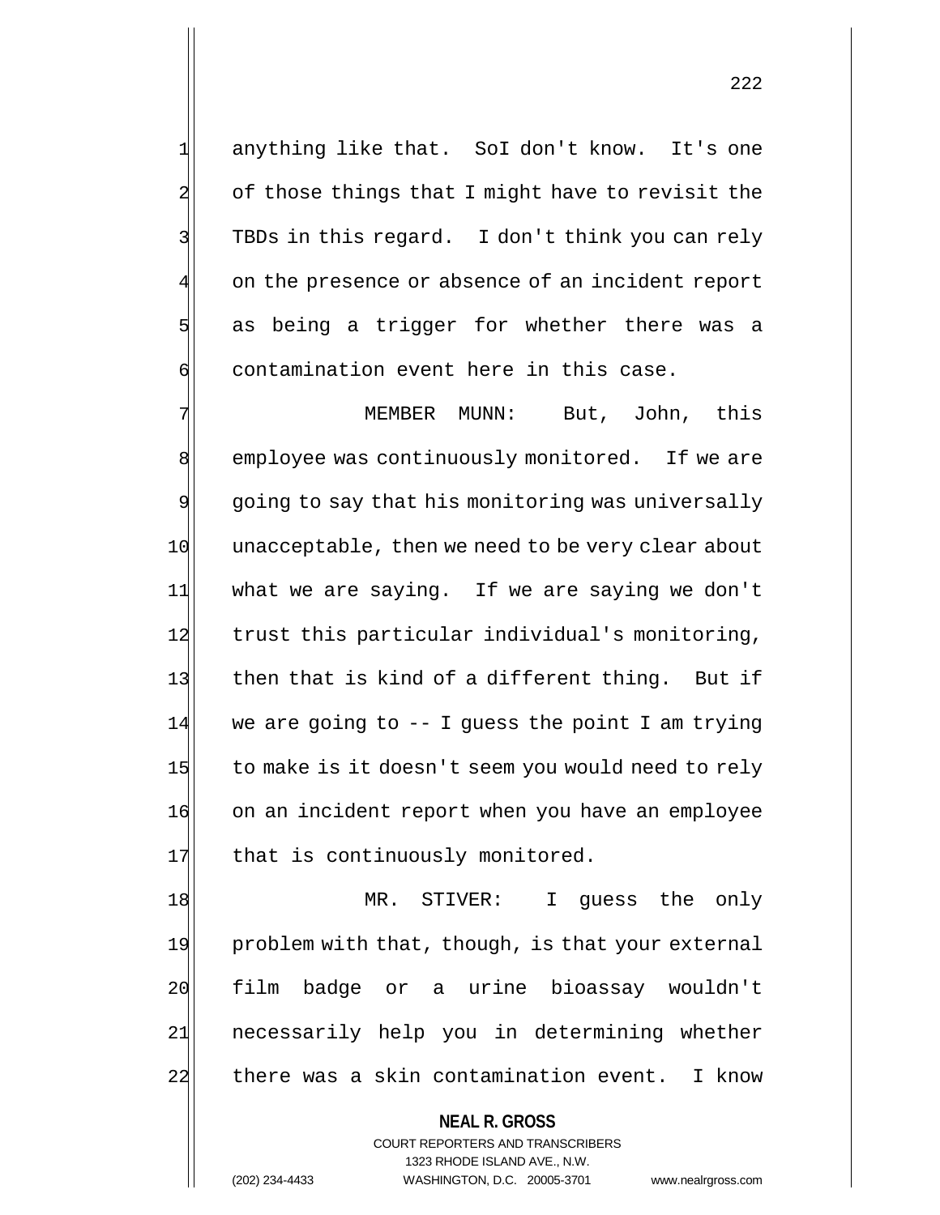anything like that. SoI don't know. It's one of those things that I might have to revisit the TBDs in this regard. I don't think you can rely on the presence or absence of an incident report as being a trigger for whether there was a contamination event here in this case.

MEMBER MUNN: But, John, this employee was continuously monitored. If we are going to say that his monitoring was universally unacceptable, then we need to be very clear about what we are saying. If we are saying we don't trust this particular individual's monitoring, then that is kind of a different thing. But if we are going to -- I guess the point I am trying to make is it doesn't seem you would need to rely on an incident report when you have an employee that is continuously monitored.

MR. STIVER: I guess the only problem with that, though, is that your external film badge or a urine bioassay wouldn't necessarily help you in determining whether there was a skin contamination event. I know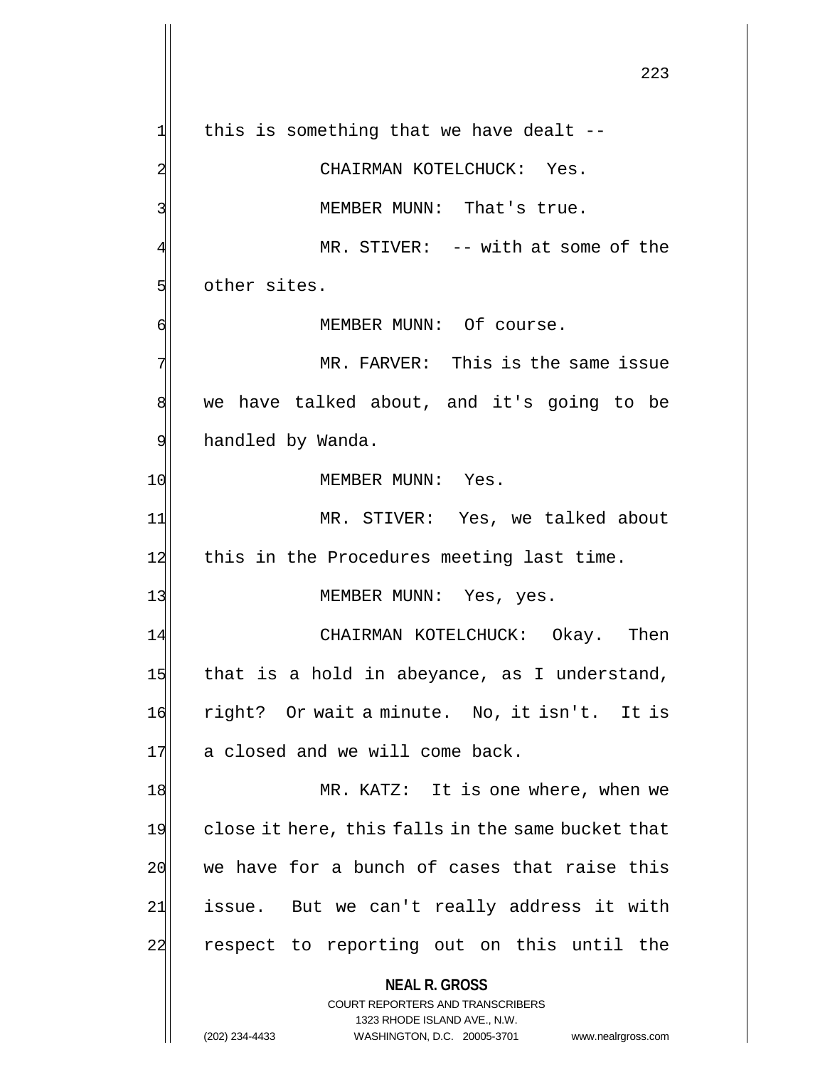this is something that we have dealt --

CHAIRMAN KOTELCHUCK: Yes.

MEMBER MUNN: That's true.

MR. STIVER: -- with at some of the other sites.

MEMBER MUNN: Of course.

MR. FARVER: This is the same issue we have talked about, and it's going to be handled by Wanda.

MEMBER MUNN: Yes.

MR. STIVER: Yes, we talked about this in the Procedures meeting last time.

MEMBER MUNN: Yes, yes.

CHAIRMAN KOTELCHUCK: Okay. Then that is a hold in abeyance, as I understand, right? Or wait a minute. No, it isn't. It is a closed and we will come back.

MR. KATZ: It is one where, when we close it here, this falls in the same bucket that we have for a bunch of cases that raise this issue. But we can't really address it with respect to reporting out on this until the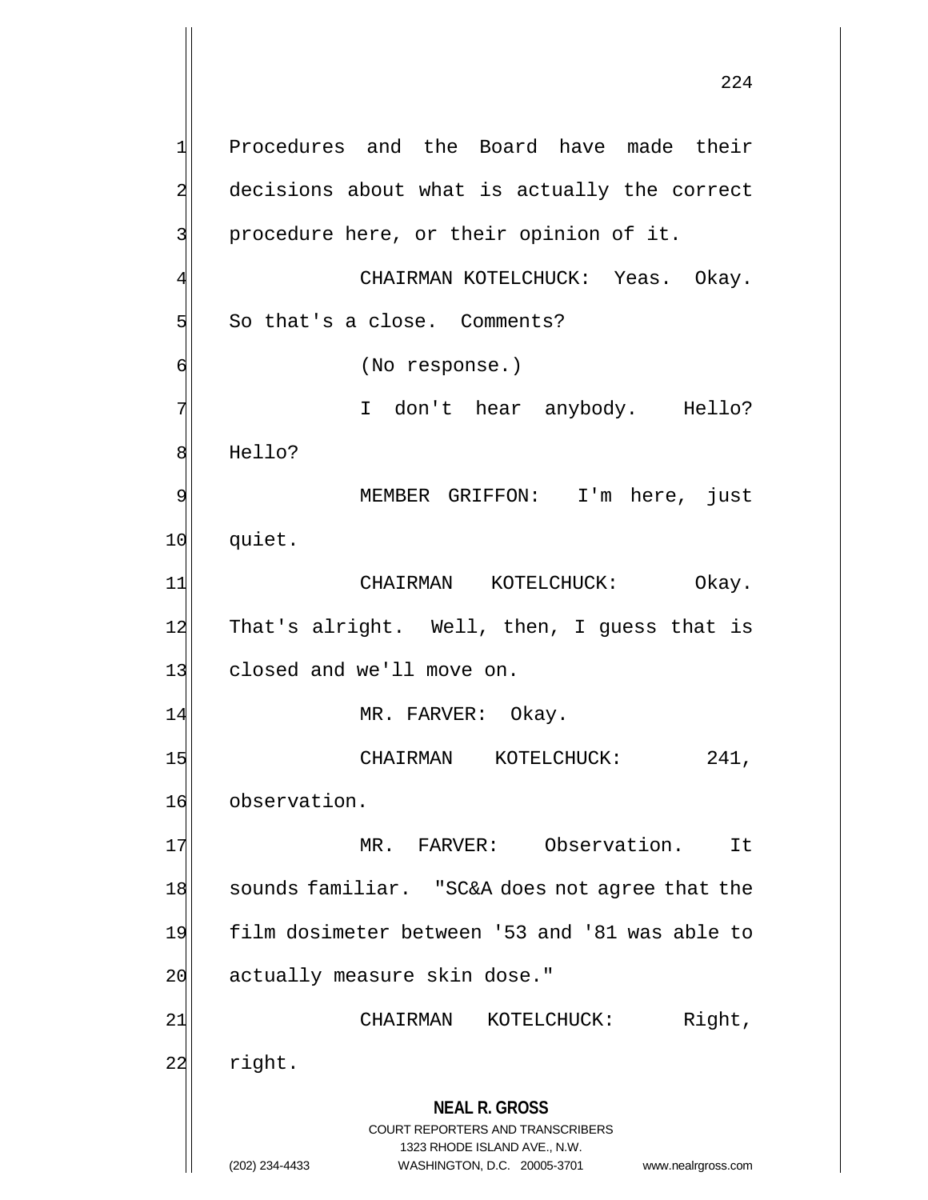Procedures and the Board have made their decisions about what is actually the correct procedure here, or their opinion of it.

CHAIRMAN KOTELCHUCK: Yeas. Okay. So that's a close. Comments?

(No response.)

I don't hear anybody. Hello? Hello?

MEMBER GRIFFON: I'm here, just quiet.

CHAIRMAN KOTELCHUCK: Okay. That's alright. Well, then, I guess that is closed and we'll move on.

MR. FARVER: Okay.

CHAIRMAN KOTELCHUCK: 241, observation.

MR. FARVER: Observation. It sounds familiar. "SC&A does not agree that the film dosimeter between '53 and '81 was able to actually measure skin dose."

CHAIRMAN KOTELCHUCK: Right, right.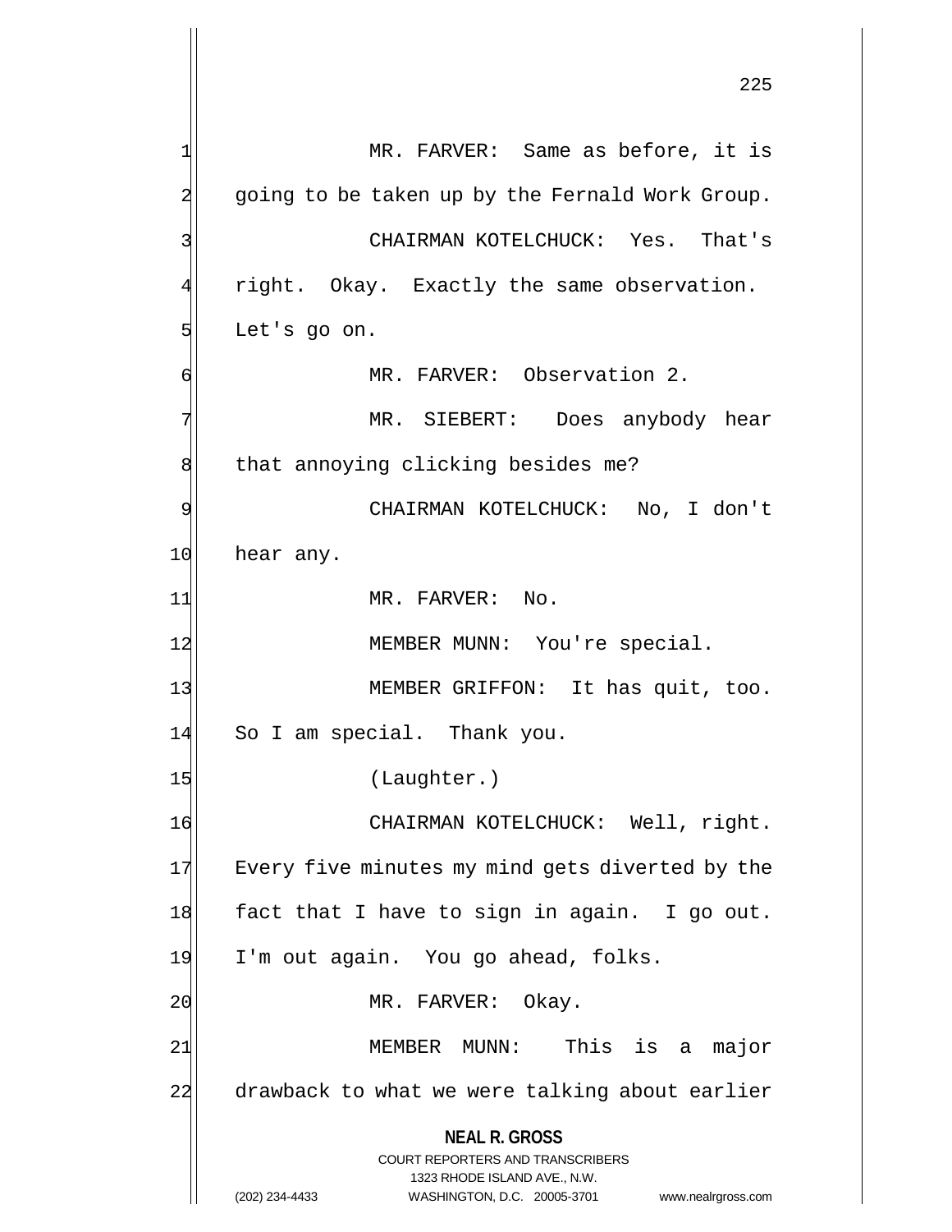MR. FARVER: Same as before, it is going to be taken up by the Fernald Work Group.

CHAIRMAN KOTELCHUCK: Yes. That's right. Okay. Exactly the same observation. Let's go on.

MR. FARVER: Observation 2.

MR. SIEBERT: Does anybody hear that annoying clicking besides me?

CHAIRMAN KOTELCHUCK: No, I don't hear any.

MR. FARVER: No.

MEMBER MUNN: You're special.

MEMBER GRIFFON: It has quit, too. So I am special. Thank you.

(Laughter.)

CHAIRMAN KOTELCHUCK: Well, right. Every five minutes my mind gets diverted by the fact that I have to sign in again. I go out. I'm out again. You go ahead, folks.

MR. FARVER: Okay.

MEMBER MUNN: This is a major drawback to what we were talking about earlier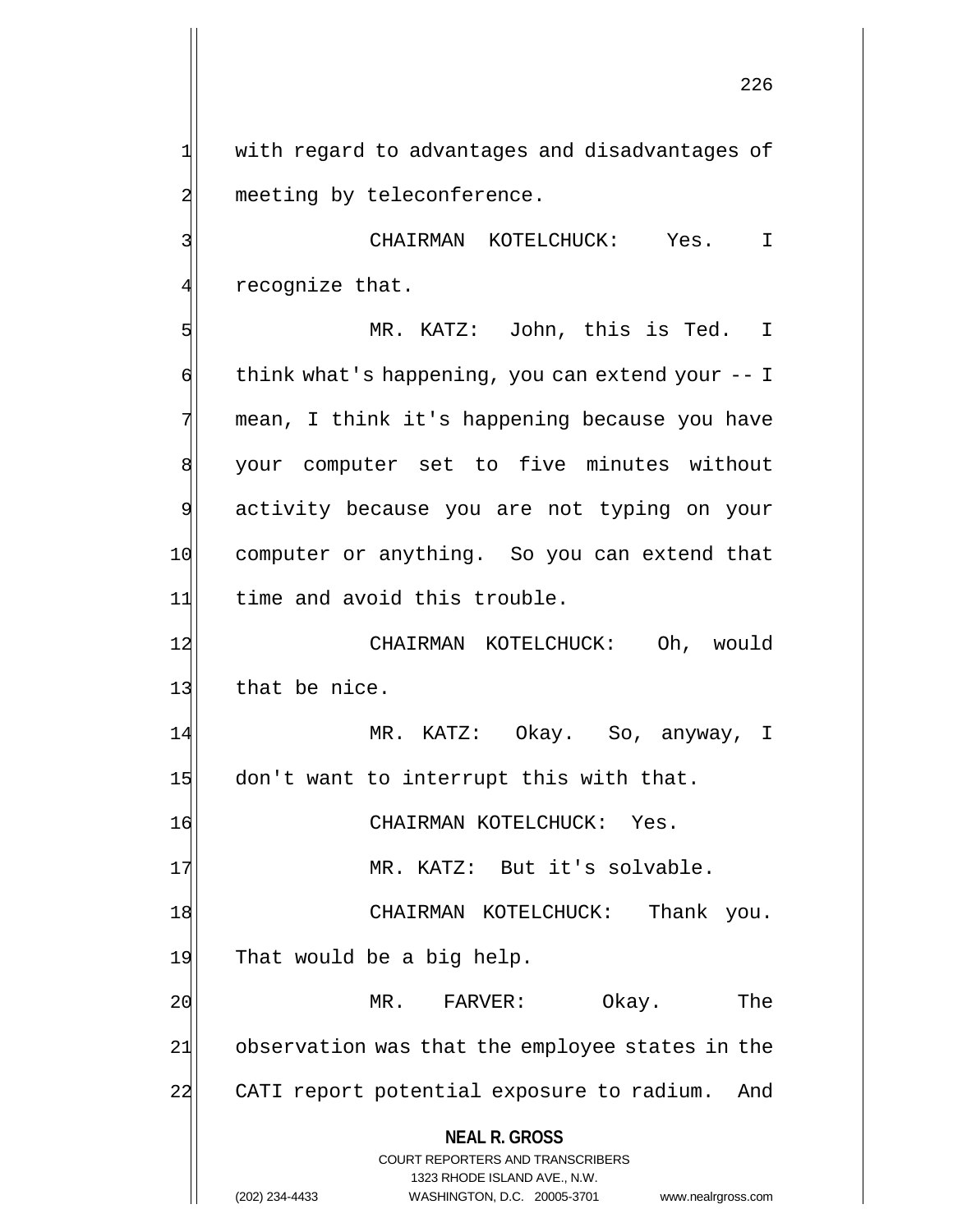with regard to advantages and disadvantages of meeting by teleconference.

CHAIRMAN KOTELCHUCK: Yes. I recognize that.

MR. KATZ: John, this is Ted. I think what's happening, you can extend your -- I mean, I think it's happening because you have your computer set to five minutes without activity because you are not typing on your computer or anything. So you can extend that time and avoid this trouble.

CHAIRMAN KOTELCHUCK: Oh, would that be nice.

MR. KATZ: Okay. So, anyway, I don't want to interrupt this with that.

CHAIRMAN KOTELCHUCK: Yes.

MR. KATZ: But it's solvable.

CHAIRMAN KOTELCHUCK: Thank you. That would be a big help.

MR. FARVER: Okay. The observation was that the employee states in the CATI report potential exposure to radium. And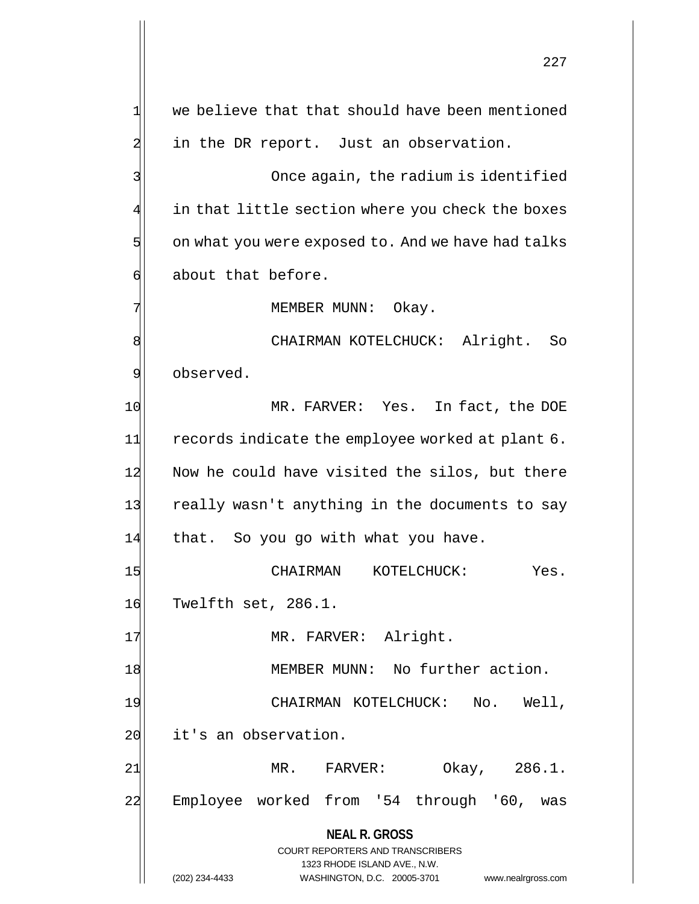we believe that that should have been mentioned in the DR report. Just an observation.

Once again, the radium is identified in that little section where you check the boxes on what you were exposed to. And we have had talks about that before.

MEMBER MUNN: Okay.

CHAIRMAN KOTELCHUCK: Alright. So observed.

MR. FARVER: Yes. In fact, the DOE records indicate the employee worked at plant 6. Now he could have visited the silos, but there really wasn't anything in the documents to say that. So you go with what you have.

CHAIRMAN KOTELCHUCK: Yes. Twelfth set, 286.1.

MR. FARVER: Alright.

MEMBER MUNN: No further action.

CHAIRMAN KOTELCHUCK: No. Well, it's an observation.

MR. FARVER: Okay, 286.1. Employee worked from '54 through '60, was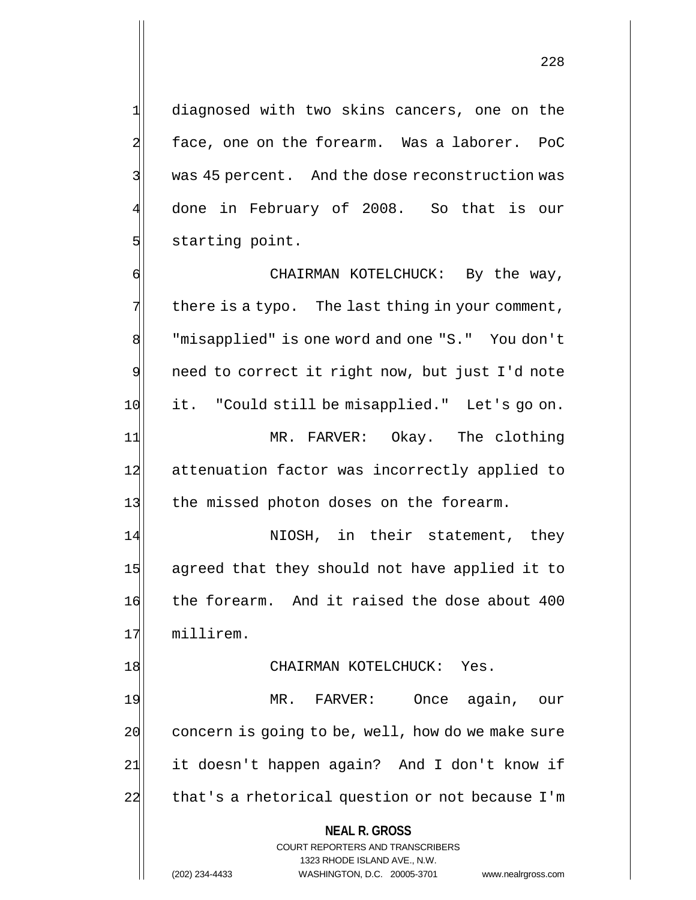diagnosed with two skins cancers, one on the face, one on the forearm. Was a laborer. PoC was 45 percent. And the dose reconstruction was done in February of 2008. So that is our starting point.

CHAIRMAN KOTELCHUCK: By the way, there is a typo. The last thing in your comment, "misapplied" is one word and one "S." You don't need to correct it right now, but just I'd note it. "Could still be misapplied." Let's go on.

MR. FARVER: Okay. The clothing attenuation factor was incorrectly applied to the missed photon doses on the forearm.

NIOSH, in their statement, they agreed that they should not have applied it to the forearm. And it raised the dose about 400 millirem.

CHAIRMAN KOTELCHUCK: Yes.

MR. FARVER: Once again, our concern is going to be, well, how do we make sure it doesn't happen again? And I don't know if that's a rhetorical question or not because I'm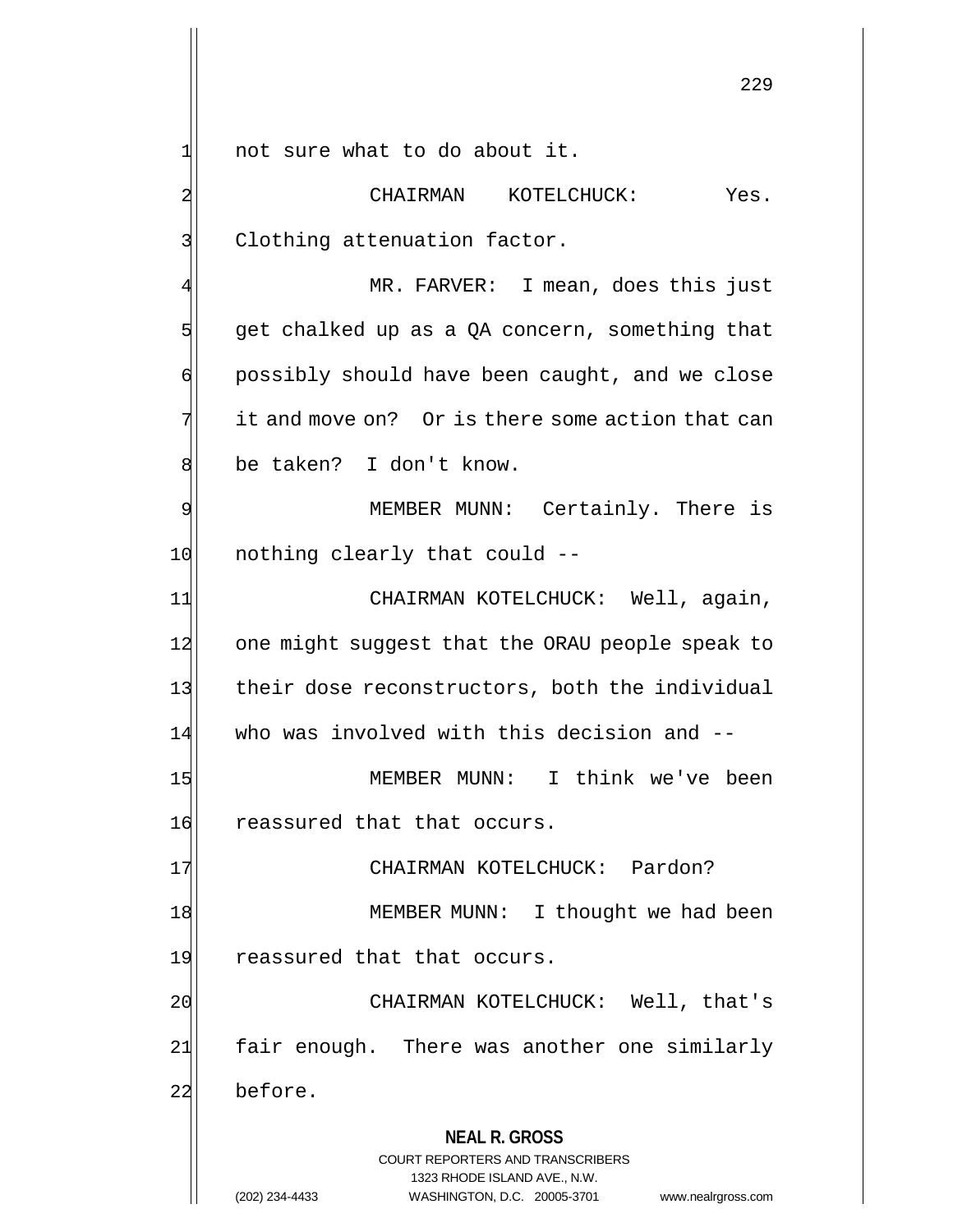not sure what to do about it.

CHAIRMAN KOTELCHUCK: Yes. Clothing attenuation factor.

MR. FARVER: I mean, does this just get chalked up as a QA concern, something that possibly should have been caught, and we close it and move on? Or is there some action that can be taken? I don't know.

MEMBER MUNN: Certainly. There is nothing clearly that could --

CHAIRMAN KOTELCHUCK: Well, again, one might suggest that the ORAU people speak to their dose reconstructors, both the individual who was involved with this decision and --

MEMBER MUNN: I think we've been reassured that that occurs.

CHAIRMAN KOTELCHUCK: Pardon?

MEMBER MUNN: I thought we had been reassured that that occurs.

CHAIRMAN KOTELCHUCK: Well, that's fair enough. There was another one similarly before.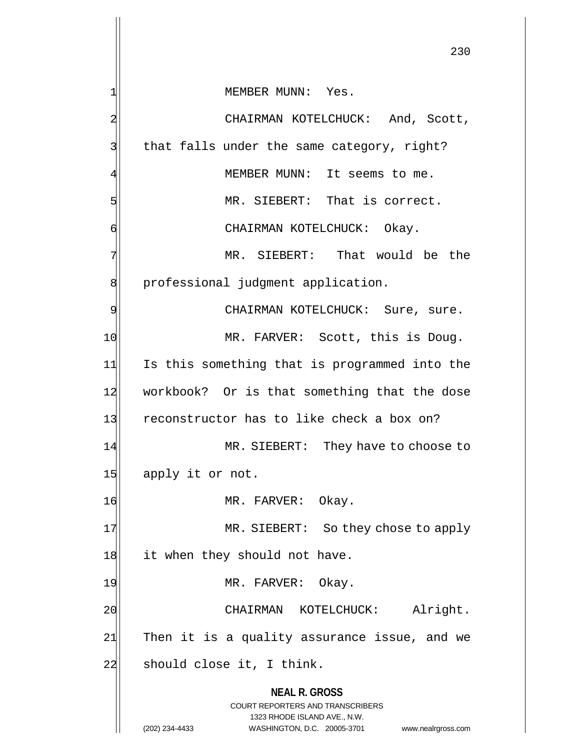MEMBER MUNN: Yes.

CHAIRMAN KOTELCHUCK: And, Scott, that falls under the same category, right?

MEMBER MUNN: It seems to me.

MR. SIEBERT: That is correct.

CHAIRMAN KOTELCHUCK: Okay.

MR. SIEBERT: That would be the professional judgment application.

CHAIRMAN KOTELCHUCK: Sure, sure.

MR. FARVER: Scott, this is Doug. Is this something that is programmed into the workbook? Or is that something that the dose reconstructor has to like check a box on?

MR. SIEBERT: They have to choose to apply it or not.

MR. FARVER: Okay.

MR. SIEBERT: So they chose to apply it when they should not have.

MR. FARVER: Okay.

CHAIRMAN KOTELCHUCK: Alright. Then it is a quality assurance issue, and we should close it, I think.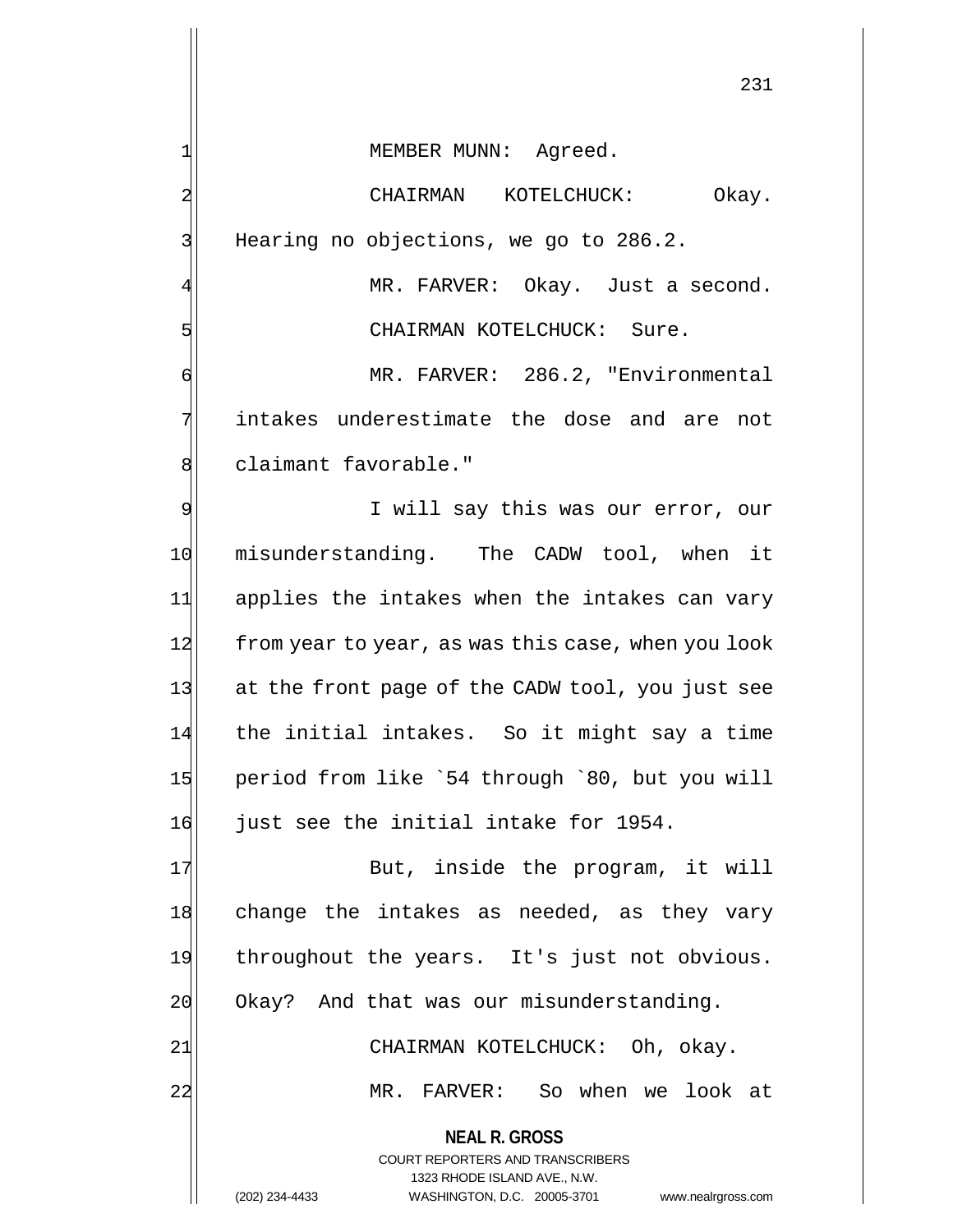MEMBER MUNN: Agreed.

CHAIRMAN KOTELCHUCK: Okay. Hearing no objections, we go to 286.2.

MR. FARVER: Okay. Just a second.

CHAIRMAN KOTELCHUCK: Sure.

MR. FARVER: 286.2, "Environmental intakes underestimate the dose and are not claimant favorable."

I will say this was our error, our misunderstanding. The CADW tool, when it applies the intakes when the intakes can vary from year to year, as was this case, when you look at the front page of the CADW tool, you just see the initial intakes. So it might say a time period from like `54 through `80, but you will just see the initial intake for 1954.

But, inside the program, it will change the intakes as needed, as they vary throughout the years. It's just not obvious. Okay? And that was our misunderstanding.

CHAIRMAN KOTELCHUCK: Oh, okay.

MR. FARVER: So when we look at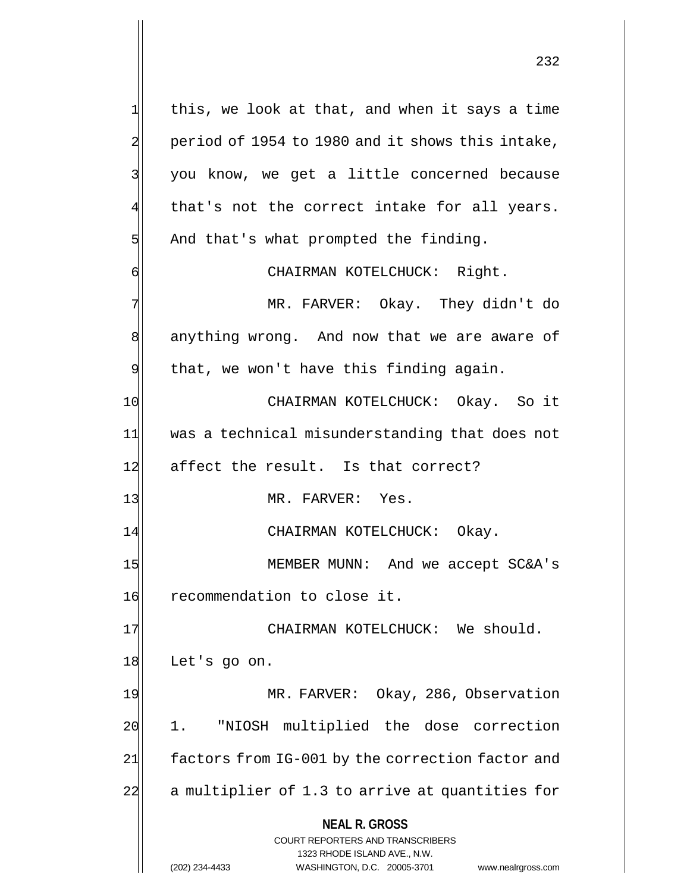this, we look at that, and when it says a time period of 1954 to 1980 and it shows this intake, you know, we get a little concerned because that's not the correct intake for all years. And that's what prompted the finding.

CHAIRMAN KOTELCHUCK: Right.

MR. FARVER: Okay. They didn't do anything wrong. And now that we are aware of that, we won't have this finding again.

CHAIRMAN KOTELCHUCK: Okay. So it was a technical misunderstanding that does not affect the result. Is that correct?

MR. FARVER: Yes.

CHAIRMAN KOTELCHUCK: Okay.

MEMBER MUNN: And we accept SC&A's recommendation to close it.

CHAIRMAN KOTELCHUCK: We should. Let's go on.

MR. FARVER: Okay, 286, Observation 1. "NIOSH multiplied the dose correction factors from IG-001 by the correction factor and a multiplier of 1.3 to arrive at quantities for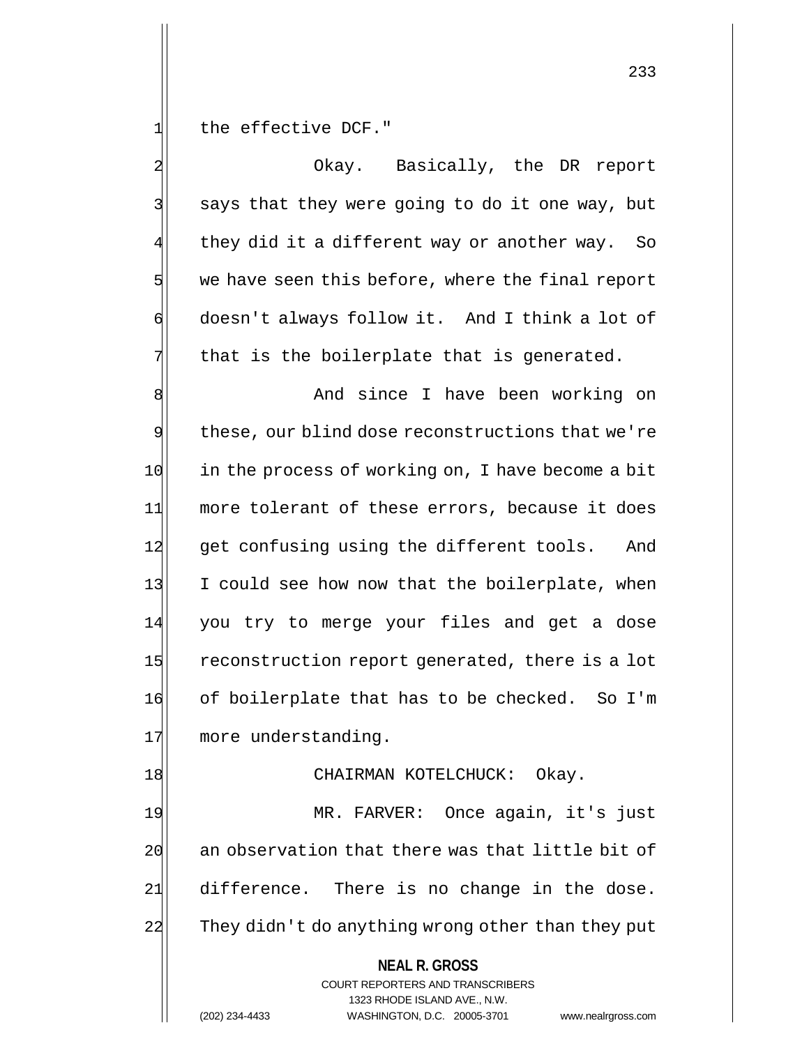the effective DCF."

Okay. Basically, the DR report says that they were going to do it one way, but they did it a different way or another way. So we have seen this before, where the final report doesn't always follow it. And I think a lot of that is the boilerplate that is generated.

And since I have been working on these, our blind dose reconstructions that we're in the process of working on, I have become a bit more tolerant of these errors, because it does get confusing using the different tools. And I could see how now that the boilerplate, when you try to merge your files and get a dose reconstruction report generated, there is a lot of boilerplate that has to be checked. So I'm more understanding.

CHAIRMAN KOTELCHUCK: Okay.

MR. FARVER: Once again, it's just an observation that there was that little bit of difference. There is no change in the dose. They didn't do anything wrong other than they put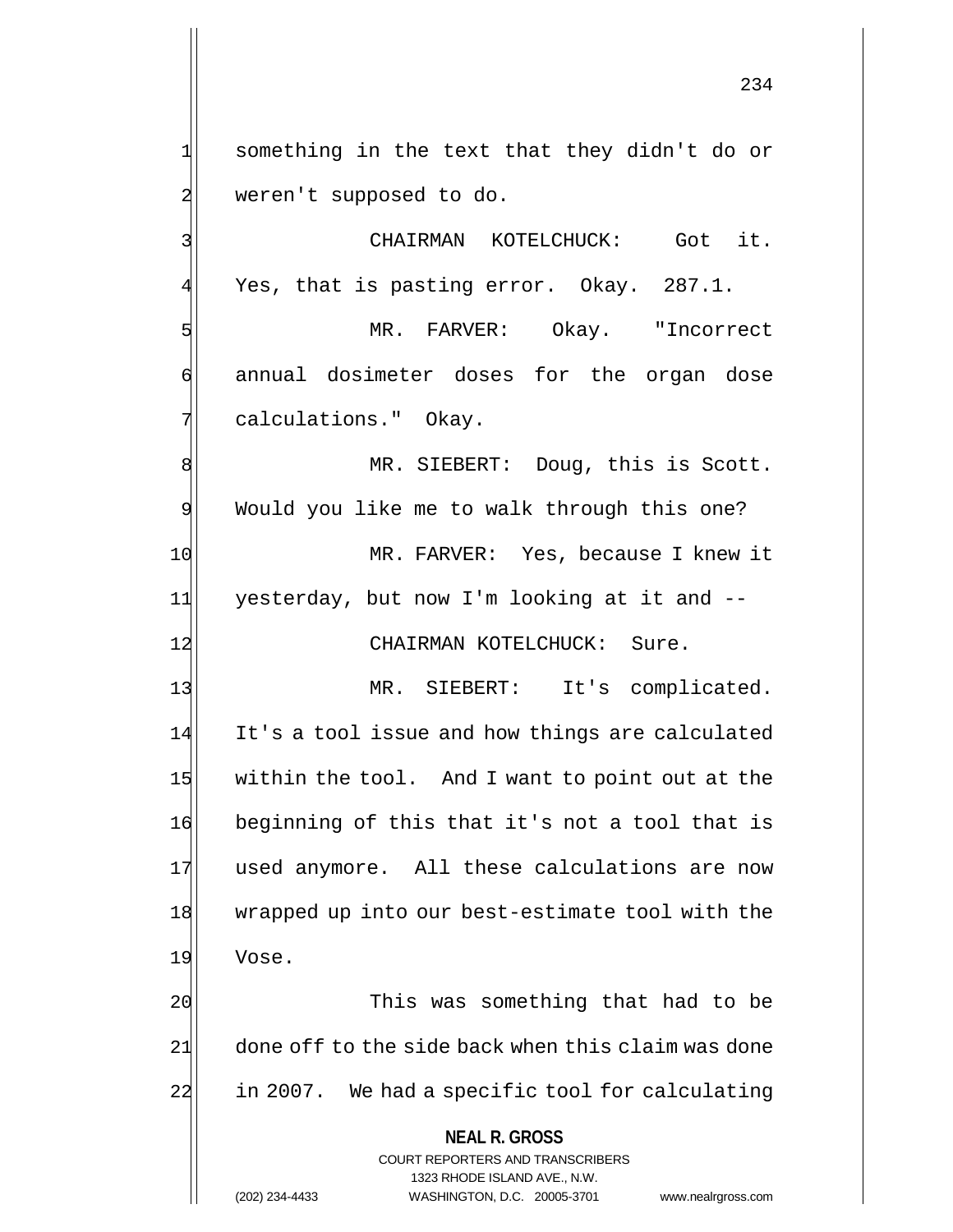something in the text that they didn't do or weren't supposed to do.

CHAIRMAN KOTELCHUCK: Got it. Yes, that is pasting error. Okay. 287.1.

MR. FARVER: Okay. "Incorrect annual dosimeter doses for the organ dose calculations." Okay.

MR. SIEBERT: Doug, this is Scott. Would you like me to walk through this one?

MR. FARVER: Yes, because I knew it yesterday, but now I'm looking at it and --

CHAIRMAN KOTELCHUCK: Sure.

MR. SIEBERT: It's complicated. It's a tool issue and how things are calculated within the tool. And I want to point out at the beginning of this that it's not a tool that is used anymore. All these calculations are now wrapped up into our best-estimate tool with the Vose.

This was something that had to be done off to the side back when this claim was done in 2007. We had a specific tool for calculating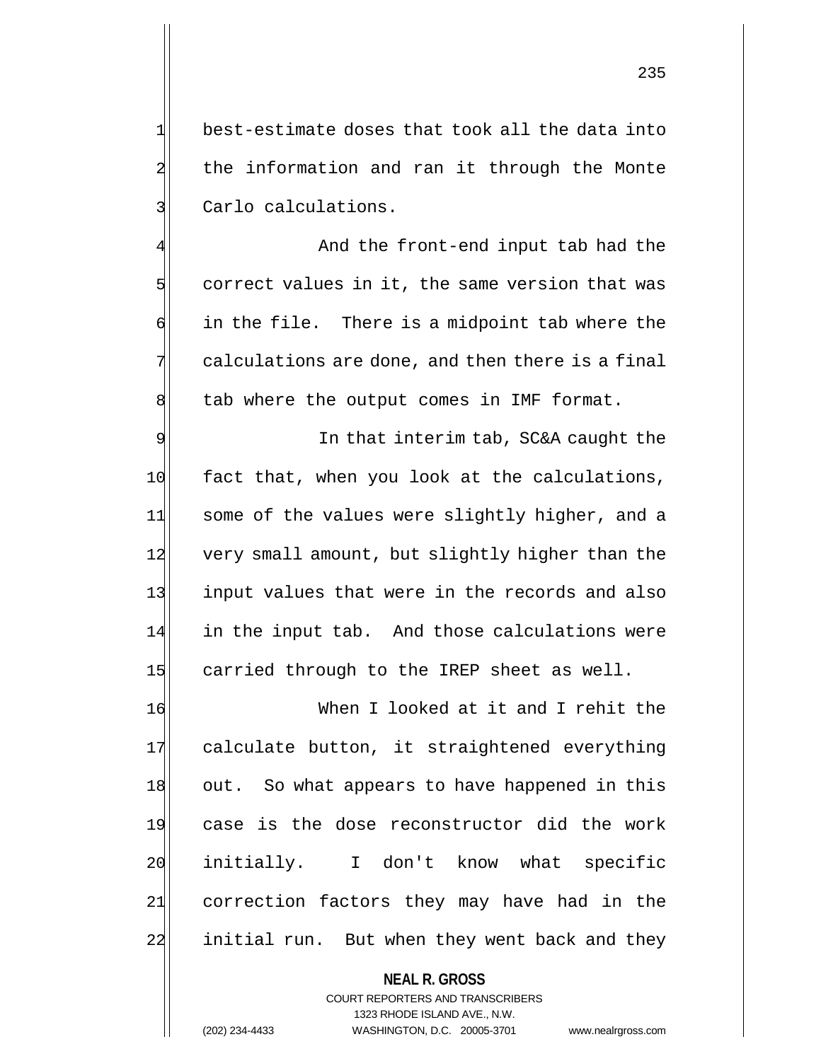best-estimate doses that took all the data into the information and ran it through the Monte Carlo calculations.

And the front-end input tab had the correct values in it, the same version that was in the file. There is a midpoint tab where the calculations are done, and then there is a final tab where the output comes in IMF format.

In that interim tab, SC&A caught the fact that, when you look at the calculations, some of the values were slightly higher, and a very small amount, but slightly higher than the input values that were in the records and also in the input tab. And those calculations were carried through to the IREP sheet as well.

When I looked at it and I rehit the calculate button, it straightened everything out. So what appears to have happened in this case is the dose reconstructor did the work initially. I don't know what specific correction factors they may have had in the initial run. But when they went back and they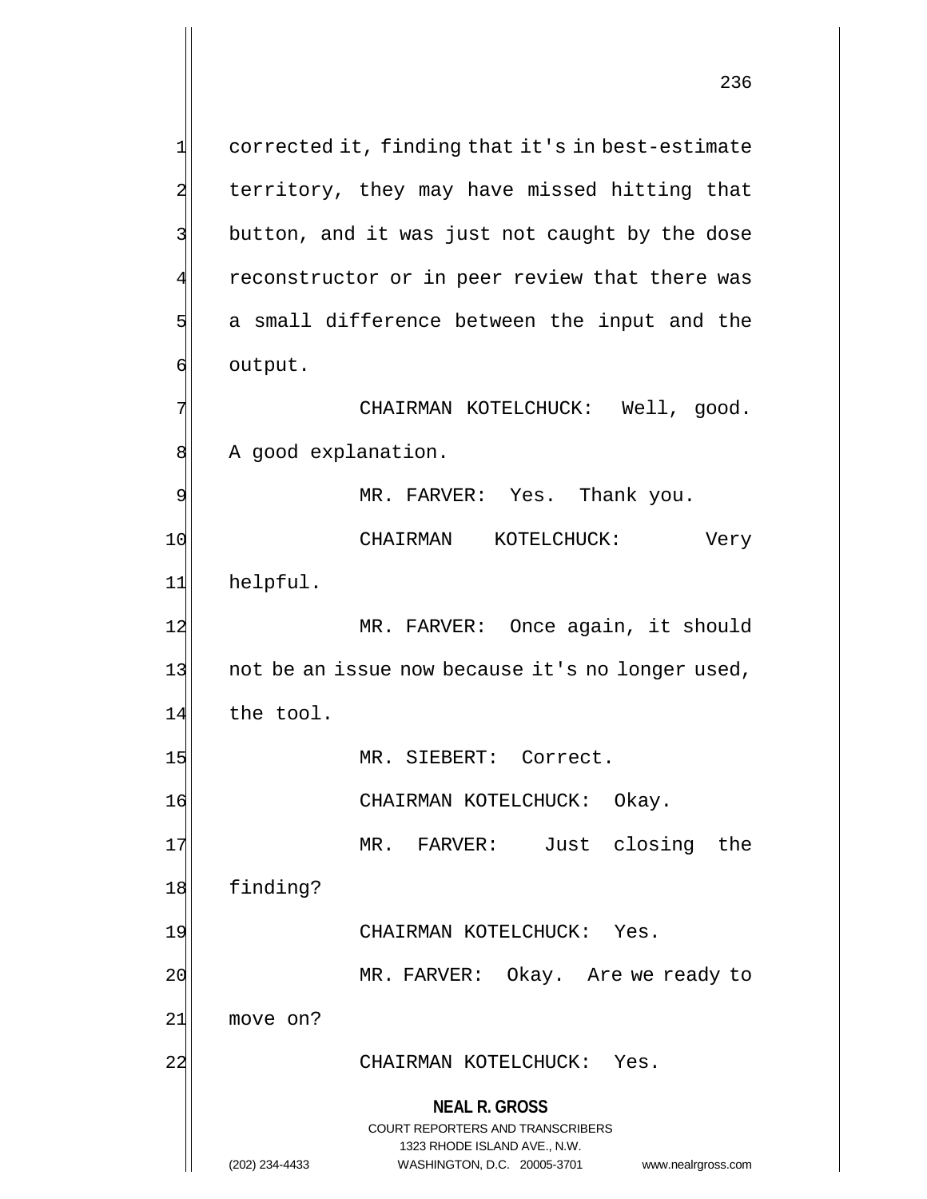corrected it, finding that it's in best-estimate territory, they may have missed hitting that button, and it was just not caught by the dose reconstructor or in peer review that there was a small difference between the input and the output.

CHAIRMAN KOTELCHUCK: Well, good. A good explanation.

MR. FARVER: Yes. Thank you.

CHAIRMAN KOTELCHUCK: Very helpful.

MR. FARVER: Once again, it should not be an issue now because it's no longer used, the tool.

MR. SIEBERT: Correct.

CHAIRMAN KOTELCHUCK: Okay.

MR. FARVER: Just closing the finding?

CHAIRMAN KOTELCHUCK: Yes.

MR. FARVER: Okay. Are we ready to move on?

CHAIRMAN KOTELCHUCK: Yes.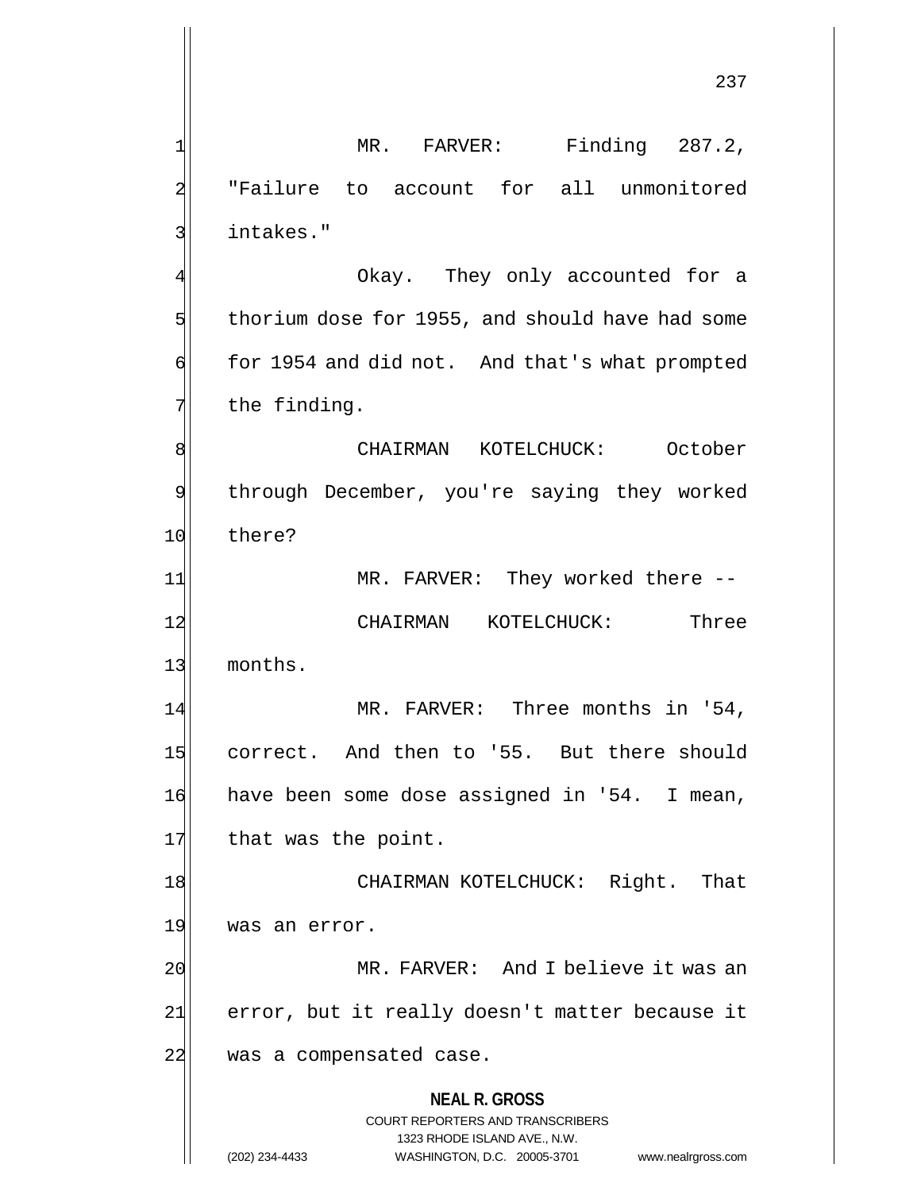MR. FARVER: Finding 287.2, "Failure to account for all unmonitored intakes."

Okay. They only accounted for a thorium dose for 1955, and should have had some for 1954 and did not. And that's what prompted the finding.

CHAIRMAN KOTELCHUCK: October through December, you're saying they worked there?

MR. FARVER: They worked there --

CHAIRMAN KOTELCHUCK: Three months.

MR. FARVER: Three months in '54, correct. And then to '55. But there should have been some dose assigned in '54. I mean, that was the point.

CHAIRMAN KOTELCHUCK: Right. That was an error.

MR. FARVER: And I believe it was an error, but it really doesn't matter because it was a compensated case.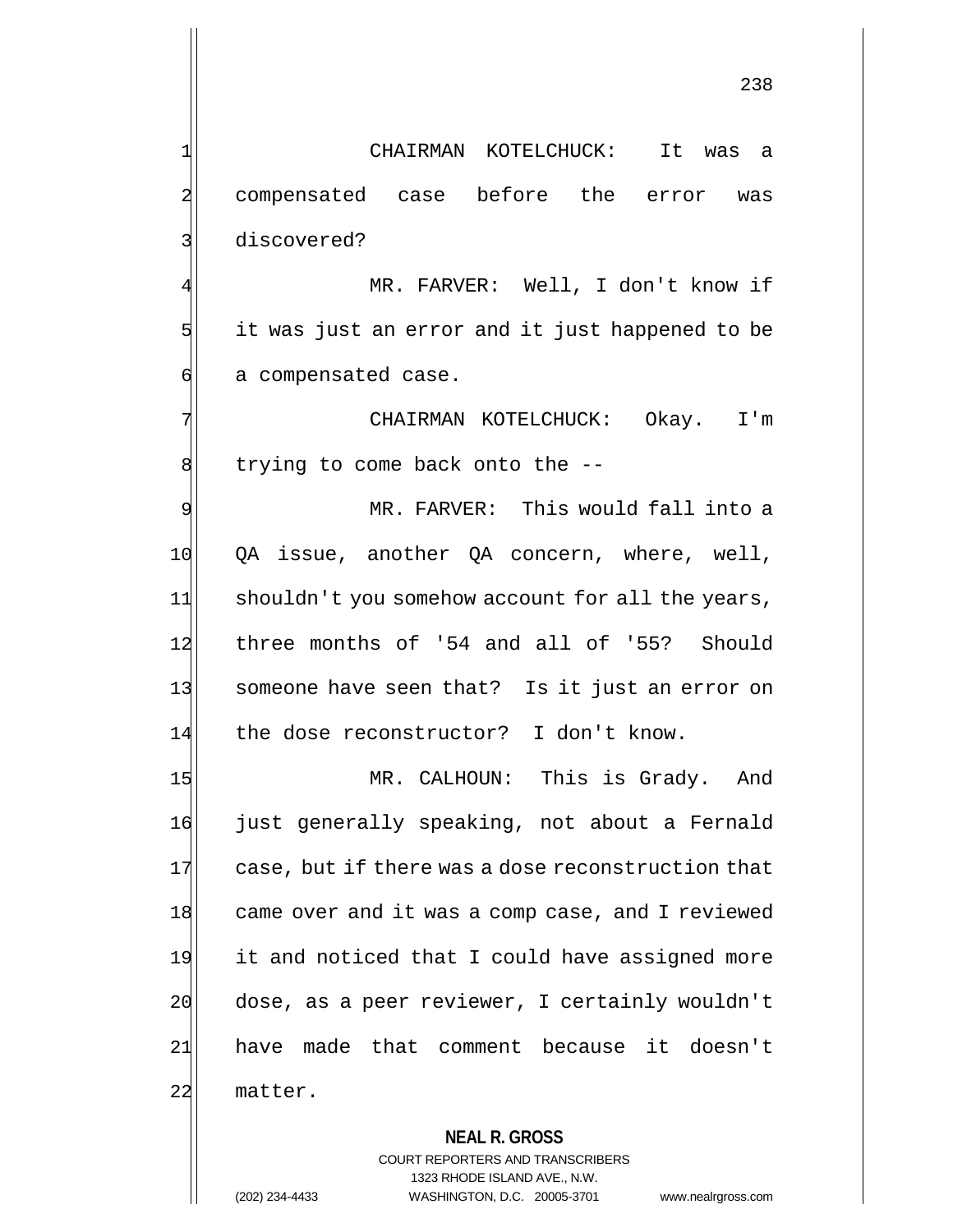CHAIRMAN KOTELCHUCK: It was a compensated case before the error was discovered?

MR. FARVER: Well, I don't know if it was just an error and it just happened to be a compensated case.

CHAIRMAN KOTELCHUCK: Okay. I'm trying to come back onto the --

MR. FARVER: This would fall into a QA issue, another QA concern, where, well, shouldn't you somehow account for all the years, three months of '54 and all of '55? Should someone have seen that? Is it just an error on the dose reconstructor? I don't know.

MR. CALHOUN: This is Grady. And just generally speaking, not about a Fernald case, but if there was a dose reconstruction that came over and it was a comp case, and I reviewed it and noticed that I could have assigned more dose, as a peer reviewer, I certainly wouldn't have made that comment because it doesn't matter.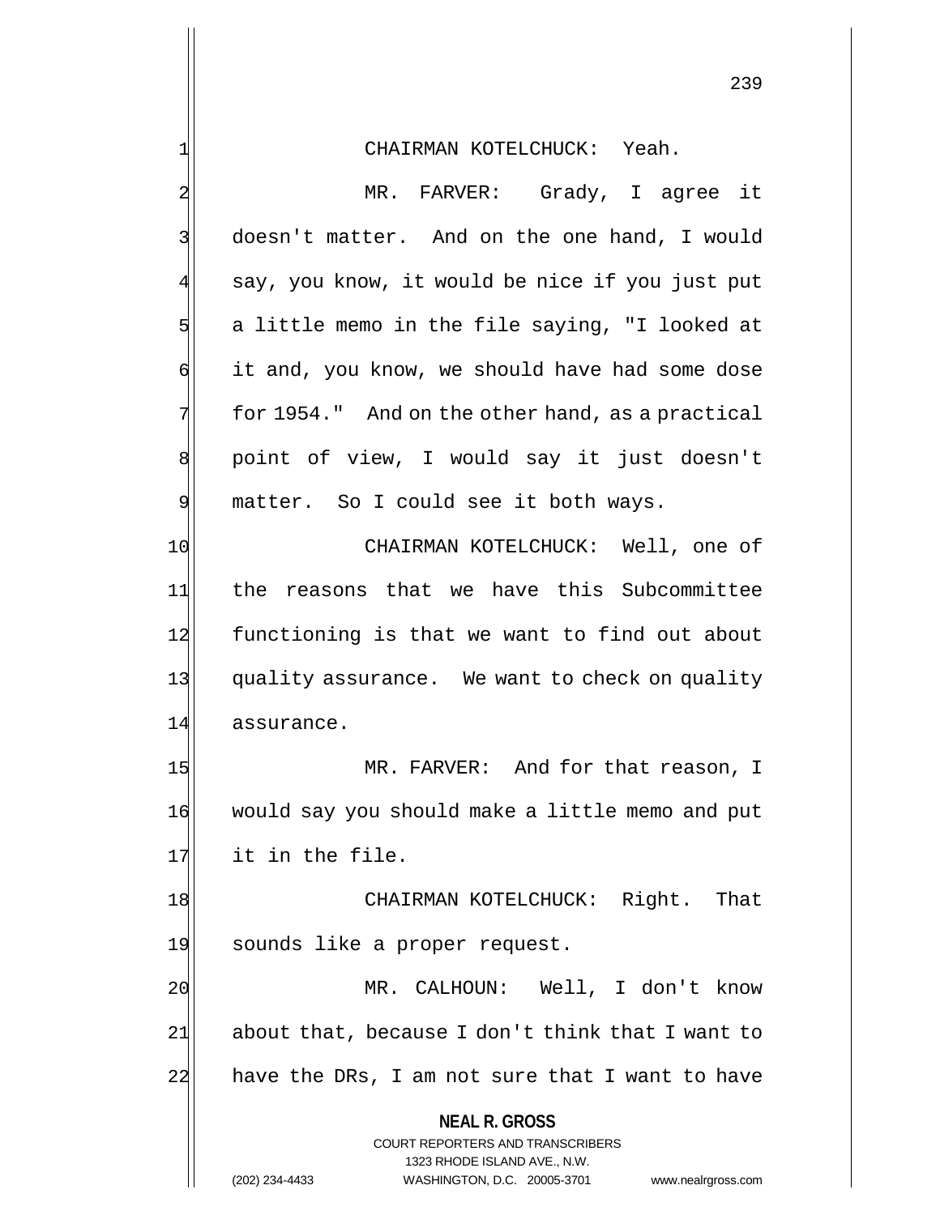CHAIRMAN KOTELCHUCK: Yeah.

MR. FARVER: Grady, I agree it doesn't matter. And on the one hand, I would say, you know, it would be nice if you just put a little memo in the file saying, "I looked at it and, you know, we should have had some dose for 1954." And on the other hand, as a practical point of view, I would say it just doesn't matter. So I could see it both ways.

CHAIRMAN KOTELCHUCK: Well, one of the reasons that we have this Subcommittee functioning is that we want to find out about quality assurance. We want to check on quality assurance.

MR. FARVER: And for that reason, I would say you should make a little memo and put it in the file.

CHAIRMAN KOTELCHUCK: Right. That sounds like a proper request.

MR. CALHOUN: Well, I don't know about that, because I don't think that I want to have the DRs, I am not sure that I want to have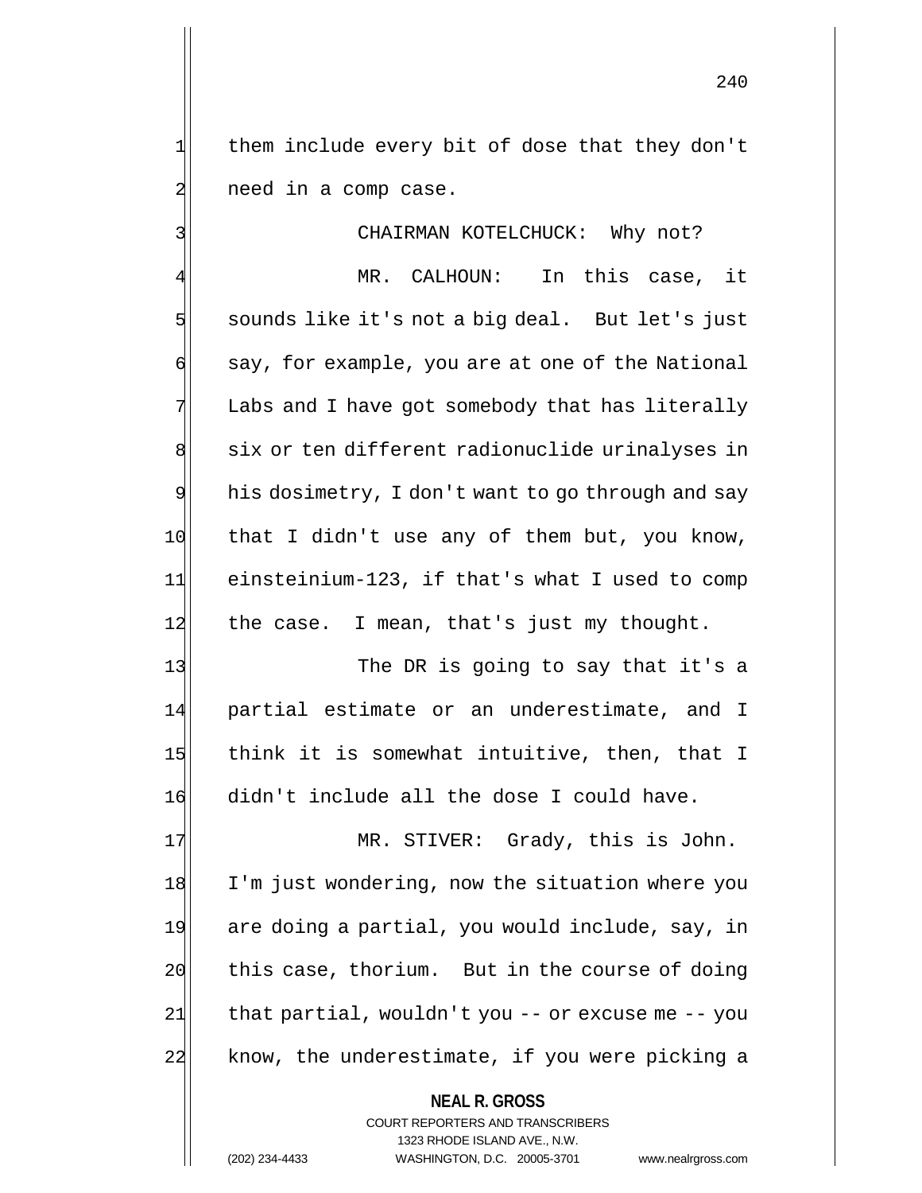them include every bit of dose that they don't need in a comp case.

CHAIRMAN KOTELCHUCK: Why not?

MR. CALHOUN: In this case, it sounds like it's not a big deal. But let's just say, for example, you are at one of the National Labs and I have got somebody that has literally six or ten different radionuclide urinalyses in his dosimetry, I don't want to go through and say that I didn't use any of them but, you know, einsteinium-123, if that's what I used to comp the case. I mean, that's just my thought.

The DR is going to say that it's a partial estimate or an underestimate, and I think it is somewhat intuitive, then, that I didn't include all the dose I could have.

MR. STIVER: Grady, this is John. I'm just wondering, now the situation where you are doing a partial, you would include, say, in this case, thorium. But in the course of doing that partial, wouldn't you -- or excuse me -- you know, the underestimate, if you were picking a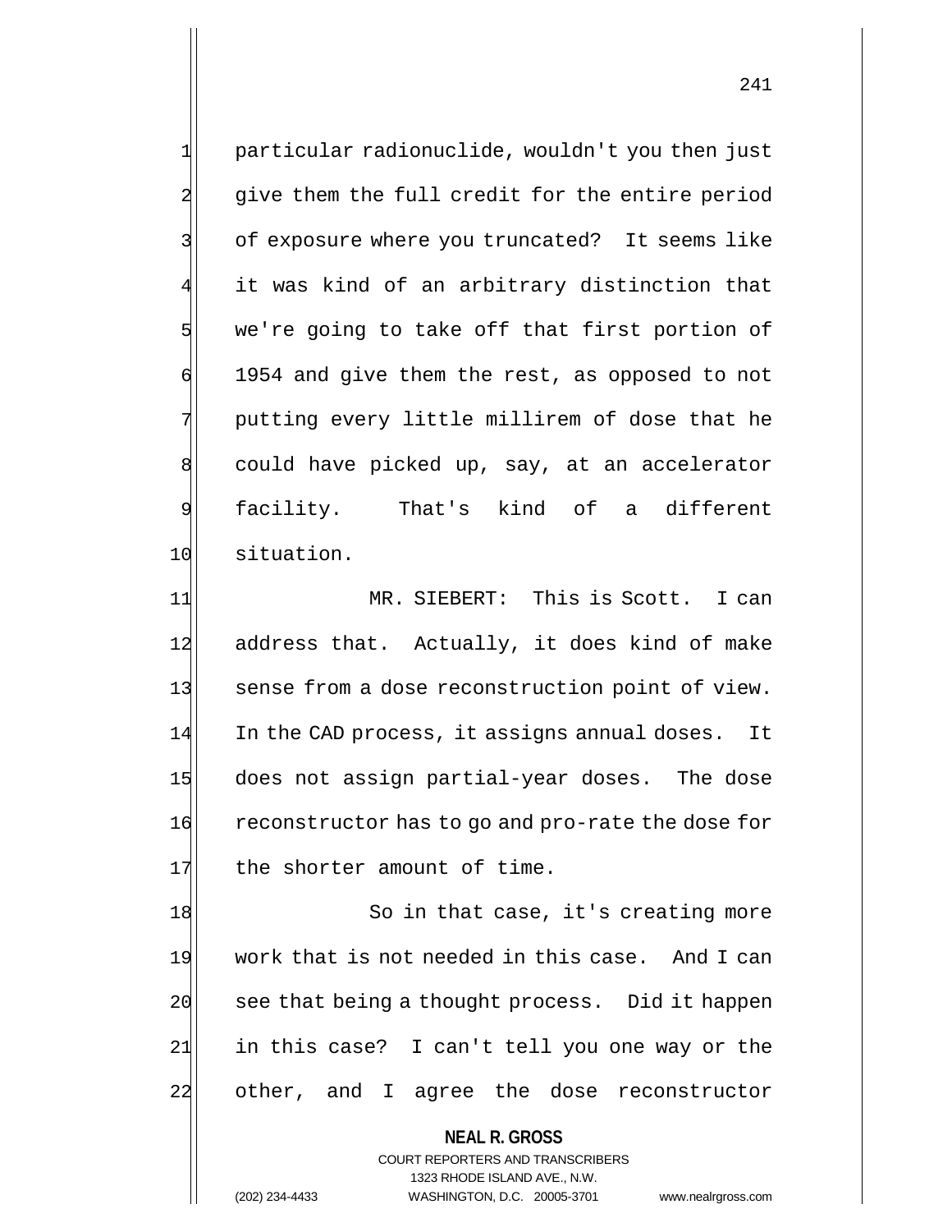particular radionuclide, wouldn't you then just give them the full credit for the entire period of exposure where you truncated? It seems like it was kind of an arbitrary distinction that we're going to take off that first portion of 1954 and give them the rest, as opposed to not putting every little millirem of dose that he could have picked up, say, at an accelerator facility. That's kind of a different situation.

MR. SIEBERT: This is Scott. I can address that. Actually, it does kind of make sense from a dose reconstruction point of view. In the CAD process, it assigns annual doses. It does not assign partial-year doses. The dose reconstructor has to go and pro-rate the dose for the shorter amount of time.

So in that case, it's creating more work that is not needed in this case. And I can see that being a thought process. Did it happen in this case? I can't tell you one way or the other, and I agree the dose reconstructor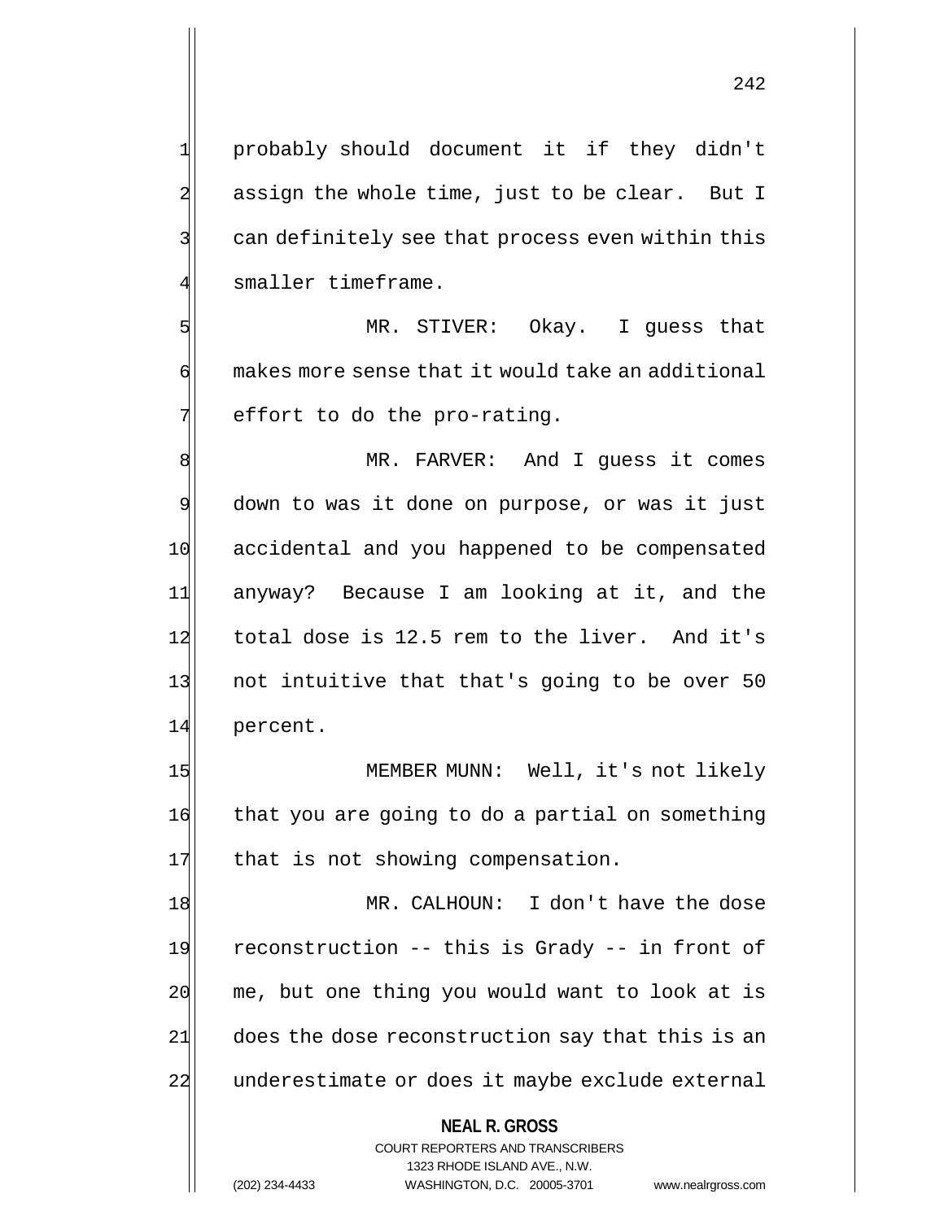probably should document it if they didn't assign the whole time, just to be clear. But I can definitely see that process even within this smaller timeframe.

MR. STIVER: Okay. I guess that makes more sense that it would take an additional effort to do the pro-rating.

MR. FARVER: And I guess it comes down to was it done on purpose, or was it just accidental and you happened to be compensated anyway? Because I am looking at it, and the total dose is 12.5 rem to the liver. And it's not intuitive that that's going to be over 50 percent.

MEMBER MUNN: Well, it's not likely that you are going to do a partial on something that is not showing compensation.

MR. CALHOUN: I don't have the dose reconstruction -- this is Grady -- in front of me, but one thing you would want to look at is does the dose reconstruction say that this is an underestimate or does it maybe exclude external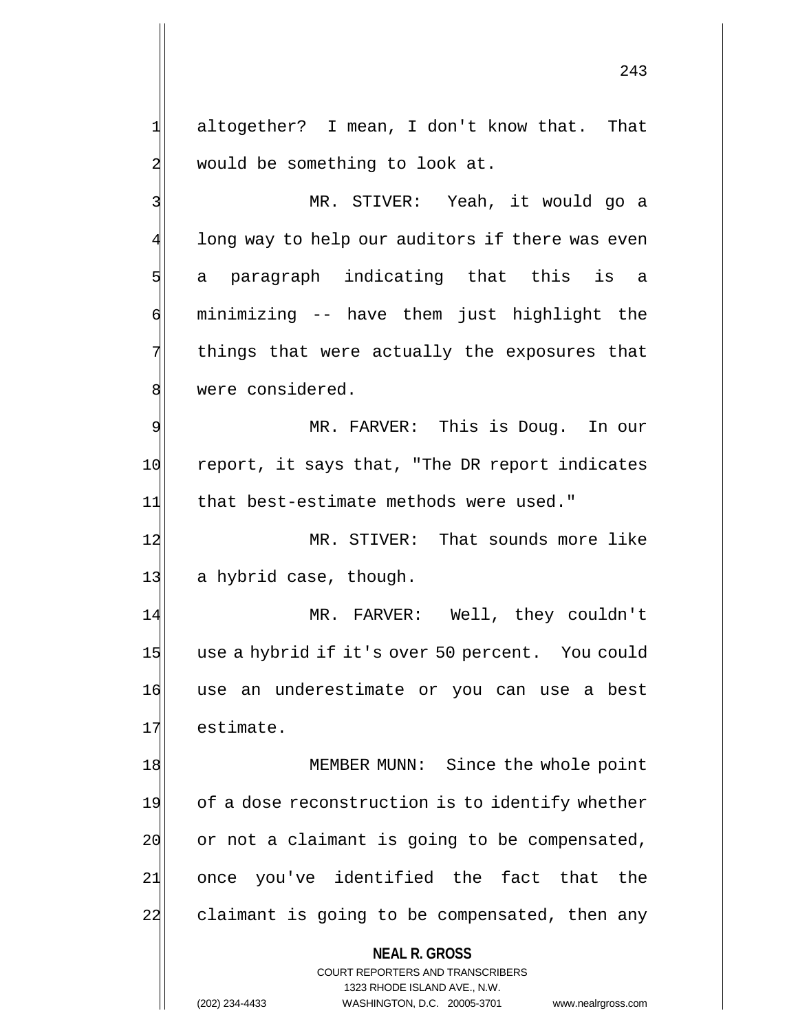altogether? I mean, I don't know that. That would be something to look at.

MR. STIVER: Yeah, it would go a long way to help our auditors if there was even a paragraph indicating that this is a minimizing -- have them just highlight the things that were actually the exposures that were considered.

MR. FARVER: This is Doug. In our report, it says that, "The DR report indicates that best-estimate methods were used."

MR. STIVER: That sounds more like a hybrid case, though.

MR. FARVER: Well, they couldn't use a hybrid if it's over 50 percent. You could use an underestimate or you can use a best estimate.

MEMBER MUNN: Since the whole point of a dose reconstruction is to identify whether or not a claimant is going to be compensated, once you've identified the fact that the claimant is going to be compensated, then any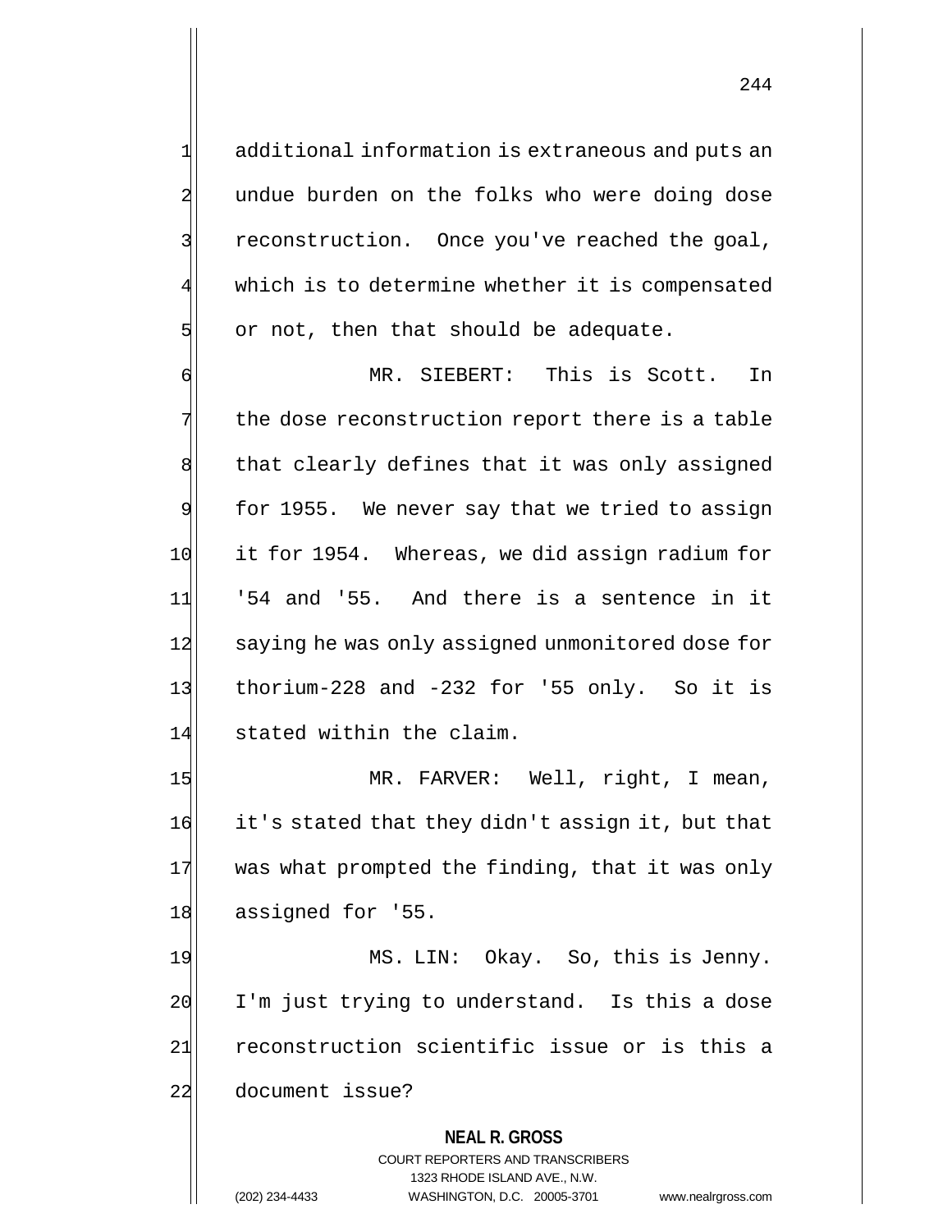additional information is extraneous and puts an undue burden on the folks who were doing dose reconstruction. Once you've reached the goal, which is to determine whether it is compensated or not, then that should be adequate.

MR. SIEBERT: This is Scott. In the dose reconstruction report there is a table that clearly defines that it was only assigned for 1955. We never say that we tried to assign it for 1954. Whereas, we did assign radium for '54 and '55. And there is a sentence in it saying he was only assigned unmonitored dose for thorium-228 and -232 for '55 only. So it is stated within the claim.

MR. FARVER: Well, right, I mean, it's stated that they didn't assign it, but that was what prompted the finding, that it was only assigned for '55.

MS. LIN: Okay. So, this is Jenny. I'm just trying to understand. Is this a dose reconstruction scientific issue or is this a document issue?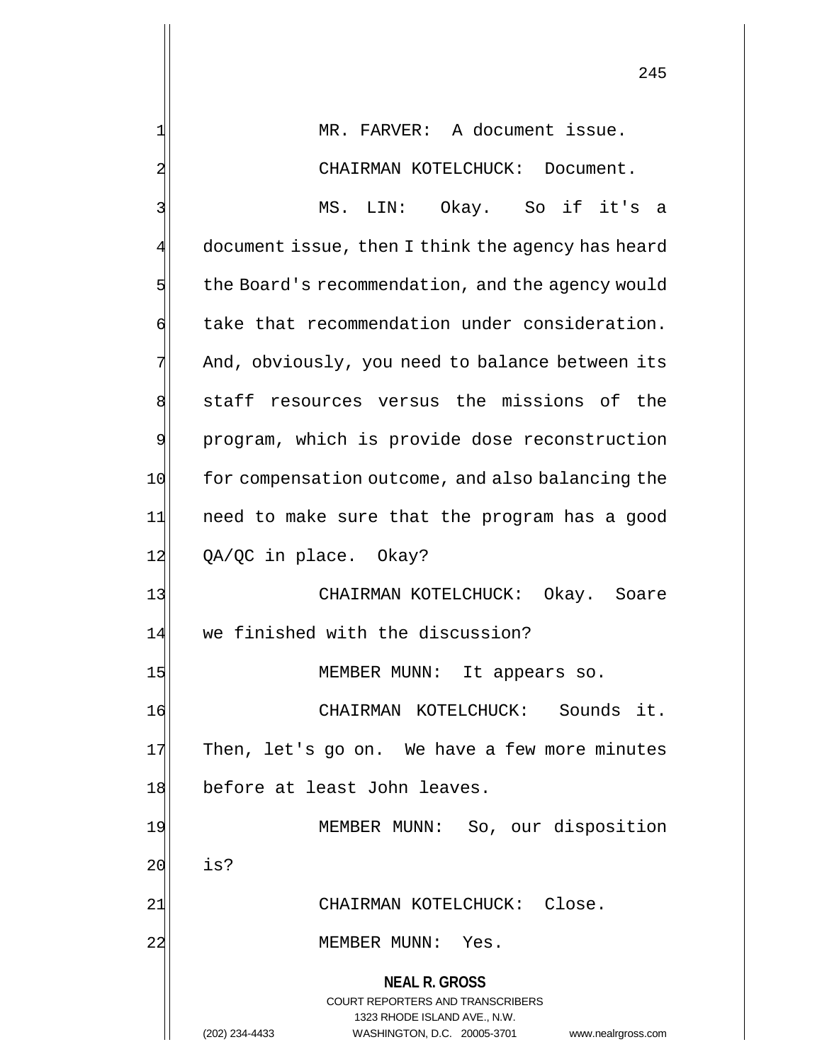MR. FARVER: A document issue.

CHAIRMAN KOTELCHUCK: Document.

MS. LIN: Okay. So if it's a document issue, then I think the agency has heard the Board's recommendation, and the agency would take that recommendation under consideration. And, obviously, you need to balance between its staff resources versus the missions of the program, which is provide dose reconstruction for compensation outcome, and also balancing the need to make sure that the program has a good QA/QC in place. Okay?

CHAIRMAN KOTELCHUCK: Okay. Soare we finished with the discussion?

MEMBER MUNN: It appears so.

CHAIRMAN KOTELCHUCK: Sounds it. Then, let's go on. We have a few more minutes before at least John leaves.

MEMBER MUNN: So, our disposition is?

CHAIRMAN KOTELCHUCK: Close.

MEMBER MUNN: Yes.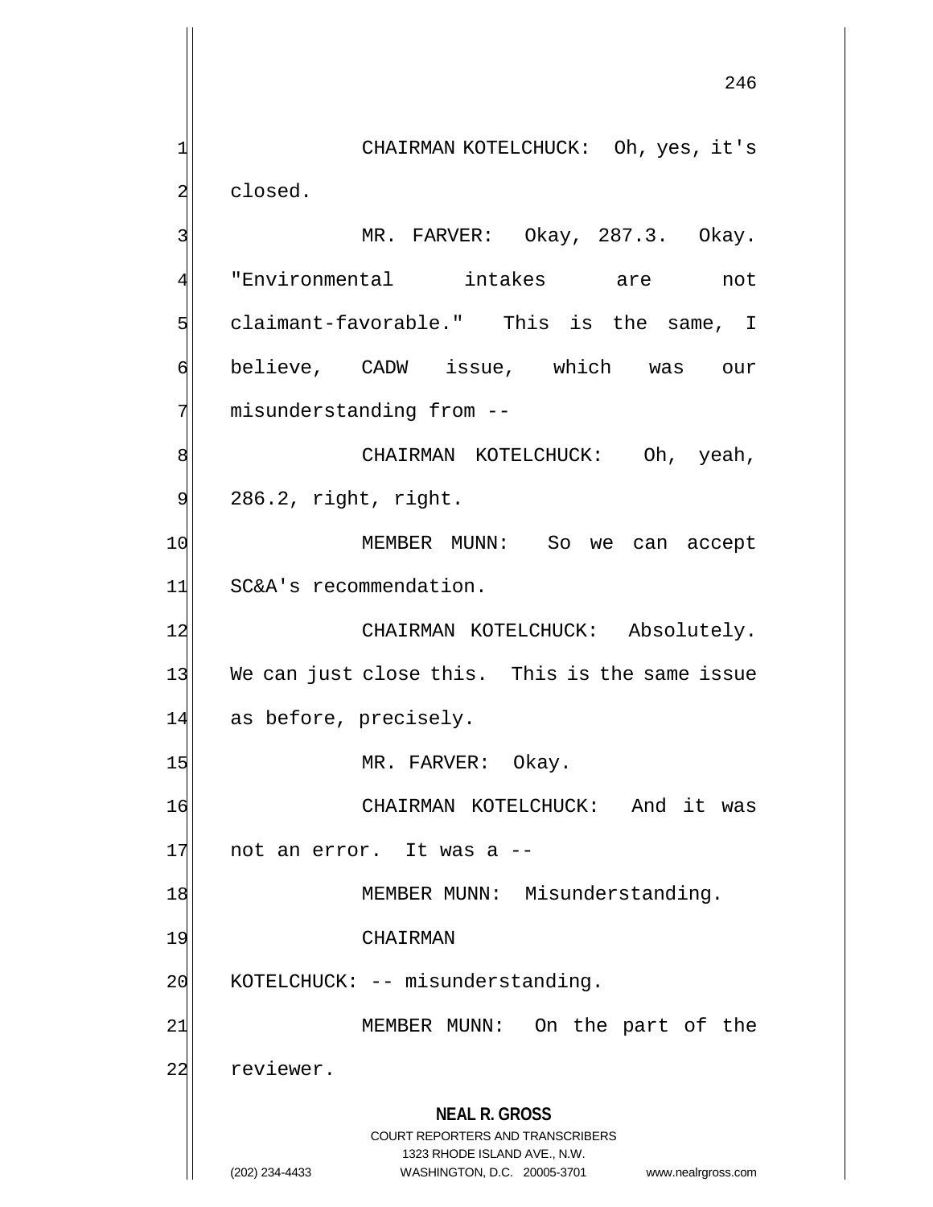CHAIRMAN KOTELCHUCK: Oh, yes, it's closed.

MR. FARVER: Okay, 287.3. Okay. "Environmental intakes are not claimant-favorable." This is the same, I believe, CADW issue, which was our misunderstanding from --

CHAIRMAN KOTELCHUCK: Oh, yeah, 286.2, right, right.

MEMBER MUNN: So we can accept SC&A's recommendation.

CHAIRMAN KOTELCHUCK: Absolutely. We can just close this. This is the same issue as before, precisely.

MR. FARVER: Okay.

CHAIRMAN KOTELCHUCK: And it was not an error. It was a --

MEMBER MUNN: Misunderstanding.

CHAIRMAN KOTELCHUCK: -- misunderstanding.

MEMBER MUNN: On the part of the reviewer.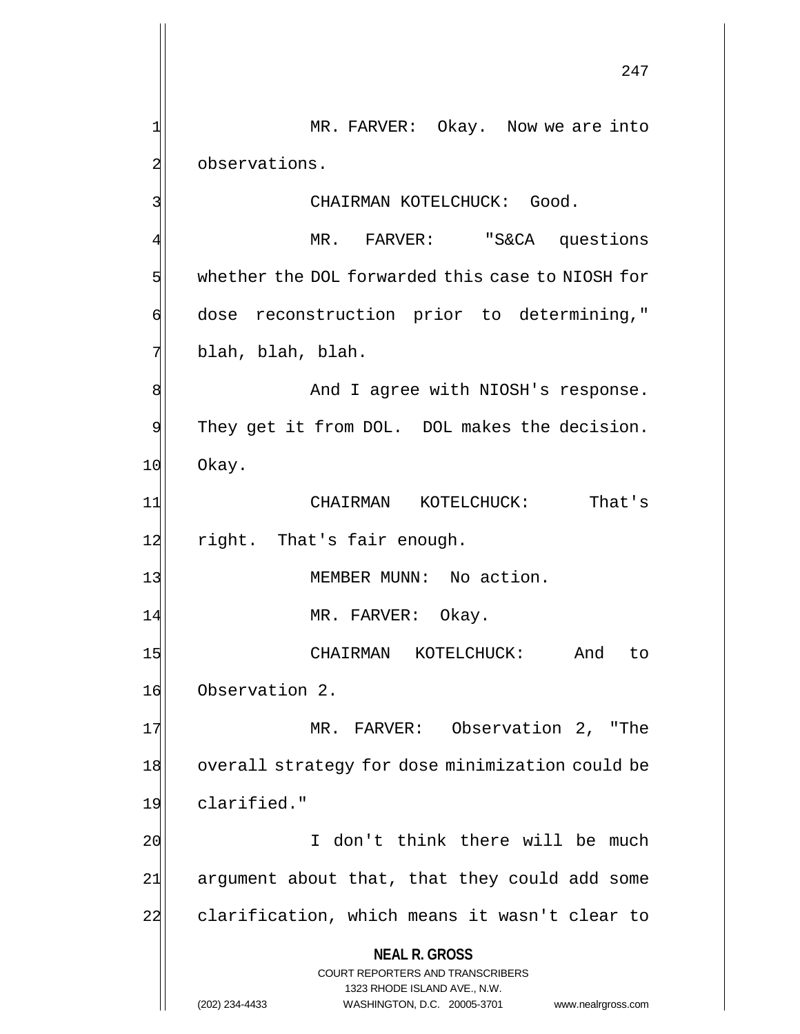MR. FARVER: Okay. Now we are into observations.

CHAIRMAN KOTELCHUCK: Good.

MR. FARVER: "S&CA questions whether the DOL forwarded this case to NIOSH for dose reconstruction prior to determining," blah, blah, blah.

And I agree with NIOSH's response. They get it from DOL. DOL makes the decision. Okay.

CHAIRMAN KOTELCHUCK: That's right. That's fair enough.

MEMBER MUNN: No action.

MR. FARVER: Okay.

CHAIRMAN KOTELCHUCK: And to Observation 2.

MR. FARVER: Observation 2, "The overall strategy for dose minimization could be clarified."

I don't think there will be much argument about that, that they could add some clarification, which means it wasn't clear to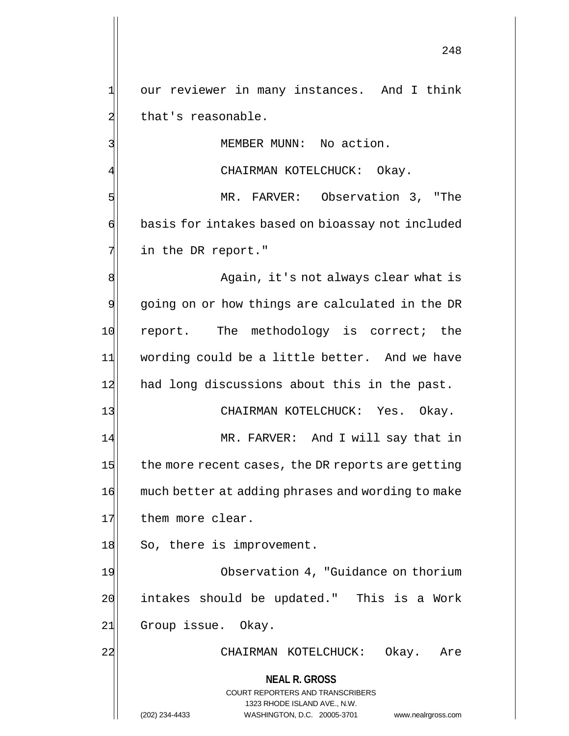our reviewer in many instances. And I think that's reasonable.

MEMBER MUNN: No action.

CHAIRMAN KOTELCHUCK: Okay.

MR. FARVER: Observation 3, "The basis for intakes based on bioassay not included in the DR report."

Again, it's not always clear what is going on or how things are calculated in the DR report. The methodology is correct; the wording could be a little better. And we have had long discussions about this in the past.

CHAIRMAN KOTELCHUCK: Yes. Okay.

MR. FARVER: And I will say that in the more recent cases, the DR reports are getting much better at adding phrases and wording to make them more clear.

So, there is improvement.

Observation 4, "Guidance on thorium intakes should be updated." This is a Work Group issue. Okay.

CHAIRMAN KOTELCHUCK: Okay. Are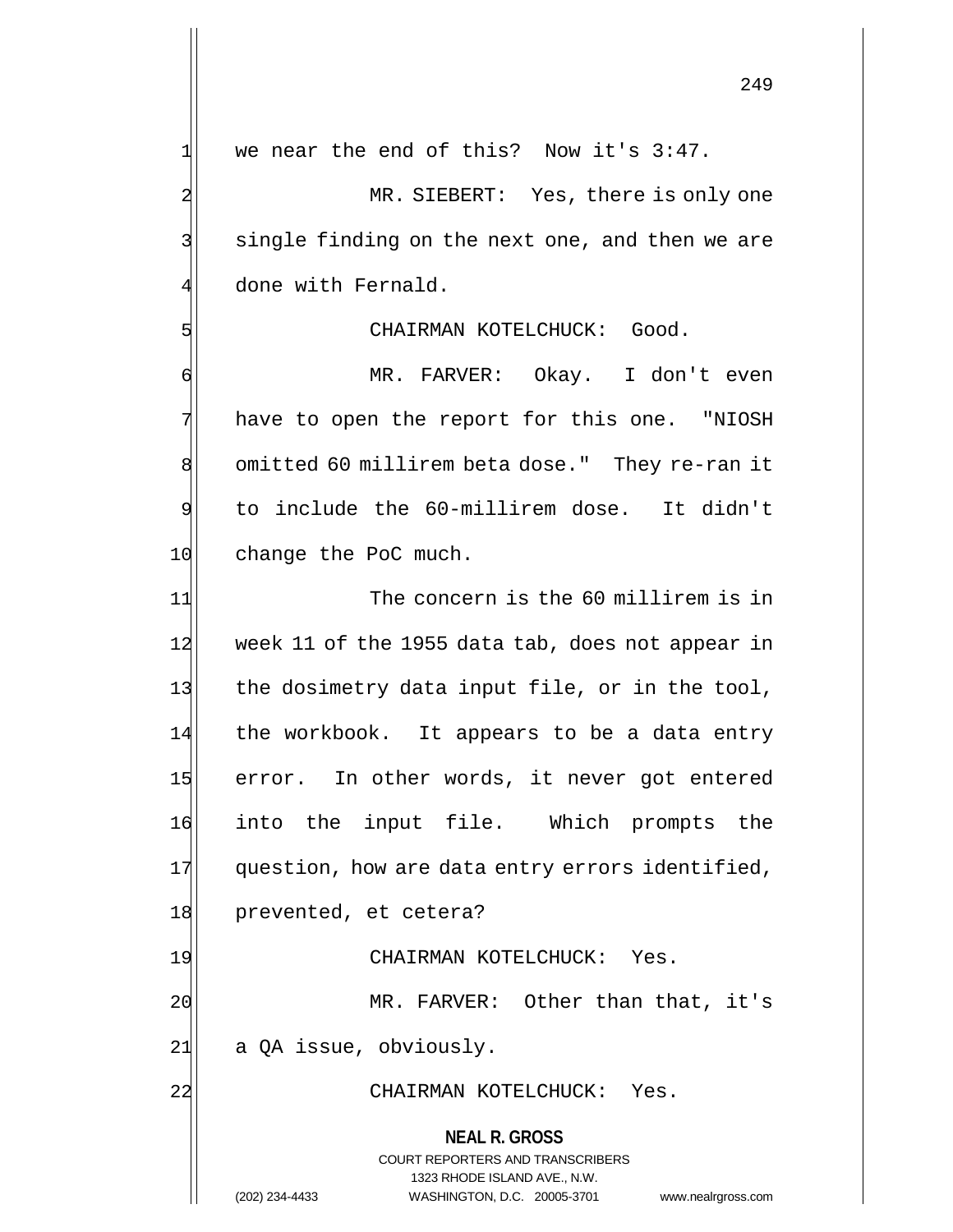we near the end of this? Now it's 3:47.

MR. SIEBERT: Yes, there is only one single finding on the next one, and then we are done with Fernald.

CHAIRMAN KOTELCHUCK: Good.

MR. FARVER: Okay. I don't even have to open the report for this one. "NIOSH omitted 60 millirem beta dose." They re-ran it to include the 60-millirem dose. It didn't change the PoC much.

The concern is the 60 millirem is in week 11 of the 1955 data tab, does not appear in the dosimetry data input file, or in the tool, the workbook. It appears to be a data entry error. In other words, it never got entered into the input file. Which prompts the question, how are data entry errors identified, prevented, et cetera?

CHAIRMAN KOTELCHUCK: Yes.

MR. FARVER: Other than that, it's a QA issue, obviously.

CHAIRMAN KOTELCHUCK: Yes.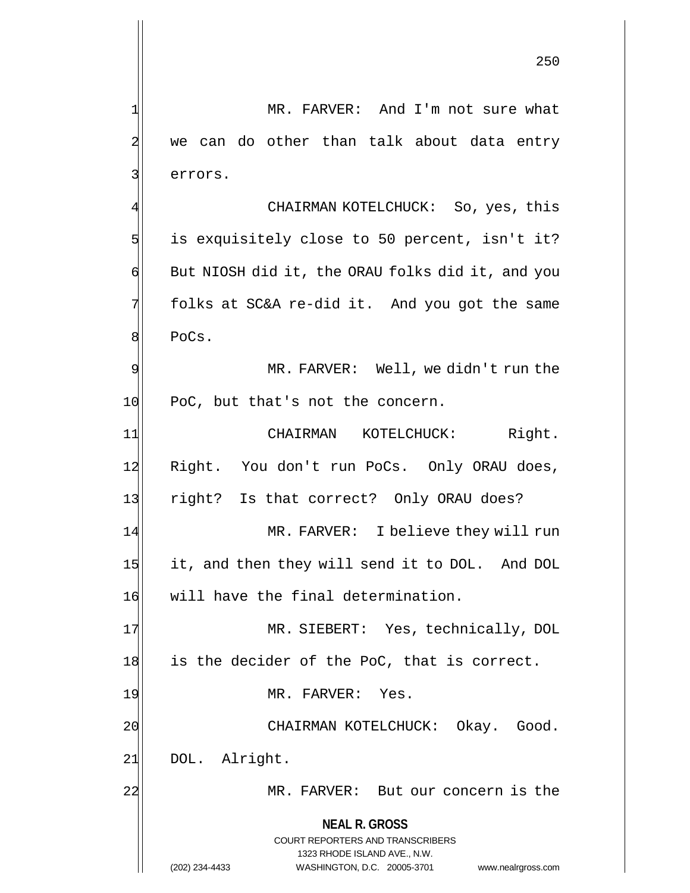MR. FARVER: And I'm not sure what we can do other than talk about data entry errors.

CHAIRMAN KOTELCHUCK: So, yes, this is exquisitely close to 50 percent, isn't it? But NIOSH did it, the ORAU folks did it, and you folks at SC&A re-did it. And you got the same PoCs.

MR. FARVER: Well, we didn't run the PoC, but that's not the concern.

CHAIRMAN KOTELCHUCK: Right. Right. You don't run PoCs. Only ORAU does, right? Is that correct? Only ORAU does?

MR. FARVER: I believe they will run it, and then they will send it to DOL. And DOL will have the final determination.

MR. SIEBERT: Yes, technically, DOL is the decider of the PoC, that is correct.

MR. FARVER: Yes.

CHAIRMAN KOTELCHUCK: Okay. Good. DOL. Alright.

MR. FARVER: But our concern is the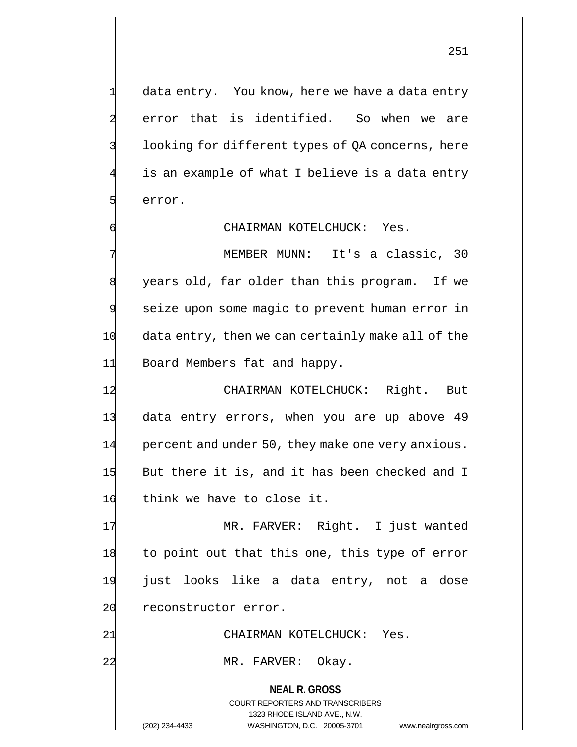data entry. You know, here we have a data entry error that is identified. So when we are looking for different types of QA concerns, here is an example of what I believe is a data entry error.

CHAIRMAN KOTELCHUCK: Yes.

MEMBER MUNN: It's a classic, 30 years old, far older than this program. If we seize upon some magic to prevent human error in data entry, then we can certainly make all of the Board Members fat and happy.

CHAIRMAN KOTELCHUCK: Right. But data entry errors, when you are up above 49 percent and under 50, they make one very anxious. But there it is, and it has been checked and I think we have to close it.

MR. FARVER: Right. I just wanted to point out that this one, this type of error just looks like a data entry, not a dose reconstructor error.

CHAIRMAN KOTELCHUCK: Yes.

MR. FARVER: Okay.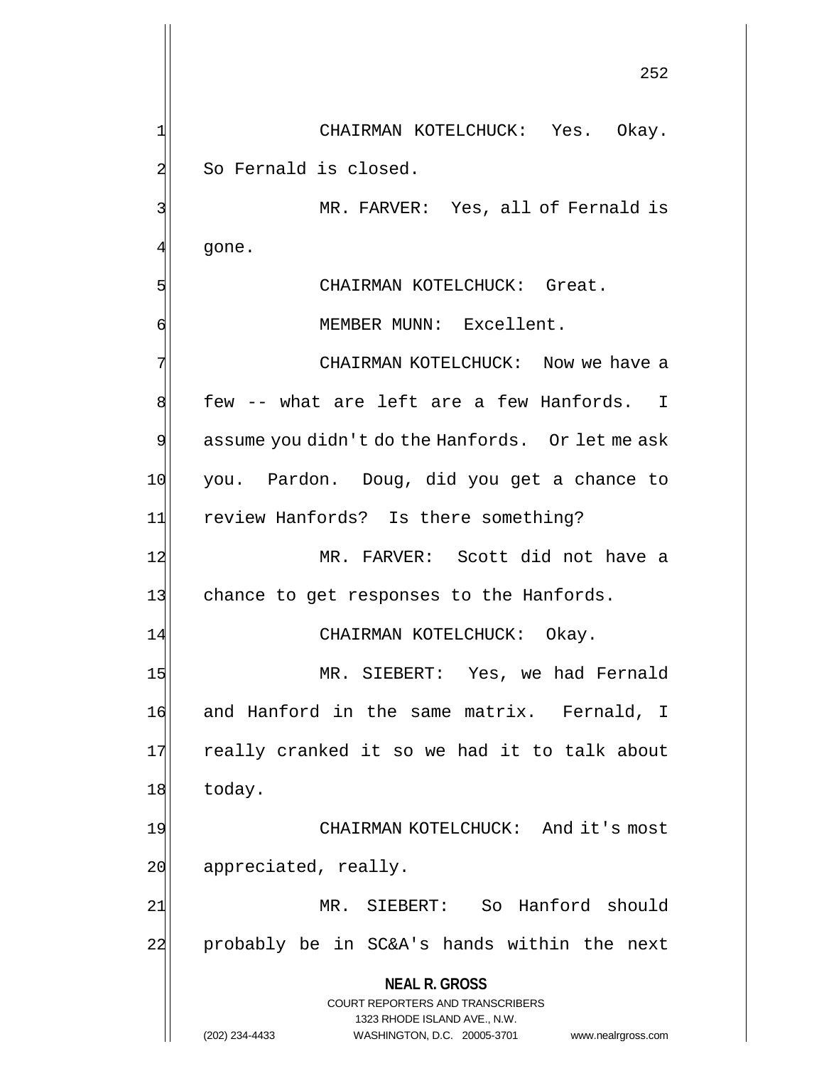CHAIRMAN KOTELCHUCK: Yes. Okay. So Fernald is closed.

MR. FARVER: Yes, all of Fernald is gone.

CHAIRMAN KOTELCHUCK: Great.

MEMBER MUNN: Excellent.

CHAIRMAN KOTELCHUCK: Now we have a few -- what are left are a few Hanfords. I assume you didn't do the Hanfords. Or let me ask you. Pardon. Doug, did you get a chance to review Hanfords? Is there something?

MR. FARVER: Scott did not have a chance to get responses to the Hanfords.

CHAIRMAN KOTELCHUCK: Okay.

MR. SIEBERT: Yes, we had Fernald and Hanford in the same matrix. Fernald, I really cranked it so we had it to talk about today.

CHAIRMAN KOTELCHUCK: And it's most appreciated, really.

MR. SIEBERT: So Hanford should probably be in SC&A's hands within the next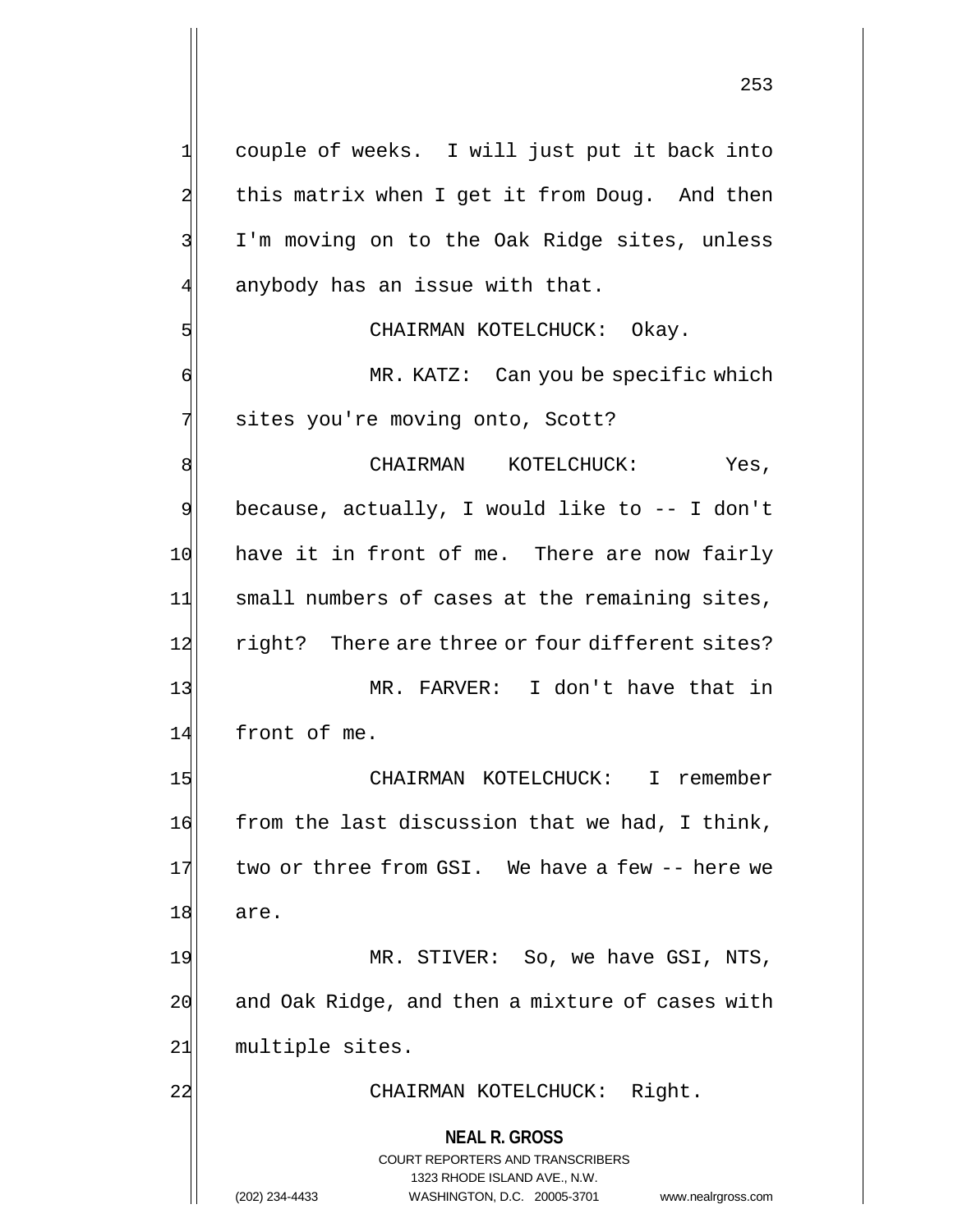couple of weeks. I will just put it back into this matrix when I get it from Doug. And then I'm moving on to the Oak Ridge sites, unless anybody has an issue with that.

CHAIRMAN KOTELCHUCK: Okay.

MR. KATZ: Can you be specific which sites you're moving onto, Scott?

CHAIRMAN KOTELCHUCK: Yes, because, actually, I would like to -- I don't have it in front of me. There are now fairly small numbers of cases at the remaining sites, right? There are three or four different sites?

MR. FARVER: I don't have that in front of me.

CHAIRMAN KOTELCHUCK: I remember from the last discussion that we had, I think, two or three from GSI. We have a few -- here we are.

MR. STIVER: So, we have GSI, NTS, and Oak Ridge, and then a mixture of cases with multiple sites.

CHAIRMAN KOTELCHUCK: Right.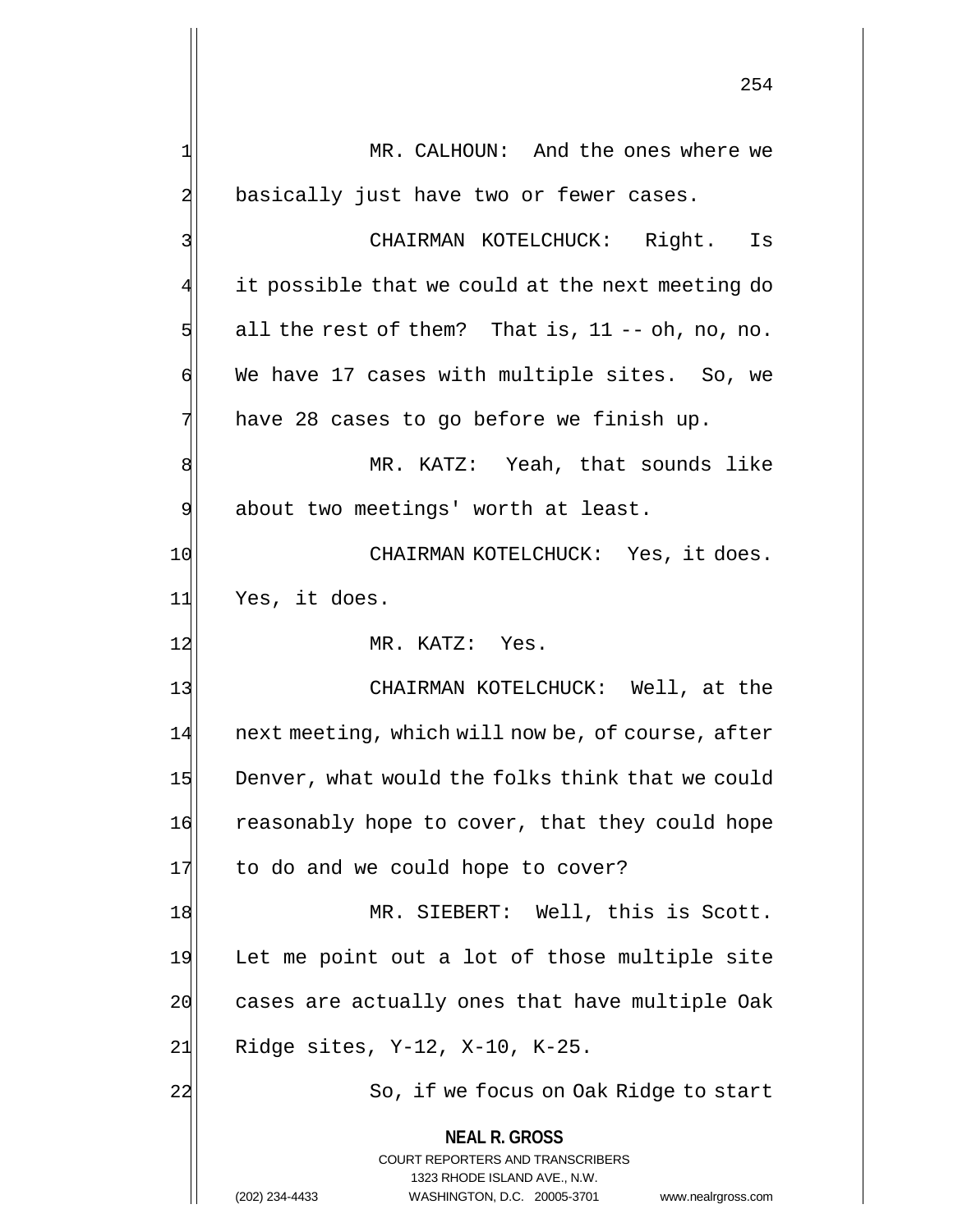MR. CALHOUN: And the ones where we basically just have two or fewer cases.

CHAIRMAN KOTELCHUCK: Right. Is it possible that we could at the next meeting do all the rest of them? That is, 11 -- oh, no, no. We have 17 cases with multiple sites. So, we have 28 cases to go before we finish up.

MR. KATZ: Yeah, that sounds like about two meetings' worth at least.

CHAIRMAN KOTELCHUCK: Yes, it does. Yes, it does.

MR. KATZ: Yes.

CHAIRMAN KOTELCHUCK: Well, at the next meeting, which will now be, of course, after Denver, what would the folks think that we could reasonably hope to cover, that they could hope to do and we could hope to cover?

MR. SIEBERT: Well, this is Scott. Let me point out a lot of those multiple site cases are actually ones that have multiple Oak Ridge sites, Y-12, X-10, K-25.

So, if we focus on Oak Ridge to start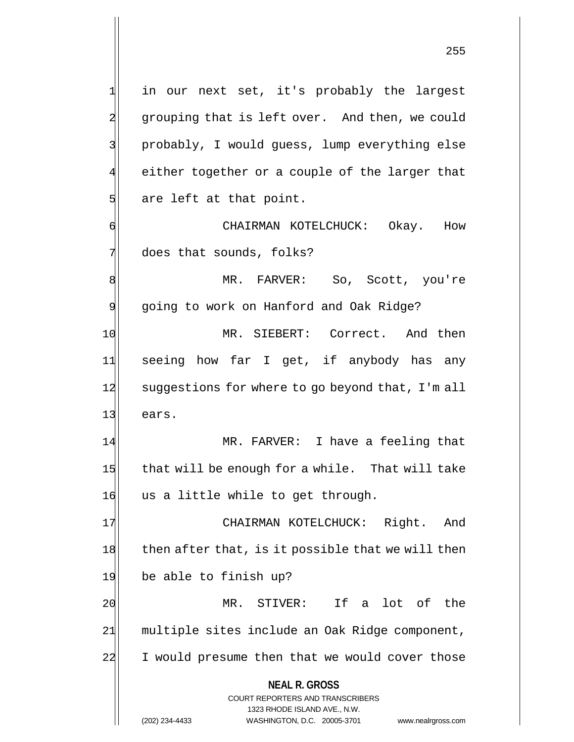in our next set, it's probably the largest grouping that is left over. And then, we could probably, I would guess, lump everything else either together or a couple of the larger that are left at that point.

CHAIRMAN KOTELCHUCK: Okay. How does that sounds, folks?

MR. FARVER: So, Scott, you're going to work on Hanford and Oak Ridge?

MR. SIEBERT: Correct. And then seeing how far I get, if anybody has any suggestions for where to go beyond that, I'm all ears.

MR. FARVER: I have a feeling that that will be enough for a while. That will take us a little while to get through.

CHAIRMAN KOTELCHUCK: Right. And then after that, is it possible that we will then be able to finish up?

MR. STIVER: If a lot of the multiple sites include an Oak Ridge component, I would presume then that we would cover those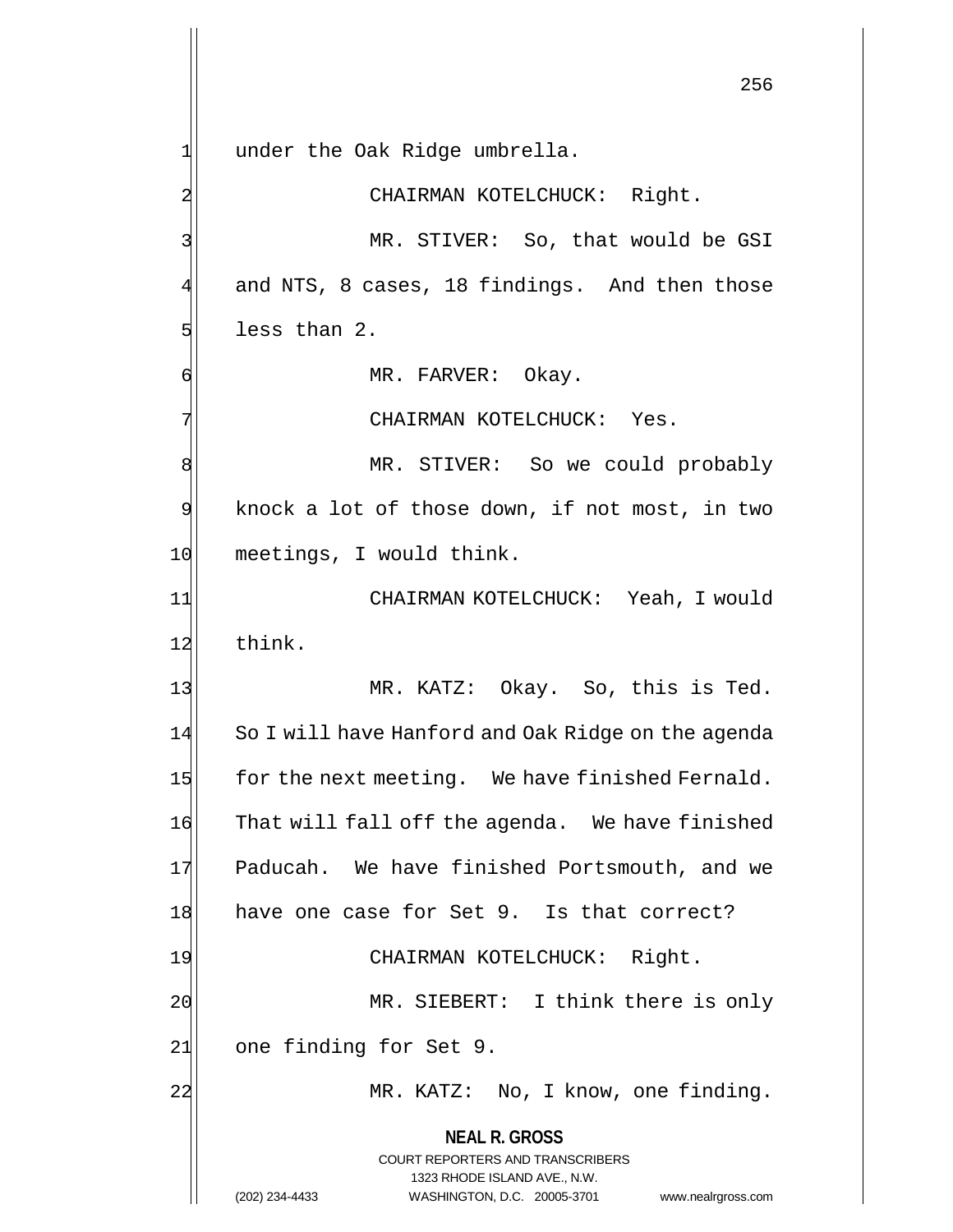under the Oak Ridge umbrella.

CHAIRMAN KOTELCHUCK: Right.

MR. STIVER: So, that would be GSI and NTS, 8 cases, 18 findings. And then those less than 2.

MR. FARVER: Okay.

CHAIRMAN KOTELCHUCK: Yes.

MR. STIVER: So we could probably knock a lot of those down, if not most, in two meetings, I would think.

CHAIRMAN KOTELCHUCK: Yeah, I would think.

MR. KATZ: Okay. So, this is Ted. So I will have Hanford and Oak Ridge on the agenda for the next meeting. We have finished Fernald. That will fall off the agenda. We have finished Paducah. We have finished Portsmouth, and we have one case for Set 9. Is that correct?

CHAIRMAN KOTELCHUCK: Right.

MR. SIEBERT: I think there is only one finding for Set 9.

MR. KATZ: No, I know, one finding.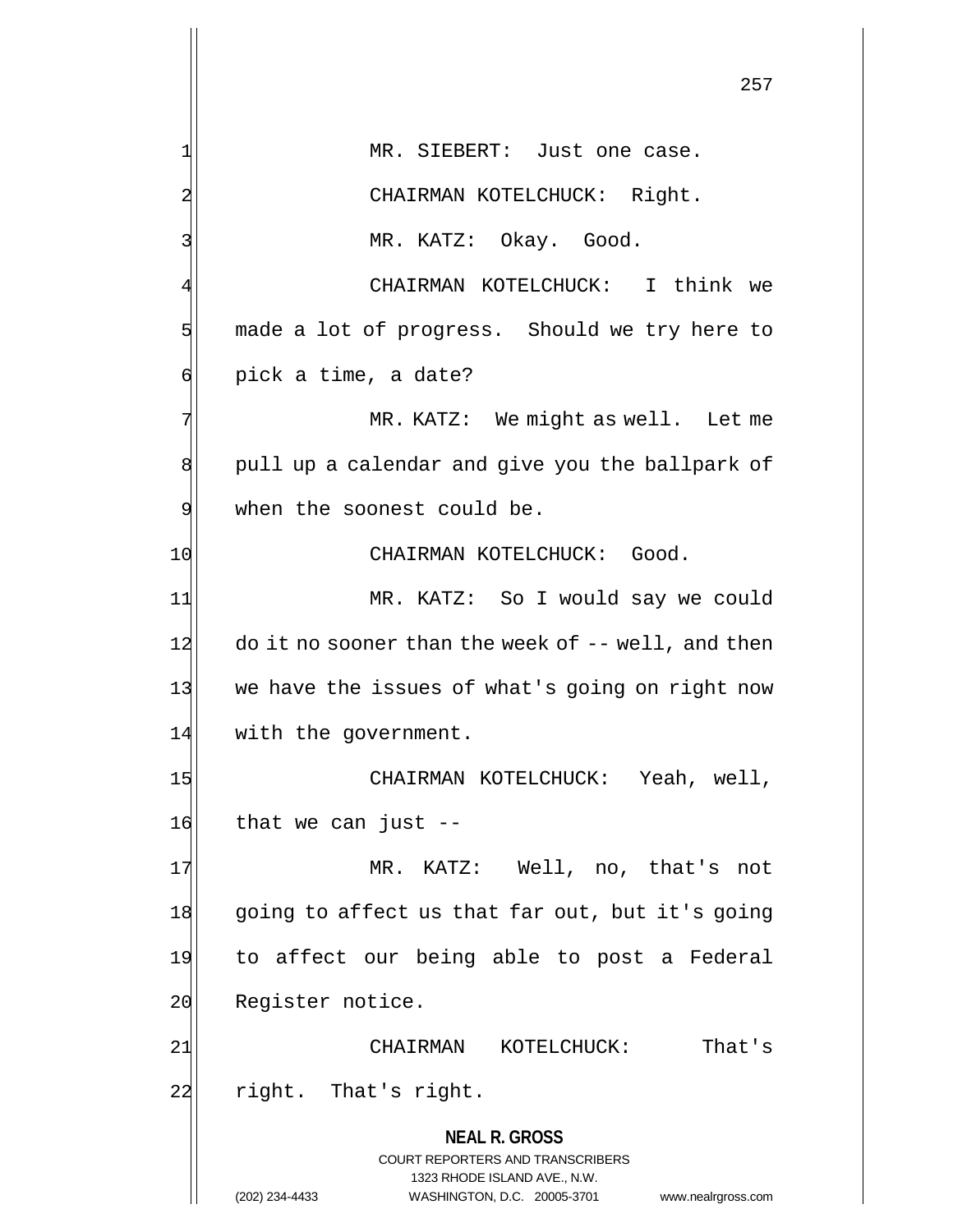MR. SIEBERT: Just one case.

CHAIRMAN KOTELCHUCK: Right.

MR. KATZ: Okay. Good.

CHAIRMAN KOTELCHUCK: I think we made a lot of progress. Should we try here to pick a time, a date?

MR. KATZ: We might as well. Let me pull up a calendar and give you the ballpark of when the soonest could be.

CHAIRMAN KOTELCHUCK: Good.

MR. KATZ: So I would say we could do it no sooner than the week of -- well, and then we have the issues of what's going on right now with the government.

CHAIRMAN KOTELCHUCK: Yeah, well, that we can just --

MR. KATZ: Well, no, that's not going to affect us that far out, but it's going to affect our being able to post a Federal Register notice.

CHAIRMAN KOTELCHUCK: That's right. That's right.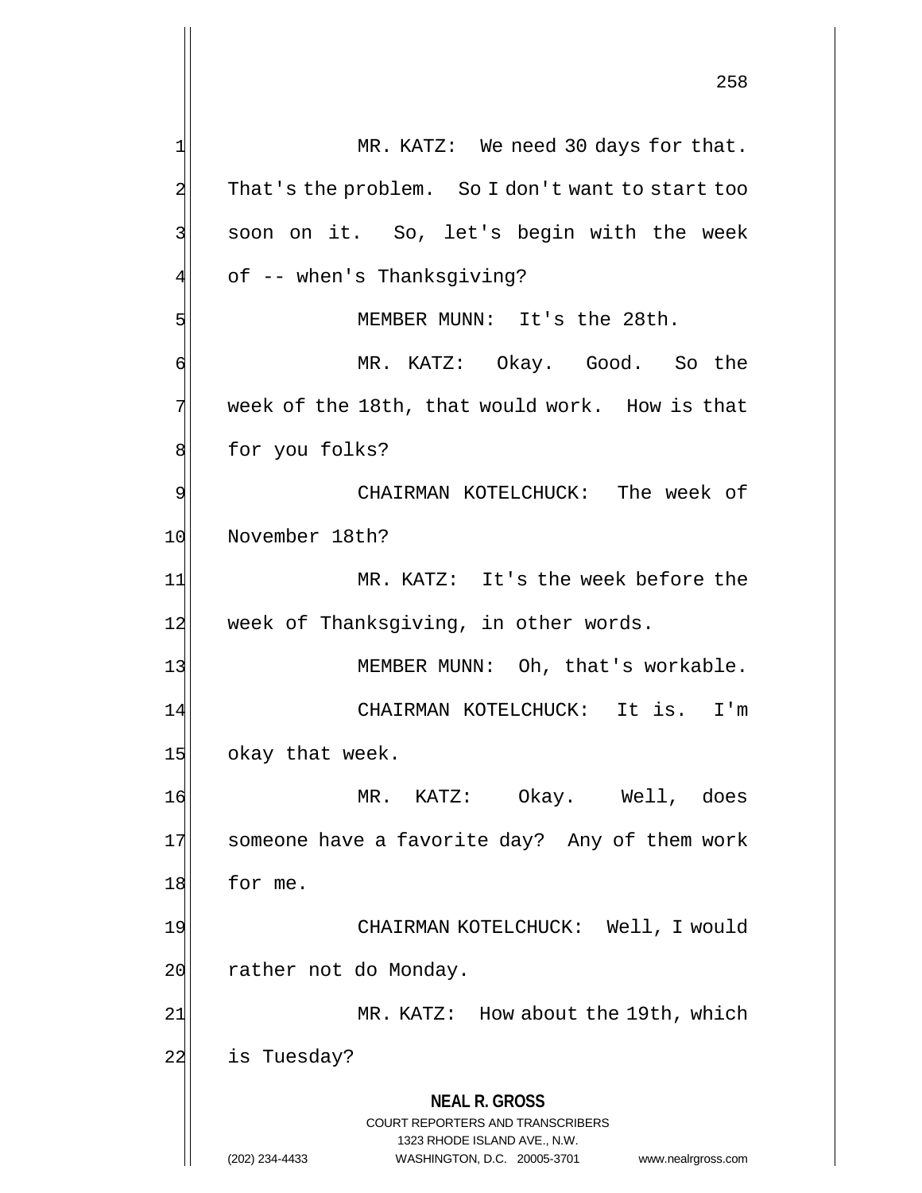MR. KATZ: We need 30 days for that. That's the problem. So I don't want to start too soon on it. So, let's begin with the week of -- when's Thanksgiving?

MEMBER MUNN: It's the 28th.

MR. KATZ: Okay. Good. So the week of the 18th, that would work. How is that for you folks?

CHAIRMAN KOTELCHUCK: The week of November 18th?

MR. KATZ: It's the week before the week of Thanksgiving, in other words.

MEMBER MUNN: Oh, that's workable.

CHAIRMAN KOTELCHUCK: It is. I'm okay that week.

MR. KATZ: Okay. Well, does someone have a favorite day? Any of them work for me.

CHAIRMAN KOTELCHUCK: Well, I would rather not do Monday.

MR. KATZ: How about the 19th, which is Tuesday?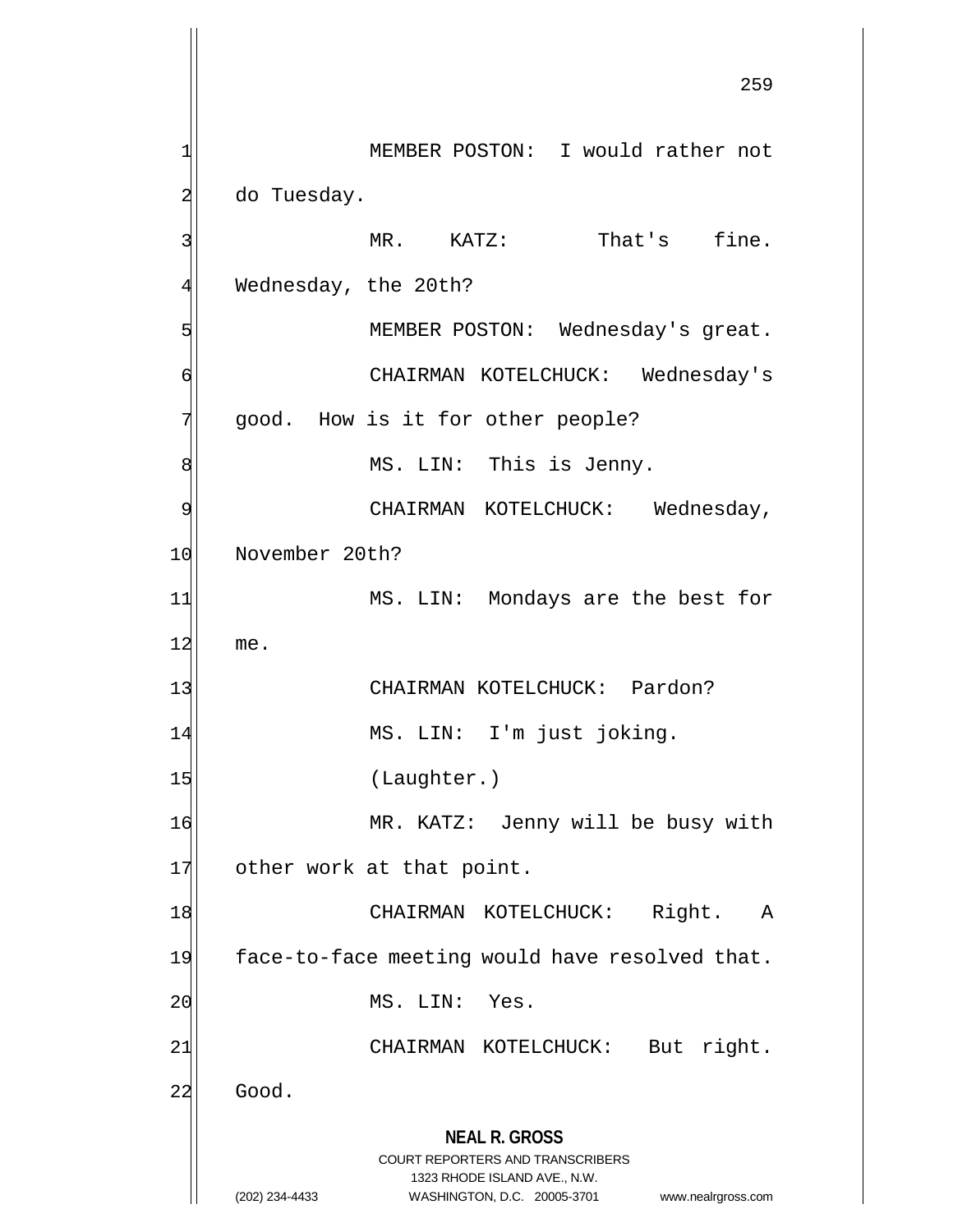MEMBER POSTON: I would rather not do Tuesday.

MR. KATZ: That's fine. Wednesday, the 20th?

MEMBER POSTON: Wednesday's great.

CHAIRMAN KOTELCHUCK: Wednesday's good. How is it for other people?

MS. LIN: This is Jenny.

CHAIRMAN KOTELCHUCK: Wednesday, November 20th?

MS. LIN: Mondays are the best for me.

CHAIRMAN KOTELCHUCK: Pardon?

MS. LIN: I'm just joking.

(Laughter.)

MR. KATZ: Jenny will be busy with other work at that point.

CHAIRMAN KOTELCHUCK: Right. A face-to-face meeting would have resolved that.

MS. LIN: Yes.

CHAIRMAN KOTELCHUCK: But right. Good.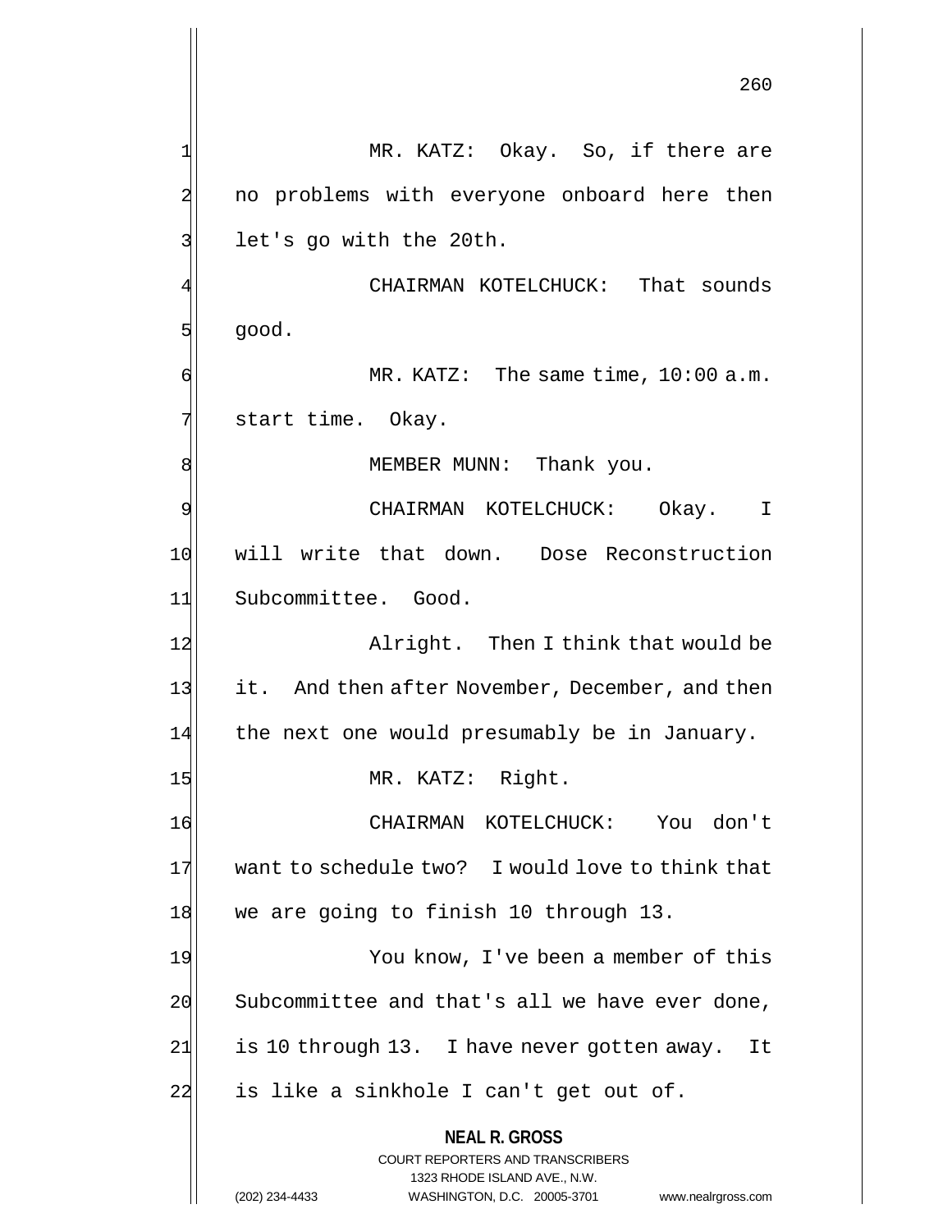MR. KATZ: Okay. So, if there are no problems with everyone onboard here then let's go with the 20th.

CHAIRMAN KOTELCHUCK: That sounds good.

MR. KATZ: The same time, 10:00 a.m. start time. Okay.

MEMBER MUNN: Thank you.

CHAIRMAN KOTELCHUCK: Okay. I will write that down. Dose Reconstruction Subcommittee. Good.

Alright. Then I think that would be it. And then after November, December, and then the next one would presumably be in January.

MR. KATZ: Right.

CHAIRMAN KOTELCHUCK: You don't want to schedule two? I would love to think that we are going to finish 10 through 13.

You know, I've been a member of this Subcommittee and that's all we have ever done, is 10 through 13. I have never gotten away. It is like a sinkhole I can't get out of.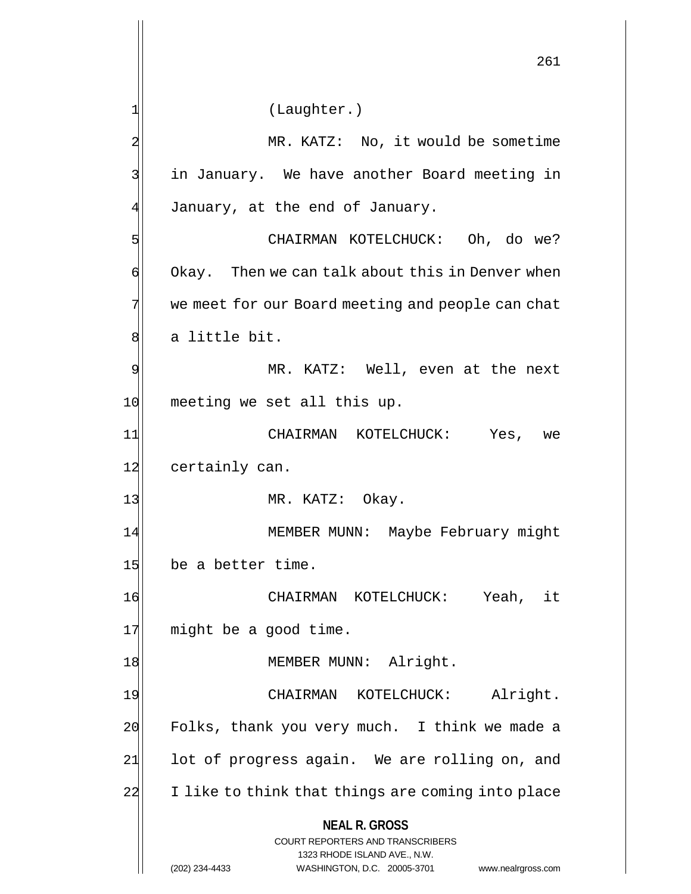(Laughter.)

MR. KATZ: No, it would be sometime in January. We have another Board meeting in January, at the end of January.

CHAIRMAN KOTELCHUCK: Oh, do we? Okay. Then we can talk about this in Denver when we meet for our Board meeting and people can chat a little bit.

MR. KATZ: Well, even at the next meeting we set all this up.

CHAIRMAN KOTELCHUCK: Yes, we certainly can.

MR. KATZ: Okay.

MEMBER MUNN: Maybe February might be a better time.

CHAIRMAN KOTELCHUCK: Yeah, it might be a good time.

MEMBER MUNN: Alright.

CHAIRMAN KOTELCHUCK: Alright. Folks, thank you very much. I think we made a lot of progress again. We are rolling on, and I like to think that things are coming into place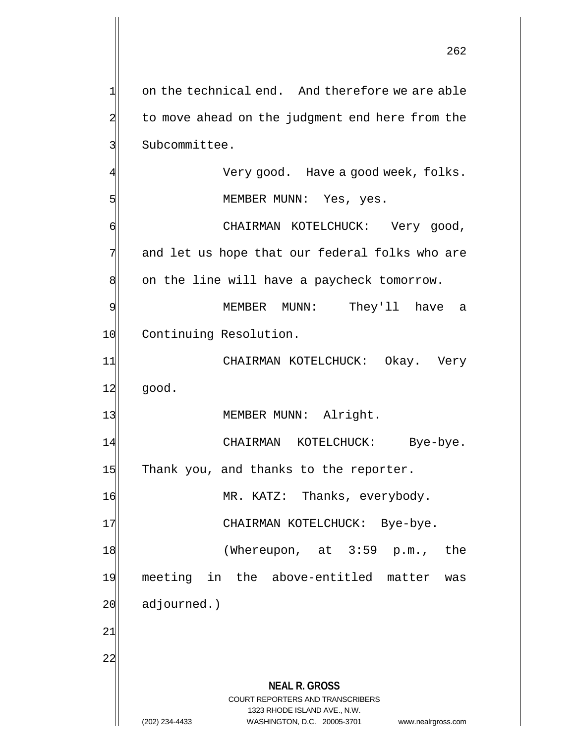on the technical end. And therefore we are able to move ahead on the judgment end here from the Subcommittee.

Very good. Have a good week, folks.

MEMBER MUNN: Yes, yes.

CHAIRMAN KOTELCHUCK: Very good, and let us hope that our federal folks who are on the line will have a paycheck tomorrow.

MEMBER MUNN: They'll have a Continuing Resolution.

CHAIRMAN KOTELCHUCK: Okay. Very good.

MEMBER MUNN: Alright.

CHAIRMAN KOTELCHUCK: Bye-bye. Thank you, and thanks to the reporter.

MR. KATZ: Thanks, everybody.

CHAIRMAN KOTELCHUCK: Bye-bye.

(Whereupon, at 3:59 p.m., the meeting in the above-entitled matter was adjourned.)